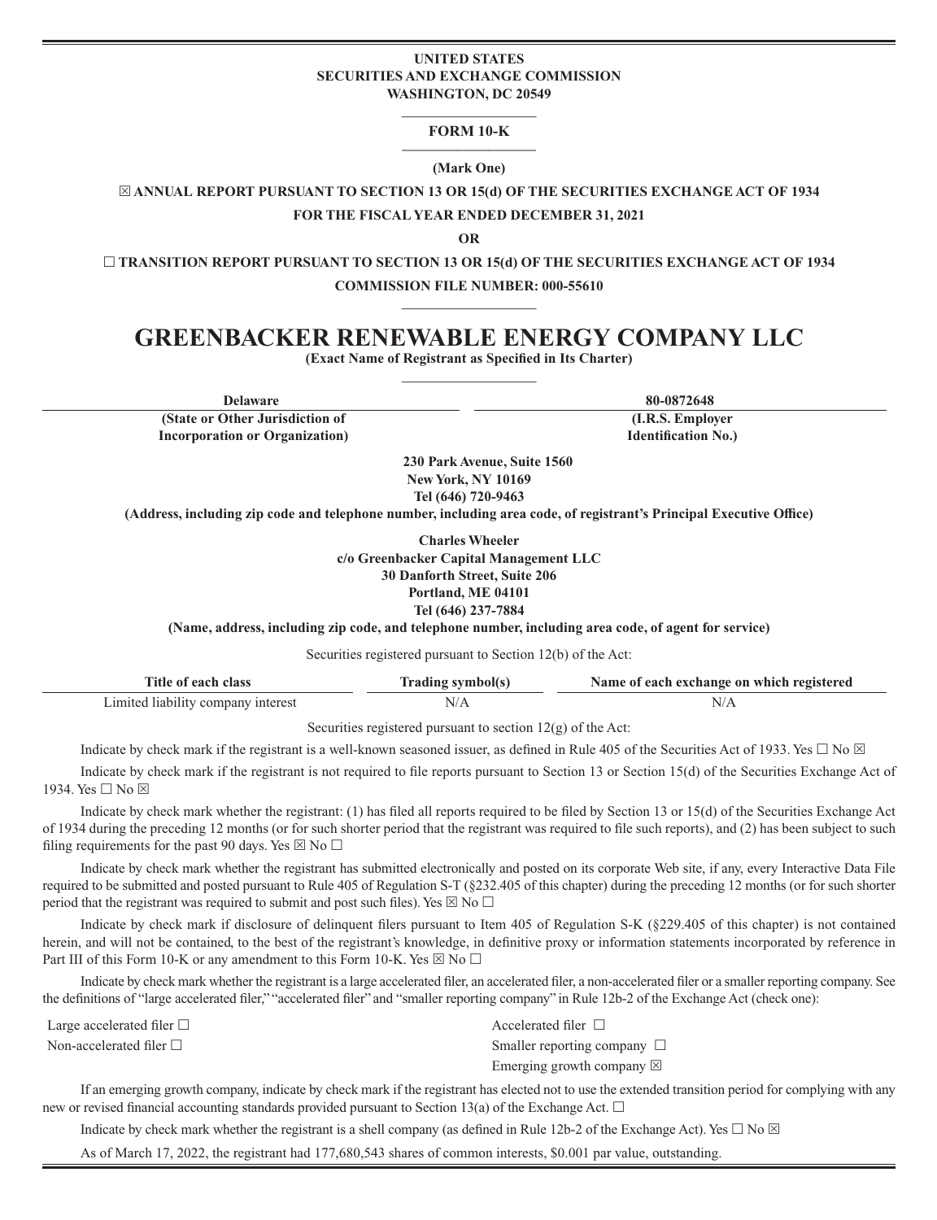**UNITED STATES**
**SECURITIES AND EXCHANGE COMMISSION**
**WASHINGTON, DC 20549**

**FORM 10-K**

**(Mark One)**

☒ **ANNUAL REPORT PURSUANT TO SECTION 13 OR 15(d) OF THE SECURITIES EXCHANGE ACT OF 1934**

**FOR THE FISCAL YEAR ENDED DECEMBER 31, 2021**

**OR**

☐ **TRANSITION REPORT PURSUANT TO SECTION 13 OR 15(d) OF THE SECURITIES EXCHANGE ACT OF 1934**

**COMMISSION FILE NUMBER: 000-55610**

# GREENBACKER RENEWABLE ENERGY COMPANY LLC

**(Exact Name of Registrant as Specified in Its Charter)**

| Delaware | 80-0872648 |
|---|---|
| **(State or Other Jurisdiction of Incorporation or Organization)** | **(I.R.S. Employer Identification No.)** |

**230 Park Avenue, Suite 1560**
**New York, NY 10169**
**Tel (646) 720-9463**
**(Address, including zip code and telephone number, including area code, of registrant's Principal Executive Office)**

**Charles Wheeler**
**c/o Greenbacker Capital Management LLC**
**30 Danforth Street, Suite 206**
**Portland, ME 04101**
**Tel (646) 237-7884**
**(Name, address, including zip code, and telephone number, including area code, of agent for service)**

Securities registered pursuant to Section 12(b) of the Act:

| Title of each class | Trading symbol(s) | Name of each exchange on which registered |
|---|---|---|
| Limited liability company interest | N/A | N/A |

Securities registered pursuant to section 12(g) of the Act:

Indicate by check mark if the registrant is a well-known seasoned issuer, as defined in Rule 405 of the Securities Act of 1933. Yes ☐ No ☒

Indicate by check mark if the registrant is not required to file reports pursuant to Section 13 or Section 15(d) of the Securities Exchange Act of 1934. Yes ☐ No ☒

Indicate by check mark whether the registrant: (1) has filed all reports required to be filed by Section 13 or 15(d) of the Securities Exchange Act of 1934 during the preceding 12 months (or for such shorter period that the registrant was required to file such reports), and (2) has been subject to such filing requirements for the past 90 days. Yes ☒ No ☐

Indicate by check mark whether the registrant has submitted electronically and posted on its corporate Web site, if any, every Interactive Data File required to be submitted and posted pursuant to Rule 405 of Regulation S-T (§232.405 of this chapter) during the preceding 12 months (or for such shorter period that the registrant was required to submit and post such files). Yes ☒ No ☐

Indicate by check mark if disclosure of delinquent filers pursuant to Item 405 of Regulation S-K (§229.405 of this chapter) is not contained herein, and will not be contained, to the best of the registrant's knowledge, in definitive proxy or information statements incorporated by reference in Part III of this Form 10-K or any amendment to this Form 10-K. Yes ☒ No ☐

Indicate by check mark whether the registrant is a large accelerated filer, an accelerated filer, a non-accelerated filer or a smaller reporting company. See the definitions of "large accelerated filer," "accelerated filer" and "smaller reporting company" in Rule 12b-2 of the Exchange Act (check one):

| | |
|---|---|
| Large accelerated filer ☐ | Accelerated filer ☐ |
| Non-accelerated filer ☐ | Smaller reporting company ☐ |
| | Emerging growth company ☒ |

If an emerging growth company, indicate by check mark if the registrant has elected not to use the extended transition period for complying with any new or revised financial accounting standards provided pursuant to Section 13(a) of the Exchange Act. ☐

Indicate by check mark whether the registrant is a shell company (as defined in Rule 12b-2 of the Exchange Act). Yes ☐ No ☒

As of March 17, 2022, the registrant had 177,680,543 shares of common interests, $0.001 par value, outstanding.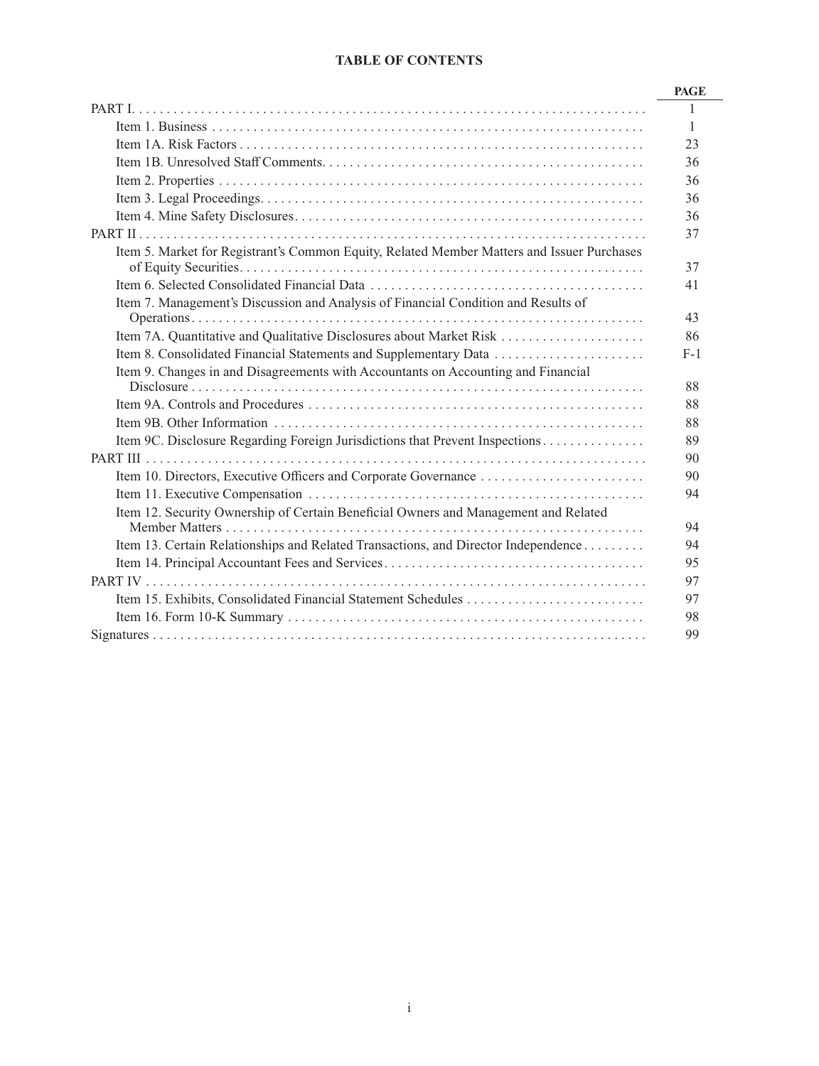# TABLE OF CONTENTS

| | PAGE |
|---|---|
| PART I. | 1 |
| Item 1. Business | 1 |
| Item 1A. Risk Factors | 23 |
| Item 1B. Unresolved Staff Comments. | 36 |
| Item 2. Properties | 36 |
| Item 3. Legal Proceedings. | 36 |
| Item 4. Mine Safety Disclosures. | 36 |
| PART II | 37 |
| Item 5. Market for Registrant's Common Equity, Related Member Matters and Issuer Purchases of Equity Securities. | 37 |
| Item 6. Selected Consolidated Financial Data | 41 |
| Item 7. Management's Discussion and Analysis of Financial Condition and Results of Operations. | 43 |
| Item 7A. Quantitative and Qualitative Disclosures about Market Risk | 86 |
| Item 8. Consolidated Financial Statements and Supplementary Data | F-1 |
| Item 9. Changes in and Disagreements with Accountants on Accounting and Financial Disclosure | 88 |
| Item 9A. Controls and Procedures | 88 |
| Item 9B. Other Information | 88 |
| Item 9C. Disclosure Regarding Foreign Jurisdictions that Prevent Inspections | 89 |
| PART III | 90 |
| Item 10. Directors, Executive Officers and Corporate Governance | 90 |
| Item 11. Executive Compensation | 94 |
| Item 12. Security Ownership of Certain Beneficial Owners and Management and Related Member Matters | 94 |
| Item 13. Certain Relationships and Related Transactions, and Director Independence | 94 |
| Item 14. Principal Accountant Fees and Services. | 95 |
| PART IV | 97 |
| Item 15. Exhibits, Consolidated Financial Statement Schedules | 97 |
| Item 16. Form 10-K Summary | 98 |
| Signatures | 99 |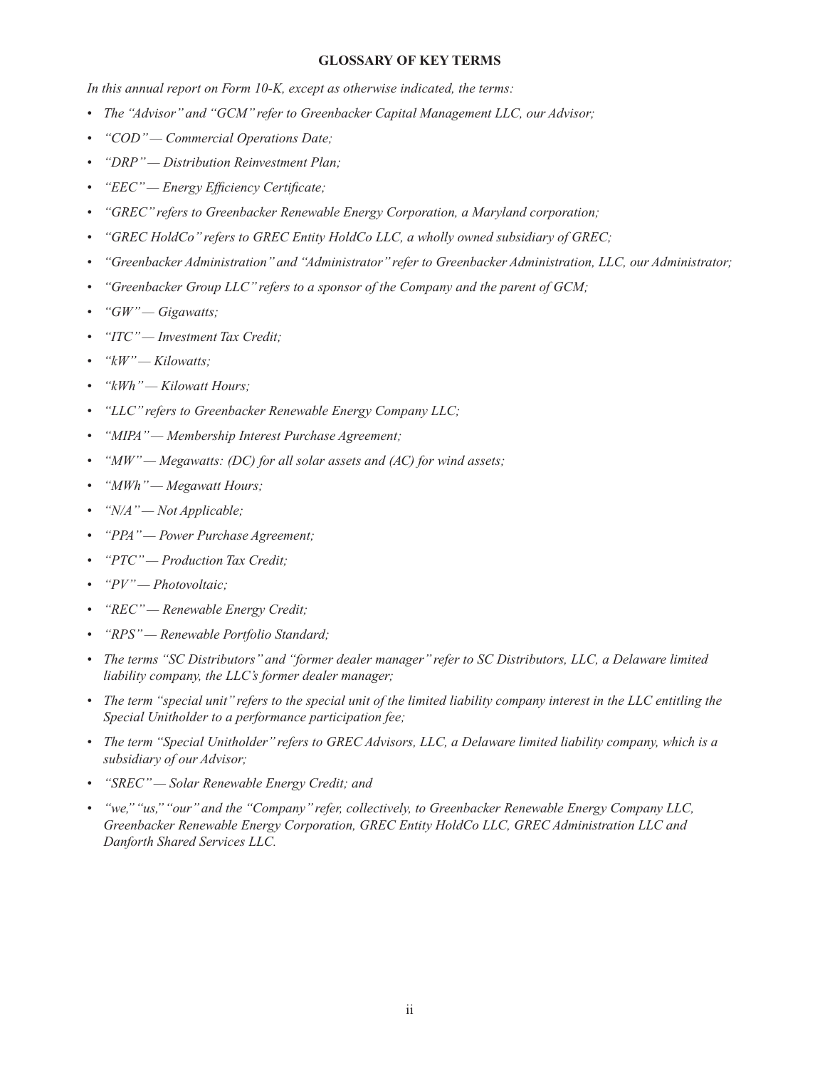## GLOSSARY OF KEY TERMS

*In this annual report on Form 10-K, except as otherwise indicated, the terms:*

- *The "Advisor" and "GCM" refer to Greenbacker Capital Management LLC, our Advisor;*
- *"COD" — Commercial Operations Date;*
- *"DRP" — Distribution Reinvestment Plan;*
- *"EEC" — Energy Efficiency Certificate;*
- *"GREC" refers to Greenbacker Renewable Energy Corporation, a Maryland corporation;*
- *"GREC HoldCo" refers to GREC Entity HoldCo LLC, a wholly owned subsidiary of GREC;*
- *"Greenbacker Administration" and "Administrator" refer to Greenbacker Administration, LLC, our Administrator;*
- *"Greenbacker Group LLC" refers to a sponsor of the Company and the parent of GCM;*
- *"GW" — Gigawatts;*
- *"ITC" — Investment Tax Credit;*
- *"kW" — Kilowatts;*
- *"kWh" — Kilowatt Hours;*
- *"LLC" refers to Greenbacker Renewable Energy Company LLC;*
- *"MIPA" — Membership Interest Purchase Agreement;*
- *"MW" — Megawatts: (DC) for all solar assets and (AC) for wind assets;*
- *"MWh" — Megawatt Hours;*
- *"N/A" — Not Applicable;*
- *"PPA" — Power Purchase Agreement;*
- *"PTC" — Production Tax Credit;*
- *"PV" — Photovoltaic;*
- *"REC" — Renewable Energy Credit;*
- *"RPS" — Renewable Portfolio Standard;*
- *The terms "SC Distributors" and "former dealer manager" refer to SC Distributors, LLC, a Delaware limited liability company, the LLC's former dealer manager;*
- *The term "special unit" refers to the special unit of the limited liability company interest in the LLC entitling the Special Unitholder to a performance participation fee;*
- *The term "Special Unitholder" refers to GREC Advisors, LLC, a Delaware limited liability company, which is a subsidiary of our Advisor;*
- *"SREC" — Solar Renewable Energy Credit; and*
- *"we," "us," "our" and the "Company" refer, collectively, to Greenbacker Renewable Energy Company LLC, Greenbacker Renewable Energy Corporation, GREC Entity HoldCo LLC, GREC Administration LLC and Danforth Shared Services LLC.*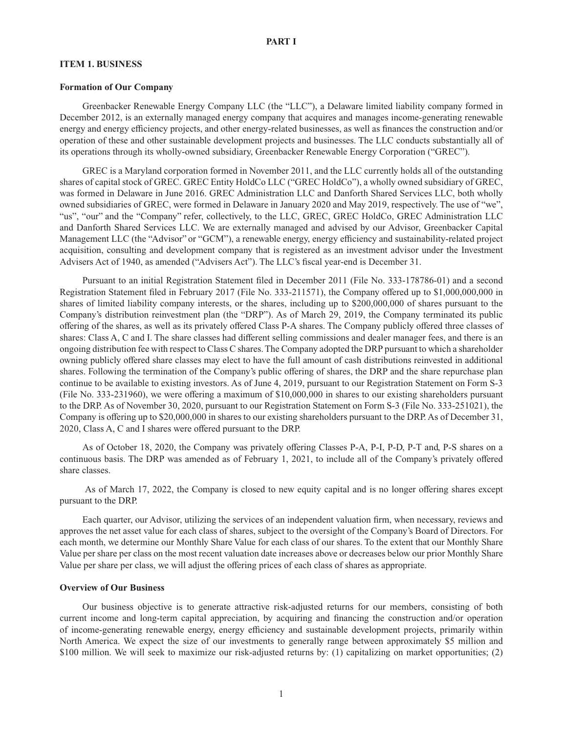# PART I

## ITEM 1. BUSINESS

### Formation of Our Company

Greenbacker Renewable Energy Company LLC (the "LLC"), a Delaware limited liability company formed in December 2012, is an externally managed energy company that acquires and manages income-generating renewable energy and energy efficiency projects, and other energy-related businesses, as well as finances the construction and/or operation of these and other sustainable development projects and businesses. The LLC conducts substantially all of its operations through its wholly-owned subsidiary, Greenbacker Renewable Energy Corporation ("GREC").

GREC is a Maryland corporation formed in November 2011, and the LLC currently holds all of the outstanding shares of capital stock of GREC. GREC Entity HoldCo LLC ("GREC HoldCo"), a wholly owned subsidiary of GREC, was formed in Delaware in June 2016. GREC Administration LLC and Danforth Shared Services LLC, both wholly owned subsidiaries of GREC, were formed in Delaware in January 2020 and May 2019, respectively. The use of "we", "us", "our" and the "Company" refer, collectively, to the LLC, GREC, GREC HoldCo, GREC Administration LLC and Danforth Shared Services LLC. We are externally managed and advised by our Advisor, Greenbacker Capital Management LLC (the "Advisor" or "GCM"), a renewable energy, energy efficiency and sustainability-related project acquisition, consulting and development company that is registered as an investment advisor under the Investment Advisers Act of 1940, as amended ("Advisers Act"). The LLC's fiscal year-end is December 31.

Pursuant to an initial Registration Statement filed in December 2011 (File No. 333-178786-01) and a second Registration Statement filed in February 2017 (File No. 333-211571), the Company offered up to $1,000,000,000 in shares of limited liability company interests, or the shares, including up to $200,000,000 of shares pursuant to the Company's distribution reinvestment plan (the "DRP"). As of March 29, 2019, the Company terminated its public offering of the shares, as well as its privately offered Class P-A shares. The Company publicly offered three classes of shares: Class A, C and I. The share classes had different selling commissions and dealer manager fees, and there is an ongoing distribution fee with respect to Class C shares. The Company adopted the DRP pursuant to which a shareholder owning publicly offered share classes may elect to have the full amount of cash distributions reinvested in additional shares. Following the termination of the Company's public offering of shares, the DRP and the share repurchase plan continue to be available to existing investors. As of June 4, 2019, pursuant to our Registration Statement on Form S-3 (File No. 333-231960), we were offering a maximum of $10,000,000 in shares to our existing shareholders pursuant to the DRP. As of November 30, 2020, pursuant to our Registration Statement on Form S-3 (File No. 333-251021), the Company is offering up to $20,000,000 in shares to our existing shareholders pursuant to the DRP. As of December 31, 2020, Class A, C and I shares were offered pursuant to the DRP.

As of October 18, 2020, the Company was privately offering Classes P-A, P-I, P-D, P-T and, P-S shares on a continuous basis. The DRP was amended as of February 1, 2021, to include all of the Company's privately offered share classes.

As of March 17, 2022, the Company is closed to new equity capital and is no longer offering shares except pursuant to the DRP.

Each quarter, our Advisor, utilizing the services of an independent valuation firm, when necessary, reviews and approves the net asset value for each class of shares, subject to the oversight of the Company's Board of Directors. For each month, we determine our Monthly Share Value for each class of our shares. To the extent that our Monthly Share Value per share per class on the most recent valuation date increases above or decreases below our prior Monthly Share Value per share per class, we will adjust the offering prices of each class of shares as appropriate.

### Overview of Our Business

Our business objective is to generate attractive risk-adjusted returns for our members, consisting of both current income and long-term capital appreciation, by acquiring and financing the construction and/or operation of income-generating renewable energy, energy efficiency and sustainable development projects, primarily within North America. We expect the size of our investments to generally range between approximately $5 million and $100 million. We will seek to maximize our risk-adjusted returns by: (1) capitalizing on market opportunities; (2)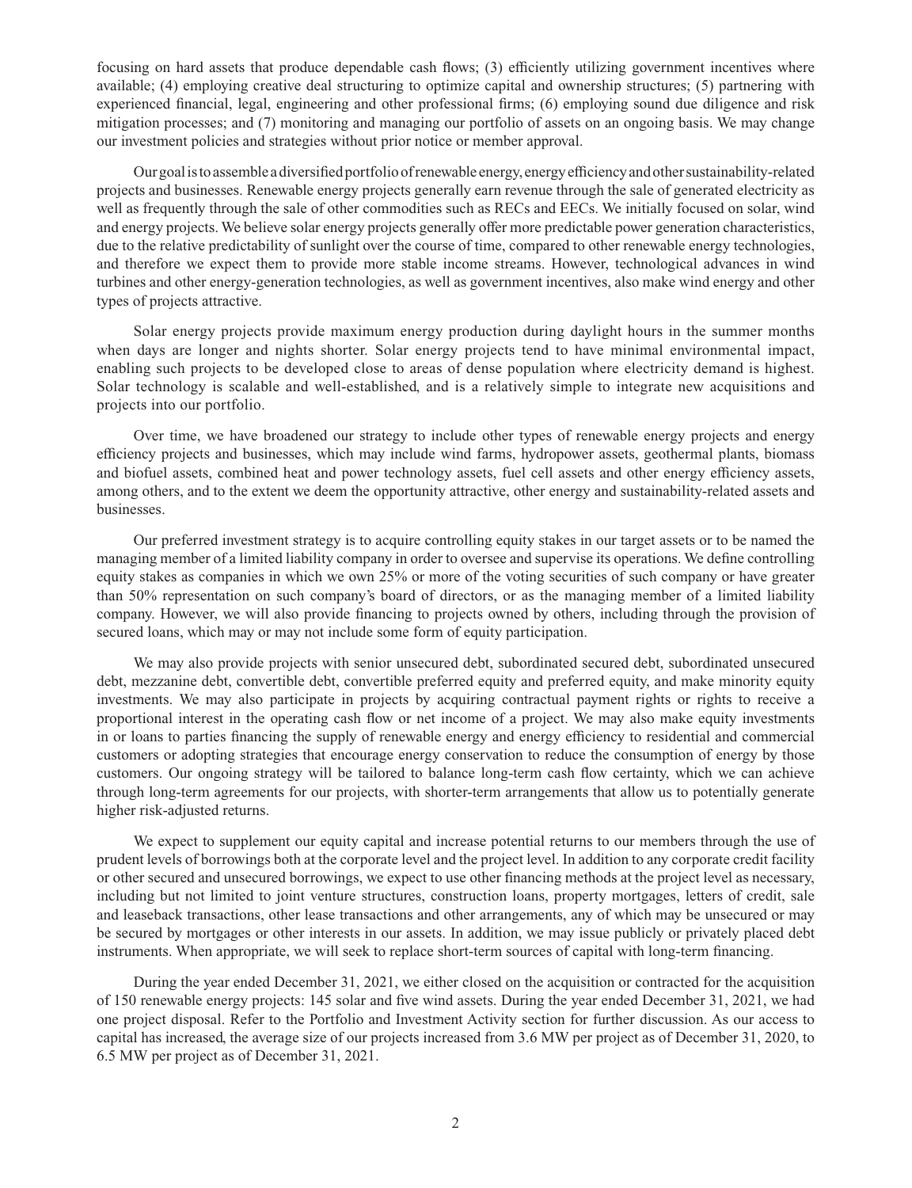focusing on hard assets that produce dependable cash flows; (3) efficiently utilizing government incentives where available; (4) employing creative deal structuring to optimize capital and ownership structures; (5) partnering with experienced financial, legal, engineering and other professional firms; (6) employing sound due diligence and risk mitigation processes; and (7) monitoring and managing our portfolio of assets on an ongoing basis. We may change our investment policies and strategies without prior notice or member approval.

Our goal is to assemble a diversified portfolio of renewable energy, energy efficiency and other sustainability-related projects and businesses. Renewable energy projects generally earn revenue through the sale of generated electricity as well as frequently through the sale of other commodities such as RECs and EECs. We initially focused on solar, wind and energy projects. We believe solar energy projects generally offer more predictable power generation characteristics, due to the relative predictability of sunlight over the course of time, compared to other renewable energy technologies, and therefore we expect them to provide more stable income streams. However, technological advances in wind turbines and other energy-generation technologies, as well as government incentives, also make wind energy and other types of projects attractive.

Solar energy projects provide maximum energy production during daylight hours in the summer months when days are longer and nights shorter. Solar energy projects tend to have minimal environmental impact, enabling such projects to be developed close to areas of dense population where electricity demand is highest. Solar technology is scalable and well-established, and is a relatively simple to integrate new acquisitions and projects into our portfolio.

Over time, we have broadened our strategy to include other types of renewable energy projects and energy efficiency projects and businesses, which may include wind farms, hydropower assets, geothermal plants, biomass and biofuel assets, combined heat and power technology assets, fuel cell assets and other energy efficiency assets, among others, and to the extent we deem the opportunity attractive, other energy and sustainability-related assets and businesses.

Our preferred investment strategy is to acquire controlling equity stakes in our target assets or to be named the managing member of a limited liability company in order to oversee and supervise its operations. We define controlling equity stakes as companies in which we own 25% or more of the voting securities of such company or have greater than 50% representation on such company's board of directors, or as the managing member of a limited liability company. However, we will also provide financing to projects owned by others, including through the provision of secured loans, which may or may not include some form of equity participation.

We may also provide projects with senior unsecured debt, subordinated secured debt, subordinated unsecured debt, mezzanine debt, convertible debt, convertible preferred equity and preferred equity, and make minority equity investments. We may also participate in projects by acquiring contractual payment rights or rights to receive a proportional interest in the operating cash flow or net income of a project. We may also make equity investments in or loans to parties financing the supply of renewable energy and energy efficiency to residential and commercial customers or adopting strategies that encourage energy conservation to reduce the consumption of energy by those customers. Our ongoing strategy will be tailored to balance long-term cash flow certainty, which we can achieve through long-term agreements for our projects, with shorter-term arrangements that allow us to potentially generate higher risk-adjusted returns.

We expect to supplement our equity capital and increase potential returns to our members through the use of prudent levels of borrowings both at the corporate level and the project level. In addition to any corporate credit facility or other secured and unsecured borrowings, we expect to use other financing methods at the project level as necessary, including but not limited to joint venture structures, construction loans, property mortgages, letters of credit, sale and leaseback transactions, other lease transactions and other arrangements, any of which may be unsecured or may be secured by mortgages or other interests in our assets. In addition, we may issue publicly or privately placed debt instruments. When appropriate, we will seek to replace short-term sources of capital with long-term financing.

During the year ended December 31, 2021, we either closed on the acquisition or contracted for the acquisition of 150 renewable energy projects: 145 solar and five wind assets. During the year ended December 31, 2021, we had one project disposal. Refer to the Portfolio and Investment Activity section for further discussion. As our access to capital has increased, the average size of our projects increased from 3.6 MW per project as of December 31, 2020, to 6.5 MW per project as of December 31, 2021.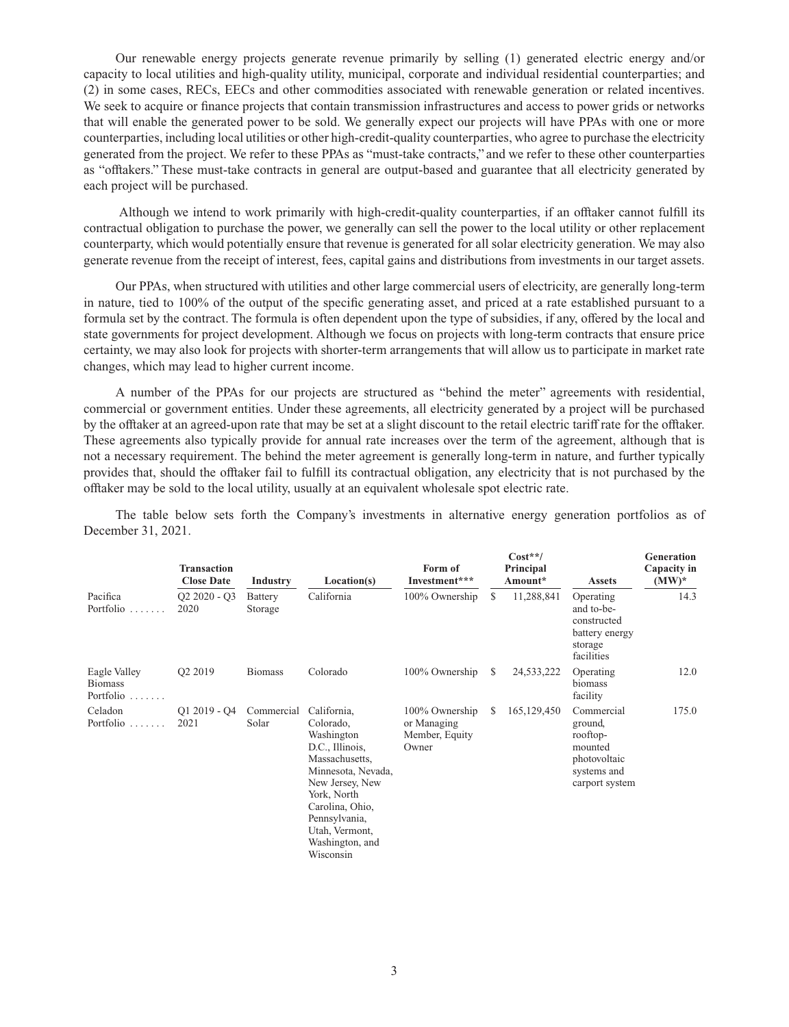Our renewable energy projects generate revenue primarily by selling (1) generated electric energy and/or capacity to local utilities and high-quality utility, municipal, corporate and individual residential counterparties; and (2) in some cases, RECs, EECs and other commodities associated with renewable generation or related incentives. We seek to acquire or finance projects that contain transmission infrastructures and access to power grids or networks that will enable the generated power to be sold. We generally expect our projects will have PPAs with one or more counterparties, including local utilities or other high-credit-quality counterparties, who agree to purchase the electricity generated from the project. We refer to these PPAs as "must-take contracts," and we refer to these other counterparties as "offtakers." These must-take contracts in general are output-based and guarantee that all electricity generated by each project will be purchased.

Although we intend to work primarily with high-credit-quality counterparties, if an offtaker cannot fulfill its contractual obligation to purchase the power, we generally can sell the power to the local utility or other replacement counterparty, which would potentially ensure that revenue is generated for all solar electricity generation. We may also generate revenue from the receipt of interest, fees, capital gains and distributions from investments in our target assets.

Our PPAs, when structured with utilities and other large commercial users of electricity, are generally long-term in nature, tied to 100% of the output of the specific generating asset, and priced at a rate established pursuant to a formula set by the contract. The formula is often dependent upon the type of subsidies, if any, offered by the local and state governments for project development. Although we focus on projects with long-term contracts that ensure price certainty, we may also look for projects with shorter-term arrangements that will allow us to participate in market rate changes, which may lead to higher current income.

A number of the PPAs for our projects are structured as "behind the meter" agreements with residential, commercial or government entities. Under these agreements, all electricity generated by a project will be purchased by the offtaker at an agreed-upon rate that may be set at a slight discount to the retail electric tariff rate for the offtaker. These agreements also typically provide for annual rate increases over the term of the agreement, although that is not a necessary requirement. The behind the meter agreement is generally long-term in nature, and further typically provides that, should the offtaker fail to fulfill its contractual obligation, any electricity that is not purchased by the offtaker may be sold to the local utility, usually at an equivalent wholesale spot electric rate.

The table below sets forth the Company's investments in alternative energy generation portfolios as of December 31, 2021.

| | Transaction Close Date | Industry | Location(s) | Form of Investment*** | Cost**/ Principal Amount* | Assets | Generation Capacity in (MW)* |
|---|---|---|---|---|---|---|---|
| Pacifica Portfolio | Q2 2020 - Q3 2020 | Battery Storage | California | 100% Ownership | $ 11,288,841 | Operating and to-be-constructed battery energy storage facilities | 14.3 |
| Eagle Valley Biomass Portfolio | Q2 2019 | Biomass | Colorado | 100% Ownership | $ 24,533,222 | Operating biomass facility | 12.0 |
| Celadon Portfolio | Q1 2019 - Q4 2021 | Commercial Solar | California, Colorado, Washington D.C., Illinois, Massachusetts, Minnesota, Nevada, New Jersey, New York, North Carolina, Ohio, Pennsylvania, Utah, Vermont, Washington, and Wisconsin | 100% Ownership or Managing Member, Equity Owner | $ 165,129,450 | Commercial ground, rooftop-mounted photovoltaic systems and carport system | 175.0 |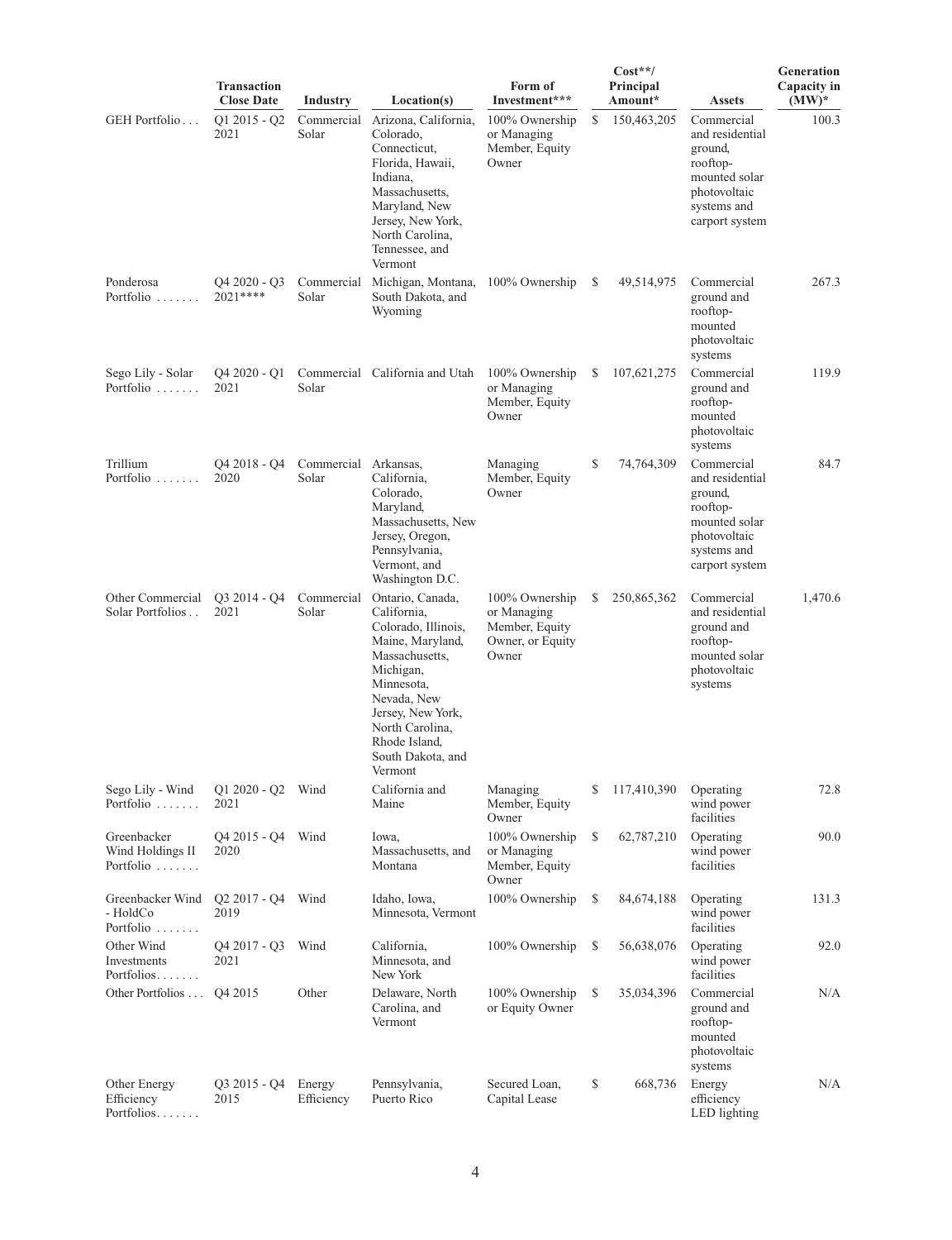| | Transaction Close Date | Industry | Location(s) | Form of Investment*** | Cost**/ Principal Amount* | Assets | Generation Capacity in (MW)* |
|---|---|---|---|---|---|---|---|
| GEH Portfolio . . . | Q1 2015 - Q2 2021 | Commercial Solar | Arizona, California, Colorado, Connecticut, Florida, Hawaii, Indiana, Massachusetts, Maryland, New Jersey, New York, North Carolina, Tennessee, and Vermont | 100% Ownership or Managing Member, Equity Owner | $ 150,463,205 | Commercial and residential ground, rooftop-mounted solar photovoltaic systems and carport system | 100.3 |
| Ponderosa Portfolio . . . . . . . | Q4 2020 - Q3 2021**** | Commercial Solar | Michigan, Montana, South Dakota, and Wyoming | 100% Ownership | $ 49,514,975 | Commercial ground and rooftop-mounted photovoltaic systems | 267.3 |
| Sego Lily - Solar Portfolio . . . . . . . | Q4 2020 - Q1 2021 | Commercial Solar | California and Utah | 100% Ownership or Managing Member, Equity Owner | $ 107,621,275 | Commercial ground and rooftop-mounted photovoltaic systems | 119.9 |
| Trillium Portfolio . . . . . . . | Q4 2018 - Q4 2020 | Commercial Solar | Arkansas, California, Colorado, Maryland, Massachusetts, New Jersey, Oregon, Pennsylvania, Vermont, and Washington D.C. | Managing Member, Equity Owner | $ 74,764,309 | Commercial and residential ground, rooftop-mounted solar photovoltaic systems and carport system | 84.7 |
| Other Commercial Solar Portfolios . . | Q3 2014 - Q4 2021 | Commercial Solar | Ontario, Canada, California, Colorado, Illinois, Maine, Maryland, Massachusetts, Michigan, Minnesota, Nevada, New Jersey, New York, North Carolina, Rhode Island, South Dakota, and Vermont | 100% Ownership or Managing Member, Equity Owner, or Equity Owner | $ 250,865,362 | Commercial and residential ground and rooftop-mounted solar photovoltaic systems | 1,470.6 |
| Sego Lily - Wind Portfolio . . . . . . . | Q1 2020 - Q2 2021 | Wind | California and Maine | Managing Member, Equity Owner | $ 117,410,390 | Operating wind power facilities | 72.8 |
| Greenbacker Wind Holdings II Portfolio . . . . . . . | Q4 2015 - Q4 2020 | Wind | Iowa, Massachusetts, and Montana | 100% Ownership or Managing Member, Equity Owner | $ 62,787,210 | Operating wind power facilities | 90.0 |
| Greenbacker Wind - HoldCo Portfolio . . . . . . . | Q2 2017 - Q4 2019 | Wind | Idaho, Iowa, Minnesota, Vermont | 100% Ownership | $ 84,674,188 | Operating wind power facilities | 131.3 |
| Other Wind Investments Portfolios. . . . . . . | Q4 2017 - Q3 2021 | Wind | California, Minnesota, and New York | 100% Ownership | $ 56,638,076 | Operating wind power facilities | 92.0 |
| Other Portfolios . . . | Q4 2015 | Other | Delaware, North Carolina, and Vermont | 100% Ownership or Equity Owner | $ 35,034,396 | Commercial ground and rooftop-mounted photovoltaic systems | N/A |
| Other Energy Efficiency Portfolios. . . . . . . | Q3 2015 - Q4 2015 | Energy Efficiency | Pennsylvania, Puerto Rico | Secured Loan, Capital Lease | $ 668,736 | Energy efficiency LED lighting | N/A |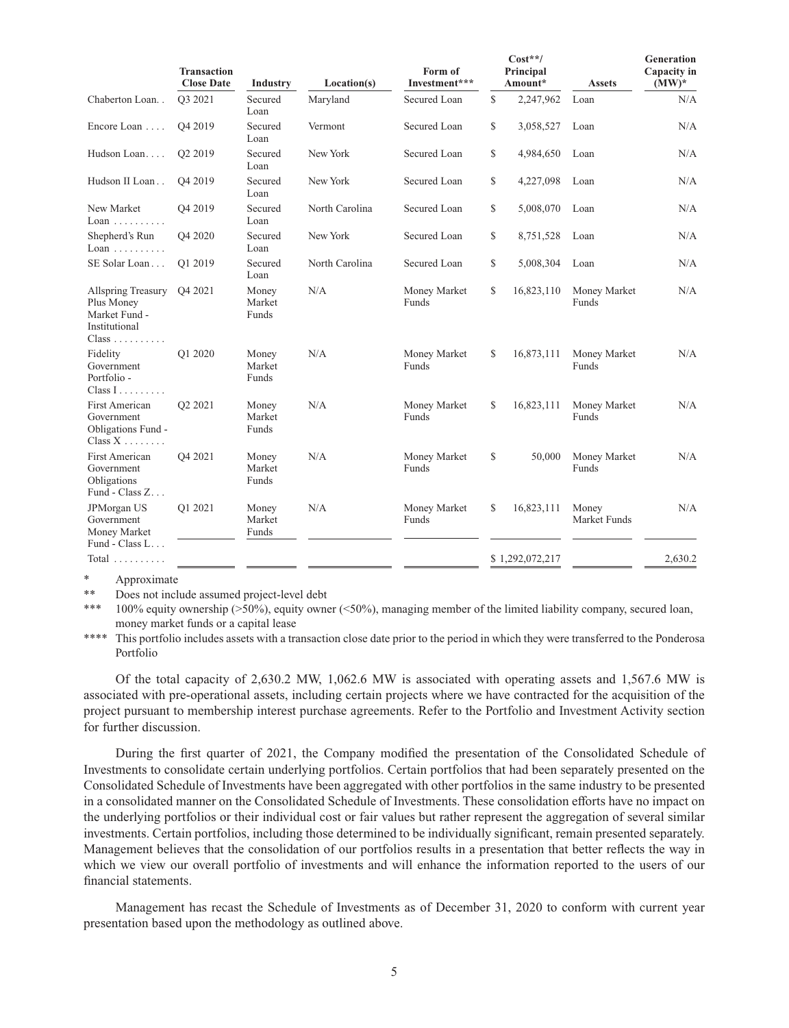| | Transaction Close Date | Industry | Location(s) | Form of Investment*** | Cost**/ Principal Amount* | Assets | Generation Capacity in (MW)* |
|---|---|---|---|---|---|---|---|
| Chaberton Loan. . | Q3 2021 | Secured Loan | Maryland | Secured Loan | $ 2,247,962 | Loan | N/A |
| Encore Loan . . . . | Q4 2019 | Secured Loan | Vermont | Secured Loan | $ 3,058,527 | Loan | N/A |
| Hudson Loan. . . . | Q2 2019 | Secured Loan | New York | Secured Loan | $ 4,984,650 | Loan | N/A |
| Hudson II Loan . . | Q4 2019 | Secured Loan | New York | Secured Loan | $ 4,227,098 | Loan | N/A |
| New Market Loan . . . . . . . . . . | Q4 2019 | Secured Loan | North Carolina | Secured Loan | $ 5,008,070 | Loan | N/A |
| Shepherd's Run Loan . . . . . . . . . . | Q4 2020 | Secured Loan | New York | Secured Loan | $ 8,751,528 | Loan | N/A |
| SE Solar Loan . . . | Q1 2019 | Secured Loan | North Carolina | Secured Loan | $ 5,008,304 | Loan | N/A |
| Allspring Treasury Plus Money Market Fund - Institutional Class . . . . . . . . . . | Q4 2021 | Money Market Funds | N/A | Money Market Funds | $ 16,823,110 | Money Market Funds | N/A |
| Fidelity Government Portfolio - Class I . . . . . . . . . | Q1 2020 | Money Market Funds | N/A | Money Market Funds | $ 16,873,111 | Money Market Funds | N/A |
| First American Government Obligations Fund - Class X . . . . . . . . | Q2 2021 | Money Market Funds | N/A | Money Market Funds | $ 16,823,111 | Money Market Funds | N/A |
| First American Government Obligations Fund - Class Z. . . | Q4 2021 | Money Market Funds | N/A | Money Market Funds | $ 50,000 | Money Market Funds | N/A |
| JPMorgan US Government Money Market Fund - Class L. . . | Q1 2021 | Money Market Funds | N/A | Money Market Funds | $ 16,823,111 | Money Market Funds | N/A |
| Total . . . . . . . . . . | | | | | $ 1,292,072,217 | | 2,630.2 |

\* Approximate

\*\* Does not include assumed project-level debt

\*\*\* 100% equity ownership (>50%), equity owner (<50%), managing member of the limited liability company, secured loan, money market funds or a capital lease

\*\*\*\* This portfolio includes assets with a transaction close date prior to the period in which they were transferred to the Ponderosa Portfolio

Of the total capacity of 2,630.2 MW, 1,062.6 MW is associated with operating assets and 1,567.6 MW is associated with pre-operational assets, including certain projects where we have contracted for the acquisition of the project pursuant to membership interest purchase agreements. Refer to the Portfolio and Investment Activity section for further discussion.

During the first quarter of 2021, the Company modified the presentation of the Consolidated Schedule of Investments to consolidate certain underlying portfolios. Certain portfolios that had been separately presented on the Consolidated Schedule of Investments have been aggregated with other portfolios in the same industry to be presented in a consolidated manner on the Consolidated Schedule of Investments. These consolidation efforts have no impact on the underlying portfolios or their individual cost or fair values but rather represent the aggregation of several similar investments. Certain portfolios, including those determined to be individually significant, remain presented separately. Management believes that the consolidation of our portfolios results in a presentation that better reflects the way in which we view our overall portfolio of investments and will enhance the information reported to the users of our financial statements.

Management has recast the Schedule of Investments as of December 31, 2020 to conform with current year presentation based upon the methodology as outlined above.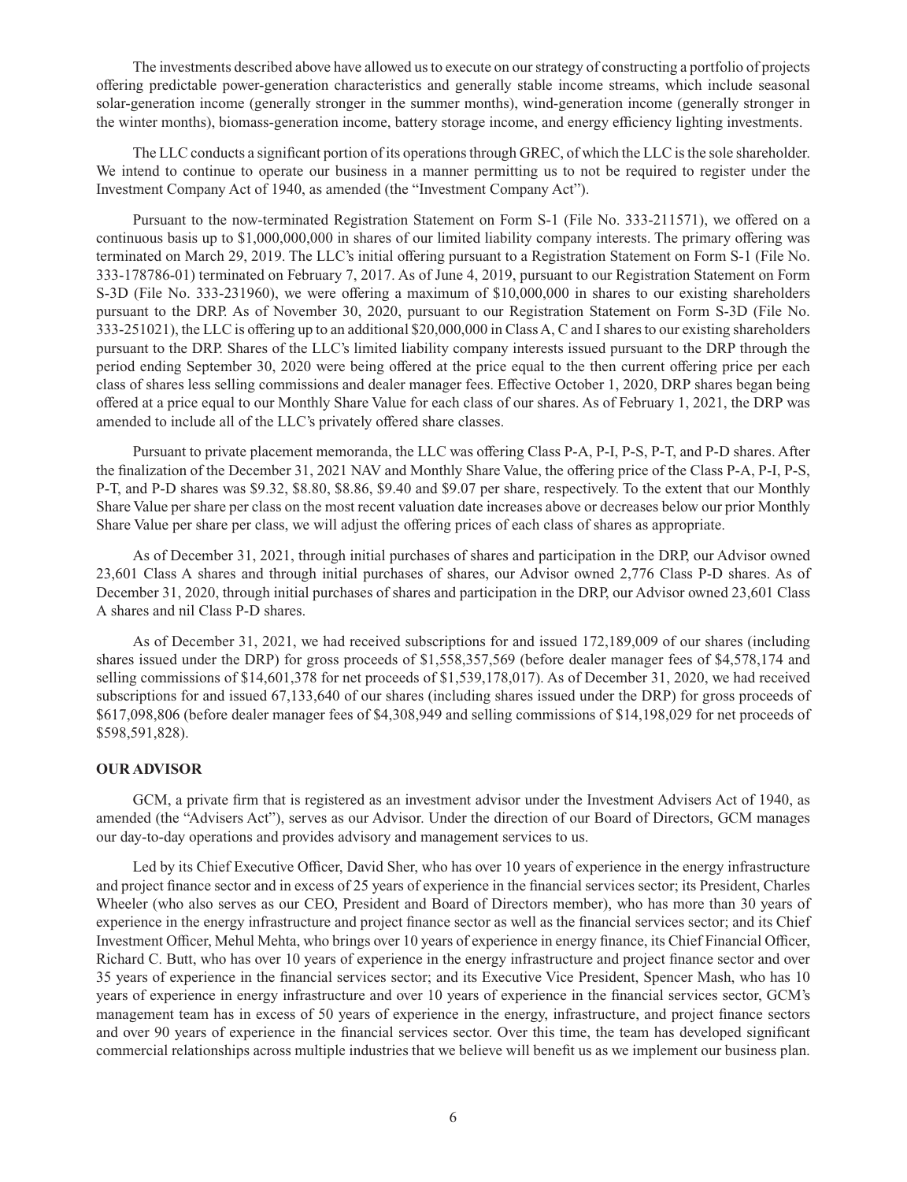The investments described above have allowed us to execute on our strategy of constructing a portfolio of projects offering predictable power-generation characteristics and generally stable income streams, which include seasonal solar-generation income (generally stronger in the summer months), wind-generation income (generally stronger in the winter months), biomass-generation income, battery storage income, and energy efficiency lighting investments.

The LLC conducts a significant portion of its operations through GREC, of which the LLC is the sole shareholder. We intend to continue to operate our business in a manner permitting us to not be required to register under the Investment Company Act of 1940, as amended (the "Investment Company Act").

Pursuant to the now-terminated Registration Statement on Form S-1 (File No. 333-211571), we offered on a continuous basis up to $1,000,000,000 in shares of our limited liability company interests. The primary offering was terminated on March 29, 2019. The LLC's initial offering pursuant to a Registration Statement on Form S-1 (File No. 333-178786-01) terminated on February 7, 2017. As of June 4, 2019, pursuant to our Registration Statement on Form S-3D (File No. 333-231960), we were offering a maximum of $10,000,000 in shares to our existing shareholders pursuant to the DRP. As of November 30, 2020, pursuant to our Registration Statement on Form S-3D (File No. 333-251021), the LLC is offering up to an additional $20,000,000 in Class A, C and I shares to our existing shareholders pursuant to the DRP. Shares of the LLC's limited liability company interests issued pursuant to the DRP through the period ending September 30, 2020 were being offered at the price equal to the then current offering price per each class of shares less selling commissions and dealer manager fees. Effective October 1, 2020, DRP shares began being offered at a price equal to our Monthly Share Value for each class of our shares. As of February 1, 2021, the DRP was amended to include all of the LLC's privately offered share classes.

Pursuant to private placement memoranda, the LLC was offering Class P-A, P-I, P-S, P-T, and P-D shares. After the finalization of the December 31, 2021 NAV and Monthly Share Value, the offering price of the Class P-A, P-I, P-S, P-T, and P-D shares was $9.32, $8.80, $8.86, $9.40 and $9.07 per share, respectively. To the extent that our Monthly Share Value per share per class on the most recent valuation date increases above or decreases below our prior Monthly Share Value per share per class, we will adjust the offering prices of each class of shares as appropriate.

As of December 31, 2021, through initial purchases of shares and participation in the DRP, our Advisor owned 23,601 Class A shares and through initial purchases of shares, our Advisor owned 2,776 Class P-D shares. As of December 31, 2020, through initial purchases of shares and participation in the DRP, our Advisor owned 23,601 Class A shares and nil Class P-D shares.

As of December 31, 2021, we had received subscriptions for and issued 172,189,009 of our shares (including shares issued under the DRP) for gross proceeds of $1,558,357,569 (before dealer manager fees of $4,578,174 and selling commissions of $14,601,378 for net proceeds of $1,539,178,017). As of December 31, 2020, we had received subscriptions for and issued 67,133,640 of our shares (including shares issued under the DRP) for gross proceeds of $617,098,806 (before dealer manager fees of $4,308,949 and selling commissions of $14,198,029 for net proceeds of $598,591,828).

**OUR ADVISOR**

GCM, a private firm that is registered as an investment advisor under the Investment Advisers Act of 1940, as amended (the "Advisers Act"), serves as our Advisor. Under the direction of our Board of Directors, GCM manages our day-to-day operations and provides advisory and management services to us.

Led by its Chief Executive Officer, David Sher, who has over 10 years of experience in the energy infrastructure and project finance sector and in excess of 25 years of experience in the financial services sector; its President, Charles Wheeler (who also serves as our CEO, President and Board of Directors member), who has more than 30 years of experience in the energy infrastructure and project finance sector as well as the financial services sector; and its Chief Investment Officer, Mehul Mehta, who brings over 10 years of experience in energy finance, its Chief Financial Officer, Richard C. Butt, who has over 10 years of experience in the energy infrastructure and project finance sector and over 35 years of experience in the financial services sector; and its Executive Vice President, Spencer Mash, who has 10 years of experience in energy infrastructure and over 10 years of experience in the financial services sector, GCM's management team has in excess of 50 years of experience in the energy, infrastructure, and project finance sectors and over 90 years of experience in the financial services sector. Over this time, the team has developed significant commercial relationships across multiple industries that we believe will benefit us as we implement our business plan.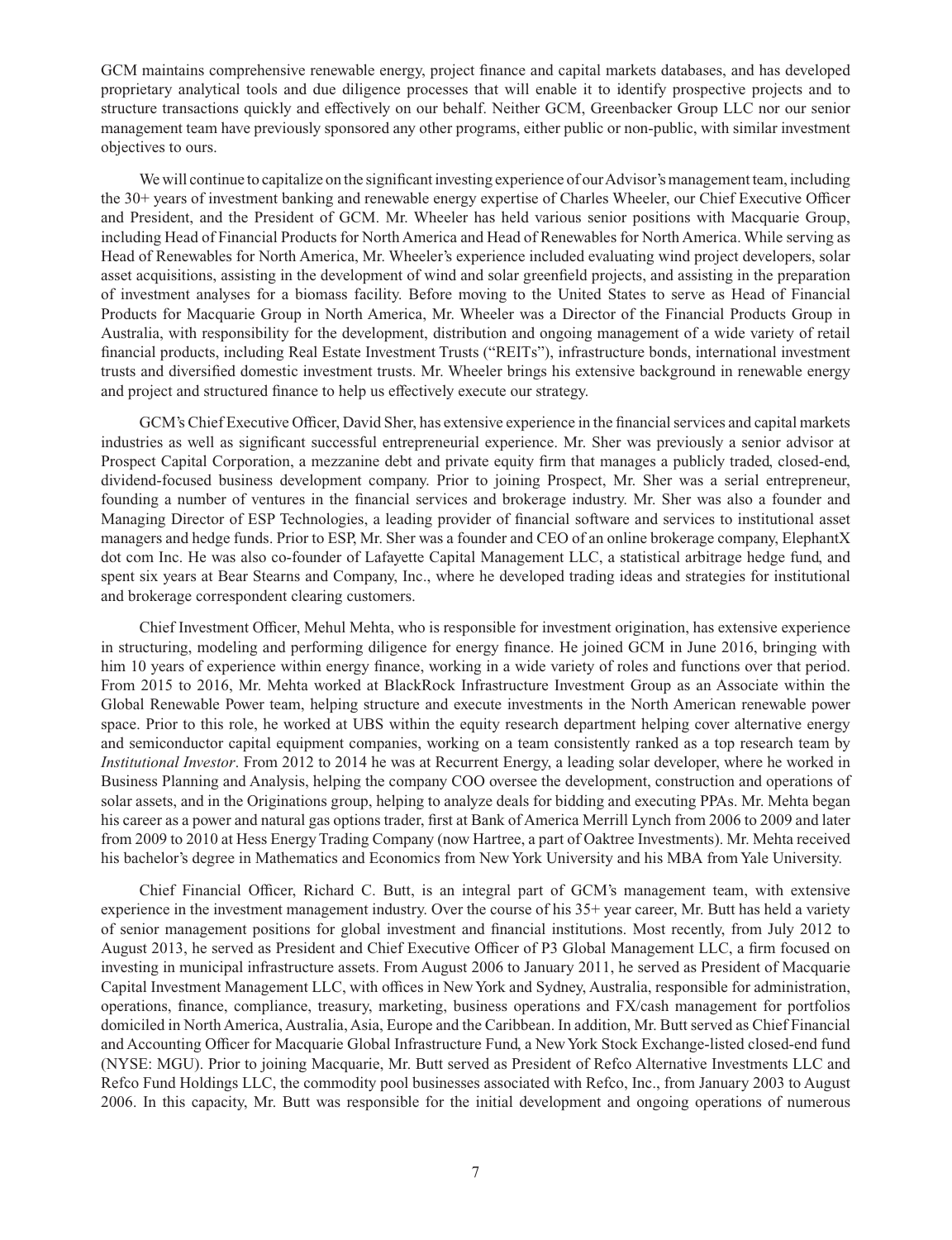GCM maintains comprehensive renewable energy, project finance and capital markets databases, and has developed proprietary analytical tools and due diligence processes that will enable it to identify prospective projects and to structure transactions quickly and effectively on our behalf. Neither GCM, Greenbacker Group LLC nor our senior management team have previously sponsored any other programs, either public or non-public, with similar investment objectives to ours.

We will continue to capitalize on the significant investing experience of our Advisor's management team, including the 30+ years of investment banking and renewable energy expertise of Charles Wheeler, our Chief Executive Officer and President, and the President of GCM. Mr. Wheeler has held various senior positions with Macquarie Group, including Head of Financial Products for North America and Head of Renewables for North America. While serving as Head of Renewables for North America, Mr. Wheeler's experience included evaluating wind project developers, solar asset acquisitions, assisting in the development of wind and solar greenfield projects, and assisting in the preparation of investment analyses for a biomass facility. Before moving to the United States to serve as Head of Financial Products for Macquarie Group in North America, Mr. Wheeler was a Director of the Financial Products Group in Australia, with responsibility for the development, distribution and ongoing management of a wide variety of retail financial products, including Real Estate Investment Trusts ("REITs"), infrastructure bonds, international investment trusts and diversified domestic investment trusts. Mr. Wheeler brings his extensive background in renewable energy and project and structured finance to help us effectively execute our strategy.

GCM's Chief Executive Officer, David Sher, has extensive experience in the financial services and capital markets industries as well as significant successful entrepreneurial experience. Mr. Sher was previously a senior advisor at Prospect Capital Corporation, a mezzanine debt and private equity firm that manages a publicly traded, closed-end, dividend-focused business development company. Prior to joining Prospect, Mr. Sher was a serial entrepreneur, founding a number of ventures in the financial services and brokerage industry. Mr. Sher was also a founder and Managing Director of ESP Technologies, a leading provider of financial software and services to institutional asset managers and hedge funds. Prior to ESP, Mr. Sher was a founder and CEO of an online brokerage company, ElephantX dot com Inc. He was also co-founder of Lafayette Capital Management LLC, a statistical arbitrage hedge fund, and spent six years at Bear Stearns and Company, Inc., where he developed trading ideas and strategies for institutional and brokerage correspondent clearing customers.

Chief Investment Officer, Mehul Mehta, who is responsible for investment origination, has extensive experience in structuring, modeling and performing diligence for energy finance. He joined GCM in June 2016, bringing with him 10 years of experience within energy finance, working in a wide variety of roles and functions over that period. From 2015 to 2016, Mr. Mehta worked at BlackRock Infrastructure Investment Group as an Associate within the Global Renewable Power team, helping structure and execute investments in the North American renewable power space. Prior to this role, he worked at UBS within the equity research department helping cover alternative energy and semiconductor capital equipment companies, working on a team consistently ranked as a top research team by *Institutional Investor*. From 2012 to 2014 he was at Recurrent Energy, a leading solar developer, where he worked in Business Planning and Analysis, helping the company COO oversee the development, construction and operations of solar assets, and in the Originations group, helping to analyze deals for bidding and executing PPAs. Mr. Mehta began his career as a power and natural gas options trader, first at Bank of America Merrill Lynch from 2006 to 2009 and later from 2009 to 2010 at Hess Energy Trading Company (now Hartree, a part of Oaktree Investments). Mr. Mehta received his bachelor's degree in Mathematics and Economics from New York University and his MBA from Yale University.

Chief Financial Officer, Richard C. Butt, is an integral part of GCM's management team, with extensive experience in the investment management industry. Over the course of his 35+ year career, Mr. Butt has held a variety of senior management positions for global investment and financial institutions. Most recently, from July 2012 to August 2013, he served as President and Chief Executive Officer of P3 Global Management LLC, a firm focused on investing in municipal infrastructure assets. From August 2006 to January 2011, he served as President of Macquarie Capital Investment Management LLC, with offices in New York and Sydney, Australia, responsible for administration, operations, finance, compliance, treasury, marketing, business operations and FX/cash management for portfolios domiciled in North America, Australia, Asia, Europe and the Caribbean. In addition, Mr. Butt served as Chief Financial and Accounting Officer for Macquarie Global Infrastructure Fund, a New York Stock Exchange-listed closed-end fund (NYSE: MGU). Prior to joining Macquarie, Mr. Butt served as President of Refco Alternative Investments LLC and Refco Fund Holdings LLC, the commodity pool businesses associated with Refco, Inc., from January 2003 to August 2006. In this capacity, Mr. Butt was responsible for the initial development and ongoing operations of numerous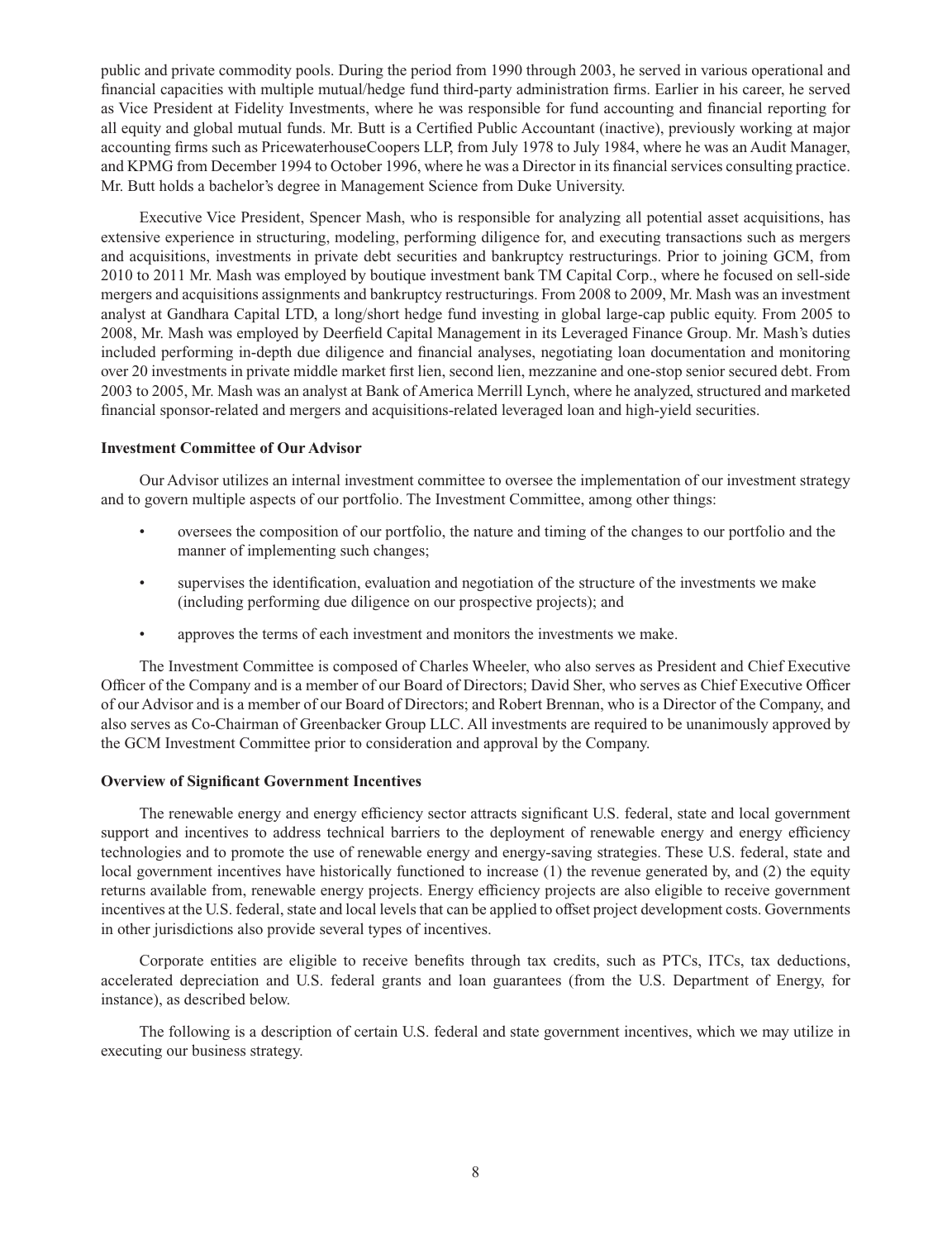public and private commodity pools. During the period from 1990 through 2003, he served in various operational and financial capacities with multiple mutual/hedge fund third-party administration firms. Earlier in his career, he served as Vice President at Fidelity Investments, where he was responsible for fund accounting and financial reporting for all equity and global mutual funds. Mr. Butt is a Certified Public Accountant (inactive), previously working at major accounting firms such as PricewaterhouseCoopers LLP, from July 1978 to July 1984, where he was an Audit Manager, and KPMG from December 1994 to October 1996, where he was a Director in its financial services consulting practice. Mr. Butt holds a bachelor's degree in Management Science from Duke University.

Executive Vice President, Spencer Mash, who is responsible for analyzing all potential asset acquisitions, has extensive experience in structuring, modeling, performing diligence for, and executing transactions such as mergers and acquisitions, investments in private debt securities and bankruptcy restructurings. Prior to joining GCM, from 2010 to 2011 Mr. Mash was employed by boutique investment bank TM Capital Corp., where he focused on sell-side mergers and acquisitions assignments and bankruptcy restructurings. From 2008 to 2009, Mr. Mash was an investment analyst at Gandhara Capital LTD, a long/short hedge fund investing in global large-cap public equity. From 2005 to 2008, Mr. Mash was employed by Deerfield Capital Management in its Leveraged Finance Group. Mr. Mash's duties included performing in-depth due diligence and financial analyses, negotiating loan documentation and monitoring over 20 investments in private middle market first lien, second lien, mezzanine and one-stop senior secured debt. From 2003 to 2005, Mr. Mash was an analyst at Bank of America Merrill Lynch, where he analyzed, structured and marketed financial sponsor-related and mergers and acquisitions-related leveraged loan and high-yield securities.

**Investment Committee of Our Advisor**

Our Advisor utilizes an internal investment committee to oversee the implementation of our investment strategy and to govern multiple aspects of our portfolio. The Investment Committee, among other things:

- oversees the composition of our portfolio, the nature and timing of the changes to our portfolio and the manner of implementing such changes;
- supervises the identification, evaluation and negotiation of the structure of the investments we make (including performing due diligence on our prospective projects); and
- approves the terms of each investment and monitors the investments we make.

The Investment Committee is composed of Charles Wheeler, who also serves as President and Chief Executive Officer of the Company and is a member of our Board of Directors; David Sher, who serves as Chief Executive Officer of our Advisor and is a member of our Board of Directors; and Robert Brennan, who is a Director of the Company, and also serves as Co-Chairman of Greenbacker Group LLC. All investments are required to be unanimously approved by the GCM Investment Committee prior to consideration and approval by the Company.

**Overview of Significant Government Incentives**

The renewable energy and energy efficiency sector attracts significant U.S. federal, state and local government support and incentives to address technical barriers to the deployment of renewable energy and energy efficiency technologies and to promote the use of renewable energy and energy-saving strategies. These U.S. federal, state and local government incentives have historically functioned to increase (1) the revenue generated by, and (2) the equity returns available from, renewable energy projects. Energy efficiency projects are also eligible to receive government incentives at the U.S. federal, state and local levels that can be applied to offset project development costs. Governments in other jurisdictions also provide several types of incentives.

Corporate entities are eligible to receive benefits through tax credits, such as PTCs, ITCs, tax deductions, accelerated depreciation and U.S. federal grants and loan guarantees (from the U.S. Department of Energy, for instance), as described below.

The following is a description of certain U.S. federal and state government incentives, which we may utilize in executing our business strategy.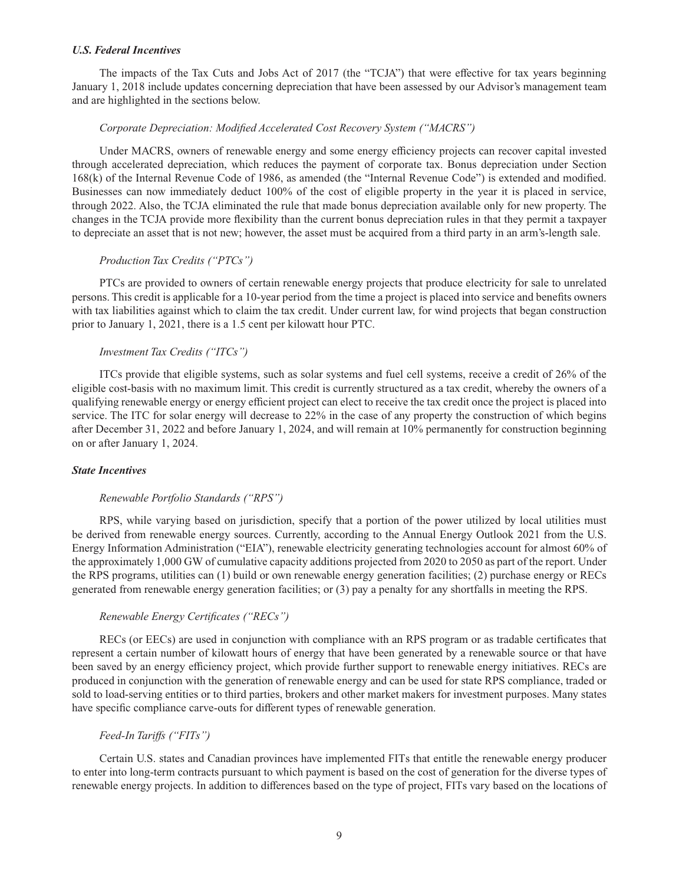### *U.S. Federal Incentives*

The impacts of the Tax Cuts and Jobs Act of 2017 (the "TCJA") that were effective for tax years beginning January 1, 2018 include updates concerning depreciation that have been assessed by our Advisor's management team and are highlighted in the sections below.

#### *Corporate Depreciation: Modified Accelerated Cost Recovery System ("MACRS")*

Under MACRS, owners of renewable energy and some energy efficiency projects can recover capital invested through accelerated depreciation, which reduces the payment of corporate tax. Bonus depreciation under Section 168(k) of the Internal Revenue Code of 1986, as amended (the "Internal Revenue Code") is extended and modified. Businesses can now immediately deduct 100% of the cost of eligible property in the year it is placed in service, through 2022. Also, the TCJA eliminated the rule that made bonus depreciation available only for new property. The changes in the TCJA provide more flexibility than the current bonus depreciation rules in that they permit a taxpayer to depreciate an asset that is not new; however, the asset must be acquired from a third party in an arm's-length sale.

#### *Production Tax Credits ("PTCs")*

PTCs are provided to owners of certain renewable energy projects that produce electricity for sale to unrelated persons. This credit is applicable for a 10-year period from the time a project is placed into service and benefits owners with tax liabilities against which to claim the tax credit. Under current law, for wind projects that began construction prior to January 1, 2021, there is a 1.5 cent per kilowatt hour PTC.

#### *Investment Tax Credits ("ITCs")*

ITCs provide that eligible systems, such as solar systems and fuel cell systems, receive a credit of 26% of the eligible cost-basis with no maximum limit. This credit is currently structured as a tax credit, whereby the owners of a qualifying renewable energy or energy efficient project can elect to receive the tax credit once the project is placed into service. The ITC for solar energy will decrease to 22% in the case of any property the construction of which begins after December 31, 2022 and before January 1, 2024, and will remain at 10% permanently for construction beginning on or after January 1, 2024.

### *State Incentives*

#### *Renewable Portfolio Standards ("RPS")*

RPS, while varying based on jurisdiction, specify that a portion of the power utilized by local utilities must be derived from renewable energy sources. Currently, according to the Annual Energy Outlook 2021 from the U.S. Energy Information Administration ("EIA"), renewable electricity generating technologies account for almost 60% of the approximately 1,000 GW of cumulative capacity additions projected from 2020 to 2050 as part of the report. Under the RPS programs, utilities can (1) build or own renewable energy generation facilities; (2) purchase energy or RECs generated from renewable energy generation facilities; or (3) pay a penalty for any shortfalls in meeting the RPS.

#### *Renewable Energy Certificates ("RECs")*

RECs (or EECs) are used in conjunction with compliance with an RPS program or as tradable certificates that represent a certain number of kilowatt hours of energy that have been generated by a renewable source or that have been saved by an energy efficiency project, which provide further support to renewable energy initiatives. RECs are produced in conjunction with the generation of renewable energy and can be used for state RPS compliance, traded or sold to load-serving entities or to third parties, brokers and other market makers for investment purposes. Many states have specific compliance carve-outs for different types of renewable generation.

#### *Feed-In Tariffs ("FITs")*

Certain U.S. states and Canadian provinces have implemented FITs that entitle the renewable energy producer to enter into long-term contracts pursuant to which payment is based on the cost of generation for the diverse types of renewable energy projects. In addition to differences based on the type of project, FITs vary based on the locations of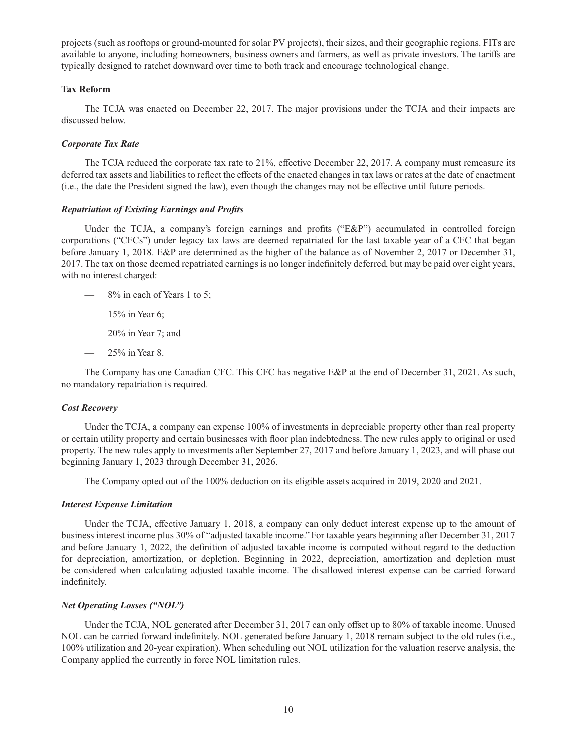projects (such as rooftops or ground-mounted for solar PV projects), their sizes, and their geographic regions. FITs are available to anyone, including homeowners, business owners and farmers, as well as private investors. The tariffs are typically designed to ratchet downward over time to both track and encourage technological change.

### Tax Reform

The TCJA was enacted on December 22, 2017. The major provisions under the TCJA and their impacts are discussed below.

#### *Corporate Tax Rate*

The TCJA reduced the corporate tax rate to 21%, effective December 22, 2017. A company must remeasure its deferred tax assets and liabilities to reflect the effects of the enacted changes in tax laws or rates at the date of enactment (i.e., the date the President signed the law), even though the changes may not be effective until future periods.

#### *Repatriation of Existing Earnings and Profits*

Under the TCJA, a company's foreign earnings and profits ("E&P") accumulated in controlled foreign corporations ("CFCs") under legacy tax laws are deemed repatriated for the last taxable year of a CFC that began before January 1, 2018. E&P are determined as the higher of the balance as of November 2, 2017 or December 31, 2017. The tax on those deemed repatriated earnings is no longer indefinitely deferred, but may be paid over eight years, with no interest charged:

- 8% in each of Years 1 to 5;
- 15% in Year 6;
- 20% in Year 7; and
- 25% in Year 8.

The Company has one Canadian CFC. This CFC has negative E&P at the end of December 31, 2021. As such, no mandatory repatriation is required.

#### *Cost Recovery*

Under the TCJA, a company can expense 100% of investments in depreciable property other than real property or certain utility property and certain businesses with floor plan indebtedness. The new rules apply to original or used property. The new rules apply to investments after September 27, 2017 and before January 1, 2023, and will phase out beginning January 1, 2023 through December 31, 2026.

The Company opted out of the 100% deduction on its eligible assets acquired in 2019, 2020 and 2021.

#### *Interest Expense Limitation*

Under the TCJA, effective January 1, 2018, a company can only deduct interest expense up to the amount of business interest income plus 30% of "adjusted taxable income." For taxable years beginning after December 31, 2017 and before January 1, 2022, the definition of adjusted taxable income is computed without regard to the deduction for depreciation, amortization, or depletion. Beginning in 2022, depreciation, amortization and depletion must be considered when calculating adjusted taxable income. The disallowed interest expense can be carried forward indefinitely.

#### *Net Operating Losses ("NOL")*

Under the TCJA, NOL generated after December 31, 2017 can only offset up to 80% of taxable income. Unused NOL can be carried forward indefinitely. NOL generated before January 1, 2018 remain subject to the old rules (i.e., 100% utilization and 20-year expiration). When scheduling out NOL utilization for the valuation reserve analysis, the Company applied the currently in force NOL limitation rules.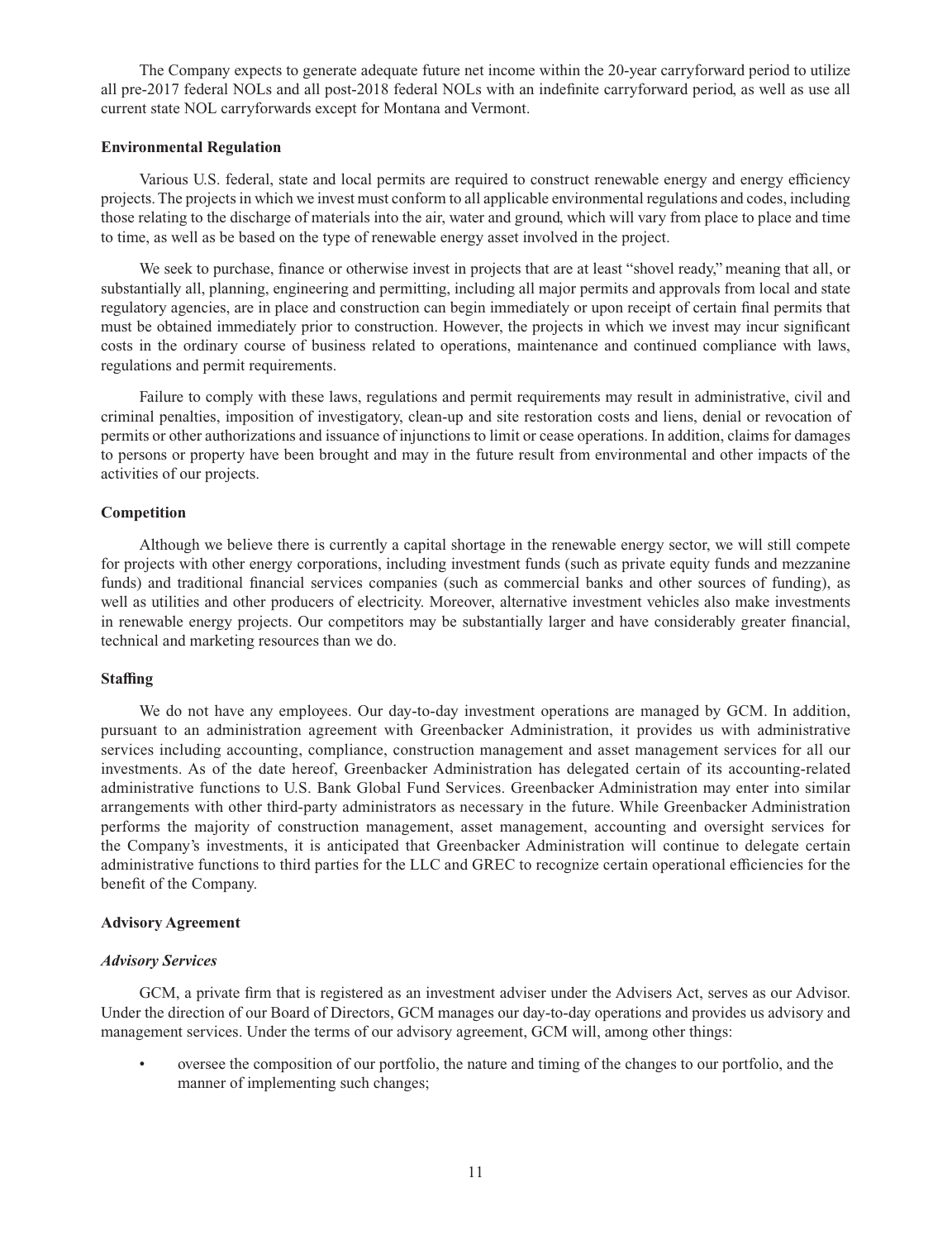The Company expects to generate adequate future net income within the 20-year carryforward period to utilize all pre-2017 federal NOLs and all post-2018 federal NOLs with an indefinite carryforward period, as well as use all current state NOL carryforwards except for Montana and Vermont.

**Environmental Regulation**

Various U.S. federal, state and local permits are required to construct renewable energy and energy efficiency projects. The projects in which we invest must conform to all applicable environmental regulations and codes, including those relating to the discharge of materials into the air, water and ground, which will vary from place to place and time to time, as well as be based on the type of renewable energy asset involved in the project.

We seek to purchase, finance or otherwise invest in projects that are at least "shovel ready," meaning that all, or substantially all, planning, engineering and permitting, including all major permits and approvals from local and state regulatory agencies, are in place and construction can begin immediately or upon receipt of certain final permits that must be obtained immediately prior to construction. However, the projects in which we invest may incur significant costs in the ordinary course of business related to operations, maintenance and continued compliance with laws, regulations and permit requirements.

Failure to comply with these laws, regulations and permit requirements may result in administrative, civil and criminal penalties, imposition of investigatory, clean-up and site restoration costs and liens, denial or revocation of permits or other authorizations and issuance of injunctions to limit or cease operations. In addition, claims for damages to persons or property have been brought and may in the future result from environmental and other impacts of the activities of our projects.

**Competition**

Although we believe there is currently a capital shortage in the renewable energy sector, we will still compete for projects with other energy corporations, including investment funds (such as private equity funds and mezzanine funds) and traditional financial services companies (such as commercial banks and other sources of funding), as well as utilities and other producers of electricity. Moreover, alternative investment vehicles also make investments in renewable energy projects. Our competitors may be substantially larger and have considerably greater financial, technical and marketing resources than we do.

**Staffing**

We do not have any employees. Our day-to-day investment operations are managed by GCM. In addition, pursuant to an administration agreement with Greenbacker Administration, it provides us with administrative services including accounting, compliance, construction management and asset management services for all our investments. As of the date hereof, Greenbacker Administration has delegated certain of its accounting-related administrative functions to U.S. Bank Global Fund Services. Greenbacker Administration may enter into similar arrangements with other third-party administrators as necessary in the future. While Greenbacker Administration performs the majority of construction management, asset management, accounting and oversight services for the Company's investments, it is anticipated that Greenbacker Administration will continue to delegate certain administrative functions to third parties for the LLC and GREC to recognize certain operational efficiencies for the benefit of the Company.

**Advisory Agreement**

***Advisory Services***

GCM, a private firm that is registered as an investment adviser under the Advisers Act, serves as our Advisor. Under the direction of our Board of Directors, GCM manages our day-to-day operations and provides us advisory and management services. Under the terms of our advisory agreement, GCM will, among other things:

- oversee the composition of our portfolio, the nature and timing of the changes to our portfolio, and the manner of implementing such changes;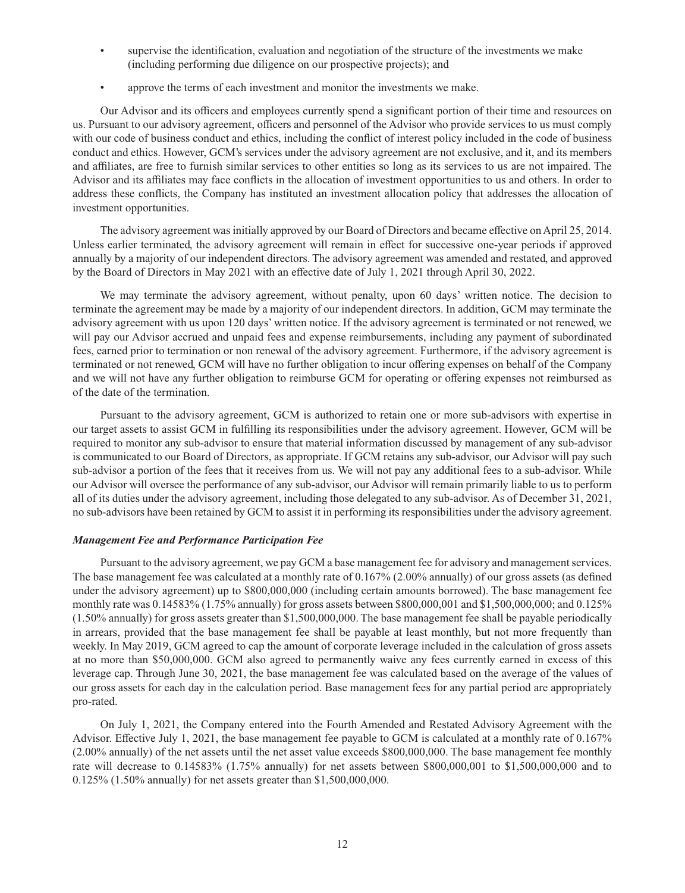- supervise the identification, evaluation and negotiation of the structure of the investments we make (including performing due diligence on our prospective projects); and
- approve the terms of each investment and monitor the investments we make.

Our Advisor and its officers and employees currently spend a significant portion of their time and resources on us. Pursuant to our advisory agreement, officers and personnel of the Advisor who provide services to us must comply with our code of business conduct and ethics, including the conflict of interest policy included in the code of business conduct and ethics. However, GCM's services under the advisory agreement are not exclusive, and it, and its members and affiliates, are free to furnish similar services to other entities so long as its services to us are not impaired. The Advisor and its affiliates may face conflicts in the allocation of investment opportunities to us and others. In order to address these conflicts, the Company has instituted an investment allocation policy that addresses the allocation of investment opportunities.

The advisory agreement was initially approved by our Board of Directors and became effective on April 25, 2014. Unless earlier terminated, the advisory agreement will remain in effect for successive one-year periods if approved annually by a majority of our independent directors. The advisory agreement was amended and restated, and approved by the Board of Directors in May 2021 with an effective date of July 1, 2021 through April 30, 2022.

We may terminate the advisory agreement, without penalty, upon 60 days' written notice. The decision to terminate the agreement may be made by a majority of our independent directors. In addition, GCM may terminate the advisory agreement with us upon 120 days' written notice. If the advisory agreement is terminated or not renewed, we will pay our Advisor accrued and unpaid fees and expense reimbursements, including any payment of subordinated fees, earned prior to termination or non renewal of the advisory agreement. Furthermore, if the advisory agreement is terminated or not renewed, GCM will have no further obligation to incur offering expenses on behalf of the Company and we will not have any further obligation to reimburse GCM for operating or offering expenses not reimbursed as of the date of the termination.

Pursuant to the advisory agreement, GCM is authorized to retain one or more sub-advisors with expertise in our target assets to assist GCM in fulfilling its responsibilities under the advisory agreement. However, GCM will be required to monitor any sub-advisor to ensure that material information discussed by management of any sub-advisor is communicated to our Board of Directors, as appropriate. If GCM retains any sub-advisor, our Advisor will pay such sub-advisor a portion of the fees that it receives from us. We will not pay any additional fees to a sub-advisor. While our Advisor will oversee the performance of any sub-advisor, our Advisor will remain primarily liable to us to perform all of its duties under the advisory agreement, including those delegated to any sub-advisor. As of December 31, 2021, no sub-advisors have been retained by GCM to assist it in performing its responsibilities under the advisory agreement.

***Management Fee and Performance Participation Fee***

Pursuant to the advisory agreement, we pay GCM a base management fee for advisory and management services. The base management fee was calculated at a monthly rate of 0.167% (2.00% annually) of our gross assets (as defined under the advisory agreement) up to $800,000,000 (including certain amounts borrowed). The base management fee monthly rate was 0.14583% (1.75% annually) for gross assets between $800,000,001 and $1,500,000,000; and 0.125% (1.50% annually) for gross assets greater than $1,500,000,000. The base management fee shall be payable periodically in arrears, provided that the base management fee shall be payable at least monthly, but not more frequently than weekly. In May 2019, GCM agreed to cap the amount of corporate leverage included in the calculation of gross assets at no more than $50,000,000. GCM also agreed to permanently waive any fees currently earned in excess of this leverage cap. Through June 30, 2021, the base management fee was calculated based on the average of the values of our gross assets for each day in the calculation period. Base management fees for any partial period are appropriately pro-rated.

On July 1, 2021, the Company entered into the Fourth Amended and Restated Advisory Agreement with the Advisor. Effective July 1, 2021, the base management fee payable to GCM is calculated at a monthly rate of 0.167% (2.00% annually) of the net assets until the net asset value exceeds $800,000,000. The base management fee monthly rate will decrease to 0.14583% (1.75% annually) for net assets between $800,000,001 to $1,500,000,000 and to 0.125% (1.50% annually) for net assets greater than $1,500,000,000.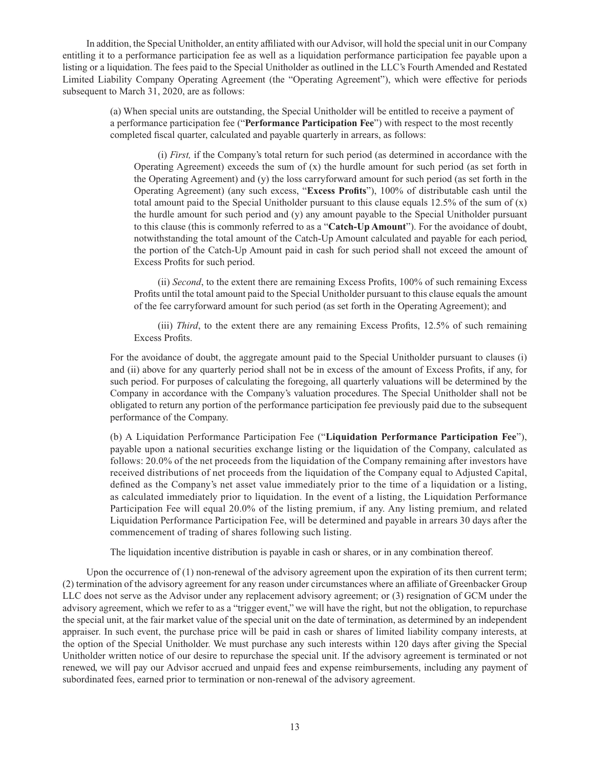In addition, the Special Unitholder, an entity affiliated with our Advisor, will hold the special unit in our Company entitling it to a performance participation fee as well as a liquidation performance participation fee payable upon a listing or a liquidation. The fees paid to the Special Unitholder as outlined in the LLC's Fourth Amended and Restated Limited Liability Company Operating Agreement (the "Operating Agreement"), which were effective for periods subsequent to March 31, 2020, are as follows:

> (a) When special units are outstanding, the Special Unitholder will be entitled to receive a payment of a performance participation fee ("**Performance Participation Fee**") with respect to the most recently completed fiscal quarter, calculated and payable quarterly in arrears, as follows:
>
> > (i) *First,* if the Company's total return for such period (as determined in accordance with the Operating Agreement) exceeds the sum of (x) the hurdle amount for such period (as set forth in the Operating Agreement) and (y) the loss carryforward amount for such period (as set forth in the Operating Agreement) (any such excess, "**Excess Profits**"), 100% of distributable cash until the total amount paid to the Special Unitholder pursuant to this clause equals 12.5% of the sum of (x) the hurdle amount for such period and (y) any amount payable to the Special Unitholder pursuant to this clause (this is commonly referred to as a "**Catch-Up Amount**"). For the avoidance of doubt, notwithstanding the total amount of the Catch-Up Amount calculated and payable for each period, the portion of the Catch-Up Amount paid in cash for such period shall not exceed the amount of Excess Profits for such period.
> >
> > (ii) *Second*, to the extent there are remaining Excess Profits, 100% of such remaining Excess Profits until the total amount paid to the Special Unitholder pursuant to this clause equals the amount of the fee carryforward amount for such period (as set forth in the Operating Agreement); and
> >
> > (iii) *Third*, to the extent there are any remaining Excess Profits, 12.5% of such remaining Excess Profits.
>
> For the avoidance of doubt, the aggregate amount paid to the Special Unitholder pursuant to clauses (i) and (ii) above for any quarterly period shall not be in excess of the amount of Excess Profits, if any, for such period. For purposes of calculating the foregoing, all quarterly valuations will be determined by the Company in accordance with the Company's valuation procedures. The Special Unitholder shall not be obligated to return any portion of the performance participation fee previously paid due to the subsequent performance of the Company.
>
> (b) A Liquidation Performance Participation Fee ("**Liquidation Performance Participation Fee**"), payable upon a national securities exchange listing or the liquidation of the Company, calculated as follows: 20.0% of the net proceeds from the liquidation of the Company remaining after investors have received distributions of net proceeds from the liquidation of the Company equal to Adjusted Capital, defined as the Company's net asset value immediately prior to the time of a liquidation or a listing, as calculated immediately prior to liquidation. In the event of a listing, the Liquidation Performance Participation Fee will equal 20.0% of the listing premium, if any. Any listing premium, and related Liquidation Performance Participation Fee, will be determined and payable in arrears 30 days after the commencement of trading of shares following such listing.
>
> The liquidation incentive distribution is payable in cash or shares, or in any combination thereof.

Upon the occurrence of (1) non-renewal of the advisory agreement upon the expiration of its then current term; (2) termination of the advisory agreement for any reason under circumstances where an affiliate of Greenbacker Group LLC does not serve as the Advisor under any replacement advisory agreement; or (3) resignation of GCM under the advisory agreement, which we refer to as a "trigger event," we will have the right, but not the obligation, to repurchase the special unit, at the fair market value of the special unit on the date of termination, as determined by an independent appraiser. In such event, the purchase price will be paid in cash or shares of limited liability company interests, at the option of the Special Unitholder. We must purchase any such interests within 120 days after giving the Special Unitholder written notice of our desire to repurchase the special unit. If the advisory agreement is terminated or not renewed, we will pay our Advisor accrued and unpaid fees and expense reimbursements, including any payment of subordinated fees, earned prior to termination or non-renewal of the advisory agreement.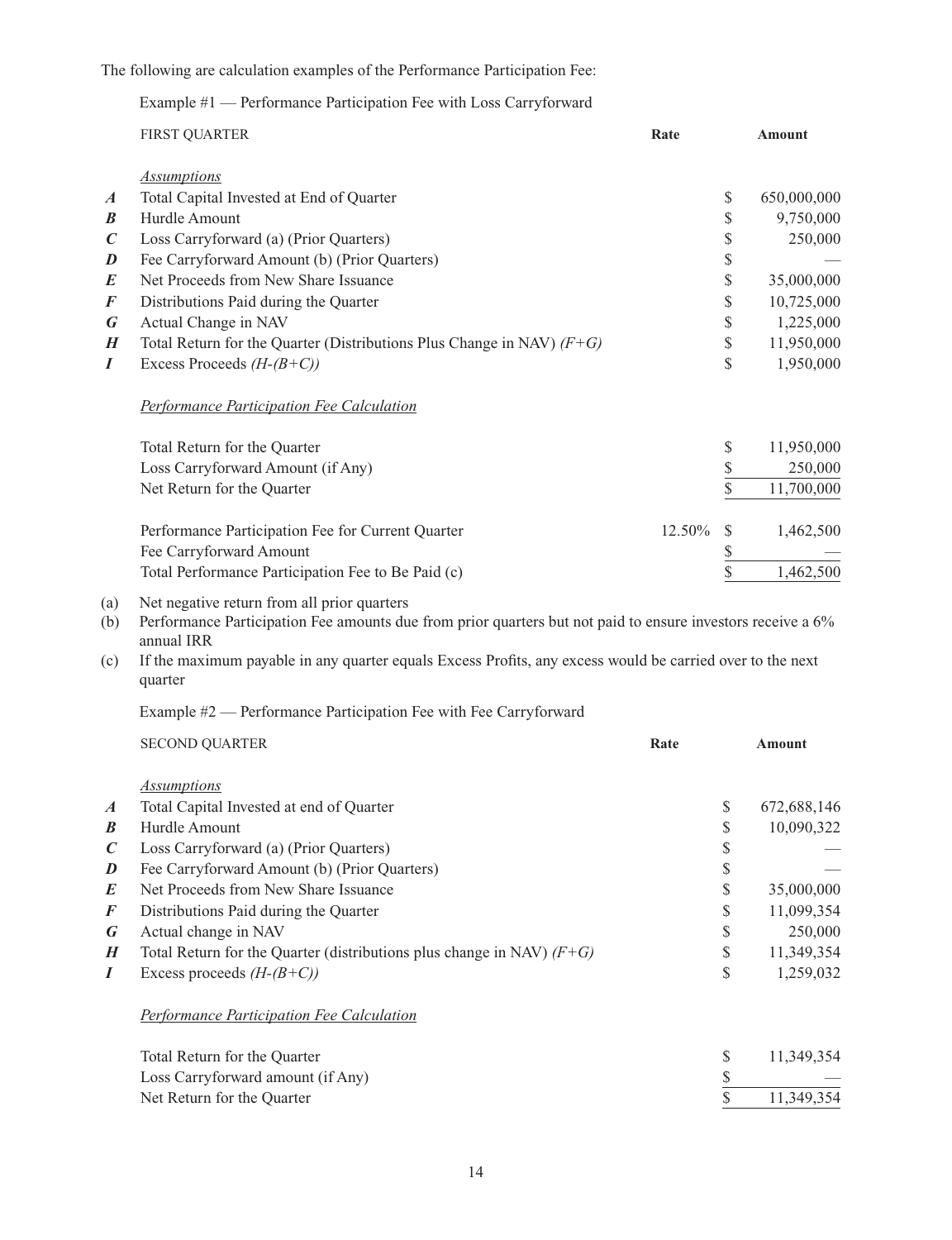The following are calculation examples of the Performance Participation Fee:

Example #1 — Performance Participation Fee with Loss Carryforward

| | FIRST QUARTER | Rate | Amount |
|---|---|---|---|
| | *Assumptions* | | |
| ***A*** | Total Capital Invested at End of Quarter | | $ 650,000,000 |
| ***B*** | Hurdle Amount | | $ 9,750,000 |
| ***C*** | Loss Carryforward (a) (Prior Quarters) | | $ 250,000 |
| ***D*** | Fee Carryforward Amount (b) (Prior Quarters) | | $ — |
| ***E*** | Net Proceeds from New Share Issuance | | $ 35,000,000 |
| ***F*** | Distributions Paid during the Quarter | | $ 10,725,000 |
| ***G*** | Actual Change in NAV | | $ 1,225,000 |
| ***H*** | Total Return for the Quarter (Distributions Plus Change in NAV) *(F+G)* | | $ 11,950,000 |
| ***I*** | Excess Proceeds *(H-(B+C))* | | $ 1,950,000 |
| | *Performance Participation Fee Calculation* | | |
| | Total Return for the Quarter | | $ 11,950,000 |
| | Loss Carryforward Amount (if Any) | | $ 250,000 |
| | Net Return for the Quarter | | $ 11,700,000 |
| | Performance Participation Fee for Current Quarter | 12.50% | $ 1,462,500 |
| | Fee Carryforward Amount | | $ — |
| | Total Performance Participation Fee to Be Paid (c) | | $ 1,462,500 |

(a) Net negative return from all prior quarters

(b) Performance Participation Fee amounts due from prior quarters but not paid to ensure investors receive a 6% annual IRR

(c) If the maximum payable in any quarter equals Excess Profits, any excess would be carried over to the next quarter

Example #2 — Performance Participation Fee with Fee Carryforward

| | SECOND QUARTER | Rate | Amount |
|---|---|---|---|
| | *Assumptions* | | |
| ***A*** | Total Capital Invested at end of Quarter | | $ 672,688,146 |
| ***B*** | Hurdle Amount | | $ 10,090,322 |
| ***C*** | Loss Carryforward (a) (Prior Quarters) | | $ — |
| ***D*** | Fee Carryforward Amount (b) (Prior Quarters) | | $ — |
| ***E*** | Net Proceeds from New Share Issuance | | $ 35,000,000 |
| ***F*** | Distributions Paid during the Quarter | | $ 11,099,354 |
| ***G*** | Actual change in NAV | | $ 250,000 |
| ***H*** | Total Return for the Quarter (distributions plus change in NAV) *(F+G)* | | $ 11,349,354 |
| ***I*** | Excess proceeds *(H-(B+C))* | | $ 1,259,032 |
| | *Performance Participation Fee Calculation* | | |
| | Total Return for the Quarter | | $ 11,349,354 |
| | Loss Carryforward amount (if Any) | | $ — |
| | Net Return for the Quarter | | $ 11,349,354 |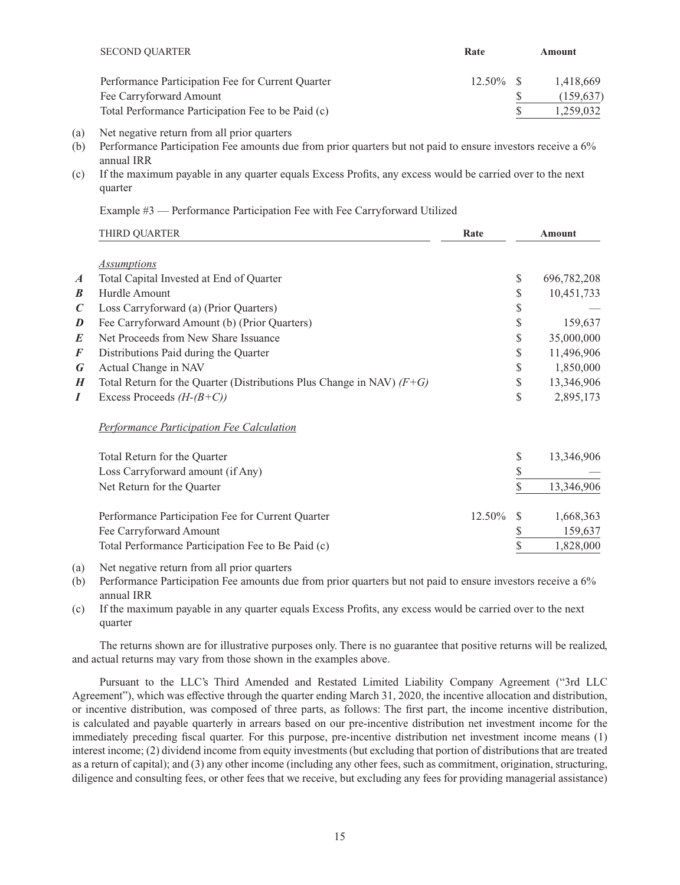| SECOND QUARTER | Rate | Amount |
|---|---|---|
| Performance Participation Fee for Current Quarter | 12.50% | $ 1,418,669 |
| Fee Carryforward Amount | | $ (159,637) |
| Total Performance Participation Fee to be Paid (c) | | $ 1,259,032 |

(a) Net negative return from all prior quarters

(b) Performance Participation Fee amounts due from prior quarters but not paid to ensure investors receive a 6% annual IRR

(c) If the maximum payable in any quarter equals Excess Profits, any excess would be carried over to the next quarter

Example #3 — Performance Participation Fee with Fee Carryforward Utilized

| | THIRD QUARTER | Rate | Amount |
|---|---|---|---|
| | *Assumptions* | | |
| ***A*** | Total Capital Invested at End of Quarter | | $ 696,782,208 |
| ***B*** | Hurdle Amount | | $ 10,451,733 |
| ***C*** | Loss Carryforward (a) (Prior Quarters) | | $ — |
| ***D*** | Fee Carryforward Amount (b) (Prior Quarters) | | $ 159,637 |
| ***E*** | Net Proceeds from New Share Issuance | | $ 35,000,000 |
| ***F*** | Distributions Paid during the Quarter | | $ 11,496,906 |
| ***G*** | Actual Change in NAV | | $ 1,850,000 |
| ***H*** | Total Return for the Quarter (Distributions Plus Change in NAV) *(F+G)* | | $ 13,346,906 |
| ***I*** | Excess Proceeds *(H-(B+C))* | | $ 2,895,173 |
| | *Performance Participation Fee Calculation* | | |
| | Total Return for the Quarter | | $ 13,346,906 |
| | Loss Carryforward amount (if Any) | | $ — |
| | Net Return for the Quarter | | $ 13,346,906 |
| | Performance Participation Fee for Current Quarter | 12.50% | $ 1,668,363 |
| | Fee Carryforward Amount | | $ 159,637 |
| | Total Performance Participation Fee to Be Paid (c) | | $ 1,828,000 |

(a) Net negative return from all prior quarters

(b) Performance Participation Fee amounts due from prior quarters but not paid to ensure investors receive a 6% annual IRR

(c) If the maximum payable in any quarter equals Excess Profits, any excess would be carried over to the next quarter

The returns shown are for illustrative purposes only. There is no guarantee that positive returns will be realized, and actual returns may vary from those shown in the examples above.

Pursuant to the LLC's Third Amended and Restated Limited Liability Company Agreement ("3rd LLC Agreement"), which was effective through the quarter ending March 31, 2020, the incentive allocation and distribution, or incentive distribution, was composed of three parts, as follows: The first part, the income incentive distribution, is calculated and payable quarterly in arrears based on our pre-incentive distribution net investment income for the immediately preceding fiscal quarter. For this purpose, pre-incentive distribution net investment income means (1) interest income; (2) dividend income from equity investments (but excluding that portion of distributions that are treated as a return of capital); and (3) any other income (including any other fees, such as commitment, origination, structuring, diligence and consulting fees, or other fees that we receive, but excluding any fees for providing managerial assistance)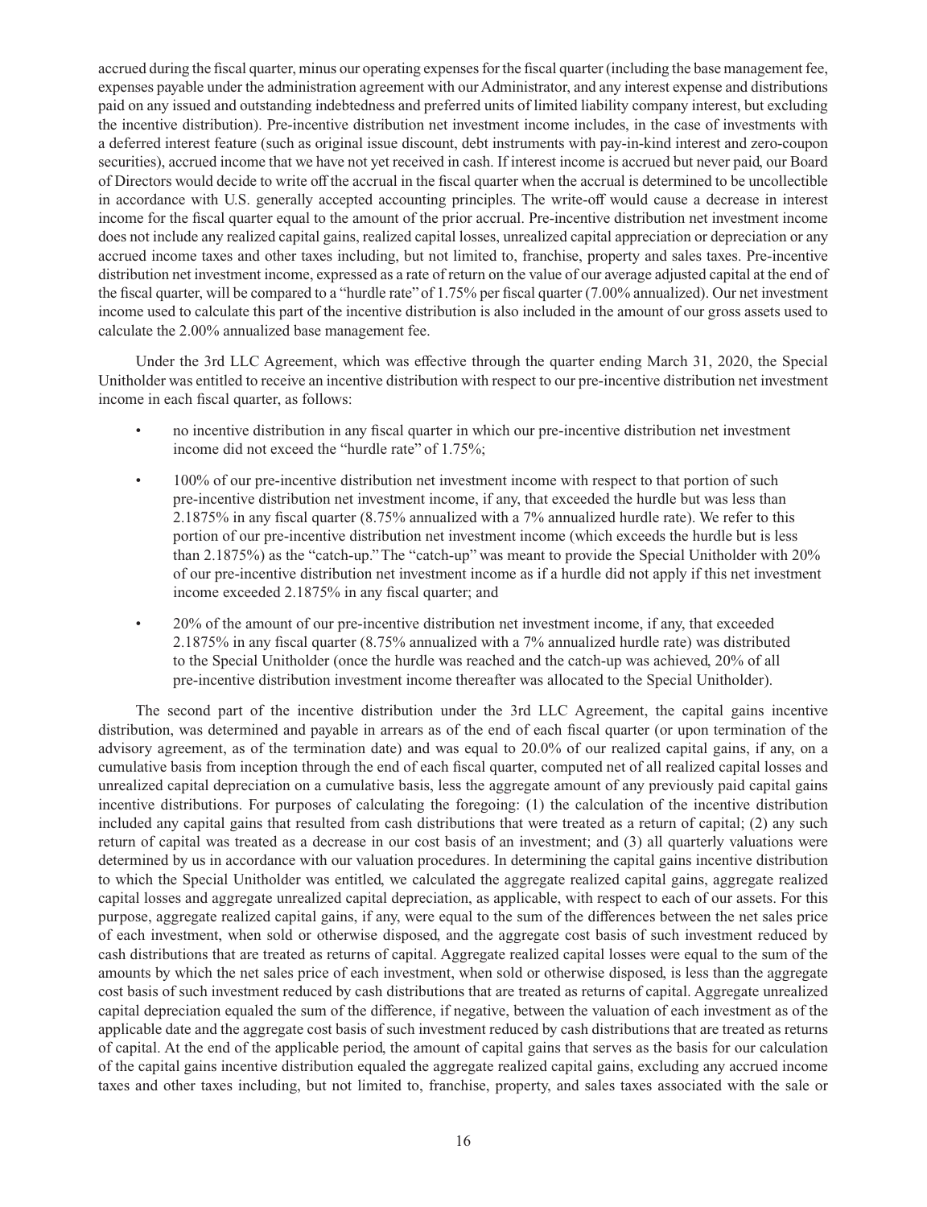accrued during the fiscal quarter, minus our operating expenses for the fiscal quarter (including the base management fee, expenses payable under the administration agreement with our Administrator, and any interest expense and distributions paid on any issued and outstanding indebtedness and preferred units of limited liability company interest, but excluding the incentive distribution). Pre-incentive distribution net investment income includes, in the case of investments with a deferred interest feature (such as original issue discount, debt instruments with pay-in-kind interest and zero-coupon securities), accrued income that we have not yet received in cash. If interest income is accrued but never paid, our Board of Directors would decide to write off the accrual in the fiscal quarter when the accrual is determined to be uncollectible in accordance with U.S. generally accepted accounting principles. The write-off would cause a decrease in interest income for the fiscal quarter equal to the amount of the prior accrual. Pre-incentive distribution net investment income does not include any realized capital gains, realized capital losses, unrealized capital appreciation or depreciation or any accrued income taxes and other taxes including, but not limited to, franchise, property and sales taxes. Pre-incentive distribution net investment income, expressed as a rate of return on the value of our average adjusted capital at the end of the fiscal quarter, will be compared to a "hurdle rate" of 1.75% per fiscal quarter (7.00% annualized). Our net investment income used to calculate this part of the incentive distribution is also included in the amount of our gross assets used to calculate the 2.00% annualized base management fee.

Under the 3rd LLC Agreement, which was effective through the quarter ending March 31, 2020, the Special Unitholder was entitled to receive an incentive distribution with respect to our pre-incentive distribution net investment income in each fiscal quarter, as follows:

- no incentive distribution in any fiscal quarter in which our pre-incentive distribution net investment income did not exceed the "hurdle rate" of 1.75%;
- 100% of our pre-incentive distribution net investment income with respect to that portion of such pre-incentive distribution net investment income, if any, that exceeded the hurdle but was less than 2.1875% in any fiscal quarter (8.75% annualized with a 7% annualized hurdle rate). We refer to this portion of our pre-incentive distribution net investment income (which exceeds the hurdle but is less than 2.1875%) as the "catch-up." The "catch-up" was meant to provide the Special Unitholder with 20% of our pre-incentive distribution net investment income as if a hurdle did not apply if this net investment income exceeded 2.1875% in any fiscal quarter; and
- 20% of the amount of our pre-incentive distribution net investment income, if any, that exceeded 2.1875% in any fiscal quarter (8.75% annualized with a 7% annualized hurdle rate) was distributed to the Special Unitholder (once the hurdle was reached and the catch-up was achieved, 20% of all pre-incentive distribution investment income thereafter was allocated to the Special Unitholder).

The second part of the incentive distribution under the 3rd LLC Agreement, the capital gains incentive distribution, was determined and payable in arrears as of the end of each fiscal quarter (or upon termination of the advisory agreement, as of the termination date) and was equal to 20.0% of our realized capital gains, if any, on a cumulative basis from inception through the end of each fiscal quarter, computed net of all realized capital losses and unrealized capital depreciation on a cumulative basis, less the aggregate amount of any previously paid capital gains incentive distributions. For purposes of calculating the foregoing: (1) the calculation of the incentive distribution included any capital gains that resulted from cash distributions that were treated as a return of capital; (2) any such return of capital was treated as a decrease in our cost basis of an investment; and (3) all quarterly valuations were determined by us in accordance with our valuation procedures. In determining the capital gains incentive distribution to which the Special Unitholder was entitled, we calculated the aggregate realized capital gains, aggregate realized capital losses and aggregate unrealized capital depreciation, as applicable, with respect to each of our assets. For this purpose, aggregate realized capital gains, if any, were equal to the sum of the differences between the net sales price of each investment, when sold or otherwise disposed, and the aggregate cost basis of such investment reduced by cash distributions that are treated as returns of capital. Aggregate realized capital losses were equal to the sum of the amounts by which the net sales price of each investment, when sold or otherwise disposed, is less than the aggregate cost basis of such investment reduced by cash distributions that are treated as returns of capital. Aggregate unrealized capital depreciation equaled the sum of the difference, if negative, between the valuation of each investment as of the applicable date and the aggregate cost basis of such investment reduced by cash distributions that are treated as returns of capital. At the end of the applicable period, the amount of capital gains that serves as the basis for our calculation of the capital gains incentive distribution equaled the aggregate realized capital gains, excluding any accrued income taxes and other taxes including, but not limited to, franchise, property, and sales taxes associated with the sale or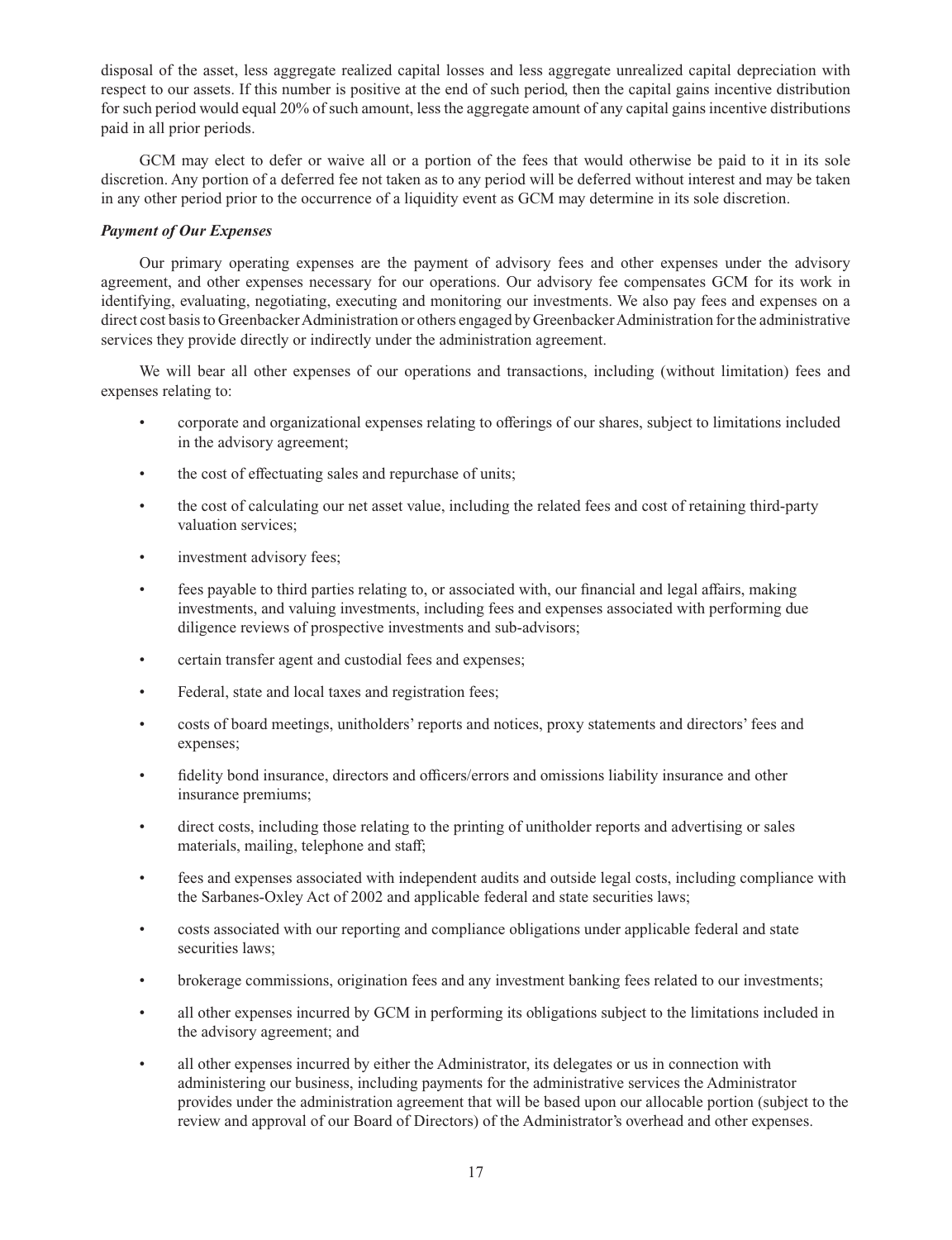disposal of the asset, less aggregate realized capital losses and less aggregate unrealized capital depreciation with respect to our assets. If this number is positive at the end of such period, then the capital gains incentive distribution for such period would equal 20% of such amount, less the aggregate amount of any capital gains incentive distributions paid in all prior periods.

GCM may elect to defer or waive all or a portion of the fees that would otherwise be paid to it in its sole discretion. Any portion of a deferred fee not taken as to any period will be deferred without interest and may be taken in any other period prior to the occurrence of a liquidity event as GCM may determine in its sole discretion.

***Payment of Our Expenses***

Our primary operating expenses are the payment of advisory fees and other expenses under the advisory agreement, and other expenses necessary for our operations. Our advisory fee compensates GCM for its work in identifying, evaluating, negotiating, executing and monitoring our investments. We also pay fees and expenses on a direct cost basis to Greenbacker Administration or others engaged by Greenbacker Administration for the administrative services they provide directly or indirectly under the administration agreement.

We will bear all other expenses of our operations and transactions, including (without limitation) fees and expenses relating to:

- corporate and organizational expenses relating to offerings of our shares, subject to limitations included in the advisory agreement;
- the cost of effectuating sales and repurchase of units;
- the cost of calculating our net asset value, including the related fees and cost of retaining third-party valuation services;
- investment advisory fees;
- fees payable to third parties relating to, or associated with, our financial and legal affairs, making investments, and valuing investments, including fees and expenses associated with performing due diligence reviews of prospective investments and sub-advisors;
- certain transfer agent and custodial fees and expenses;
- Federal, state and local taxes and registration fees;
- costs of board meetings, unitholders' reports and notices, proxy statements and directors' fees and expenses;
- fidelity bond insurance, directors and officers/errors and omissions liability insurance and other insurance premiums;
- direct costs, including those relating to the printing of unitholder reports and advertising or sales materials, mailing, telephone and staff;
- fees and expenses associated with independent audits and outside legal costs, including compliance with the Sarbanes-Oxley Act of 2002 and applicable federal and state securities laws;
- costs associated with our reporting and compliance obligations under applicable federal and state securities laws;
- brokerage commissions, origination fees and any investment banking fees related to our investments;
- all other expenses incurred by GCM in performing its obligations subject to the limitations included in the advisory agreement; and
- all other expenses incurred by either the Administrator, its delegates or us in connection with administering our business, including payments for the administrative services the Administrator provides under the administration agreement that will be based upon our allocable portion (subject to the review and approval of our Board of Directors) of the Administrator's overhead and other expenses.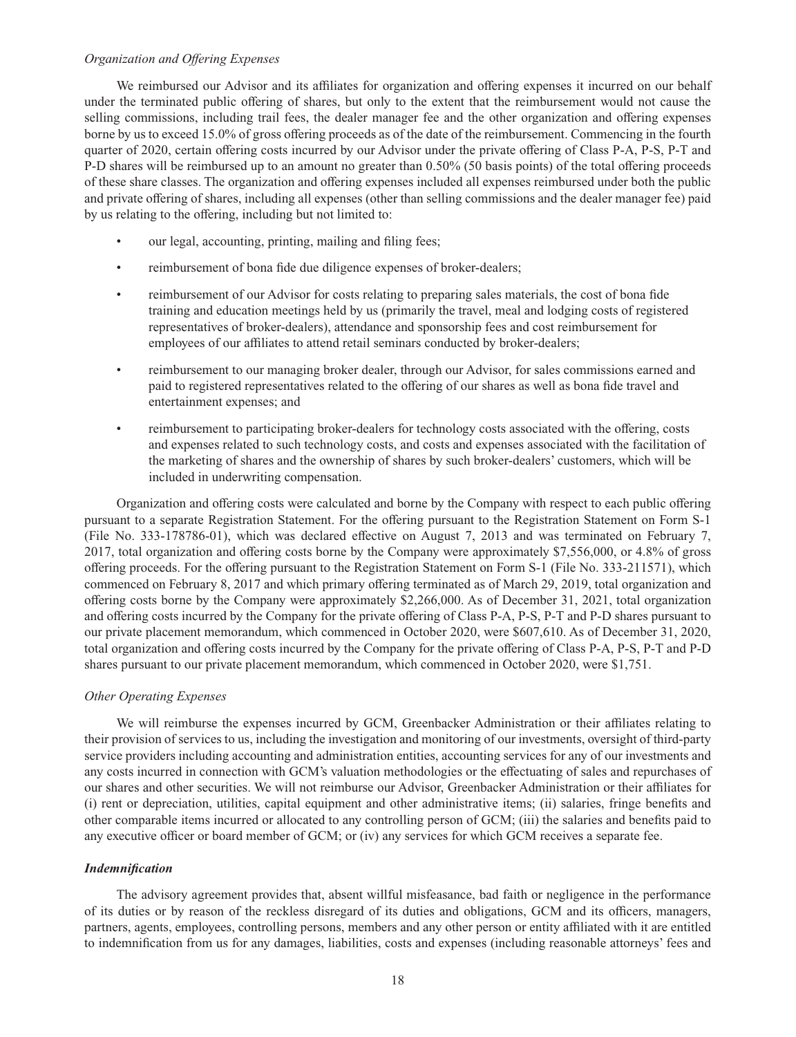*Organization and Offering Expenses*

We reimbursed our Advisor and its affiliates for organization and offering expenses it incurred on our behalf under the terminated public offering of shares, but only to the extent that the reimbursement would not cause the selling commissions, including trail fees, the dealer manager fee and the other organization and offering expenses borne by us to exceed 15.0% of gross offering proceeds as of the date of the reimbursement. Commencing in the fourth quarter of 2020, certain offering costs incurred by our Advisor under the private offering of Class P-A, P-S, P-T and P-D shares will be reimbursed up to an amount no greater than 0.50% (50 basis points) of the total offering proceeds of these share classes. The organization and offering expenses included all expenses reimbursed under both the public and private offering of shares, including all expenses (other than selling commissions and the dealer manager fee) paid by us relating to the offering, including but not limited to:

- our legal, accounting, printing, mailing and filing fees;
- reimbursement of bona fide due diligence expenses of broker-dealers;
- reimbursement of our Advisor for costs relating to preparing sales materials, the cost of bona fide training and education meetings held by us (primarily the travel, meal and lodging costs of registered representatives of broker-dealers), attendance and sponsorship fees and cost reimbursement for employees of our affiliates to attend retail seminars conducted by broker-dealers;
- reimbursement to our managing broker dealer, through our Advisor, for sales commissions earned and paid to registered representatives related to the offering of our shares as well as bona fide travel and entertainment expenses; and
- reimbursement to participating broker-dealers for technology costs associated with the offering, costs and expenses related to such technology costs, and costs and expenses associated with the facilitation of the marketing of shares and the ownership of shares by such broker-dealers' customers, which will be included in underwriting compensation.

Organization and offering costs were calculated and borne by the Company with respect to each public offering pursuant to a separate Registration Statement. For the offering pursuant to the Registration Statement on Form S-1 (File No. 333-178786-01), which was declared effective on August 7, 2013 and was terminated on February 7, 2017, total organization and offering costs borne by the Company were approximately $7,556,000, or 4.8% of gross offering proceeds. For the offering pursuant to the Registration Statement on Form S-1 (File No. 333-211571), which commenced on February 8, 2017 and which primary offering terminated as of March 29, 2019, total organization and offering costs borne by the Company were approximately $2,266,000. As of December 31, 2021, total organization and offering costs incurred by the Company for the private offering of Class P-A, P-S, P-T and P-D shares pursuant to our private placement memorandum, which commenced in October 2020, were $607,610. As of December 31, 2020, total organization and offering costs incurred by the Company for the private offering of Class P-A, P-S, P-T and P-D shares pursuant to our private placement memorandum, which commenced in October 2020, were $1,751.

*Other Operating Expenses*

We will reimburse the expenses incurred by GCM, Greenbacker Administration or their affiliates relating to their provision of services to us, including the investigation and monitoring of our investments, oversight of third-party service providers including accounting and administration entities, accounting services for any of our investments and any costs incurred in connection with GCM's valuation methodologies or the effectuating of sales and repurchases of our shares and other securities. We will not reimburse our Advisor, Greenbacker Administration or their affiliates for (i) rent or depreciation, utilities, capital equipment and other administrative items; (ii) salaries, fringe benefits and other comparable items incurred or allocated to any controlling person of GCM; (iii) the salaries and benefits paid to any executive officer or board member of GCM; or (iv) any services for which GCM receives a separate fee.

***Indemnification***

The advisory agreement provides that, absent willful misfeasance, bad faith or negligence in the performance of its duties or by reason of the reckless disregard of its duties and obligations, GCM and its officers, managers, partners, agents, employees, controlling persons, members and any other person or entity affiliated with it are entitled to indemnification from us for any damages, liabilities, costs and expenses (including reasonable attorneys' fees and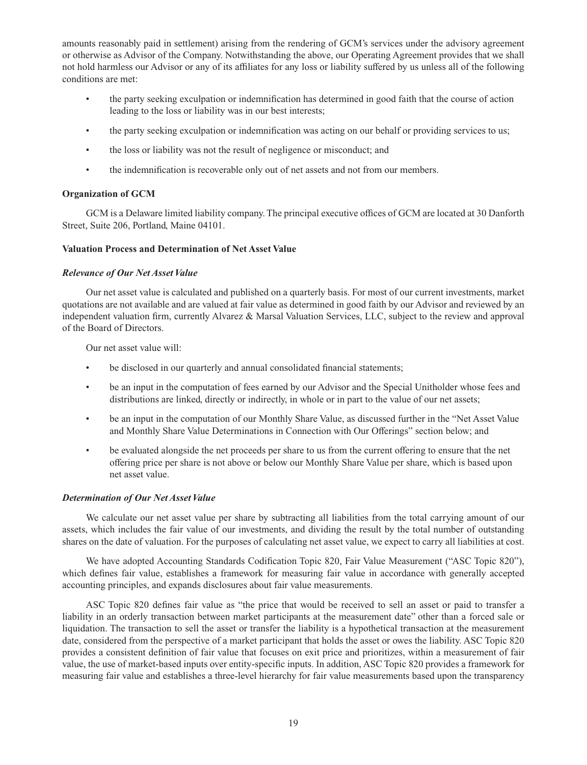amounts reasonably paid in settlement) arising from the rendering of GCM's services under the advisory agreement or otherwise as Advisor of the Company. Notwithstanding the above, our Operating Agreement provides that we shall not hold harmless our Advisor or any of its affiliates for any loss or liability suffered by us unless all of the following conditions are met:

- the party seeking exculpation or indemnification has determined in good faith that the course of action leading to the loss or liability was in our best interests;
- the party seeking exculpation or indemnification was acting on our behalf or providing services to us;
- the loss or liability was not the result of negligence or misconduct; and
- the indemnification is recoverable only out of net assets and not from our members.

**Organization of GCM**

GCM is a Delaware limited liability company. The principal executive offices of GCM are located at 30 Danforth Street, Suite 206, Portland, Maine 04101.

**Valuation Process and Determination of Net Asset Value**

***Relevance of Our Net Asset Value***

Our net asset value is calculated and published on a quarterly basis. For most of our current investments, market quotations are not available and are valued at fair value as determined in good faith by our Advisor and reviewed by an independent valuation firm, currently Alvarez & Marsal Valuation Services, LLC, subject to the review and approval of the Board of Directors.

Our net asset value will:

- be disclosed in our quarterly and annual consolidated financial statements;
- be an input in the computation of fees earned by our Advisor and the Special Unitholder whose fees and distributions are linked, directly or indirectly, in whole or in part to the value of our net assets;
- be an input in the computation of our Monthly Share Value, as discussed further in the "Net Asset Value and Monthly Share Value Determinations in Connection with Our Offerings" section below; and
- be evaluated alongside the net proceeds per share to us from the current offering to ensure that the net offering price per share is not above or below our Monthly Share Value per share, which is based upon net asset value.

***Determination of Our Net Asset Value***

We calculate our net asset value per share by subtracting all liabilities from the total carrying amount of our assets, which includes the fair value of our investments, and dividing the result by the total number of outstanding shares on the date of valuation. For the purposes of calculating net asset value, we expect to carry all liabilities at cost.

We have adopted Accounting Standards Codification Topic 820, Fair Value Measurement ("ASC Topic 820"), which defines fair value, establishes a framework for measuring fair value in accordance with generally accepted accounting principles, and expands disclosures about fair value measurements.

ASC Topic 820 defines fair value as "the price that would be received to sell an asset or paid to transfer a liability in an orderly transaction between market participants at the measurement date" other than a forced sale or liquidation. The transaction to sell the asset or transfer the liability is a hypothetical transaction at the measurement date, considered from the perspective of a market participant that holds the asset or owes the liability. ASC Topic 820 provides a consistent definition of fair value that focuses on exit price and prioritizes, within a measurement of fair value, the use of market-based inputs over entity-specific inputs. In addition, ASC Topic 820 provides a framework for measuring fair value and establishes a three-level hierarchy for fair value measurements based upon the transparency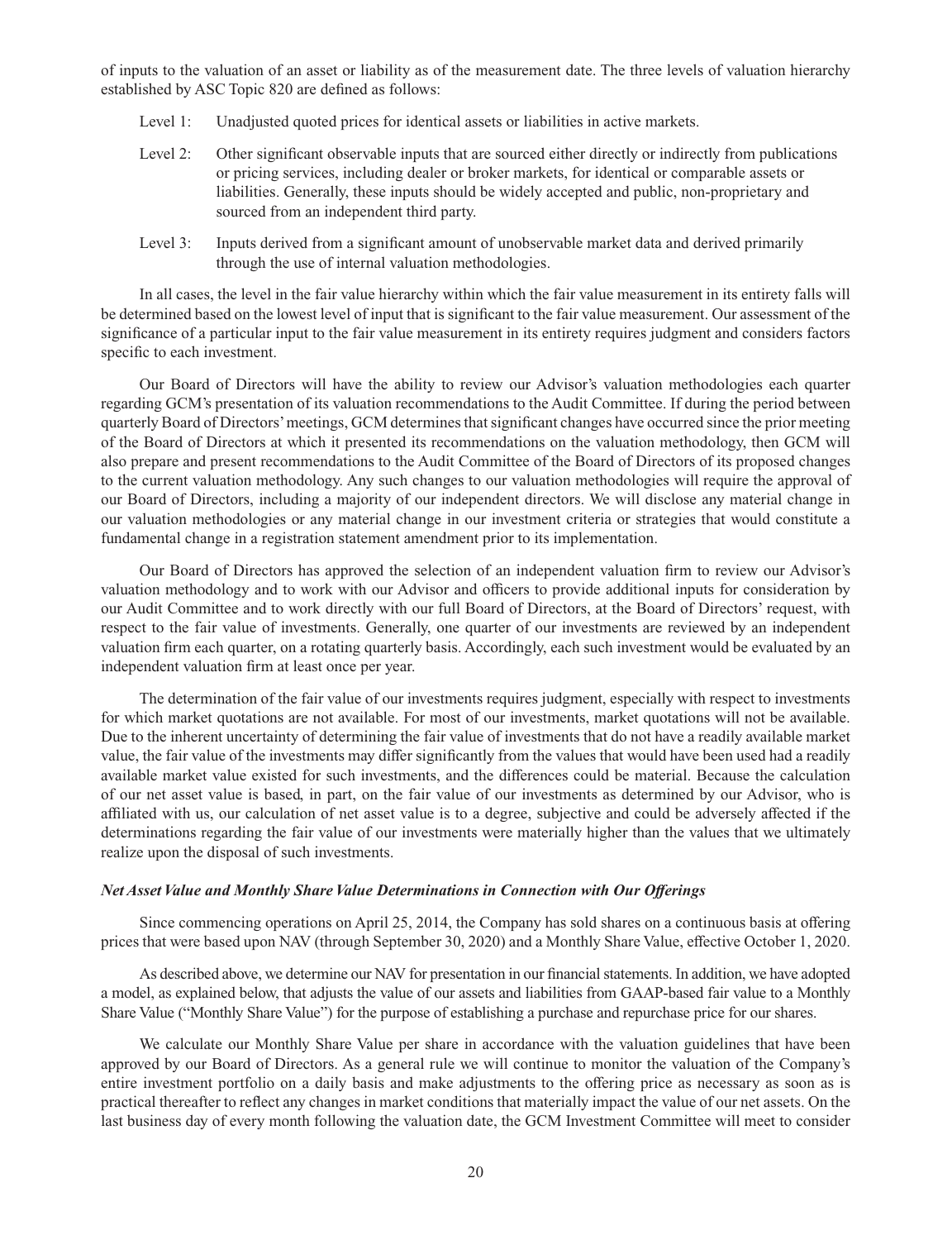of inputs to the valuation of an asset or liability as of the measurement date. The three levels of valuation hierarchy established by ASC Topic 820 are defined as follows:

Level 1: Unadjusted quoted prices for identical assets or liabilities in active markets.

Level 2: Other significant observable inputs that are sourced either directly or indirectly from publications or pricing services, including dealer or broker markets, for identical or comparable assets or liabilities. Generally, these inputs should be widely accepted and public, non-proprietary and sourced from an independent third party.

Level 3: Inputs derived from a significant amount of unobservable market data and derived primarily through the use of internal valuation methodologies.

In all cases, the level in the fair value hierarchy within which the fair value measurement in its entirety falls will be determined based on the lowest level of input that is significant to the fair value measurement. Our assessment of the significance of a particular input to the fair value measurement in its entirety requires judgment and considers factors specific to each investment.

Our Board of Directors will have the ability to review our Advisor's valuation methodologies each quarter regarding GCM's presentation of its valuation recommendations to the Audit Committee. If during the period between quarterly Board of Directors' meetings, GCM determines that significant changes have occurred since the prior meeting of the Board of Directors at which it presented its recommendations on the valuation methodology, then GCM will also prepare and present recommendations to the Audit Committee of the Board of Directors of its proposed changes to the current valuation methodology. Any such changes to our valuation methodologies will require the approval of our Board of Directors, including a majority of our independent directors. We will disclose any material change in our valuation methodologies or any material change in our investment criteria or strategies that would constitute a fundamental change in a registration statement amendment prior to its implementation.

Our Board of Directors has approved the selection of an independent valuation firm to review our Advisor's valuation methodology and to work with our Advisor and officers to provide additional inputs for consideration by our Audit Committee and to work directly with our full Board of Directors, at the Board of Directors' request, with respect to the fair value of investments. Generally, one quarter of our investments are reviewed by an independent valuation firm each quarter, on a rotating quarterly basis. Accordingly, each such investment would be evaluated by an independent valuation firm at least once per year.

The determination of the fair value of our investments requires judgment, especially with respect to investments for which market quotations are not available. For most of our investments, market quotations will not be available. Due to the inherent uncertainty of determining the fair value of investments that do not have a readily available market value, the fair value of the investments may differ significantly from the values that would have been used had a readily available market value existed for such investments, and the differences could be material. Because the calculation of our net asset value is based, in part, on the fair value of our investments as determined by our Advisor, who is affiliated with us, our calculation of net asset value is to a degree, subjective and could be adversely affected if the determinations regarding the fair value of our investments were materially higher than the values that we ultimately realize upon the disposal of such investments.

***Net Asset Value and Monthly Share Value Determinations in Connection with Our Offerings***

Since commencing operations on April 25, 2014, the Company has sold shares on a continuous basis at offering prices that were based upon NAV (through September 30, 2020) and a Monthly Share Value, effective October 1, 2020.

As described above, we determine our NAV for presentation in our financial statements. In addition, we have adopted a model, as explained below, that adjusts the value of our assets and liabilities from GAAP-based fair value to a Monthly Share Value ("Monthly Share Value") for the purpose of establishing a purchase and repurchase price for our shares.

We calculate our Monthly Share Value per share in accordance with the valuation guidelines that have been approved by our Board of Directors. As a general rule we will continue to monitor the valuation of the Company's entire investment portfolio on a daily basis and make adjustments to the offering price as necessary as soon as is practical thereafter to reflect any changes in market conditions that materially impact the value of our net assets. On the last business day of every month following the valuation date, the GCM Investment Committee will meet to consider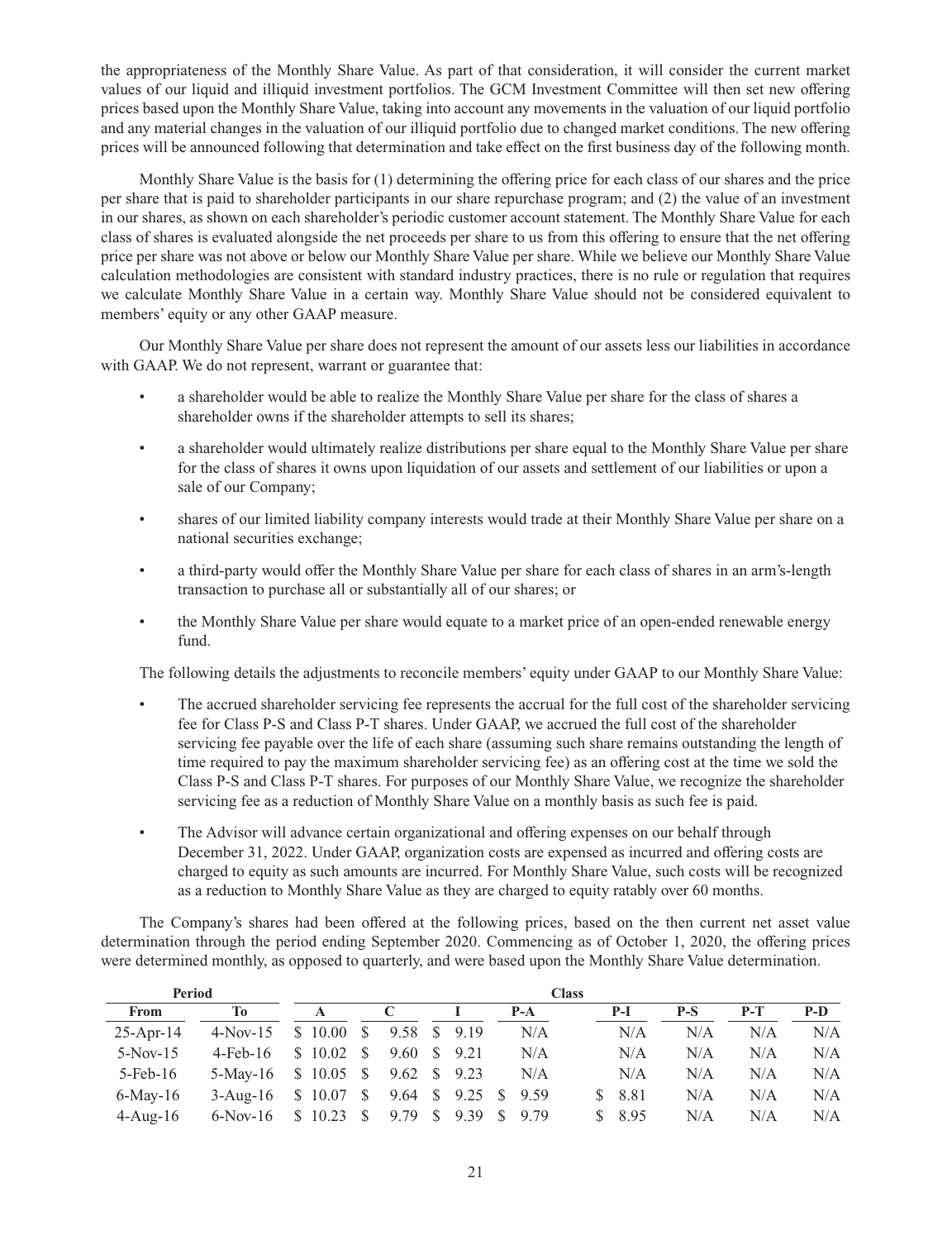the appropriateness of the Monthly Share Value. As part of that consideration, it will consider the current market values of our liquid and illiquid investment portfolios. The GCM Investment Committee will then set new offering prices based upon the Monthly Share Value, taking into account any movements in the valuation of our liquid portfolio and any material changes in the valuation of our illiquid portfolio due to changed market conditions. The new offering prices will be announced following that determination and take effect on the first business day of the following month.

Monthly Share Value is the basis for (1) determining the offering price for each class of our shares and the price per share that is paid to shareholder participants in our share repurchase program; and (2) the value of an investment in our shares, as shown on each shareholder's periodic customer account statement. The Monthly Share Value for each class of shares is evaluated alongside the net proceeds per share to us from this offering to ensure that the net offering price per share was not above or below our Monthly Share Value per share. While we believe our Monthly Share Value calculation methodologies are consistent with standard industry practices, there is no rule or regulation that requires we calculate Monthly Share Value in a certain way. Monthly Share Value should not be considered equivalent to members' equity or any other GAAP measure.

Our Monthly Share Value per share does not represent the amount of our assets less our liabilities in accordance with GAAP. We do not represent, warrant or guarantee that:

- a shareholder would be able to realize the Monthly Share Value per share for the class of shares a shareholder owns if the shareholder attempts to sell its shares;
- a shareholder would ultimately realize distributions per share equal to the Monthly Share Value per share for the class of shares it owns upon liquidation of our assets and settlement of our liabilities or upon a sale of our Company;
- shares of our limited liability company interests would trade at their Monthly Share Value per share on a national securities exchange;
- a third-party would offer the Monthly Share Value per share for each class of shares in an arm's-length transaction to purchase all or substantially all of our shares; or
- the Monthly Share Value per share would equate to a market price of an open-ended renewable energy fund.

The following details the adjustments to reconcile members' equity under GAAP to our Monthly Share Value:

- The accrued shareholder servicing fee represents the accrual for the full cost of the shareholder servicing fee for Class P-S and Class P-T shares. Under GAAP, we accrued the full cost of the shareholder servicing fee payable over the life of each share (assuming such share remains outstanding the length of time required to pay the maximum shareholder servicing fee) as an offering cost at the time we sold the Class P-S and Class P-T shares. For purposes of our Monthly Share Value, we recognize the shareholder servicing fee as a reduction of Monthly Share Value on a monthly basis as such fee is paid.
- The Advisor will advance certain organizational and offering expenses on our behalf through December 31, 2022. Under GAAP, organization costs are expensed as incurred and offering costs are charged to equity as such amounts are incurred. For Monthly Share Value, such costs will be recognized as a reduction to Monthly Share Value as they are charged to equity ratably over 60 months.

The Company's shares had been offered at the following prices, based on the then current net asset value determination through the period ending September 2020. Commencing as of October 1, 2020, the offering prices were determined monthly, as opposed to quarterly, and were based upon the Monthly Share Value determination.

| Period | | Class | | | | | | | |
|---|---|---|---|---|---|---|---|---|---|
| From | To | A | C | I | P-A | P-I | P-S | P-T | P-D |
| 25-Apr-14 | 4-Nov-15 | $ 10.00 | $ 9.58 | $ 9.19 | N/A | N/A | N/A | N/A | N/A |
| 5-Nov-15 | 4-Feb-16 | $ 10.02 | $ 9.60 | $ 9.21 | N/A | N/A | N/A | N/A | N/A |
| 5-Feb-16 | 5-May-16 | $ 10.05 | $ 9.62 | $ 9.23 | N/A | N/A | N/A | N/A | N/A |
| 6-May-16 | 3-Aug-16 | $ 10.07 | $ 9.64 | $ 9.25 | $ 9.59 | $ 8.81 | N/A | N/A | N/A |
| 4-Aug-16 | 6-Nov-16 | $ 10.23 | $ 9.79 | $ 9.39 | $ 9.79 | $ 8.95 | N/A | N/A | N/A |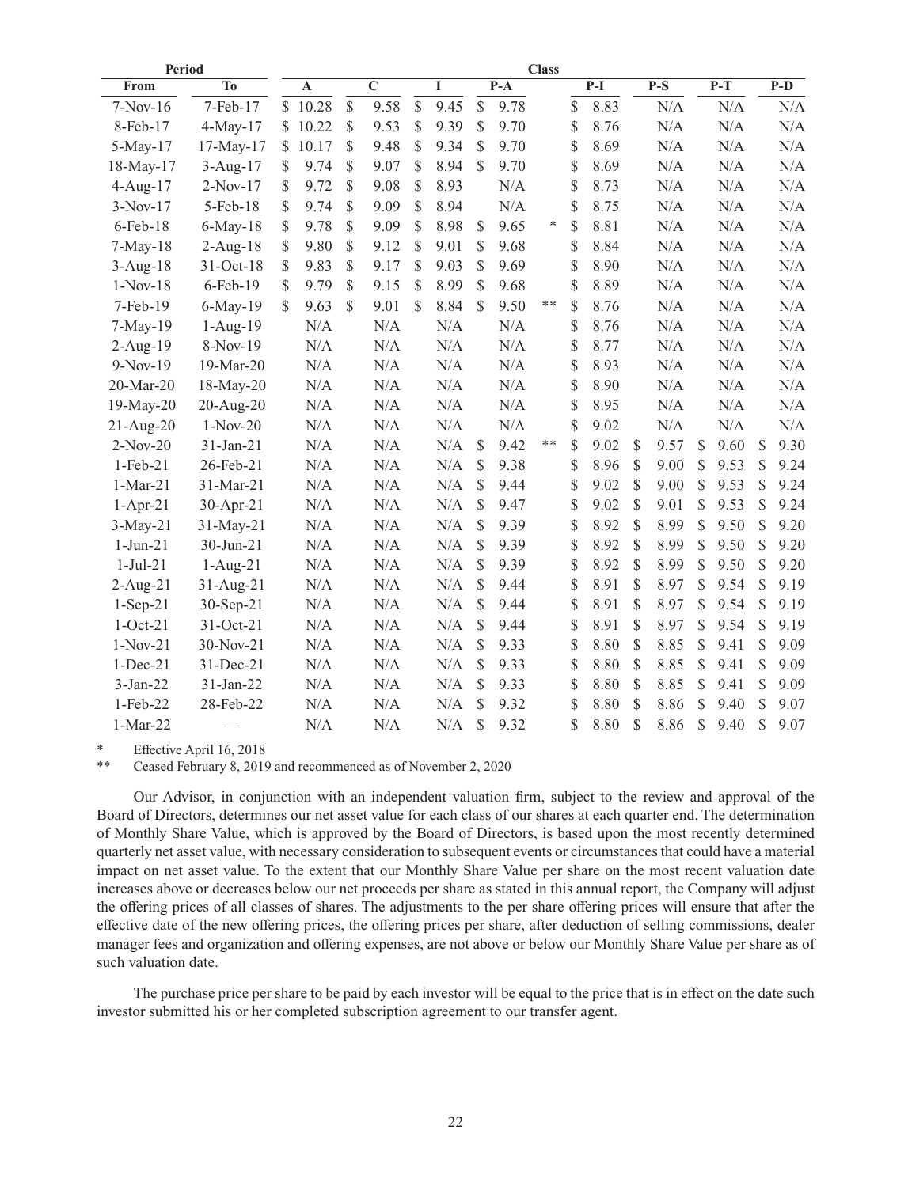| Period | | Class | | | | | | | |
|---|---|---|---|---|---|---|---|---|---|
| From | To | A | C | I | P-A | P-I | P-S | P-T | P-D |
| 7-Nov-16 | 7-Feb-17 | $ 10.28 | $ 9.58 | $ 9.45 | $ 9.78 | $ 8.83 | N/A | N/A | N/A |
| 8-Feb-17 | 4-May-17 | $ 10.22 | $ 9.53 | $ 9.39 | $ 9.70 | $ 8.76 | N/A | N/A | N/A |
| 5-May-17 | 17-May-17 | $ 10.17 | $ 9.48 | $ 9.34 | $ 9.70 | $ 8.69 | N/A | N/A | N/A |
| 18-May-17 | 3-Aug-17 | $ 9.74 | $ 9.07 | $ 8.94 | $ 9.70 | $ 8.69 | N/A | N/A | N/A |
| 4-Aug-17 | 2-Nov-17 | $ 9.72 | $ 9.08 | $ 8.93 | N/A | $ 8.73 | N/A | N/A | N/A |
| 3-Nov-17 | 5-Feb-18 | $ 9.74 | $ 9.09 | $ 8.94 | N/A | $ 8.75 | N/A | N/A | N/A |
| 6-Feb-18 | 6-May-18 | $ 9.78 | $ 9.09 | $ 8.98 | $ 9.65 * | $ 8.81 | N/A | N/A | N/A |
| 7-May-18 | 2-Aug-18 | $ 9.80 | $ 9.12 | $ 9.01 | $ 9.68 | $ 8.84 | N/A | N/A | N/A |
| 3-Aug-18 | 31-Oct-18 | $ 9.83 | $ 9.17 | $ 9.03 | $ 9.69 | $ 8.90 | N/A | N/A | N/A |
| 1-Nov-18 | 6-Feb-19 | $ 9.79 | $ 9.15 | $ 8.99 | $ 9.68 | $ 8.89 | N/A | N/A | N/A |
| 7-Feb-19 | 6-May-19 | $ 9.63 | $ 9.01 | $ 8.84 | $ 9.50 ** | $ 8.76 | N/A | N/A | N/A |
| 7-May-19 | 1-Aug-19 | N/A | N/A | N/A | N/A | $ 8.76 | N/A | N/A | N/A |
| 2-Aug-19 | 8-Nov-19 | N/A | N/A | N/A | N/A | $ 8.77 | N/A | N/A | N/A |
| 9-Nov-19 | 19-Mar-20 | N/A | N/A | N/A | N/A | $ 8.93 | N/A | N/A | N/A |
| 20-Mar-20 | 18-May-20 | N/A | N/A | N/A | N/A | $ 8.90 | N/A | N/A | N/A |
| 19-May-20 | 20-Aug-20 | N/A | N/A | N/A | N/A | $ 8.95 | N/A | N/A | N/A |
| 21-Aug-20 | 1-Nov-20 | N/A | N/A | N/A | N/A | $ 9.02 | N/A | N/A | N/A |
| 2-Nov-20 | 31-Jan-21 | N/A | N/A | N/A | $ 9.42 ** | $ 9.02 | $ 9.57 | $ 9.60 | $ 9.30 |
| 1-Feb-21 | 26-Feb-21 | N/A | N/A | N/A | $ 9.38 | $ 8.96 | $ 9.00 | $ 9.53 | $ 9.24 |
| 1-Mar-21 | 31-Mar-21 | N/A | N/A | N/A | $ 9.44 | $ 9.02 | $ 9.00 | $ 9.53 | $ 9.24 |
| 1-Apr-21 | 30-Apr-21 | N/A | N/A | N/A | $ 9.47 | $ 9.02 | $ 9.01 | $ 9.53 | $ 9.24 |
| 3-May-21 | 31-May-21 | N/A | N/A | N/A | $ 9.39 | $ 8.92 | $ 8.99 | $ 9.50 | $ 9.20 |
| 1-Jun-21 | 30-Jun-21 | N/A | N/A | N/A | $ 9.39 | $ 8.92 | $ 8.99 | $ 9.50 | $ 9.20 |
| 1-Jul-21 | 1-Aug-21 | N/A | N/A | N/A | $ 9.39 | $ 8.92 | $ 8.99 | $ 9.50 | $ 9.20 |
| 2-Aug-21 | 31-Aug-21 | N/A | N/A | N/A | $ 9.44 | $ 8.91 | $ 8.97 | $ 9.54 | $ 9.19 |
| 1-Sep-21 | 30-Sep-21 | N/A | N/A | N/A | $ 9.44 | $ 8.91 | $ 8.97 | $ 9.54 | $ 9.19 |
| 1-Oct-21 | 31-Oct-21 | N/A | N/A | N/A | $ 9.44 | $ 8.91 | $ 8.97 | $ 9.54 | $ 9.19 |
| 1-Nov-21 | 30-Nov-21 | N/A | N/A | N/A | $ 9.33 | $ 8.80 | $ 8.85 | $ 9.41 | $ 9.09 |
| 1-Dec-21 | 31-Dec-21 | N/A | N/A | N/A | $ 9.33 | $ 8.80 | $ 8.85 | $ 9.41 | $ 9.09 |
| 3-Jan-22 | 31-Jan-22 | N/A | N/A | N/A | $ 9.33 | $ 8.80 | $ 8.85 | $ 9.41 | $ 9.09 |
| 1-Feb-22 | 28-Feb-22 | N/A | N/A | N/A | $ 9.32 | $ 8.80 | $ 8.86 | $ 9.40 | $ 9.07 |
| 1-Mar-22 | — | N/A | N/A | N/A | $ 9.32 | $ 8.80 | $ 8.86 | $ 9.40 | $ 9.07 |

\* Effective April 16, 2018

** Ceased February 8, 2019 and recommenced as of November 2, 2020

Our Advisor, in conjunction with an independent valuation firm, subject to the review and approval of the Board of Directors, determines our net asset value for each class of our shares at each quarter end. The determination of Monthly Share Value, which is approved by the Board of Directors, is based upon the most recently determined quarterly net asset value, with necessary consideration to subsequent events or circumstances that could have a material impact on net asset value. To the extent that our Monthly Share Value per share on the most recent valuation date increases above or decreases below our net proceeds per share as stated in this annual report, the Company will adjust the offering prices of all classes of shares. The adjustments to the per share offering prices will ensure that after the effective date of the new offering prices, the offering prices per share, after deduction of selling commissions, dealer manager fees and organization and offering expenses, are not above or below our Monthly Share Value per share as of such valuation date.

The purchase price per share to be paid by each investor will be equal to the price that is in effect on the date such investor submitted his or her completed subscription agreement to our transfer agent.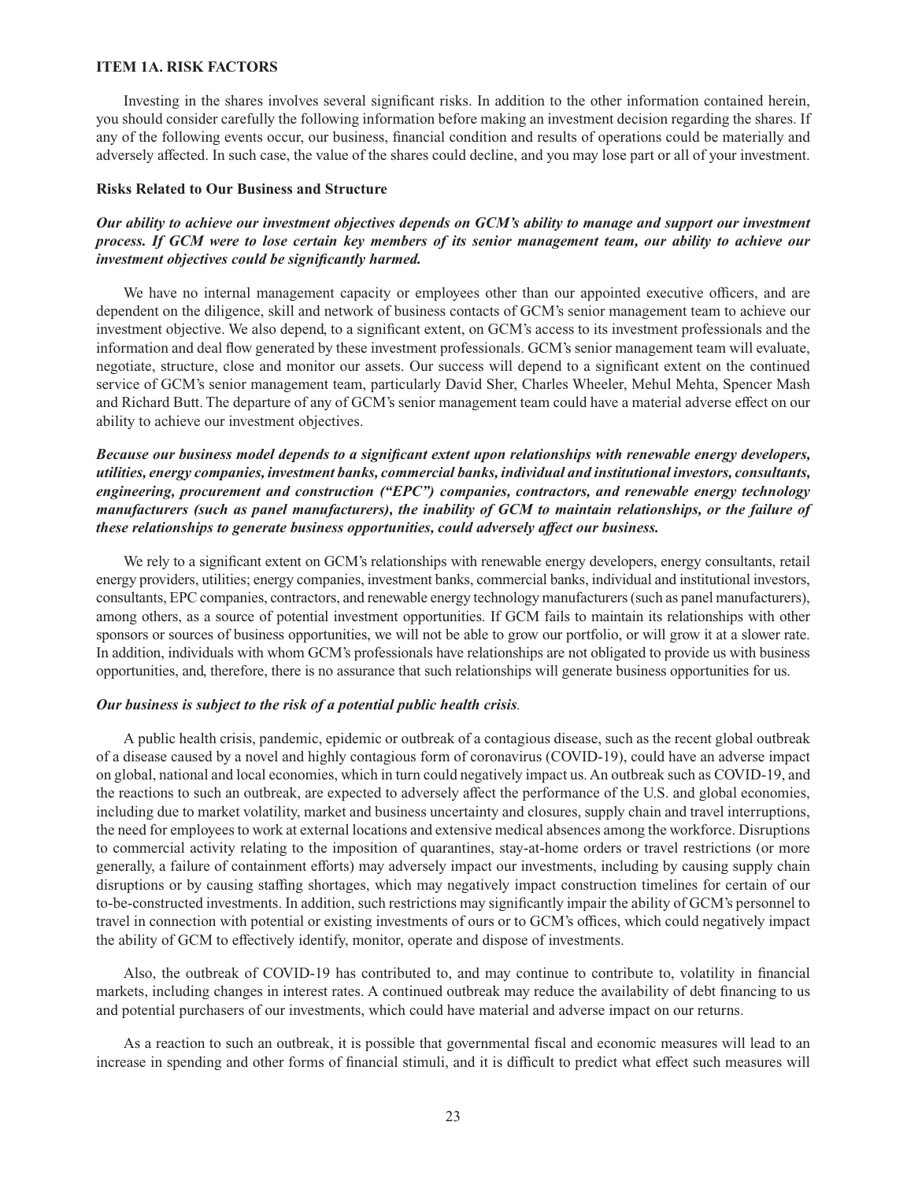## ITEM 1A. RISK FACTORS

Investing in the shares involves several significant risks. In addition to the other information contained herein, you should consider carefully the following information before making an investment decision regarding the shares. If any of the following events occur, our business, financial condition and results of operations could be materially and adversely affected. In such case, the value of the shares could decline, and you may lose part or all of your investment.

### Risks Related to Our Business and Structure

***Our ability to achieve our investment objectives depends on GCM's ability to manage and support our investment process. If GCM were to lose certain key members of its senior management team, our ability to achieve our investment objectives could be significantly harmed.***

We have no internal management capacity or employees other than our appointed executive officers, and are dependent on the diligence, skill and network of business contacts of GCM's senior management team to achieve our investment objective. We also depend, to a significant extent, on GCM's access to its investment professionals and the information and deal flow generated by these investment professionals. GCM's senior management team will evaluate, negotiate, structure, close and monitor our assets. Our success will depend to a significant extent on the continued service of GCM's senior management team, particularly David Sher, Charles Wheeler, Mehul Mehta, Spencer Mash and Richard Butt. The departure of any of GCM's senior management team could have a material adverse effect on our ability to achieve our investment objectives.

***Because our business model depends to a significant extent upon relationships with renewable energy developers, utilities, energy companies, investment banks, commercial banks, individual and institutional investors, consultants, engineering, procurement and construction ("EPC") companies, contractors, and renewable energy technology manufacturers (such as panel manufacturers), the inability of GCM to maintain relationships, or the failure of these relationships to generate business opportunities, could adversely affect our business.***

We rely to a significant extent on GCM's relationships with renewable energy developers, energy consultants, retail energy providers, utilities; energy companies, investment banks, commercial banks, individual and institutional investors, consultants, EPC companies, contractors, and renewable energy technology manufacturers (such as panel manufacturers), among others, as a source of potential investment opportunities. If GCM fails to maintain its relationships with other sponsors or sources of business opportunities, we will not be able to grow our portfolio, or will grow it at a slower rate. In addition, individuals with whom GCM's professionals have relationships are not obligated to provide us with business opportunities, and, therefore, there is no assurance that such relationships will generate business opportunities for us.

***Our business is subject to the risk of a potential public health crisis.***

A public health crisis, pandemic, epidemic or outbreak of a contagious disease, such as the recent global outbreak of a disease caused by a novel and highly contagious form of coronavirus (COVID-19), could have an adverse impact on global, national and local economies, which in turn could negatively impact us. An outbreak such as COVID-19, and the reactions to such an outbreak, are expected to adversely affect the performance of the U.S. and global economies, including due to market volatility, market and business uncertainty and closures, supply chain and travel interruptions, the need for employees to work at external locations and extensive medical absences among the workforce. Disruptions to commercial activity relating to the imposition of quarantines, stay-at-home orders or travel restrictions (or more generally, a failure of containment efforts) may adversely impact our investments, including by causing supply chain disruptions or by causing staffing shortages, which may negatively impact construction timelines for certain of our to-be-constructed investments. In addition, such restrictions may significantly impair the ability of GCM's personnel to travel in connection with potential or existing investments of ours or to GCM's offices, which could negatively impact the ability of GCM to effectively identify, monitor, operate and dispose of investments.

Also, the outbreak of COVID-19 has contributed to, and may continue to contribute to, volatility in financial markets, including changes in interest rates. A continued outbreak may reduce the availability of debt financing to us and potential purchasers of our investments, which could have material and adverse impact on our returns.

As a reaction to such an outbreak, it is possible that governmental fiscal and economic measures will lead to an increase in spending and other forms of financial stimuli, and it is difficult to predict what effect such measures will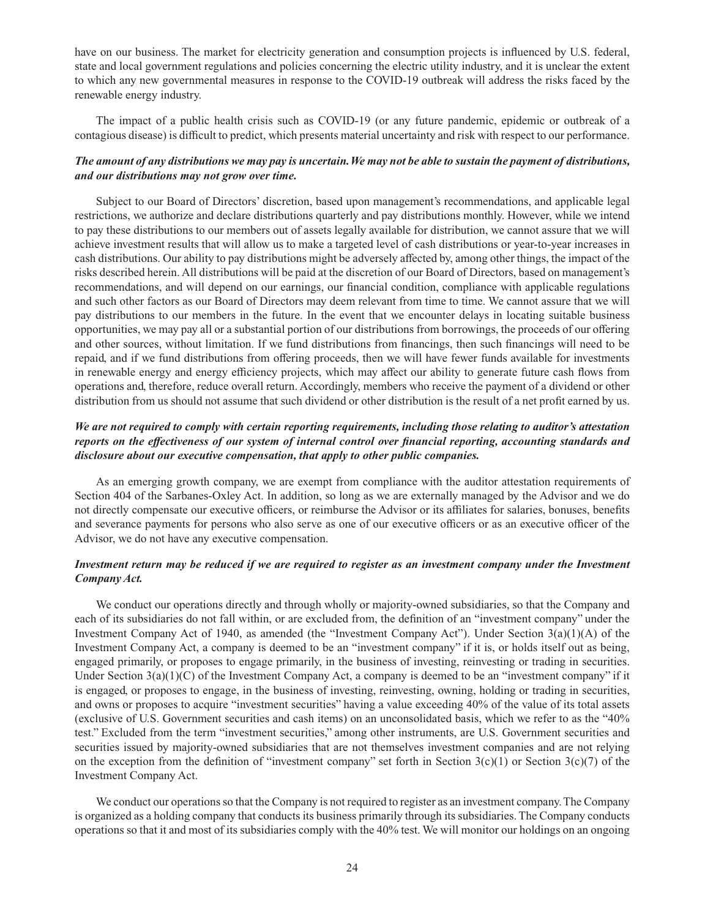have on our business. The market for electricity generation and consumption projects is influenced by U.S. federal, state and local government regulations and policies concerning the electric utility industry, and it is unclear the extent to which any new governmental measures in response to the COVID-19 outbreak will address the risks faced by the renewable energy industry.

The impact of a public health crisis such as COVID-19 (or any future pandemic, epidemic or outbreak of a contagious disease) is difficult to predict, which presents material uncertainty and risk with respect to our performance.

***The amount of any distributions we may pay is uncertain. We may not be able to sustain the payment of distributions, and our distributions may not grow over time.***

Subject to our Board of Directors' discretion, based upon management's recommendations, and applicable legal restrictions, we authorize and declare distributions quarterly and pay distributions monthly. However, while we intend to pay these distributions to our members out of assets legally available for distribution, we cannot assure that we will achieve investment results that will allow us to make a targeted level of cash distributions or year-to-year increases in cash distributions. Our ability to pay distributions might be adversely affected by, among other things, the impact of the risks described herein. All distributions will be paid at the discretion of our Board of Directors, based on management's recommendations, and will depend on our earnings, our financial condition, compliance with applicable regulations and such other factors as our Board of Directors may deem relevant from time to time. We cannot assure that we will pay distributions to our members in the future. In the event that we encounter delays in locating suitable business opportunities, we may pay all or a substantial portion of our distributions from borrowings, the proceeds of our offering and other sources, without limitation. If we fund distributions from financings, then such financings will need to be repaid, and if we fund distributions from offering proceeds, then we will have fewer funds available for investments in renewable energy and energy efficiency projects, which may affect our ability to generate future cash flows from operations and, therefore, reduce overall return. Accordingly, members who receive the payment of a dividend or other distribution from us should not assume that such dividend or other distribution is the result of a net profit earned by us.

***We are not required to comply with certain reporting requirements, including those relating to auditor's attestation reports on the effectiveness of our system of internal control over financial reporting, accounting standards and disclosure about our executive compensation, that apply to other public companies.***

As an emerging growth company, we are exempt from compliance with the auditor attestation requirements of Section 404 of the Sarbanes-Oxley Act. In addition, so long as we are externally managed by the Advisor and we do not directly compensate our executive officers, or reimburse the Advisor or its affiliates for salaries, bonuses, benefits and severance payments for persons who also serve as one of our executive officers or as an executive officer of the Advisor, we do not have any executive compensation.

***Investment return may be reduced if we are required to register as an investment company under the Investment Company Act.***

We conduct our operations directly and through wholly or majority-owned subsidiaries, so that the Company and each of its subsidiaries do not fall within, or are excluded from, the definition of an "investment company" under the Investment Company Act of 1940, as amended (the "Investment Company Act"). Under Section 3(a)(1)(A) of the Investment Company Act, a company is deemed to be an "investment company" if it is, or holds itself out as being, engaged primarily, or proposes to engage primarily, in the business of investing, reinvesting or trading in securities. Under Section 3(a)(1)(C) of the Investment Company Act, a company is deemed to be an "investment company" if it is engaged, or proposes to engage, in the business of investing, reinvesting, owning, holding or trading in securities, and owns or proposes to acquire "investment securities" having a value exceeding 40% of the value of its total assets (exclusive of U.S. Government securities and cash items) on an unconsolidated basis, which we refer to as the "40% test." Excluded from the term "investment securities," among other instruments, are U.S. Government securities and securities issued by majority-owned subsidiaries that are not themselves investment companies and are not relying on the exception from the definition of "investment company" set forth in Section 3(c)(1) or Section 3(c)(7) of the Investment Company Act.

We conduct our operations so that the Company is not required to register as an investment company. The Company is organized as a holding company that conducts its business primarily through its subsidiaries. The Company conducts operations so that it and most of its subsidiaries comply with the 40% test. We will monitor our holdings on an ongoing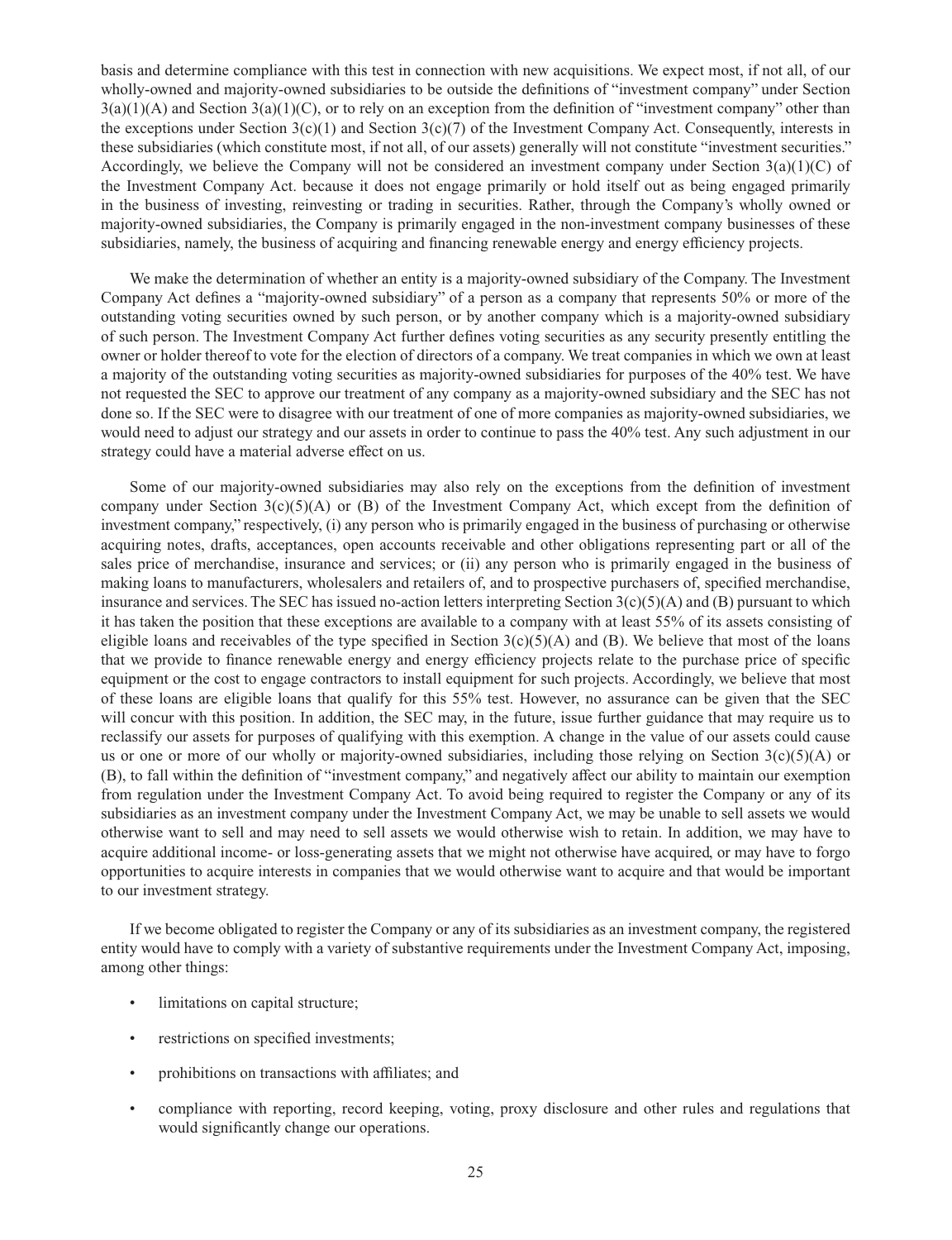basis and determine compliance with this test in connection with new acquisitions. We expect most, if not all, of our wholly-owned and majority-owned subsidiaries to be outside the definitions of "investment company" under Section 3(a)(1)(A) and Section 3(a)(1)(C), or to rely on an exception from the definition of "investment company" other than the exceptions under Section 3(c)(1) and Section 3(c)(7) of the Investment Company Act. Consequently, interests in these subsidiaries (which constitute most, if not all, of our assets) generally will not constitute "investment securities." Accordingly, we believe the Company will not be considered an investment company under Section 3(a)(1)(C) of the Investment Company Act. because it does not engage primarily or hold itself out as being engaged primarily in the business of investing, reinvesting or trading in securities. Rather, through the Company's wholly owned or majority-owned subsidiaries, the Company is primarily engaged in the non-investment company businesses of these subsidiaries, namely, the business of acquiring and financing renewable energy and energy efficiency projects.

We make the determination of whether an entity is a majority-owned subsidiary of the Company. The Investment Company Act defines a "majority-owned subsidiary" of a person as a company that represents 50% or more of the outstanding voting securities owned by such person, or by another company which is a majority-owned subsidiary of such person. The Investment Company Act further defines voting securities as any security presently entitling the owner or holder thereof to vote for the election of directors of a company. We treat companies in which we own at least a majority of the outstanding voting securities as majority-owned subsidiaries for purposes of the 40% test. We have not requested the SEC to approve our treatment of any company as a majority-owned subsidiary and the SEC has not done so. If the SEC were to disagree with our treatment of one of more companies as majority-owned subsidiaries, we would need to adjust our strategy and our assets in order to continue to pass the 40% test. Any such adjustment in our strategy could have a material adverse effect on us.

Some of our majority-owned subsidiaries may also rely on the exceptions from the definition of investment company under Section 3(c)(5)(A) or (B) of the Investment Company Act, which except from the definition of investment company," respectively, (i) any person who is primarily engaged in the business of purchasing or otherwise acquiring notes, drafts, acceptances, open accounts receivable and other obligations representing part or all of the sales price of merchandise, insurance and services; or (ii) any person who is primarily engaged in the business of making loans to manufacturers, wholesalers and retailers of, and to prospective purchasers of, specified merchandise, insurance and services. The SEC has issued no-action letters interpreting Section 3(c)(5)(A) and (B) pursuant to which it has taken the position that these exceptions are available to a company with at least 55% of its assets consisting of eligible loans and receivables of the type specified in Section 3(c)(5)(A) and (B). We believe that most of the loans that we provide to finance renewable energy and energy efficiency projects relate to the purchase price of specific equipment or the cost to engage contractors to install equipment for such projects. Accordingly, we believe that most of these loans are eligible loans that qualify for this 55% test. However, no assurance can be given that the SEC will concur with this position. In addition, the SEC may, in the future, issue further guidance that may require us to reclassify our assets for purposes of qualifying with this exemption. A change in the value of our assets could cause us or one or more of our wholly or majority-owned subsidiaries, including those relying on Section 3(c)(5)(A) or (B), to fall within the definition of "investment company," and negatively affect our ability to maintain our exemption from regulation under the Investment Company Act. To avoid being required to register the Company or any of its subsidiaries as an investment company under the Investment Company Act, we may be unable to sell assets we would otherwise want to sell and may need to sell assets we would otherwise wish to retain. In addition, we may have to acquire additional income- or loss-generating assets that we might not otherwise have acquired, or may have to forgo opportunities to acquire interests in companies that we would otherwise want to acquire and that would be important to our investment strategy.

If we become obligated to register the Company or any of its subsidiaries as an investment company, the registered entity would have to comply with a variety of substantive requirements under the Investment Company Act, imposing, among other things:

- limitations on capital structure;
- restrictions on specified investments;
- prohibitions on transactions with affiliates; and
- compliance with reporting, record keeping, voting, proxy disclosure and other rules and regulations that would significantly change our operations.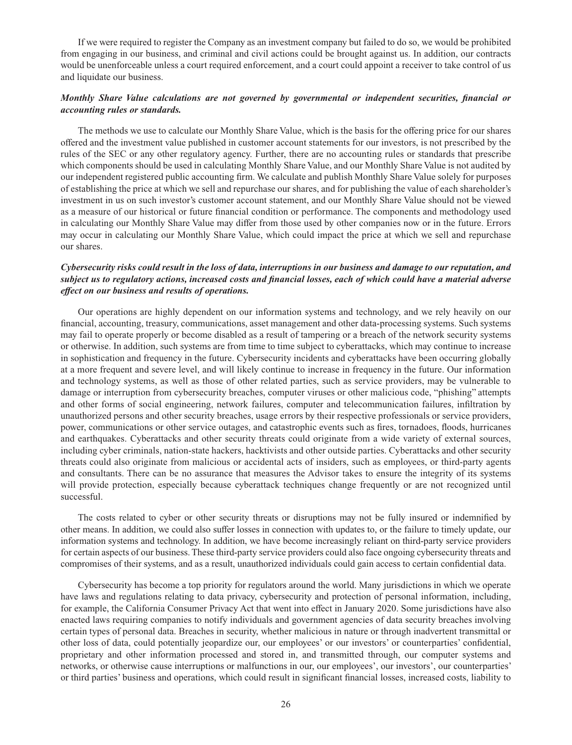If we were required to register the Company as an investment company but failed to do so, we would be prohibited from engaging in our business, and criminal and civil actions could be brought against us. In addition, our contracts would be unenforceable unless a court required enforcement, and a court could appoint a receiver to take control of us and liquidate our business.

***Monthly Share Value calculations are not governed by governmental or independent securities, financial or accounting rules or standards.***

The methods we use to calculate our Monthly Share Value, which is the basis for the offering price for our shares offered and the investment value published in customer account statements for our investors, is not prescribed by the rules of the SEC or any other regulatory agency. Further, there are no accounting rules or standards that prescribe which components should be used in calculating Monthly Share Value, and our Monthly Share Value is not audited by our independent registered public accounting firm. We calculate and publish Monthly Share Value solely for purposes of establishing the price at which we sell and repurchase our shares, and for publishing the value of each shareholder's investment in us on such investor's customer account statement, and our Monthly Share Value should not be viewed as a measure of our historical or future financial condition or performance. The components and methodology used in calculating our Monthly Share Value may differ from those used by other companies now or in the future. Errors may occur in calculating our Monthly Share Value, which could impact the price at which we sell and repurchase our shares.

***Cybersecurity risks could result in the loss of data, interruptions in our business and damage to our reputation, and subject us to regulatory actions, increased costs and financial losses, each of which could have a material adverse effect on our business and results of operations.***

Our operations are highly dependent on our information systems and technology, and we rely heavily on our financial, accounting, treasury, communications, asset management and other data-processing systems. Such systems may fail to operate properly or become disabled as a result of tampering or a breach of the network security systems or otherwise. In addition, such systems are from time to time subject to cyberattacks, which may continue to increase in sophistication and frequency in the future. Cybersecurity incidents and cyberattacks have been occurring globally at a more frequent and severe level, and will likely continue to increase in frequency in the future. Our information and technology systems, as well as those of other related parties, such as service providers, may be vulnerable to damage or interruption from cybersecurity breaches, computer viruses or other malicious code, "phishing" attempts and other forms of social engineering, network failures, computer and telecommunication failures, infiltration by unauthorized persons and other security breaches, usage errors by their respective professionals or service providers, power, communications or other service outages, and catastrophic events such as fires, tornadoes, floods, hurricanes and earthquakes. Cyberattacks and other security threats could originate from a wide variety of external sources, including cyber criminals, nation-state hackers, hacktivists and other outside parties. Cyberattacks and other security threats could also originate from malicious or accidental acts of insiders, such as employees, or third-party agents and consultants. There can be no assurance that measures the Advisor takes to ensure the integrity of its systems will provide protection, especially because cyberattack techniques change frequently or are not recognized until successful.

The costs related to cyber or other security threats or disruptions may not be fully insured or indemnified by other means. In addition, we could also suffer losses in connection with updates to, or the failure to timely update, our information systems and technology. In addition, we have become increasingly reliant on third-party service providers for certain aspects of our business. These third-party service providers could also face ongoing cybersecurity threats and compromises of their systems, and as a result, unauthorized individuals could gain access to certain confidential data.

Cybersecurity has become a top priority for regulators around the world. Many jurisdictions in which we operate have laws and regulations relating to data privacy, cybersecurity and protection of personal information, including, for example, the California Consumer Privacy Act that went into effect in January 2020. Some jurisdictions have also enacted laws requiring companies to notify individuals and government agencies of data security breaches involving certain types of personal data. Breaches in security, whether malicious in nature or through inadvertent transmittal or other loss of data, could potentially jeopardize our, our employees' or our investors' or counterparties' confidential, proprietary and other information processed and stored in, and transmitted through, our computer systems and networks, or otherwise cause interruptions or malfunctions in our, our employees', our investors', our counterparties' or third parties' business and operations, which could result in significant financial losses, increased costs, liability to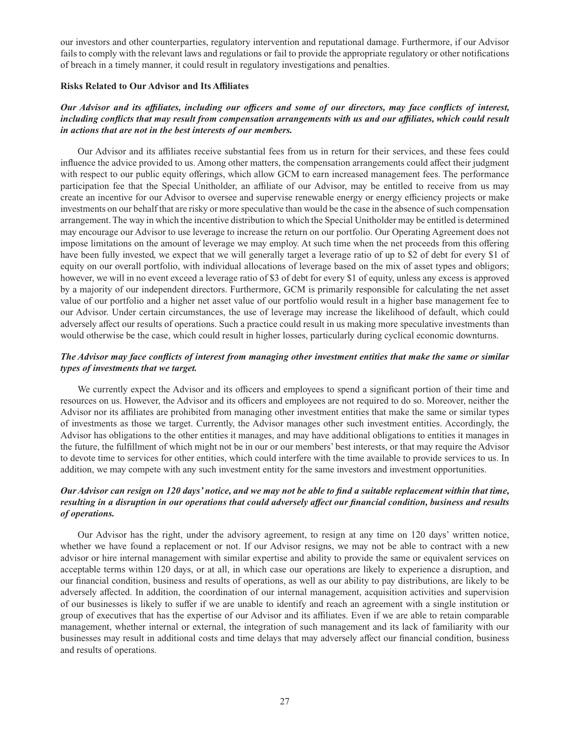our investors and other counterparties, regulatory intervention and reputational damage. Furthermore, if our Advisor fails to comply with the relevant laws and regulations or fail to provide the appropriate regulatory or other notifications of breach in a timely manner, it could result in regulatory investigations and penalties.

**Risks Related to Our Advisor and Its Affiliates**

***Our Advisor and its affiliates, including our officers and some of our directors, may face conflicts of interest, including conflicts that may result from compensation arrangements with us and our affiliates, which could result in actions that are not in the best interests of our members.***

Our Advisor and its affiliates receive substantial fees from us in return for their services, and these fees could influence the advice provided to us. Among other matters, the compensation arrangements could affect their judgment with respect to our public equity offerings, which allow GCM to earn increased management fees. The performance participation fee that the Special Unitholder, an affiliate of our Advisor, may be entitled to receive from us may create an incentive for our Advisor to oversee and supervise renewable energy or energy efficiency projects or make investments on our behalf that are risky or more speculative than would be the case in the absence of such compensation arrangement. The way in which the incentive distribution to which the Special Unitholder may be entitled is determined may encourage our Advisor to use leverage to increase the return on our portfolio. Our Operating Agreement does not impose limitations on the amount of leverage we may employ. At such time when the net proceeds from this offering have been fully invested, we expect that we will generally target a leverage ratio of up to $2 of debt for every $1 of equity on our overall portfolio, with individual allocations of leverage based on the mix of asset types and obligors; however, we will in no event exceed a leverage ratio of $3 of debt for every $1 of equity, unless any excess is approved by a majority of our independent directors. Furthermore, GCM is primarily responsible for calculating the net asset value of our portfolio and a higher net asset value of our portfolio would result in a higher base management fee to our Advisor. Under certain circumstances, the use of leverage may increase the likelihood of default, which could adversely affect our results of operations. Such a practice could result in us making more speculative investments than would otherwise be the case, which could result in higher losses, particularly during cyclical economic downturns.

***The Advisor may face conflicts of interest from managing other investment entities that make the same or similar types of investments that we target.***

We currently expect the Advisor and its officers and employees to spend a significant portion of their time and resources on us. However, the Advisor and its officers and employees are not required to do so. Moreover, neither the Advisor nor its affiliates are prohibited from managing other investment entities that make the same or similar types of investments as those we target. Currently, the Advisor manages other such investment entities. Accordingly, the Advisor has obligations to the other entities it manages, and may have additional obligations to entities it manages in the future, the fulfillment of which might not be in our or our members' best interests, or that may require the Advisor to devote time to services for other entities, which could interfere with the time available to provide services to us. In addition, we may compete with any such investment entity for the same investors and investment opportunities.

***Our Advisor can resign on 120 days' notice, and we may not be able to find a suitable replacement within that time, resulting in a disruption in our operations that could adversely affect our financial condition, business and results of operations.***

Our Advisor has the right, under the advisory agreement, to resign at any time on 120 days' written notice, whether we have found a replacement or not. If our Advisor resigns, we may not be able to contract with a new advisor or hire internal management with similar expertise and ability to provide the same or equivalent services on acceptable terms within 120 days, or at all, in which case our operations are likely to experience a disruption, and our financial condition, business and results of operations, as well as our ability to pay distributions, are likely to be adversely affected. In addition, the coordination of our internal management, acquisition activities and supervision of our businesses is likely to suffer if we are unable to identify and reach an agreement with a single institution or group of executives that has the expertise of our Advisor and its affiliates. Even if we are able to retain comparable management, whether internal or external, the integration of such management and its lack of familiarity with our businesses may result in additional costs and time delays that may adversely affect our financial condition, business and results of operations.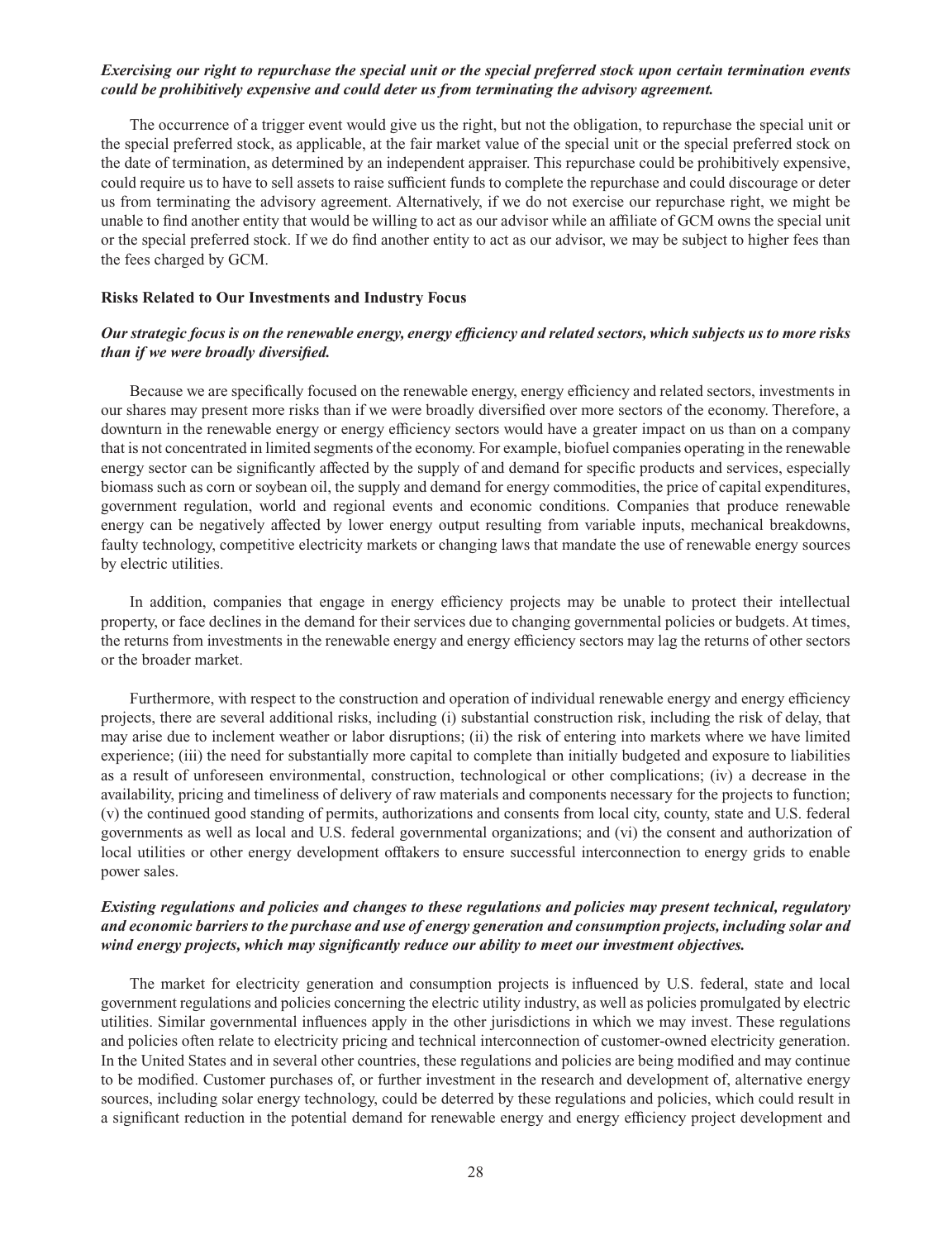***Exercising our right to repurchase the special unit or the special preferred stock upon certain termination events could be prohibitively expensive and could deter us from terminating the advisory agreement.***

The occurrence of a trigger event would give us the right, but not the obligation, to repurchase the special unit or the special preferred stock, as applicable, at the fair market value of the special unit or the special preferred stock on the date of termination, as determined by an independent appraiser. This repurchase could be prohibitively expensive, could require us to have to sell assets to raise sufficient funds to complete the repurchase and could discourage or deter us from terminating the advisory agreement. Alternatively, if we do not exercise our repurchase right, we might be unable to find another entity that would be willing to act as our advisor while an affiliate of GCM owns the special unit or the special preferred stock. If we do find another entity to act as our advisor, we may be subject to higher fees than the fees charged by GCM.

**Risks Related to Our Investments and Industry Focus**

***Our strategic focus is on the renewable energy, energy efficiency and related sectors, which subjects us to more risks than if we were broadly diversified.***

Because we are specifically focused on the renewable energy, energy efficiency and related sectors, investments in our shares may present more risks than if we were broadly diversified over more sectors of the economy. Therefore, a downturn in the renewable energy or energy efficiency sectors would have a greater impact on us than on a company that is not concentrated in limited segments of the economy. For example, biofuel companies operating in the renewable energy sector can be significantly affected by the supply of and demand for specific products and services, especially biomass such as corn or soybean oil, the supply and demand for energy commodities, the price of capital expenditures, government regulation, world and regional events and economic conditions. Companies that produce renewable energy can be negatively affected by lower energy output resulting from variable inputs, mechanical breakdowns, faulty technology, competitive electricity markets or changing laws that mandate the use of renewable energy sources by electric utilities.

In addition, companies that engage in energy efficiency projects may be unable to protect their intellectual property, or face declines in the demand for their services due to changing governmental policies or budgets. At times, the returns from investments in the renewable energy and energy efficiency sectors may lag the returns of other sectors or the broader market.

Furthermore, with respect to the construction and operation of individual renewable energy and energy efficiency projects, there are several additional risks, including (i) substantial construction risk, including the risk of delay, that may arise due to inclement weather or labor disruptions; (ii) the risk of entering into markets where we have limited experience; (iii) the need for substantially more capital to complete than initially budgeted and exposure to liabilities as a result of unforeseen environmental, construction, technological or other complications; (iv) a decrease in the availability, pricing and timeliness of delivery of raw materials and components necessary for the projects to function; (v) the continued good standing of permits, authorizations and consents from local city, county, state and U.S. federal governments as well as local and U.S. federal governmental organizations; and (vi) the consent and authorization of local utilities or other energy development offtakers to ensure successful interconnection to energy grids to enable power sales.

***Existing regulations and policies and changes to these regulations and policies may present technical, regulatory and economic barriers to the purchase and use of energy generation and consumption projects, including solar and wind energy projects, which may significantly reduce our ability to meet our investment objectives.***

The market for electricity generation and consumption projects is influenced by U.S. federal, state and local government regulations and policies concerning the electric utility industry, as well as policies promulgated by electric utilities. Similar governmental influences apply in the other jurisdictions in which we may invest. These regulations and policies often relate to electricity pricing and technical interconnection of customer-owned electricity generation. In the United States and in several other countries, these regulations and policies are being modified and may continue to be modified. Customer purchases of, or further investment in the research and development of, alternative energy sources, including solar energy technology, could be deterred by these regulations and policies, which could result in a significant reduction in the potential demand for renewable energy and energy efficiency project development and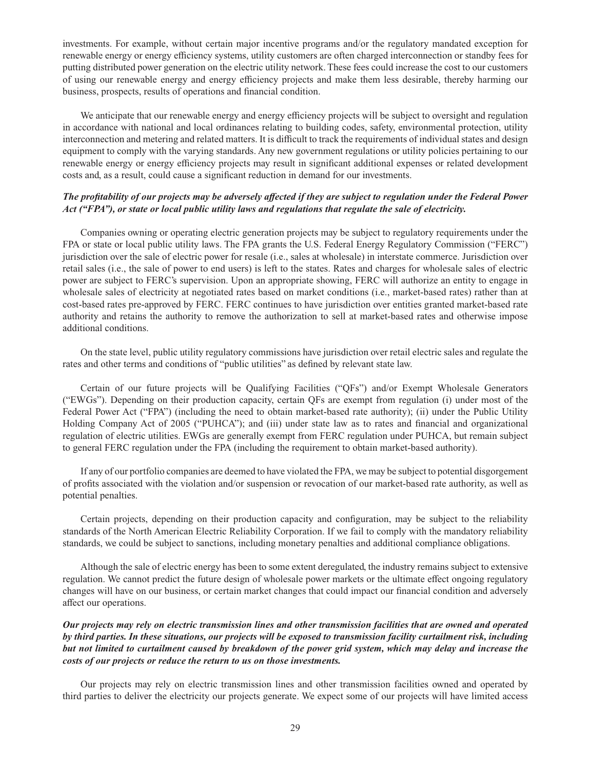investments. For example, without certain major incentive programs and/or the regulatory mandated exception for renewable energy or energy efficiency systems, utility customers are often charged interconnection or standby fees for putting distributed power generation on the electric utility network. These fees could increase the cost to our customers of using our renewable energy and energy efficiency projects and make them less desirable, thereby harming our business, prospects, results of operations and financial condition.

We anticipate that our renewable energy and energy efficiency projects will be subject to oversight and regulation in accordance with national and local ordinances relating to building codes, safety, environmental protection, utility interconnection and metering and related matters. It is difficult to track the requirements of individual states and design equipment to comply with the varying standards. Any new government regulations or utility policies pertaining to our renewable energy or energy efficiency projects may result in significant additional expenses or related development costs and, as a result, could cause a significant reduction in demand for our investments.

***The profitability of our projects may be adversely affected if they are subject to regulation under the Federal Power Act ("FPA"), or state or local public utility laws and regulations that regulate the sale of electricity.***

Companies owning or operating electric generation projects may be subject to regulatory requirements under the FPA or state or local public utility laws. The FPA grants the U.S. Federal Energy Regulatory Commission ("FERC") jurisdiction over the sale of electric power for resale (i.e., sales at wholesale) in interstate commerce. Jurisdiction over retail sales (i.e., the sale of power to end users) is left to the states. Rates and charges for wholesale sales of electric power are subject to FERC's supervision. Upon an appropriate showing, FERC will authorize an entity to engage in wholesale sales of electricity at negotiated rates based on market conditions (i.e., market-based rates) rather than at cost-based rates pre-approved by FERC. FERC continues to have jurisdiction over entities granted market-based rate authority and retains the authority to remove the authorization to sell at market-based rates and otherwise impose additional conditions.

On the state level, public utility regulatory commissions have jurisdiction over retail electric sales and regulate the rates and other terms and conditions of "public utilities" as defined by relevant state law.

Certain of our future projects will be Qualifying Facilities ("QFs") and/or Exempt Wholesale Generators ("EWGs"). Depending on their production capacity, certain QFs are exempt from regulation (i) under most of the Federal Power Act ("FPA") (including the need to obtain market-based rate authority); (ii) under the Public Utility Holding Company Act of 2005 ("PUHCA"); and (iii) under state law as to rates and financial and organizational regulation of electric utilities. EWGs are generally exempt from FERC regulation under PUHCA, but remain subject to general FERC regulation under the FPA (including the requirement to obtain market-based authority).

If any of our portfolio companies are deemed to have violated the FPA, we may be subject to potential disgorgement of profits associated with the violation and/or suspension or revocation of our market-based rate authority, as well as potential penalties.

Certain projects, depending on their production capacity and configuration, may be subject to the reliability standards of the North American Electric Reliability Corporation. If we fail to comply with the mandatory reliability standards, we could be subject to sanctions, including monetary penalties and additional compliance obligations.

Although the sale of electric energy has been to some extent deregulated, the industry remains subject to extensive regulation. We cannot predict the future design of wholesale power markets or the ultimate effect ongoing regulatory changes will have on our business, or certain market changes that could impact our financial condition and adversely affect our operations.

***Our projects may rely on electric transmission lines and other transmission facilities that are owned and operated by third parties. In these situations, our projects will be exposed to transmission facility curtailment risk, including but not limited to curtailment caused by breakdown of the power grid system, which may delay and increase the costs of our projects or reduce the return to us on those investments.***

Our projects may rely on electric transmission lines and other transmission facilities owned and operated by third parties to deliver the electricity our projects generate. We expect some of our projects will have limited access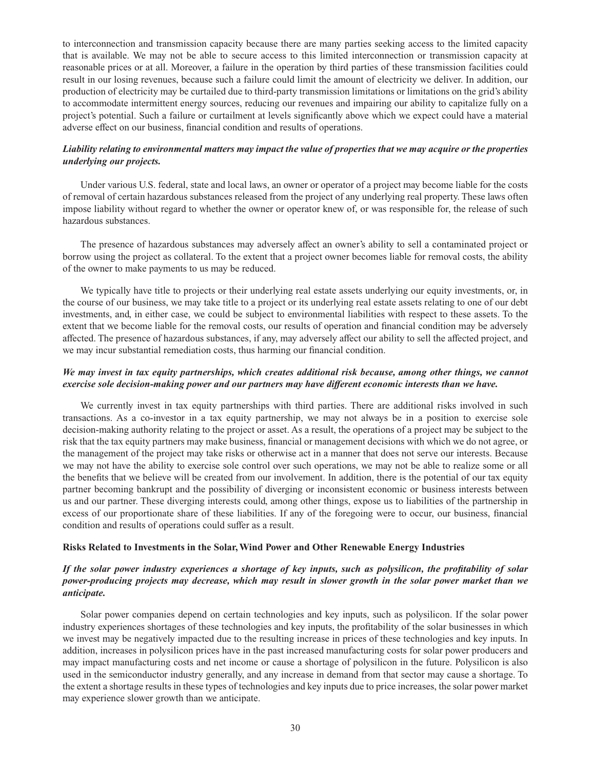to interconnection and transmission capacity because there are many parties seeking access to the limited capacity that is available. We may not be able to secure access to this limited interconnection or transmission capacity at reasonable prices or at all. Moreover, a failure in the operation by third parties of these transmission facilities could result in our losing revenues, because such a failure could limit the amount of electricity we deliver. In addition, our production of electricity may be curtailed due to third-party transmission limitations or limitations on the grid's ability to accommodate intermittent energy sources, reducing our revenues and impairing our ability to capitalize fully on a project's potential. Such a failure or curtailment at levels significantly above which we expect could have a material adverse effect on our business, financial condition and results of operations.

***Liability relating to environmental matters may impact the value of properties that we may acquire or the properties underlying our projects.***

Under various U.S. federal, state and local laws, an owner or operator of a project may become liable for the costs of removal of certain hazardous substances released from the project of any underlying real property. These laws often impose liability without regard to whether the owner or operator knew of, or was responsible for, the release of such hazardous substances.

The presence of hazardous substances may adversely affect an owner's ability to sell a contaminated project or borrow using the project as collateral. To the extent that a project owner becomes liable for removal costs, the ability of the owner to make payments to us may be reduced.

We typically have title to projects or their underlying real estate assets underlying our equity investments, or, in the course of our business, we may take title to a project or its underlying real estate assets relating to one of our debt investments, and, in either case, we could be subject to environmental liabilities with respect to these assets. To the extent that we become liable for the removal costs, our results of operation and financial condition may be adversely affected. The presence of hazardous substances, if any, may adversely affect our ability to sell the affected project, and we may incur substantial remediation costs, thus harming our financial condition.

***We may invest in tax equity partnerships, which creates additional risk because, among other things, we cannot exercise sole decision-making power and our partners may have different economic interests than we have.***

We currently invest in tax equity partnerships with third parties. There are additional risks involved in such transactions. As a co-investor in a tax equity partnership, we may not always be in a position to exercise sole decision-making authority relating to the project or asset. As a result, the operations of a project may be subject to the risk that the tax equity partners may make business, financial or management decisions with which we do not agree, or the management of the project may take risks or otherwise act in a manner that does not serve our interests. Because we may not have the ability to exercise sole control over such operations, we may not be able to realize some or all the benefits that we believe will be created from our involvement. In addition, there is the potential of our tax equity partner becoming bankrupt and the possibility of diverging or inconsistent economic or business interests between us and our partner. These diverging interests could, among other things, expose us to liabilities of the partnership in excess of our proportionate share of these liabilities. If any of the foregoing were to occur, our business, financial condition and results of operations could suffer as a result.

**Risks Related to Investments in the Solar, Wind Power and Other Renewable Energy Industries**

***If the solar power industry experiences a shortage of key inputs, such as polysilicon, the profitability of solar power-producing projects may decrease, which may result in slower growth in the solar power market than we anticipate.***

Solar power companies depend on certain technologies and key inputs, such as polysilicon. If the solar power industry experiences shortages of these technologies and key inputs, the profitability of the solar businesses in which we invest may be negatively impacted due to the resulting increase in prices of these technologies and key inputs. In addition, increases in polysilicon prices have in the past increased manufacturing costs for solar power producers and may impact manufacturing costs and net income or cause a shortage of polysilicon in the future. Polysilicon is also used in the semiconductor industry generally, and any increase in demand from that sector may cause a shortage. To the extent a shortage results in these types of technologies and key inputs due to price increases, the solar power market may experience slower growth than we anticipate.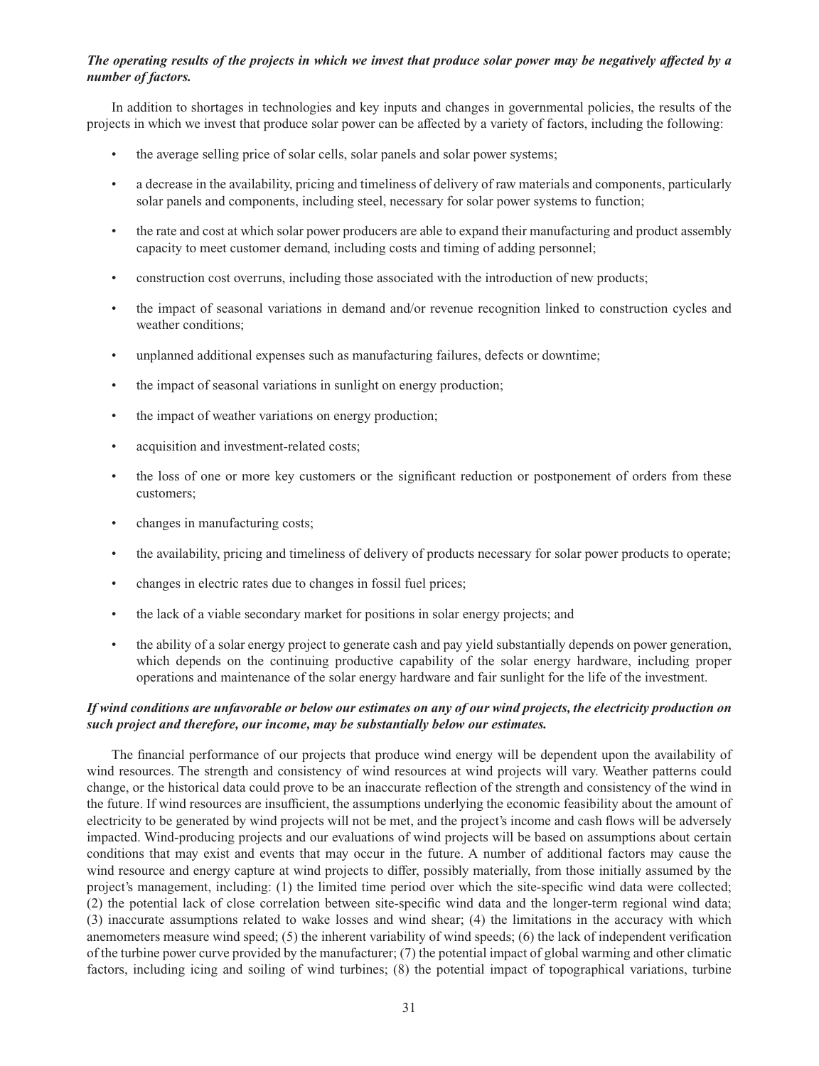***The operating results of the projects in which we invest that produce solar power may be negatively affected by a number of factors.***

In addition to shortages in technologies and key inputs and changes in governmental policies, the results of the projects in which we invest that produce solar power can be affected by a variety of factors, including the following:

- the average selling price of solar cells, solar panels and solar power systems;
- a decrease in the availability, pricing and timeliness of delivery of raw materials and components, particularly solar panels and components, including steel, necessary for solar power systems to function;
- the rate and cost at which solar power producers are able to expand their manufacturing and product assembly capacity to meet customer demand, including costs and timing of adding personnel;
- construction cost overruns, including those associated with the introduction of new products;
- the impact of seasonal variations in demand and/or revenue recognition linked to construction cycles and weather conditions;
- unplanned additional expenses such as manufacturing failures, defects or downtime;
- the impact of seasonal variations in sunlight on energy production;
- the impact of weather variations on energy production;
- acquisition and investment-related costs;
- the loss of one or more key customers or the significant reduction or postponement of orders from these customers;
- changes in manufacturing costs;
- the availability, pricing and timeliness of delivery of products necessary for solar power products to operate;
- changes in electric rates due to changes in fossil fuel prices;
- the lack of a viable secondary market for positions in solar energy projects; and
- the ability of a solar energy project to generate cash and pay yield substantially depends on power generation, which depends on the continuing productive capability of the solar energy hardware, including proper operations and maintenance of the solar energy hardware and fair sunlight for the life of the investment.

***If wind conditions are unfavorable or below our estimates on any of our wind projects, the electricity production on such project and therefore, our income, may be substantially below our estimates.***

The financial performance of our projects that produce wind energy will be dependent upon the availability of wind resources. The strength and consistency of wind resources at wind projects will vary. Weather patterns could change, or the historical data could prove to be an inaccurate reflection of the strength and consistency of the wind in the future. If wind resources are insufficient, the assumptions underlying the economic feasibility about the amount of electricity to be generated by wind projects will not be met, and the project's income and cash flows will be adversely impacted. Wind-producing projects and our evaluations of wind projects will be based on assumptions about certain conditions that may exist and events that may occur in the future. A number of additional factors may cause the wind resource and energy capture at wind projects to differ, possibly materially, from those initially assumed by the project's management, including: (1) the limited time period over which the site-specific wind data were collected; (2) the potential lack of close correlation between site-specific wind data and the longer-term regional wind data; (3) inaccurate assumptions related to wake losses and wind shear; (4) the limitations in the accuracy with which anemometers measure wind speed; (5) the inherent variability of wind speeds; (6) the lack of independent verification of the turbine power curve provided by the manufacturer; (7) the potential impact of global warming and other climatic factors, including icing and soiling of wind turbines; (8) the potential impact of topographical variations, turbine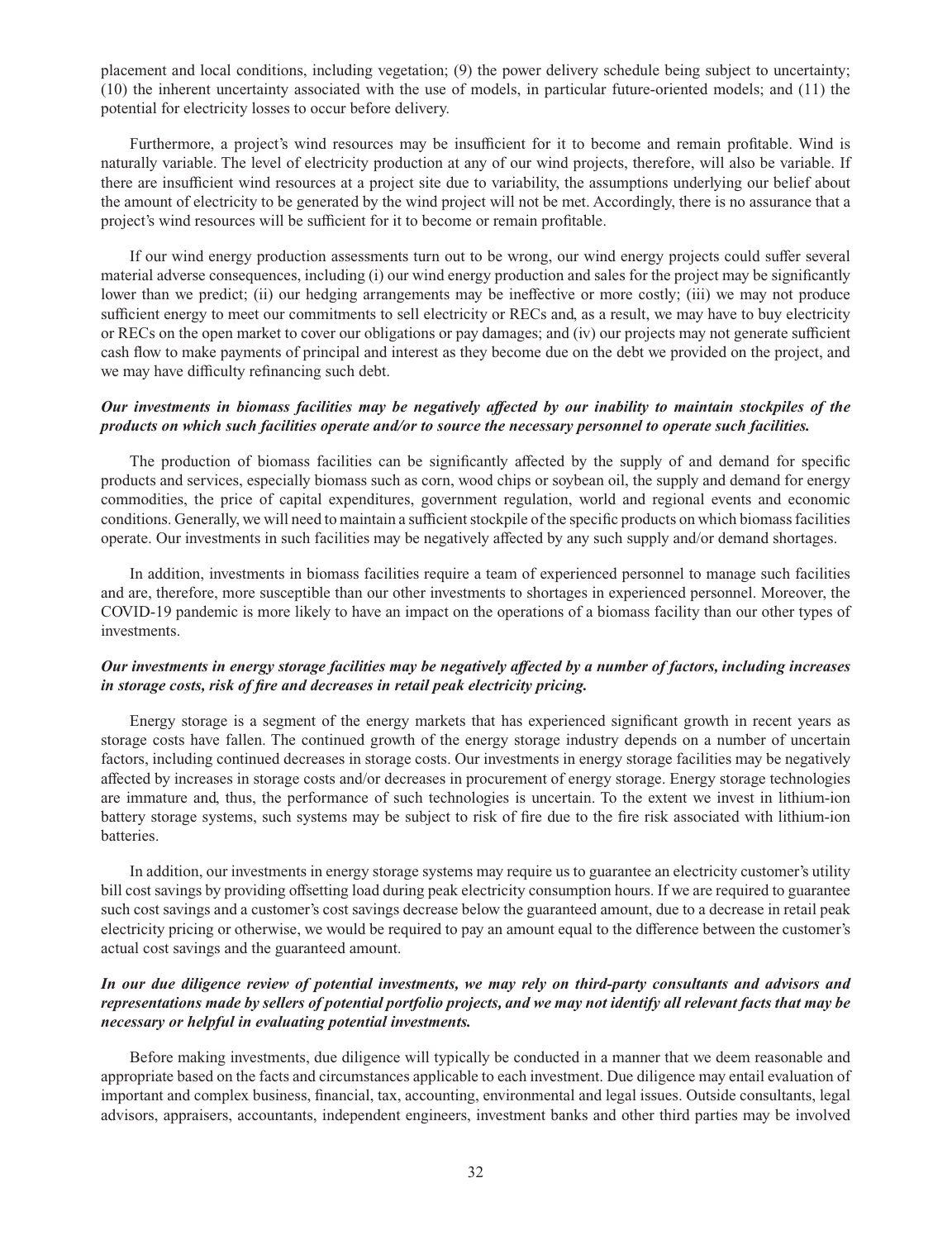placement and local conditions, including vegetation; (9) the power delivery schedule being subject to uncertainty; (10) the inherent uncertainty associated with the use of models, in particular future-oriented models; and (11) the potential for electricity losses to occur before delivery.

Furthermore, a project's wind resources may be insufficient for it to become and remain profitable. Wind is naturally variable. The level of electricity production at any of our wind projects, therefore, will also be variable. If there are insufficient wind resources at a project site due to variability, the assumptions underlying our belief about the amount of electricity to be generated by the wind project will not be met. Accordingly, there is no assurance that a project's wind resources will be sufficient for it to become or remain profitable.

If our wind energy production assessments turn out to be wrong, our wind energy projects could suffer several material adverse consequences, including (i) our wind energy production and sales for the project may be significantly lower than we predict; (ii) our hedging arrangements may be ineffective or more costly; (iii) we may not produce sufficient energy to meet our commitments to sell electricity or RECs and, as a result, we may have to buy electricity or RECs on the open market to cover our obligations or pay damages; and (iv) our projects may not generate sufficient cash flow to make payments of principal and interest as they become due on the debt we provided on the project, and we may have difficulty refinancing such debt.

***Our investments in biomass facilities may be negatively affected by our inability to maintain stockpiles of the products on which such facilities operate and/or to source the necessary personnel to operate such facilities.***

The production of biomass facilities can be significantly affected by the supply of and demand for specific products and services, especially biomass such as corn, wood chips or soybean oil, the supply and demand for energy commodities, the price of capital expenditures, government regulation, world and regional events and economic conditions. Generally, we will need to maintain a sufficient stockpile of the specific products on which biomass facilities operate. Our investments in such facilities may be negatively affected by any such supply and/or demand shortages.

In addition, investments in biomass facilities require a team of experienced personnel to manage such facilities and are, therefore, more susceptible than our other investments to shortages in experienced personnel. Moreover, the COVID-19 pandemic is more likely to have an impact on the operations of a biomass facility than our other types of investments.

***Our investments in energy storage facilities may be negatively affected by a number of factors, including increases in storage costs, risk of fire and decreases in retail peak electricity pricing.***

Energy storage is a segment of the energy markets that has experienced significant growth in recent years as storage costs have fallen. The continued growth of the energy storage industry depends on a number of uncertain factors, including continued decreases in storage costs. Our investments in energy storage facilities may be negatively affected by increases in storage costs and/or decreases in procurement of energy storage. Energy storage technologies are immature and, thus, the performance of such technologies is uncertain. To the extent we invest in lithium-ion battery storage systems, such systems may be subject to risk of fire due to the fire risk associated with lithium-ion batteries.

In addition, our investments in energy storage systems may require us to guarantee an electricity customer's utility bill cost savings by providing offsetting load during peak electricity consumption hours. If we are required to guarantee such cost savings and a customer's cost savings decrease below the guaranteed amount, due to a decrease in retail peak electricity pricing or otherwise, we would be required to pay an amount equal to the difference between the customer's actual cost savings and the guaranteed amount.

***In our due diligence review of potential investments, we may rely on third-party consultants and advisors and representations made by sellers of potential portfolio projects, and we may not identify all relevant facts that may be necessary or helpful in evaluating potential investments.***

Before making investments, due diligence will typically be conducted in a manner that we deem reasonable and appropriate based on the facts and circumstances applicable to each investment. Due diligence may entail evaluation of important and complex business, financial, tax, accounting, environmental and legal issues. Outside consultants, legal advisors, appraisers, accountants, independent engineers, investment banks and other third parties may be involved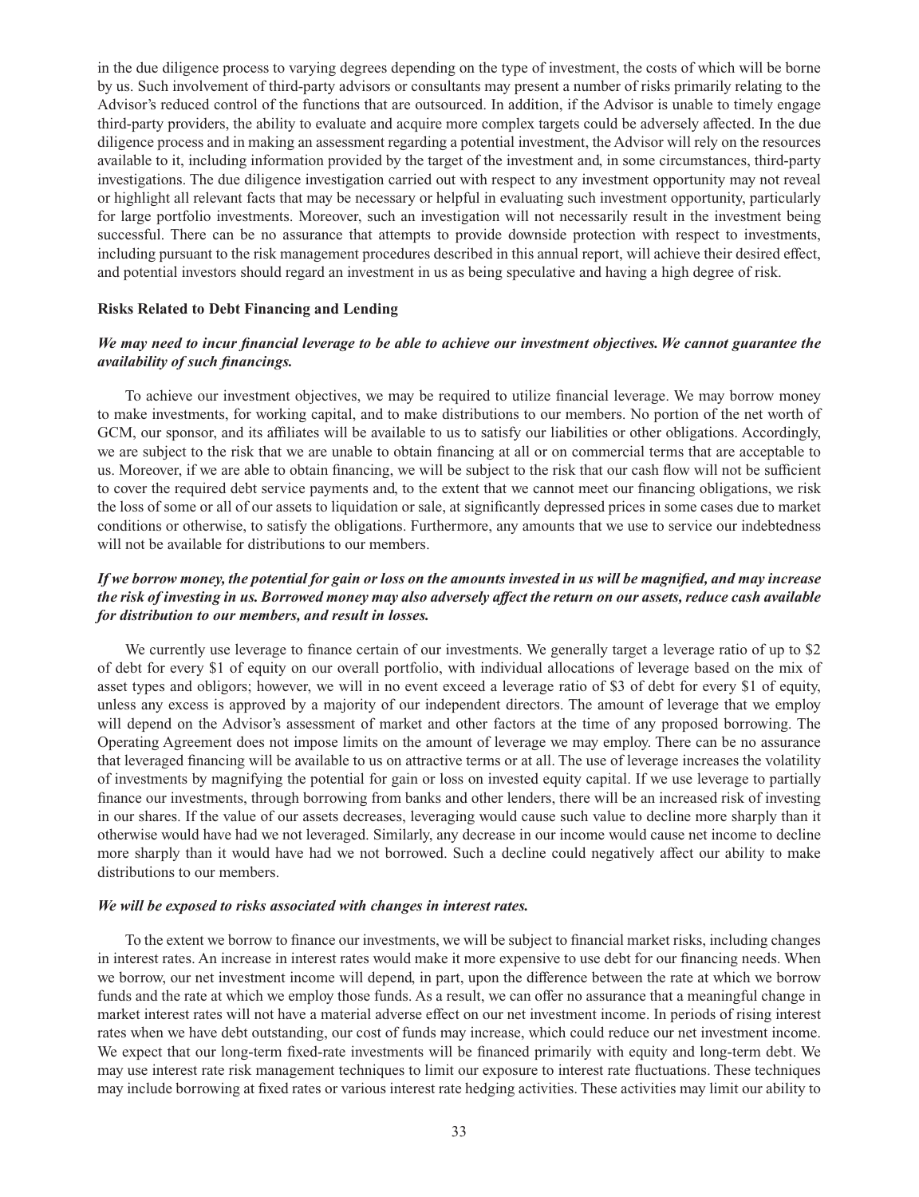in the due diligence process to varying degrees depending on the type of investment, the costs of which will be borne by us. Such involvement of third-party advisors or consultants may present a number of risks primarily relating to the Advisor's reduced control of the functions that are outsourced. In addition, if the Advisor is unable to timely engage third-party providers, the ability to evaluate and acquire more complex targets could be adversely affected. In the due diligence process and in making an assessment regarding a potential investment, the Advisor will rely on the resources available to it, including information provided by the target of the investment and, in some circumstances, third-party investigations. The due diligence investigation carried out with respect to any investment opportunity may not reveal or highlight all relevant facts that may be necessary or helpful in evaluating such investment opportunity, particularly for large portfolio investments. Moreover, such an investigation will not necessarily result in the investment being successful. There can be no assurance that attempts to provide downside protection with respect to investments, including pursuant to the risk management procedures described in this annual report, will achieve their desired effect, and potential investors should regard an investment in us as being speculative and having a high degree of risk.

**Risks Related to Debt Financing and Lending**

***We may need to incur financial leverage to be able to achieve our investment objectives. We cannot guarantee the availability of such financings.***

To achieve our investment objectives, we may be required to utilize financial leverage. We may borrow money to make investments, for working capital, and to make distributions to our members. No portion of the net worth of GCM, our sponsor, and its affiliates will be available to us to satisfy our liabilities or other obligations. Accordingly, we are subject to the risk that we are unable to obtain financing at all or on commercial terms that are acceptable to us. Moreover, if we are able to obtain financing, we will be subject to the risk that our cash flow will not be sufficient to cover the required debt service payments and, to the extent that we cannot meet our financing obligations, we risk the loss of some or all of our assets to liquidation or sale, at significantly depressed prices in some cases due to market conditions or otherwise, to satisfy the obligations. Furthermore, any amounts that we use to service our indebtedness will not be available for distributions to our members.

***If we borrow money, the potential for gain or loss on the amounts invested in us will be magnified, and may increase the risk of investing in us. Borrowed money may also adversely affect the return on our assets, reduce cash available for distribution to our members, and result in losses.***

We currently use leverage to finance certain of our investments. We generally target a leverage ratio of up to $2 of debt for every $1 of equity on our overall portfolio, with individual allocations of leverage based on the mix of asset types and obligors; however, we will in no event exceed a leverage ratio of $3 of debt for every $1 of equity, unless any excess is approved by a majority of our independent directors. The amount of leverage that we employ will depend on the Advisor's assessment of market and other factors at the time of any proposed borrowing. The Operating Agreement does not impose limits on the amount of leverage we may employ. There can be no assurance that leveraged financing will be available to us on attractive terms or at all. The use of leverage increases the volatility of investments by magnifying the potential for gain or loss on invested equity capital. If we use leverage to partially finance our investments, through borrowing from banks and other lenders, there will be an increased risk of investing in our shares. If the value of our assets decreases, leveraging would cause such value to decline more sharply than it otherwise would have had we not leveraged. Similarly, any decrease in our income would cause net income to decline more sharply than it would have had we not borrowed. Such a decline could negatively affect our ability to make distributions to our members.

***We will be exposed to risks associated with changes in interest rates.***

To the extent we borrow to finance our investments, we will be subject to financial market risks, including changes in interest rates. An increase in interest rates would make it more expensive to use debt for our financing needs. When we borrow, our net investment income will depend, in part, upon the difference between the rate at which we borrow funds and the rate at which we employ those funds. As a result, we can offer no assurance that a meaningful change in market interest rates will not have a material adverse effect on our net investment income. In periods of rising interest rates when we have debt outstanding, our cost of funds may increase, which could reduce our net investment income. We expect that our long-term fixed-rate investments will be financed primarily with equity and long-term debt. We may use interest rate risk management techniques to limit our exposure to interest rate fluctuations. These techniques may include borrowing at fixed rates or various interest rate hedging activities. These activities may limit our ability to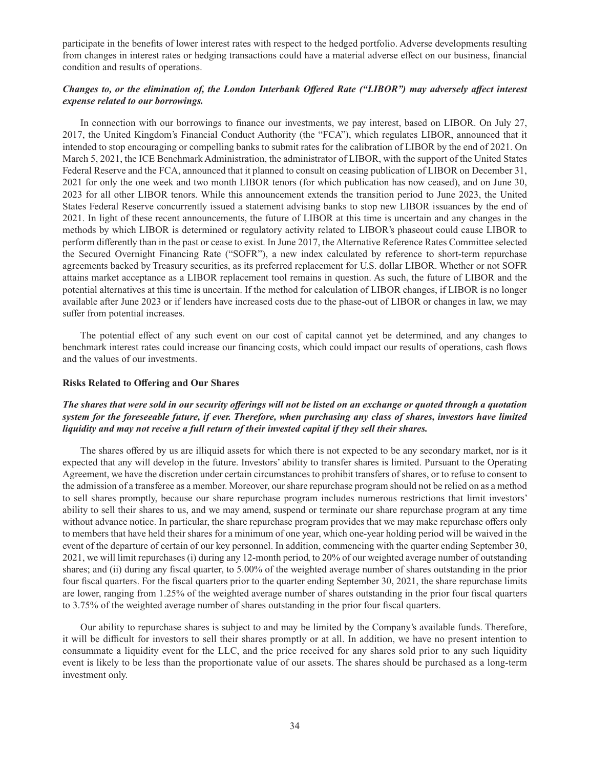participate in the benefits of lower interest rates with respect to the hedged portfolio. Adverse developments resulting from changes in interest rates or hedging transactions could have a material adverse effect on our business, financial condition and results of operations.

***Changes to, or the elimination of, the London Interbank Offered Rate ("LIBOR") may adversely affect interest expense related to our borrowings.***

In connection with our borrowings to finance our investments, we pay interest, based on LIBOR. On July 27, 2017, the United Kingdom's Financial Conduct Authority (the "FCA"), which regulates LIBOR, announced that it intended to stop encouraging or compelling banks to submit rates for the calibration of LIBOR by the end of 2021. On March 5, 2021, the ICE Benchmark Administration, the administrator of LIBOR, with the support of the United States Federal Reserve and the FCA, announced that it planned to consult on ceasing publication of LIBOR on December 31, 2021 for only the one week and two month LIBOR tenors (for which publication has now ceased), and on June 30, 2023 for all other LIBOR tenors. While this announcement extends the transition period to June 2023, the United States Federal Reserve concurrently issued a statement advising banks to stop new LIBOR issuances by the end of 2021. In light of these recent announcements, the future of LIBOR at this time is uncertain and any changes in the methods by which LIBOR is determined or regulatory activity related to LIBOR's phaseout could cause LIBOR to perform differently than in the past or cease to exist. In June 2017, the Alternative Reference Rates Committee selected the Secured Overnight Financing Rate ("SOFR"), a new index calculated by reference to short-term repurchase agreements backed by Treasury securities, as its preferred replacement for U.S. dollar LIBOR. Whether or not SOFR attains market acceptance as a LIBOR replacement tool remains in question. As such, the future of LIBOR and the potential alternatives at this time is uncertain. If the method for calculation of LIBOR changes, if LIBOR is no longer available after June 2023 or if lenders have increased costs due to the phase-out of LIBOR or changes in law, we may suffer from potential increases.

The potential effect of any such event on our cost of capital cannot yet be determined, and any changes to benchmark interest rates could increase our financing costs, which could impact our results of operations, cash flows and the values of our investments.

**Risks Related to Offering and Our Shares**

***The shares that were sold in our security offerings will not be listed on an exchange or quoted through a quotation system for the foreseeable future, if ever. Therefore, when purchasing any class of shares, investors have limited liquidity and may not receive a full return of their invested capital if they sell their shares.***

The shares offered by us are illiquid assets for which there is not expected to be any secondary market, nor is it expected that any will develop in the future. Investors' ability to transfer shares is limited. Pursuant to the Operating Agreement, we have the discretion under certain circumstances to prohibit transfers of shares, or to refuse to consent to the admission of a transferee as a member. Moreover, our share repurchase program should not be relied on as a method to sell shares promptly, because our share repurchase program includes numerous restrictions that limit investors' ability to sell their shares to us, and we may amend, suspend or terminate our share repurchase program at any time without advance notice. In particular, the share repurchase program provides that we may make repurchase offers only to members that have held their shares for a minimum of one year, which one-year holding period will be waived in the event of the departure of certain of our key personnel. In addition, commencing with the quarter ending September 30, 2021, we will limit repurchases (i) during any 12-month period, to 20% of our weighted average number of outstanding shares; and (ii) during any fiscal quarter, to 5.00% of the weighted average number of shares outstanding in the prior four fiscal quarters. For the fiscal quarters prior to the quarter ending September 30, 2021, the share repurchase limits are lower, ranging from 1.25% of the weighted average number of shares outstanding in the prior four fiscal quarters to 3.75% of the weighted average number of shares outstanding in the prior four fiscal quarters.

Our ability to repurchase shares is subject to and may be limited by the Company's available funds. Therefore, it will be difficult for investors to sell their shares promptly or at all. In addition, we have no present intention to consummate a liquidity event for the LLC, and the price received for any shares sold prior to any such liquidity event is likely to be less than the proportionate value of our assets. The shares should be purchased as a long-term investment only.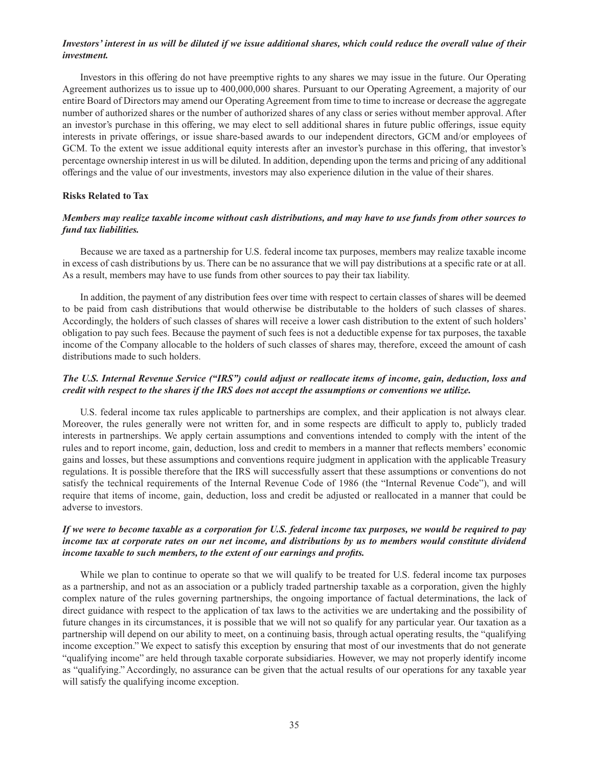***Investors' interest in us will be diluted if we issue additional shares, which could reduce the overall value of their investment.***

Investors in this offering do not have preemptive rights to any shares we may issue in the future. Our Operating Agreement authorizes us to issue up to 400,000,000 shares. Pursuant to our Operating Agreement, a majority of our entire Board of Directors may amend our Operating Agreement from time to time to increase or decrease the aggregate number of authorized shares or the number of authorized shares of any class or series without member approval. After an investor's purchase in this offering, we may elect to sell additional shares in future public offerings, issue equity interests in private offerings, or issue share-based awards to our independent directors, GCM and/or employees of GCM. To the extent we issue additional equity interests after an investor's purchase in this offering, that investor's percentage ownership interest in us will be diluted. In addition, depending upon the terms and pricing of any additional offerings and the value of our investments, investors may also experience dilution in the value of their shares.

**Risks Related to Tax**

***Members may realize taxable income without cash distributions, and may have to use funds from other sources to fund tax liabilities.***

Because we are taxed as a partnership for U.S. federal income tax purposes, members may realize taxable income in excess of cash distributions by us. There can be no assurance that we will pay distributions at a specific rate or at all. As a result, members may have to use funds from other sources to pay their tax liability.

In addition, the payment of any distribution fees over time with respect to certain classes of shares will be deemed to be paid from cash distributions that would otherwise be distributable to the holders of such classes of shares. Accordingly, the holders of such classes of shares will receive a lower cash distribution to the extent of such holders' obligation to pay such fees. Because the payment of such fees is not a deductible expense for tax purposes, the taxable income of the Company allocable to the holders of such classes of shares may, therefore, exceed the amount of cash distributions made to such holders.

***The U.S. Internal Revenue Service ("IRS") could adjust or reallocate items of income, gain, deduction, loss and credit with respect to the shares if the IRS does not accept the assumptions or conventions we utilize.***

U.S. federal income tax rules applicable to partnerships are complex, and their application is not always clear. Moreover, the rules generally were not written for, and in some respects are difficult to apply to, publicly traded interests in partnerships. We apply certain assumptions and conventions intended to comply with the intent of the rules and to report income, gain, deduction, loss and credit to members in a manner that reflects members' economic gains and losses, but these assumptions and conventions require judgment in application with the applicable Treasury regulations. It is possible therefore that the IRS will successfully assert that these assumptions or conventions do not satisfy the technical requirements of the Internal Revenue Code of 1986 (the "Internal Revenue Code"), and will require that items of income, gain, deduction, loss and credit be adjusted or reallocated in a manner that could be adverse to investors.

***If we were to become taxable as a corporation for U.S. federal income tax purposes, we would be required to pay income tax at corporate rates on our net income, and distributions by us to members would constitute dividend income taxable to such members, to the extent of our earnings and profits.***

While we plan to continue to operate so that we will qualify to be treated for U.S. federal income tax purposes as a partnership, and not as an association or a publicly traded partnership taxable as a corporation, given the highly complex nature of the rules governing partnerships, the ongoing importance of factual determinations, the lack of direct guidance with respect to the application of tax laws to the activities we are undertaking and the possibility of future changes in its circumstances, it is possible that we will not so qualify for any particular year. Our taxation as a partnership will depend on our ability to meet, on a continuing basis, through actual operating results, the "qualifying income exception." We expect to satisfy this exception by ensuring that most of our investments that do not generate "qualifying income" are held through taxable corporate subsidiaries. However, we may not properly identify income as "qualifying." Accordingly, no assurance can be given that the actual results of our operations for any taxable year will satisfy the qualifying income exception.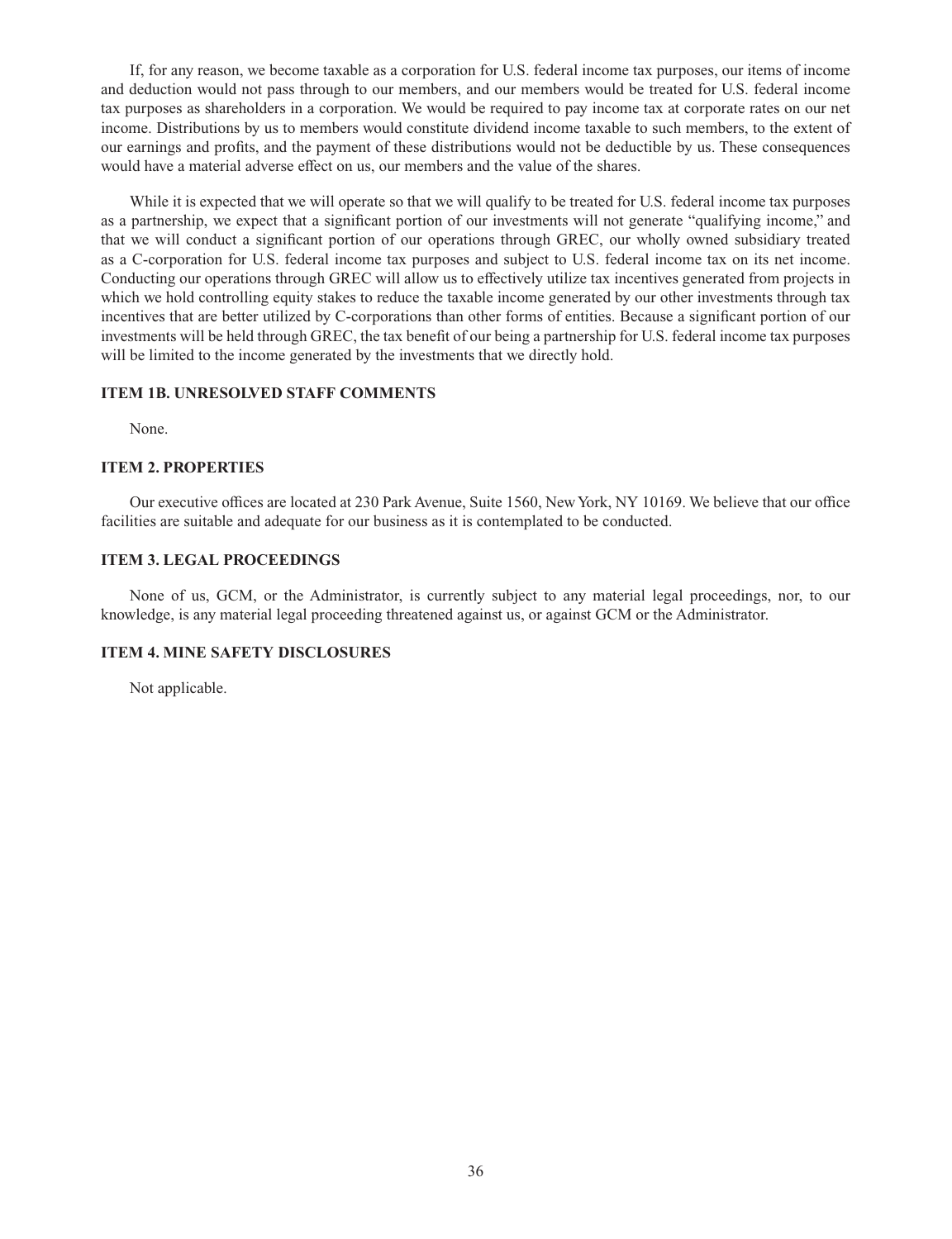If, for any reason, we become taxable as a corporation for U.S. federal income tax purposes, our items of income and deduction would not pass through to our members, and our members would be treated for U.S. federal income tax purposes as shareholders in a corporation. We would be required to pay income tax at corporate rates on our net income. Distributions by us to members would constitute dividend income taxable to such members, to the extent of our earnings and profits, and the payment of these distributions would not be deductible by us. These consequences would have a material adverse effect on us, our members and the value of the shares.

While it is expected that we will operate so that we will qualify to be treated for U.S. federal income tax purposes as a partnership, we expect that a significant portion of our investments will not generate "qualifying income," and that we will conduct a significant portion of our operations through GREC, our wholly owned subsidiary treated as a C-corporation for U.S. federal income tax purposes and subject to U.S. federal income tax on its net income. Conducting our operations through GREC will allow us to effectively utilize tax incentives generated from projects in which we hold controlling equity stakes to reduce the taxable income generated by our other investments through tax incentives that are better utilized by C-corporations than other forms of entities. Because a significant portion of our investments will be held through GREC, the tax benefit of our being a partnership for U.S. federal income tax purposes will be limited to the income generated by the investments that we directly hold.

## ITEM 1B. UNRESOLVED STAFF COMMENTS

None.

## ITEM 2. PROPERTIES

Our executive offices are located at 230 Park Avenue, Suite 1560, New York, NY 10169. We believe that our office facilities are suitable and adequate for our business as it is contemplated to be conducted.

## ITEM 3. LEGAL PROCEEDINGS

None of us, GCM, or the Administrator, is currently subject to any material legal proceedings, nor, to our knowledge, is any material legal proceeding threatened against us, or against GCM or the Administrator.

## ITEM 4. MINE SAFETY DISCLOSURES

Not applicable.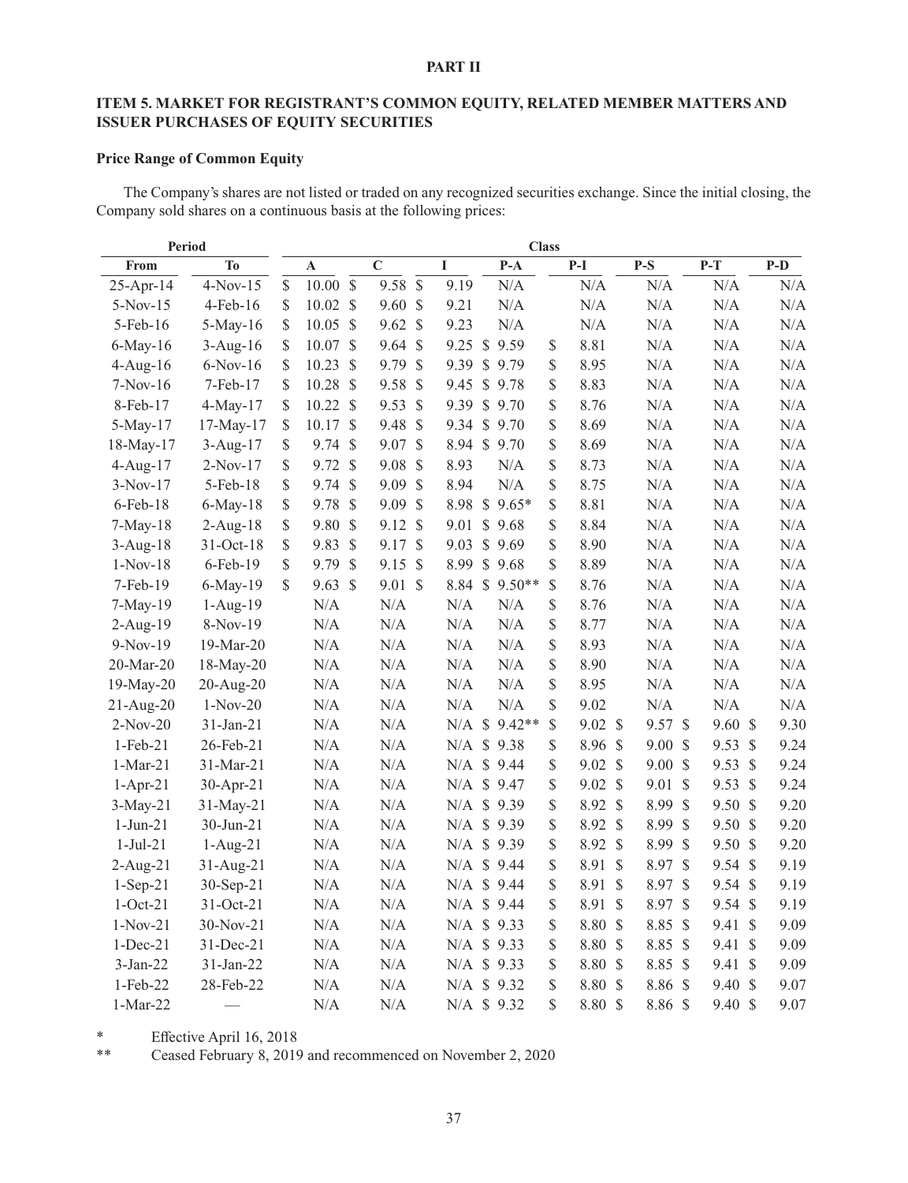**PART II**

## ITEM 5. MARKET FOR REGISTRANT'S COMMON EQUITY, RELATED MEMBER MATTERS AND ISSUER PURCHASES OF EQUITY SECURITIES

### Price Range of Common Equity

The Company's shares are not listed or traded on any recognized securities exchange. Since the initial closing, the Company sold shares on a continuous basis at the following prices:

| Period | | Class | | | | | | | |
|---|---|---|---|---|---|---|---|---|---|
| From | To | A | C | I | P-A | P-I | P-S | P-T | P-D |
| 25-Apr-14 | 4-Nov-15 | $ 10.00 | $ 9.58 | $ 9.19 | N/A | N/A | N/A | N/A | N/A |
| 5-Nov-15 | 4-Feb-16 | $ 10.02 | $ 9.60 | $ 9.21 | N/A | N/A | N/A | N/A | N/A |
| 5-Feb-16 | 5-May-16 | $ 10.05 | $ 9.62 | $ 9.23 | N/A | N/A | N/A | N/A | N/A |
| 6-May-16 | 3-Aug-16 | $ 10.07 | $ 9.64 | $ 9.25 | $ 9.59 | $ 8.81 | N/A | N/A | N/A |
| 4-Aug-16 | 6-Nov-16 | $ 10.23 | $ 9.79 | $ 9.39 | $ 9.79 | $ 8.95 | N/A | N/A | N/A |
| 7-Nov-16 | 7-Feb-17 | $ 10.28 | $ 9.58 | $ 9.45 | $ 9.78 | $ 8.83 | N/A | N/A | N/A |
| 8-Feb-17 | 4-May-17 | $ 10.22 | $ 9.53 | $ 9.39 | $ 9.70 | $ 8.76 | N/A | N/A | N/A |
| 5-May-17 | 17-May-17 | $ 10.17 | $ 9.48 | $ 9.34 | $ 9.70 | $ 8.69 | N/A | N/A | N/A |
| 18-May-17 | 3-Aug-17 | $ 9.74 | $ 9.07 | $ 8.94 | $ 9.70 | $ 8.69 | N/A | N/A | N/A |
| 4-Aug-17 | 2-Nov-17 | $ 9.72 | $ 9.08 | $ 8.93 | N/A | $ 8.73 | N/A | N/A | N/A |
| 3-Nov-17 | 5-Feb-18 | $ 9.74 | $ 9.09 | $ 8.94 | N/A | $ 8.75 | N/A | N/A | N/A |
| 6-Feb-18 | 6-May-18 | $ 9.78 | $ 9.09 | $ 8.98 | $ 9.65* | $ 8.81 | N/A | N/A | N/A |
| 7-May-18 | 2-Aug-18 | $ 9.80 | $ 9.12 | $ 9.01 | $ 9.68 | $ 8.84 | N/A | N/A | N/A |
| 3-Aug-18 | 31-Oct-18 | $ 9.83 | $ 9.17 | $ 9.03 | $ 9.69 | $ 8.90 | N/A | N/A | N/A |
| 1-Nov-18 | 6-Feb-19 | $ 9.79 | $ 9.15 | $ 8.99 | $ 9.68 | $ 8.89 | N/A | N/A | N/A |
| 7-Feb-19 | 6-May-19 | $ 9.63 | $ 9.01 | $ 8.84 | $ 9.50** | $ 8.76 | N/A | N/A | N/A |
| 7-May-19 | 1-Aug-19 | N/A | N/A | N/A | N/A | $ 8.76 | N/A | N/A | N/A |
| 2-Aug-19 | 8-Nov-19 | N/A | N/A | N/A | N/A | $ 8.77 | N/A | N/A | N/A |
| 9-Nov-19 | 19-Mar-20 | N/A | N/A | N/A | N/A | $ 8.93 | N/A | N/A | N/A |
| 20-Mar-20 | 18-May-20 | N/A | N/A | N/A | N/A | $ 8.90 | N/A | N/A | N/A |
| 19-May-20 | 20-Aug-20 | N/A | N/A | N/A | N/A | $ 8.95 | N/A | N/A | N/A |
| 21-Aug-20 | 1-Nov-20 | N/A | N/A | N/A | N/A | $ 9.02 | N/A | N/A | N/A |
| 2-Nov-20 | 31-Jan-21 | N/A | N/A | N/A | $ 9.42** | $ 9.02 | $ 9.57 | $ 9.60 | $ 9.30 |
| 1-Feb-21 | 26-Feb-21 | N/A | N/A | N/A | $ 9.38 | $ 8.96 | $ 9.00 | $ 9.53 | $ 9.24 |
| 1-Mar-21 | 31-Mar-21 | N/A | N/A | N/A | $ 9.44 | $ 9.02 | $ 9.00 | $ 9.53 | $ 9.24 |
| 1-Apr-21 | 30-Apr-21 | N/A | N/A | N/A | $ 9.47 | $ 9.02 | $ 9.01 | $ 9.53 | $ 9.24 |
| 3-May-21 | 31-May-21 | N/A | N/A | N/A | $ 9.39 | $ 8.92 | $ 8.99 | $ 9.50 | $ 9.20 |
| 1-Jun-21 | 30-Jun-21 | N/A | N/A | N/A | $ 9.39 | $ 8.92 | $ 8.99 | $ 9.50 | $ 9.20 |
| 1-Jul-21 | 1-Aug-21 | N/A | N/A | N/A | $ 9.39 | $ 8.92 | $ 8.99 | $ 9.50 | $ 9.20 |
| 2-Aug-21 | 31-Aug-21 | N/A | N/A | N/A | $ 9.44 | $ 8.91 | $ 8.97 | $ 9.54 | $ 9.19 |
| 1-Sep-21 | 30-Sep-21 | N/A | N/A | N/A | $ 9.44 | $ 8.91 | $ 8.97 | $ 9.54 | $ 9.19 |
| 1-Oct-21 | 31-Oct-21 | N/A | N/A | N/A | $ 9.44 | $ 8.91 | $ 8.97 | $ 9.54 | $ 9.19 |
| 1-Nov-21 | 30-Nov-21 | N/A | N/A | N/A | $ 9.33 | $ 8.80 | $ 8.85 | $ 9.41 | $ 9.09 |
| 1-Dec-21 | 31-Dec-21 | N/A | N/A | N/A | $ 9.33 | $ 8.80 | $ 8.85 | $ 9.41 | $ 9.09 |
| 3-Jan-22 | 31-Jan-22 | N/A | N/A | N/A | $ 9.33 | $ 8.80 | $ 8.85 | $ 9.41 | $ 9.09 |
| 1-Feb-22 | 28-Feb-22 | N/A | N/A | N/A | $ 9.32 | $ 8.80 | $ 8.86 | $ 9.40 | $ 9.07 |
| 1-Mar-22 | — | N/A | N/A | N/A | $ 9.32 | $ 8.80 | $ 8.86 | $ 9.40 | $ 9.07 |

\* Effective April 16, 2018

\** Ceased February 8, 2019 and recommenced on November 2, 2020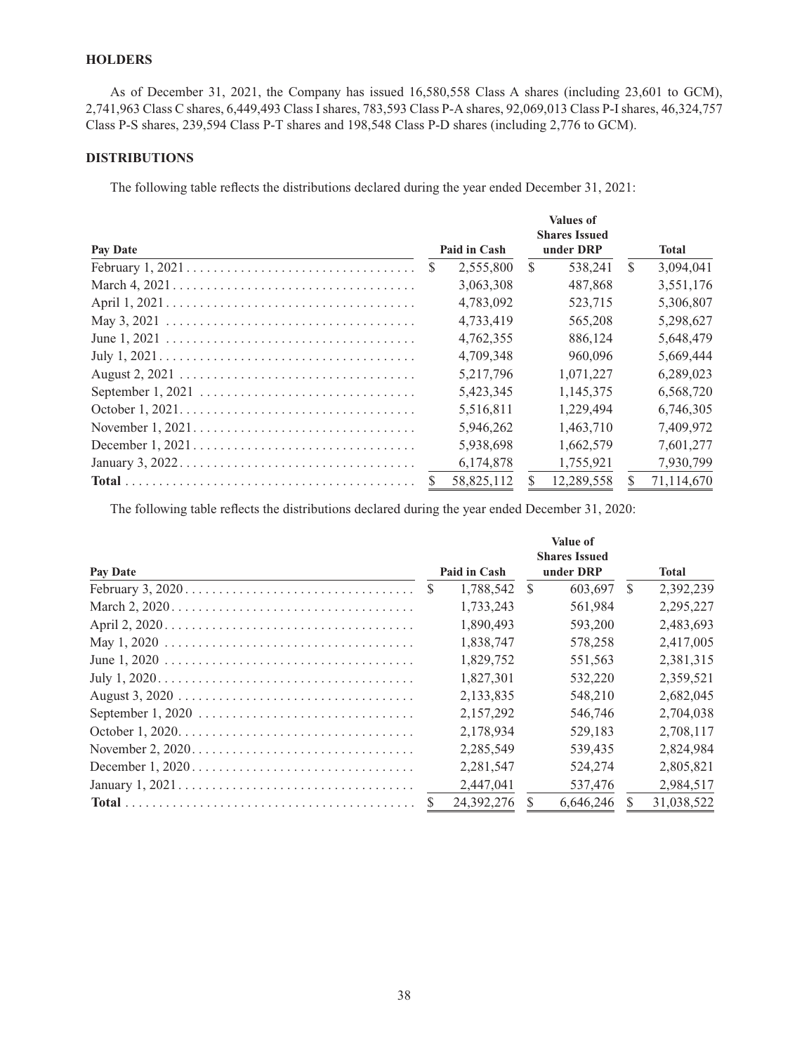## HOLDERS

As of December 31, 2021, the Company has issued 16,580,558 Class A shares (including 23,601 to GCM), 2,741,963 Class C shares, 6,449,493 Class I shares, 783,593 Class P-A shares, 92,069,013 Class P-I shares, 46,324,757 Class P-S shares, 239,594 Class P-T shares and 198,548 Class P-D shares (including 2,776 to GCM).

## DISTRIBUTIONS

The following table reflects the distributions declared during the year ended December 31, 2021:

| Pay Date | Paid in Cash | Values of Shares Issued under DRP | Total |
|---|---|---|---|
| February 1, 2021 | $ 2,555,800 | $ 538,241 | $ 3,094,041 |
| March 4, 2021 | 3,063,308 | 487,868 | 3,551,176 |
| April 1, 2021 | 4,783,092 | 523,715 | 5,306,807 |
| May 3, 2021 | 4,733,419 | 565,208 | 5,298,627 |
| June 1, 2021 | 4,762,355 | 886,124 | 5,648,479 |
| July 1, 2021 | 4,709,348 | 960,096 | 5,669,444 |
| August 2, 2021 | 5,217,796 | 1,071,227 | 6,289,023 |
| September 1, 2021 | 5,423,345 | 1,145,375 | 6,568,720 |
| October 1, 2021 | 5,516,811 | 1,229,494 | 6,746,305 |
| November 1, 2021 | 5,946,262 | 1,463,710 | 7,409,972 |
| December 1, 2021 | 5,938,698 | 1,662,579 | 7,601,277 |
| January 3, 2022 | 6,174,878 | 1,755,921 | 7,930,799 |
| **Total** | $ 58,825,112 | $ 12,289,558 | $ 71,114,670 |

The following table reflects the distributions declared during the year ended December 31, 2020:

| Pay Date | Paid in Cash | Value of Shares Issued under DRP | Total |
|---|---|---|---|
| February 3, 2020 | $ 1,788,542 | $ 603,697 | $ 2,392,239 |
| March 2, 2020 | 1,733,243 | 561,984 | 2,295,227 |
| April 2, 2020 | 1,890,493 | 593,200 | 2,483,693 |
| May 1, 2020 | 1,838,747 | 578,258 | 2,417,005 |
| June 1, 2020 | 1,829,752 | 551,563 | 2,381,315 |
| July 1, 2020 | 1,827,301 | 532,220 | 2,359,521 |
| August 3, 2020 | 2,133,835 | 548,210 | 2,682,045 |
| September 1, 2020 | 2,157,292 | 546,746 | 2,704,038 |
| October 1, 2020 | 2,178,934 | 529,183 | 2,708,117 |
| November 2, 2020 | 2,285,549 | 539,435 | 2,824,984 |
| December 1, 2020 | 2,281,547 | 524,274 | 2,805,821 |
| January 1, 2021 | 2,447,041 | 537,476 | 2,984,517 |
| **Total** | $ 24,392,276 | $ 6,646,246 | $ 31,038,522 |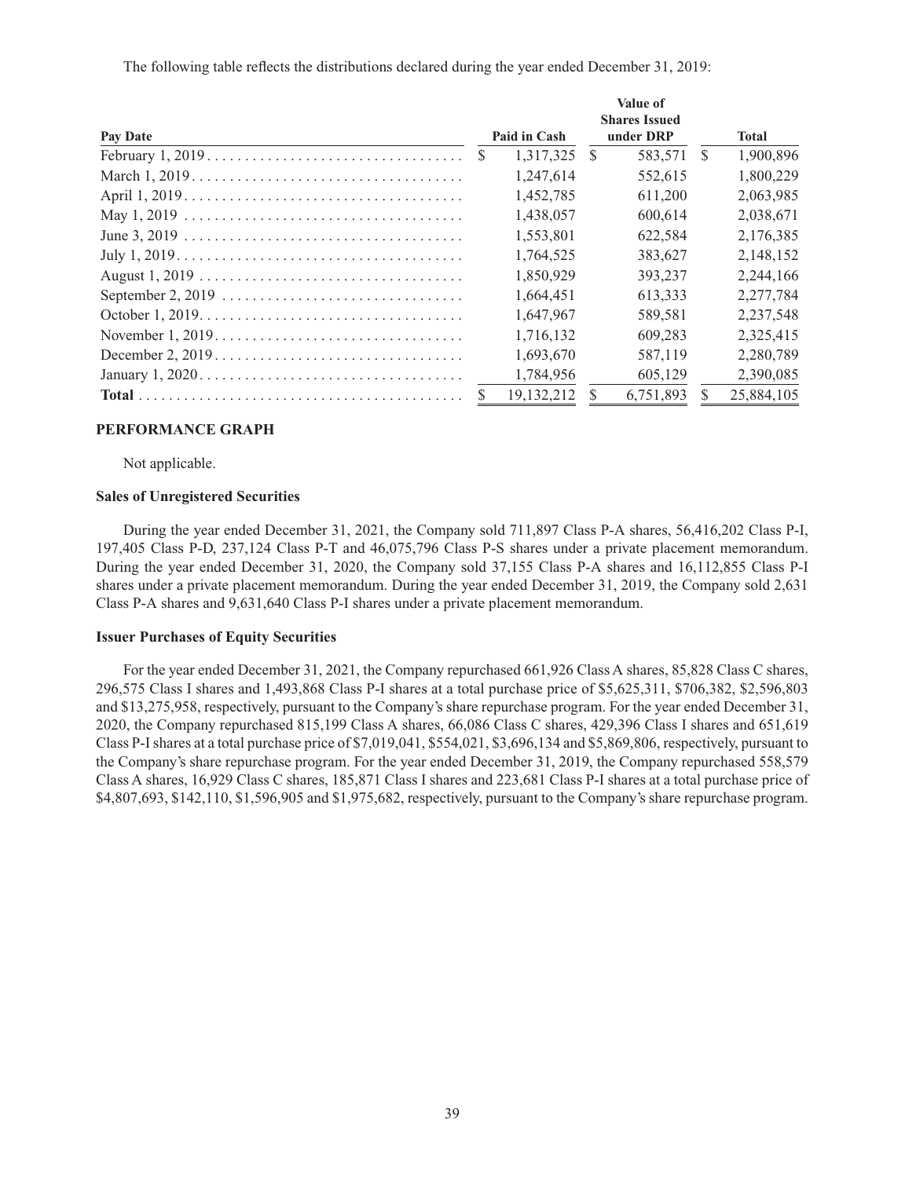The following table reflects the distributions declared during the year ended December 31, 2019:

| Pay Date | Paid in Cash | Value of Shares Issued under DRP | Total |
|---|---|---|---|
| February 1, 2019 | $ 1,317,325 | $ 583,571 | $ 1,900,896 |
| March 1, 2019 | 1,247,614 | 552,615 | 1,800,229 |
| April 1, 2019 | 1,452,785 | 611,200 | 2,063,985 |
| May 1, 2019 | 1,438,057 | 600,614 | 2,038,671 |
| June 3, 2019 | 1,553,801 | 622,584 | 2,176,385 |
| July 1, 2019 | 1,764,525 | 383,627 | 2,148,152 |
| August 1, 2019 | 1,850,929 | 393,237 | 2,244,166 |
| September 2, 2019 | 1,664,451 | 613,333 | 2,277,784 |
| October 1, 2019 | 1,647,967 | 589,581 | 2,237,548 |
| November 1, 2019 | 1,716,132 | 609,283 | 2,325,415 |
| December 2, 2019 | 1,693,670 | 587,119 | 2,280,789 |
| January 1, 2020 | 1,784,956 | 605,129 | 2,390,085 |
| **Total** | $ 19,132,212 | $ 6,751,893 | $ 25,884,105 |

## PERFORMANCE GRAPH

Not applicable.

### Sales of Unregistered Securities

During the year ended December 31, 2021, the Company sold 711,897 Class P-A shares, 56,416,202 Class P-I, 197,405 Class P-D, 237,124 Class P-T and 46,075,796 Class P-S shares under a private placement memorandum. During the year ended December 31, 2020, the Company sold 37,155 Class P-A shares and 16,112,855 Class P-I shares under a private placement memorandum. During the year ended December 31, 2019, the Company sold 2,631 Class P-A shares and 9,631,640 Class P-I shares under a private placement memorandum.

### Issuer Purchases of Equity Securities

For the year ended December 31, 2021, the Company repurchased 661,926 Class A shares, 85,828 Class C shares, 296,575 Class I shares and 1,493,868 Class P-I shares at a total purchase price of $5,625,311, $706,382, $2,596,803 and $13,275,958, respectively, pursuant to the Company's share repurchase program. For the year ended December 31, 2020, the Company repurchased 815,199 Class A shares, 66,086 Class C shares, 429,396 Class I shares and 651,619 Class P-I shares at a total purchase price of $7,019,041, $554,021, $3,696,134 and $5,869,806, respectively, pursuant to the Company's share repurchase program. For the year ended December 31, 2019, the Company repurchased 558,579 Class A shares, 16,929 Class C shares, 185,871 Class I shares and 223,681 Class P-I shares at a total purchase price of $4,807,693, $142,110, $1,596,905 and $1,975,682, respectively, pursuant to the Company's share repurchase program.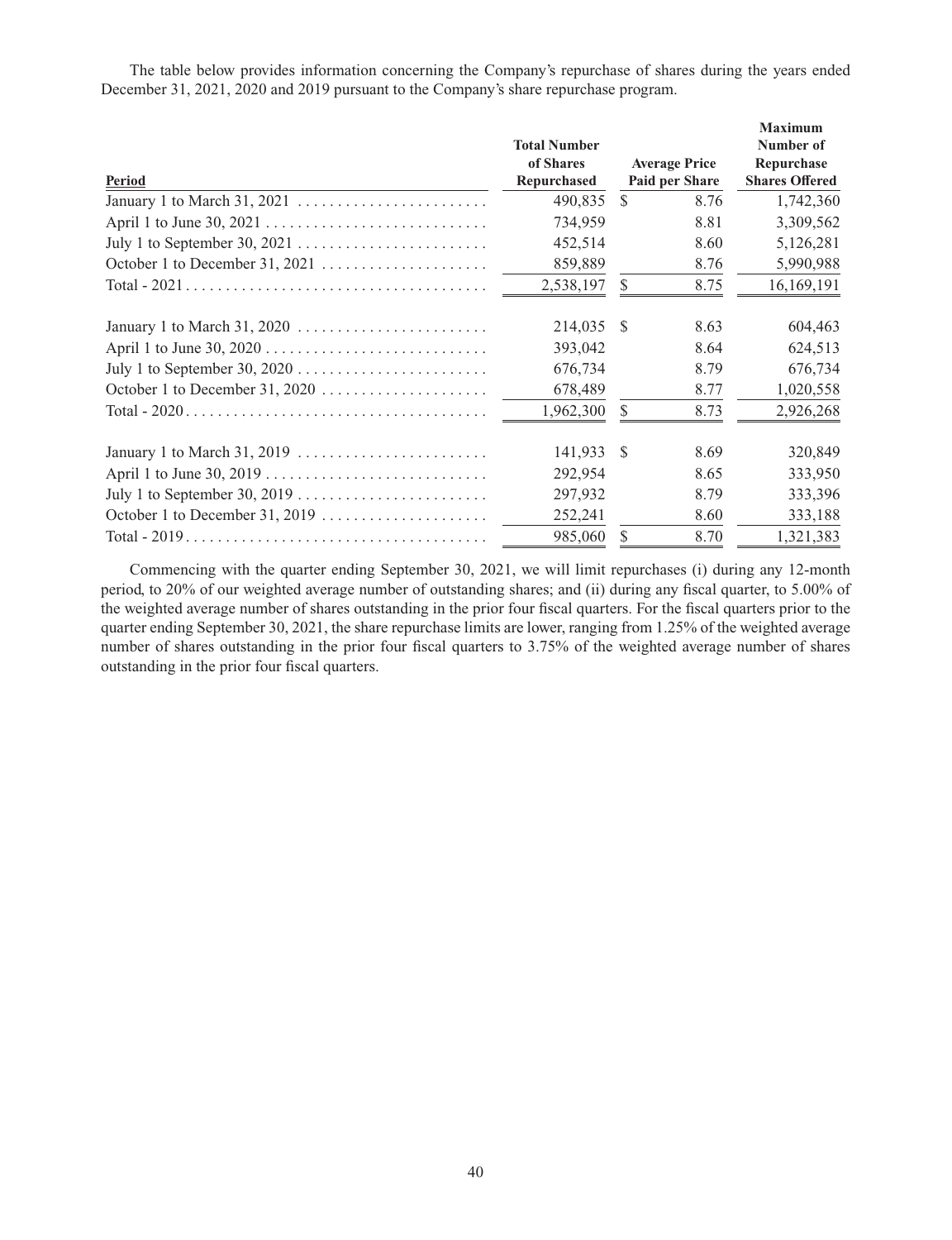The table below provides information concerning the Company's repurchase of shares during the years ended December 31, 2021, 2020 and 2019 pursuant to the Company's share repurchase program.

| Period | Total Number of Shares Repurchased | Average Price Paid per Share | Maximum Number of Repurchase Shares Offered |
|---|---|---|---|
| January 1 to March 31, 2021 | 490,835 | $ 8.76 | 1,742,360 |
| April 1 to June 30, 2021 | 734,959 | 8.81 | 3,309,562 |
| July 1 to September 30, 2021 | 452,514 | 8.60 | 5,126,281 |
| October 1 to December 31, 2021 | 859,889 | 8.76 | 5,990,988 |
| Total - 2021 | 2,538,197 | $ 8.75 | 16,169,191 |
| January 1 to March 31, 2020 | 214,035 | $ 8.63 | 604,463 |
| April 1 to June 30, 2020 | 393,042 | 8.64 | 624,513 |
| July 1 to September 30, 2020 | 676,734 | 8.79 | 676,734 |
| October 1 to December 31, 2020 | 678,489 | 8.77 | 1,020,558 |
| Total - 2020 | 1,962,300 | $ 8.73 | 2,926,268 |
| January 1 to March 31, 2019 | 141,933 | $ 8.69 | 320,849 |
| April 1 to June 30, 2019 | 292,954 | 8.65 | 333,950 |
| July 1 to September 30, 2019 | 297,932 | 8.79 | 333,396 |
| October 1 to December 31, 2019 | 252,241 | 8.60 | 333,188 |
| Total - 2019 | 985,060 | $ 8.70 | 1,321,383 |

Commencing with the quarter ending September 30, 2021, we will limit repurchases (i) during any 12-month period, to 20% of our weighted average number of outstanding shares; and (ii) during any fiscal quarter, to 5.00% of the weighted average number of shares outstanding in the prior four fiscal quarters. For the fiscal quarters prior to the quarter ending September 30, 2021, the share repurchase limits are lower, ranging from 1.25% of the weighted average number of shares outstanding in the prior four fiscal quarters to 3.75% of the weighted average number of shares outstanding in the prior four fiscal quarters.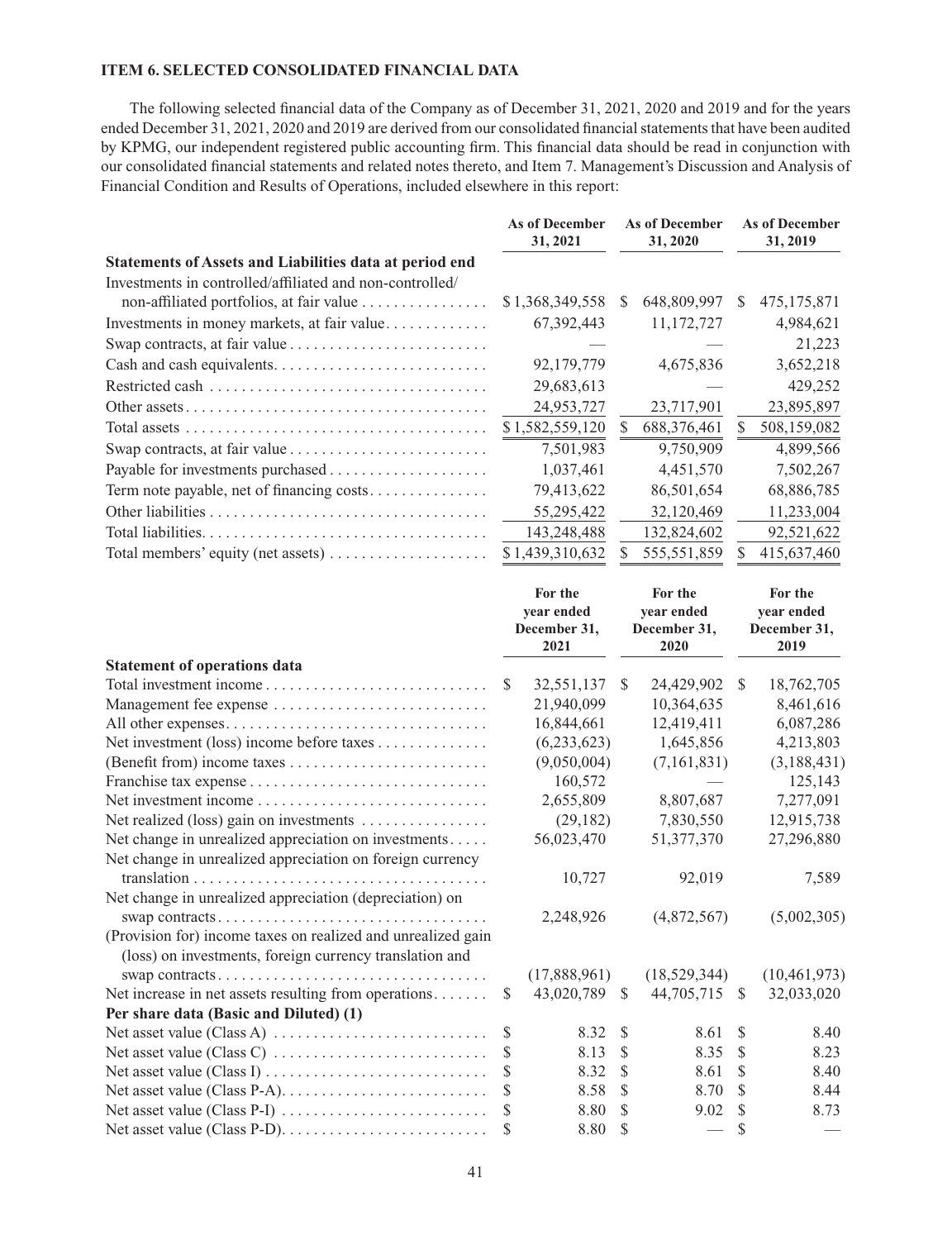## ITEM 6. SELECTED CONSOLIDATED FINANCIAL DATA

The following selected financial data of the Company as of December 31, 2021, 2020 and 2019 and for the years ended December 31, 2021, 2020 and 2019 are derived from our consolidated financial statements that have been audited by KPMG, our independent registered public accounting firm. This financial data should be read in conjunction with our consolidated financial statements and related notes thereto, and Item 7. Management's Discussion and Analysis of Financial Condition and Results of Operations, included elsewhere in this report:

| | As of December 31, 2021 | As of December 31, 2020 | As of December 31, 2019 |
|---|---|---|---|
| **Statements of Assets and Liabilities data at period end** | | | |
| Investments in controlled/affiliated and non-controlled/ non-affiliated portfolios, at fair value | $ 1,368,349,558 | $ 648,809,997 | $ 475,175,871 |
| Investments in money markets, at fair value | 67,392,443 | 11,172,727 | 4,984,621 |
| Swap contracts, at fair value | — | — | 21,223 |
| Cash and cash equivalents | 92,179,779 | 4,675,836 | 3,652,218 |
| Restricted cash | 29,683,613 | — | 429,252 |
| Other assets | 24,953,727 | 23,717,901 | 23,895,897 |
| Total assets | $ 1,582,559,120 | $ 688,376,461 | $ 508,159,082 |
| Swap contracts, at fair value | 7,501,983 | 9,750,909 | 4,899,566 |
| Payable for investments purchased | 1,037,461 | 4,451,570 | 7,502,267 |
| Term note payable, net of financing costs | 79,413,622 | 86,501,654 | 68,886,785 |
| Other liabilities | 55,295,422 | 32,120,469 | 11,233,004 |
| Total liabilities | 143,248,488 | 132,824,602 | 92,521,622 |
| Total members' equity (net assets) | $ 1,439,310,632 | $ 555,551,859 | $ 415,637,460 |

| | For the year ended December 31, 2021 | For the year ended December 31, 2020 | For the year ended December 31, 2019 |
|---|---|---|---|
| **Statement of operations data** | | | |
| Total investment income | $ 32,551,137 | $ 24,429,902 | $ 18,762,705 |
| Management fee expense | 21,940,099 | 10,364,635 | 8,461,616 |
| All other expenses | 16,844,661 | 12,419,411 | 6,087,286 |
| Net investment (loss) income before taxes | (6,233,623) | 1,645,856 | 4,213,803 |
| (Benefit from) income taxes | (9,050,004) | (7,161,831) | (3,188,431) |
| Franchise tax expense | 160,572 | — | 125,143 |
| Net investment income | 2,655,809 | 8,807,687 | 7,277,091 |
| Net realized (loss) gain on investments | (29,182) | 7,830,550 | 12,915,738 |
| Net change in unrealized appreciation on investments | 56,023,470 | 51,377,370 | 27,296,880 |
| Net change in unrealized appreciation on foreign currency translation | 10,727 | 92,019 | 7,589 |
| Net change in unrealized appreciation (depreciation) on swap contracts | 2,248,926 | (4,872,567) | (5,002,305) |
| (Provision for) income taxes on realized and unrealized gain (loss) on investments, foreign currency translation and swap contracts | (17,888,961) | (18,529,344) | (10,461,973) |
| Net increase in net assets resulting from operations | $ 43,020,789 | $ 44,705,715 | $ 32,033,020 |
| **Per share data (Basic and Diluted) (1)** | | | |
| Net asset value (Class A) | $ 8.32 | $ 8.61 | $ 8.40 |
| Net asset value (Class C) | $ 8.13 | $ 8.35 | $ 8.23 |
| Net asset value (Class I) | $ 8.32 | $ 8.61 | $ 8.40 |
| Net asset value (Class P-A) | $ 8.58 | $ 8.70 | $ 8.44 |
| Net asset value (Class P-I) | $ 8.80 | $ 9.02 | $ 8.73 |
| Net asset value (Class P-D) | $ 8.80 | $ — | $ — |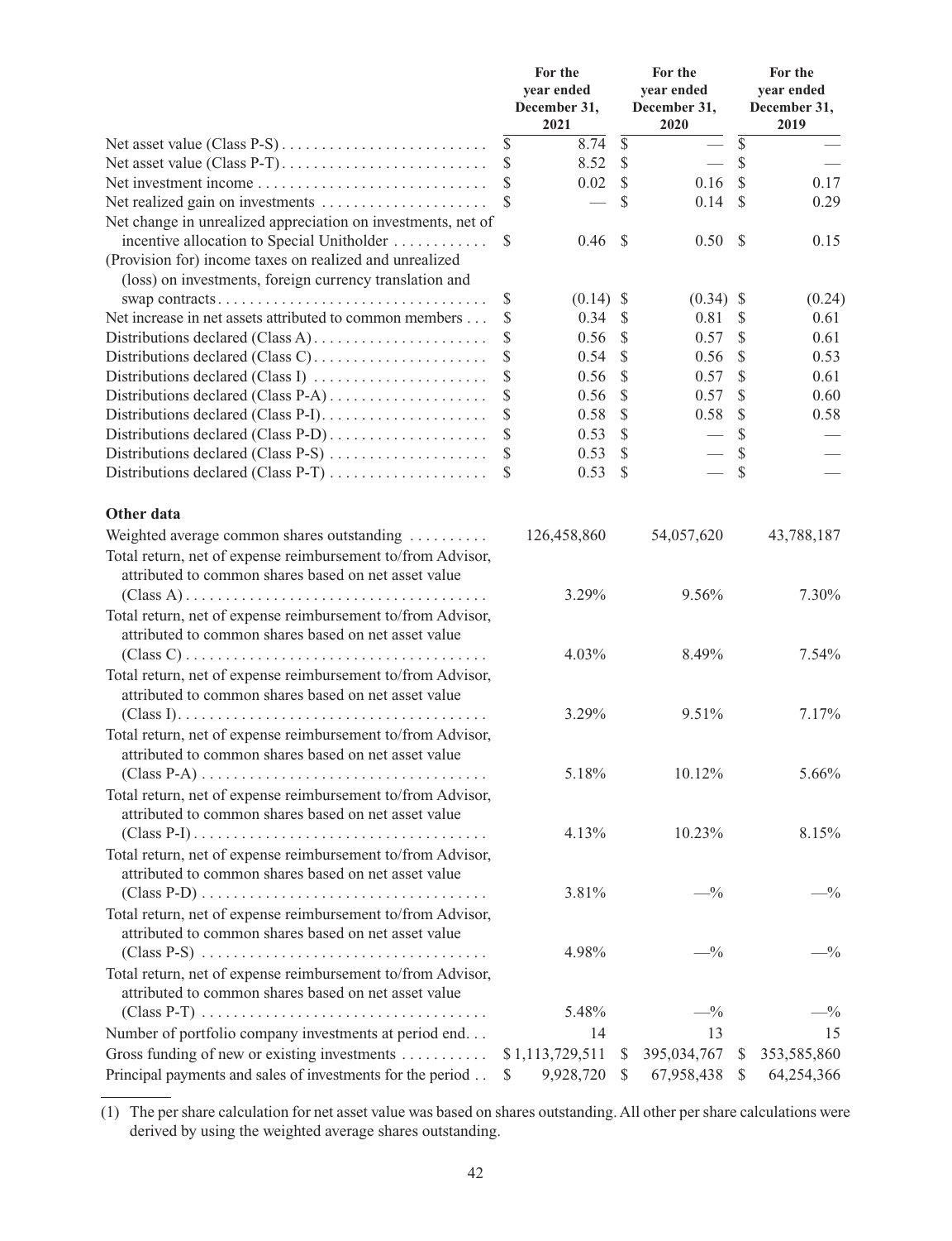| | For the year ended December 31, 2021 | For the year ended December 31, 2020 | For the year ended December 31, 2019 |
|---|---|---|---|
| Net asset value (Class P-S) | $ 8.74 | $ — | $ — |
| Net asset value (Class P-T) | $ 8.52 | $ — | $ — |
| Net investment income | $ 0.02 | $ 0.16 | $ 0.17 |
| Net realized gain on investments | $ — | $ 0.14 | $ 0.29 |
| Net change in unrealized appreciation on investments, net of incentive allocation to Special Unitholder | $ 0.46 | $ 0.50 | $ 0.15 |
| (Provision for) income taxes on realized and unrealized (loss) on investments, foreign currency translation and swap contracts | $ (0.14) | $ (0.34) | $ (0.24) |
| Net increase in net assets attributed to common members | $ 0.34 | $ 0.81 | $ 0.61 |
| Distributions declared (Class A) | $ 0.56 | $ 0.57 | $ 0.61 |
| Distributions declared (Class C) | $ 0.54 | $ 0.56 | $ 0.53 |
| Distributions declared (Class I) | $ 0.56 | $ 0.57 | $ 0.61 |
| Distributions declared (Class P-A) | $ 0.56 | $ 0.57 | $ 0.60 |
| Distributions declared (Class P-I) | $ 0.58 | $ 0.58 | $ 0.58 |
| Distributions declared (Class P-D) | $ 0.53 | $ — | $ — |
| Distributions declared (Class P-S) | $ 0.53 | $ — | $ — |
| Distributions declared (Class P-T) | $ 0.53 | $ — | $ — |
| **Other data** | | | |
| Weighted average common shares outstanding | 126,458,860 | 54,057,620 | 43,788,187 |
| Total return, net of expense reimbursement to/from Advisor, attributed to common shares based on net asset value (Class A) | 3.29% | 9.56% | 7.30% |
| Total return, net of expense reimbursement to/from Advisor, attributed to common shares based on net asset value (Class C) | 4.03% | 8.49% | 7.54% |
| Total return, net of expense reimbursement to/from Advisor, attributed to common shares based on net asset value (Class I) | 3.29% | 9.51% | 7.17% |
| Total return, net of expense reimbursement to/from Advisor, attributed to common shares based on net asset value (Class P-A) | 5.18% | 10.12% | 5.66% |
| Total return, net of expense reimbursement to/from Advisor, attributed to common shares based on net asset value (Class P-I) | 4.13% | 10.23% | 8.15% |
| Total return, net of expense reimbursement to/from Advisor, attributed to common shares based on net asset value (Class P-D) | 3.81% | —% | —% |
| Total return, net of expense reimbursement to/from Advisor, attributed to common shares based on net asset value (Class P-S) | 4.98% | —% | —% |
| Total return, net of expense reimbursement to/from Advisor, attributed to common shares based on net asset value (Class P-T) | 5.48% | —% | —% |
| Number of portfolio company investments at period end | 14 | 13 | 15 |
| Gross funding of new or existing investments | $ 1,113,729,511 | $ 395,034,767 | $ 353,585,860 |
| Principal payments and sales of investments for the period | $ 9,928,720 | $ 67,958,438 | $ 64,254,366 |

(1) The per share calculation for net asset value was based on shares outstanding. All other per share calculations were derived by using the weighted average shares outstanding.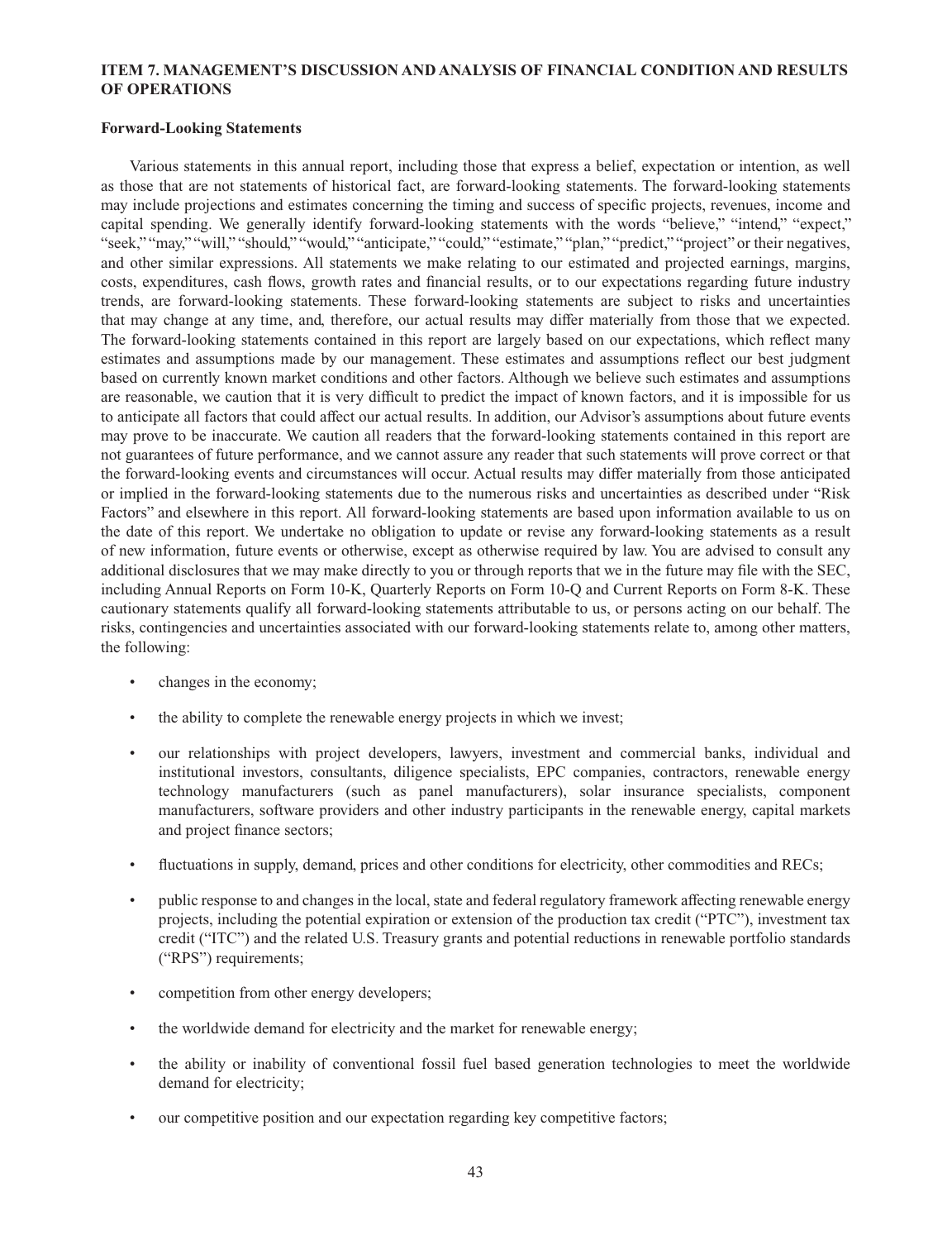## ITEM 7. MANAGEMENT'S DISCUSSION AND ANALYSIS OF FINANCIAL CONDITION AND RESULTS OF OPERATIONS

### Forward-Looking Statements

Various statements in this annual report, including those that express a belief, expectation or intention, as well as those that are not statements of historical fact, are forward-looking statements. The forward-looking statements may include projections and estimates concerning the timing and success of specific projects, revenues, income and capital spending. We generally identify forward-looking statements with the words "believe," "intend," "expect," "seek," "may," "will," "should," "would," "anticipate," "could," "estimate," "plan," "predict," "project" or their negatives, and other similar expressions. All statements we make relating to our estimated and projected earnings, margins, costs, expenditures, cash flows, growth rates and financial results, or to our expectations regarding future industry trends, are forward-looking statements. These forward-looking statements are subject to risks and uncertainties that may change at any time, and, therefore, our actual results may differ materially from those that we expected. The forward-looking statements contained in this report are largely based on our expectations, which reflect many estimates and assumptions made by our management. These estimates and assumptions reflect our best judgment based on currently known market conditions and other factors. Although we believe such estimates and assumptions are reasonable, we caution that it is very difficult to predict the impact of known factors, and it is impossible for us to anticipate all factors that could affect our actual results. In addition, our Advisor's assumptions about future events may prove to be inaccurate. We caution all readers that the forward-looking statements contained in this report are not guarantees of future performance, and we cannot assure any reader that such statements will prove correct or that the forward-looking events and circumstances will occur. Actual results may differ materially from those anticipated or implied in the forward-looking statements due to the numerous risks and uncertainties as described under "Risk Factors" and elsewhere in this report. All forward-looking statements are based upon information available to us on the date of this report. We undertake no obligation to update or revise any forward-looking statements as a result of new information, future events or otherwise, except as otherwise required by law. You are advised to consult any additional disclosures that we may make directly to you or through reports that we in the future may file with the SEC, including Annual Reports on Form 10-K, Quarterly Reports on Form 10-Q and Current Reports on Form 8-K. These cautionary statements qualify all forward-looking statements attributable to us, or persons acting on our behalf. The risks, contingencies and uncertainties associated with our forward-looking statements relate to, among other matters, the following:

- changes in the economy;
- the ability to complete the renewable energy projects in which we invest;
- our relationships with project developers, lawyers, investment and commercial banks, individual and institutional investors, consultants, diligence specialists, EPC companies, contractors, renewable energy technology manufacturers (such as panel manufacturers), solar insurance specialists, component manufacturers, software providers and other industry participants in the renewable energy, capital markets and project finance sectors;
- fluctuations in supply, demand, prices and other conditions for electricity, other commodities and RECs;
- public response to and changes in the local, state and federal regulatory framework affecting renewable energy projects, including the potential expiration or extension of the production tax credit ("PTC"), investment tax credit ("ITC") and the related U.S. Treasury grants and potential reductions in renewable portfolio standards ("RPS") requirements;
- competition from other energy developers;
- the worldwide demand for electricity and the market for renewable energy;
- the ability or inability of conventional fossil fuel based generation technologies to meet the worldwide demand for electricity;
- our competitive position and our expectation regarding key competitive factors;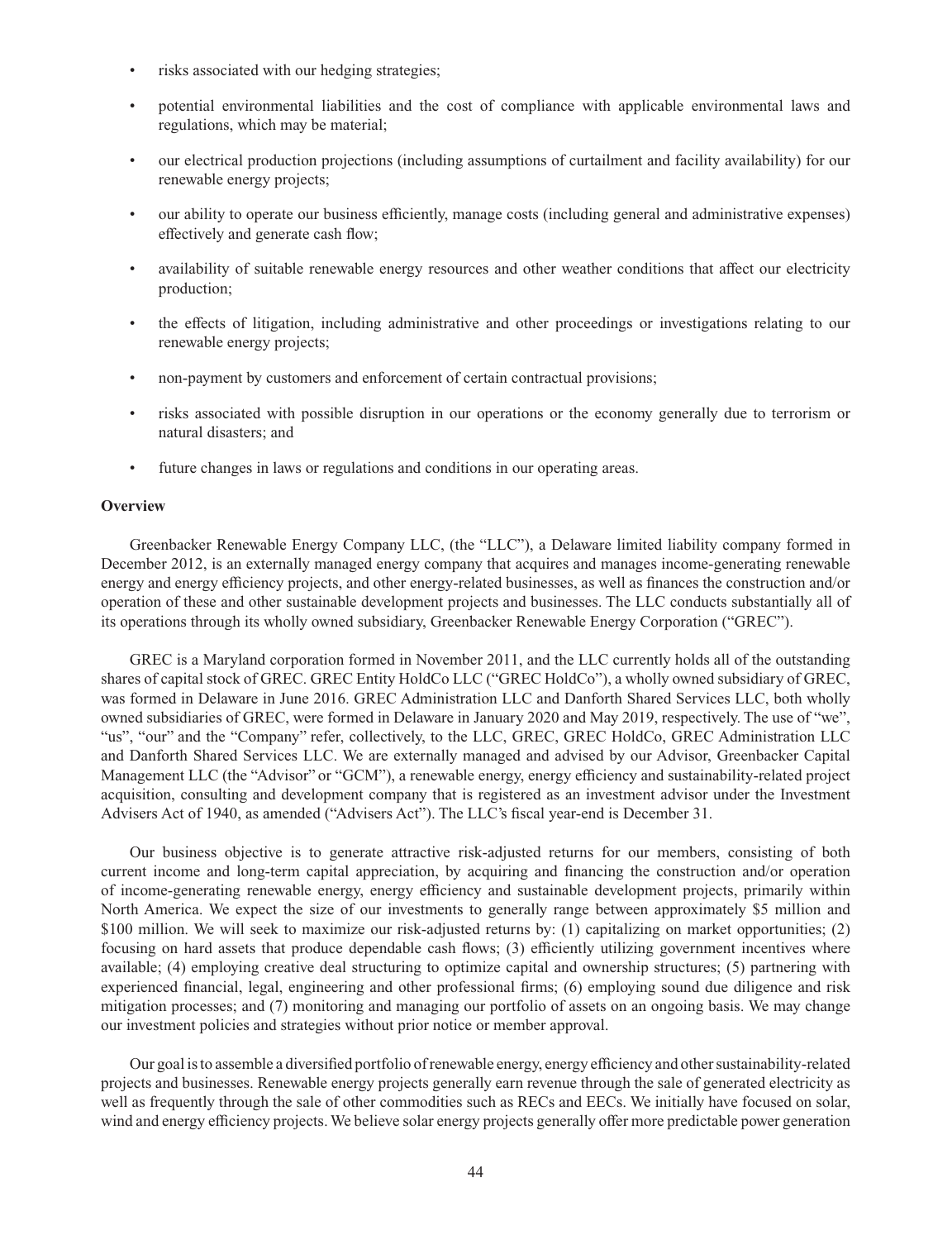- risks associated with our hedging strategies;
- potential environmental liabilities and the cost of compliance with applicable environmental laws and regulations, which may be material;
- our electrical production projections (including assumptions of curtailment and facility availability) for our renewable energy projects;
- our ability to operate our business efficiently, manage costs (including general and administrative expenses) effectively and generate cash flow;
- availability of suitable renewable energy resources and other weather conditions that affect our electricity production;
- the effects of litigation, including administrative and other proceedings or investigations relating to our renewable energy projects;
- non-payment by customers and enforcement of certain contractual provisions;
- risks associated with possible disruption in our operations or the economy generally due to terrorism or natural disasters; and
- future changes in laws or regulations and conditions in our operating areas.

**Overview**

Greenbacker Renewable Energy Company LLC, (the "LLC"), a Delaware limited liability company formed in December 2012, is an externally managed energy company that acquires and manages income-generating renewable energy and energy efficiency projects, and other energy-related businesses, as well as finances the construction and/or operation of these and other sustainable development projects and businesses. The LLC conducts substantially all of its operations through its wholly owned subsidiary, Greenbacker Renewable Energy Corporation ("GREC").

GREC is a Maryland corporation formed in November 2011, and the LLC currently holds all of the outstanding shares of capital stock of GREC. GREC Entity HoldCo LLC ("GREC HoldCo"), a wholly owned subsidiary of GREC, was formed in Delaware in June 2016. GREC Administration LLC and Danforth Shared Services LLC, both wholly owned subsidiaries of GREC, were formed in Delaware in January 2020 and May 2019, respectively. The use of "we", "us", "our" and the "Company" refer, collectively, to the LLC, GREC, GREC HoldCo, GREC Administration LLC and Danforth Shared Services LLC. We are externally managed and advised by our Advisor, Greenbacker Capital Management LLC (the "Advisor" or "GCM"), a renewable energy, energy efficiency and sustainability-related project acquisition, consulting and development company that is registered as an investment advisor under the Investment Advisers Act of 1940, as amended ("Advisers Act"). The LLC's fiscal year-end is December 31.

Our business objective is to generate attractive risk-adjusted returns for our members, consisting of both current income and long-term capital appreciation, by acquiring and financing the construction and/or operation of income-generating renewable energy, energy efficiency and sustainable development projects, primarily within North America. We expect the size of our investments to generally range between approximately $5 million and $100 million. We will seek to maximize our risk-adjusted returns by: (1) capitalizing on market opportunities; (2) focusing on hard assets that produce dependable cash flows; (3) efficiently utilizing government incentives where available; (4) employing creative deal structuring to optimize capital and ownership structures; (5) partnering with experienced financial, legal, engineering and other professional firms; (6) employing sound due diligence and risk mitigation processes; and (7) monitoring and managing our portfolio of assets on an ongoing basis. We may change our investment policies and strategies without prior notice or member approval.

Our goal is to assemble a diversified portfolio of renewable energy, energy efficiency and other sustainability-related projects and businesses. Renewable energy projects generally earn revenue through the sale of generated electricity as well as frequently through the sale of other commodities such as RECs and EECs. We initially have focused on solar, wind and energy efficiency projects. We believe solar energy projects generally offer more predictable power generation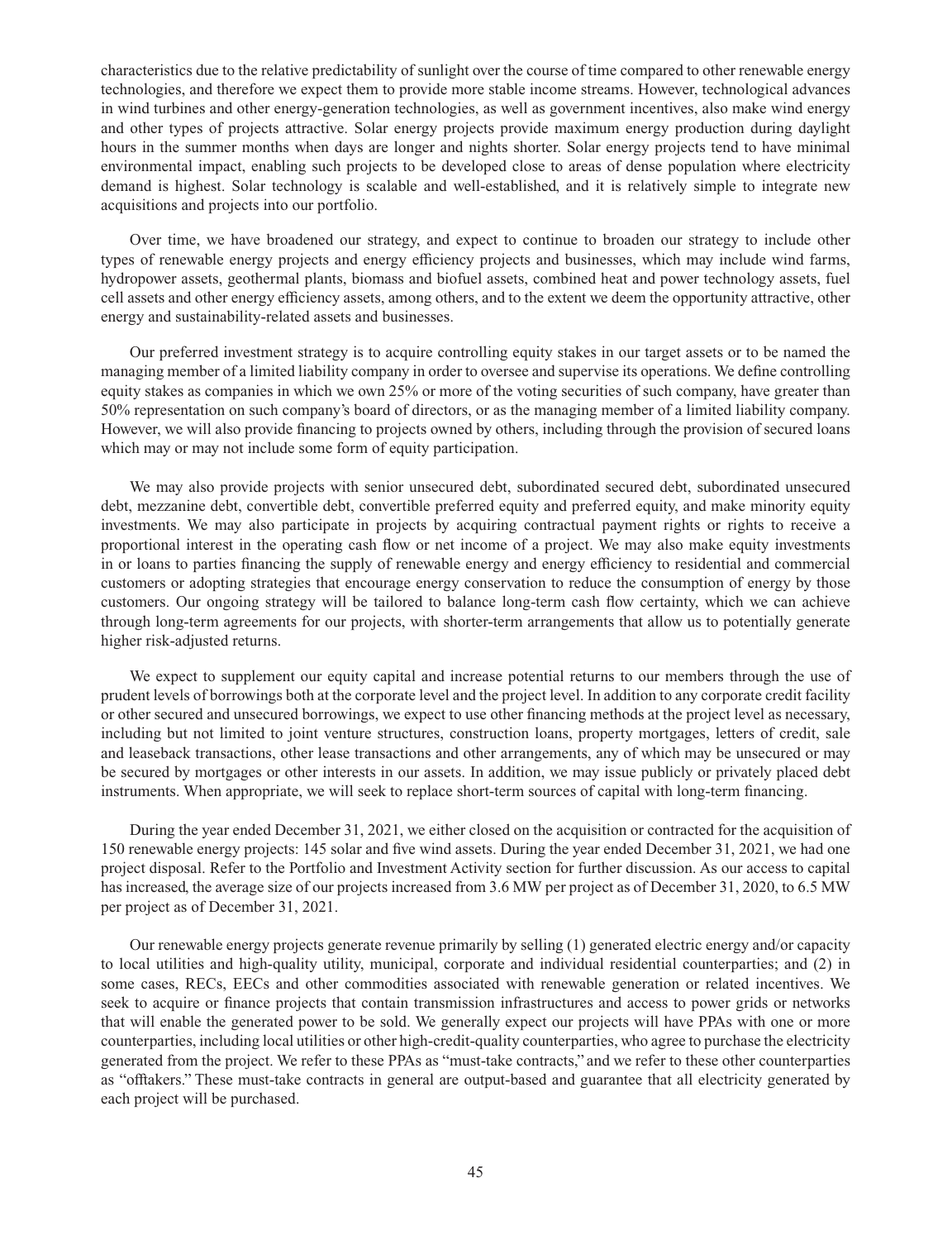characteristics due to the relative predictability of sunlight over the course of time compared to other renewable energy technologies, and therefore we expect them to provide more stable income streams. However, technological advances in wind turbines and other energy-generation technologies, as well as government incentives, also make wind energy and other types of projects attractive. Solar energy projects provide maximum energy production during daylight hours in the summer months when days are longer and nights shorter. Solar energy projects tend to have minimal environmental impact, enabling such projects to be developed close to areas of dense population where electricity demand is highest. Solar technology is scalable and well-established, and it is relatively simple to integrate new acquisitions and projects into our portfolio.

Over time, we have broadened our strategy, and expect to continue to broaden our strategy to include other types of renewable energy projects and energy efficiency projects and businesses, which may include wind farms, hydropower assets, geothermal plants, biomass and biofuel assets, combined heat and power technology assets, fuel cell assets and other energy efficiency assets, among others, and to the extent we deem the opportunity attractive, other energy and sustainability-related assets and businesses.

Our preferred investment strategy is to acquire controlling equity stakes in our target assets or to be named the managing member of a limited liability company in order to oversee and supervise its operations. We define controlling equity stakes as companies in which we own 25% or more of the voting securities of such company, have greater than 50% representation on such company's board of directors, or as the managing member of a limited liability company. However, we will also provide financing to projects owned by others, including through the provision of secured loans which may or may not include some form of equity participation.

We may also provide projects with senior unsecured debt, subordinated secured debt, subordinated unsecured debt, mezzanine debt, convertible debt, convertible preferred equity and preferred equity, and make minority equity investments. We may also participate in projects by acquiring contractual payment rights or rights to receive a proportional interest in the operating cash flow or net income of a project. We may also make equity investments in or loans to parties financing the supply of renewable energy and energy efficiency to residential and commercial customers or adopting strategies that encourage energy conservation to reduce the consumption of energy by those customers. Our ongoing strategy will be tailored to balance long-term cash flow certainty, which we can achieve through long-term agreements for our projects, with shorter-term arrangements that allow us to potentially generate higher risk-adjusted returns.

We expect to supplement our equity capital and increase potential returns to our members through the use of prudent levels of borrowings both at the corporate level and the project level. In addition to any corporate credit facility or other secured and unsecured borrowings, we expect to use other financing methods at the project level as necessary, including but not limited to joint venture structures, construction loans, property mortgages, letters of credit, sale and leaseback transactions, other lease transactions and other arrangements, any of which may be unsecured or may be secured by mortgages or other interests in our assets. In addition, we may issue publicly or privately placed debt instruments. When appropriate, we will seek to replace short-term sources of capital with long-term financing.

During the year ended December 31, 2021, we either closed on the acquisition or contracted for the acquisition of 150 renewable energy projects: 145 solar and five wind assets. During the year ended December 31, 2021, we had one project disposal. Refer to the Portfolio and Investment Activity section for further discussion. As our access to capital has increased, the average size of our projects increased from 3.6 MW per project as of December 31, 2020, to 6.5 MW per project as of December 31, 2021.

Our renewable energy projects generate revenue primarily by selling (1) generated electric energy and/or capacity to local utilities and high-quality utility, municipal, corporate and individual residential counterparties; and (2) in some cases, RECs, EECs and other commodities associated with renewable generation or related incentives. We seek to acquire or finance projects that contain transmission infrastructures and access to power grids or networks that will enable the generated power to be sold. We generally expect our projects will have PPAs with one or more counterparties, including local utilities or other high-credit-quality counterparties, who agree to purchase the electricity generated from the project. We refer to these PPAs as "must-take contracts," and we refer to these other counterparties as "offtakers." These must-take contracts in general are output-based and guarantee that all electricity generated by each project will be purchased.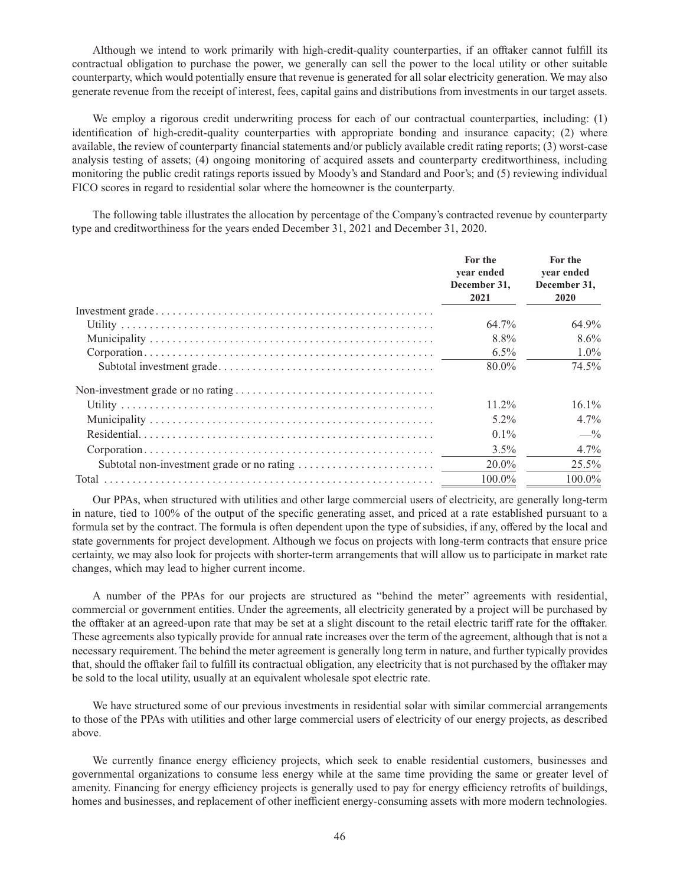Although we intend to work primarily with high-credit-quality counterparties, if an offtaker cannot fulfill its contractual obligation to purchase the power, we generally can sell the power to the local utility or other suitable counterparty, which would potentially ensure that revenue is generated for all solar electricity generation. We may also generate revenue from the receipt of interest, fees, capital gains and distributions from investments in our target assets.

We employ a rigorous credit underwriting process for each of our contractual counterparties, including: (1) identification of high-credit-quality counterparties with appropriate bonding and insurance capacity; (2) where available, the review of counterparty financial statements and/or publicly available credit rating reports; (3) worst-case analysis testing of assets; (4) ongoing monitoring of acquired assets and counterparty creditworthiness, including monitoring the public credit ratings reports issued by Moody's and Standard and Poor's; and (5) reviewing individual FICO scores in regard to residential solar where the homeowner is the counterparty.

The following table illustrates the allocation by percentage of the Company's contracted revenue by counterparty type and creditworthiness for the years ended December 31, 2021 and December 31, 2020.

| | For the year ended December 31, 2021 | For the year ended December 31, 2020 |
|---|---|---|
| Investment grade | | |
| Utility | 64.7% | 64.9% |
| Municipality | 8.8% | 8.6% |
| Corporation | 6.5% | 1.0% |
| Subtotal investment grade | 80.0% | 74.5% |
| Non-investment grade or no rating | | |
| Utility | 11.2% | 16.1% |
| Municipality | 5.2% | 4.7% |
| Residential | 0.1% | —% |
| Corporation | 3.5% | 4.7% |
| Subtotal non-investment grade or no rating | 20.0% | 25.5% |
| Total | 100.0% | 100.0% |

Our PPAs, when structured with utilities and other large commercial users of electricity, are generally long-term in nature, tied to 100% of the output of the specific generating asset, and priced at a rate established pursuant to a formula set by the contract. The formula is often dependent upon the type of subsidies, if any, offered by the local and state governments for project development. Although we focus on projects with long-term contracts that ensure price certainty, we may also look for projects with shorter-term arrangements that will allow us to participate in market rate changes, which may lead to higher current income.

A number of the PPAs for our projects are structured as "behind the meter" agreements with residential, commercial or government entities. Under the agreements, all electricity generated by a project will be purchased by the offtaker at an agreed-upon rate that may be set at a slight discount to the retail electric tariff rate for the offtaker. These agreements also typically provide for annual rate increases over the term of the agreement, although that is not a necessary requirement. The behind the meter agreement is generally long term in nature, and further typically provides that, should the offtaker fail to fulfill its contractual obligation, any electricity that is not purchased by the offtaker may be sold to the local utility, usually at an equivalent wholesale spot electric rate.

We have structured some of our previous investments in residential solar with similar commercial arrangements to those of the PPAs with utilities and other large commercial users of electricity of our energy projects, as described above.

We currently finance energy efficiency projects, which seek to enable residential customers, businesses and governmental organizations to consume less energy while at the same time providing the same or greater level of amenity. Financing for energy efficiency projects is generally used to pay for energy efficiency retrofits of buildings, homes and businesses, and replacement of other inefficient energy-consuming assets with more modern technologies.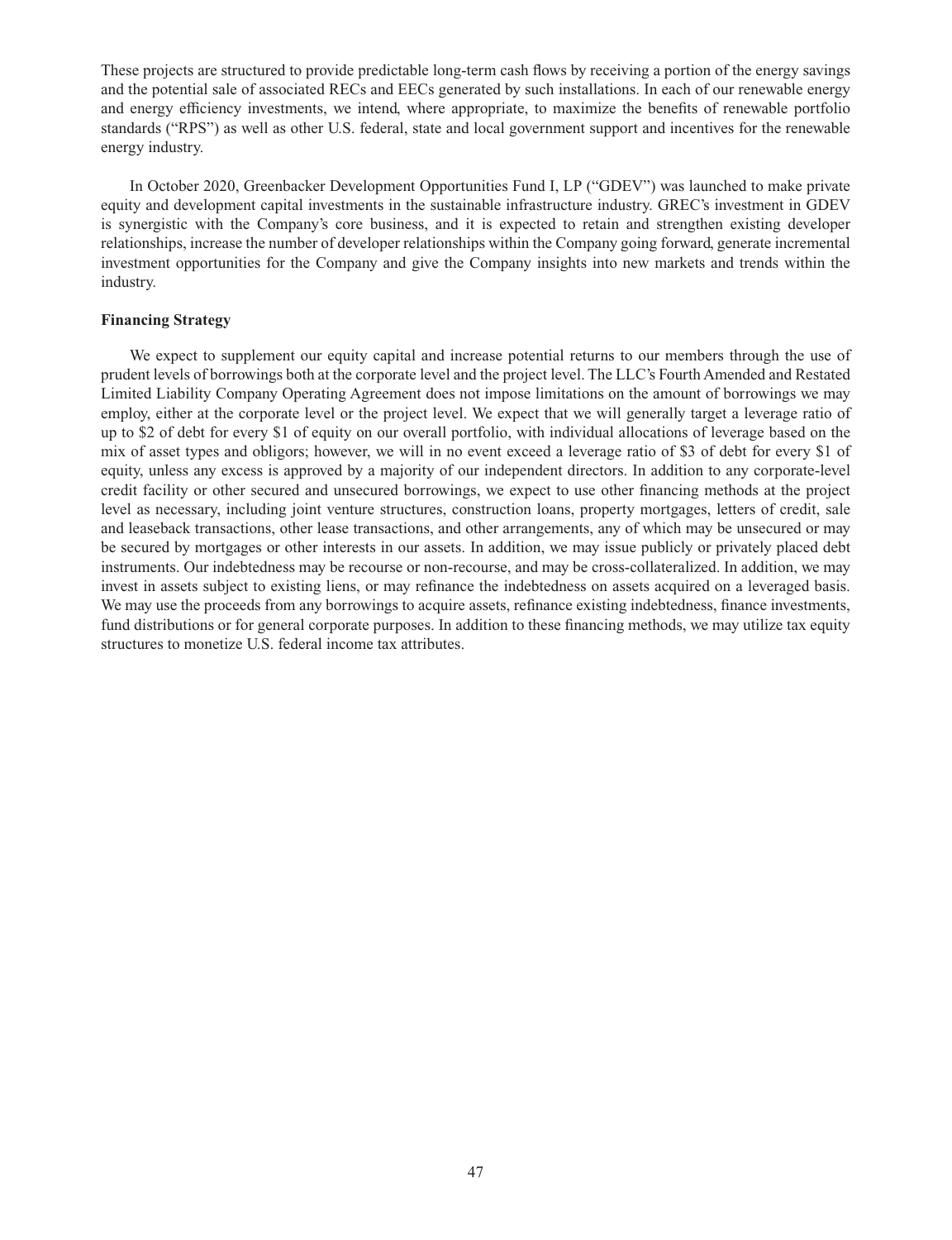These projects are structured to provide predictable long-term cash flows by receiving a portion of the energy savings and the potential sale of associated RECs and EECs generated by such installations. In each of our renewable energy and energy efficiency investments, we intend, where appropriate, to maximize the benefits of renewable portfolio standards ("RPS") as well as other U.S. federal, state and local government support and incentives for the renewable energy industry.

In October 2020, Greenbacker Development Opportunities Fund I, LP ("GDEV") was launched to make private equity and development capital investments in the sustainable infrastructure industry. GREC's investment in GDEV is synergistic with the Company's core business, and it is expected to retain and strengthen existing developer relationships, increase the number of developer relationships within the Company going forward, generate incremental investment opportunities for the Company and give the Company insights into new markets and trends within the industry.

**Financing Strategy**

We expect to supplement our equity capital and increase potential returns to our members through the use of prudent levels of borrowings both at the corporate level and the project level. The LLC's Fourth Amended and Restated Limited Liability Company Operating Agreement does not impose limitations on the amount of borrowings we may employ, either at the corporate level or the project level. We expect that we will generally target a leverage ratio of up to $2 of debt for every $1 of equity on our overall portfolio, with individual allocations of leverage based on the mix of asset types and obligors; however, we will in no event exceed a leverage ratio of $3 of debt for every $1 of equity, unless any excess is approved by a majority of our independent directors. In addition to any corporate-level credit facility or other secured and unsecured borrowings, we expect to use other financing methods at the project level as necessary, including joint venture structures, construction loans, property mortgages, letters of credit, sale and leaseback transactions, other lease transactions, and other arrangements, any of which may be unsecured or may be secured by mortgages or other interests in our assets. In addition, we may issue publicly or privately placed debt instruments. Our indebtedness may be recourse or non-recourse, and may be cross-collateralized. In addition, we may invest in assets subject to existing liens, or may refinance the indebtedness on assets acquired on a leveraged basis. We may use the proceeds from any borrowings to acquire assets, refinance existing indebtedness, finance investments, fund distributions or for general corporate purposes. In addition to these financing methods, we may utilize tax equity structures to monetize U.S. federal income tax attributes.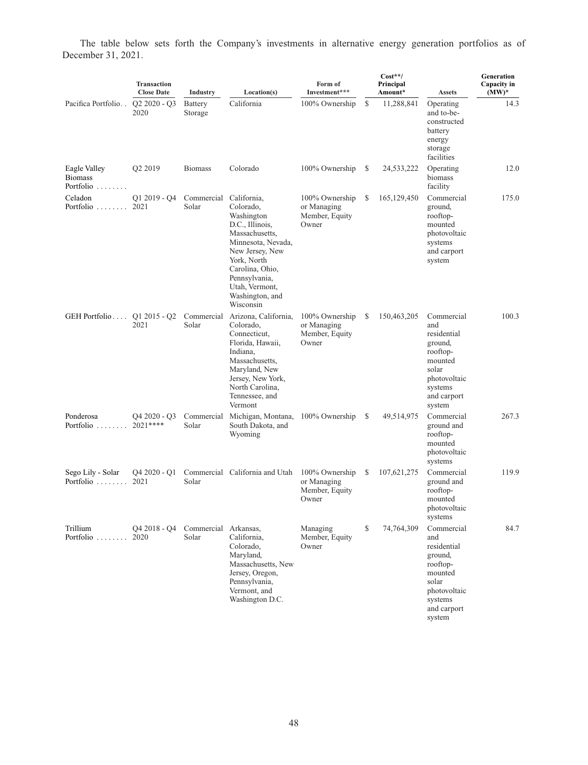The table below sets forth the Company's investments in alternative energy generation portfolios as of December 31, 2021.

| | Transaction Close Date | Industry | Location(s) | Form of Investment*** | Cost**/ Principal Amount* | Assets | Generation Capacity in (MW)* |
|---|---|---|---|---|---|---|---|
| Pacifica Portfolio | Q2 2020 - Q3 2020 | Battery Storage | California | 100% Ownership | $ 11,288,841 | Operating and to-be-constructed battery energy storage facilities | 14.3 |
| Eagle Valley Biomass Portfolio | Q2 2019 | Biomass | Colorado | 100% Ownership | $ 24,533,222 | Operating biomass facility | 12.0 |
| Celadon Portfolio | Q1 2019 - Q4 2021 | Commercial Solar | California, Colorado, Washington D.C., Illinois, Massachusetts, Minnesota, Nevada, New Jersey, New York, North Carolina, Ohio, Pennsylvania, Utah, Vermont, Washington, and Wisconsin | 100% Ownership or Managing Member, Equity Owner | $ 165,129,450 | Commercial ground, rooftop-mounted photovoltaic systems and carport system | 175.0 |
| GEH Portfolio | Q1 2015 - Q2 2021 | Commercial Solar | Arizona, California, Colorado, Connecticut, Florida, Hawaii, Indiana, Massachusetts, Maryland, New Jersey, New York, North Carolina, Tennessee, and Vermont | 100% Ownership or Managing Member, Equity Owner | $ 150,463,205 | Commercial and residential ground, rooftop-mounted solar photovoltaic systems and carport system | 100.3 |
| Ponderosa Portfolio | Q4 2020 - Q3 2021**** | Commercial Solar | Michigan, Montana, South Dakota, and Wyoming | 100% Ownership | $ 49,514,975 | Commercial ground and rooftop-mounted photovoltaic systems | 267.3 |
| Sego Lily - Solar Portfolio | Q4 2020 - Q1 2021 | Commercial Solar | California and Utah | 100% Ownership or Managing Member, Equity Owner | $ 107,621,275 | Commercial ground and rooftop-mounted photovoltaic systems | 119.9 |
| Trillium Portfolio | Q4 2018 - Q4 2020 | Commercial Solar | Arkansas, California, Colorado, Maryland, Massachusetts, New Jersey, Oregon, Pennsylvania, Vermont, and Washington D.C. | Managing Member, Equity Owner | $ 74,764,309 | Commercial and residential ground, rooftop-mounted solar photovoltaic systems and carport system | 84.7 |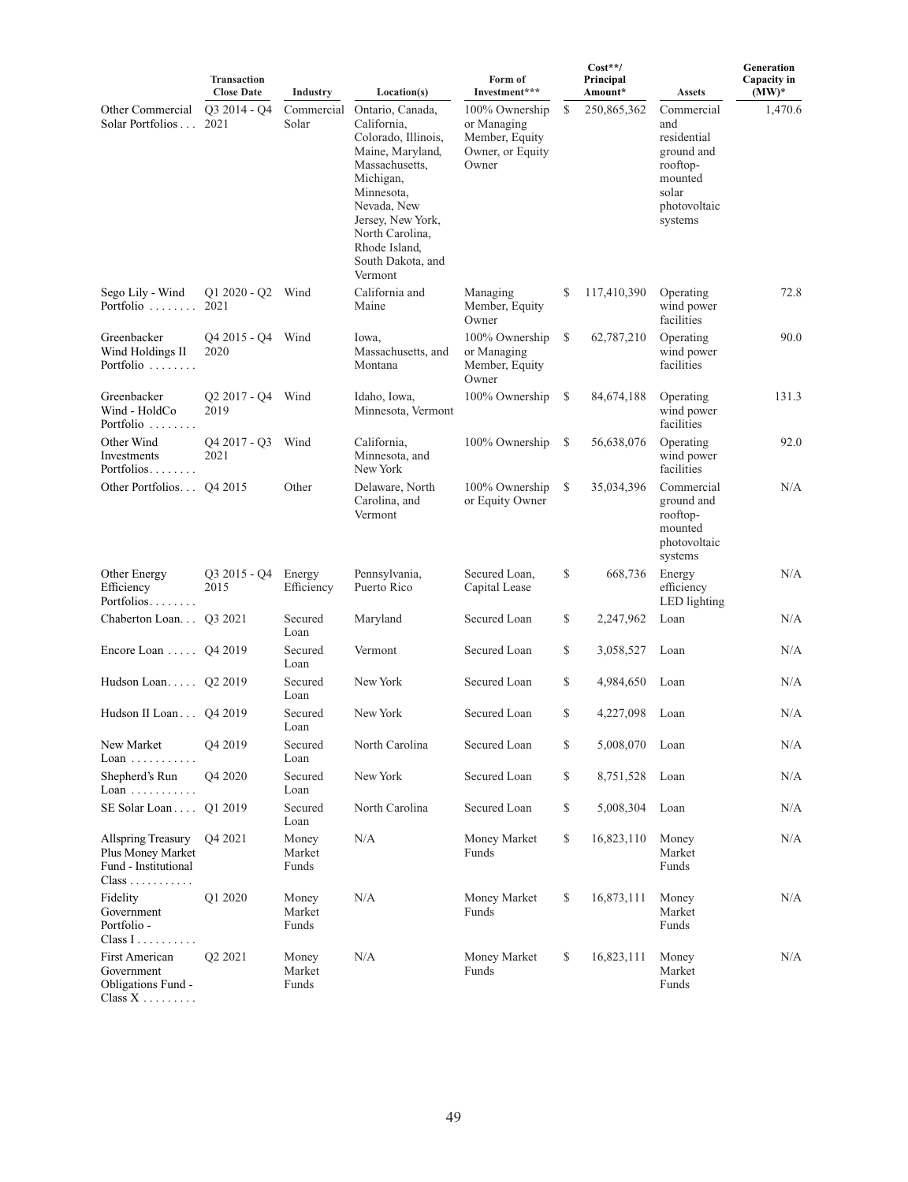| | Transaction Close Date | Industry | Location(s) | Form of Investment*** | Cost**/ Principal Amount* | Assets | Generation Capacity in (MW)* |
|---|---|---|---|---|---|---|---|
| Other Commercial Solar Portfolios . . . | Q3 2014 - Q4 2021 | Commercial Solar | Ontario, Canada, California, Colorado, Illinois, Maine, Maryland, Massachusetts, Michigan, Minnesota, Nevada, New Jersey, New York, North Carolina, Rhode Island, South Dakota, and Vermont | 100% Ownership or Managing Member, Equity Owner, or Equity Owner | $ 250,865,362 | Commercial and residential ground and rooftop-mounted solar photovoltaic systems | 1,470.6 |
| Sego Lily - Wind Portfolio . . . . . . . . | Q1 2020 - Q2 2021 | Wind | California and Maine | Managing Member, Equity Owner | $ 117,410,390 | Operating wind power facilities | 72.8 |
| Greenbacker Wind Holdings II Portfolio . . . . . . . . | Q4 2015 - Q4 2020 | Wind | Iowa, Massachusetts, and Montana | 100% Ownership or Managing Member, Equity Owner | $ 62,787,210 | Operating wind power facilities | 90.0 |
| Greenbacker Wind - HoldCo Portfolio . . . . . . . . | Q2 2017 - Q4 2019 | Wind | Idaho, Iowa, Minnesota, Vermont | 100% Ownership | $ 84,674,188 | Operating wind power facilities | 131.3 |
| Other Wind Investments Portfolios. . . . . . . . | Q4 2017 - Q3 2021 | Wind | California, Minnesota, and New York | 100% Ownership | $ 56,638,076 | Operating wind power facilities | 92.0 |
| Other Portfolios. . . | Q4 2015 | Other | Delaware, North Carolina, and Vermont | 100% Ownership or Equity Owner | $ 35,034,396 | Commercial ground and rooftop-mounted photovoltaic systems | N/A |
| Other Energy Efficiency Portfolios. . . . . . . . | Q3 2015 - Q4 2015 | Energy Efficiency | Pennsylvania, Puerto Rico | Secured Loan, Capital Lease | $ 668,736 | Energy efficiency LED lighting | N/A |
| Chaberton Loan. . . | Q3 2021 | Secured Loan | Maryland | Secured Loan | $ 2,247,962 | Loan | N/A |
| Encore Loan . . . . . | Q4 2019 | Secured Loan | Vermont | Secured Loan | $ 3,058,527 | Loan | N/A |
| Hudson Loan. . . . . | Q2 2019 | Secured Loan | New York | Secured Loan | $ 4,984,650 | Loan | N/A |
| Hudson II Loan . . . | Q4 2019 | Secured Loan | New York | Secured Loan | $ 4,227,098 | Loan | N/A |
| New Market Loan . . . . . . . . . . . | Q4 2019 | Secured Loan | North Carolina | Secured Loan | $ 5,008,070 | Loan | N/A |
| Shepherd's Run Loan . . . . . . . . . . . | Q4 2020 | Secured Loan | New York | Secured Loan | $ 8,751,528 | Loan | N/A |
| SE Solar Loan . . . . | Q1 2019 | Secured Loan | North Carolina | Secured Loan | $ 5,008,304 | Loan | N/A |
| Allspring Treasury Plus Money Market Fund - Institutional Class . . . . . . . . . . . | Q4 2021 | Money Market Funds | N/A | Money Market Funds | $ 16,823,110 | Money Market Funds | N/A |
| Fidelity Government Portfolio - Class I . . . . . . . . . . | Q1 2020 | Money Market Funds | N/A | Money Market Funds | $ 16,873,111 | Money Market Funds | N/A |
| First American Government Obligations Fund - Class X . . . . . . . . . | Q2 2021 | Money Market Funds | N/A | Money Market Funds | $ 16,823,111 | Money Market Funds | N/A |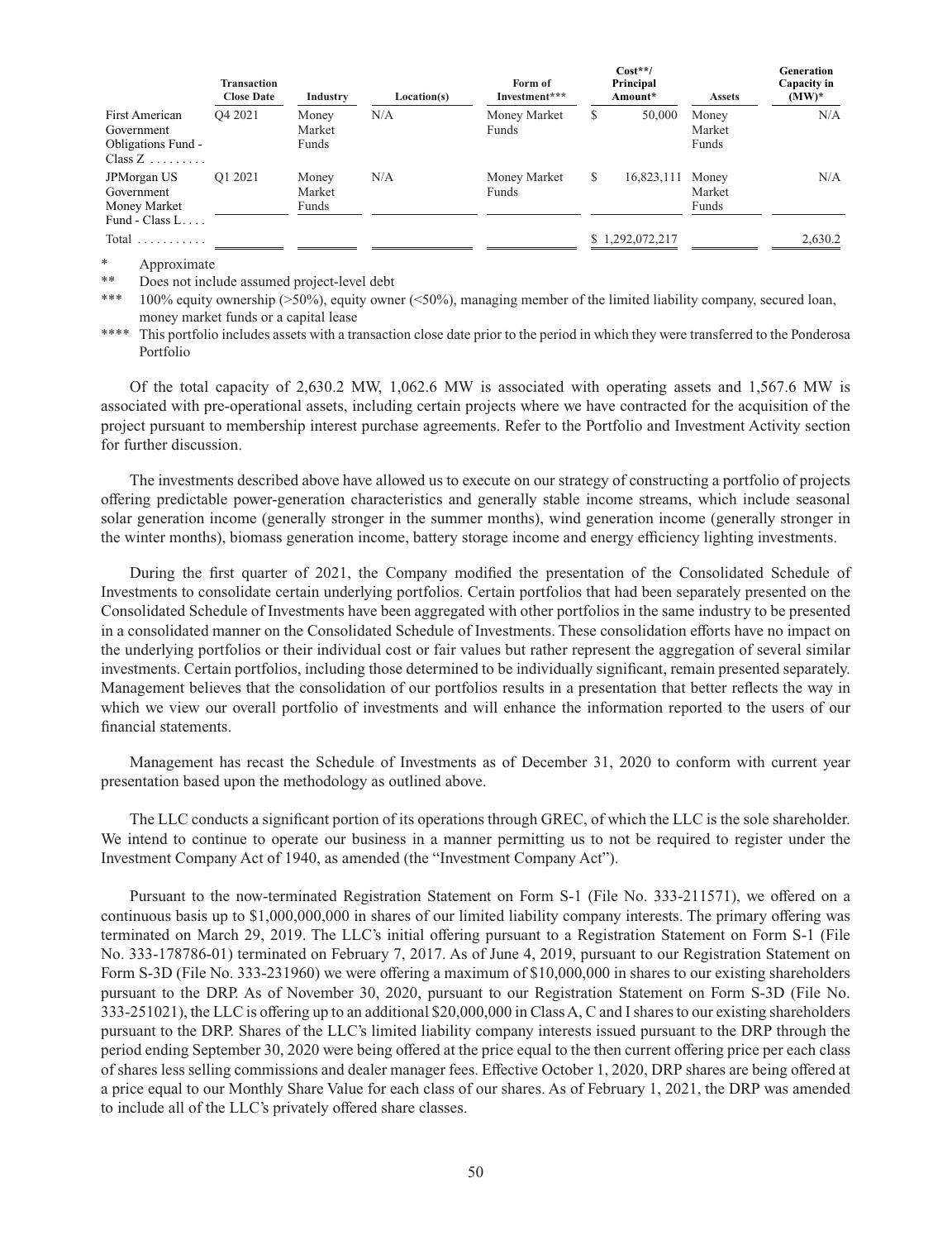| | Transaction Close Date | Industry | Location(s) | Form of Investment*** | Cost**/ Principal Amount* | Assets | Generation Capacity in (MW)* |
|---|---|---|---|---|---|---|---|
| First American Government Obligations Fund - Class Z . . . . . . . . | Q4 2021 | Money Market Funds | N/A | Money Market Funds | $ 50,000 | Money Market Funds | N/A |
| JPMorgan US Government Money Market Fund - Class L. . . . | Q1 2021 | Money Market Funds | N/A | Money Market Funds | $ 16,823,111 | Money Market Funds | N/A |
| Total . . . . . . . . . . . | | | | | $ 1,292,072,217 | | 2,630.2 |

\* Approximate

** Does not include assumed project-level debt

*** 100% equity ownership (>50%), equity owner (<50%), managing member of the limited liability company, secured loan, money market funds or a capital lease

**** This portfolio includes assets with a transaction close date prior to the period in which they were transferred to the Ponderosa Portfolio

Of the total capacity of 2,630.2 MW, 1,062.6 MW is associated with operating assets and 1,567.6 MW is associated with pre-operational assets, including certain projects where we have contracted for the acquisition of the project pursuant to membership interest purchase agreements. Refer to the Portfolio and Investment Activity section for further discussion.

The investments described above have allowed us to execute on our strategy of constructing a portfolio of projects offering predictable power-generation characteristics and generally stable income streams, which include seasonal solar generation income (generally stronger in the summer months), wind generation income (generally stronger in the winter months), biomass generation income, battery storage income and energy efficiency lighting investments.

During the first quarter of 2021, the Company modified the presentation of the Consolidated Schedule of Investments to consolidate certain underlying portfolios. Certain portfolios that had been separately presented on the Consolidated Schedule of Investments have been aggregated with other portfolios in the same industry to be presented in a consolidated manner on the Consolidated Schedule of Investments. These consolidation efforts have no impact on the underlying portfolios or their individual cost or fair values but rather represent the aggregation of several similar investments. Certain portfolios, including those determined to be individually significant, remain presented separately. Management believes that the consolidation of our portfolios results in a presentation that better reflects the way in which we view our overall portfolio of investments and will enhance the information reported to the users of our financial statements.

Management has recast the Schedule of Investments as of December 31, 2020 to conform with current year presentation based upon the methodology as outlined above.

The LLC conducts a significant portion of its operations through GREC, of which the LLC is the sole shareholder. We intend to continue to operate our business in a manner permitting us to not be required to register under the Investment Company Act of 1940, as amended (the "Investment Company Act").

Pursuant to the now-terminated Registration Statement on Form S-1 (File No. 333-211571), we offered on a continuous basis up to $1,000,000,000 in shares of our limited liability company interests. The primary offering was terminated on March 29, 2019. The LLC's initial offering pursuant to a Registration Statement on Form S-1 (File No. 333-178786-01) terminated on February 7, 2017. As of June 4, 2019, pursuant to our Registration Statement on Form S-3D (File No. 333-231960) we were offering a maximum of $10,000,000 in shares to our existing shareholders pursuant to the DRP. As of November 30, 2020, pursuant to our Registration Statement on Form S-3D (File No. 333-251021), the LLC is offering up to an additional $20,000,000 in Class A, C and I shares to our existing shareholders pursuant to the DRP. Shares of the LLC's limited liability company interests issued pursuant to the DRP through the period ending September 30, 2020 were being offered at the price equal to the then current offering price per each class of shares less selling commissions and dealer manager fees. Effective October 1, 2020, DRP shares are being offered at a price equal to our Monthly Share Value for each class of our shares. As of February 1, 2021, the DRP was amended to include all of the LLC's privately offered share classes.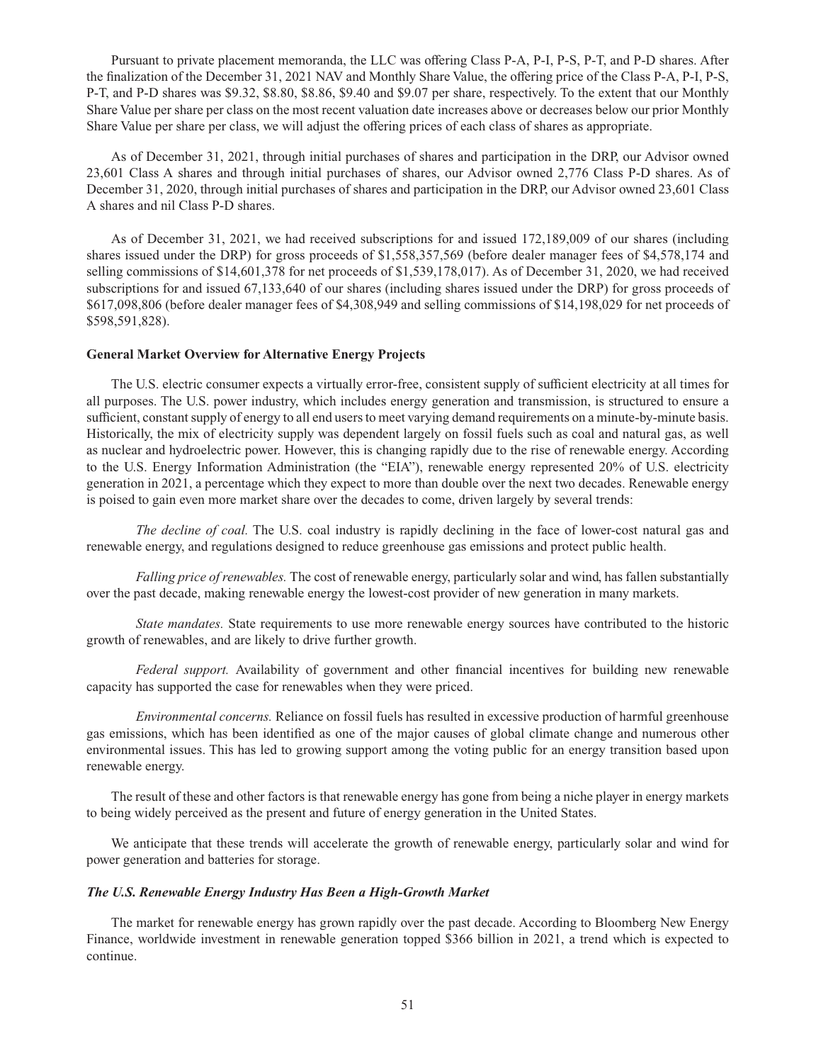Pursuant to private placement memoranda, the LLC was offering Class P-A, P-I, P-S, P-T, and P-D shares. After the finalization of the December 31, 2021 NAV and Monthly Share Value, the offering price of the Class P-A, P-I, P-S, P-T, and P-D shares was $9.32, $8.80, $8.86, $9.40 and $9.07 per share, respectively. To the extent that our Monthly Share Value per share per class on the most recent valuation date increases above or decreases below our prior Monthly Share Value per share per class, we will adjust the offering prices of each class of shares as appropriate.

As of December 31, 2021, through initial purchases of shares and participation in the DRP, our Advisor owned 23,601 Class A shares and through initial purchases of shares, our Advisor owned 2,776 Class P-D shares. As of December 31, 2020, through initial purchases of shares and participation in the DRP, our Advisor owned 23,601 Class A shares and nil Class P-D shares.

As of December 31, 2021, we had received subscriptions for and issued 172,189,009 of our shares (including shares issued under the DRP) for gross proceeds of $1,558,357,569 (before dealer manager fees of $4,578,174 and selling commissions of $14,601,378 for net proceeds of $1,539,178,017). As of December 31, 2020, we had received subscriptions for and issued 67,133,640 of our shares (including shares issued under the DRP) for gross proceeds of $617,098,806 (before dealer manager fees of $4,308,949 and selling commissions of $14,198,029 for net proceeds of $598,591,828).

**General Market Overview for Alternative Energy Projects**

The U.S. electric consumer expects a virtually error-free, consistent supply of sufficient electricity at all times for all purposes. The U.S. power industry, which includes energy generation and transmission, is structured to ensure a sufficient, constant supply of energy to all end users to meet varying demand requirements on a minute-by-minute basis. Historically, the mix of electricity supply was dependent largely on fossil fuels such as coal and natural gas, as well as nuclear and hydroelectric power. However, this is changing rapidly due to the rise of renewable energy. According to the U.S. Energy Information Administration (the "EIA"), renewable energy represented 20% of U.S. electricity generation in 2021, a percentage which they expect to more than double over the next two decades. Renewable energy is poised to gain even more market share over the decades to come, driven largely by several trends:

*The decline of coal.* The U.S. coal industry is rapidly declining in the face of lower-cost natural gas and renewable energy, and regulations designed to reduce greenhouse gas emissions and protect public health.

*Falling price of renewables.* The cost of renewable energy, particularly solar and wind, has fallen substantially over the past decade, making renewable energy the lowest-cost provider of new generation in many markets.

*State mandates.* State requirements to use more renewable energy sources have contributed to the historic growth of renewables, and are likely to drive further growth.

*Federal support.* Availability of government and other financial incentives for building new renewable capacity has supported the case for renewables when they were priced.

*Environmental concerns.* Reliance on fossil fuels has resulted in excessive production of harmful greenhouse gas emissions, which has been identified as one of the major causes of global climate change and numerous other environmental issues. This has led to growing support among the voting public for an energy transition based upon renewable energy.

The result of these and other factors is that renewable energy has gone from being a niche player in energy markets to being widely perceived as the present and future of energy generation in the United States.

We anticipate that these trends will accelerate the growth of renewable energy, particularly solar and wind for power generation and batteries for storage.

***The U.S. Renewable Energy Industry Has Been a High-Growth Market***

The market for renewable energy has grown rapidly over the past decade. According to Bloomberg New Energy Finance, worldwide investment in renewable generation topped $366 billion in 2021, a trend which is expected to continue.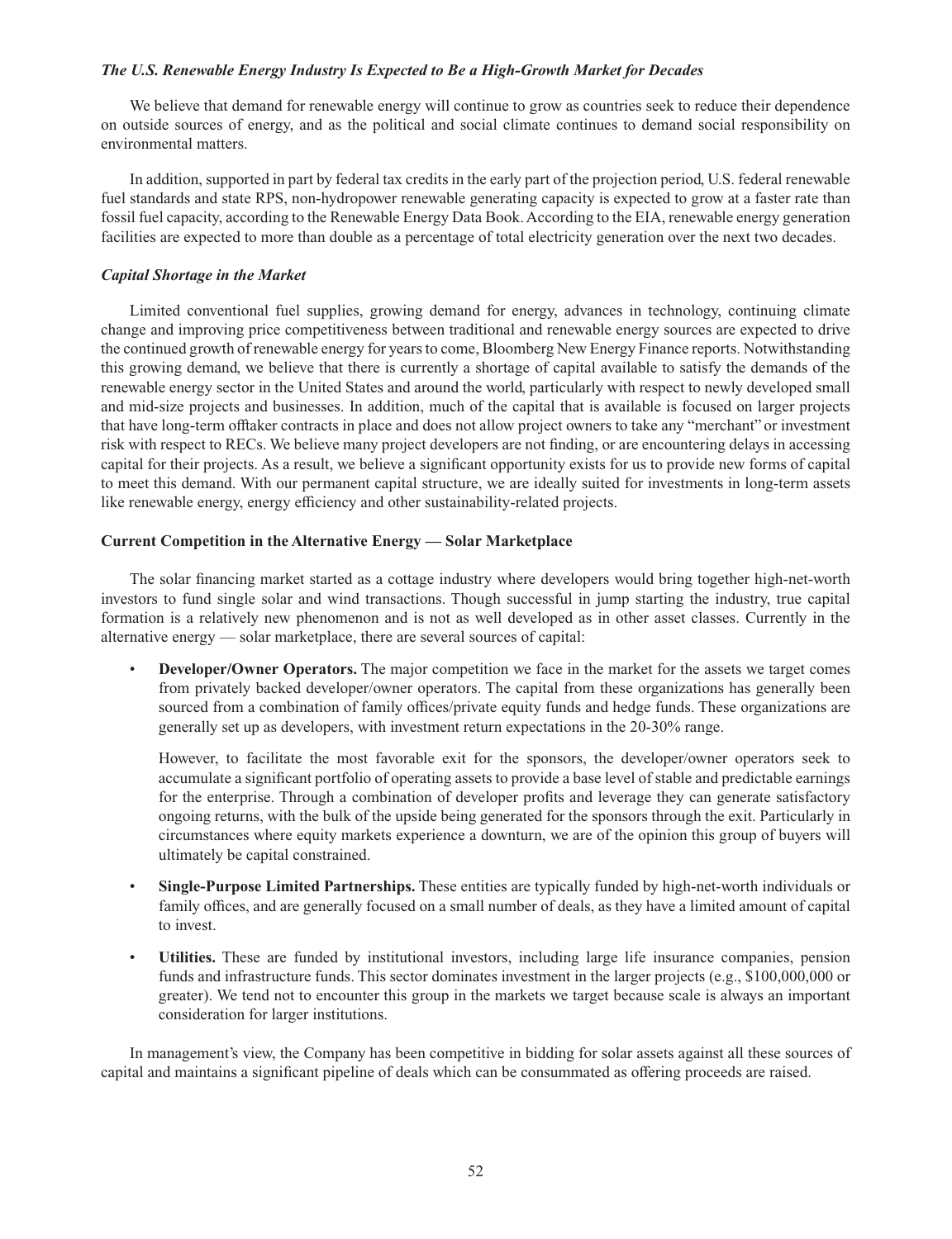### *The U.S. Renewable Energy Industry Is Expected to Be a High-Growth Market for Decades*

We believe that demand for renewable energy will continue to grow as countries seek to reduce their dependence on outside sources of energy, and as the political and social climate continues to demand social responsibility on environmental matters.

In addition, supported in part by federal tax credits in the early part of the projection period, U.S. federal renewable fuel standards and state RPS, non-hydropower renewable generating capacity is expected to grow at a faster rate than fossil fuel capacity, according to the Renewable Energy Data Book. According to the EIA, renewable energy generation facilities are expected to more than double as a percentage of total electricity generation over the next two decades.

### *Capital Shortage in the Market*

Limited conventional fuel supplies, growing demand for energy, advances in technology, continuing climate change and improving price competitiveness between traditional and renewable energy sources are expected to drive the continued growth of renewable energy for years to come, Bloomberg New Energy Finance reports. Notwithstanding this growing demand, we believe that there is currently a shortage of capital available to satisfy the demands of the renewable energy sector in the United States and around the world, particularly with respect to newly developed small and mid-size projects and businesses. In addition, much of the capital that is available is focused on larger projects that have long-term offtaker contracts in place and does not allow project owners to take any "merchant" or investment risk with respect to RECs. We believe many project developers are not finding, or are encountering delays in accessing capital for their projects. As a result, we believe a significant opportunity exists for us to provide new forms of capital to meet this demand. With our permanent capital structure, we are ideally suited for investments in long-term assets like renewable energy, energy efficiency and other sustainability-related projects.

### Current Competition in the Alternative Energy — Solar Marketplace

The solar financing market started as a cottage industry where developers would bring together high-net-worth investors to fund single solar and wind transactions. Though successful in jump starting the industry, true capital formation is a relatively new phenomenon and is not as well developed as in other asset classes. Currently in the alternative energy — solar marketplace, there are several sources of capital:

- **Developer/Owner Operators.** The major competition we face in the market for the assets we target comes from privately backed developer/owner operators. The capital from these organizations has generally been sourced from a combination of family offices/private equity funds and hedge funds. These organizations are generally set up as developers, with investment return expectations in the 20-30% range.

  However, to facilitate the most favorable exit for the sponsors, the developer/owner operators seek to accumulate a significant portfolio of operating assets to provide a base level of stable and predictable earnings for the enterprise. Through a combination of developer profits and leverage they can generate satisfactory ongoing returns, with the bulk of the upside being generated for the sponsors through the exit. Particularly in circumstances where equity markets experience a downturn, we are of the opinion this group of buyers will ultimately be capital constrained.

- **Single-Purpose Limited Partnerships.** These entities are typically funded by high-net-worth individuals or family offices, and are generally focused on a small number of deals, as they have a limited amount of capital to invest.

- **Utilities.** These are funded by institutional investors, including large life insurance companies, pension funds and infrastructure funds. This sector dominates investment in the larger projects (e.g., $100,000,000 or greater). We tend not to encounter this group in the markets we target because scale is always an important consideration for larger institutions.

In management's view, the Company has been competitive in bidding for solar assets against all these sources of capital and maintains a significant pipeline of deals which can be consummated as offering proceeds are raised.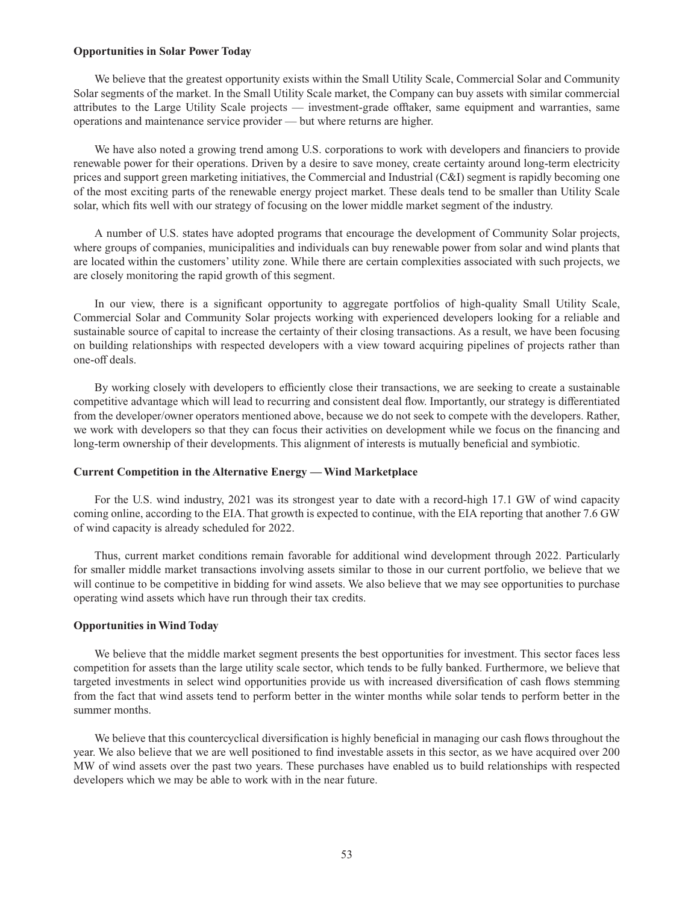**Opportunities in Solar Power Today**

We believe that the greatest opportunity exists within the Small Utility Scale, Commercial Solar and Community Solar segments of the market. In the Small Utility Scale market, the Company can buy assets with similar commercial attributes to the Large Utility Scale projects — investment-grade offtaker, same equipment and warranties, same operations and maintenance service provider — but where returns are higher.

We have also noted a growing trend among U.S. corporations to work with developers and financiers to provide renewable power for their operations. Driven by a desire to save money, create certainty around long-term electricity prices and support green marketing initiatives, the Commercial and Industrial (C&I) segment is rapidly becoming one of the most exciting parts of the renewable energy project market. These deals tend to be smaller than Utility Scale solar, which fits well with our strategy of focusing on the lower middle market segment of the industry.

A number of U.S. states have adopted programs that encourage the development of Community Solar projects, where groups of companies, municipalities and individuals can buy renewable power from solar and wind plants that are located within the customers' utility zone. While there are certain complexities associated with such projects, we are closely monitoring the rapid growth of this segment.

In our view, there is a significant opportunity to aggregate portfolios of high-quality Small Utility Scale, Commercial Solar and Community Solar projects working with experienced developers looking for a reliable and sustainable source of capital to increase the certainty of their closing transactions. As a result, we have been focusing on building relationships with respected developers with a view toward acquiring pipelines of projects rather than one-off deals.

By working closely with developers to efficiently close their transactions, we are seeking to create a sustainable competitive advantage which will lead to recurring and consistent deal flow. Importantly, our strategy is differentiated from the developer/owner operators mentioned above, because we do not seek to compete with the developers. Rather, we work with developers so that they can focus their activities on development while we focus on the financing and long-term ownership of their developments. This alignment of interests is mutually beneficial and symbiotic.

**Current Competition in the Alternative Energy — Wind Marketplace**

For the U.S. wind industry, 2021 was its strongest year to date with a record-high 17.1 GW of wind capacity coming online, according to the EIA. That growth is expected to continue, with the EIA reporting that another 7.6 GW of wind capacity is already scheduled for 2022.

Thus, current market conditions remain favorable for additional wind development through 2022. Particularly for smaller middle market transactions involving assets similar to those in our current portfolio, we believe that we will continue to be competitive in bidding for wind assets. We also believe that we may see opportunities to purchase operating wind assets which have run through their tax credits.

**Opportunities in Wind Today**

We believe that the middle market segment presents the best opportunities for investment. This sector faces less competition for assets than the large utility scale sector, which tends to be fully banked. Furthermore, we believe that targeted investments in select wind opportunities provide us with increased diversification of cash flows stemming from the fact that wind assets tend to perform better in the winter months while solar tends to perform better in the summer months.

We believe that this countercyclical diversification is highly beneficial in managing our cash flows throughout the year. We also believe that we are well positioned to find investable assets in this sector, as we have acquired over 200 MW of wind assets over the past two years. These purchases have enabled us to build relationships with respected developers which we may be able to work with in the near future.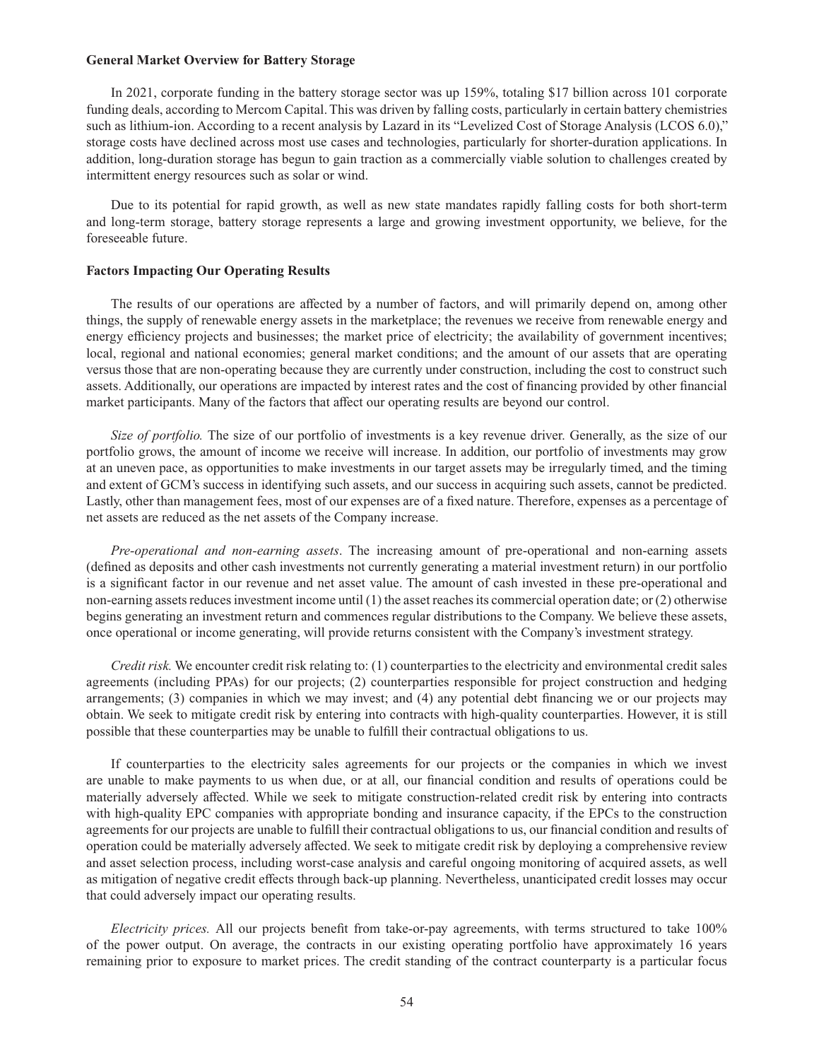### General Market Overview for Battery Storage

In 2021, corporate funding in the battery storage sector was up 159%, totaling $17 billion across 101 corporate funding deals, according to Mercom Capital. This was driven by falling costs, particularly in certain battery chemistries such as lithium-ion. According to a recent analysis by Lazard in its "Levelized Cost of Storage Analysis (LCOS 6.0)," storage costs have declined across most use cases and technologies, particularly for shorter-duration applications. In addition, long-duration storage has begun to gain traction as a commercially viable solution to challenges created by intermittent energy resources such as solar or wind.

Due to its potential for rapid growth, as well as new state mandates rapidly falling costs for both short-term and long-term storage, battery storage represents a large and growing investment opportunity, we believe, for the foreseeable future.

### Factors Impacting Our Operating Results

The results of our operations are affected by a number of factors, and will primarily depend on, among other things, the supply of renewable energy assets in the marketplace; the revenues we receive from renewable energy and energy efficiency projects and businesses; the market price of electricity; the availability of government incentives; local, regional and national economies; general market conditions; and the amount of our assets that are operating versus those that are non-operating because they are currently under construction, including the cost to construct such assets. Additionally, our operations are impacted by interest rates and the cost of financing provided by other financial market participants. Many of the factors that affect our operating results are beyond our control.

*Size of portfolio.* The size of our portfolio of investments is a key revenue driver. Generally, as the size of our portfolio grows, the amount of income we receive will increase. In addition, our portfolio of investments may grow at an uneven pace, as opportunities to make investments in our target assets may be irregularly timed, and the timing and extent of GCM's success in identifying such assets, and our success in acquiring such assets, cannot be predicted. Lastly, other than management fees, most of our expenses are of a fixed nature. Therefore, expenses as a percentage of net assets are reduced as the net assets of the Company increase.

*Pre-operational and non-earning assets*. The increasing amount of pre-operational and non-earning assets (defined as deposits and other cash investments not currently generating a material investment return) in our portfolio is a significant factor in our revenue and net asset value. The amount of cash invested in these pre-operational and non-earning assets reduces investment income until (1) the asset reaches its commercial operation date; or (2) otherwise begins generating an investment return and commences regular distributions to the Company. We believe these assets, once operational or income generating, will provide returns consistent with the Company's investment strategy.

*Credit risk.* We encounter credit risk relating to: (1) counterparties to the electricity and environmental credit sales agreements (including PPAs) for our projects; (2) counterparties responsible for project construction and hedging arrangements; (3) companies in which we may invest; and (4) any potential debt financing we or our projects may obtain. We seek to mitigate credit risk by entering into contracts with high-quality counterparties. However, it is still possible that these counterparties may be unable to fulfill their contractual obligations to us.

If counterparties to the electricity sales agreements for our projects or the companies in which we invest are unable to make payments to us when due, or at all, our financial condition and results of operations could be materially adversely affected. While we seek to mitigate construction-related credit risk by entering into contracts with high-quality EPC companies with appropriate bonding and insurance capacity, if the EPCs to the construction agreements for our projects are unable to fulfill their contractual obligations to us, our financial condition and results of operation could be materially adversely affected. We seek to mitigate credit risk by deploying a comprehensive review and asset selection process, including worst-case analysis and careful ongoing monitoring of acquired assets, as well as mitigation of negative credit effects through back-up planning. Nevertheless, unanticipated credit losses may occur that could adversely impact our operating results.

*Electricity prices.* All our projects benefit from take-or-pay agreements, with terms structured to take 100% of the power output. On average, the contracts in our existing operating portfolio have approximately 16 years remaining prior to exposure to market prices. The credit standing of the contract counterparty is a particular focus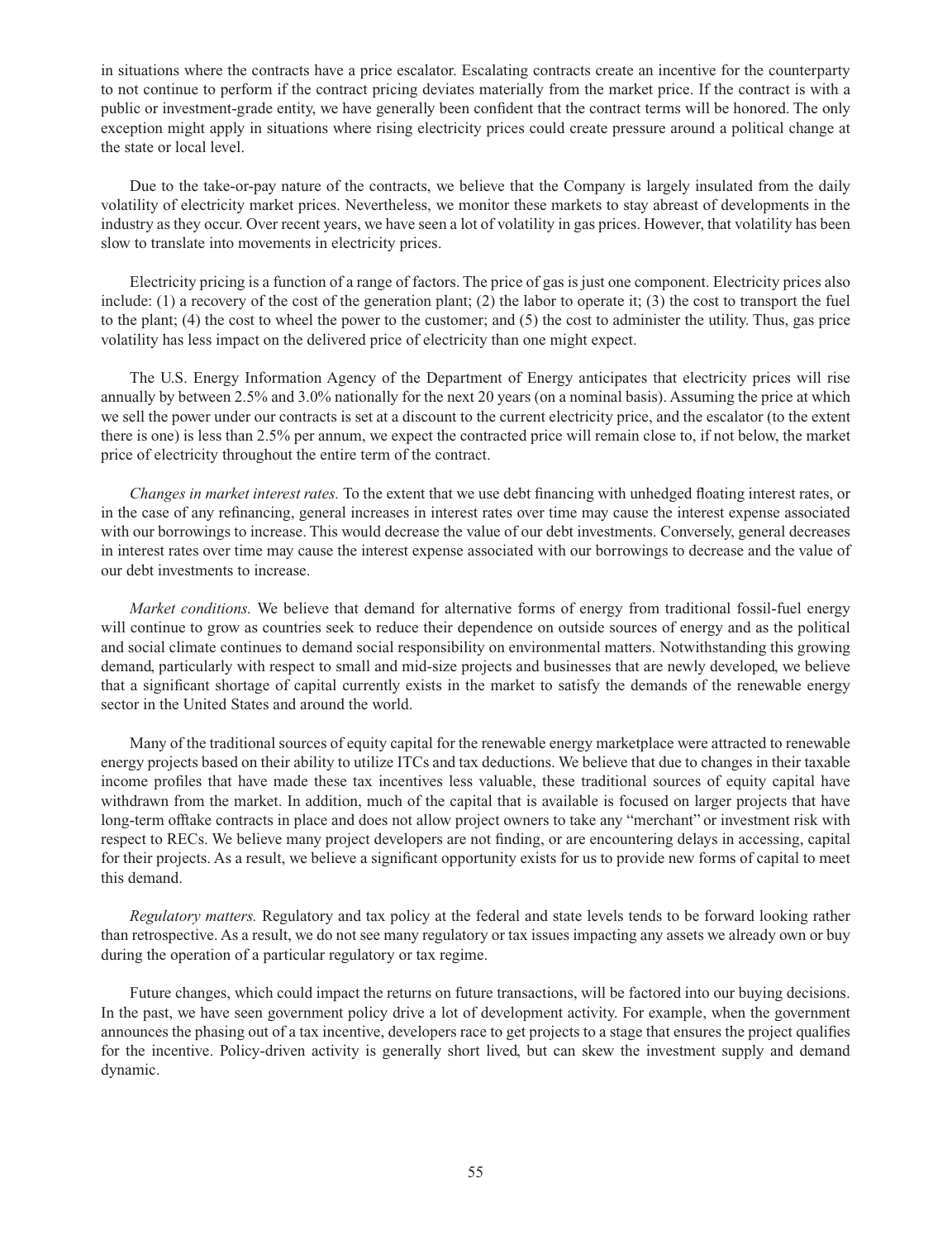in situations where the contracts have a price escalator. Escalating contracts create an incentive for the counterparty to not continue to perform if the contract pricing deviates materially from the market price. If the contract is with a public or investment-grade entity, we have generally been confident that the contract terms will be honored. The only exception might apply in situations where rising electricity prices could create pressure around a political change at the state or local level.

Due to the take-or-pay nature of the contracts, we believe that the Company is largely insulated from the daily volatility of electricity market prices. Nevertheless, we monitor these markets to stay abreast of developments in the industry as they occur. Over recent years, we have seen a lot of volatility in gas prices. However, that volatility has been slow to translate into movements in electricity prices.

Electricity pricing is a function of a range of factors. The price of gas is just one component. Electricity prices also include: (1) a recovery of the cost of the generation plant; (2) the labor to operate it; (3) the cost to transport the fuel to the plant; (4) the cost to wheel the power to the customer; and (5) the cost to administer the utility. Thus, gas price volatility has less impact on the delivered price of electricity than one might expect.

The U.S. Energy Information Agency of the Department of Energy anticipates that electricity prices will rise annually by between 2.5% and 3.0% nationally for the next 20 years (on a nominal basis). Assuming the price at which we sell the power under our contracts is set at a discount to the current electricity price, and the escalator (to the extent there is one) is less than 2.5% per annum, we expect the contracted price will remain close to, if not below, the market price of electricity throughout the entire term of the contract.

*Changes in market interest rates.* To the extent that we use debt financing with unhedged floating interest rates, or in the case of any refinancing, general increases in interest rates over time may cause the interest expense associated with our borrowings to increase. This would decrease the value of our debt investments. Conversely, general decreases in interest rates over time may cause the interest expense associated with our borrowings to decrease and the value of our debt investments to increase.

*Market conditions.* We believe that demand for alternative forms of energy from traditional fossil-fuel energy will continue to grow as countries seek to reduce their dependence on outside sources of energy and as the political and social climate continues to demand social responsibility on environmental matters. Notwithstanding this growing demand, particularly with respect to small and mid-size projects and businesses that are newly developed, we believe that a significant shortage of capital currently exists in the market to satisfy the demands of the renewable energy sector in the United States and around the world.

Many of the traditional sources of equity capital for the renewable energy marketplace were attracted to renewable energy projects based on their ability to utilize ITCs and tax deductions. We believe that due to changes in their taxable income profiles that have made these tax incentives less valuable, these traditional sources of equity capital have withdrawn from the market. In addition, much of the capital that is available is focused on larger projects that have long-term offtake contracts in place and does not allow project owners to take any "merchant" or investment risk with respect to RECs. We believe many project developers are not finding, or are encountering delays in accessing, capital for their projects. As a result, we believe a significant opportunity exists for us to provide new forms of capital to meet this demand.

*Regulatory matters.* Regulatory and tax policy at the federal and state levels tends to be forward looking rather than retrospective. As a result, we do not see many regulatory or tax issues impacting any assets we already own or buy during the operation of a particular regulatory or tax regime.

Future changes, which could impact the returns on future transactions, will be factored into our buying decisions. In the past, we have seen government policy drive a lot of development activity. For example, when the government announces the phasing out of a tax incentive, developers race to get projects to a stage that ensures the project qualifies for the incentive. Policy-driven activity is generally short lived, but can skew the investment supply and demand dynamic.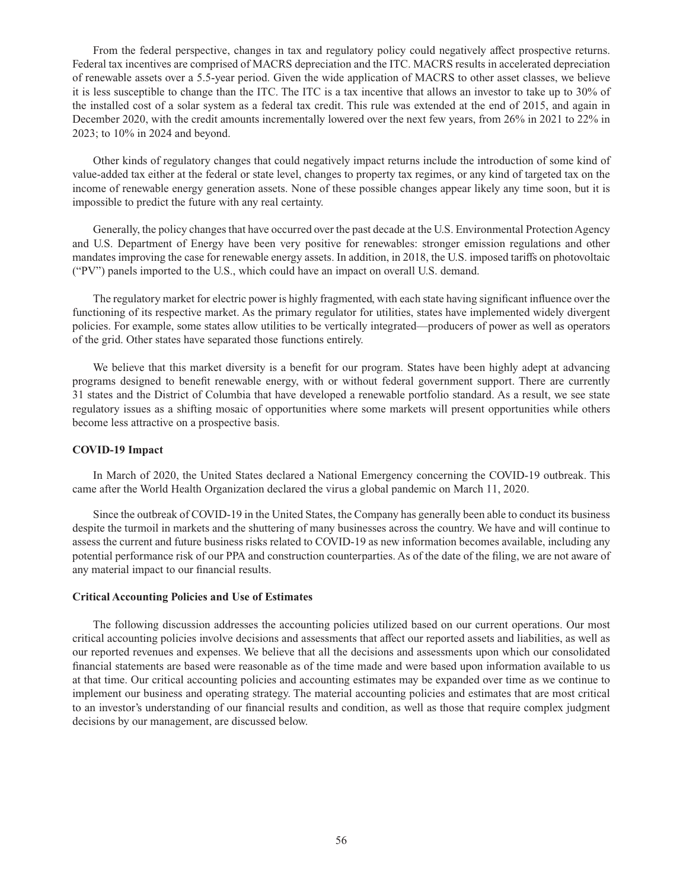From the federal perspective, changes in tax and regulatory policy could negatively affect prospective returns. Federal tax incentives are comprised of MACRS depreciation and the ITC. MACRS results in accelerated depreciation of renewable assets over a 5.5-year period. Given the wide application of MACRS to other asset classes, we believe it is less susceptible to change than the ITC. The ITC is a tax incentive that allows an investor to take up to 30% of the installed cost of a solar system as a federal tax credit. This rule was extended at the end of 2015, and again in December 2020, with the credit amounts incrementally lowered over the next few years, from 26% in 2021 to 22% in 2023; to 10% in 2024 and beyond.

Other kinds of regulatory changes that could negatively impact returns include the introduction of some kind of value-added tax either at the federal or state level, changes to property tax regimes, or any kind of targeted tax on the income of renewable energy generation assets. None of these possible changes appear likely any time soon, but it is impossible to predict the future with any real certainty.

Generally, the policy changes that have occurred over the past decade at the U.S. Environmental Protection Agency and U.S. Department of Energy have been very positive for renewables: stronger emission regulations and other mandates improving the case for renewable energy assets. In addition, in 2018, the U.S. imposed tariffs on photovoltaic ("PV") panels imported to the U.S., which could have an impact on overall U.S. demand.

The regulatory market for electric power is highly fragmented, with each state having significant influence over the functioning of its respective market. As the primary regulator for utilities, states have implemented widely divergent policies. For example, some states allow utilities to be vertically integrated—producers of power as well as operators of the grid. Other states have separated those functions entirely.

We believe that this market diversity is a benefit for our program. States have been highly adept at advancing programs designed to benefit renewable energy, with or without federal government support. There are currently 31 states and the District of Columbia that have developed a renewable portfolio standard. As a result, we see state regulatory issues as a shifting mosaic of opportunities where some markets will present opportunities while others become less attractive on a prospective basis.

**COVID-19 Impact**

In March of 2020, the United States declared a National Emergency concerning the COVID-19 outbreak. This came after the World Health Organization declared the virus a global pandemic on March 11, 2020.

Since the outbreak of COVID-19 in the United States, the Company has generally been able to conduct its business despite the turmoil in markets and the shuttering of many businesses across the country. We have and will continue to assess the current and future business risks related to COVID-19 as new information becomes available, including any potential performance risk of our PPA and construction counterparties. As of the date of the filing, we are not aware of any material impact to our financial results.

**Critical Accounting Policies and Use of Estimates**

The following discussion addresses the accounting policies utilized based on our current operations. Our most critical accounting policies involve decisions and assessments that affect our reported assets and liabilities, as well as our reported revenues and expenses. We believe that all the decisions and assessments upon which our consolidated financial statements are based were reasonable as of the time made and were based upon information available to us at that time. Our critical accounting policies and accounting estimates may be expanded over time as we continue to implement our business and operating strategy. The material accounting policies and estimates that are most critical to an investor's understanding of our financial results and condition, as well as those that require complex judgment decisions by our management, are discussed below.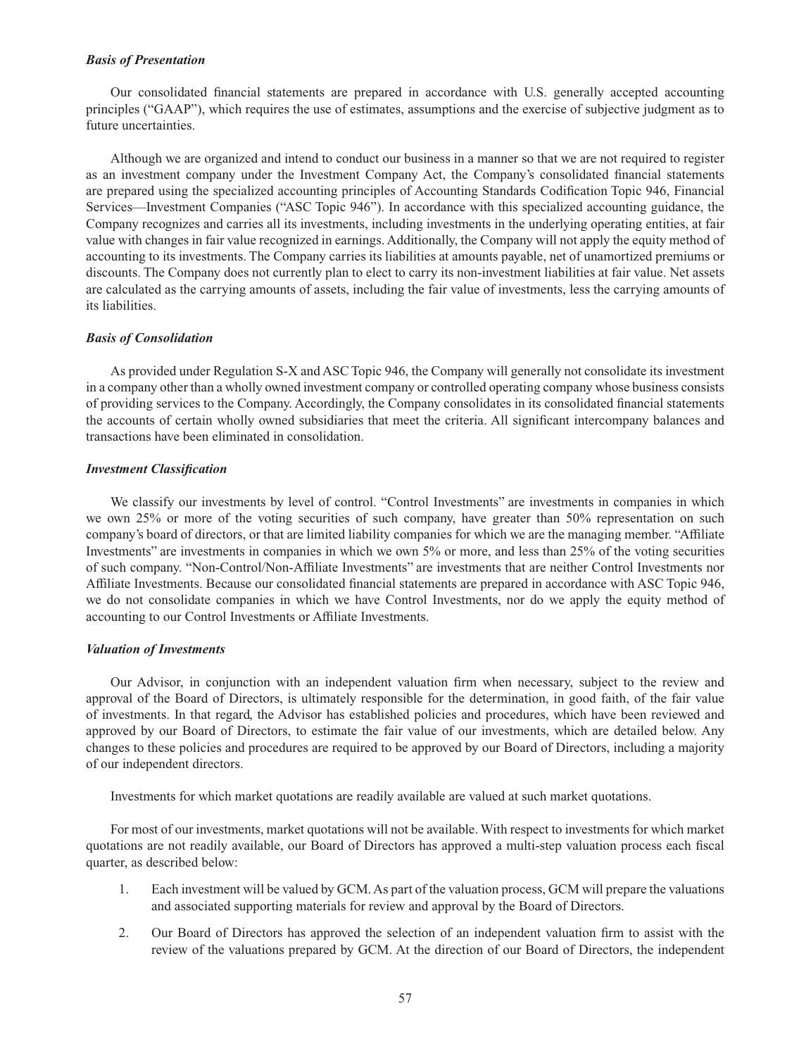***Basis of Presentation***

Our consolidated financial statements are prepared in accordance with U.S. generally accepted accounting principles ("GAAP"), which requires the use of estimates, assumptions and the exercise of subjective judgment as to future uncertainties.

Although we are organized and intend to conduct our business in a manner so that we are not required to register as an investment company under the Investment Company Act, the Company's consolidated financial statements are prepared using the specialized accounting principles of Accounting Standards Codification Topic 946, Financial Services—Investment Companies ("ASC Topic 946"). In accordance with this specialized accounting guidance, the Company recognizes and carries all its investments, including investments in the underlying operating entities, at fair value with changes in fair value recognized in earnings. Additionally, the Company will not apply the equity method of accounting to its investments. The Company carries its liabilities at amounts payable, net of unamortized premiums or discounts. The Company does not currently plan to elect to carry its non-investment liabilities at fair value. Net assets are calculated as the carrying amounts of assets, including the fair value of investments, less the carrying amounts of its liabilities.

***Basis of Consolidation***

As provided under Regulation S-X and ASC Topic 946, the Company will generally not consolidate its investment in a company other than a wholly owned investment company or controlled operating company whose business consists of providing services to the Company. Accordingly, the Company consolidates in its consolidated financial statements the accounts of certain wholly owned subsidiaries that meet the criteria. All significant intercompany balances and transactions have been eliminated in consolidation.

***Investment Classification***

We classify our investments by level of control. "Control Investments" are investments in companies in which we own 25% or more of the voting securities of such company, have greater than 50% representation on such company's board of directors, or that are limited liability companies for which we are the managing member. "Affiliate Investments" are investments in companies in which we own 5% or more, and less than 25% of the voting securities of such company. "Non-Control/Non-Affiliate Investments" are investments that are neither Control Investments nor Affiliate Investments. Because our consolidated financial statements are prepared in accordance with ASC Topic 946, we do not consolidate companies in which we have Control Investments, nor do we apply the equity method of accounting to our Control Investments or Affiliate Investments.

***Valuation of Investments***

Our Advisor, in conjunction with an independent valuation firm when necessary, subject to the review and approval of the Board of Directors, is ultimately responsible for the determination, in good faith, of the fair value of investments. In that regard, the Advisor has established policies and procedures, which have been reviewed and approved by our Board of Directors, to estimate the fair value of our investments, which are detailed below. Any changes to these policies and procedures are required to be approved by our Board of Directors, including a majority of our independent directors.

Investments for which market quotations are readily available are valued at such market quotations.

For most of our investments, market quotations will not be available. With respect to investments for which market quotations are not readily available, our Board of Directors has approved a multi-step valuation process each fiscal quarter, as described below:

1. Each investment will be valued by GCM. As part of the valuation process, GCM will prepare the valuations and associated supporting materials for review and approval by the Board of Directors.
2. Our Board of Directors has approved the selection of an independent valuation firm to assist with the review of the valuations prepared by GCM. At the direction of our Board of Directors, the independent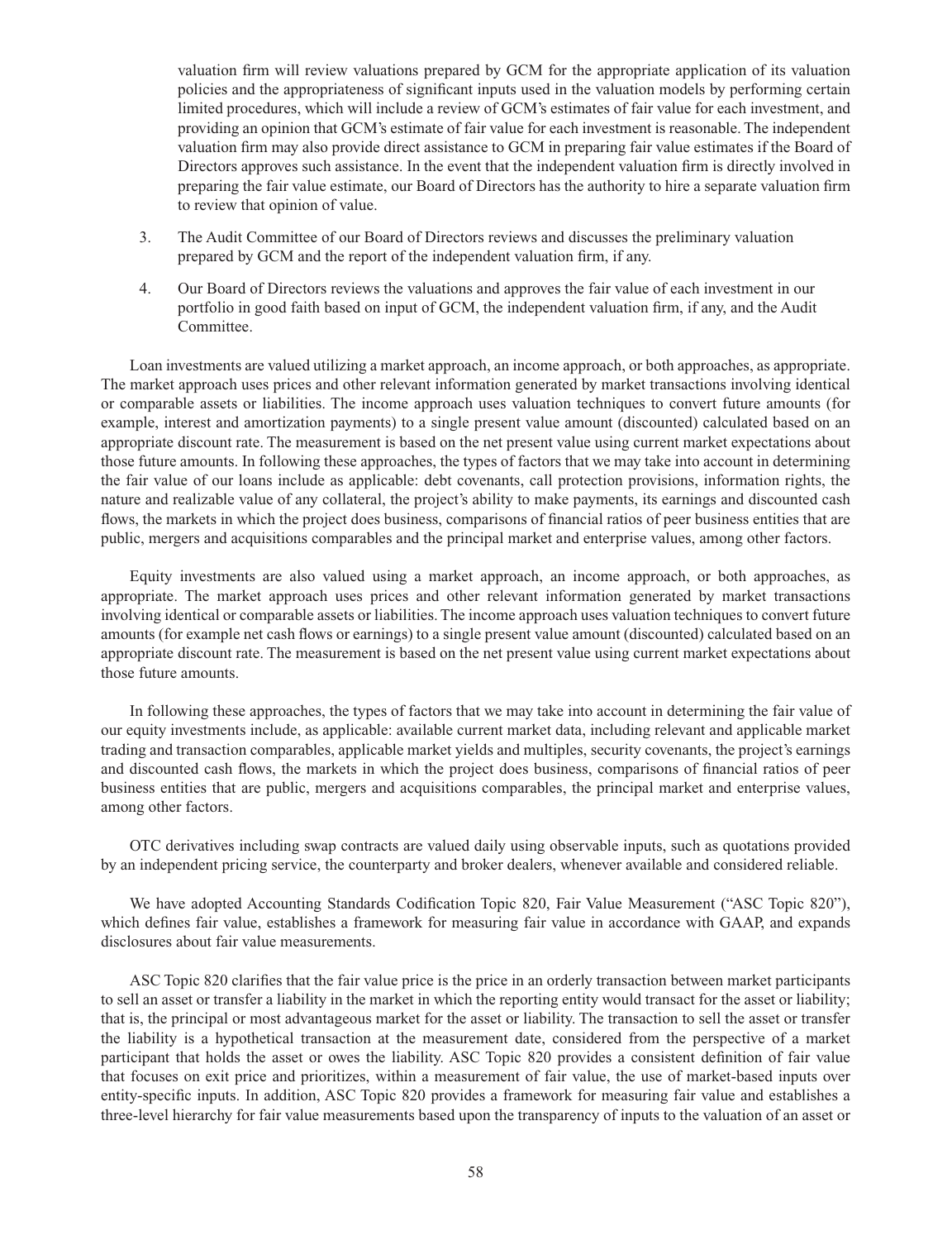valuation firm will review valuations prepared by GCM for the appropriate application of its valuation policies and the appropriateness of significant inputs used in the valuation models by performing certain limited procedures, which will include a review of GCM's estimates of fair value for each investment, and providing an opinion that GCM's estimate of fair value for each investment is reasonable. The independent valuation firm may also provide direct assistance to GCM in preparing fair value estimates if the Board of Directors approves such assistance. In the event that the independent valuation firm is directly involved in preparing the fair value estimate, our Board of Directors has the authority to hire a separate valuation firm to review that opinion of value.

3. The Audit Committee of our Board of Directors reviews and discusses the preliminary valuation prepared by GCM and the report of the independent valuation firm, if any.

4. Our Board of Directors reviews the valuations and approves the fair value of each investment in our portfolio in good faith based on input of GCM, the independent valuation firm, if any, and the Audit Committee.

Loan investments are valued utilizing a market approach, an income approach, or both approaches, as appropriate. The market approach uses prices and other relevant information generated by market transactions involving identical or comparable assets or liabilities. The income approach uses valuation techniques to convert future amounts (for example, interest and amortization payments) to a single present value amount (discounted) calculated based on an appropriate discount rate. The measurement is based on the net present value using current market expectations about those future amounts. In following these approaches, the types of factors that we may take into account in determining the fair value of our loans include as applicable: debt covenants, call protection provisions, information rights, the nature and realizable value of any collateral, the project's ability to make payments, its earnings and discounted cash flows, the markets in which the project does business, comparisons of financial ratios of peer business entities that are public, mergers and acquisitions comparables and the principal market and enterprise values, among other factors.

Equity investments are also valued using a market approach, an income approach, or both approaches, as appropriate. The market approach uses prices and other relevant information generated by market transactions involving identical or comparable assets or liabilities. The income approach uses valuation techniques to convert future amounts (for example net cash flows or earnings) to a single present value amount (discounted) calculated based on an appropriate discount rate. The measurement is based on the net present value using current market expectations about those future amounts.

In following these approaches, the types of factors that we may take into account in determining the fair value of our equity investments include, as applicable: available current market data, including relevant and applicable market trading and transaction comparables, applicable market yields and multiples, security covenants, the project's earnings and discounted cash flows, the markets in which the project does business, comparisons of financial ratios of peer business entities that are public, mergers and acquisitions comparables, the principal market and enterprise values, among other factors.

OTC derivatives including swap contracts are valued daily using observable inputs, such as quotations provided by an independent pricing service, the counterparty and broker dealers, whenever available and considered reliable.

We have adopted Accounting Standards Codification Topic 820, Fair Value Measurement ("ASC Topic 820"), which defines fair value, establishes a framework for measuring fair value in accordance with GAAP, and expands disclosures about fair value measurements.

ASC Topic 820 clarifies that the fair value price is the price in an orderly transaction between market participants to sell an asset or transfer a liability in the market in which the reporting entity would transact for the asset or liability; that is, the principal or most advantageous market for the asset or liability. The transaction to sell the asset or transfer the liability is a hypothetical transaction at the measurement date, considered from the perspective of a market participant that holds the asset or owes the liability. ASC Topic 820 provides a consistent definition of fair value that focuses on exit price and prioritizes, within a measurement of fair value, the use of market-based inputs over entity-specific inputs. In addition, ASC Topic 820 provides a framework for measuring fair value and establishes a three-level hierarchy for fair value measurements based upon the transparency of inputs to the valuation of an asset or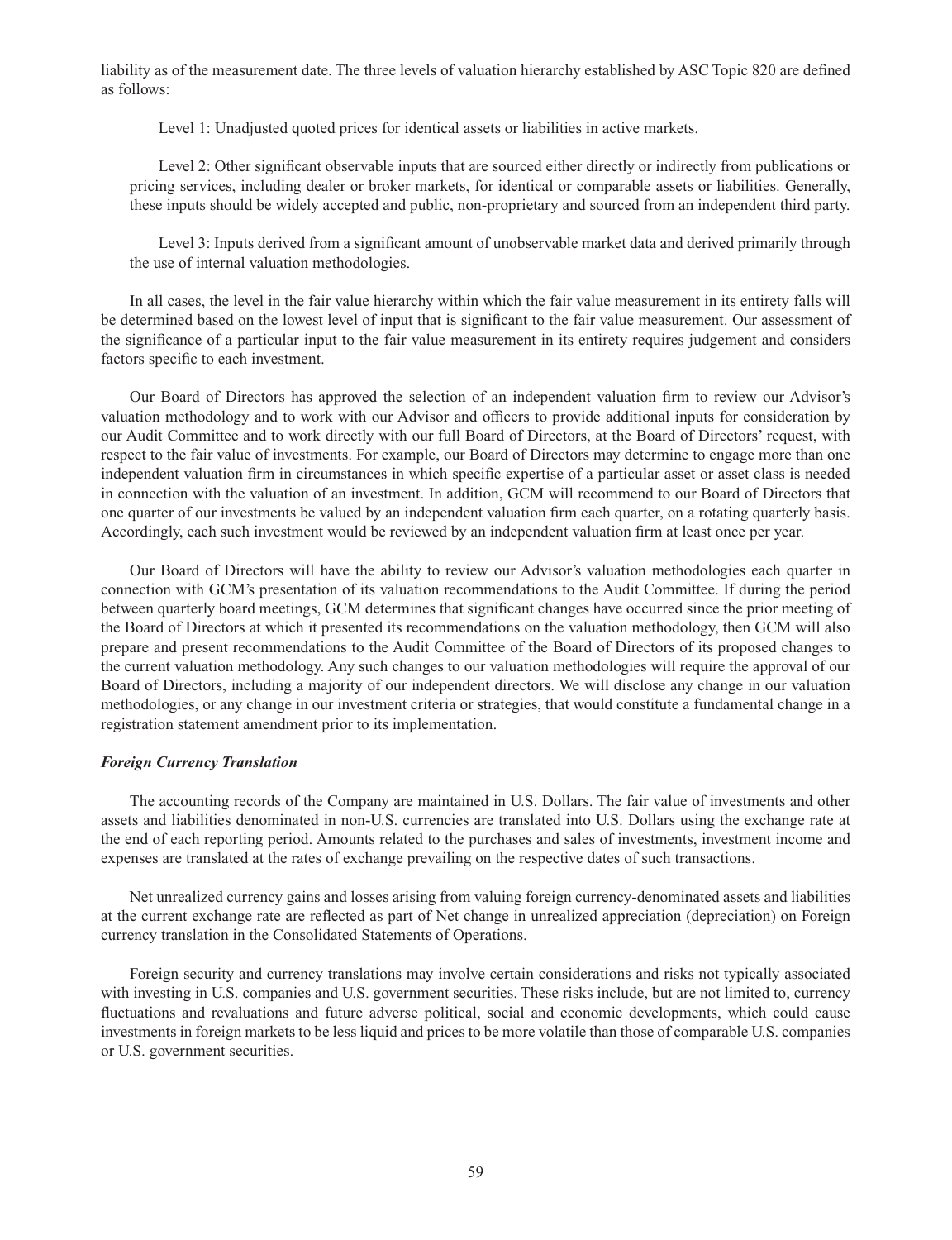liability as of the measurement date. The three levels of valuation hierarchy established by ASC Topic 820 are defined as follows:

Level 1: Unadjusted quoted prices for identical assets or liabilities in active markets.

Level 2: Other significant observable inputs that are sourced either directly or indirectly from publications or pricing services, including dealer or broker markets, for identical or comparable assets or liabilities. Generally, these inputs should be widely accepted and public, non-proprietary and sourced from an independent third party.

Level 3: Inputs derived from a significant amount of unobservable market data and derived primarily through the use of internal valuation methodologies.

In all cases, the level in the fair value hierarchy within which the fair value measurement in its entirety falls will be determined based on the lowest level of input that is significant to the fair value measurement. Our assessment of the significance of a particular input to the fair value measurement in its entirety requires judgement and considers factors specific to each investment.

Our Board of Directors has approved the selection of an independent valuation firm to review our Advisor's valuation methodology and to work with our Advisor and officers to provide additional inputs for consideration by our Audit Committee and to work directly with our full Board of Directors, at the Board of Directors' request, with respect to the fair value of investments. For example, our Board of Directors may determine to engage more than one independent valuation firm in circumstances in which specific expertise of a particular asset or asset class is needed in connection with the valuation of an investment. In addition, GCM will recommend to our Board of Directors that one quarter of our investments be valued by an independent valuation firm each quarter, on a rotating quarterly basis. Accordingly, each such investment would be reviewed by an independent valuation firm at least once per year.

Our Board of Directors will have the ability to review our Advisor's valuation methodologies each quarter in connection with GCM's presentation of its valuation recommendations to the Audit Committee. If during the period between quarterly board meetings, GCM determines that significant changes have occurred since the prior meeting of the Board of Directors at which it presented its recommendations on the valuation methodology, then GCM will also prepare and present recommendations to the Audit Committee of the Board of Directors of its proposed changes to the current valuation methodology. Any such changes to our valuation methodologies will require the approval of our Board of Directors, including a majority of our independent directors. We will disclose any change in our valuation methodologies, or any change in our investment criteria or strategies, that would constitute a fundamental change in a registration statement amendment prior to its implementation.

***Foreign Currency Translation***

The accounting records of the Company are maintained in U.S. Dollars. The fair value of investments and other assets and liabilities denominated in non-U.S. currencies are translated into U.S. Dollars using the exchange rate at the end of each reporting period. Amounts related to the purchases and sales of investments, investment income and expenses are translated at the rates of exchange prevailing on the respective dates of such transactions.

Net unrealized currency gains and losses arising from valuing foreign currency-denominated assets and liabilities at the current exchange rate are reflected as part of Net change in unrealized appreciation (depreciation) on Foreign currency translation in the Consolidated Statements of Operations.

Foreign security and currency translations may involve certain considerations and risks not typically associated with investing in U.S. companies and U.S. government securities. These risks include, but are not limited to, currency fluctuations and revaluations and future adverse political, social and economic developments, which could cause investments in foreign markets to be less liquid and prices to be more volatile than those of comparable U.S. companies or U.S. government securities.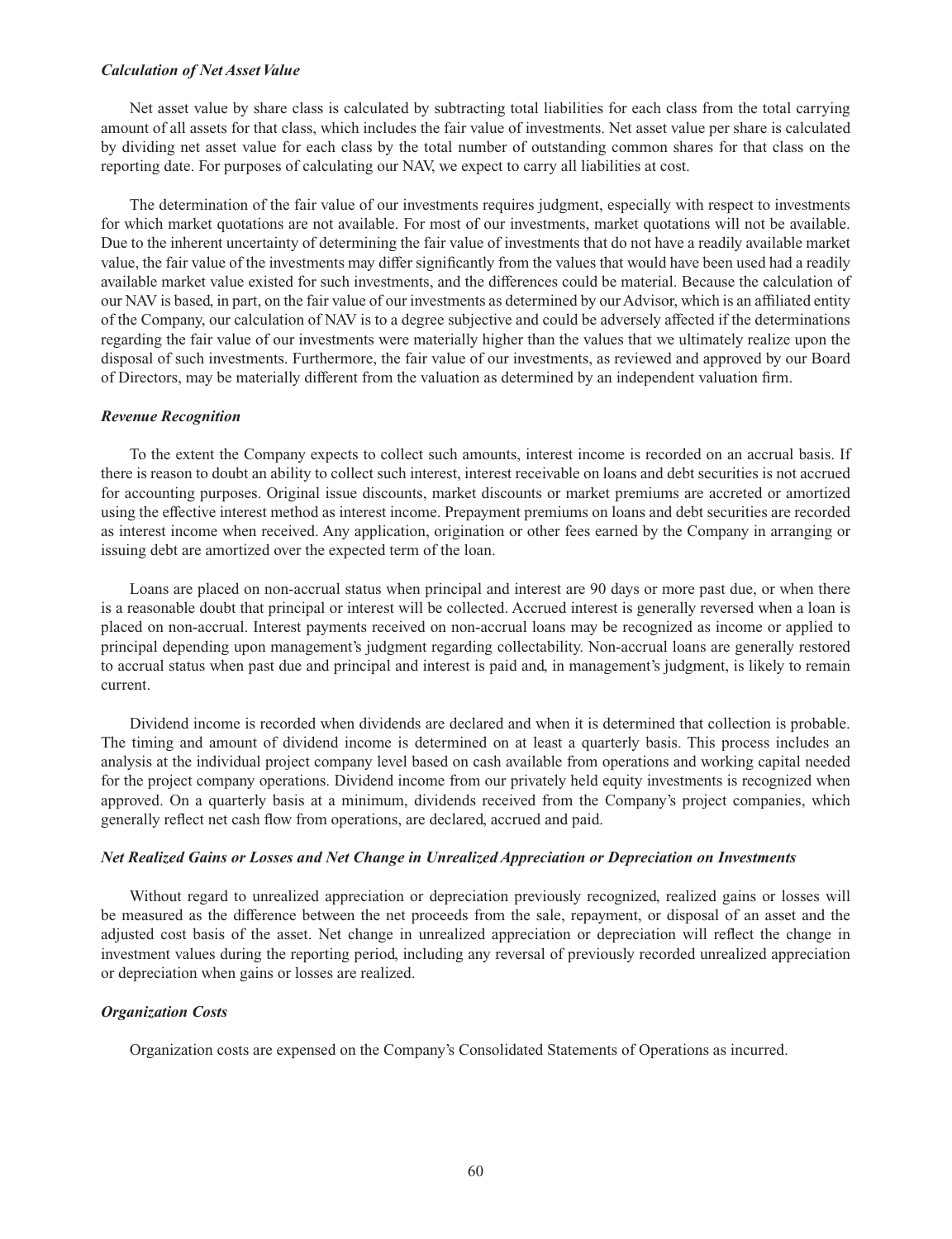***Calculation of Net Asset Value***

Net asset value by share class is calculated by subtracting total liabilities for each class from the total carrying amount of all assets for that class, which includes the fair value of investments. Net asset value per share is calculated by dividing net asset value for each class by the total number of outstanding common shares for that class on the reporting date. For purposes of calculating our NAV, we expect to carry all liabilities at cost.

The determination of the fair value of our investments requires judgment, especially with respect to investments for which market quotations are not available. For most of our investments, market quotations will not be available. Due to the inherent uncertainty of determining the fair value of investments that do not have a readily available market value, the fair value of the investments may differ significantly from the values that would have been used had a readily available market value existed for such investments, and the differences could be material. Because the calculation of our NAV is based, in part, on the fair value of our investments as determined by our Advisor, which is an affiliated entity of the Company, our calculation of NAV is to a degree subjective and could be adversely affected if the determinations regarding the fair value of our investments were materially higher than the values that we ultimately realize upon the disposal of such investments. Furthermore, the fair value of our investments, as reviewed and approved by our Board of Directors, may be materially different from the valuation as determined by an independent valuation firm.

***Revenue Recognition***

To the extent the Company expects to collect such amounts, interest income is recorded on an accrual basis. If there is reason to doubt an ability to collect such interest, interest receivable on loans and debt securities is not accrued for accounting purposes. Original issue discounts, market discounts or market premiums are accreted or amortized using the effective interest method as interest income. Prepayment premiums on loans and debt securities are recorded as interest income when received. Any application, origination or other fees earned by the Company in arranging or issuing debt are amortized over the expected term of the loan.

Loans are placed on non-accrual status when principal and interest are 90 days or more past due, or when there is a reasonable doubt that principal or interest will be collected. Accrued interest is generally reversed when a loan is placed on non-accrual. Interest payments received on non-accrual loans may be recognized as income or applied to principal depending upon management's judgment regarding collectability. Non-accrual loans are generally restored to accrual status when past due and principal and interest is paid and, in management's judgment, is likely to remain current.

Dividend income is recorded when dividends are declared and when it is determined that collection is probable. The timing and amount of dividend income is determined on at least a quarterly basis. This process includes an analysis at the individual project company level based on cash available from operations and working capital needed for the project company operations. Dividend income from our privately held equity investments is recognized when approved. On a quarterly basis at a minimum, dividends received from the Company's project companies, which generally reflect net cash flow from operations, are declared, accrued and paid.

***Net Realized Gains or Losses and Net Change in Unrealized Appreciation or Depreciation on Investments***

Without regard to unrealized appreciation or depreciation previously recognized, realized gains or losses will be measured as the difference between the net proceeds from the sale, repayment, or disposal of an asset and the adjusted cost basis of the asset. Net change in unrealized appreciation or depreciation will reflect the change in investment values during the reporting period, including any reversal of previously recorded unrealized appreciation or depreciation when gains or losses are realized.

***Organization Costs***

Organization costs are expensed on the Company's Consolidated Statements of Operations as incurred.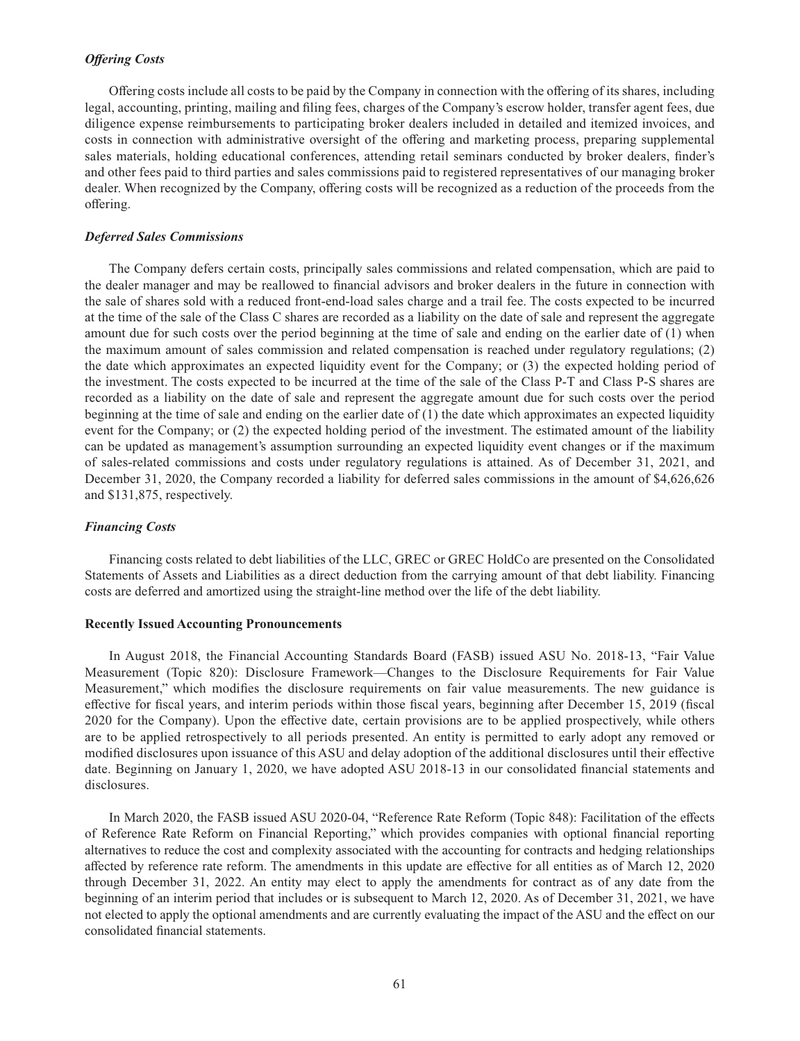***Offering Costs***

Offering costs include all costs to be paid by the Company in connection with the offering of its shares, including legal, accounting, printing, mailing and filing fees, charges of the Company's escrow holder, transfer agent fees, due diligence expense reimbursements to participating broker dealers included in detailed and itemized invoices, and costs in connection with administrative oversight of the offering and marketing process, preparing supplemental sales materials, holding educational conferences, attending retail seminars conducted by broker dealers, finder's and other fees paid to third parties and sales commissions paid to registered representatives of our managing broker dealer. When recognized by the Company, offering costs will be recognized as a reduction of the proceeds from the offering.

***Deferred Sales Commissions***

The Company defers certain costs, principally sales commissions and related compensation, which are paid to the dealer manager and may be reallowed to financial advisors and broker dealers in the future in connection with the sale of shares sold with a reduced front-end-load sales charge and a trail fee. The costs expected to be incurred at the time of the sale of the Class C shares are recorded as a liability on the date of sale and represent the aggregate amount due for such costs over the period beginning at the time of sale and ending on the earlier date of (1) when the maximum amount of sales commission and related compensation is reached under regulatory regulations; (2) the date which approximates an expected liquidity event for the Company; or (3) the expected holding period of the investment. The costs expected to be incurred at the time of the sale of the Class P-T and Class P-S shares are recorded as a liability on the date of sale and represent the aggregate amount due for such costs over the period beginning at the time of sale and ending on the earlier date of (1) the date which approximates an expected liquidity event for the Company; or (2) the expected holding period of the investment. The estimated amount of the liability can be updated as management's assumption surrounding an expected liquidity event changes or if the maximum of sales-related commissions and costs under regulatory regulations is attained. As of December 31, 2021, and December 31, 2020, the Company recorded a liability for deferred sales commissions in the amount of $4,626,626 and $131,875, respectively.

***Financing Costs***

Financing costs related to debt liabilities of the LLC, GREC or GREC HoldCo are presented on the Consolidated Statements of Assets and Liabilities as a direct deduction from the carrying amount of that debt liability. Financing costs are deferred and amortized using the straight-line method over the life of the debt liability.

**Recently Issued Accounting Pronouncements**

In August 2018, the Financial Accounting Standards Board (FASB) issued ASU No. 2018-13, "Fair Value Measurement (Topic 820): Disclosure Framework—Changes to the Disclosure Requirements for Fair Value Measurement," which modifies the disclosure requirements on fair value measurements. The new guidance is effective for fiscal years, and interim periods within those fiscal years, beginning after December 15, 2019 (fiscal 2020 for the Company). Upon the effective date, certain provisions are to be applied prospectively, while others are to be applied retrospectively to all periods presented. An entity is permitted to early adopt any removed or modified disclosures upon issuance of this ASU and delay adoption of the additional disclosures until their effective date. Beginning on January 1, 2020, we have adopted ASU 2018-13 in our consolidated financial statements and disclosures.

In March 2020, the FASB issued ASU 2020-04, "Reference Rate Reform (Topic 848): Facilitation of the effects of Reference Rate Reform on Financial Reporting," which provides companies with optional financial reporting alternatives to reduce the cost and complexity associated with the accounting for contracts and hedging relationships affected by reference rate reform. The amendments in this update are effective for all entities as of March 12, 2020 through December 31, 2022. An entity may elect to apply the amendments for contract as of any date from the beginning of an interim period that includes or is subsequent to March 12, 2020. As of December 31, 2021, we have not elected to apply the optional amendments and are currently evaluating the impact of the ASU and the effect on our consolidated financial statements.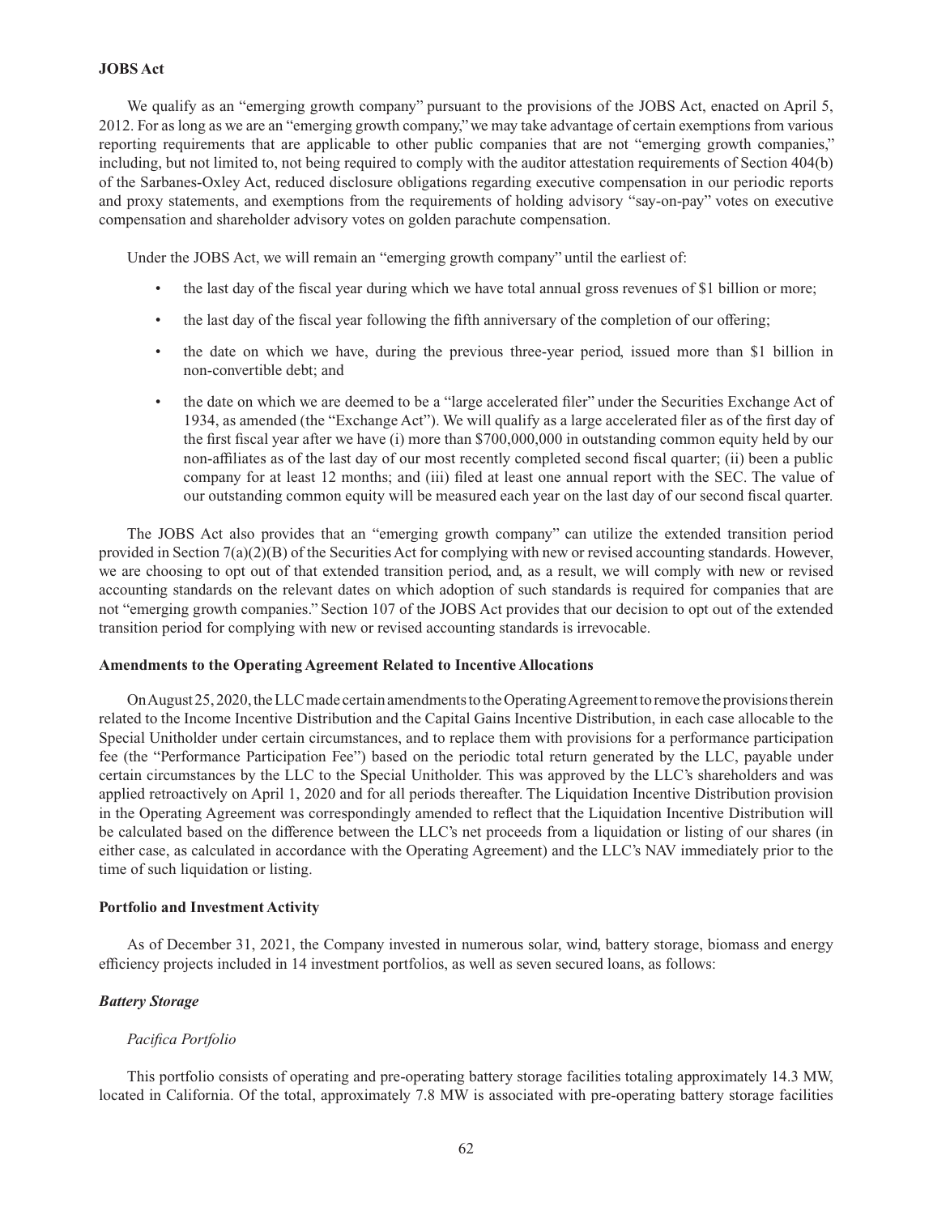**JOBS Act**

We qualify as an "emerging growth company" pursuant to the provisions of the JOBS Act, enacted on April 5, 2012. For as long as we are an "emerging growth company," we may take advantage of certain exemptions from various reporting requirements that are applicable to other public companies that are not "emerging growth companies," including, but not limited to, not being required to comply with the auditor attestation requirements of Section 404(b) of the Sarbanes-Oxley Act, reduced disclosure obligations regarding executive compensation in our periodic reports and proxy statements, and exemptions from the requirements of holding advisory "say-on-pay" votes on executive compensation and shareholder advisory votes on golden parachute compensation.

Under the JOBS Act, we will remain an "emerging growth company" until the earliest of:

- the last day of the fiscal year during which we have total annual gross revenues of $1 billion or more;
- the last day of the fiscal year following the fifth anniversary of the completion of our offering;
- the date on which we have, during the previous three-year period, issued more than $1 billion in non-convertible debt; and
- the date on which we are deemed to be a "large accelerated filer" under the Securities Exchange Act of 1934, as amended (the "Exchange Act"). We will qualify as a large accelerated filer as of the first day of the first fiscal year after we have (i) more than $700,000,000 in outstanding common equity held by our non-affiliates as of the last day of our most recently completed second fiscal quarter; (ii) been a public company for at least 12 months; and (iii) filed at least one annual report with the SEC. The value of our outstanding common equity will be measured each year on the last day of our second fiscal quarter.

The JOBS Act also provides that an "emerging growth company" can utilize the extended transition period provided in Section 7(a)(2)(B) of the Securities Act for complying with new or revised accounting standards. However, we are choosing to opt out of that extended transition period, and, as a result, we will comply with new or revised accounting standards on the relevant dates on which adoption of such standards is required for companies that are not "emerging growth companies." Section 107 of the JOBS Act provides that our decision to opt out of the extended transition period for complying with new or revised accounting standards is irrevocable.

**Amendments to the Operating Agreement Related to Incentive Allocations**

On August 25, 2020, the LLC made certain amendments to the Operating Agreement to remove the provisions therein related to the Income Incentive Distribution and the Capital Gains Incentive Distribution, in each case allocable to the Special Unitholder under certain circumstances, and to replace them with provisions for a performance participation fee (the "Performance Participation Fee") based on the periodic total return generated by the LLC, payable under certain circumstances by the LLC to the Special Unitholder. This was approved by the LLC's shareholders and was applied retroactively on April 1, 2020 and for all periods thereafter. The Liquidation Incentive Distribution provision in the Operating Agreement was correspondingly amended to reflect that the Liquidation Incentive Distribution will be calculated based on the difference between the LLC's net proceeds from a liquidation or listing of our shares (in either case, as calculated in accordance with the Operating Agreement) and the LLC's NAV immediately prior to the time of such liquidation or listing.

**Portfolio and Investment Activity**

As of December 31, 2021, the Company invested in numerous solar, wind, battery storage, biomass and energy efficiency projects included in 14 investment portfolios, as well as seven secured loans, as follows:

***Battery Storage***

*Pacifica Portfolio*

This portfolio consists of operating and pre-operating battery storage facilities totaling approximately 14.3 MW, located in California. Of the total, approximately 7.8 MW is associated with pre-operating battery storage facilities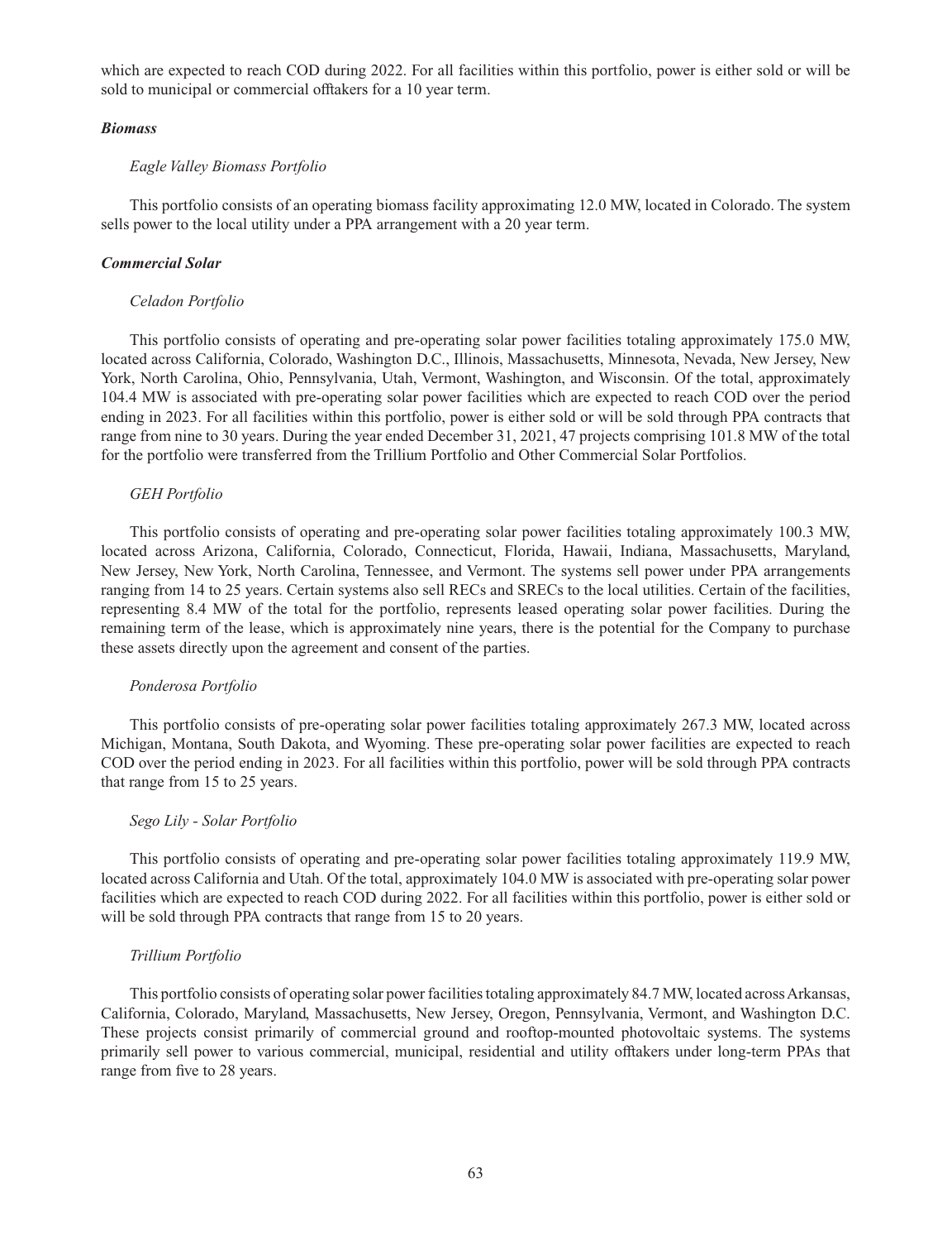which are expected to reach COD during 2022. For all facilities within this portfolio, power is either sold or will be sold to municipal or commercial offtakers for a 10 year term.

***Biomass***

*Eagle Valley Biomass Portfolio*

This portfolio consists of an operating biomass facility approximating 12.0 MW, located in Colorado. The system sells power to the local utility under a PPA arrangement with a 20 year term.

***Commercial Solar***

*Celadon Portfolio*

This portfolio consists of operating and pre-operating solar power facilities totaling approximately 175.0 MW, located across California, Colorado, Washington D.C., Illinois, Massachusetts, Minnesota, Nevada, New Jersey, New York, North Carolina, Ohio, Pennsylvania, Utah, Vermont, Washington, and Wisconsin. Of the total, approximately 104.4 MW is associated with pre-operating solar power facilities which are expected to reach COD over the period ending in 2023. For all facilities within this portfolio, power is either sold or will be sold through PPA contracts that range from nine to 30 years. During the year ended December 31, 2021, 47 projects comprising 101.8 MW of the total for the portfolio were transferred from the Trillium Portfolio and Other Commercial Solar Portfolios.

*GEH Portfolio*

This portfolio consists of operating and pre-operating solar power facilities totaling approximately 100.3 MW, located across Arizona, California, Colorado, Connecticut, Florida, Hawaii, Indiana, Massachusetts, Maryland, New Jersey, New York, North Carolina, Tennessee, and Vermont. The systems sell power under PPA arrangements ranging from 14 to 25 years. Certain systems also sell RECs and SRECs to the local utilities. Certain of the facilities, representing 8.4 MW of the total for the portfolio, represents leased operating solar power facilities. During the remaining term of the lease, which is approximately nine years, there is the potential for the Company to purchase these assets directly upon the agreement and consent of the parties.

*Ponderosa Portfolio*

This portfolio consists of pre-operating solar power facilities totaling approximately 267.3 MW, located across Michigan, Montana, South Dakota, and Wyoming. These pre-operating solar power facilities are expected to reach COD over the period ending in 2023. For all facilities within this portfolio, power will be sold through PPA contracts that range from 15 to 25 years.

*Sego Lily - Solar Portfolio*

This portfolio consists of operating and pre-operating solar power facilities totaling approximately 119.9 MW, located across California and Utah. Of the total, approximately 104.0 MW is associated with pre-operating solar power facilities which are expected to reach COD during 2022. For all facilities within this portfolio, power is either sold or will be sold through PPA contracts that range from 15 to 20 years.

*Trillium Portfolio*

This portfolio consists of operating solar power facilities totaling approximately 84.7 MW, located across Arkansas, California, Colorado, Maryland, Massachusetts, New Jersey, Oregon, Pennsylvania, Vermont, and Washington D.C. These projects consist primarily of commercial ground and rooftop-mounted photovoltaic systems. The systems primarily sell power to various commercial, municipal, residential and utility offtakers under long-term PPAs that range from five to 28 years.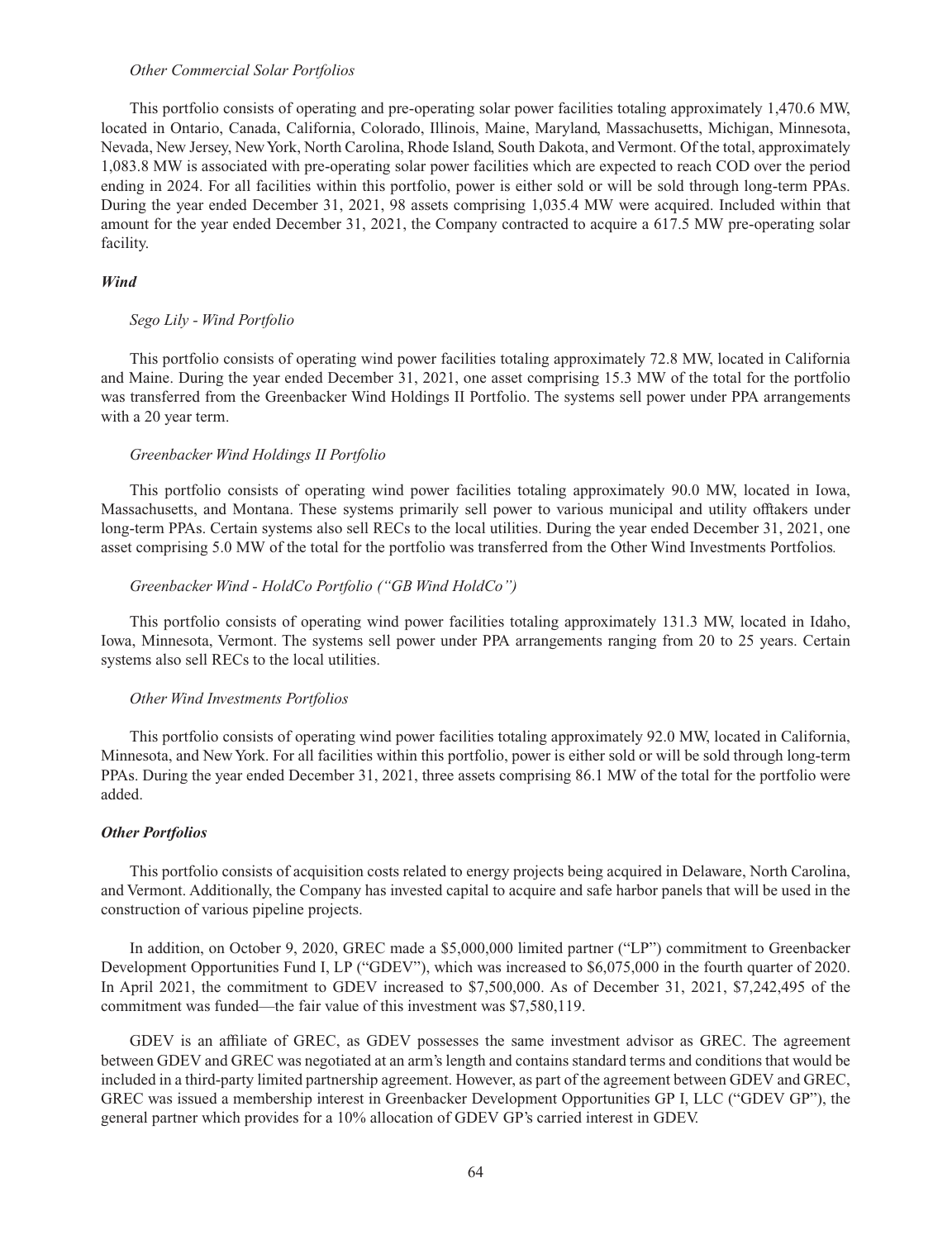*Other Commercial Solar Portfolios*

This portfolio consists of operating and pre-operating solar power facilities totaling approximately 1,470.6 MW, located in Ontario, Canada, California, Colorado, Illinois, Maine, Maryland, Massachusetts, Michigan, Minnesota, Nevada, New Jersey, New York, North Carolina, Rhode Island, South Dakota, and Vermont. Of the total, approximately 1,083.8 MW is associated with pre-operating solar power facilities which are expected to reach COD over the period ending in 2024. For all facilities within this portfolio, power is either sold or will be sold through long-term PPAs. During the year ended December 31, 2021, 98 assets comprising 1,035.4 MW were acquired. Included within that amount for the year ended December 31, 2021, the Company contracted to acquire a 617.5 MW pre-operating solar facility.

***Wind***

*Sego Lily - Wind Portfolio*

This portfolio consists of operating wind power facilities totaling approximately 72.8 MW, located in California and Maine. During the year ended December 31, 2021, one asset comprising 15.3 MW of the total for the portfolio was transferred from the Greenbacker Wind Holdings II Portfolio. The systems sell power under PPA arrangements with a 20 year term.

*Greenbacker Wind Holdings II Portfolio*

This portfolio consists of operating wind power facilities totaling approximately 90.0 MW, located in Iowa, Massachusetts, and Montana. These systems primarily sell power to various municipal and utility offtakers under long-term PPAs. Certain systems also sell RECs to the local utilities. During the year ended December 31, 2021, one asset comprising 5.0 MW of the total for the portfolio was transferred from the Other Wind Investments Portfolios*.*

*Greenbacker Wind - HoldCo Portfolio ("GB Wind HoldCo")*

This portfolio consists of operating wind power facilities totaling approximately 131.3 MW, located in Idaho, Iowa, Minnesota, Vermont. The systems sell power under PPA arrangements ranging from 20 to 25 years. Certain systems also sell RECs to the local utilities.

*Other Wind Investments Portfolios*

This portfolio consists of operating wind power facilities totaling approximately 92.0 MW, located in California, Minnesota, and New York. For all facilities within this portfolio, power is either sold or will be sold through long-term PPAs. During the year ended December 31, 2021, three assets comprising 86.1 MW of the total for the portfolio were added.

***Other Portfolios***

This portfolio consists of acquisition costs related to energy projects being acquired in Delaware, North Carolina, and Vermont. Additionally, the Company has invested capital to acquire and safe harbor panels that will be used in the construction of various pipeline projects.

In addition, on October 9, 2020, GREC made a $5,000,000 limited partner ("LP") commitment to Greenbacker Development Opportunities Fund I, LP ("GDEV"), which was increased to $6,075,000 in the fourth quarter of 2020. In April 2021, the commitment to GDEV increased to $7,500,000. As of December 31, 2021, $7,242,495 of the commitment was funded—the fair value of this investment was $7,580,119.

GDEV is an affiliate of GREC, as GDEV possesses the same investment advisor as GREC. The agreement between GDEV and GREC was negotiated at an arm's length and contains standard terms and conditions that would be included in a third-party limited partnership agreement. However, as part of the agreement between GDEV and GREC, GREC was issued a membership interest in Greenbacker Development Opportunities GP I, LLC ("GDEV GP"), the general partner which provides for a 10% allocation of GDEV GP's carried interest in GDEV.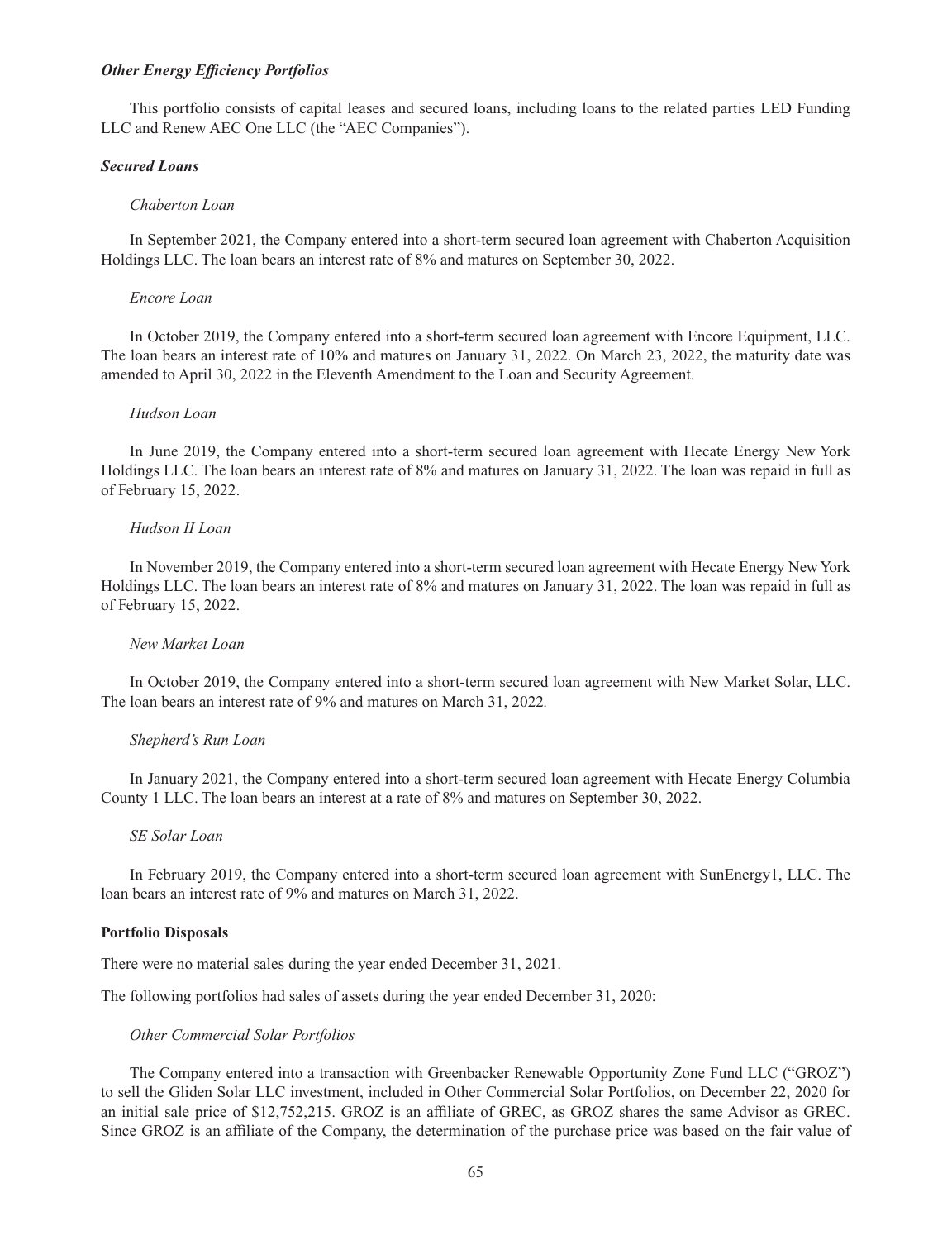***Other Energy Efficiency Portfolios***

This portfolio consists of capital leases and secured loans, including loans to the related parties LED Funding LLC and Renew AEC One LLC (the "AEC Companies").

***Secured Loans***

*Chaberton Loan*

In September 2021, the Company entered into a short-term secured loan agreement with Chaberton Acquisition Holdings LLC. The loan bears an interest rate of 8% and matures on September 30, 2022.

*Encore Loan*

In October 2019, the Company entered into a short-term secured loan agreement with Encore Equipment, LLC. The loan bears an interest rate of 10% and matures on January 31, 2022. On March 23, 2022, the maturity date was amended to April 30, 2022 in the Eleventh Amendment to the Loan and Security Agreement.

*Hudson Loan*

In June 2019, the Company entered into a short-term secured loan agreement with Hecate Energy New York Holdings LLC. The loan bears an interest rate of 8% and matures on January 31, 2022. The loan was repaid in full as of February 15, 2022.

*Hudson II Loan*

In November 2019, the Company entered into a short-term secured loan agreement with Hecate Energy New York Holdings LLC. The loan bears an interest rate of 8% and matures on January 31, 2022. The loan was repaid in full as of February 15, 2022.

*New Market Loan*

In October 2019, the Company entered into a short-term secured loan agreement with New Market Solar, LLC. The loan bears an interest rate of 9% and matures on March 31, 2022.

*Shepherd's Run Loan*

In January 2021, the Company entered into a short-term secured loan agreement with Hecate Energy Columbia County 1 LLC. The loan bears an interest at a rate of 8% and matures on September 30, 2022.

*SE Solar Loan*

In February 2019, the Company entered into a short-term secured loan agreement with SunEnergy1, LLC. The loan bears an interest rate of 9% and matures on March 31, 2022.

**Portfolio Disposals**

There were no material sales during the year ended December 31, 2021.

The following portfolios had sales of assets during the year ended December 31, 2020:

*Other Commercial Solar Portfolios*

The Company entered into a transaction with Greenbacker Renewable Opportunity Zone Fund LLC ("GROZ") to sell the Gliden Solar LLC investment, included in Other Commercial Solar Portfolios, on December 22, 2020 for an initial sale price of $12,752,215. GROZ is an affiliate of GREC, as GROZ shares the same Advisor as GREC. Since GROZ is an affiliate of the Company, the determination of the purchase price was based on the fair value of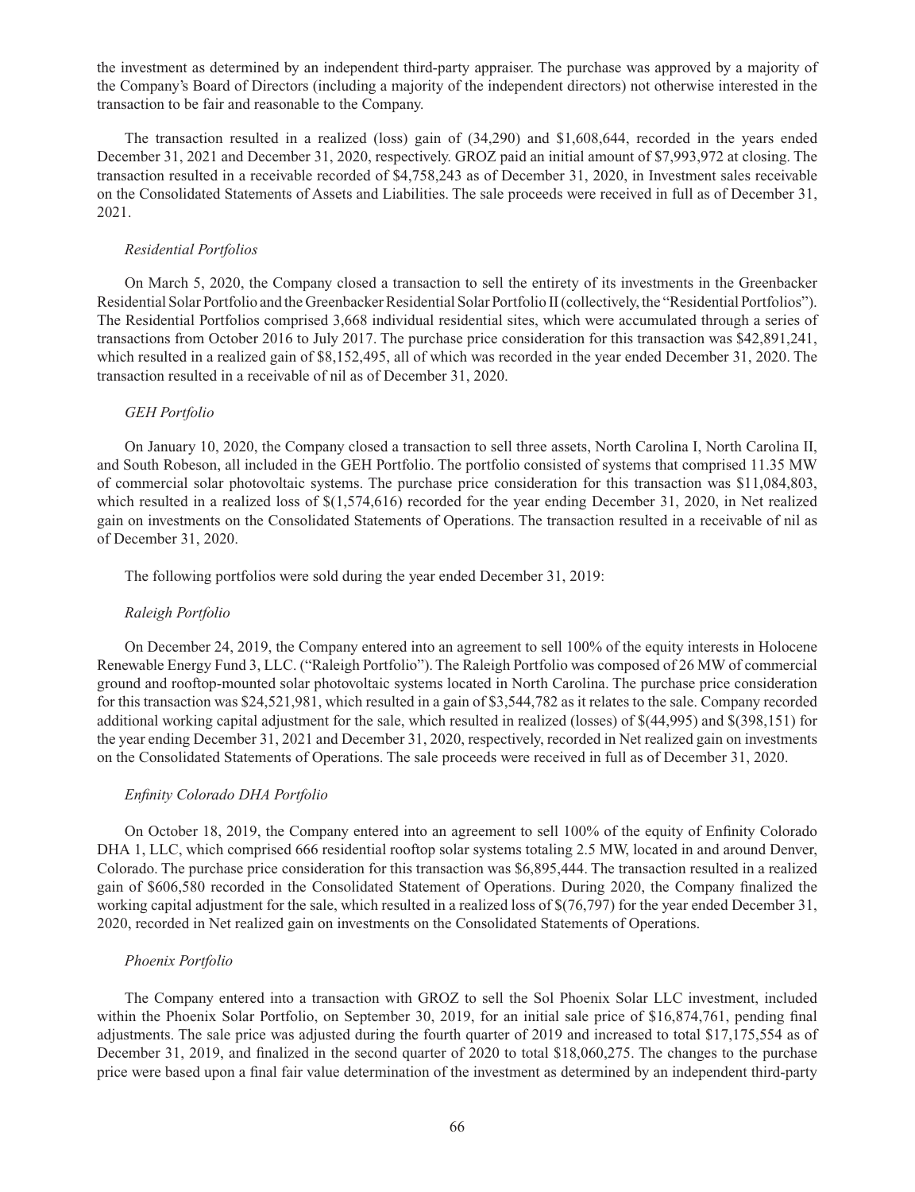the investment as determined by an independent third-party appraiser. The purchase was approved by a majority of the Company's Board of Directors (including a majority of the independent directors) not otherwise interested in the transaction to be fair and reasonable to the Company.

The transaction resulted in a realized (loss) gain of (34,290) and $1,608,644, recorded in the years ended December 31, 2021 and December 31, 2020, respectively. GROZ paid an initial amount of $7,993,972 at closing. The transaction resulted in a receivable recorded of $4,758,243 as of December 31, 2020, in Investment sales receivable on the Consolidated Statements of Assets and Liabilities. The sale proceeds were received in full as of December 31, 2021.

*Residential Portfolios*

On March 5, 2020, the Company closed a transaction to sell the entirety of its investments in the Greenbacker Residential Solar Portfolio and the Greenbacker Residential Solar Portfolio II (collectively, the "Residential Portfolios"). The Residential Portfolios comprised 3,668 individual residential sites, which were accumulated through a series of transactions from October 2016 to July 2017. The purchase price consideration for this transaction was $42,891,241, which resulted in a realized gain of $8,152,495, all of which was recorded in the year ended December 31, 2020. The transaction resulted in a receivable of nil as of December 31, 2020.

*GEH Portfolio*

On January 10, 2020, the Company closed a transaction to sell three assets, North Carolina I, North Carolina II, and South Robeson, all included in the GEH Portfolio. The portfolio consisted of systems that comprised 11.35 MW of commercial solar photovoltaic systems. The purchase price consideration for this transaction was $11,084,803, which resulted in a realized loss of $(1,574,616) recorded for the year ending December 31, 2020, in Net realized gain on investments on the Consolidated Statements of Operations. The transaction resulted in a receivable of nil as of December 31, 2020.

The following portfolios were sold during the year ended December 31, 2019:

*Raleigh Portfolio*

On December 24, 2019, the Company entered into an agreement to sell 100% of the equity interests in Holocene Renewable Energy Fund 3, LLC. ("Raleigh Portfolio"). The Raleigh Portfolio was composed of 26 MW of commercial ground and rooftop-mounted solar photovoltaic systems located in North Carolina. The purchase price consideration for this transaction was $24,521,981, which resulted in a gain of $3,544,782 as it relates to the sale. Company recorded additional working capital adjustment for the sale, which resulted in realized (losses) of $(44,995) and $(398,151) for the year ending December 31, 2021 and December 31, 2020, respectively, recorded in Net realized gain on investments on the Consolidated Statements of Operations. The sale proceeds were received in full as of December 31, 2020.

*Enfinity Colorado DHA Portfolio*

On October 18, 2019, the Company entered into an agreement to sell 100% of the equity of Enfinity Colorado DHA 1, LLC, which comprised 666 residential rooftop solar systems totaling 2.5 MW, located in and around Denver, Colorado. The purchase price consideration for this transaction was $6,895,444. The transaction resulted in a realized gain of $606,580 recorded in the Consolidated Statement of Operations. During 2020, the Company finalized the working capital adjustment for the sale, which resulted in a realized loss of $(76,797) for the year ended December 31, 2020, recorded in Net realized gain on investments on the Consolidated Statements of Operations.

*Phoenix Portfolio*

The Company entered into a transaction with GROZ to sell the Sol Phoenix Solar LLC investment, included within the Phoenix Solar Portfolio, on September 30, 2019, for an initial sale price of $16,874,761, pending final adjustments. The sale price was adjusted during the fourth quarter of 2019 and increased to total $17,175,554 as of December 31, 2019, and finalized in the second quarter of 2020 to total $18,060,275. The changes to the purchase price were based upon a final fair value determination of the investment as determined by an independent third-party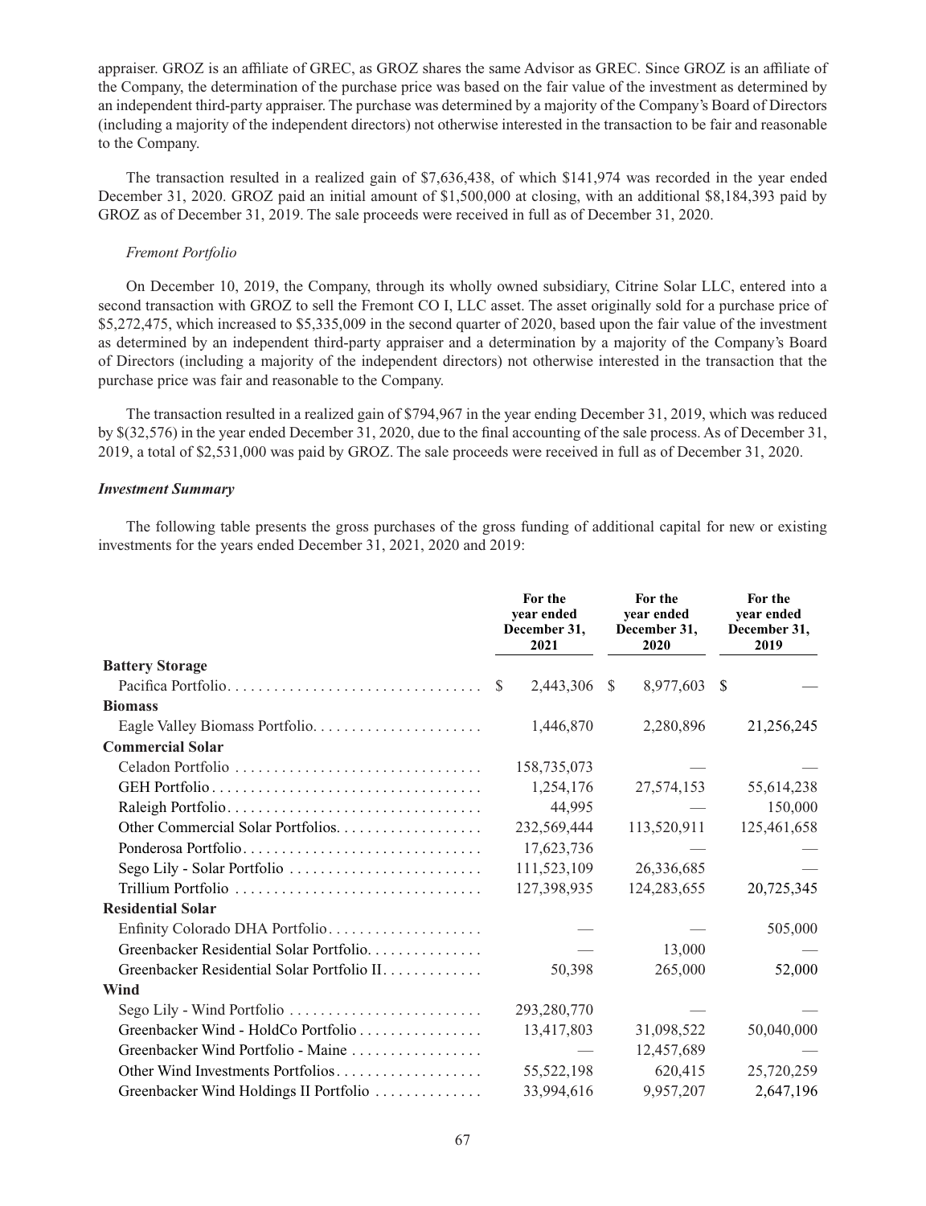appraiser. GROZ is an affiliate of GREC, as GROZ shares the same Advisor as GREC. Since GROZ is an affiliate of the Company, the determination of the purchase price was based on the fair value of the investment as determined by an independent third-party appraiser. The purchase was determined by a majority of the Company's Board of Directors (including a majority of the independent directors) not otherwise interested in the transaction to be fair and reasonable to the Company.

The transaction resulted in a realized gain of $7,636,438, of which $141,974 was recorded in the year ended December 31, 2020. GROZ paid an initial amount of $1,500,000 at closing, with an additional $8,184,393 paid by GROZ as of December 31, 2019. The sale proceeds were received in full as of December 31, 2020.

*Fremont Portfolio*

On December 10, 2019, the Company, through its wholly owned subsidiary, Citrine Solar LLC, entered into a second transaction with GROZ to sell the Fremont CO I, LLC asset. The asset originally sold for a purchase price of $5,272,475, which increased to $5,335,009 in the second quarter of 2020, based upon the fair value of the investment as determined by an independent third-party appraiser and a determination by a majority of the Company's Board of Directors (including a majority of the independent directors) not otherwise interested in the transaction that the purchase price was fair and reasonable to the Company.

The transaction resulted in a realized gain of $794,967 in the year ending December 31, 2019, which was reduced by $(32,576) in the year ended December 31, 2020, due to the final accounting of the sale process. As of December 31, 2019, a total of $2,531,000 was paid by GROZ. The sale proceeds were received in full as of December 31, 2020.

***Investment Summary***

The following table presents the gross purchases of the gross funding of additional capital for new or existing investments for the years ended December 31, 2021, 2020 and 2019:

| | For the year ended December 31, 2021 | For the year ended December 31, 2020 | For the year ended December 31, 2019 |
|---|---|---|---|
| **Battery Storage** | | | |
| Pacifica Portfolio | $ 2,443,306 | $ 8,977,603 | $ — |
| **Biomass** | | | |
| Eagle Valley Biomass Portfolio | 1,446,870 | 2,280,896 | 21,256,245 |
| **Commercial Solar** | | | |
| Celadon Portfolio | 158,735,073 | — | — |
| GEH Portfolio | 1,254,176 | 27,574,153 | 55,614,238 |
| Raleigh Portfolio | 44,995 | — | 150,000 |
| Other Commercial Solar Portfolios | 232,569,444 | 113,520,911 | 125,461,658 |
| Ponderosa Portfolio | 17,623,736 | — | — |
| Sego Lily - Solar Portfolio | 111,523,109 | 26,336,685 | — |
| Trillium Portfolio | 127,398,935 | 124,283,655 | 20,725,345 |
| **Residential Solar** | | | |
| Enfinity Colorado DHA Portfolio | — | — | 505,000 |
| Greenbacker Residential Solar Portfolio | — | 13,000 | — |
| Greenbacker Residential Solar Portfolio II | 50,398 | 265,000 | 52,000 |
| **Wind** | | | |
| Sego Lily - Wind Portfolio | 293,280,770 | — | — |
| Greenbacker Wind - HoldCo Portfolio | 13,417,803 | 31,098,522 | 50,040,000 |
| Greenbacker Wind Portfolio - Maine | — | 12,457,689 | — |
| Other Wind Investments Portfolios | 55,522,198 | 620,415 | 25,720,259 |
| Greenbacker Wind Holdings II Portfolio | 33,994,616 | 9,957,207 | 2,647,196 |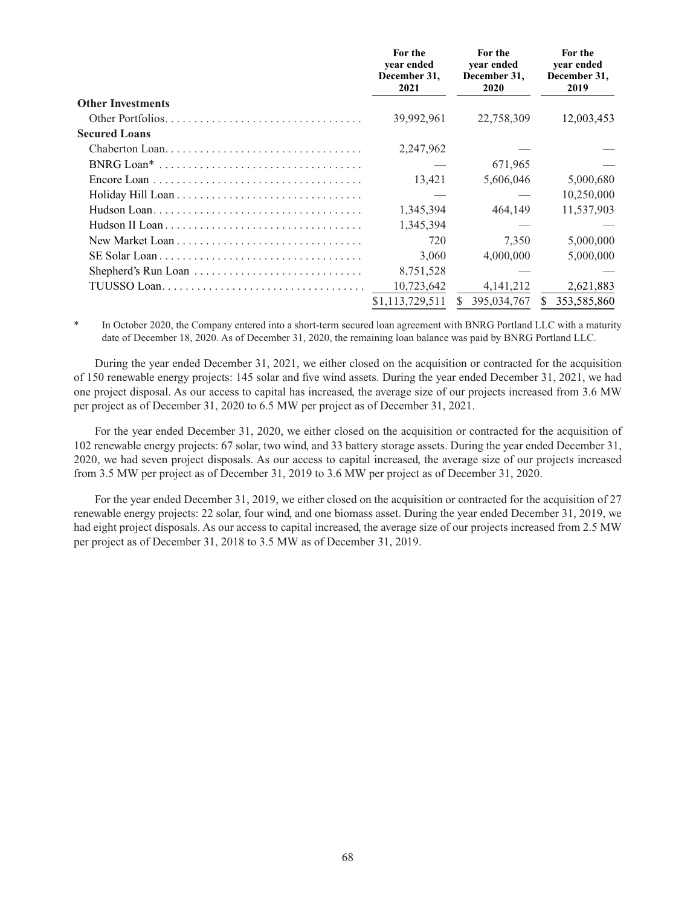| | For the year ended December 31, 2021 | For the year ended December 31, 2020 | For the year ended December 31, 2019 |
|---|---|---|---|
| **Other Investments** | | | |
| Other Portfolios | 39,992,961 | 22,758,309 | 12,003,453 |
| **Secured Loans** | | | |
| Chaberton Loan | 2,247,962 | — | — |
| BNRG Loan* | — | 671,965 | — |
| Encore Loan | 13,421 | 5,606,046 | 5,000,680 |
| Holiday Hill Loan | — | — | 10,250,000 |
| Hudson Loan | 1,345,394 | 464,149 | 11,537,903 |
| Hudson II Loan | 1,345,394 | — | — |
| New Market Loan | 720 | 7,350 | 5,000,000 |
| SE Solar Loan | 3,060 | 4,000,000 | 5,000,000 |
| Shepherd's Run Loan | 8,751,528 | — | — |
| TUUSSO Loan | 10,723,642 | 4,141,212 | 2,621,883 |
| | $1,113,729,511 | $ 395,034,767 | $ 353,585,860 |

\* In October 2020, the Company entered into a short-term secured loan agreement with BNRG Portland LLC with a maturity date of December 18, 2020. As of December 31, 2020, the remaining loan balance was paid by BNRG Portland LLC.

During the year ended December 31, 2021, we either closed on the acquisition or contracted for the acquisition of 150 renewable energy projects: 145 solar and five wind assets. During the year ended December 31, 2021, we had one project disposal. As our access to capital has increased, the average size of our projects increased from 3.6 MW per project as of December 31, 2020 to 6.5 MW per project as of December 31, 2021.

For the year ended December 31, 2020, we either closed on the acquisition or contracted for the acquisition of 102 renewable energy projects: 67 solar, two wind, and 33 battery storage assets. During the year ended December 31, 2020, we had seven project disposals. As our access to capital increased, the average size of our projects increased from 3.5 MW per project as of December 31, 2019 to 3.6 MW per project as of December 31, 2020.

For the year ended December 31, 2019, we either closed on the acquisition or contracted for the acquisition of 27 renewable energy projects: 22 solar, four wind, and one biomass asset. During the year ended December 31, 2019, we had eight project disposals. As our access to capital increased, the average size of our projects increased from 2.5 MW per project as of December 31, 2018 to 3.5 MW as of December 31, 2019.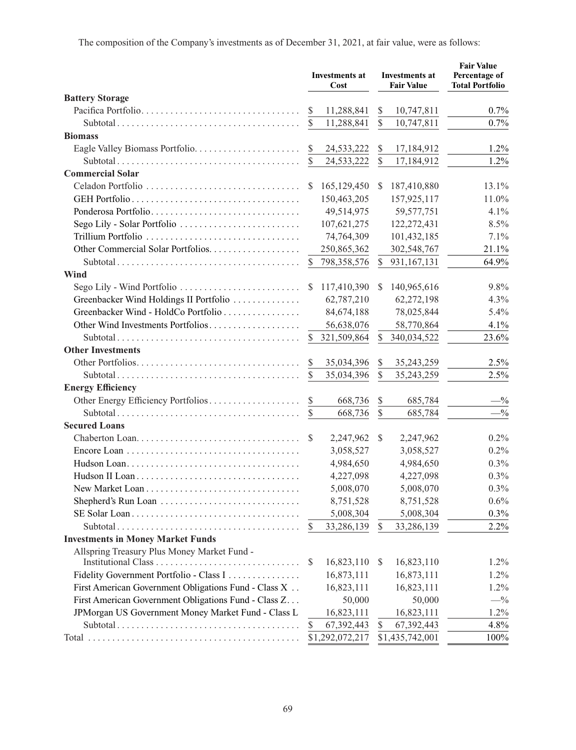The composition of the Company's investments as of December 31, 2021, at fair value, were as follows:

| | Investments at Cost | Investments at Fair Value | Fair Value Percentage of Total Portfolio |
|---|---|---|---|
| **Battery Storage** | | | |
| Pacifica Portfolio | $ 11,288,841 | $ 10,747,811 | 0.7% |
| Subtotal | $ 11,288,841 | $ 10,747,811 | 0.7% |
| **Biomass** | | | |
| Eagle Valley Biomass Portfolio | $ 24,533,222 | $ 17,184,912 | 1.2% |
| Subtotal | $ 24,533,222 | $ 17,184,912 | 1.2% |
| **Commercial Solar** | | | |
| Celadon Portfolio | $ 165,129,450 | $ 187,410,880 | 13.1% |
| GEH Portfolio | 150,463,205 | 157,925,117 | 11.0% |
| Ponderosa Portfolio | 49,514,975 | 59,577,751 | 4.1% |
| Sego Lily - Solar Portfolio | 107,621,275 | 122,272,431 | 8.5% |
| Trillium Portfolio | 74,764,309 | 101,432,185 | 7.1% |
| Other Commercial Solar Portfolios | 250,865,362 | 302,548,767 | 21.1% |
| Subtotal | $ 798,358,576 | $ 931,167,131 | 64.9% |
| **Wind** | | | |
| Sego Lily - Wind Portfolio | $ 117,410,390 | $ 140,965,616 | 9.8% |
| Greenbacker Wind Holdings II Portfolio | 62,787,210 | 62,272,198 | 4.3% |
| Greenbacker Wind - HoldCo Portfolio | 84,674,188 | 78,025,844 | 5.4% |
| Other Wind Investments Portfolios | 56,638,076 | 58,770,864 | 4.1% |
| Subtotal | $ 321,509,864 | $ 340,034,522 | 23.6% |
| **Other Investments** | | | |
| Other Portfolios | $ 35,034,396 | $ 35,243,259 | 2.5% |
| Subtotal | $ 35,034,396 | $ 35,243,259 | 2.5% |
| **Energy Efficiency** | | | |
| Other Energy Efficiency Portfolios | $ 668,736 | $ 685,784 | —% |
| Subtotal | $ 668,736 | $ 685,784 | —% |
| **Secured Loans** | | | |
| Chaberton Loan | $ 2,247,962 | $ 2,247,962 | 0.2% |
| Encore Loan | 3,058,527 | 3,058,527 | 0.2% |
| Hudson Loan | 4,984,650 | 4,984,650 | 0.3% |
| Hudson II Loan | 4,227,098 | 4,227,098 | 0.3% |
| New Market Loan | 5,008,070 | 5,008,070 | 0.3% |
| Shepherd's Run Loan | 8,751,528 | 8,751,528 | 0.6% |
| SE Solar Loan | 5,008,304 | 5,008,304 | 0.3% |
| Subtotal | $ 33,286,139 | $ 33,286,139 | 2.2% |
| **Investments in Money Market Funds** | | | |
| Allspring Treasury Plus Money Market Fund - Institutional Class | $ 16,823,110 | $ 16,823,110 | 1.2% |
| Fidelity Government Portfolio - Class I | 16,873,111 | 16,873,111 | 1.2% |
| First American Government Obligations Fund - Class X | 16,823,111 | 16,823,111 | 1.2% |
| First American Government Obligations Fund - Class Z | 50,000 | 50,000 | —% |
| JPMorgan US Government Money Market Fund - Class L | 16,823,111 | 16,823,111 | 1.2% |
| Subtotal | $ 67,392,443 | $ 67,392,443 | 4.8% |
| Total | $1,292,072,217 | $1,435,742,001 | 100% |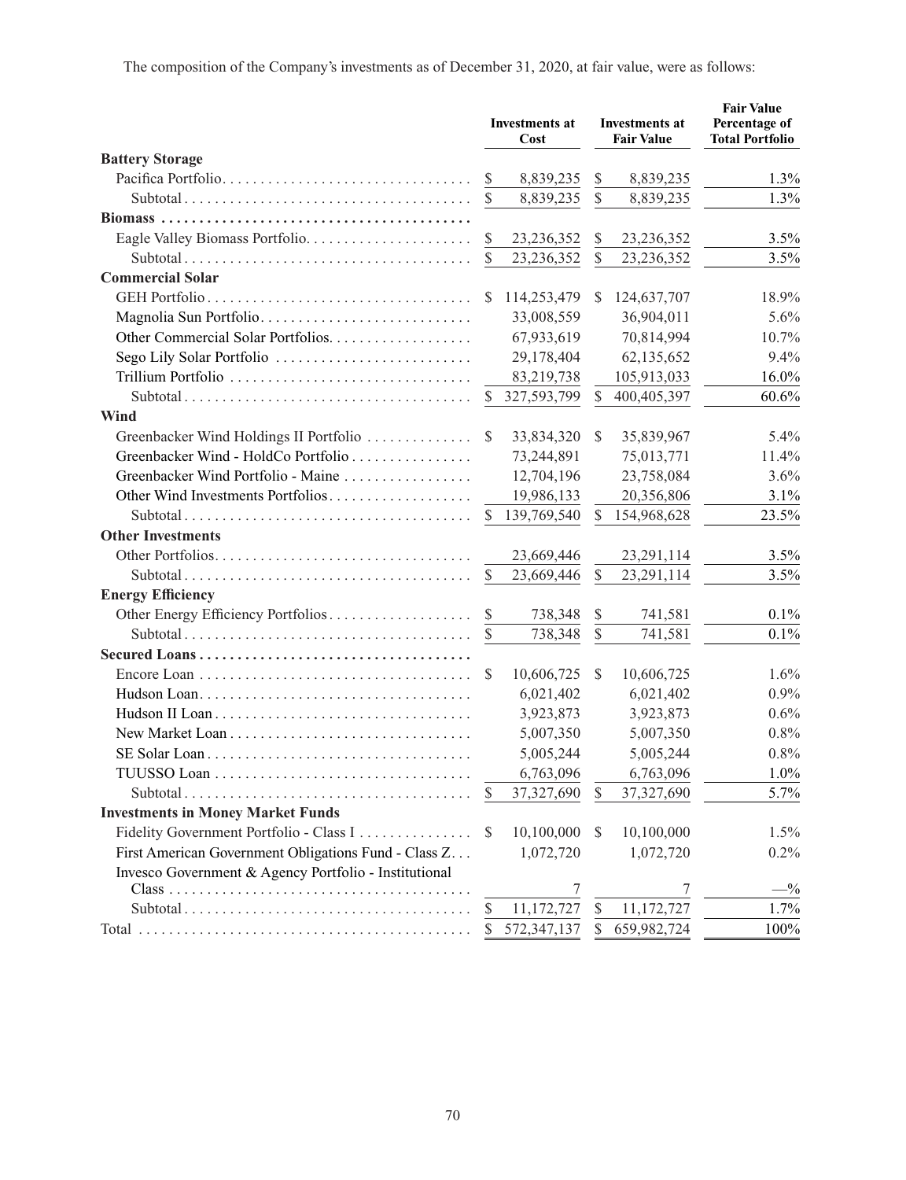The composition of the Company's investments as of December 31, 2020, at fair value, were as follows:

| | Investments at Cost | Investments at Fair Value | Fair Value Percentage of Total Portfolio |
|---|---|---|---|
| **Battery Storage** | | | |
| Pacifica Portfolio | $ 8,839,235 | $ 8,839,235 | 1.3% |
| Subtotal | $ 8,839,235 | $ 8,839,235 | 1.3% |
| **Biomass** | | | |
| Eagle Valley Biomass Portfolio | $ 23,236,352 | $ 23,236,352 | 3.5% |
| Subtotal | $ 23,236,352 | $ 23,236,352 | 3.5% |
| **Commercial Solar** | | | |
| GEH Portfolio | $ 114,253,479 | $ 124,637,707 | 18.9% |
| Magnolia Sun Portfolio | 33,008,559 | 36,904,011 | 5.6% |
| Other Commercial Solar Portfolios | 67,933,619 | 70,814,994 | 10.7% |
| Sego Lily Solar Portfolio | 29,178,404 | 62,135,652 | 9.4% |
| Trillium Portfolio | 83,219,738 | 105,913,033 | 16.0% |
| Subtotal | $ 327,593,799 | $ 400,405,397 | 60.6% |
| **Wind** | | | |
| Greenbacker Wind Holdings II Portfolio | $ 33,834,320 | $ 35,839,967 | 5.4% |
| Greenbacker Wind - HoldCo Portfolio | 73,244,891 | 75,013,771 | 11.4% |
| Greenbacker Wind Portfolio - Maine | 12,704,196 | 23,758,084 | 3.6% |
| Other Wind Investments Portfolios | 19,986,133 | 20,356,806 | 3.1% |
| Subtotal | $ 139,769,540 | $ 154,968,628 | 23.5% |
| **Other Investments** | | | |
| Other Portfolios | 23,669,446 | 23,291,114 | 3.5% |
| Subtotal | $ 23,669,446 | $ 23,291,114 | 3.5% |
| **Energy Efficiency** | | | |
| Other Energy Efficiency Portfolios | $ 738,348 | $ 741,581 | 0.1% |
| Subtotal | $ 738,348 | $ 741,581 | 0.1% |
| **Secured Loans** | | | |
| Encore Loan | $ 10,606,725 | $ 10,606,725 | 1.6% |
| Hudson Loan | 6,021,402 | 6,021,402 | 0.9% |
| Hudson II Loan | 3,923,873 | 3,923,873 | 0.6% |
| New Market Loan | 5,007,350 | 5,007,350 | 0.8% |
| SE Solar Loan | 5,005,244 | 5,005,244 | 0.8% |
| TUUSSO Loan | 6,763,096 | 6,763,096 | 1.0% |
| Subtotal | $ 37,327,690 | $ 37,327,690 | 5.7% |
| **Investments in Money Market Funds** | | | |
| Fidelity Government Portfolio - Class I | $ 10,100,000 | $ 10,100,000 | 1.5% |
| First American Government Obligations Fund - Class Z | 1,072,720 | 1,072,720 | 0.2% |
| Invesco Government & Agency Portfolio - Institutional Class | 7 | 7 | —% |
| Subtotal | $ 11,172,727 | $ 11,172,727 | 1.7% |
| Total | $ 572,347,137 | $ 659,982,724 | 100% |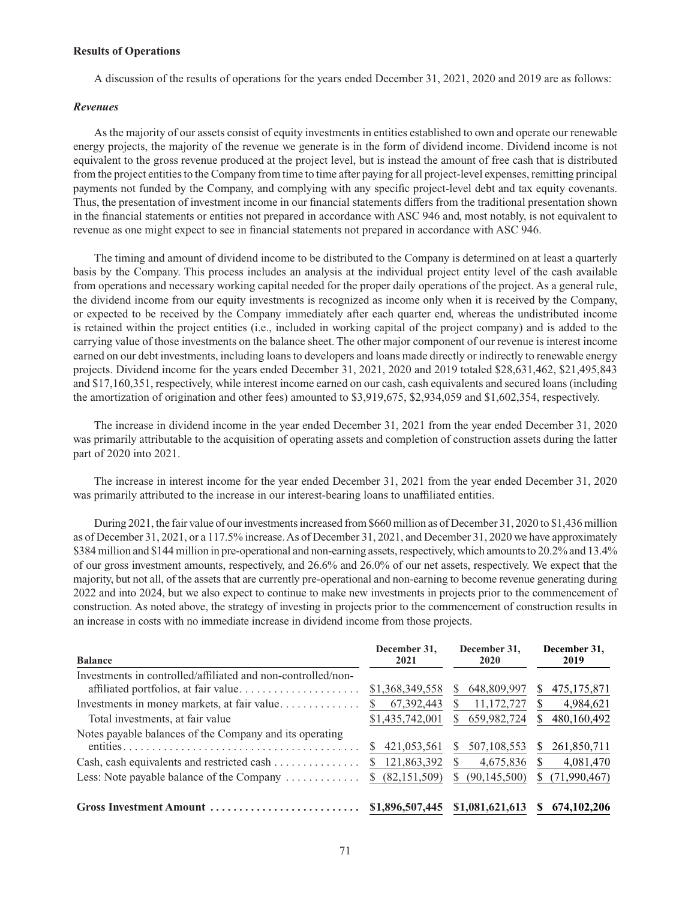**Results of Operations**

A discussion of the results of operations for the years ended December 31, 2021, 2020 and 2019 are as follows:

***Revenues***

As the majority of our assets consist of equity investments in entities established to own and operate our renewable energy projects, the majority of the revenue we generate is in the form of dividend income. Dividend income is not equivalent to the gross revenue produced at the project level, but is instead the amount of free cash that is distributed from the project entities to the Company from time to time after paying for all project-level expenses, remitting principal payments not funded by the Company, and complying with any specific project-level debt and tax equity covenants. Thus, the presentation of investment income in our financial statements differs from the traditional presentation shown in the financial statements or entities not prepared in accordance with ASC 946 and, most notably, is not equivalent to revenue as one might expect to see in financial statements not prepared in accordance with ASC 946.

The timing and amount of dividend income to be distributed to the Company is determined on at least a quarterly basis by the Company. This process includes an analysis at the individual project entity level of the cash available from operations and necessary working capital needed for the proper daily operations of the project. As a general rule, the dividend income from our equity investments is recognized as income only when it is received by the Company, or expected to be received by the Company immediately after each quarter end, whereas the undistributed income is retained within the project entities (i.e., included in working capital of the project company) and is added to the carrying value of those investments on the balance sheet. The other major component of our revenue is interest income earned on our debt investments, including loans to developers and loans made directly or indirectly to renewable energy projects. Dividend income for the years ended December 31, 2021, 2020 and 2019 totaled $28,631,462, $21,495,843 and $17,160,351, respectively, while interest income earned on our cash, cash equivalents and secured loans (including the amortization of origination and other fees) amounted to $3,919,675, $2,934,059 and $1,602,354, respectively.

The increase in dividend income in the year ended December 31, 2021 from the year ended December 31, 2020 was primarily attributable to the acquisition of operating assets and completion of construction assets during the latter part of 2020 into 2021.

The increase in interest income for the year ended December 31, 2021 from the year ended December 31, 2020 was primarily attributed to the increase in our interest-bearing loans to unaffiliated entities.

During 2021, the fair value of our investments increased from $660 million as of December 31, 2020 to $1,436 million as of December 31, 2021, or a 117.5% increase. As of December 31, 2021, and December 31, 2020 we have approximately $384 million and $144 million in pre-operational and non-earning assets, respectively, which amounts to 20.2% and 13.4% of our gross investment amounts, respectively, and 26.6% and 26.0% of our net assets, respectively. We expect that the majority, but not all, of the assets that are currently pre-operational and non-earning to become revenue generating during 2022 and into 2024, but we also expect to continue to make new investments in projects prior to the commencement of construction. As noted above, the strategy of investing in projects prior to the commencement of construction results in an increase in costs with no immediate increase in dividend income from those projects.

| Balance | December 31, 2021 | December 31, 2020 | December 31, 2019 |
|---|---|---|---|
| Investments in controlled/affiliated and non-controlled/non-affiliated portfolios, at fair value | $1,368,349,558 | $ 648,809,997 | $ 475,175,871 |
| Investments in money markets, at fair value | $ 67,392,443 | $ 11,172,727 | $ 4,984,621 |
| Total investments, at fair value | $1,435,742,001 | $ 659,982,724 | $ 480,160,492 |
| Notes payable balances of the Company and its operating entities | $ 421,053,561 | $ 507,108,553 | $ 261,850,711 |
| Cash, cash equivalents and restricted cash | $ 121,863,392 | $ 4,675,836 | $ 4,081,470 |
| Less: Note payable balance of the Company | $ (82,151,509) | $ (90,145,500) | $ (71,990,467) |
| **Gross Investment Amount** | **$1,896,507,445** | **$1,081,621,613** | **$ 674,102,206** |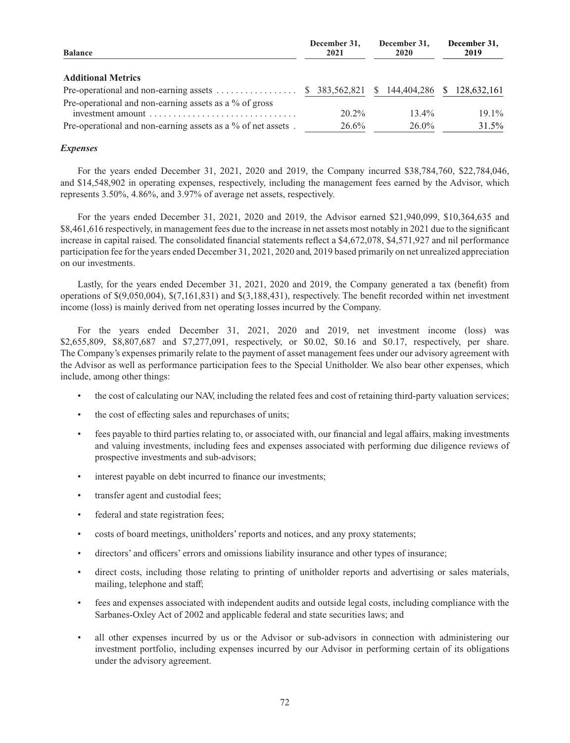| Balance | December 31, 2021 | December 31, 2020 | December 31, 2019 |
|---|---|---|---|
| **Additional Metrics** | | | |
| Pre-operational and non-earning assets | $ 383,562,821 | $ 144,404,286 | $ 128,632,161 |
| Pre-operational and non-earning assets as a % of gross investment amount | 20.2% | 13.4% | 19.1% |
| Pre-operational and non-earning assets as a % of net assets | 26.6% | 26.0% | 31.5% |

***Expenses***

For the years ended December 31, 2021, 2020 and 2019, the Company incurred $38,784,760, $22,784,046, and $14,548,902 in operating expenses, respectively, including the management fees earned by the Advisor, which represents 3.50%, 4.86%, and 3.97% of average net assets, respectively.

For the years ended December 31, 2021, 2020 and 2019, the Advisor earned $21,940,099, $10,364,635 and $8,461,616 respectively, in management fees due to the increase in net assets most notably in 2021 due to the significant increase in capital raised. The consolidated financial statements reflect a $4,672,078, $4,571,927 and nil performance participation fee for the years ended December 31, 2021, 2020 and, 2019 based primarily on net unrealized appreciation on our investments.

Lastly, for the years ended December 31, 2021, 2020 and 2019, the Company generated a tax (benefit) from operations of $(9,050,004), $(7,161,831) and $(3,188,431), respectively. The benefit recorded within net investment income (loss) is mainly derived from net operating losses incurred by the Company.

For the years ended December 31, 2021, 2020 and 2019, net investment income (loss) was $2,655,809, $8,807,687 and $7,277,091, respectively, or $0.02, $0.16 and $0.17, respectively, per share. The Company's expenses primarily relate to the payment of asset management fees under our advisory agreement with the Advisor as well as performance participation fees to the Special Unitholder. We also bear other expenses, which include, among other things:

- the cost of calculating our NAV, including the related fees and cost of retaining third-party valuation services;
- the cost of effecting sales and repurchases of units;
- fees payable to third parties relating to, or associated with, our financial and legal affairs, making investments and valuing investments, including fees and expenses associated with performing due diligence reviews of prospective investments and sub-advisors;
- interest payable on debt incurred to finance our investments;
- transfer agent and custodial fees;
- federal and state registration fees;
- costs of board meetings, unitholders' reports and notices, and any proxy statements;
- directors' and officers' errors and omissions liability insurance and other types of insurance;
- direct costs, including those relating to printing of unitholder reports and advertising or sales materials, mailing, telephone and staff;
- fees and expenses associated with independent audits and outside legal costs, including compliance with the Sarbanes-Oxley Act of 2002 and applicable federal and state securities laws; and
- all other expenses incurred by us or the Advisor or sub-advisors in connection with administering our investment portfolio, including expenses incurred by our Advisor in performing certain of its obligations under the advisory agreement.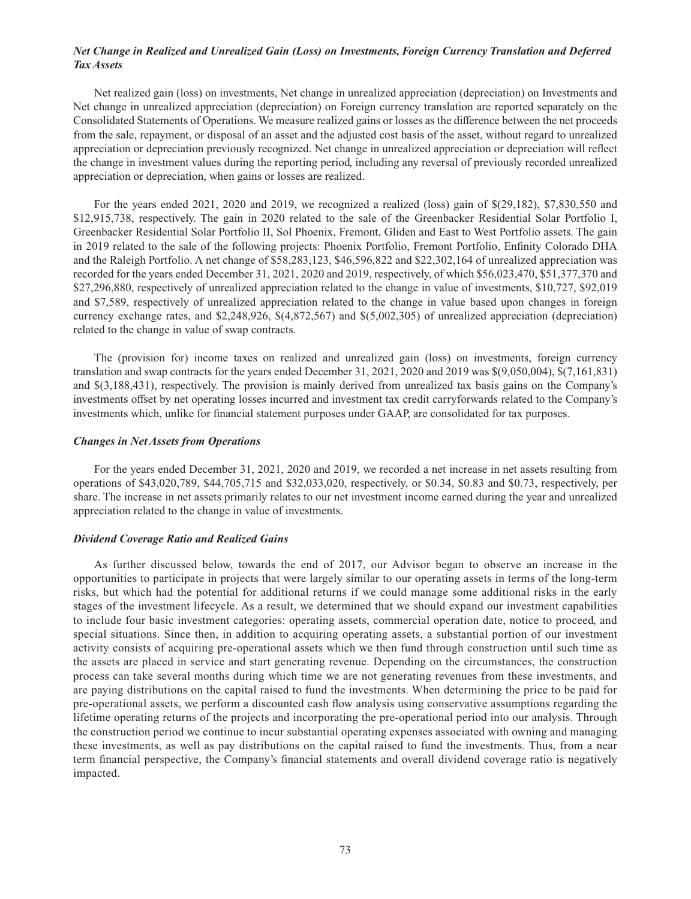### *Net Change in Realized and Unrealized Gain (Loss) on Investments, Foreign Currency Translation and Deferred Tax Assets*

Net realized gain (loss) on investments, Net change in unrealized appreciation (depreciation) on Investments and Net change in unrealized appreciation (depreciation) on Foreign currency translation are reported separately on the Consolidated Statements of Operations. We measure realized gains or losses as the difference between the net proceeds from the sale, repayment, or disposal of an asset and the adjusted cost basis of the asset, without regard to unrealized appreciation or depreciation previously recognized. Net change in unrealized appreciation or depreciation will reflect the change in investment values during the reporting period, including any reversal of previously recorded unrealized appreciation or depreciation, when gains or losses are realized.

For the years ended 2021, 2020 and 2019, we recognized a realized (loss) gain of $(29,182), $7,830,550 and $12,915,738, respectively. The gain in 2020 related to the sale of the Greenbacker Residential Solar Portfolio I, Greenbacker Residential Solar Portfolio II, Sol Phoenix, Fremont, Gliden and East to West Portfolio assets. The gain in 2019 related to the sale of the following projects: Phoenix Portfolio, Fremont Portfolio, Enfinity Colorado DHA and the Raleigh Portfolio. A net change of $58,283,123, $46,596,822 and $22,302,164 of unrealized appreciation was recorded for the years ended December 31, 2021, 2020 and 2019, respectively, of which $56,023,470, $51,377,370 and $27,296,880, respectively of unrealized appreciation related to the change in value of investments, $10,727, $92,019 and $7,589, respectively of unrealized appreciation related to the change in value based upon changes in foreign currency exchange rates, and $2,248,926, $(4,872,567) and $(5,002,305) of unrealized appreciation (depreciation) related to the change in value of swap contracts.

The (provision for) income taxes on realized and unrealized gain (loss) on investments, foreign currency translation and swap contracts for the years ended December 31, 2021, 2020 and 2019 was $(9,050,004), $(7,161,831) and $(3,188,431), respectively. The provision is mainly derived from unrealized tax basis gains on the Company's investments offset by net operating losses incurred and investment tax credit carryforwards related to the Company's investments which, unlike for financial statement purposes under GAAP, are consolidated for tax purposes.

### *Changes in Net Assets from Operations*

For the years ended December 31, 2021, 2020 and 2019, we recorded a net increase in net assets resulting from operations of $43,020,789, $44,705,715 and $32,033,020, respectively, or $0.34, $0.83 and $0.73, respectively, per share. The increase in net assets primarily relates to our net investment income earned during the year and unrealized appreciation related to the change in value of investments.

### *Dividend Coverage Ratio and Realized Gains*

As further discussed below, towards the end of 2017, our Advisor began to observe an increase in the opportunities to participate in projects that were largely similar to our operating assets in terms of the long-term risks, but which had the potential for additional returns if we could manage some additional risks in the early stages of the investment lifecycle. As a result, we determined that we should expand our investment capabilities to include four basic investment categories: operating assets, commercial operation date, notice to proceed, and special situations. Since then, in addition to acquiring operating assets, a substantial portion of our investment activity consists of acquiring pre-operational assets which we then fund through construction until such time as the assets are placed in service and start generating revenue. Depending on the circumstances, the construction process can take several months during which time we are not generating revenues from these investments, and are paying distributions on the capital raised to fund the investments. When determining the price to be paid for pre-operational assets, we perform a discounted cash flow analysis using conservative assumptions regarding the lifetime operating returns of the projects and incorporating the pre-operational period into our analysis. Through the construction period we continue to incur substantial operating expenses associated with owning and managing these investments, as well as pay distributions on the capital raised to fund the investments. Thus, from a near term financial perspective, the Company's financial statements and overall dividend coverage ratio is negatively impacted.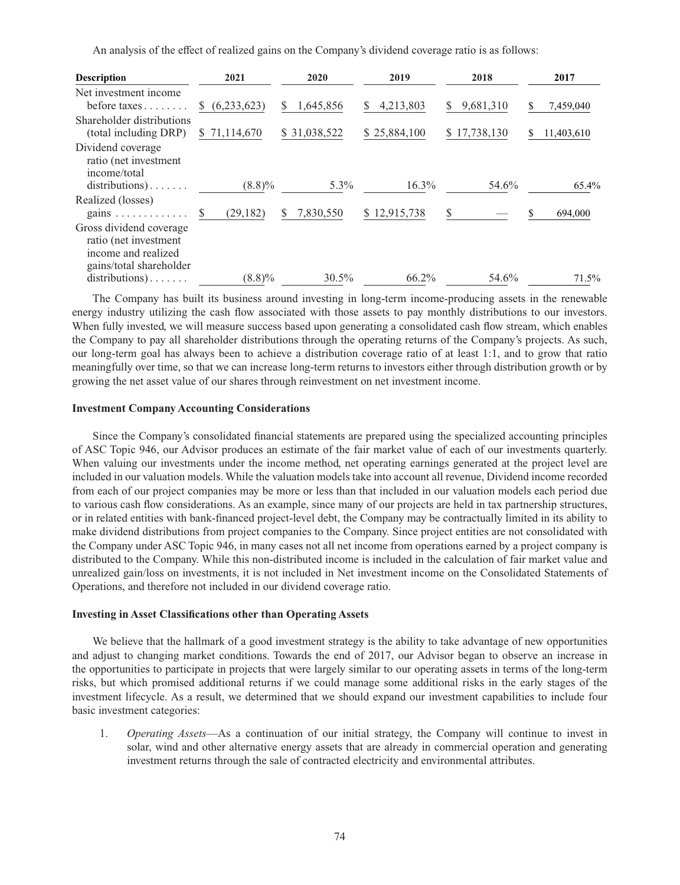An analysis of the effect of realized gains on the Company's dividend coverage ratio is as follows:

| Description | 2021 | 2020 | 2019 | 2018 | 2017 |
|---|---|---|---|---|---|
| Net investment income before taxes | $ (6,233,623) | $ 1,645,856 | $ 4,213,803 | $ 9,681,310 | $ 7,459,040 |
| Shareholder distributions (total including DRP) | $ 71,114,670 | $ 31,038,522 | $ 25,884,100 | $ 17,738,130 | $ 11,403,610 |
| Dividend coverage ratio (net investment income/total distributions) | (8.8)% | 5.3% | 16.3% | 54.6% | 65.4% |
| Realized (losses) gains | $ (29,182) | $ 7,830,550 | $ 12,915,738 | $ — | $ 694,000 |
| Gross dividend coverage ratio (net investment income and realized gains/total shareholder distributions) | (8.8)% | 30.5% | 66.2% | 54.6% | 71.5% |

The Company has built its business around investing in long-term income-producing assets in the renewable energy industry utilizing the cash flow associated with those assets to pay monthly distributions to our investors. When fully invested, we will measure success based upon generating a consolidated cash flow stream, which enables the Company to pay all shareholder distributions through the operating returns of the Company's projects. As such, our long-term goal has always been to achieve a distribution coverage ratio of at least 1:1, and to grow that ratio meaningfully over time, so that we can increase long-term returns to investors either through distribution growth or by growing the net asset value of our shares through reinvestment on net investment income.

**Investment Company Accounting Considerations**

Since the Company's consolidated financial statements are prepared using the specialized accounting principles of ASC Topic 946, our Advisor produces an estimate of the fair market value of each of our investments quarterly. When valuing our investments under the income method, net operating earnings generated at the project level are included in our valuation models. While the valuation models take into account all revenue, Dividend income recorded from each of our project companies may be more or less than that included in our valuation models each period due to various cash flow considerations. As an example, since many of our projects are held in tax partnership structures, or in related entities with bank-financed project-level debt, the Company may be contractually limited in its ability to make dividend distributions from project companies to the Company. Since project entities are not consolidated with the Company under ASC Topic 946, in many cases not all net income from operations earned by a project company is distributed to the Company. While this non-distributed income is included in the calculation of fair market value and unrealized gain/loss on investments, it is not included in Net investment income on the Consolidated Statements of Operations, and therefore not included in our dividend coverage ratio.

**Investing in Asset Classifications other than Operating Assets**

We believe that the hallmark of a good investment strategy is the ability to take advantage of new opportunities and adjust to changing market conditions. Towards the end of 2017, our Advisor began to observe an increase in the opportunities to participate in projects that were largely similar to our operating assets in terms of the long-term risks, but which promised additional returns if we could manage some additional risks in the early stages of the investment lifecycle. As a result, we determined that we should expand our investment capabilities to include four basic investment categories:

1. *Operating Assets*—As a continuation of our initial strategy, the Company will continue to invest in solar, wind and other alternative energy assets that are already in commercial operation and generating investment returns through the sale of contracted electricity and environmental attributes.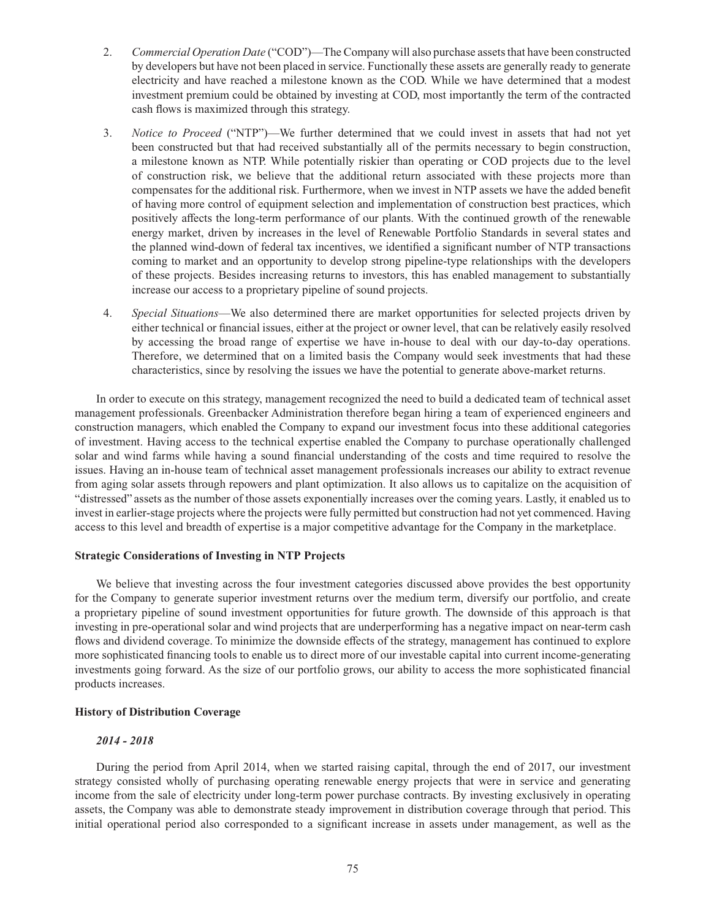2. *Commercial Operation Date* ("COD")—The Company will also purchase assets that have been constructed by developers but have not been placed in service. Functionally these assets are generally ready to generate electricity and have reached a milestone known as the COD. While we have determined that a modest investment premium could be obtained by investing at COD, most importantly the term of the contracted cash flows is maximized through this strategy.

3. *Notice to Proceed* ("NTP")—We further determined that we could invest in assets that had not yet been constructed but that had received substantially all of the permits necessary to begin construction, a milestone known as NTP. While potentially riskier than operating or COD projects due to the level of construction risk, we believe that the additional return associated with these projects more than compensates for the additional risk. Furthermore, when we invest in NTP assets we have the added benefit of having more control of equipment selection and implementation of construction best practices, which positively affects the long-term performance of our plants. With the continued growth of the renewable energy market, driven by increases in the level of Renewable Portfolio Standards in several states and the planned wind-down of federal tax incentives, we identified a significant number of NTP transactions coming to market and an opportunity to develop strong pipeline-type relationships with the developers of these projects. Besides increasing returns to investors, this has enabled management to substantially increase our access to a proprietary pipeline of sound projects.

4. *Special Situations*—We also determined there are market opportunities for selected projects driven by either technical or financial issues, either at the project or owner level, that can be relatively easily resolved by accessing the broad range of expertise we have in-house to deal with our day-to-day operations. Therefore, we determined that on a limited basis the Company would seek investments that had these characteristics, since by resolving the issues we have the potential to generate above-market returns.

In order to execute on this strategy, management recognized the need to build a dedicated team of technical asset management professionals. Greenbacker Administration therefore began hiring a team of experienced engineers and construction managers, which enabled the Company to expand our investment focus into these additional categories of investment. Having access to the technical expertise enabled the Company to purchase operationally challenged solar and wind farms while having a sound financial understanding of the costs and time required to resolve the issues. Having an in-house team of technical asset management professionals increases our ability to extract revenue from aging solar assets through repowers and plant optimization. It also allows us to capitalize on the acquisition of "distressed" assets as the number of those assets exponentially increases over the coming years. Lastly, it enabled us to invest in earlier-stage projects where the projects were fully permitted but construction had not yet commenced. Having access to this level and breadth of expertise is a major competitive advantage for the Company in the marketplace.

**Strategic Considerations of Investing in NTP Projects**

We believe that investing across the four investment categories discussed above provides the best opportunity for the Company to generate superior investment returns over the medium term, diversify our portfolio, and create a proprietary pipeline of sound investment opportunities for future growth. The downside of this approach is that investing in pre-operational solar and wind projects that are underperforming has a negative impact on near-term cash flows and dividend coverage. To minimize the downside effects of the strategy, management has continued to explore more sophisticated financing tools to enable us to direct more of our investable capital into current income-generating investments going forward. As the size of our portfolio grows, our ability to access the more sophisticated financial products increases.

**History of Distribution Coverage**

***2014 - 2018***

During the period from April 2014, when we started raising capital, through the end of 2017, our investment strategy consisted wholly of purchasing operating renewable energy projects that were in service and generating income from the sale of electricity under long-term power purchase contracts. By investing exclusively in operating assets, the Company was able to demonstrate steady improvement in distribution coverage through that period. This initial operational period also corresponded to a significant increase in assets under management, as well as the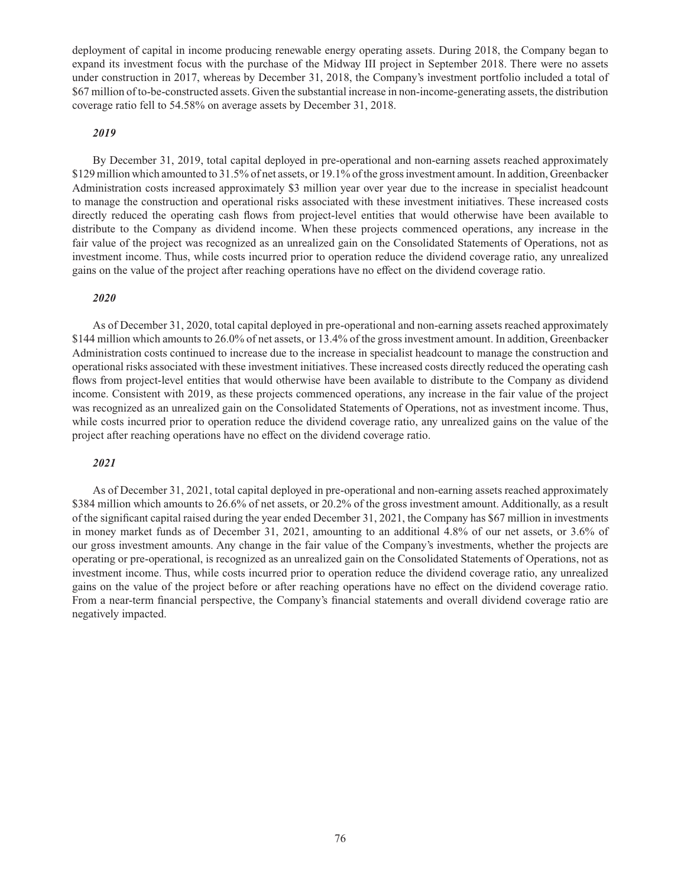deployment of capital in income producing renewable energy operating assets. During 2018, the Company began to expand its investment focus with the purchase of the Midway III project in September 2018. There were no assets under construction in 2017, whereas by December 31, 2018, the Company's investment portfolio included a total of $67 million of to-be-constructed assets. Given the substantial increase in non-income-generating assets, the distribution coverage ratio fell to 54.58% on average assets by December 31, 2018.

***2019***

By December 31, 2019, total capital deployed in pre-operational and non-earning assets reached approximately $129 million which amounted to 31.5% of net assets, or 19.1% of the gross investment amount. In addition, Greenbacker Administration costs increased approximately $3 million year over year due to the increase in specialist headcount to manage the construction and operational risks associated with these investment initiatives. These increased costs directly reduced the operating cash flows from project-level entities that would otherwise have been available to distribute to the Company as dividend income. When these projects commenced operations, any increase in the fair value of the project was recognized as an unrealized gain on the Consolidated Statements of Operations, not as investment income. Thus, while costs incurred prior to operation reduce the dividend coverage ratio, any unrealized gains on the value of the project after reaching operations have no effect on the dividend coverage ratio.

***2020***

As of December 31, 2020, total capital deployed in pre-operational and non-earning assets reached approximately $144 million which amounts to 26.0% of net assets, or 13.4% of the gross investment amount. In addition, Greenbacker Administration costs continued to increase due to the increase in specialist headcount to manage the construction and operational risks associated with these investment initiatives. These increased costs directly reduced the operating cash flows from project-level entities that would otherwise have been available to distribute to the Company as dividend income. Consistent with 2019, as these projects commenced operations, any increase in the fair value of the project was recognized as an unrealized gain on the Consolidated Statements of Operations, not as investment income. Thus, while costs incurred prior to operation reduce the dividend coverage ratio, any unrealized gains on the value of the project after reaching operations have no effect on the dividend coverage ratio.

***2021***

As of December 31, 2021, total capital deployed in pre-operational and non-earning assets reached approximately $384 million which amounts to 26.6% of net assets, or 20.2% of the gross investment amount. Additionally, as a result of the significant capital raised during the year ended December 31, 2021, the Company has $67 million in investments in money market funds as of December 31, 2021, amounting to an additional 4.8% of our net assets, or 3.6% of our gross investment amounts. Any change in the fair value of the Company's investments, whether the projects are operating or pre-operational, is recognized as an unrealized gain on the Consolidated Statements of Operations, not as investment income. Thus, while costs incurred prior to operation reduce the dividend coverage ratio, any unrealized gains on the value of the project before or after reaching operations have no effect on the dividend coverage ratio. From a near-term financial perspective, the Company's financial statements and overall dividend coverage ratio are negatively impacted.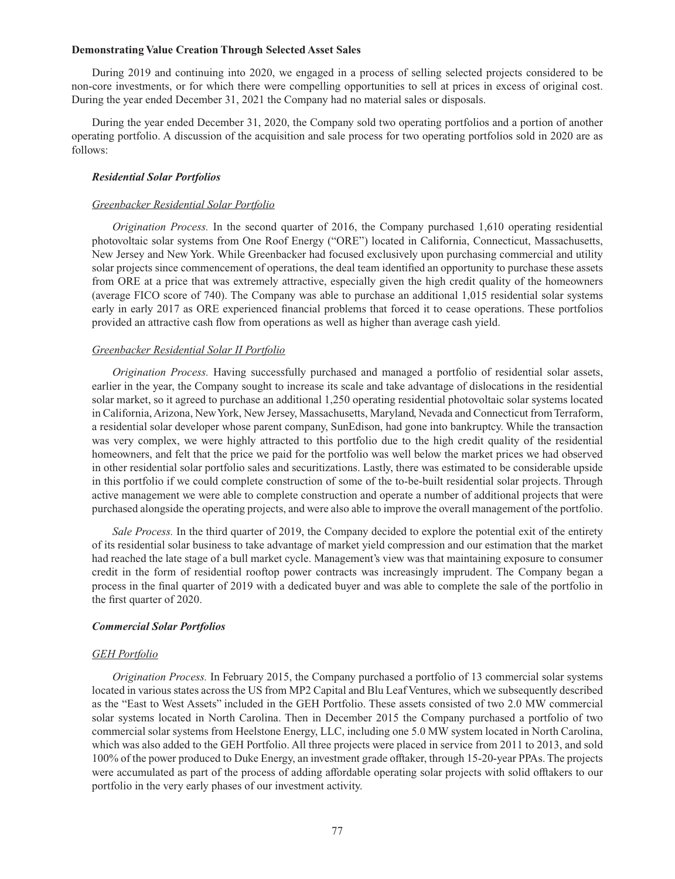**Demonstrating Value Creation Through Selected Asset Sales**

During 2019 and continuing into 2020, we engaged in a process of selling selected projects considered to be non-core investments, or for which there were compelling opportunities to sell at prices in excess of original cost. During the year ended December 31, 2021 the Company had no material sales or disposals.

During the year ended December 31, 2020, the Company sold two operating portfolios and a portion of another operating portfolio. A discussion of the acquisition and sale process for two operating portfolios sold in 2020 are as follows:

***Residential Solar Portfolios***

<u>Greenbacker Residential Solar Portfolio</u>

*Origination Process.* In the second quarter of 2016, the Company purchased 1,610 operating residential photovoltaic solar systems from One Roof Energy ("ORE") located in California, Connecticut, Massachusetts, New Jersey and New York. While Greenbacker had focused exclusively upon purchasing commercial and utility solar projects since commencement of operations, the deal team identified an opportunity to purchase these assets from ORE at a price that was extremely attractive, especially given the high credit quality of the homeowners (average FICO score of 740). The Company was able to purchase an additional 1,015 residential solar systems early in early 2017 as ORE experienced financial problems that forced it to cease operations. These portfolios provided an attractive cash flow from operations as well as higher than average cash yield.

<u>Greenbacker Residential Solar II Portfolio</u>

*Origination Process.* Having successfully purchased and managed a portfolio of residential solar assets, earlier in the year, the Company sought to increase its scale and take advantage of dislocations in the residential solar market, so it agreed to purchase an additional 1,250 operating residential photovoltaic solar systems located in California, Arizona, New York, New Jersey, Massachusetts, Maryland, Nevada and Connecticut from Terraform, a residential solar developer whose parent company, SunEdison, had gone into bankruptcy. While the transaction was very complex, we were highly attracted to this portfolio due to the high credit quality of the residential homeowners, and felt that the price we paid for the portfolio was well below the market prices we had observed in other residential solar portfolio sales and securitizations. Lastly, there was estimated to be considerable upside in this portfolio if we could complete construction of some of the to-be-built residential solar projects. Through active management we were able to complete construction and operate a number of additional projects that were purchased alongside the operating projects, and were also able to improve the overall management of the portfolio.

*Sale Process.* In the third quarter of 2019, the Company decided to explore the potential exit of the entirety of its residential solar business to take advantage of market yield compression and our estimation that the market had reached the late stage of a bull market cycle. Management's view was that maintaining exposure to consumer credit in the form of residential rooftop power contracts was increasingly imprudent. The Company began a process in the final quarter of 2019 with a dedicated buyer and was able to complete the sale of the portfolio in the first quarter of 2020.

***Commercial Solar Portfolios***

<u>GEH Portfolio</u>

*Origination Process.* In February 2015, the Company purchased a portfolio of 13 commercial solar systems located in various states across the US from MP2 Capital and Blu Leaf Ventures, which we subsequently described as the "East to West Assets" included in the GEH Portfolio. These assets consisted of two 2.0 MW commercial solar systems located in North Carolina. Then in December 2015 the Company purchased a portfolio of two commercial solar systems from Heelstone Energy, LLC, including one 5.0 MW system located in North Carolina, which was also added to the GEH Portfolio. All three projects were placed in service from 2011 to 2013, and sold 100% of the power produced to Duke Energy, an investment grade offtaker, through 15-20-year PPAs. The projects were accumulated as part of the process of adding affordable operating solar projects with solid offtakers to our portfolio in the very early phases of our investment activity.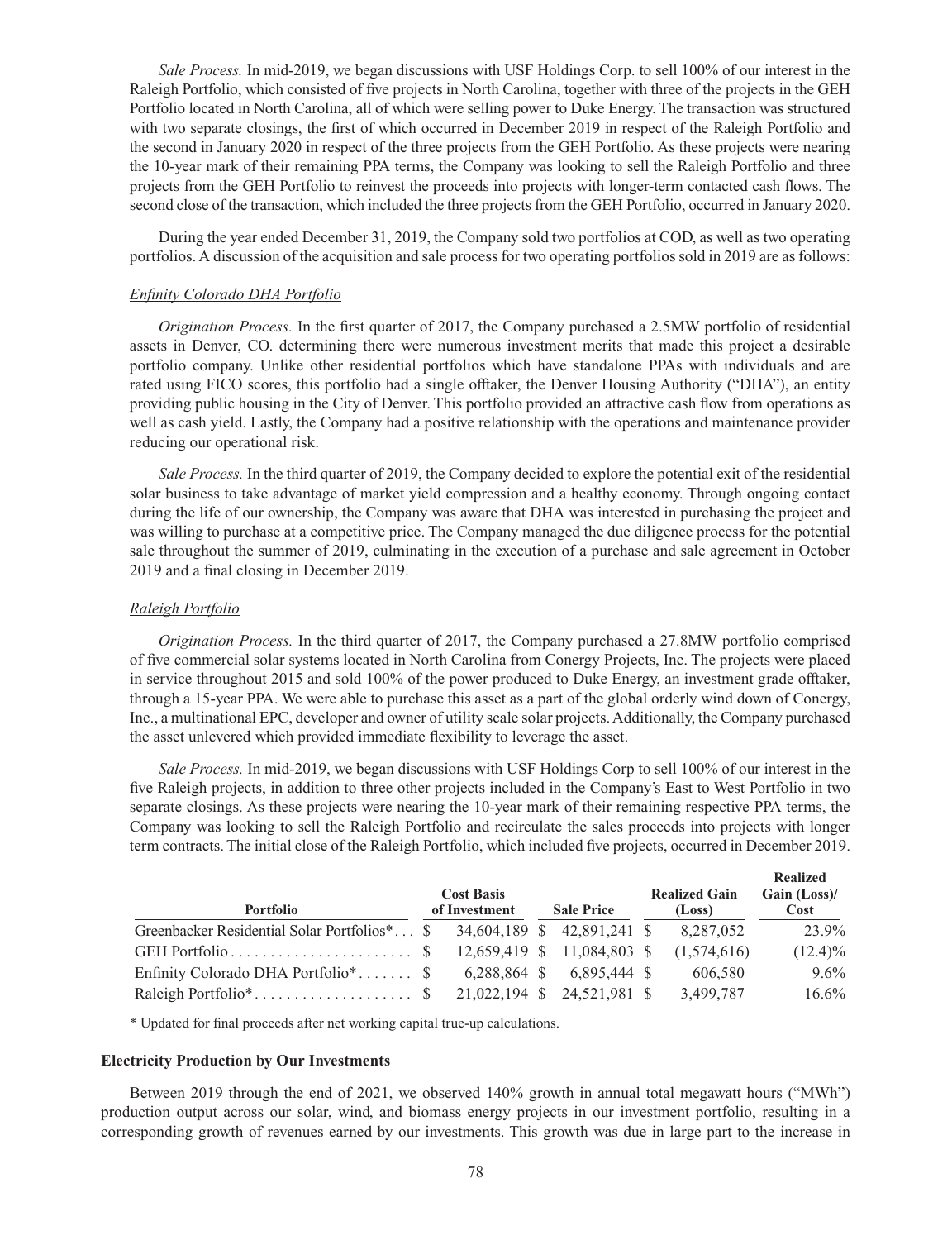*Sale Process.* In mid-2019, we began discussions with USF Holdings Corp. to sell 100% of our interest in the Raleigh Portfolio, which consisted of five projects in North Carolina, together with three of the projects in the GEH Portfolio located in North Carolina, all of which were selling power to Duke Energy. The transaction was structured with two separate closings, the first of which occurred in December 2019 in respect of the Raleigh Portfolio and the second in January 2020 in respect of the three projects from the GEH Portfolio. As these projects were nearing the 10-year mark of their remaining PPA terms, the Company was looking to sell the Raleigh Portfolio and three projects from the GEH Portfolio to reinvest the proceeds into projects with longer-term contacted cash flows. The second close of the transaction, which included the three projects from the GEH Portfolio, occurred in January 2020.

During the year ended December 31, 2019, the Company sold two portfolios at COD, as well as two operating portfolios. A discussion of the acquisition and sale process for two operating portfolios sold in 2019 are as follows:

*Enfinity Colorado DHA Portfolio*

*Origination Process.* In the first quarter of 2017, the Company purchased a 2.5MW portfolio of residential assets in Denver, CO. determining there were numerous investment merits that made this project a desirable portfolio company. Unlike other residential portfolios which have standalone PPAs with individuals and are rated using FICO scores, this portfolio had a single offtaker, the Denver Housing Authority ("DHA"), an entity providing public housing in the City of Denver. This portfolio provided an attractive cash flow from operations as well as cash yield. Lastly, the Company had a positive relationship with the operations and maintenance provider reducing our operational risk.

*Sale Process.* In the third quarter of 2019, the Company decided to explore the potential exit of the residential solar business to take advantage of market yield compression and a healthy economy. Through ongoing contact during the life of our ownership, the Company was aware that DHA was interested in purchasing the project and was willing to purchase at a competitive price. The Company managed the due diligence process for the potential sale throughout the summer of 2019, culminating in the execution of a purchase and sale agreement in October 2019 and a final closing in December 2019.

*Raleigh Portfolio*

*Origination Process.* In the third quarter of 2017, the Company purchased a 27.8MW portfolio comprised of five commercial solar systems located in North Carolina from Conergy Projects, Inc. The projects were placed in service throughout 2015 and sold 100% of the power produced to Duke Energy, an investment grade offtaker, through a 15-year PPA. We were able to purchase this asset as a part of the global orderly wind down of Conergy, Inc., a multinational EPC, developer and owner of utility scale solar projects. Additionally, the Company purchased the asset unlevered which provided immediate flexibility to leverage the asset.

*Sale Process.* In mid-2019, we began discussions with USF Holdings Corp to sell 100% of our interest in the five Raleigh projects, in addition to three other projects included in the Company's East to West Portfolio in two separate closings. As these projects were nearing the 10-year mark of their remaining respective PPA terms, the Company was looking to sell the Raleigh Portfolio and recirculate the sales proceeds into projects with longer term contracts. The initial close of the Raleigh Portfolio, which included five projects, occurred in December 2019.

| Portfolio | Cost Basis of Investment | Sale Price | Realized Gain (Loss) | Realized Gain (Loss)/ Cost |
|---|---|---|---|---|
| Greenbacker Residential Solar Portfolios* | $ 34,604,189 | $ 42,891,241 | $ 8,287,052 | 23.9% |
| GEH Portfolio | $ 12,659,419 | $ 11,084,803 | $ (1,574,616) | (12.4)% |
| Enfinity Colorado DHA Portfolio* | $ 6,288,864 | $ 6,895,444 | $ 606,580 | 9.6% |
| Raleigh Portfolio* | $ 21,022,194 | $ 24,521,981 | $ 3,499,787 | 16.6% |

\* Updated for final proceeds after net working capital true-up calculations.

**Electricity Production by Our Investments**

Between 2019 through the end of 2021, we observed 140% growth in annual total megawatt hours ("MWh") production output across our solar, wind, and biomass energy projects in our investment portfolio, resulting in a corresponding growth of revenues earned by our investments. This growth was due in large part to the increase in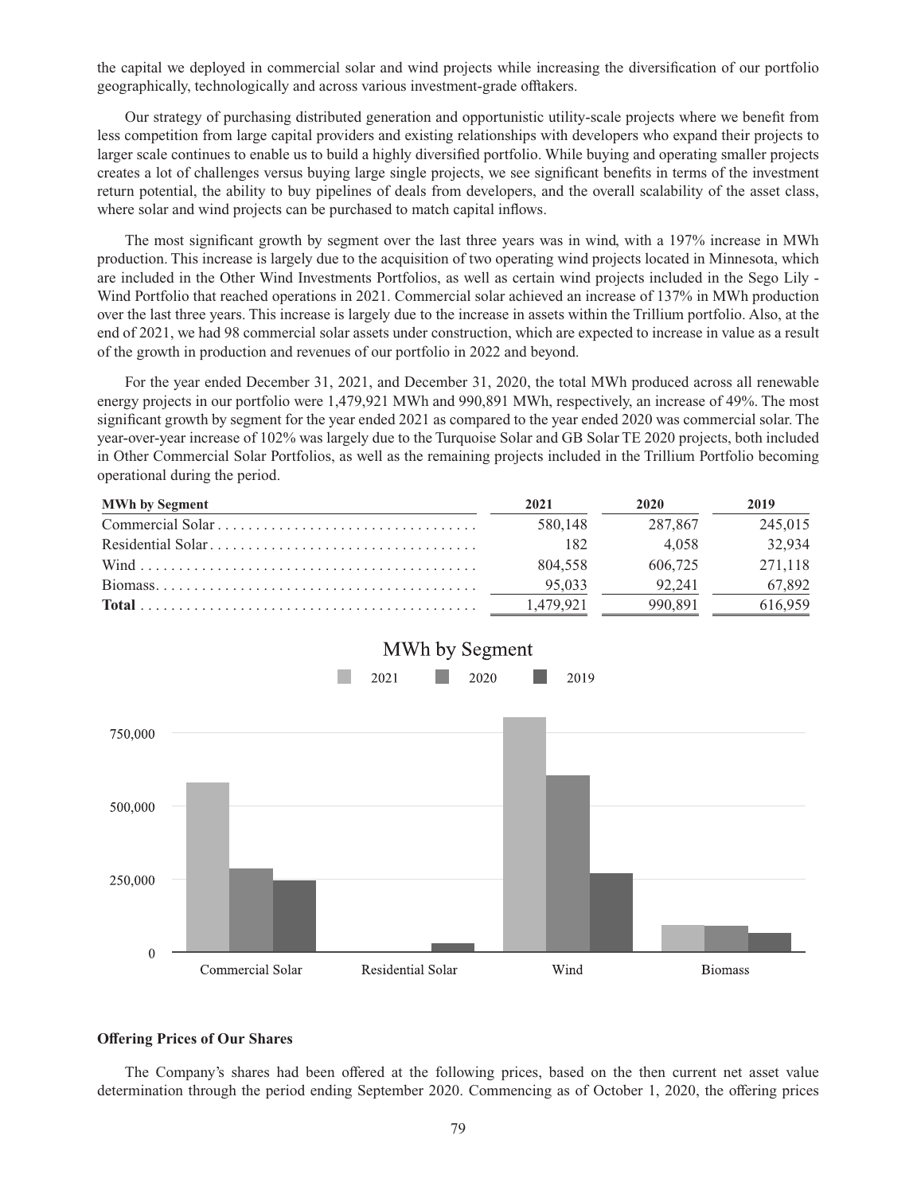the capital we deployed in commercial solar and wind projects while increasing the diversification of our portfolio geographically, technologically and across various investment-grade offtakers.

Our strategy of purchasing distributed generation and opportunistic utility-scale projects where we benefit from less competition from large capital providers and existing relationships with developers who expand their projects to larger scale continues to enable us to build a highly diversified portfolio. While buying and operating smaller projects creates a lot of challenges versus buying large single projects, we see significant benefits in terms of the investment return potential, the ability to buy pipelines of deals from developers, and the overall scalability of the asset class, where solar and wind projects can be purchased to match capital inflows.

The most significant growth by segment over the last three years was in wind, with a 197% increase in MWh production. This increase is largely due to the acquisition of two operating wind projects located in Minnesota, which are included in the Other Wind Investments Portfolios, as well as certain wind projects included in the Sego Lily - Wind Portfolio that reached operations in 2021. Commercial solar achieved an increase of 137% in MWh production over the last three years. This increase is largely due to the increase in assets within the Trillium portfolio. Also, at the end of 2021, we had 98 commercial solar assets under construction, which are expected to increase in value as a result of the growth in production and revenues of our portfolio in 2022 and beyond.

For the year ended December 31, 2021, and December 31, 2020, the total MWh produced across all renewable energy projects in our portfolio were 1,479,921 MWh and 990,891 MWh, respectively, an increase of 49%. The most significant growth by segment for the year ended 2021 as compared to the year ended 2020 was commercial solar. The year-over-year increase of 102% was largely due to the Turquoise Solar and GB Solar TE 2020 projects, both included in Other Commercial Solar Portfolios, as well as the remaining projects included in the Trillium Portfolio becoming operational during the period.

| MWh by Segment | 2021 | 2020 | 2019 |
|---|---|---|---|
| Commercial Solar | 580,148 | 287,867 | 245,015 |
| Residential Solar | 182 | 4,058 | 32,934 |
| Wind | 804,558 | 606,725 | 271,118 |
| Biomass | 95,033 | 92,241 | 67,892 |
| **Total** | 1,479,921 | 990,891 | 616,959 |

### Offering Prices of Our Shares

The Company's shares had been offered at the following prices, based on the then current net asset value determination through the period ending September 2020. Commencing as of October 1, 2020, the offering prices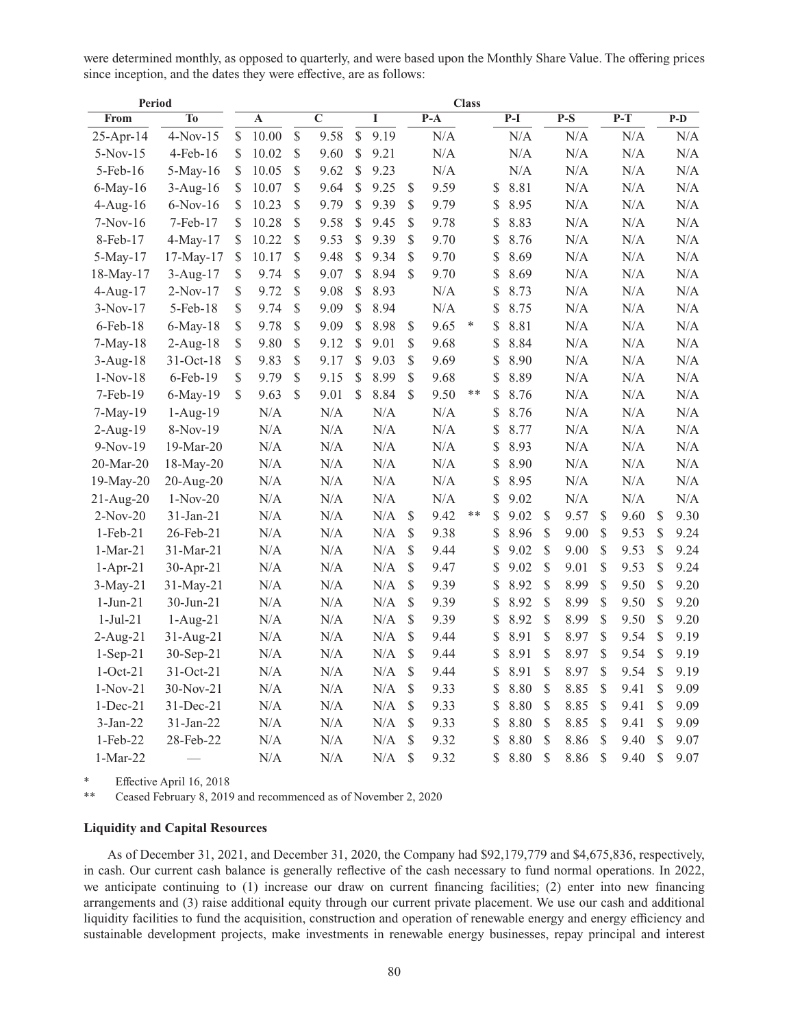were determined monthly, as opposed to quarterly, and were based upon the Monthly Share Value. The offering prices since inception, and the dates they were effective, are as follows:

| Period | | Class | | | | | | | |
|---|---|---|---|---|---|---|---|---|---|
| From | To | A | C | I | P-A | P-I | P-S | P-T | P-D |
| 25-Apr-14 | 4-Nov-15 | $ 10.00 | $ 9.58 | $ 9.19 | N/A | N/A | N/A | N/A | N/A |
| 5-Nov-15 | 4-Feb-16 | $ 10.02 | $ 9.60 | $ 9.21 | N/A | N/A | N/A | N/A | N/A |
| 5-Feb-16 | 5-May-16 | $ 10.05 | $ 9.62 | $ 9.23 | N/A | N/A | N/A | N/A | N/A |
| 6-May-16 | 3-Aug-16 | $ 10.07 | $ 9.64 | $ 9.25 | $ 9.59 | $ 8.81 | N/A | N/A | N/A |
| 4-Aug-16 | 6-Nov-16 | $ 10.23 | $ 9.79 | $ 9.39 | $ 9.79 | $ 8.95 | N/A | N/A | N/A |
| 7-Nov-16 | 7-Feb-17 | $ 10.28 | $ 9.58 | $ 9.45 | $ 9.78 | $ 8.83 | N/A | N/A | N/A |
| 8-Feb-17 | 4-May-17 | $ 10.22 | $ 9.53 | $ 9.39 | $ 9.70 | $ 8.76 | N/A | N/A | N/A |
| 5-May-17 | 17-May-17 | $ 10.17 | $ 9.48 | $ 9.34 | $ 9.70 | $ 8.69 | N/A | N/A | N/A |
| 18-May-17 | 3-Aug-17 | $ 9.74 | $ 9.07 | $ 8.94 | $ 9.70 | $ 8.69 | N/A | N/A | N/A |
| 4-Aug-17 | 2-Nov-17 | $ 9.72 | $ 9.08 | $ 8.93 | N/A | $ 8.73 | N/A | N/A | N/A |
| 3-Nov-17 | 5-Feb-18 | $ 9.74 | $ 9.09 | $ 8.94 | N/A | $ 8.75 | N/A | N/A | N/A |
| 6-Feb-18 | 6-May-18 | $ 9.78 | $ 9.09 | $ 8.98 | $ 9.65 * | $ 8.81 | N/A | N/A | N/A |
| 7-May-18 | 2-Aug-18 | $ 9.80 | $ 9.12 | $ 9.01 | $ 9.68 | $ 8.84 | N/A | N/A | N/A |
| 3-Aug-18 | 31-Oct-18 | $ 9.83 | $ 9.17 | $ 9.03 | $ 9.69 | $ 8.90 | N/A | N/A | N/A |
| 1-Nov-18 | 6-Feb-19 | $ 9.79 | $ 9.15 | $ 8.99 | $ 9.68 | $ 8.89 | N/A | N/A | N/A |
| 7-Feb-19 | 6-May-19 | $ 9.63 | $ 9.01 | $ 8.84 | $ 9.50 ** | $ 8.76 | N/A | N/A | N/A |
| 7-May-19 | 1-Aug-19 | N/A | N/A | N/A | N/A | $ 8.76 | N/A | N/A | N/A |
| 2-Aug-19 | 8-Nov-19 | N/A | N/A | N/A | N/A | $ 8.77 | N/A | N/A | N/A |
| 9-Nov-19 | 19-Mar-20 | N/A | N/A | N/A | N/A | $ 8.93 | N/A | N/A | N/A |
| 20-Mar-20 | 18-May-20 | N/A | N/A | N/A | N/A | $ 8.90 | N/A | N/A | N/A |
| 19-May-20 | 20-Aug-20 | N/A | N/A | N/A | N/A | $ 8.95 | N/A | N/A | N/A |
| 21-Aug-20 | 1-Nov-20 | N/A | N/A | N/A | N/A | $ 9.02 | N/A | N/A | N/A |
| 2-Nov-20 | 31-Jan-21 | N/A | N/A | N/A | $ 9.42 ** | $ 9.02 | $ 9.57 | $ 9.60 | $ 9.30 |
| 1-Feb-21 | 26-Feb-21 | N/A | N/A | N/A | $ 9.38 | $ 8.96 | $ 9.00 | $ 9.53 | $ 9.24 |
| 1-Mar-21 | 31-Mar-21 | N/A | N/A | N/A | $ 9.44 | $ 9.02 | $ 9.00 | $ 9.53 | $ 9.24 |
| 1-Apr-21 | 30-Apr-21 | N/A | N/A | N/A | $ 9.47 | $ 9.02 | $ 9.01 | $ 9.53 | $ 9.24 |
| 3-May-21 | 31-May-21 | N/A | N/A | N/A | $ 9.39 | $ 8.92 | $ 8.99 | $ 9.50 | $ 9.20 |
| 1-Jun-21 | 30-Jun-21 | N/A | N/A | N/A | $ 9.39 | $ 8.92 | $ 8.99 | $ 9.50 | $ 9.20 |
| 1-Jul-21 | 1-Aug-21 | N/A | N/A | N/A | $ 9.39 | $ 8.92 | $ 8.99 | $ 9.50 | $ 9.20 |
| 2-Aug-21 | 31-Aug-21 | N/A | N/A | N/A | $ 9.44 | $ 8.91 | $ 8.97 | $ 9.54 | $ 9.19 |
| 1-Sep-21 | 30-Sep-21 | N/A | N/A | N/A | $ 9.44 | $ 8.91 | $ 8.97 | $ 9.54 | $ 9.19 |
| 1-Oct-21 | 31-Oct-21 | N/A | N/A | N/A | $ 9.44 | $ 8.91 | $ 8.97 | $ 9.54 | $ 9.19 |
| 1-Nov-21 | 30-Nov-21 | N/A | N/A | N/A | $ 9.33 | $ 8.80 | $ 8.85 | $ 9.41 | $ 9.09 |
| 1-Dec-21 | 31-Dec-21 | N/A | N/A | N/A | $ 9.33 | $ 8.80 | $ 8.85 | $ 9.41 | $ 9.09 |
| 3-Jan-22 | 31-Jan-22 | N/A | N/A | N/A | $ 9.33 | $ 8.80 | $ 8.85 | $ 9.41 | $ 9.09 |
| 1-Feb-22 | 28-Feb-22 | N/A | N/A | N/A | $ 9.32 | $ 8.80 | $ 8.86 | $ 9.40 | $ 9.07 |
| 1-Mar-22 | — | N/A | N/A | N/A | $ 9.32 | $ 8.80 | $ 8.86 | $ 9.40 | $ 9.07 |

\* Effective April 16, 2018

\*\* Ceased February 8, 2019 and recommenced as of November 2, 2020

### Liquidity and Capital Resources

As of December 31, 2021, and December 31, 2020, the Company had $92,179,779 and $4,675,836, respectively, in cash. Our current cash balance is generally reflective of the cash necessary to fund normal operations. In 2022, we anticipate continuing to (1) increase our draw on current financing facilities; (2) enter into new financing arrangements and (3) raise additional equity through our current private placement. We use our cash and additional liquidity facilities to fund the acquisition, construction and operation of renewable energy and energy efficiency and sustainable development projects, make investments in renewable energy businesses, repay principal and interest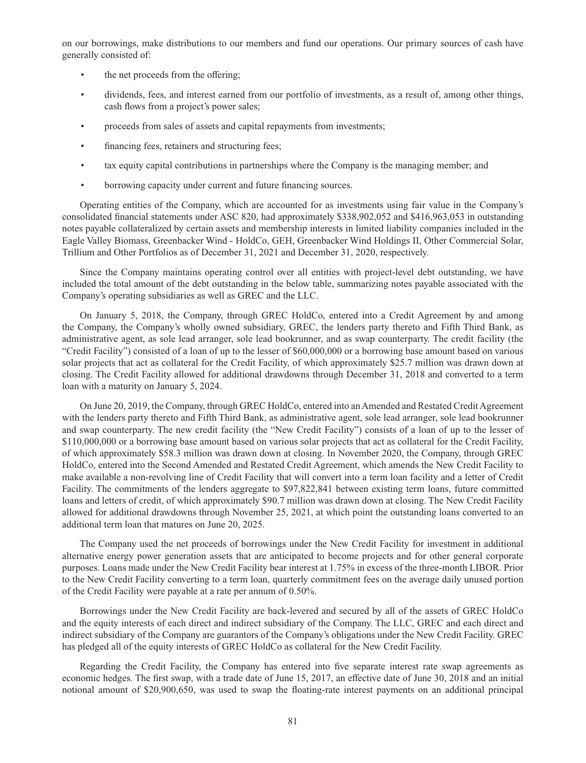on our borrowings, make distributions to our members and fund our operations. Our primary sources of cash have generally consisted of:

- the net proceeds from the offering;
- dividends, fees, and interest earned from our portfolio of investments, as a result of, among other things, cash flows from a project's power sales;
- proceeds from sales of assets and capital repayments from investments;
- financing fees, retainers and structuring fees;
- tax equity capital contributions in partnerships where the Company is the managing member; and
- borrowing capacity under current and future financing sources.

Operating entities of the Company, which are accounted for as investments using fair value in the Company's consolidated financial statements under ASC 820, had approximately $338,902,052 and $416,963,053 in outstanding notes payable collateralized by certain assets and membership interests in limited liability companies included in the Eagle Valley Biomass, Greenbacker Wind - HoldCo, GEH, Greenbacker Wind Holdings II, Other Commercial Solar, Trillium and Other Portfolios as of December 31, 2021 and December 31, 2020, respectively.

Since the Company maintains operating control over all entities with project-level debt outstanding, we have included the total amount of the debt outstanding in the below table, summarizing notes payable associated with the Company's operating subsidiaries as well as GREC and the LLC.

On January 5, 2018, the Company, through GREC HoldCo, entered into a Credit Agreement by and among the Company, the Company's wholly owned subsidiary, GREC, the lenders party thereto and Fifth Third Bank, as administrative agent, as sole lead arranger, sole lead bookrunner, and as swap counterparty. The credit facility (the "Credit Facility") consisted of a loan of up to the lesser of $60,000,000 or a borrowing base amount based on various solar projects that act as collateral for the Credit Facility, of which approximately $25.7 million was drawn down at closing. The Credit Facility allowed for additional drawdowns through December 31, 2018 and converted to a term loan with a maturity on January 5, 2024.

On June 20, 2019, the Company, through GREC HoldCo, entered into an Amended and Restated Credit Agreement with the lenders party thereto and Fifth Third Bank, as administrative agent, sole lead arranger, sole lead bookrunner and swap counterparty. The new credit facility (the "New Credit Facility") consists of a loan of up to the lesser of $110,000,000 or a borrowing base amount based on various solar projects that act as collateral for the Credit Facility, of which approximately $58.3 million was drawn down at closing. In November 2020, the Company, through GREC HoldCo, entered into the Second Amended and Restated Credit Agreement, which amends the New Credit Facility to make available a non-revolving line of Credit Facility that will convert into a term loan facility and a letter of Credit Facility. The commitments of the lenders aggregate to $97,822,841 between existing term loans, future committed loans and letters of credit, of which approximately $90.7 million was drawn down at closing. The New Credit Facility allowed for additional drawdowns through November 25, 2021, at which point the outstanding loans converted to an additional term loan that matures on June 20, 2025.

The Company used the net proceeds of borrowings under the New Credit Facility for investment in additional alternative energy power generation assets that are anticipated to become projects and for other general corporate purposes. Loans made under the New Credit Facility bear interest at 1.75% in excess of the three-month LIBOR. Prior to the New Credit Facility converting to a term loan, quarterly commitment fees on the average daily unused portion of the Credit Facility were payable at a rate per annum of 0.50%.

Borrowings under the New Credit Facility are back-levered and secured by all of the assets of GREC HoldCo and the equity interests of each direct and indirect subsidiary of the Company. The LLC, GREC and each direct and indirect subsidiary of the Company are guarantors of the Company's obligations under the New Credit Facility. GREC has pledged all of the equity interests of GREC HoldCo as collateral for the New Credit Facility.

Regarding the Credit Facility, the Company has entered into five separate interest rate swap agreements as economic hedges. The first swap, with a trade date of June 15, 2017, an effective date of June 30, 2018 and an initial notional amount of $20,900,650, was used to swap the floating-rate interest payments on an additional principal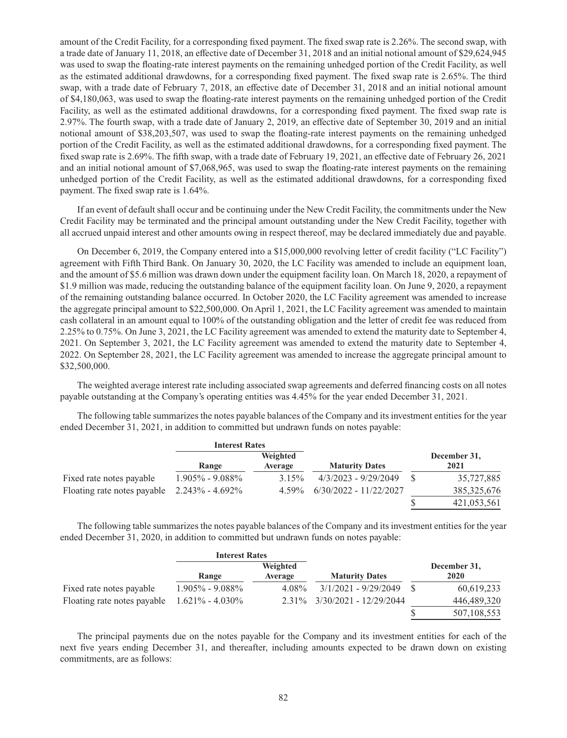amount of the Credit Facility, for a corresponding fixed payment. The fixed swap rate is 2.26%. The second swap, with a trade date of January 11, 2018, an effective date of December 31, 2018 and an initial notional amount of $29,624,945 was used to swap the floating-rate interest payments on the remaining unhedged portion of the Credit Facility, as well as the estimated additional drawdowns, for a corresponding fixed payment. The fixed swap rate is 2.65%. The third swap, with a trade date of February 7, 2018, an effective date of December 31, 2018 and an initial notional amount of $4,180,063, was used to swap the floating-rate interest payments on the remaining unhedged portion of the Credit Facility, as well as the estimated additional drawdowns, for a corresponding fixed payment. The fixed swap rate is 2.97%. The fourth swap, with a trade date of January 2, 2019, an effective date of September 30, 2019 and an initial notional amount of $38,203,507, was used to swap the floating-rate interest payments on the remaining unhedged portion of the Credit Facility, as well as the estimated additional drawdowns, for a corresponding fixed payment. The fixed swap rate is 2.69%. The fifth swap, with a trade date of February 19, 2021, an effective date of February 26, 2021 and an initial notional amount of $7,068,965, was used to swap the floating-rate interest payments on the remaining unhedged portion of the Credit Facility, as well as the estimated additional drawdowns, for a corresponding fixed payment. The fixed swap rate is 1.64%.

If an event of default shall occur and be continuing under the New Credit Facility, the commitments under the New Credit Facility may be terminated and the principal amount outstanding under the New Credit Facility, together with all accrued unpaid interest and other amounts owing in respect thereof, may be declared immediately due and payable.

On December 6, 2019, the Company entered into a $15,000,000 revolving letter of credit facility ("LC Facility") agreement with Fifth Third Bank. On January 30, 2020, the LC Facility was amended to include an equipment loan, and the amount of $5.6 million was drawn down under the equipment facility loan. On March 18, 2020, a repayment of $1.9 million was made, reducing the outstanding balance of the equipment facility loan. On June 9, 2020, a repayment of the remaining outstanding balance occurred. In October 2020, the LC Facility agreement was amended to increase the aggregate principal amount to $22,500,000. On April 1, 2021, the LC Facility agreement was amended to maintain cash collateral in an amount equal to 100% of the outstanding obligation and the letter of credit fee was reduced from 2.25% to 0.75%. On June 3, 2021, the LC Facility agreement was amended to extend the maturity date to September 4, 2021. On September 3, 2021, the LC Facility agreement was amended to extend the maturity date to September 4, 2022. On September 28, 2021, the LC Facility agreement was amended to increase the aggregate principal amount to $32,500,000.

The weighted average interest rate including associated swap agreements and deferred financing costs on all notes payable outstanding at the Company's operating entities was 4.45% for the year ended December 31, 2021.

The following table summarizes the notes payable balances of the Company and its investment entities for the year ended December 31, 2021, in addition to committed but undrawn funds on notes payable:

| | Interest Rates | | | |
|---|---|---|---|---|
| | Range | Weighted Average | Maturity Dates | December 31, 2021 |
| Fixed rate notes payable | 1.905% - 9.088% | 3.15% | 4/3/2023 - 9/29/2049 | $ 35,727,885 |
| Floating rate notes payable | 2.243% - 4.692% | 4.59% | 6/30/2022 - 11/22/2027 | 385,325,676 |
| | | | | $ 421,053,561 |

The following table summarizes the notes payable balances of the Company and its investment entities for the year ended December 31, 2020, in addition to committed but undrawn funds on notes payable:

| | Interest Rates | | | |
|---|---|---|---|---|
| | Range | Weighted Average | Maturity Dates | December 31, 2020 |
| Fixed rate notes payable | 1.905% - 9.088% | 4.08% | 3/1/2021 - 9/29/2049 | $ 60,619,233 |
| Floating rate notes payable | 1.621% - 4.030% | 2.31% | 3/30/2021 - 12/29/2044 | 446,489,320 |
| | | | | $ 507,108,553 |

The principal payments due on the notes payable for the Company and its investment entities for each of the next five years ending December 31, and thereafter, including amounts expected to be drawn down on existing commitments, are as follows: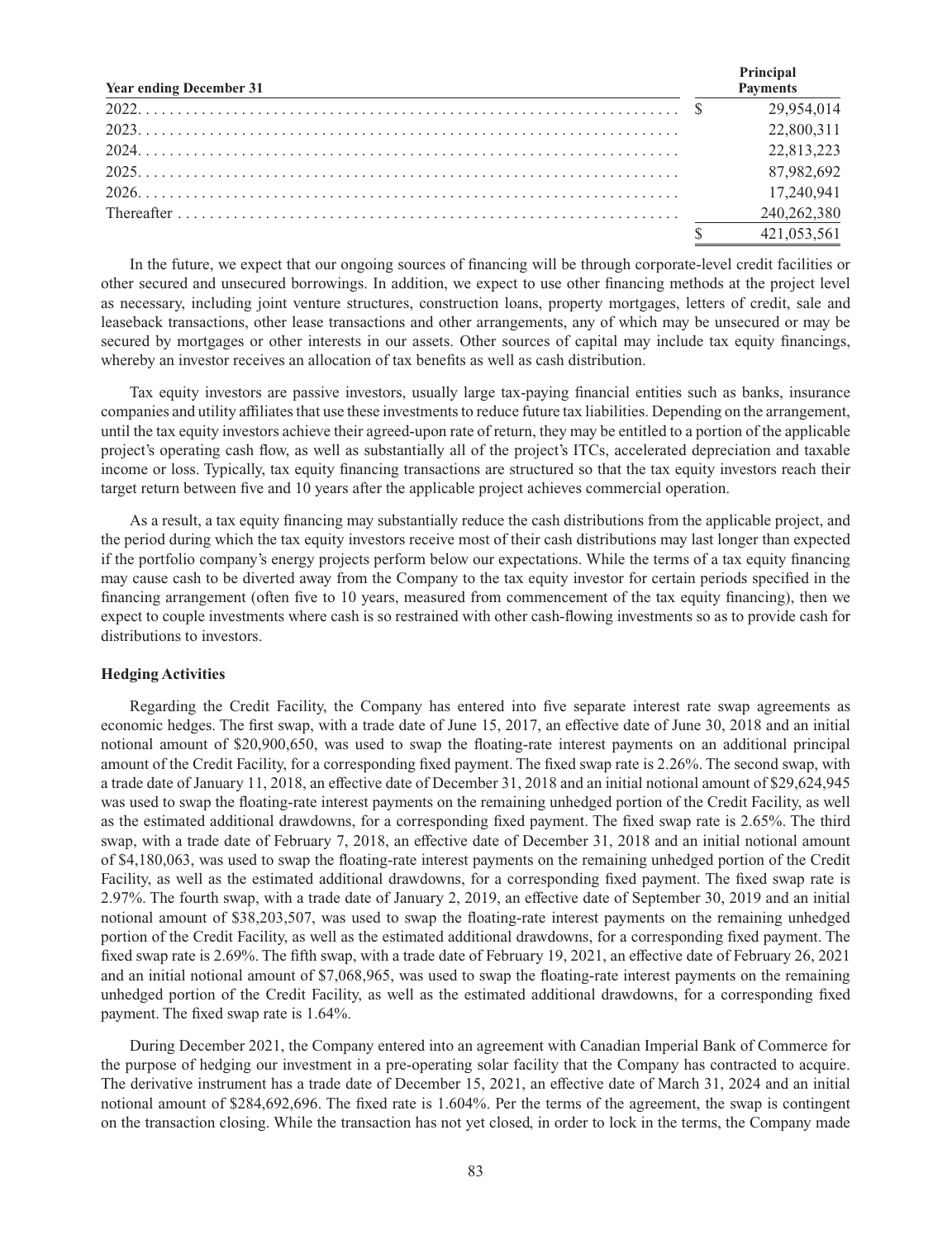| Year ending December 31 | Principal Payments |
|---|---|
| 2022 | $ 29,954,014 |
| 2023 | 22,800,311 |
| 2024 | 22,813,223 |
| 2025 | 87,982,692 |
| 2026 | 17,240,941 |
| Thereafter | 240,262,380 |
| | $ 421,053,561 |

In the future, we expect that our ongoing sources of financing will be through corporate-level credit facilities or other secured and unsecured borrowings. In addition, we expect to use other financing methods at the project level as necessary, including joint venture structures, construction loans, property mortgages, letters of credit, sale and leaseback transactions, other lease transactions and other arrangements, any of which may be unsecured or may be secured by mortgages or other interests in our assets. Other sources of capital may include tax equity financings, whereby an investor receives an allocation of tax benefits as well as cash distribution.

Tax equity investors are passive investors, usually large tax-paying financial entities such as banks, insurance companies and utility affiliates that use these investments to reduce future tax liabilities. Depending on the arrangement, until the tax equity investors achieve their agreed-upon rate of return, they may be entitled to a portion of the applicable project's operating cash flow, as well as substantially all of the project's ITCs, accelerated depreciation and taxable income or loss. Typically, tax equity financing transactions are structured so that the tax equity investors reach their target return between five and 10 years after the applicable project achieves commercial operation.

As a result, a tax equity financing may substantially reduce the cash distributions from the applicable project, and the period during which the tax equity investors receive most of their cash distributions may last longer than expected if the portfolio company's energy projects perform below our expectations. While the terms of a tax equity financing may cause cash to be diverted away from the Company to the tax equity investor for certain periods specified in the financing arrangement (often five to 10 years, measured from commencement of the tax equity financing), then we expect to couple investments where cash is so restrained with other cash-flowing investments so as to provide cash for distributions to investors.

**Hedging Activities**

Regarding the Credit Facility, the Company has entered into five separate interest rate swap agreements as economic hedges. The first swap, with a trade date of June 15, 2017, an effective date of June 30, 2018 and an initial notional amount of $20,900,650, was used to swap the floating-rate interest payments on an additional principal amount of the Credit Facility, for a corresponding fixed payment. The fixed swap rate is 2.26%. The second swap, with a trade date of January 11, 2018, an effective date of December 31, 2018 and an initial notional amount of $29,624,945 was used to swap the floating-rate interest payments on the remaining unhedged portion of the Credit Facility, as well as the estimated additional drawdowns, for a corresponding fixed payment. The fixed swap rate is 2.65%. The third swap, with a trade date of February 7, 2018, an effective date of December 31, 2018 and an initial notional amount of $4,180,063, was used to swap the floating-rate interest payments on the remaining unhedged portion of the Credit Facility, as well as the estimated additional drawdowns, for a corresponding fixed payment. The fixed swap rate is 2.97%. The fourth swap, with a trade date of January 2, 2019, an effective date of September 30, 2019 and an initial notional amount of $38,203,507, was used to swap the floating-rate interest payments on the remaining unhedged portion of the Credit Facility, as well as the estimated additional drawdowns, for a corresponding fixed payment. The fixed swap rate is 2.69%. The fifth swap, with a trade date of February 19, 2021, an effective date of February 26, 2021 and an initial notional amount of $7,068,965, was used to swap the floating-rate interest payments on the remaining unhedged portion of the Credit Facility, as well as the estimated additional drawdowns, for a corresponding fixed payment. The fixed swap rate is 1.64%.

During December 2021, the Company entered into an agreement with Canadian Imperial Bank of Commerce for the purpose of hedging our investment in a pre-operating solar facility that the Company has contracted to acquire. The derivative instrument has a trade date of December 15, 2021, an effective date of March 31, 2024 and an initial notional amount of $284,692,696. The fixed rate is 1.604%. Per the terms of the agreement, the swap is contingent on the transaction closing. While the transaction has not yet closed, in order to lock in the terms, the Company made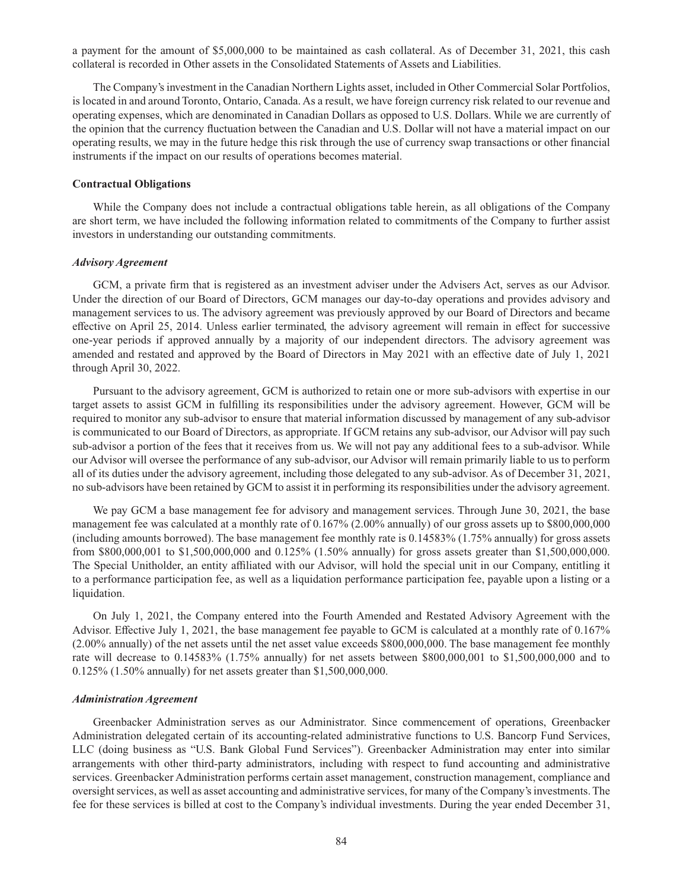a payment for the amount of $5,000,000 to be maintained as cash collateral. As of December 31, 2021, this cash collateral is recorded in Other assets in the Consolidated Statements of Assets and Liabilities.

The Company's investment in the Canadian Northern Lights asset, included in Other Commercial Solar Portfolios, is located in and around Toronto, Ontario, Canada. As a result, we have foreign currency risk related to our revenue and operating expenses, which are denominated in Canadian Dollars as opposed to U.S. Dollars. While we are currently of the opinion that the currency fluctuation between the Canadian and U.S. Dollar will not have a material impact on our operating results, we may in the future hedge this risk through the use of currency swap transactions or other financial instruments if the impact on our results of operations becomes material.

**Contractual Obligations**

While the Company does not include a contractual obligations table herein, as all obligations of the Company are short term, we have included the following information related to commitments of the Company to further assist investors in understanding our outstanding commitments.

***Advisory Agreement***

GCM, a private firm that is registered as an investment adviser under the Advisers Act, serves as our Advisor. Under the direction of our Board of Directors, GCM manages our day-to-day operations and provides advisory and management services to us. The advisory agreement was previously approved by our Board of Directors and became effective on April 25, 2014. Unless earlier terminated, the advisory agreement will remain in effect for successive one-year periods if approved annually by a majority of our independent directors. The advisory agreement was amended and restated and approved by the Board of Directors in May 2021 with an effective date of July 1, 2021 through April 30, 2022.

Pursuant to the advisory agreement, GCM is authorized to retain one or more sub-advisors with expertise in our target assets to assist GCM in fulfilling its responsibilities under the advisory agreement. However, GCM will be required to monitor any sub-advisor to ensure that material information discussed by management of any sub-advisor is communicated to our Board of Directors, as appropriate. If GCM retains any sub-advisor, our Advisor will pay such sub-advisor a portion of the fees that it receives from us. We will not pay any additional fees to a sub-advisor. While our Advisor will oversee the performance of any sub-advisor, our Advisor will remain primarily liable to us to perform all of its duties under the advisory agreement, including those delegated to any sub-advisor. As of December 31, 2021, no sub-advisors have been retained by GCM to assist it in performing its responsibilities under the advisory agreement.

We pay GCM a base management fee for advisory and management services. Through June 30, 2021, the base management fee was calculated at a monthly rate of 0.167% (2.00% annually) of our gross assets up to $800,000,000 (including amounts borrowed). The base management fee monthly rate is 0.14583% (1.75% annually) for gross assets from $800,000,001 to $1,500,000,000 and 0.125% (1.50% annually) for gross assets greater than $1,500,000,000. The Special Unitholder, an entity affiliated with our Advisor, will hold the special unit in our Company, entitling it to a performance participation fee, as well as a liquidation performance participation fee, payable upon a listing or a liquidation.

On July 1, 2021, the Company entered into the Fourth Amended and Restated Advisory Agreement with the Advisor. Effective July 1, 2021, the base management fee payable to GCM is calculated at a monthly rate of 0.167% (2.00% annually) of the net assets until the net asset value exceeds $800,000,000. The base management fee monthly rate will decrease to 0.14583% (1.75% annually) for net assets between $800,000,001 to $1,500,000,000 and to 0.125% (1.50% annually) for net assets greater than $1,500,000,000.

***Administration Agreement***

Greenbacker Administration serves as our Administrator. Since commencement of operations, Greenbacker Administration delegated certain of its accounting-related administrative functions to U.S. Bancorp Fund Services, LLC (doing business as "U.S. Bank Global Fund Services"). Greenbacker Administration may enter into similar arrangements with other third-party administrators, including with respect to fund accounting and administrative services. Greenbacker Administration performs certain asset management, construction management, compliance and oversight services, as well as asset accounting and administrative services, for many of the Company's investments. The fee for these services is billed at cost to the Company's individual investments. During the year ended December 31,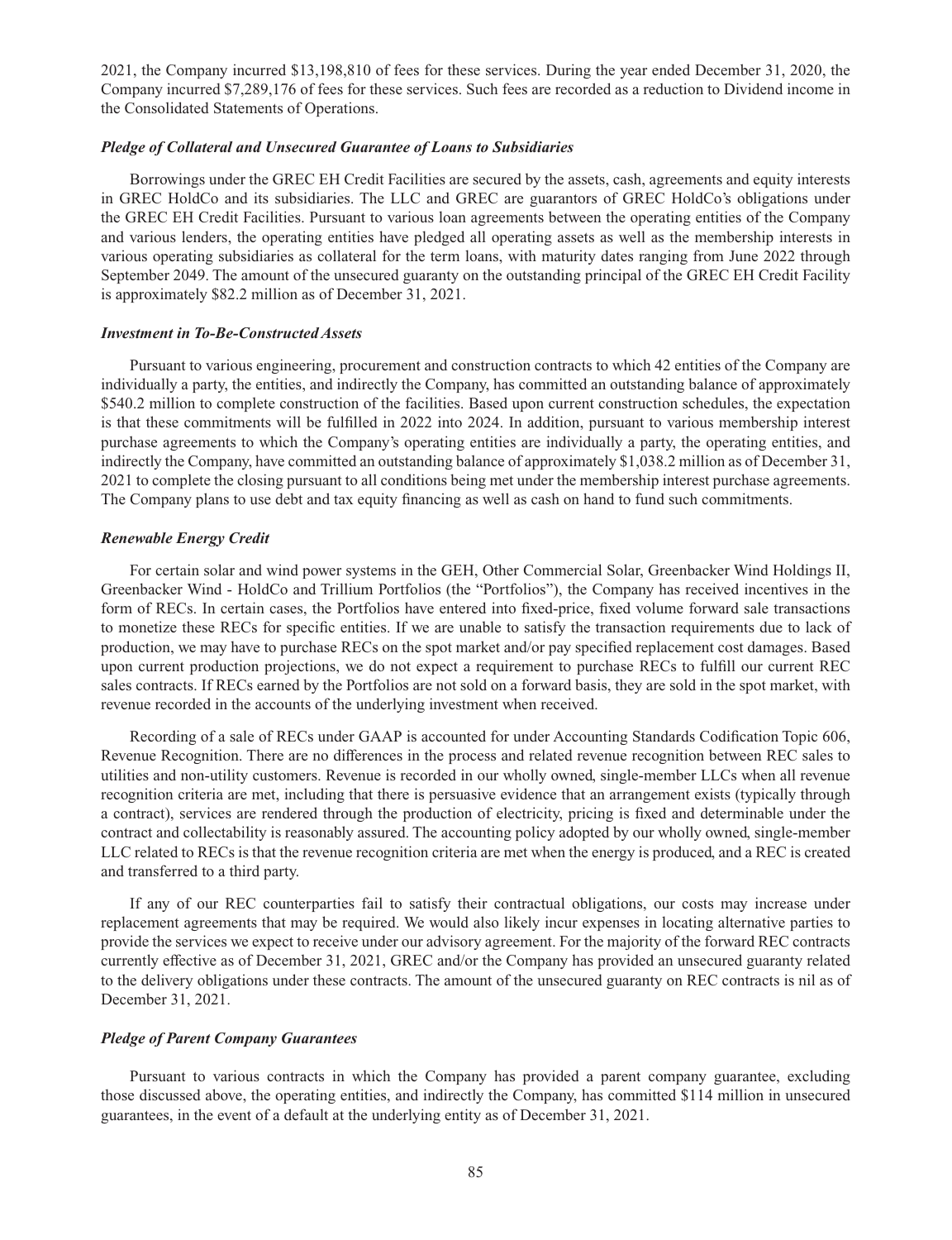2021, the Company incurred $13,198,810 of fees for these services. During the year ended December 31, 2020, the Company incurred $7,289,176 of fees for these services. Such fees are recorded as a reduction to Dividend income in the Consolidated Statements of Operations.

***Pledge of Collateral and Unsecured Guarantee of Loans to Subsidiaries***

Borrowings under the GREC EH Credit Facilities are secured by the assets, cash, agreements and equity interests in GREC HoldCo and its subsidiaries. The LLC and GREC are guarantors of GREC HoldCo's obligations under the GREC EH Credit Facilities. Pursuant to various loan agreements between the operating entities of the Company and various lenders, the operating entities have pledged all operating assets as well as the membership interests in various operating subsidiaries as collateral for the term loans, with maturity dates ranging from June 2022 through September 2049. The amount of the unsecured guaranty on the outstanding principal of the GREC EH Credit Facility is approximately $82.2 million as of December 31, 2021.

***Investment in To-Be-Constructed Assets***

Pursuant to various engineering, procurement and construction contracts to which 42 entities of the Company are individually a party, the entities, and indirectly the Company, has committed an outstanding balance of approximately $540.2 million to complete construction of the facilities. Based upon current construction schedules, the expectation is that these commitments will be fulfilled in 2022 into 2024. In addition, pursuant to various membership interest purchase agreements to which the Company's operating entities are individually a party, the operating entities, and indirectly the Company, have committed an outstanding balance of approximately $1,038.2 million as of December 31, 2021 to complete the closing pursuant to all conditions being met under the membership interest purchase agreements. The Company plans to use debt and tax equity financing as well as cash on hand to fund such commitments.

***Renewable Energy Credit***

For certain solar and wind power systems in the GEH, Other Commercial Solar, Greenbacker Wind Holdings II, Greenbacker Wind - HoldCo and Trillium Portfolios (the "Portfolios"), the Company has received incentives in the form of RECs. In certain cases, the Portfolios have entered into fixed-price, fixed volume forward sale transactions to monetize these RECs for specific entities. If we are unable to satisfy the transaction requirements due to lack of production, we may have to purchase RECs on the spot market and/or pay specified replacement cost damages. Based upon current production projections, we do not expect a requirement to purchase RECs to fulfill our current REC sales contracts. If RECs earned by the Portfolios are not sold on a forward basis, they are sold in the spot market, with revenue recorded in the accounts of the underlying investment when received.

Recording of a sale of RECs under GAAP is accounted for under Accounting Standards Codification Topic 606, Revenue Recognition. There are no differences in the process and related revenue recognition between REC sales to utilities and non-utility customers. Revenue is recorded in our wholly owned, single-member LLCs when all revenue recognition criteria are met, including that there is persuasive evidence that an arrangement exists (typically through a contract), services are rendered through the production of electricity, pricing is fixed and determinable under the contract and collectability is reasonably assured. The accounting policy adopted by our wholly owned, single-member LLC related to RECs is that the revenue recognition criteria are met when the energy is produced, and a REC is created and transferred to a third party.

If any of our REC counterparties fail to satisfy their contractual obligations, our costs may increase under replacement agreements that may be required. We would also likely incur expenses in locating alternative parties to provide the services we expect to receive under our advisory agreement. For the majority of the forward REC contracts currently effective as of December 31, 2021, GREC and/or the Company has provided an unsecured guaranty related to the delivery obligations under these contracts. The amount of the unsecured guaranty on REC contracts is nil as of December 31, 2021.

***Pledge of Parent Company Guarantees***

Pursuant to various contracts in which the Company has provided a parent company guarantee, excluding those discussed above, the operating entities, and indirectly the Company, has committed $114 million in unsecured guarantees, in the event of a default at the underlying entity as of December 31, 2021.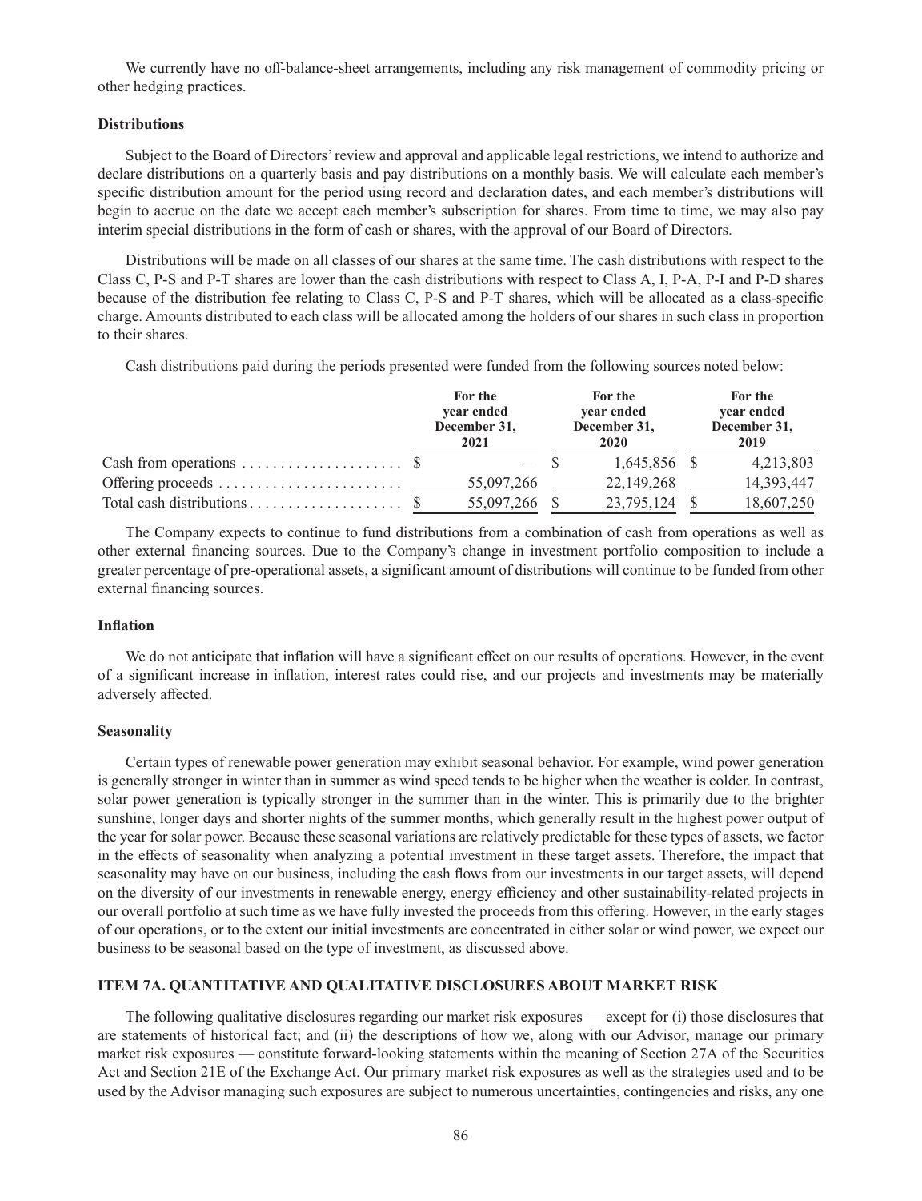We currently have no off-balance-sheet arrangements, including any risk management of commodity pricing or other hedging practices.

**Distributions**

Subject to the Board of Directors' review and approval and applicable legal restrictions, we intend to authorize and declare distributions on a quarterly basis and pay distributions on a monthly basis. We will calculate each member's specific distribution amount for the period using record and declaration dates, and each member's distributions will begin to accrue on the date we accept each member's subscription for shares. From time to time, we may also pay interim special distributions in the form of cash or shares, with the approval of our Board of Directors.

Distributions will be made on all classes of our shares at the same time. The cash distributions with respect to the Class C, P-S and P-T shares are lower than the cash distributions with respect to Class A, I, P-A, P-I and P-D shares because of the distribution fee relating to Class C, P-S and P-T shares, which will be allocated as a class-specific charge. Amounts distributed to each class will be allocated among the holders of our shares in such class in proportion to their shares.

Cash distributions paid during the periods presented were funded from the following sources noted below:

| | For the year ended December 31, 2021 | For the year ended December 31, 2020 | For the year ended December 31, 2019 |
|---|---|---|---|
| Cash from operations | $ — | $ 1,645,856 | $ 4,213,803 |
| Offering proceeds | 55,097,266 | 22,149,268 | 14,393,447 |
| Total cash distributions | $ 55,097,266 | $ 23,795,124 | $ 18,607,250 |

The Company expects to continue to fund distributions from a combination of cash from operations as well as other external financing sources. Due to the Company's change in investment portfolio composition to include a greater percentage of pre-operational assets, a significant amount of distributions will continue to be funded from other external financing sources.

**Inflation**

We do not anticipate that inflation will have a significant effect on our results of operations. However, in the event of a significant increase in inflation, interest rates could rise, and our projects and investments may be materially adversely affected.

**Seasonality**

Certain types of renewable power generation may exhibit seasonal behavior. For example, wind power generation is generally stronger in winter than in summer as wind speed tends to be higher when the weather is colder. In contrast, solar power generation is typically stronger in the summer than in the winter. This is primarily due to the brighter sunshine, longer days and shorter nights of the summer months, which generally result in the highest power output of the year for solar power. Because these seasonal variations are relatively predictable for these types of assets, we factor in the effects of seasonality when analyzing a potential investment in these target assets. Therefore, the impact that seasonality may have on our business, including the cash flows from our investments in our target assets, will depend on the diversity of our investments in renewable energy, energy efficiency and other sustainability-related projects in our overall portfolio at such time as we have fully invested the proceeds from this offering. However, in the early stages of our operations, or to the extent our initial investments are concentrated in either solar or wind power, we expect our business to be seasonal based on the type of investment, as discussed above.

## ITEM 7A. QUANTITATIVE AND QUALITATIVE DISCLOSURES ABOUT MARKET RISK

The following qualitative disclosures regarding our market risk exposures — except for (i) those disclosures that are statements of historical fact; and (ii) the descriptions of how we, along with our Advisor, manage our primary market risk exposures — constitute forward-looking statements within the meaning of Section 27A of the Securities Act and Section 21E of the Exchange Act. Our primary market risk exposures as well as the strategies used and to be used by the Advisor managing such exposures are subject to numerous uncertainties, contingencies and risks, any one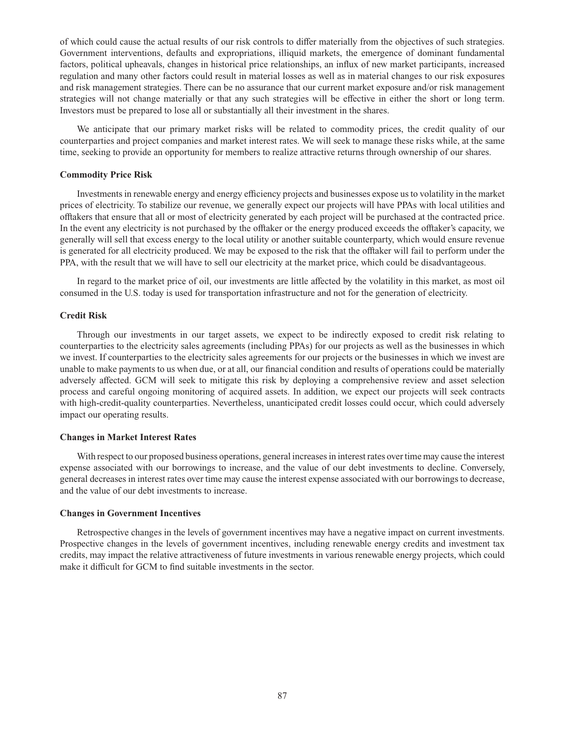of which could cause the actual results of our risk controls to differ materially from the objectives of such strategies. Government interventions, defaults and expropriations, illiquid markets, the emergence of dominant fundamental factors, political upheavals, changes in historical price relationships, an influx of new market participants, increased regulation and many other factors could result in material losses as well as in material changes to our risk exposures and risk management strategies. There can be no assurance that our current market exposure and/or risk management strategies will not change materially or that any such strategies will be effective in either the short or long term. Investors must be prepared to lose all or substantially all their investment in the shares.

We anticipate that our primary market risks will be related to commodity prices, the credit quality of our counterparties and project companies and market interest rates. We will seek to manage these risks while, at the same time, seeking to provide an opportunity for members to realize attractive returns through ownership of our shares.

**Commodity Price Risk**

Investments in renewable energy and energy efficiency projects and businesses expose us to volatility in the market prices of electricity. To stabilize our revenue, we generally expect our projects will have PPAs with local utilities and offtakers that ensure that all or most of electricity generated by each project will be purchased at the contracted price. In the event any electricity is not purchased by the offtaker or the energy produced exceeds the offtaker's capacity, we generally will sell that excess energy to the local utility or another suitable counterparty, which would ensure revenue is generated for all electricity produced. We may be exposed to the risk that the offtaker will fail to perform under the PPA, with the result that we will have to sell our electricity at the market price, which could be disadvantageous.

In regard to the market price of oil, our investments are little affected by the volatility in this market, as most oil consumed in the U.S. today is used for transportation infrastructure and not for the generation of electricity.

**Credit Risk**

Through our investments in our target assets, we expect to be indirectly exposed to credit risk relating to counterparties to the electricity sales agreements (including PPAs) for our projects as well as the businesses in which we invest. If counterparties to the electricity sales agreements for our projects or the businesses in which we invest are unable to make payments to us when due, or at all, our financial condition and results of operations could be materially adversely affected. GCM will seek to mitigate this risk by deploying a comprehensive review and asset selection process and careful ongoing monitoring of acquired assets. In addition, we expect our projects will seek contracts with high-credit-quality counterparties. Nevertheless, unanticipated credit losses could occur, which could adversely impact our operating results.

**Changes in Market Interest Rates**

With respect to our proposed business operations, general increases in interest rates over time may cause the interest expense associated with our borrowings to increase, and the value of our debt investments to decline. Conversely, general decreases in interest rates over time may cause the interest expense associated with our borrowings to decrease, and the value of our debt investments to increase.

**Changes in Government Incentives**

Retrospective changes in the levels of government incentives may have a negative impact on current investments. Prospective changes in the levels of government incentives, including renewable energy credits and investment tax credits, may impact the relative attractiveness of future investments in various renewable energy projects, which could make it difficult for GCM to find suitable investments in the sector.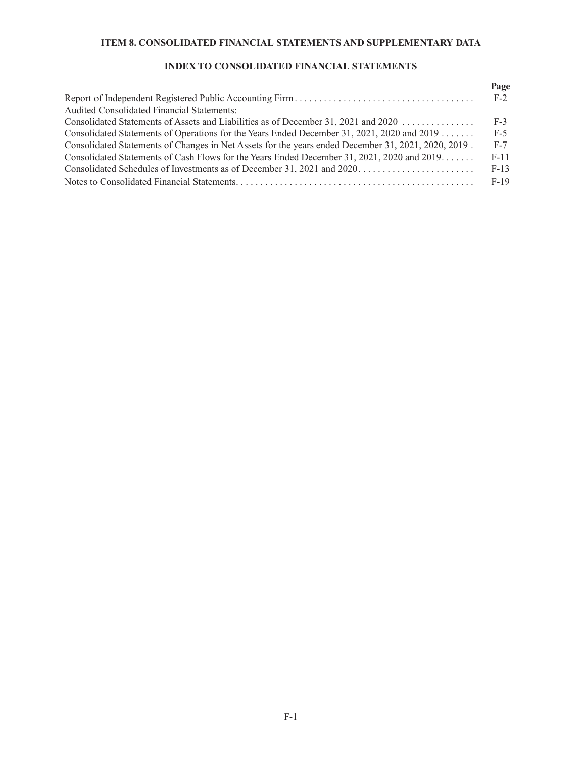## ITEM 8. CONSOLIDATED FINANCIAL STATEMENTS AND SUPPLEMENTARY DATA

### INDEX TO CONSOLIDATED FINANCIAL STATEMENTS

| | Page |
|---|---|
| Report of Independent Registered Public Accounting Firm | F-2 |
| Audited Consolidated Financial Statements: | |
| Consolidated Statements of Assets and Liabilities as of December 31, 2021 and 2020 | F-3 |
| Consolidated Statements of Operations for the Years Ended December 31, 2021, 2020 and 2019 | F-5 |
| Consolidated Statements of Changes in Net Assets for the years ended December 31, 2021, 2020, 2019 | F-7 |
| Consolidated Statements of Cash Flows for the Years Ended December 31, 2021, 2020 and 2019 | F-11 |
| Consolidated Schedules of Investments as of December 31, 2021 and 2020 | F-13 |
| Notes to Consolidated Financial Statements | F-19 |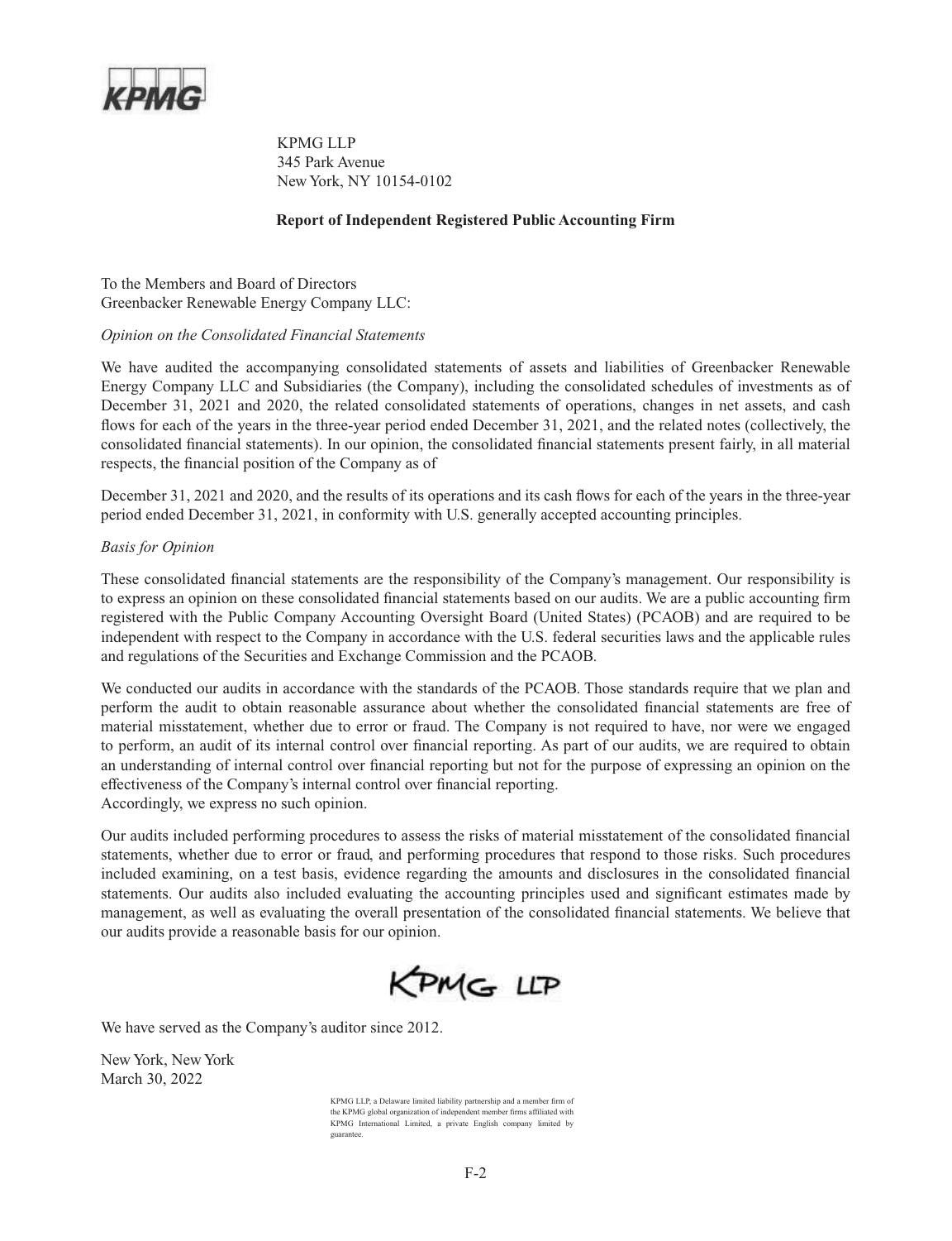KPMG LLP
345 Park Avenue
New York, NY 10154-0102

## Report of Independent Registered Public Accounting Firm

To the Members and Board of Directors
Greenbacker Renewable Energy Company LLC:

*Opinion on the Consolidated Financial Statements*

We have audited the accompanying consolidated statements of assets and liabilities of Greenbacker Renewable Energy Company LLC and Subsidiaries (the Company), including the consolidated schedules of investments as of December 31, 2021 and 2020, the related consolidated statements of operations, changes in net assets, and cash flows for each of the years in the three-year period ended December 31, 2021, and the related notes (collectively, the consolidated financial statements). In our opinion, the consolidated financial statements present fairly, in all material respects, the financial position of the Company as of

December 31, 2021 and 2020, and the results of its operations and its cash flows for each of the years in the three-year period ended December 31, 2021, in conformity with U.S. generally accepted accounting principles.

*Basis for Opinion*

These consolidated financial statements are the responsibility of the Company's management. Our responsibility is to express an opinion on these consolidated financial statements based on our audits. We are a public accounting firm registered with the Public Company Accounting Oversight Board (United States) (PCAOB) and are required to be independent with respect to the Company in accordance with the U.S. federal securities laws and the applicable rules and regulations of the Securities and Exchange Commission and the PCAOB.

We conducted our audits in accordance with the standards of the PCAOB. Those standards require that we plan and perform the audit to obtain reasonable assurance about whether the consolidated financial statements are free of material misstatement, whether due to error or fraud. The Company is not required to have, nor were we engaged to perform, an audit of its internal control over financial reporting. As part of our audits, we are required to obtain an understanding of internal control over financial reporting but not for the purpose of expressing an opinion on the effectiveness of the Company's internal control over financial reporting.
Accordingly, we express no such opinion.

Our audits included performing procedures to assess the risks of material misstatement of the consolidated financial statements, whether due to error or fraud, and performing procedures that respond to those risks. Such procedures included examining, on a test basis, evidence regarding the amounts and disclosures in the consolidated financial statements. Our audits also included evaluating the accounting principles used and significant estimates made by management, as well as evaluating the overall presentation of the consolidated financial statements. We believe that our audits provide a reasonable basis for our opinion.

KPMG LLP

We have served as the Company's auditor since 2012.

New York, New York
March 30, 2022

KPMG LLP, a Delaware limited liability partnership and a member firm of the KPMG global organization of independent member firms affiliated with KPMG International Limited, a private English company limited by guarantee.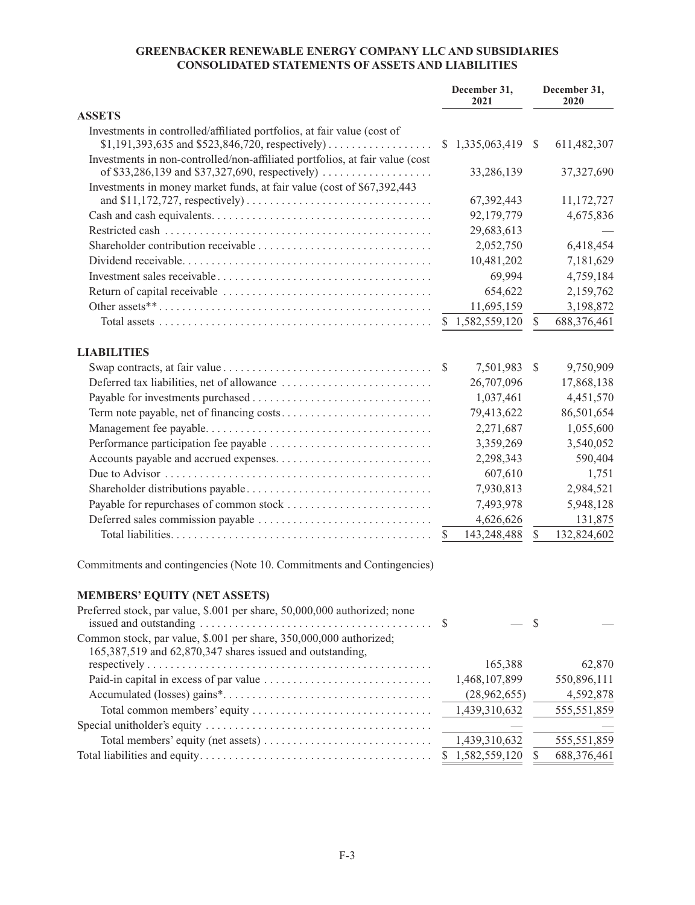**GREENBACKER RENEWABLE ENERGY COMPANY LLC AND SUBSIDIARIES**
**CONSOLIDATED STATEMENTS OF ASSETS AND LIABILITIES**

| | December 31, 2021 | December 31, 2020 |
|---|---|---|
| **ASSETS** | | |
| Investments in controlled/affiliated portfolios, at fair value (cost of $1,191,393,635 and $523,846,720, respectively) | $ 1,335,063,419 | $ 611,482,307 |
| Investments in non-controlled/non-affiliated portfolios, at fair value (cost of $33,286,139 and $37,327,690, respectively) | 33,286,139 | 37,327,690 |
| Investments in money market funds, at fair value (cost of $67,392,443 and $11,172,727, respectively) | 67,392,443 | 11,172,727 |
| Cash and cash equivalents | 92,179,779 | 4,675,836 |
| Restricted cash | 29,683,613 | — |
| Shareholder contribution receivable | 2,052,750 | 6,418,454 |
| Dividend receivable | 10,481,202 | 7,181,629 |
| Investment sales receivable | 69,994 | 4,759,184 |
| Return of capital receivable | 654,622 | 2,159,762 |
| Other assets** | 11,695,159 | 3,198,872 |
| Total assets | $ 1,582,559,120 | $ 688,376,461 |
| **LIABILITIES** | | |
| Swap contracts, at fair value | $ 7,501,983 | $ 9,750,909 |
| Deferred tax liabilities, net of allowance | 26,707,096 | 17,868,138 |
| Payable for investments purchased | 1,037,461 | 4,451,570 |
| Term note payable, net of financing costs | 79,413,622 | 86,501,654 |
| Management fee payable | 2,271,687 | 1,055,600 |
| Performance participation fee payable | 3,359,269 | 3,540,052 |
| Accounts payable and accrued expenses | 2,298,343 | 590,404 |
| Due to Advisor | 607,610 | 1,751 |
| Shareholder distributions payable | 7,930,813 | 2,984,521 |
| Payable for repurchases of common stock | 7,493,978 | 5,948,128 |
| Deferred sales commission payable | 4,626,626 | 131,875 |
| Total liabilities | $ 143,248,488 | $ 132,824,602 |

Commitments and contingencies (Note 10. Commitments and Contingencies)

| | December 31, 2021 | December 31, 2020 |
|---|---|---|
| **MEMBERS' EQUITY (NET ASSETS)** | | |
| Preferred stock, par value, $.001 per share, 50,000,000 authorized; none issued and outstanding | $ — | $ — |
| Common stock, par value, $.001 per share, 350,000,000 authorized; 165,387,519 and 62,870,347 shares issued and outstanding, respectively | 165,388 | 62,870 |
| Paid-in capital in excess of par value | 1,468,107,899 | 550,896,111 |
| Accumulated (losses) gains* | (28,962,655) | 4,592,878 |
| Total common members' equity | 1,439,310,632 | 555,551,859 |
| Special unitholder's equity | — | — |
| Total members' equity (net assets) | 1,439,310,632 | 555,551,859 |
| Total liabilities and equity | $ 1,582,559,120 | $ 688,376,461 |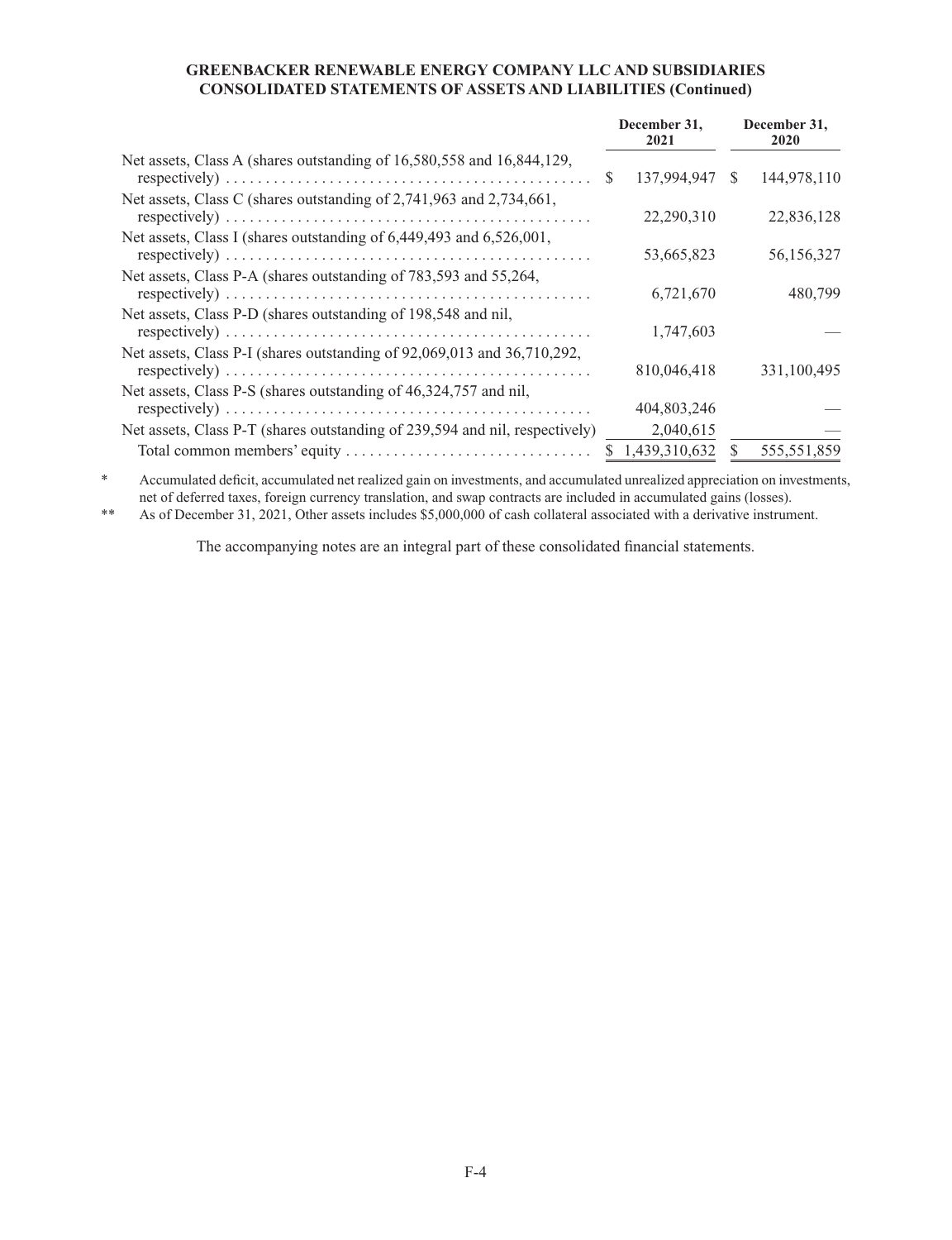**GREENBACKER RENEWABLE ENERGY COMPANY LLC AND SUBSIDIARIES**
**CONSOLIDATED STATEMENTS OF ASSETS AND LIABILITIES (Continued)**

| | December 31, 2021 | December 31, 2020 |
|---|---|---|
| Net assets, Class A (shares outstanding of 16,580,558 and 16,844,129, respectively) | $ 137,994,947 | $ 144,978,110 |
| Net assets, Class C (shares outstanding of 2,741,963 and 2,734,661, respectively) | 22,290,310 | 22,836,128 |
| Net assets, Class I (shares outstanding of 6,449,493 and 6,526,001, respectively) | 53,665,823 | 56,156,327 |
| Net assets, Class P-A (shares outstanding of 783,593 and 55,264, respectively) | 6,721,670 | 480,799 |
| Net assets, Class P-D (shares outstanding of 198,548 and nil, respectively) | 1,747,603 | — |
| Net assets, Class P-I (shares outstanding of 92,069,013 and 36,710,292, respectively) | 810,046,418 | 331,100,495 |
| Net assets, Class P-S (shares outstanding of 46,324,757 and nil, respectively) | 404,803,246 | — |
| Net assets, Class P-T (shares outstanding of 239,594 and nil, respectively) | 2,040,615 | — |
| Total common members' equity | $ 1,439,310,632 | $ 555,551,859 |

\* Accumulated deficit, accumulated net realized gain on investments, and accumulated unrealized appreciation on investments, net of deferred taxes, foreign currency translation, and swap contracts are included in accumulated gains (losses).

\** As of December 31, 2021, Other assets includes $5,000,000 of cash collateral associated with a derivative instrument.

The accompanying notes are an integral part of these consolidated financial statements.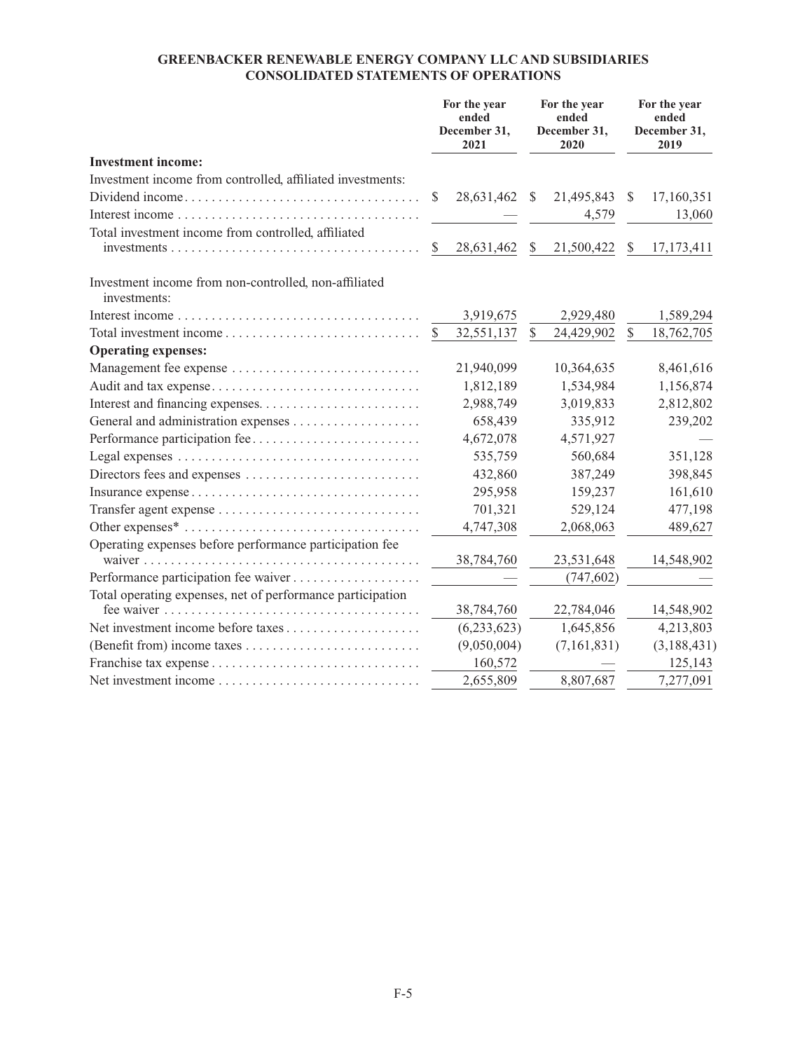## GREENBACKER RENEWABLE ENERGY COMPANY LLC AND SUBSIDIARIES
## CONSOLIDATED STATEMENTS OF OPERATIONS

| | For the year ended December 31, 2021 | For the year ended December 31, 2020 | For the year ended December 31, 2019 |
|---|---|---|---|
| **Investment income:** | | | |
| Investment income from controlled, affiliated investments: | | | |
| Dividend income | $ 28,631,462 | $ 21,495,843 | $ 17,160,351 |
| Interest income | — | 4,579 | 13,060 |
| Total investment income from controlled, affiliated investments | $ 28,631,462 | $ 21,500,422 | $ 17,173,411 |
| Investment income from non-controlled, non-affiliated investments: | | | |
| Interest income | 3,919,675 | 2,929,480 | 1,589,294 |
| Total investment income | $ 32,551,137 | $ 24,429,902 | $ 18,762,705 |
| **Operating expenses:** | | | |
| Management fee expense | 21,940,099 | 10,364,635 | 8,461,616 |
| Audit and tax expense | 1,812,189 | 1,534,984 | 1,156,874 |
| Interest and financing expenses | 2,988,749 | 3,019,833 | 2,812,802 |
| General and administration expenses | 658,439 | 335,912 | 239,202 |
| Performance participation fee | 4,672,078 | 4,571,927 | — |
| Legal expenses | 535,759 | 560,684 | 351,128 |
| Directors fees and expenses | 432,860 | 387,249 | 398,845 |
| Insurance expense | 295,958 | 159,237 | 161,610 |
| Transfer agent expense | 701,321 | 529,124 | 477,198 |
| Other expenses* | 4,747,308 | 2,068,063 | 489,627 |
| Operating expenses before performance participation fee waiver | 38,784,760 | 23,531,648 | 14,548,902 |
| Performance participation fee waiver | — | (747,602) | — |
| Total operating expenses, net of performance participation fee waiver | 38,784,760 | 22,784,046 | 14,548,902 |
| Net investment income before taxes | (6,233,623) | 1,645,856 | 4,213,803 |
| (Benefit from) income taxes | (9,050,004) | (7,161,831) | (3,188,431) |
| Franchise tax expense | 160,572 | — | 125,143 |
| Net investment income | 2,655,809 | 8,807,687 | 7,277,091 |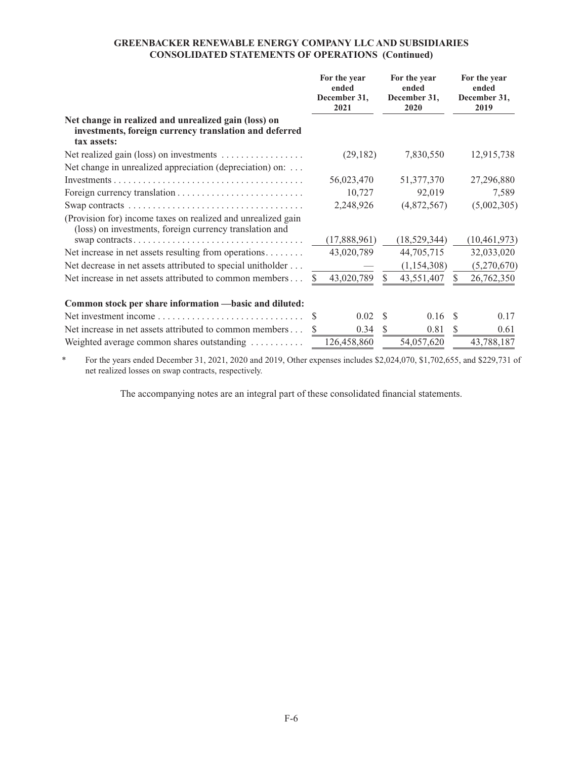**GREENBACKER RENEWABLE ENERGY COMPANY LLC AND SUBSIDIARIES**
**CONSOLIDATED STATEMENTS OF OPERATIONS (Continued)**

| | For the year ended December 31, 2021 | For the year ended December 31, 2020 | For the year ended December 31, 2019 |
|---|---|---|---|
| **Net change in realized and unrealized gain (loss) on investments, foreign currency translation and deferred tax assets:** | | | |
| Net realized gain (loss) on investments | (29,182) | 7,830,550 | 12,915,738 |
| Net change in unrealized appreciation (depreciation) on: | | | |
| Investments | 56,023,470 | 51,377,370 | 27,296,880 |
| Foreign currency translation | 10,727 | 92,019 | 7,589 |
| Swap contracts | 2,248,926 | (4,872,567) | (5,002,305) |
| (Provision for) income taxes on realized and unrealized gain (loss) on investments, foreign currency translation and swap contracts | (17,888,961) | (18,529,344) | (10,461,973) |
| Net increase in net assets resulting from operations | 43,020,789 | 44,705,715 | 32,033,020 |
| Net decrease in net assets attributed to special unitholder | — | (1,154,308) | (5,270,670) |
| Net increase in net assets attributed to common members | $ 43,020,789 | $ 43,551,407 | $ 26,762,350 |
| **Common stock per share information —basic and diluted:** | | | |
| Net investment income | $ 0.02 | $ 0.16 | $ 0.17 |
| Net increase in net assets attributed to common members | $ 0.34 | $ 0.81 | $ 0.61 |
| Weighted average common shares outstanding | 126,458,860 | 54,057,620 | 43,788,187 |

\* For the years ended December 31, 2021, 2020 and 2019, Other expenses includes $2,024,070, $1,702,655, and $229,731 of net realized losses on swap contracts, respectively.

The accompanying notes are an integral part of these consolidated financial statements.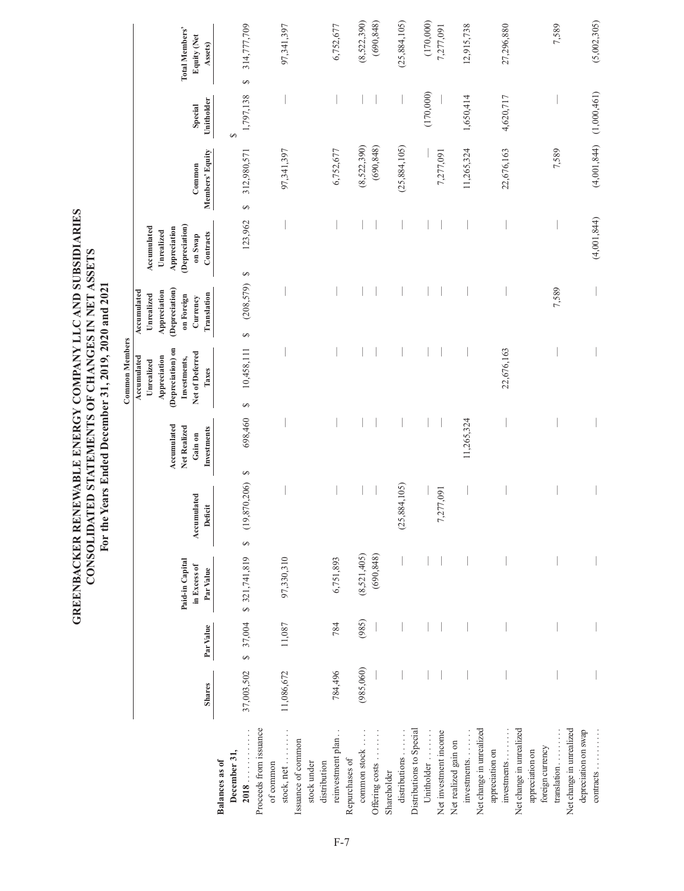# GREENBACKER RENEWABLE ENERGY COMPANY LLC AND SUBSIDIARIES
## CONSOLIDATED STATEMENTS OF CHANGES IN NET ASSETS
### For the Years Ended December 31, 2019, 2020 and 2021

| | | | | | | Common Members | | | | | |
|---|---|---|---|---|---|---|---|---|---|---|---|
| | Shares | Par Value | Paid-in Capital in Excess of Par Value | Accumulated Deficit | Accumulated Net Realized Gain on Investments | Accumulated Unrealized Appreciation (Depreciation) on Investments, Net of Deferred Taxes | Accumulated Unrealized Appreciation (Depreciation) on Foreign Currency Translation | Accumulated Unrealized Appreciation (Depreciation) on Swap Contracts | Common Members' Equity | Special Unitholder | Total Members' Equity (Net Assets) |
| **Balances as of December 31, 2018** | 37,003,502 | $ 37,004 | $ 321,741,819 | $ (19,870,206) | $ 698,460 | $ 10,458,111 | $ (208,579) | $ 123,962 | $ 312,980,571 | $ 1,797,138 | $ 314,777,709 |
| Proceeds from issuance of common stock, net | 11,086,672 | 11,087 | 97,330,310 | — | — | — | — | — | 97,341,397 | — | 97,341,397 |
| Issuance of common stock under distribution reinvestment plan | 784,496 | 784 | 6,751,893 | — | — | — | — | — | 6,752,677 | — | 6,752,677 |
| Repurchases of common stock | (985,060) | (985) | (8,521,405) | — | — | — | — | — | (8,522,390) | — | (8,522,390) |
| Offering costs | — | — | (690,848) | — | — | — | — | — | (690,848) | — | (690,848) |
| Shareholder distributions | — | — | — | (25,884,105) | — | — | — | — | (25,884,105) | — | (25,884,105) |
| Distributions to Special Unitholder | — | — | — | — | — | — | — | — | — | (170,000) | (170,000) |
| Net investment income | — | — | — | 7,277,091 | — | — | — | — | 7,277,091 | — | 7,277,091 |
| Net realized gain on investments | — | — | — | — | 11,265,324 | — | — | — | 11,265,324 | 1,650,414 | 12,915,738 |
| Net change in unrealized appreciation on investments | — | — | — | — | — | 22,676,163 | — | — | 22,676,163 | 4,620,717 | 27,296,880 |
| Net change in unrealized appreciation on foreign currency translation | — | — | — | — | — | — | 7,589 | — | 7,589 | — | 7,589 |
| Net change in unrealized depreciation on swap contracts | — | — | — | — | — | — | — | (4,001,844) | (4,001,844) | (1,000,461) | (5,002,305) |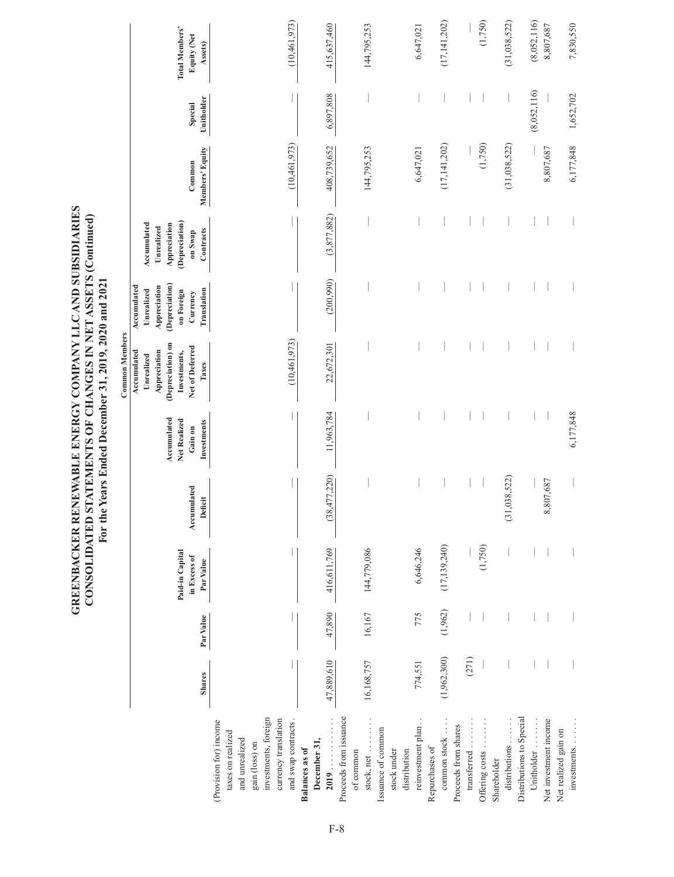# GREENBACKER RENEWABLE ENERGY COMPANY LLC AND SUBSIDIARIES
## CONSOLIDATED STATEMENTS OF CHANGES IN NET ASSETS (Continued)
### For the Years Ended December 31, 2019, 2020 and 2021

| | Shares | Par Value | Paid-in Capital in Excess of Par Value | Accumulated Deficit | Accumulated Net Realized Gain on Investments | Common Members: Accumulated Unrealized Appreciation (Depreciation) on Investments, Net of Deferred Taxes | Accumulated Unrealized Appreciation (Depreciation) on Foreign Currency Translation | Accumulated Unrealized Appreciation (Depreciation) on Swap Contracts | Common Members' Equity | Special Unitholder | Total Members' Equity (Net Assets) |
|---|---|---|---|---|---|---|---|---|---|---|---|
| (Provision for) income taxes on realized and unrealized gain (loss) on investments, foreign currency translation and swap contracts | — | — | — | — | — | (10,461,973) | — | — | (10,461,973) | — | (10,461,973) |
| **Balances as of December 31, 2019** | 47,889,610 | 47,890 | 416,611,769 | (38,477,220) | 11,963,784 | 22,672,301 | (200,990) | (3,877,882) | 408,739,652 | 6,897,808 | 415,637,460 |
| Proceeds from issuance of common stock, net | 16,168,757 | 16,167 | 144,779,086 | — | — | — | — | — | 144,795,253 | — | 144,795,253 |
| Issuance of common stock under distribution reinvestment plan | 774,551 | 775 | 6,646,246 | — | — | — | — | — | 6,647,021 | — | 6,647,021 |
| Repurchases of common stock | (1,962,300) | (1,962) | (17,139,240) | — | — | — | — | — | (17,141,202) | — | (17,141,202) |
| Proceeds from shares transferred | (271) | — | — | — | — | — | — | — | — | — | — |
| Offering costs | — | — | (1,750) | — | — | — | — | — | (1,750) | — | (1,750) |
| Shareholder distributions | — | — | — | (31,038,522) | — | — | — | — | (31,038,522) | — | (31,038,522) |
| Distributions to Special Unitholder | — | — | — | — | — | — | — | — | — | (8,052,116) | (8,052,116) |
| Net investment income | — | — | — | 8,807,687 | — | — | — | — | 8,807,687 | — | 8,807,687 |
| Net realized gain on investments | — | — | — | — | 6,177,848 | — | — | — | 6,177,848 | 1,652,702 | 7,830,550 |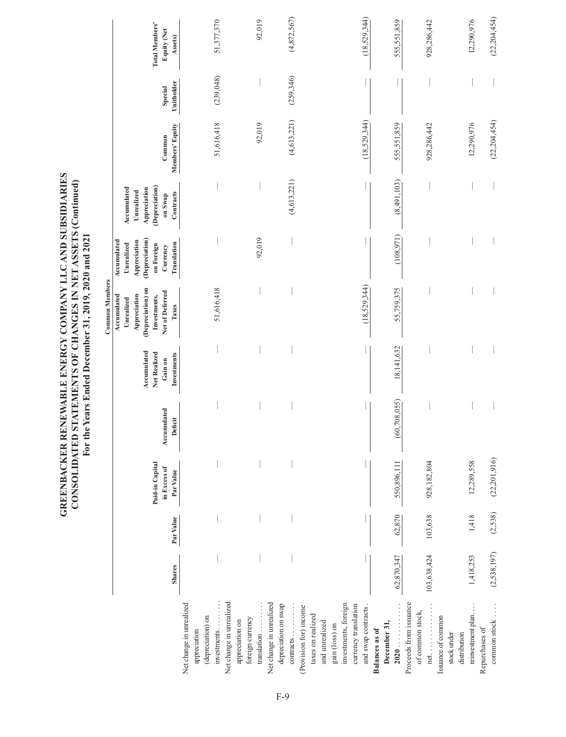# GREENBACKER RENEWABLE ENERGY COMPANY LLC AND SUBSIDIARIES
## CONSOLIDATED STATEMENTS OF CHANGES IN NET ASSETS (Continued)
### For the Years Ended December 31, 2019, 2020 and 2021

| | | | | | | Common Members | | | | | |
|---|---|---|---|---|---|---|---|---|---|---|---|
| | Shares | Par Value | Paid-in Capital in Excess of Par Value | Accumulated Deficit | Accumulated Net Realized Gain on Investments | Accumulated Unrealized Appreciation (Depreciation) on Investments, Net of Deferred Taxes | Accumulated Unrealized Appreciation (Depreciation) on Foreign Currency Translation | Accumulated Unrealized Appreciation (Depreciation) on Swap Contracts | Common Members' Equity | Special Unitholder | Total Members' Equity (Net Assets) |
| Net change in unrealized appreciation (depreciation) on investments | — | — | — | — | — | 51,616,418 | — | — | 51,616,418 | (239,048) | 51,377,370 |
| Net change in unrealized appreciation on foreign currency translation | — | — | — | — | — | — | 92,019 | — | 92,019 | — | 92,019 |
| Net change in unrealized depreciation on swap contracts | — | — | — | — | — | — | — | (4,613,221) | (4,613,221) | (259,346) | (4,872,567) |
| (Provision for) income taxes on realized and unrealized gain (loss) on investments, foreign currency translation and swap contracts | — | — | — | — | — | (18,529,344) | — | — | (18,529,344) | — | (18,529,344) |
| **Balances as of December 31, 2020** | 62,870,347 | 62,870 | 550,896,111 | (60,708,055) | 18,141,632 | 55,759,375 | (108,971) | (8,491,103) | 555,551,859 | — | 555,551,859 |
| Proceeds from issuance of common stock, net | 103,638,424 | 103,638 | 928,182,804 | — | — | — | — | — | 928,286,442 | — | 928,286,442 |
| Issuance of common stock under distribution reinvestment plan | 1,418,253 | 1,418 | 12,289,558 | — | — | — | — | — | 12,290,976 | — | 12,290,976 |
| Repurchases of common stock | (2,538,197) | (2,538) | (22,201,916) | — | — | — | — | — | (22,204,454) | — | (22,204,454) |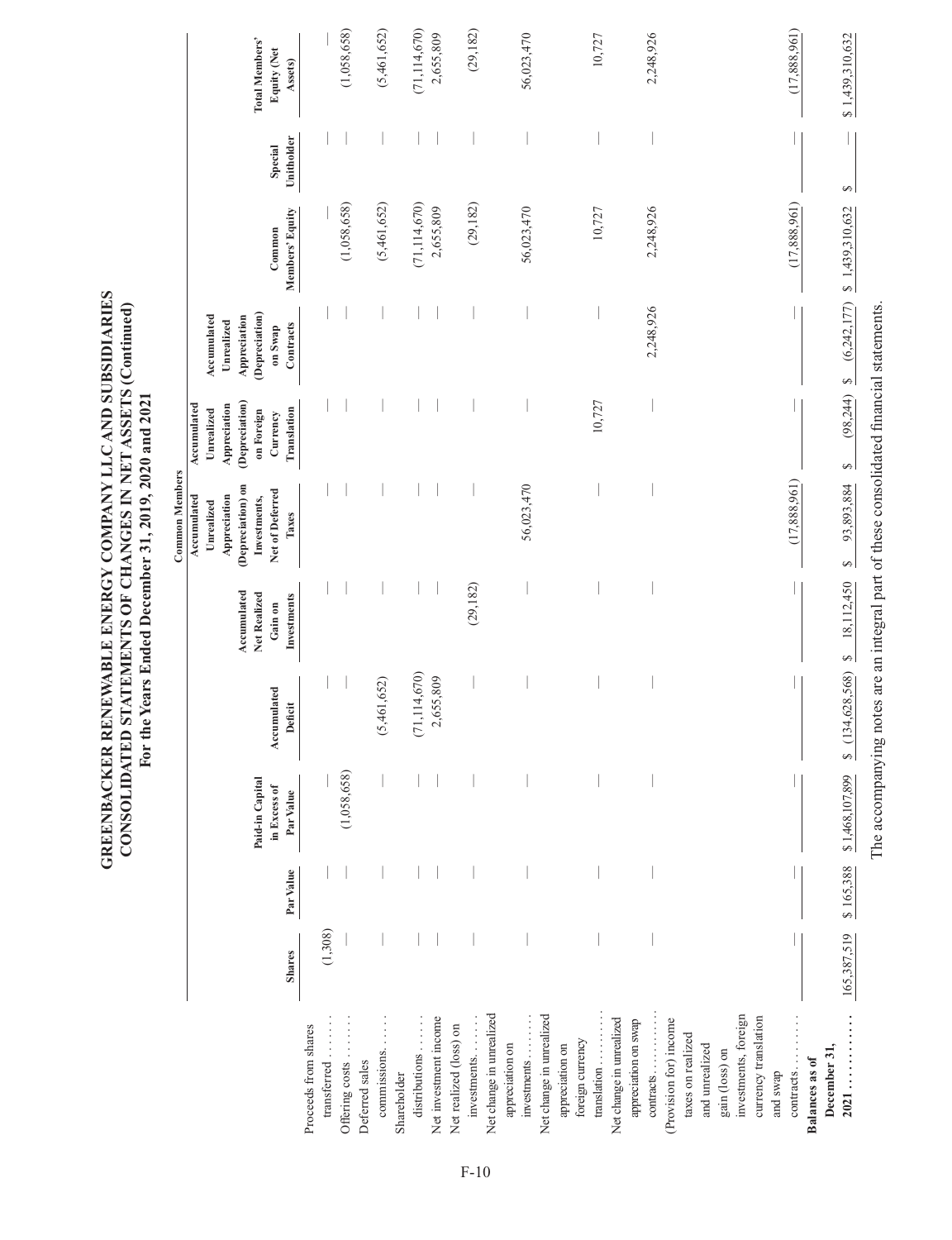# GREENBACKER RENEWABLE ENERGY COMPANY LLC AND SUBSIDIARIES
## CONSOLIDATED STATEMENTS OF CHANGES IN NET ASSETS (Continued)
### For the Years Ended December 31, 2019, 2020 and 2021

| | Shares | Par Value | Paid-in Capital in Excess of Par Value | Accumulated Deficit | Accumulated Net Realized Gain on Investments | Common Members: Accumulated Unrealized Appreciation (Depreciation) on Investments, Net of Deferred Taxes | Common Members: Accumulated Unrealized Appreciation (Depreciation) on Foreign Currency Translation | Common Members: Accumulated Unrealized Appreciation (Depreciation) on Swap Contracts | Common Members' Equity | Special Unitholder | Total Members' Equity (Net Assets) |
|---|---|---|---|---|---|---|---|---|---|---|---|
| Proceeds from shares transferred | (1,308) | — | — | — | — | — | — | — | — | — | — |
| Offering costs | — | — | (1,058,658) | — | — | — | — | — | (1,058,658) | — | (1,058,658) |
| Deferred sales commissions | — | — | — | (5,461,652) | — | — | — | — | (5,461,652) | — | (5,461,652) |
| Shareholder distributions | — | — | — | (71,114,670) | — | — | — | — | (71,114,670) | — | (71,114,670) |
| Net investment income | — | — | — | 2,655,809 | — | — | — | — | 2,655,809 | — | 2,655,809 |
| Net realized (loss) on investments | — | — | — | — | (29,182) | — | — | — | (29,182) | — | (29,182) |
| Net change in unrealized appreciation on investments | — | — | — | — | — | 56,023,470 | — | — | 56,023,470 | — | 56,023,470 |
| Net change in unrealized appreciation on foreign currency translation | — | — | — | — | — | — | 10,727 | — | 10,727 | — | 10,727 |
| Net change in unrealized appreciation on swap contracts | — | — | — | — | — | — | — | 2,248,926 | 2,248,926 | — | 2,248,926 |
| (Provision for) income taxes on realized and unrealized gain (loss) on investments, foreign currency translation and swap contracts | — | — | — | — | — | (17,888,961) | — | — | (17,888,961) | — | (17,888,961) |
| **Balances as of December 31, 2021** | 165,387,519 | $ 165,388 | $ 1,468,107,899 | $ (134,628,568) | $ 18,112,450 | $ 93,893,884 | $ (98,244) | $ (6,242,177) | $ 1,439,310,632 | $ — | $ 1,439,310,632 |

The accompanying notes are an integral part of these consolidated financial statements.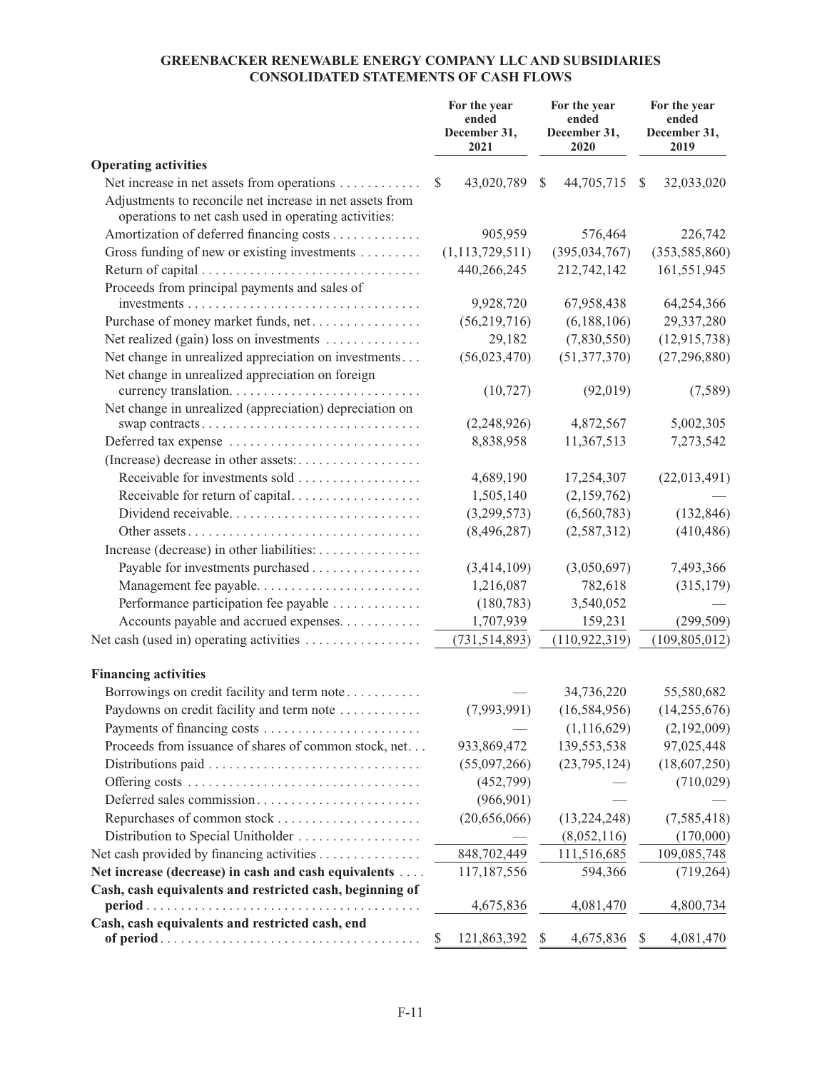**GREENBACKER RENEWABLE ENERGY COMPANY LLC AND SUBSIDIARIES**
**CONSOLIDATED STATEMENTS OF CASH FLOWS**

| | For the year ended December 31, 2021 | For the year ended December 31, 2020 | For the year ended December 31, 2019 |
|---|---|---|---|
| **Operating activities** | | | |
| Net increase in net assets from operations | $ 43,020,789 | $ 44,705,715 | $ 32,033,020 |
| Adjustments to reconcile net increase in net assets from operations to net cash used in operating activities: | | | |
| Amortization of deferred financing costs | 905,959 | 576,464 | 226,742 |
| Gross funding of new or existing investments | (1,113,729,511) | (395,034,767) | (353,585,860) |
| Return of capital | 440,266,245 | 212,742,142 | 161,551,945 |
| Proceeds from principal payments and sales of investments | 9,928,720 | 67,958,438 | 64,254,366 |
| Purchase of money market funds, net | (56,219,716) | (6,188,106) | 29,337,280 |
| Net realized (gain) loss on investments | 29,182 | (7,830,550) | (12,915,738) |
| Net change in unrealized appreciation on investments | (56,023,470) | (51,377,370) | (27,296,880) |
| Net change in unrealized appreciation on foreign currency translation | (10,727) | (92,019) | (7,589) |
| Net change in unrealized (appreciation) depreciation on swap contracts | (2,248,926) | 4,872,567 | 5,002,305 |
| Deferred tax expense | 8,838,958 | 11,367,513 | 7,273,542 |
| (Increase) decrease in other assets: | | | |
| Receivable for investments sold | 4,689,190 | 17,254,307 | (22,013,491) |
| Receivable for return of capital | 1,505,140 | (2,159,762) | — |
| Dividend receivable | (3,299,573) | (6,560,783) | (132,846) |
| Other assets | (8,496,287) | (2,587,312) | (410,486) |
| Increase (decrease) in other liabilities: | | | |
| Payable for investments purchased | (3,414,109) | (3,050,697) | 7,493,366 |
| Management fee payable | 1,216,087 | 782,618 | (315,179) |
| Performance participation fee payable | (180,783) | 3,540,052 | — |
| Accounts payable and accrued expenses | 1,707,939 | 159,231 | (299,509) |
| Net cash (used in) operating activities | (731,514,893) | (110,922,319) | (109,805,012) |
| **Financing activities** | | | |
| Borrowings on credit facility and term note | — | 34,736,220 | 55,580,682 |
| Paydowns on credit facility and term note | (7,993,991) | (16,584,956) | (14,255,676) |
| Payments of financing costs | — | (1,116,629) | (2,192,009) |
| Proceeds from issuance of shares of common stock, net | 933,869,472 | 139,553,538 | 97,025,448 |
| Distributions paid | (55,097,266) | (23,795,124) | (18,607,250) |
| Offering costs | (452,799) | — | (710,029) |
| Deferred sales commission | (966,901) | — | — |
| Repurchases of common stock | (20,656,066) | (13,224,248) | (7,585,418) |
| Distribution to Special Unitholder | — | (8,052,116) | (170,000) |
| Net cash provided by financing activities | 848,702,449 | 111,516,685 | 109,085,748 |
| **Net increase (decrease) in cash and cash equivalents** | 117,187,556 | 594,366 | (719,264) |
| **Cash, cash equivalents and restricted cash, beginning of period** | 4,675,836 | 4,081,470 | 4,800,734 |
| **Cash, cash equivalents and restricted cash, end of period** | $ 121,863,392 | $ 4,675,836 | $ 4,081,470 |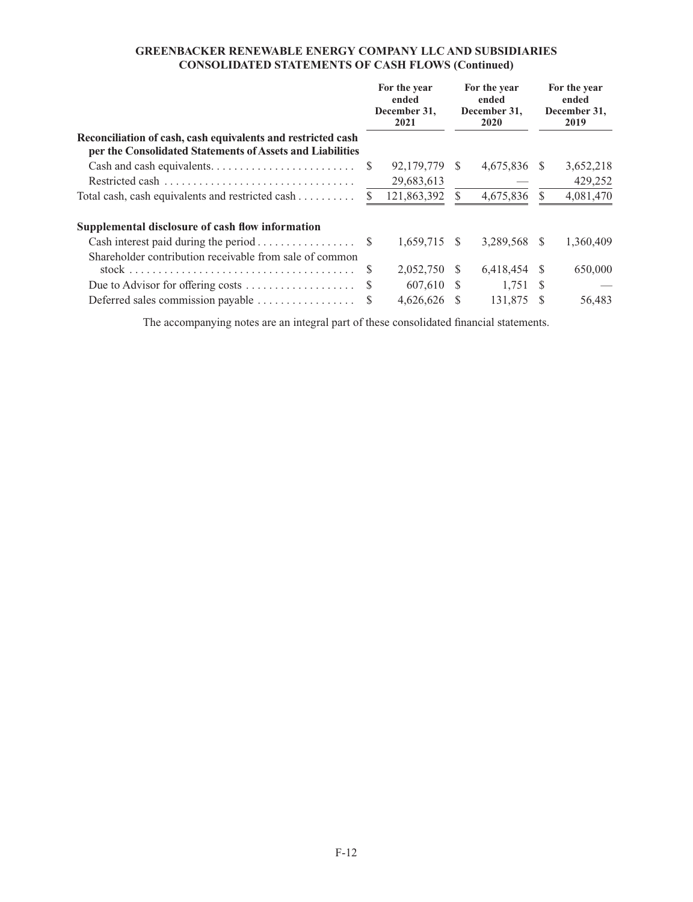**GREENBACKER RENEWABLE ENERGY COMPANY LLC AND SUBSIDIARIES**
**CONSOLIDATED STATEMENTS OF CASH FLOWS (Continued)**

| | For the year ended December 31, 2021 | For the year ended December 31, 2020 | For the year ended December 31, 2019 |
|---|---|---|---|
| **Reconciliation of cash, cash equivalents and restricted cash per the Consolidated Statements of Assets and Liabilities** | | | |
| Cash and cash equivalents | $ 92,179,779 | $ 4,675,836 | $ 3,652,218 |
| Restricted cash | 29,683,613 | — | 429,252 |
| Total cash, cash equivalents and restricted cash | $ 121,863,392 | $ 4,675,836 | $ 4,081,470 |
| **Supplemental disclosure of cash flow information** | | | |
| Cash interest paid during the period | $ 1,659,715 | $ 3,289,568 | $ 1,360,409 |
| Shareholder contribution receivable from sale of common stock | $ 2,052,750 | $ 6,418,454 | $ 650,000 |
| Due to Advisor for offering costs | $ 607,610 | $ 1,751 | $ — |
| Deferred sales commission payable | $ 4,626,626 | $ 131,875 | $ 56,483 |

The accompanying notes are an integral part of these consolidated financial statements.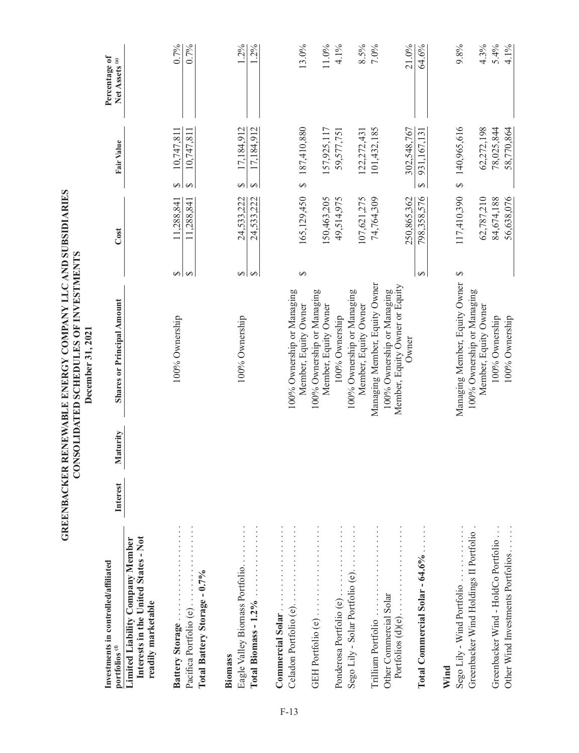# GREENBACKER RENEWABLE ENERGY COMPANY LLC AND SUBSIDIARIES
## CONSOLIDATED SCHEDULES OF INVESTMENTS
### December 31, 2021

| Investments in controlled/affiliated portfolios [f] | Interest | Maturity | Shares or Principal Amount | Cost | Fair Value | Percentage of Net Assets [a] |
|---|---|---|---|---|---|---|
| **Limited Liability Company Member Interests in the United States - Not readily marketable** | | | | | | |
| **Battery Storage** | | | | | | |
| Pacifica Portfolio (e) | | | 100% Ownership | $ 11,288,841 | $ 10,747,811 | 0.7% |
| **Total Battery Storage - 0.7%** | | | | $ 11,288,841 | $ 10,747,811 | 0.7% |
| **Biomass** | | | | | | |
| Eagle Valley Biomass Portfolio | | | 100% Ownership | $ 24,533,222 | $ 17,184,912 | 1.2% |
| **Total Biomass - 1.2%** | | | | $ 24,533,222 | $ 17,184,912 | 1.2% |
| **Commercial Solar** | | | | | | |
| Celadon Portfolio (e) | | | 100% Ownership or Managing Member, Equity Owner | $ 165,129,450 | $ 187,410,880 | 13.0% |
| GEH Portfolio (e) | | | 100% Ownership or Managing Member, Equity Owner | 150,463,205 | 157,925,117 | 11.0% |
| Ponderosa Portfolio (e) | | | 100% Ownership | 49,514,975 | 59,577,751 | 4.1% |
| Sego Lily - Solar Portfolio (e) | | | 100% Ownership or Managing Member, Equity Owner | 107,621,275 | 122,272,431 | 8.5% |
| Trillium Portfolio | | | Managing Member, Equity Owner | 74,764,309 | 101,432,185 | 7.0% |
| Other Commercial Solar Portfolios (d)(e) | | | 100% Ownership or Managing Member, Equity Owner or Equity Owner | 250,865,362 | 302,548,767 | 21.0% |
| **Total Commercial Solar - 64.6%** | | | | $ 798,358,576 | $ 931,167,131 | 64.6% |
| **Wind** | | | | | | |
| Sego Lily - Wind Portfolio | | | Managing Member, Equity Owner | $ 117,410,390 | $ 140,965,616 | 9.8% |
| Greenbacker Wind Holdings II Portfolio | | | 100% Ownership or Managing Member, Equity Owner | 62,787,210 | 62,272,198 | 4.3% |
| Greenbacker Wind - HoldCo Portfolio | | | 100% Ownership | 84,674,188 | 78,025,844 | 5.4% |
| Other Wind Investments Portfolios | | | 100% Ownership | 56,638,076 | 58,770,864 | 4.1% |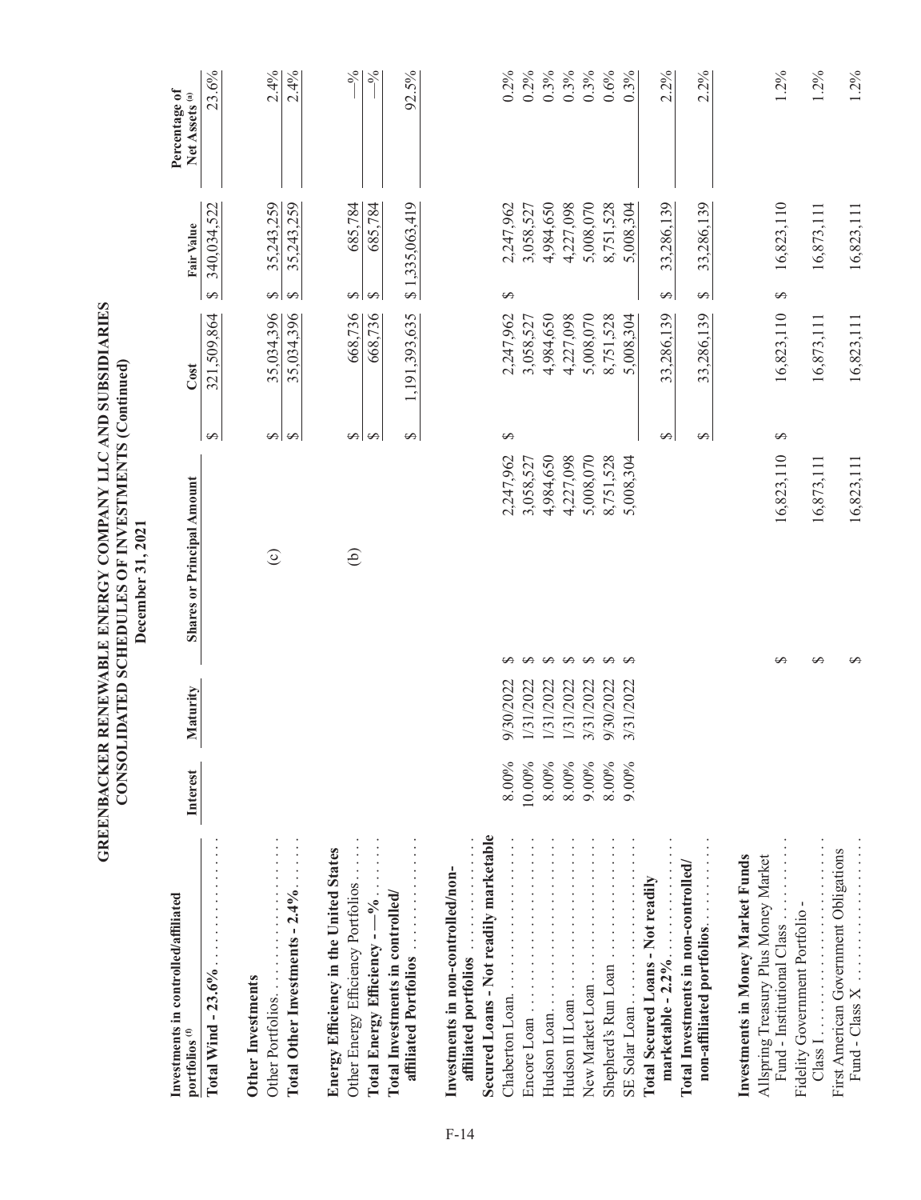# GREENBACKER RENEWABLE ENERGY COMPANY LLC AND SUBSIDIARIES
## CONSOLIDATED SCHEDULES OF INVESTMENTS (Continued)
### December 31, 2021

| Investments in controlled/affiliated portfolios (f) | Interest | Maturity | Shares or Principal Amount | Cost | Fair Value | Percentage of Net Assets (a) |
|---|---|---|---|---|---|---|
| **Total Wind - 23.6%** | | | | $ 321,509,864 | $ 340,034,522 | 23.6% |
| **Other Investments** | | | | | | |
| Other Portfolios | | | (c) | $ 35,034,396 | $ 35,243,259 | 2.4% |
| **Total Other Investments - 2.4%** | | | | $ 35,034,396 | $ 35,243,259 | 2.4% |
| **Energy Efficiency in the United States** | | | | | | |
| Other Energy Efficiency Portfolios | | | (b) | $ 668,736 | $ 685,784 | —% |
| **Total Energy Efficiency - —%** | | | | $ 668,736 | $ 685,784 | —% |
| **Total Investments in controlled/ affiliated Portfolios** | | | | $ 1,191,393,635 | $ 1,335,063,419 | 92.5% |
| **Investments in non-controlled/non-affiliated portfolios** | | | | | | |
| **Secured Loans - Not readily marketable** | | | | | | |
| Chaberton Loan | 8.00% | 9/30/2022 | $ 2,247,962 | $ 2,247,962 | $ 2,247,962 | 0.2% |
| Encore Loan | 10.00% | 1/31/2022 | $ 3,058,527 | 3,058,527 | 3,058,527 | 0.2% |
| Hudson Loan | 8.00% | 1/31/2022 | $ 4,984,650 | 4,984,650 | 4,984,650 | 0.3% |
| Hudson II Loan | 8.00% | 1/31/2022 | $ 4,227,098 | 4,227,098 | 4,227,098 | 0.3% |
| New Market Loan | 9.00% | 3/31/2022 | $ 5,008,070 | 5,008,070 | 5,008,070 | 0.3% |
| Shepherd's Run Loan | 8.00% | 9/30/2022 | $ 8,751,528 | 8,751,528 | 8,751,528 | 0.6% |
| SE Solar Loan | 9.00% | 3/31/2022 | $ 5,008,304 | 5,008,304 | 5,008,304 | 0.3% |
| **Total Secured Loans - Not readily marketable - 2.2%** | | | | $ 33,286,139 | $ 33,286,139 | 2.2% |
| **Total Investments in non-controlled/ non-affiliated portfolios** | | | | $ 33,286,139 | $ 33,286,139 | 2.2% |
| **Investments in Money Market Funds** | | | | | | |
| Allspring Treasury Plus Money Market Fund - Institutional Class | | | $ 16,823,110 | $ 16,823,110 | $ 16,823,110 | 1.2% |
| Fidelity Government Portfolio - Class I | | | $ 16,873,111 | 16,873,111 | 16,873,111 | 1.2% |
| First American Government Obligations Fund - Class X | | | $ 16,823,111 | 16,823,111 | 16,823,111 | 1.2% |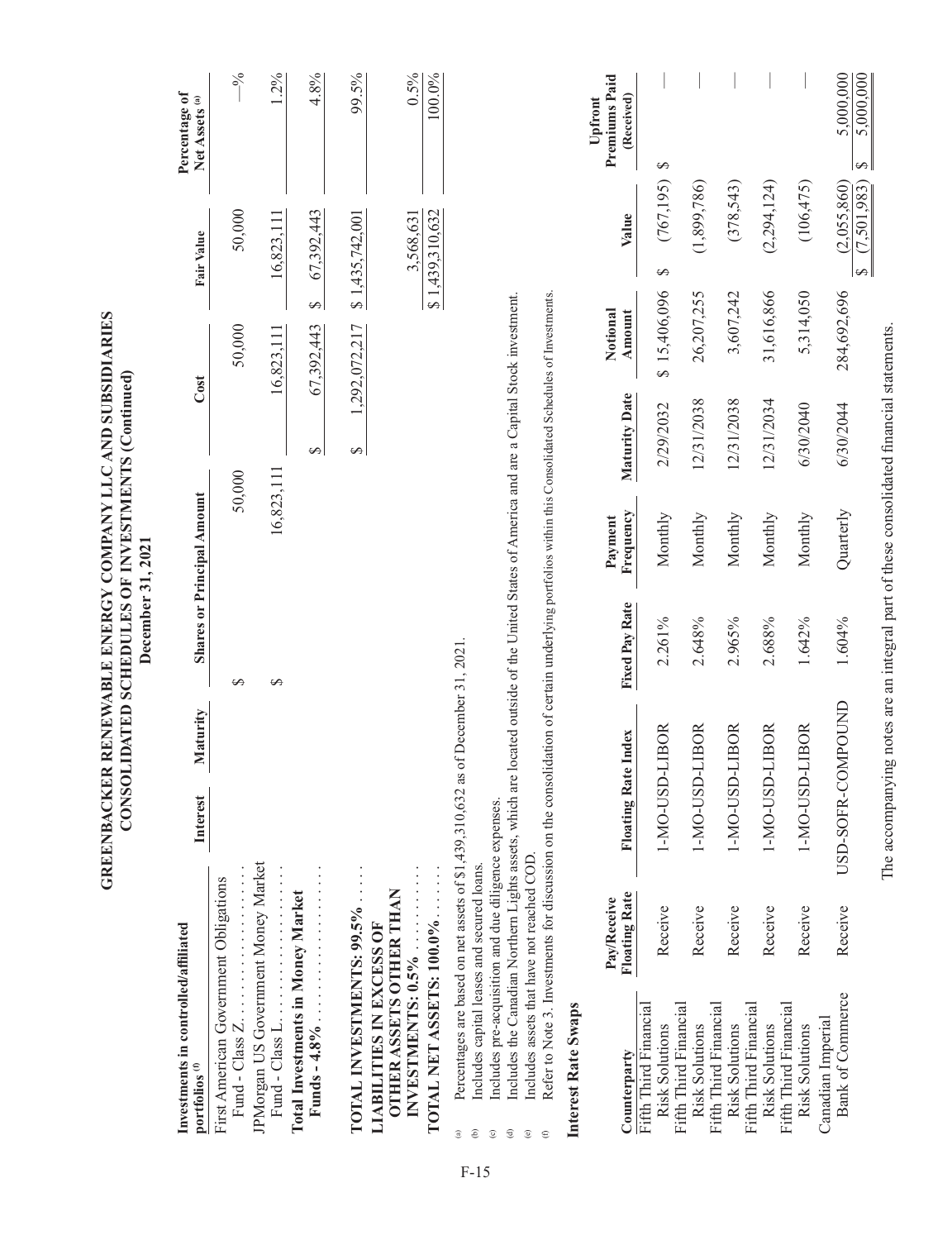# GREENBACKER RENEWABLE ENERGY COMPANY LLC AND SUBSIDIARIES
## CONSOLIDATED SCHEDULES OF INVESTMENTS (Continued)
### December 31, 2021

| Investments in controlled/affiliated portfolios [f] | Interest | Maturity | Shares or Principal Amount | Cost | Fair Value | Percentage of Net Assets [a] |
|---|---|---|---|---|---|---|
| First American Government Obligations Fund - Class Z | | | $ 50,000 | 50,000 | 50,000 | —% |
| JPMorgan US Government Money Market Fund - Class L | | | $ 16,823,111 | 16,823,111 | 16,823,111 | 1.2% |
| **Total Investments in Money Market Funds - 4.8%** | | | | $ 67,392,443 | $ 67,392,443 | 4.8% |
| **TOTAL INVESTMENTS: 99.5%** | | | | $ 1,292,072,217 | $ 1,435,742,001 | 99.5% |
| **LIABILITIES IN EXCESS OF OTHER ASSETS OTHER THAN INVESTMENTS: 0.5%** | | | | | 3,568,631 | 0.5% |
| **TOTAL NET ASSETS: 100.0%** | | | | | $ 1,439,310,632 | 100.0% |

(a) Percentages are based on net assets of $1,439,310,632 as of December 31, 2021.
(b) Includes capital leases and secured loans.
(c) Includes pre-acquisition and due diligence expenses.
(d) Includes the Canadian Northern Lights assets, which are located outside of the United States of America and are a Capital Stock investment.
(e) Includes assets that have not reached COD.
(f) Refer to Note 3. Investments for discussion on the consolidation of certain underlying portfolios within this Consolidated Schedules of Investments.

**Interest Rate Swaps**

| Counterparty | Pay/Receive Floating Rate | Floating Rate Index | Fixed Pay Rate | Payment Frequency | Maturity Date | Notional Amount | Value | Upfront Premiums Paid (Received) |
|---|---|---|---|---|---|---|---|---|
| Fifth Third Financial Risk Solutions | Receive | 1-MO-USD-LIBOR | 2.261% | Monthly | 2/29/2032 | $ 15,406,096 | $ (767,195) | $ — |
| Fifth Third Financial Risk Solutions | Receive | 1-MO-USD-LIBOR | 2.648% | Monthly | 12/31/2038 | 26,207,255 | (1,899,786) | — |
| Fifth Third Financial Risk Solutions | Receive | 1-MO-USD-LIBOR | 2.965% | Monthly | 12/31/2038 | 3,607,242 | (378,543) | — |
| Fifth Third Financial Risk Solutions | Receive | 1-MO-USD-LIBOR | 2.688% | Monthly | 12/31/2034 | 31,616,866 | (2,294,124) | — |
| Fifth Third Financial Risk Solutions | Receive | 1-MO-USD-LIBOR | 1.642% | Monthly | 6/30/2040 | 5,314,050 | (106,475) | — |
| Canadian Imperial Bank of Commerce | Receive | USD-SOFR-COMPOUND | 1.604% | Quarterly | 6/30/2044 | 284,692,696 | (2,055,860) | 5,000,000 |
| | | | | | | | $ (7,501,983) | $ 5,000,000 |

The accompanying notes are an integral part of these consolidated financial statements.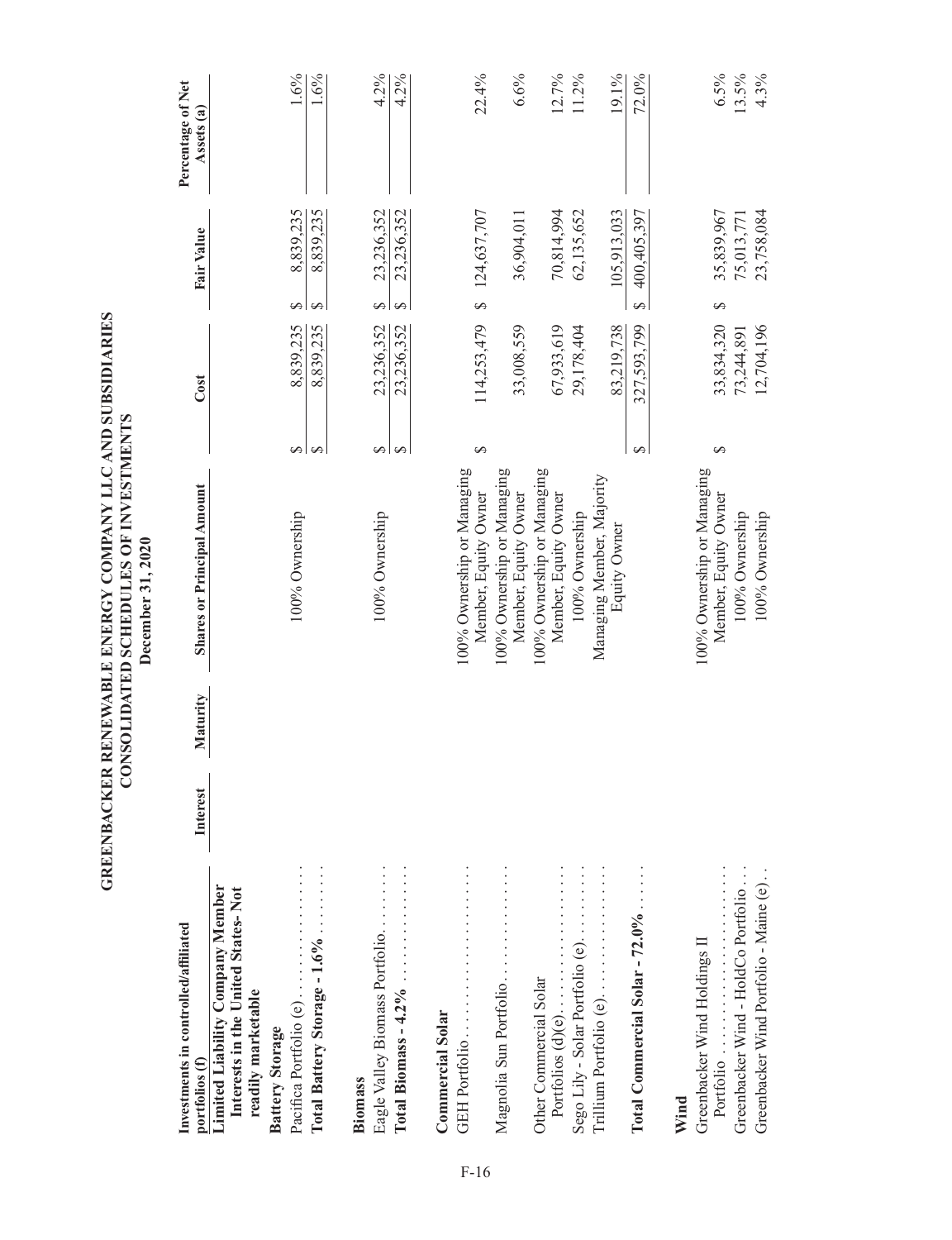# GREENBACKER RENEWABLE ENERGY COMPANY LLC AND SUBSIDIARIES
## CONSOLIDATED SCHEDULES OF INVESTMENTS
### December 31, 2020

| Investments in controlled/affiliated portfolios (f) | Interest | Maturity | Shares or Principal Amount | Cost | Fair Value | Percentage of Net Assets (a) |
|---|---|---|---|---|---|---|
| **Limited Liability Company Member Interests in the United States-Not readily marketable** | | | | | | |
| **Battery Storage** | | | | | | |
| Pacifica Portfolio (e) | | | 100% Ownership | $ 8,839,235 | $ 8,839,235 | 1.6% |
| **Total Battery Storage - 1.6%** | | | | $ 8,839,235 | $ 8,839,235 | 1.6% |
| **Biomass** | | | | | | |
| Eagle Valley Biomass Portfolio | | | 100% Ownership | $ 23,236,352 | $ 23,236,352 | 4.2% |
| **Total Biomass - 4.2%** | | | | $ 23,236,352 | $ 23,236,352 | 4.2% |
| **Commercial Solar** | | | | | | |
| GEH Portfolio | | | 100% Ownership or Managing Member, Equity Owner | $ 114,253,479 | $ 124,637,707 | 22.4% |
| Magnolia Sun Portfolio | | | 100% Ownership or Managing Member, Equity Owner | 33,008,559 | 36,904,011 | 6.6% |
| Other Commercial Solar Portfolios (d)(e) | | | 100% Ownership or Managing Member, Equity Owner | 67,933,619 | 70,814,994 | 12.7% |
| Sego Lily - Solar Portfolio (e) | | | 100% Ownership | 29,178,404 | 62,135,652 | 11.2% |
| Trillium Portfolio (e) | | | Managing Member, Majority Equity Owner | 83,219,738 | 105,913,033 | 19.1% |
| **Total Commercial Solar - 72.0%** | | | | $ 327,593,799 | $ 400,405,397 | 72.0% |
| **Wind** | | | | | | |
| Greenbacker Wind Holdings II Portfolio | | | 100% Ownership or Managing Member, Equity Owner | $ 33,834,320 | $ 35,839,967 | 6.5% |
| Greenbacker Wind - HoldCo Portfolio | | | 100% Ownership | 73,244,891 | 75,013,771 | 13.5% |
| Greenbacker Wind Portfolio - Maine (e) | | | 100% Ownership | 12,704,196 | 23,758,084 | 4.3% |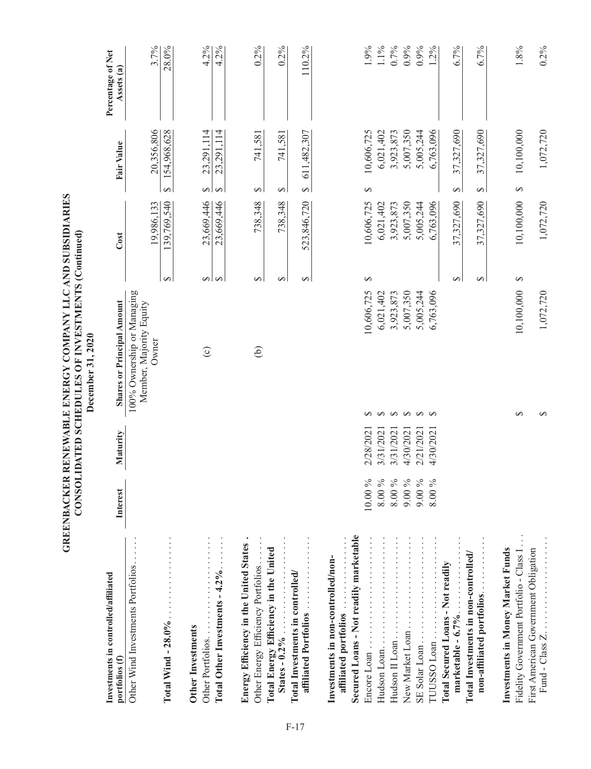# GREENBACKER RENEWABLE ENERGY COMPANY LLC AND SUBSIDIARIES
## CONSOLIDATED SCHEDULES OF INVESTMENTS (Continued)
### December 31, 2020

| Investments in controlled/affiliated portfolios (f) | Interest | Maturity | Shares or Principal Amount | Cost | Fair Value | Percentage of Net Assets (a) |
|---|---|---|---|---|---|---|
| Other Wind Investments Portfolios | | | 100% Ownership or Managing Member, Majority Equity Owner | 19,986,133 | 20,356,806 | 3.7% |
| **Total Wind - 28.0%** | | | | $ 139,769,540 | $ 154,968,628 | 28.0% |
| **Other Investments** | | | | | | |
| Other Portfolios | | | (c) | $ 23,669,446 | $ 23,291,114 | 4.2% |
| **Total Other Investments - 4.2%** | | | | $ 23,669,446 | $ 23,291,114 | 4.2% |
| **Energy Efficiency in the United States** | | | | | | |
| Other Energy Efficiency Portfolios | | | (b) | $ 738,348 | $ 741,581 | 0.2% |
| **Total Energy Efficiency in the United States - 0.2%** | | | | $ 738,348 | $ 741,581 | 0.2% |
| **Total Investments in controlled/affiliated Portfolios** | | | | $ 523,846,720 | $ 611,482,307 | 110.2% |
| **Investments in non-controlled/non-affiliated portfolios** | | | | | | |
| **Secured Loans - Not readily marketable** | | | | | | |
| Encore Loan | 10.00 % | 2/28/2021 | $ 10,606,725 | $ 10,606,725 | $ 10,606,725 | 1.9% |
| Hudson Loan | 8.00 % | 3/31/2021 | $ 6,021,402 | 6,021,402 | 6,021,402 | 1.1% |
| Hudson II Loan | 8.00 % | 3/31/2021 | $ 3,923,873 | 3,923,873 | 3,923,873 | 0.7% |
| New Market Loan | 9.00 % | 4/30/2021 | $ 5,007,350 | 5,007,350 | 5,007,350 | 0.9% |
| SE Solar Loan | 9.00 % | 2/21/2021 | $ 5,005,244 | 5,005,244 | 5,005,244 | 0.9% |
| TUUSSO Loan | 8.00 % | 4/30/2021 | $ 6,763,096 | 6,763,096 | 6,763,096 | 1.2% |
| **Total Secured Loans - Not readily marketable - 6.7%** | | | | $ 37,327,690 | $ 37,327,690 | 6.7% |
| **Total Investments in non-controlled/non-affiliated portfolios** | | | | $ 37,327,690 | $ 37,327,690 | 6.7% |
| **Investments in Money Market Funds** | | | | | | |
| Fidelity Government Portfolio - Class I | | | $ 10,100,000 | $ 10,100,000 | $ 10,100,000 | 1.8% |
| First American Government Obligation Fund - Class Z | | | $ 1,072,720 | 1,072,720 | 1,072,720 | 0.2% |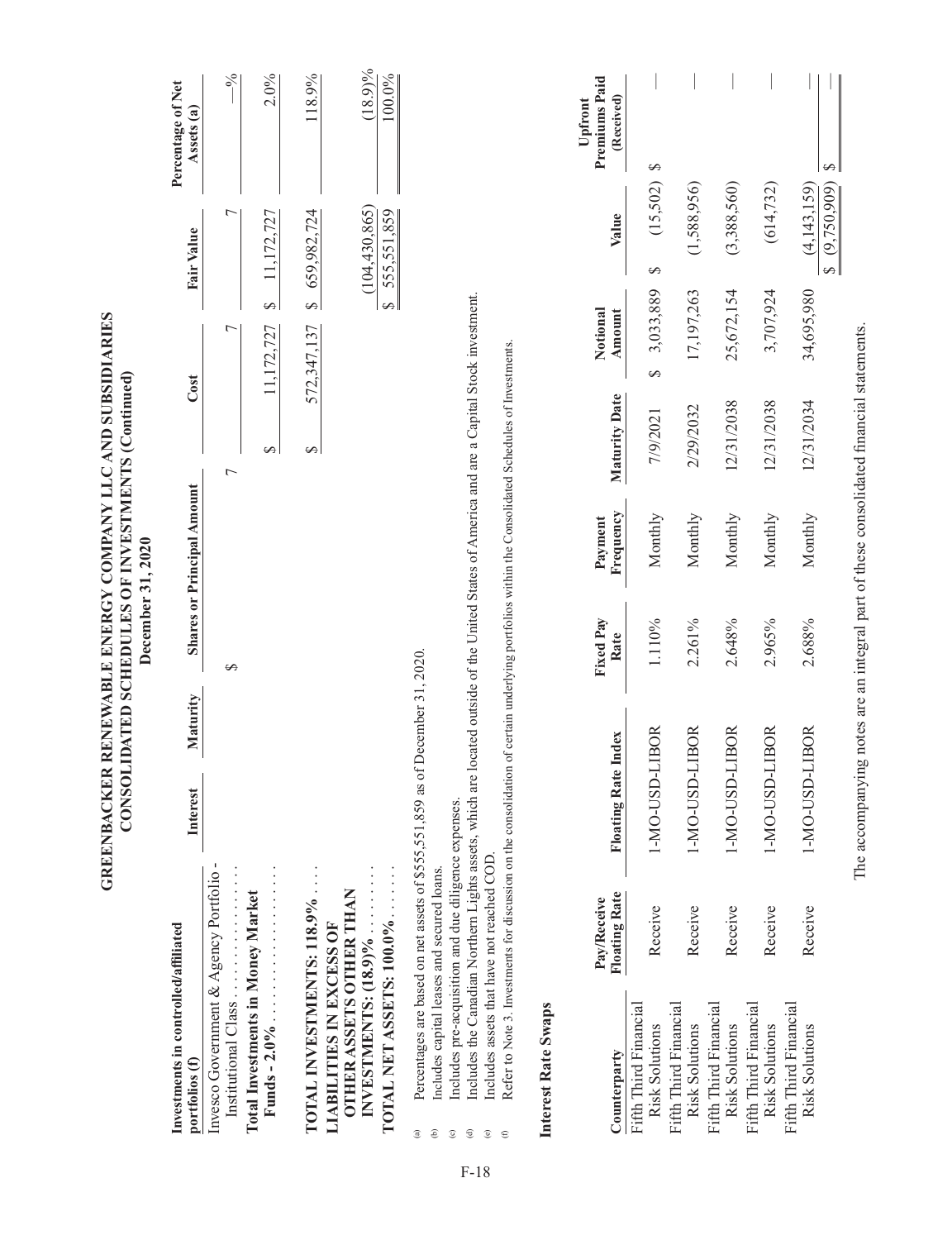# GREENBACKER RENEWABLE ENERGY COMPANY LLC AND SUBSIDIARIES
## CONSOLIDATED SCHEDULES OF INVESTMENTS (Continued)
### December 31, 2020

| Investments in controlled/affiliated portfolios (f) | Interest | Maturity | Shares or Principal Amount | Cost | Fair Value | Percentage of Net Assets (a) |
|---|---|---|---|---|---|---|
| Invesco Government & Agency Portfolio - Institutional Class . . . . . . . . . . . . . . | | | $ 7 | 7 | 7 | —% |
| **Total Investments in Money Market Funds - 2.0%** . . . . . . . . . . . . . . . . . . | | | | $ 11,172,727 | $ 11,172,727 | 2.0% |
| **TOTAL INVESTMENTS: 118.9%** . . . . | | | | $ 572,347,137 | $ 659,982,724 | 118.9% |
| **LIABILITIES IN EXCESS OF OTHER ASSETS OTHER THAN INVESTMENTS: (18.9)%** . . . . . . . . | | | | | (104,430,865) | (18.9)% |
| **TOTAL NET ASSETS: 100.0%** . . . . . . . | | | | | $ 555,551,859 | 100.0% |

(a) Percentages are based on net assets of $555,551,859 as of December 31, 2020.

(b) Includes capital leases and secured loans.

(c) Includes pre-acquisition and due diligence expenses.

(d) Includes the Canadian Northern Lights assets, which are located outside of the United States of America and are a Capital Stock investment.

(e) Includes assets that have not reached COD.

(f) Refer to Note 3. Investments for discussion on the consolidation of certain underlying portfolios within the Consolidated Schedules of Investments.

## Interest Rate Swaps

| Counterparty | Pay/Receive Floating Rate | Floating Rate Index | Fixed Pay Rate | Payment Frequency | Maturity Date | Notional Amount | Value | Upfront Premiums Paid (Received) |
|---|---|---|---|---|---|---|---|---|
| Fifth Third Financial Risk Solutions | Receive | 1-MO-USD-LIBOR | 1.110% | Monthly | 7/9/2021 | $ 3,033,889 | $ (15,502) | $ — |
| Fifth Third Financial Risk Solutions | Receive | 1-MO-USD-LIBOR | 2.261% | Monthly | 2/29/2032 | 17,197,263 | (1,588,956) | — |
| Fifth Third Financial Risk Solutions | Receive | 1-MO-USD-LIBOR | 2.648% | Monthly | 12/31/2038 | 25,672,154 | (3,388,560) | — |
| Fifth Third Financial Risk Solutions | Receive | 1-MO-USD-LIBOR | 2.965% | Monthly | 12/31/2038 | 3,707,924 | (614,732) | — |
| Fifth Third Financial Risk Solutions | Receive | 1-MO-USD-LIBOR | 2.688% | Monthly | 12/31/2034 | 34,695,980 | (4,143,159) | — |
| | | | | | | | $ (9,750,909) | $ — |

The accompanying notes are an integral part of these consolidated financial statements.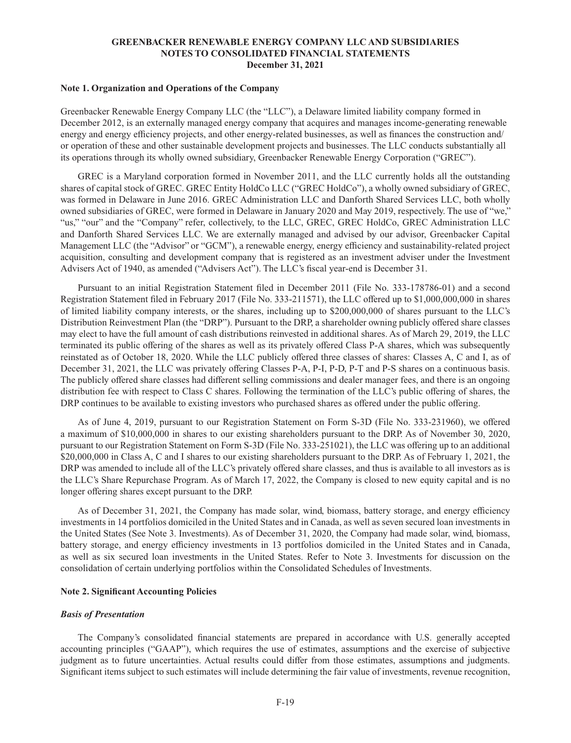**GREENBACKER RENEWABLE ENERGY COMPANY LLC AND SUBSIDIARIES**
**NOTES TO CONSOLIDATED FINANCIAL STATEMENTS**
**December 31, 2021**

### Note 1. Organization and Operations of the Company

Greenbacker Renewable Energy Company LLC (the "LLC"), a Delaware limited liability company formed in December 2012, is an externally managed energy company that acquires and manages income-generating renewable energy and energy efficiency projects, and other energy-related businesses, as well as finances the construction and/ or operation of these and other sustainable development projects and businesses. The LLC conducts substantially all its operations through its wholly owned subsidiary, Greenbacker Renewable Energy Corporation ("GREC").

GREC is a Maryland corporation formed in November 2011, and the LLC currently holds all the outstanding shares of capital stock of GREC. GREC Entity HoldCo LLC ("GREC HoldCo"), a wholly owned subsidiary of GREC, was formed in Delaware in June 2016. GREC Administration LLC and Danforth Shared Services LLC, both wholly owned subsidiaries of GREC, were formed in Delaware in January 2020 and May 2019, respectively. The use of "we," "us," "our" and the "Company" refer, collectively, to the LLC, GREC, GREC HoldCo, GREC Administration LLC and Danforth Shared Services LLC. We are externally managed and advised by our advisor, Greenbacker Capital Management LLC (the "Advisor" or "GCM"), a renewable energy, energy efficiency and sustainability-related project acquisition, consulting and development company that is registered as an investment adviser under the Investment Advisers Act of 1940, as amended ("Advisers Act"). The LLC's fiscal year-end is December 31.

Pursuant to an initial Registration Statement filed in December 2011 (File No. 333-178786-01) and a second Registration Statement filed in February 2017 (File No. 333-211571), the LLC offered up to $1,000,000,000 in shares of limited liability company interests, or the shares, including up to $200,000,000 of shares pursuant to the LLC's Distribution Reinvestment Plan (the "DRP"). Pursuant to the DRP, a shareholder owning publicly offered share classes may elect to have the full amount of cash distributions reinvested in additional shares. As of March 29, 2019, the LLC terminated its public offering of the shares as well as its privately offered Class P-A shares, which was subsequently reinstated as of October 18, 2020. While the LLC publicly offered three classes of shares: Classes A, C and I, as of December 31, 2021, the LLC was privately offering Classes P-A, P-I, P-D, P-T and P-S shares on a continuous basis. The publicly offered share classes had different selling commissions and dealer manager fees, and there is an ongoing distribution fee with respect to Class C shares. Following the termination of the LLC's public offering of shares, the DRP continues to be available to existing investors who purchased shares as offered under the public offering.

As of June 4, 2019, pursuant to our Registration Statement on Form S-3D (File No. 333-231960), we offered a maximum of $10,000,000 in shares to our existing shareholders pursuant to the DRP. As of November 30, 2020, pursuant to our Registration Statement on Form S-3D (File No. 333-251021), the LLC was offering up to an additional $20,000,000 in Class A, C and I shares to our existing shareholders pursuant to the DRP. As of February 1, 2021, the DRP was amended to include all of the LLC's privately offered share classes, and thus is available to all investors as is the LLC's Share Repurchase Program. As of March 17, 2022, the Company is closed to new equity capital and is no longer offering shares except pursuant to the DRP.

As of December 31, 2021, the Company has made solar, wind, biomass, battery storage, and energy efficiency investments in 14 portfolios domiciled in the United States and in Canada, as well as seven secured loan investments in the United States (See Note 3. Investments). As of December 31, 2020, the Company had made solar, wind, biomass, battery storage, and energy efficiency investments in 13 portfolios domiciled in the United States and in Canada, as well as six secured loan investments in the United States. Refer to Note 3. Investments for discussion on the consolidation of certain underlying portfolios within the Consolidated Schedules of Investments.

### Note 2. Significant Accounting Policies

***Basis of Presentation***

The Company's consolidated financial statements are prepared in accordance with U.S. generally accepted accounting principles ("GAAP"), which requires the use of estimates, assumptions and the exercise of subjective judgment as to future uncertainties. Actual results could differ from those estimates, assumptions and judgments. Significant items subject to such estimates will include determining the fair value of investments, revenue recognition,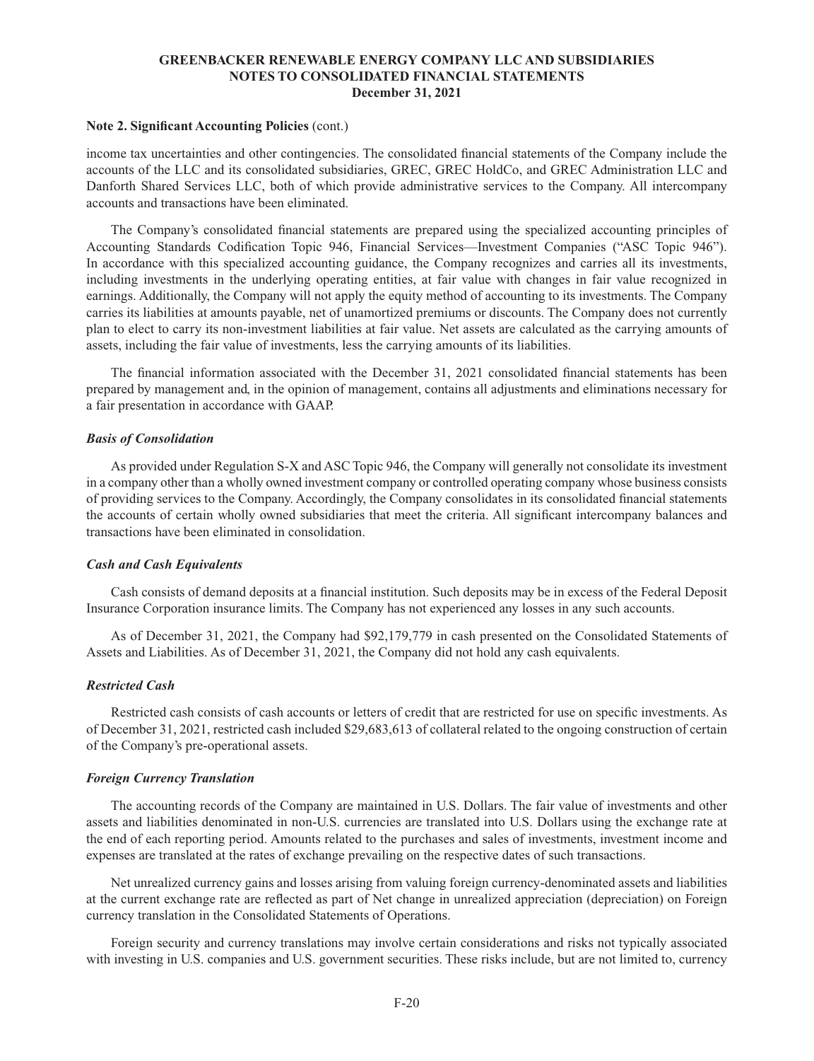**Note 2. Significant Accounting Policies** (cont.)

income tax uncertainties and other contingencies. The consolidated financial statements of the Company include the accounts of the LLC and its consolidated subsidiaries, GREC, GREC HoldCo, and GREC Administration LLC and Danforth Shared Services LLC, both of which provide administrative services to the Company. All intercompany accounts and transactions have been eliminated.

The Company's consolidated financial statements are prepared using the specialized accounting principles of Accounting Standards Codification Topic 946, Financial Services—Investment Companies ("ASC Topic 946"). In accordance with this specialized accounting guidance, the Company recognizes and carries all its investments, including investments in the underlying operating entities, at fair value with changes in fair value recognized in earnings. Additionally, the Company will not apply the equity method of accounting to its investments. The Company carries its liabilities at amounts payable, net of unamortized premiums or discounts. The Company does not currently plan to elect to carry its non-investment liabilities at fair value. Net assets are calculated as the carrying amounts of assets, including the fair value of investments, less the carrying amounts of its liabilities.

The financial information associated with the December 31, 2021 consolidated financial statements has been prepared by management and, in the opinion of management, contains all adjustments and eliminations necessary for a fair presentation in accordance with GAAP.

***Basis of Consolidation***

As provided under Regulation S-X and ASC Topic 946, the Company will generally not consolidate its investment in a company other than a wholly owned investment company or controlled operating company whose business consists of providing services to the Company. Accordingly, the Company consolidates in its consolidated financial statements the accounts of certain wholly owned subsidiaries that meet the criteria. All significant intercompany balances and transactions have been eliminated in consolidation.

***Cash and Cash Equivalents***

Cash consists of demand deposits at a financial institution. Such deposits may be in excess of the Federal Deposit Insurance Corporation insurance limits. The Company has not experienced any losses in any such accounts.

As of December 31, 2021, the Company had $92,179,779 in cash presented on the Consolidated Statements of Assets and Liabilities. As of December 31, 2021, the Company did not hold any cash equivalents.

***Restricted Cash***

Restricted cash consists of cash accounts or letters of credit that are restricted for use on specific investments. As of December 31, 2021, restricted cash included $29,683,613 of collateral related to the ongoing construction of certain of the Company's pre-operational assets.

***Foreign Currency Translation***

The accounting records of the Company are maintained in U.S. Dollars. The fair value of investments and other assets and liabilities denominated in non-U.S. currencies are translated into U.S. Dollars using the exchange rate at the end of each reporting period. Amounts related to the purchases and sales of investments, investment income and expenses are translated at the rates of exchange prevailing on the respective dates of such transactions.

Net unrealized currency gains and losses arising from valuing foreign currency-denominated assets and liabilities at the current exchange rate are reflected as part of Net change in unrealized appreciation (depreciation) on Foreign currency translation in the Consolidated Statements of Operations.

Foreign security and currency translations may involve certain considerations and risks not typically associated with investing in U.S. companies and U.S. government securities. These risks include, but are not limited to, currency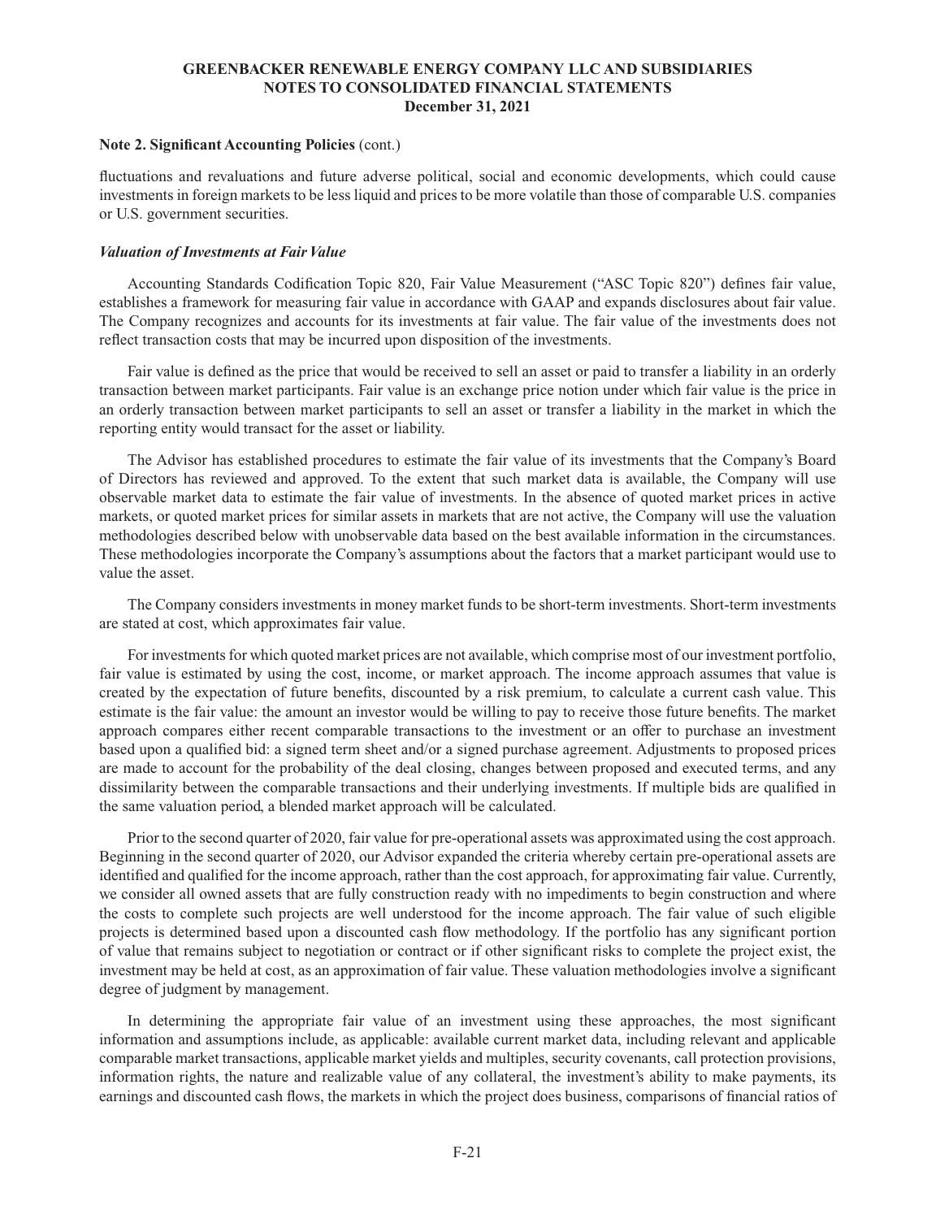**Note 2. Significant Accounting Policies** (cont.)

fluctuations and revaluations and future adverse political, social and economic developments, which could cause investments in foreign markets to be less liquid and prices to be more volatile than those of comparable U.S. companies or U.S. government securities.

***Valuation of Investments at Fair Value***

Accounting Standards Codification Topic 820, Fair Value Measurement ("ASC Topic 820") defines fair value, establishes a framework for measuring fair value in accordance with GAAP and expands disclosures about fair value. The Company recognizes and accounts for its investments at fair value. The fair value of the investments does not reflect transaction costs that may be incurred upon disposition of the investments.

Fair value is defined as the price that would be received to sell an asset or paid to transfer a liability in an orderly transaction between market participants. Fair value is an exchange price notion under which fair value is the price in an orderly transaction between market participants to sell an asset or transfer a liability in the market in which the reporting entity would transact for the asset or liability.

The Advisor has established procedures to estimate the fair value of its investments that the Company's Board of Directors has reviewed and approved. To the extent that such market data is available, the Company will use observable market data to estimate the fair value of investments. In the absence of quoted market prices in active markets, or quoted market prices for similar assets in markets that are not active, the Company will use the valuation methodologies described below with unobservable data based on the best available information in the circumstances. These methodologies incorporate the Company's assumptions about the factors that a market participant would use to value the asset.

The Company considers investments in money market funds to be short-term investments. Short-term investments are stated at cost, which approximates fair value.

For investments for which quoted market prices are not available, which comprise most of our investment portfolio, fair value is estimated by using the cost, income, or market approach. The income approach assumes that value is created by the expectation of future benefits, discounted by a risk premium, to calculate a current cash value. This estimate is the fair value: the amount an investor would be willing to pay to receive those future benefits. The market approach compares either recent comparable transactions to the investment or an offer to purchase an investment based upon a qualified bid: a signed term sheet and/or a signed purchase agreement. Adjustments to proposed prices are made to account for the probability of the deal closing, changes between proposed and executed terms, and any dissimilarity between the comparable transactions and their underlying investments. If multiple bids are qualified in the same valuation period, a blended market approach will be calculated.

Prior to the second quarter of 2020, fair value for pre-operational assets was approximated using the cost approach. Beginning in the second quarter of 2020, our Advisor expanded the criteria whereby certain pre-operational assets are identified and qualified for the income approach, rather than the cost approach, for approximating fair value. Currently, we consider all owned assets that are fully construction ready with no impediments to begin construction and where the costs to complete such projects are well understood for the income approach. The fair value of such eligible projects is determined based upon a discounted cash flow methodology. If the portfolio has any significant portion of value that remains subject to negotiation or contract or if other significant risks to complete the project exist, the investment may be held at cost, as an approximation of fair value. These valuation methodologies involve a significant degree of judgment by management.

In determining the appropriate fair value of an investment using these approaches, the most significant information and assumptions include, as applicable: available current market data, including relevant and applicable comparable market transactions, applicable market yields and multiples, security covenants, call protection provisions, information rights, the nature and realizable value of any collateral, the investment's ability to make payments, its earnings and discounted cash flows, the markets in which the project does business, comparisons of financial ratios of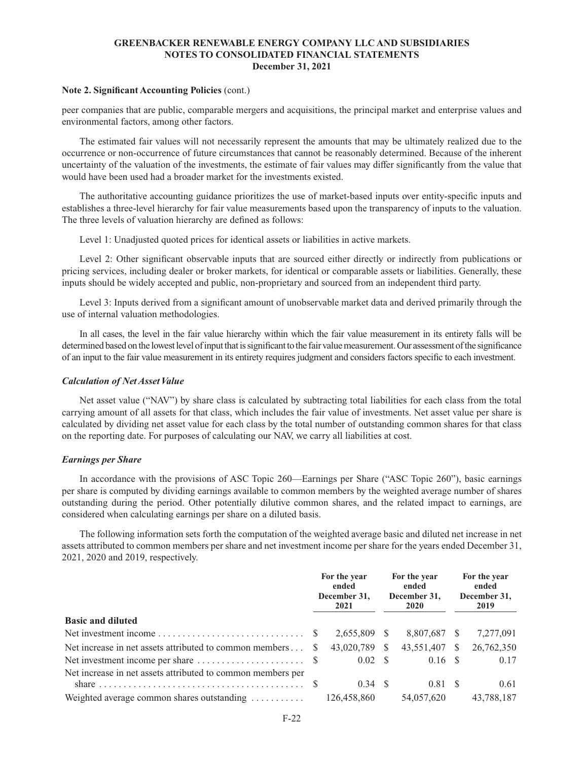**Note 2. Significant Accounting Policies** (cont.)

peer companies that are public, comparable mergers and acquisitions, the principal market and enterprise values and environmental factors, among other factors.

The estimated fair values will not necessarily represent the amounts that may be ultimately realized due to the occurrence or non-occurrence of future circumstances that cannot be reasonably determined. Because of the inherent uncertainty of the valuation of the investments, the estimate of fair values may differ significantly from the value that would have been used had a broader market for the investments existed.

The authoritative accounting guidance prioritizes the use of market-based inputs over entity-specific inputs and establishes a three-level hierarchy for fair value measurements based upon the transparency of inputs to the valuation. The three levels of valuation hierarchy are defined as follows:

Level 1: Unadjusted quoted prices for identical assets or liabilities in active markets.

Level 2: Other significant observable inputs that are sourced either directly or indirectly from publications or pricing services, including dealer or broker markets, for identical or comparable assets or liabilities. Generally, these inputs should be widely accepted and public, non-proprietary and sourced from an independent third party.

Level 3: Inputs derived from a significant amount of unobservable market data and derived primarily through the use of internal valuation methodologies.

In all cases, the level in the fair value hierarchy within which the fair value measurement in its entirety falls will be determined based on the lowest level of input that is significant to the fair value measurement. Our assessment of the significance of an input to the fair value measurement in its entirety requires judgment and considers factors specific to each investment.

### *Calculation of Net Asset Value*

Net asset value ("NAV") by share class is calculated by subtracting total liabilities for each class from the total carrying amount of all assets for that class, which includes the fair value of investments. Net asset value per share is calculated by dividing net asset value for each class by the total number of outstanding common shares for that class on the reporting date. For purposes of calculating our NAV, we carry all liabilities at cost.

### *Earnings per Share*

In accordance with the provisions of ASC Topic 260—Earnings per Share ("ASC Topic 260"), basic earnings per share is computed by dividing earnings available to common members by the weighted average number of shares outstanding during the period. Other potentially dilutive common shares, and the related impact to earnings, are considered when calculating earnings per share on a diluted basis.

The following information sets forth the computation of the weighted average basic and diluted net increase in net assets attributed to common members per share and net investment income per share for the years ended December 31, 2021, 2020 and 2019, respectively.

| | For the year ended December 31, 2021 | For the year ended December 31, 2020 | For the year ended December 31, 2019 |
|---|---|---|---|
| **Basic and diluted** | | | |
| Net investment income | $ 2,655,809 | $ 8,807,687 | $ 7,277,091 |
| Net increase in net assets attributed to common members | $ 43,020,789 | $ 43,551,407 | $ 26,762,350 |
| Net investment income per share | $ 0.02 | $ 0.16 | $ 0.17 |
| Net increase in net assets attributed to common members per share | $ 0.34 | $ 0.81 | $ 0.61 |
| Weighted average common shares outstanding | 126,458,860 | 54,057,620 | 43,788,187 |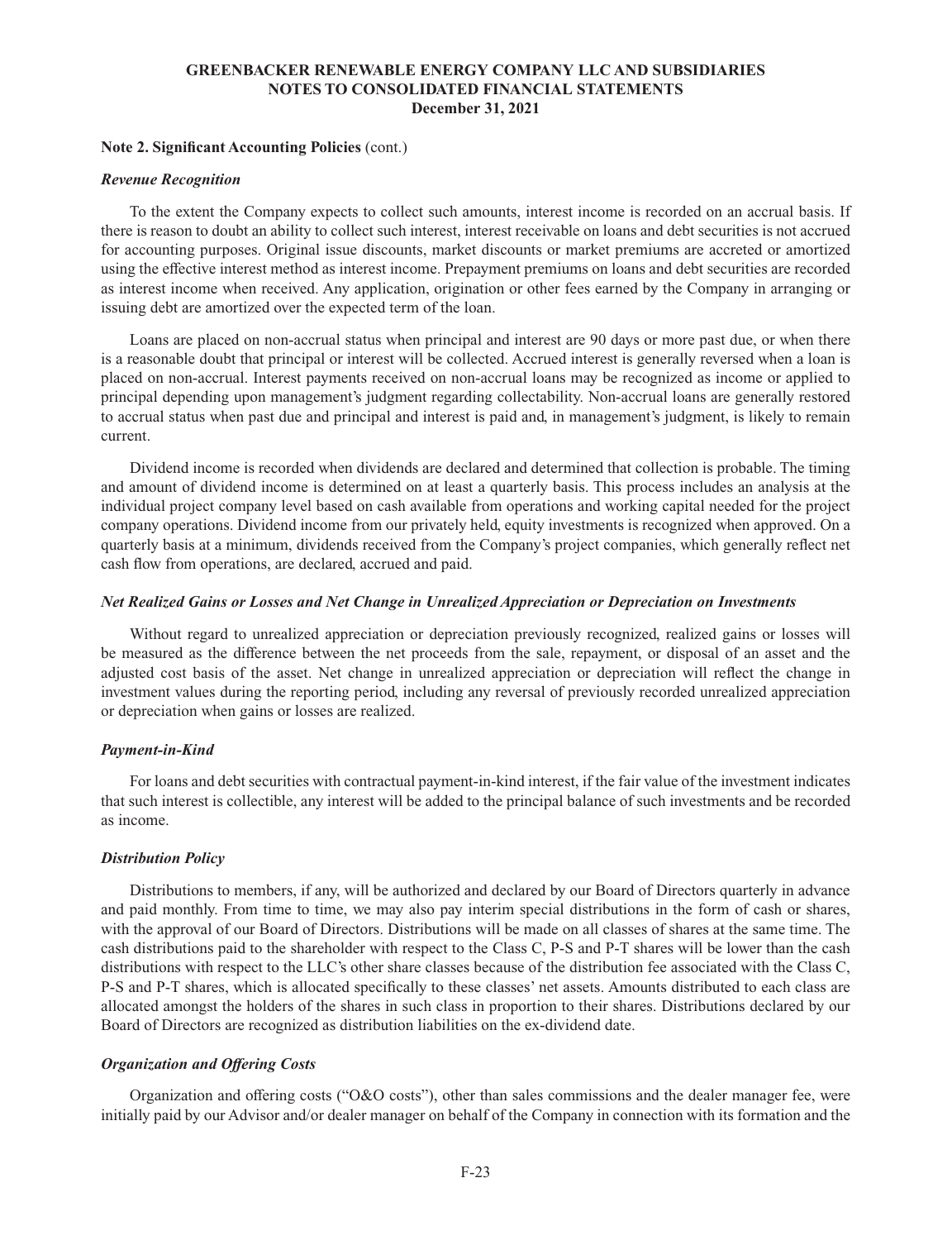**Note 2. Significant Accounting Policies** (cont.)

***Revenue Recognition***

To the extent the Company expects to collect such amounts, interest income is recorded on an accrual basis. If there is reason to doubt an ability to collect such interest, interest receivable on loans and debt securities is not accrued for accounting purposes. Original issue discounts, market discounts or market premiums are accreted or amortized using the effective interest method as interest income. Prepayment premiums on loans and debt securities are recorded as interest income when received. Any application, origination or other fees earned by the Company in arranging or issuing debt are amortized over the expected term of the loan.

Loans are placed on non-accrual status when principal and interest are 90 days or more past due, or when there is a reasonable doubt that principal or interest will be collected. Accrued interest is generally reversed when a loan is placed on non-accrual. Interest payments received on non-accrual loans may be recognized as income or applied to principal depending upon management's judgment regarding collectability. Non-accrual loans are generally restored to accrual status when past due and principal and interest is paid and, in management's judgment, is likely to remain current.

Dividend income is recorded when dividends are declared and determined that collection is probable. The timing and amount of dividend income is determined on at least a quarterly basis. This process includes an analysis at the individual project company level based on cash available from operations and working capital needed for the project company operations. Dividend income from our privately held, equity investments is recognized when approved. On a quarterly basis at a minimum, dividends received from the Company's project companies, which generally reflect net cash flow from operations, are declared, accrued and paid.

***Net Realized Gains or Losses and Net Change in Unrealized Appreciation or Depreciation on Investments***

Without regard to unrealized appreciation or depreciation previously recognized, realized gains or losses will be measured as the difference between the net proceeds from the sale, repayment, or disposal of an asset and the adjusted cost basis of the asset. Net change in unrealized appreciation or depreciation will reflect the change in investment values during the reporting period, including any reversal of previously recorded unrealized appreciation or depreciation when gains or losses are realized.

***Payment-in-Kind***

For loans and debt securities with contractual payment-in-kind interest, if the fair value of the investment indicates that such interest is collectible, any interest will be added to the principal balance of such investments and be recorded as income.

***Distribution Policy***

Distributions to members, if any, will be authorized and declared by our Board of Directors quarterly in advance and paid monthly. From time to time, we may also pay interim special distributions in the form of cash or shares, with the approval of our Board of Directors. Distributions will be made on all classes of shares at the same time. The cash distributions paid to the shareholder with respect to the Class C, P-S and P-T shares will be lower than the cash distributions with respect to the LLC's other share classes because of the distribution fee associated with the Class C, P-S and P-T shares, which is allocated specifically to these classes' net assets. Amounts distributed to each class are allocated amongst the holders of the shares in such class in proportion to their shares. Distributions declared by our Board of Directors are recognized as distribution liabilities on the ex-dividend date.

***Organization and Offering Costs***

Organization and offering costs ("O&O costs"), other than sales commissions and the dealer manager fee, were initially paid by our Advisor and/or dealer manager on behalf of the Company in connection with its formation and the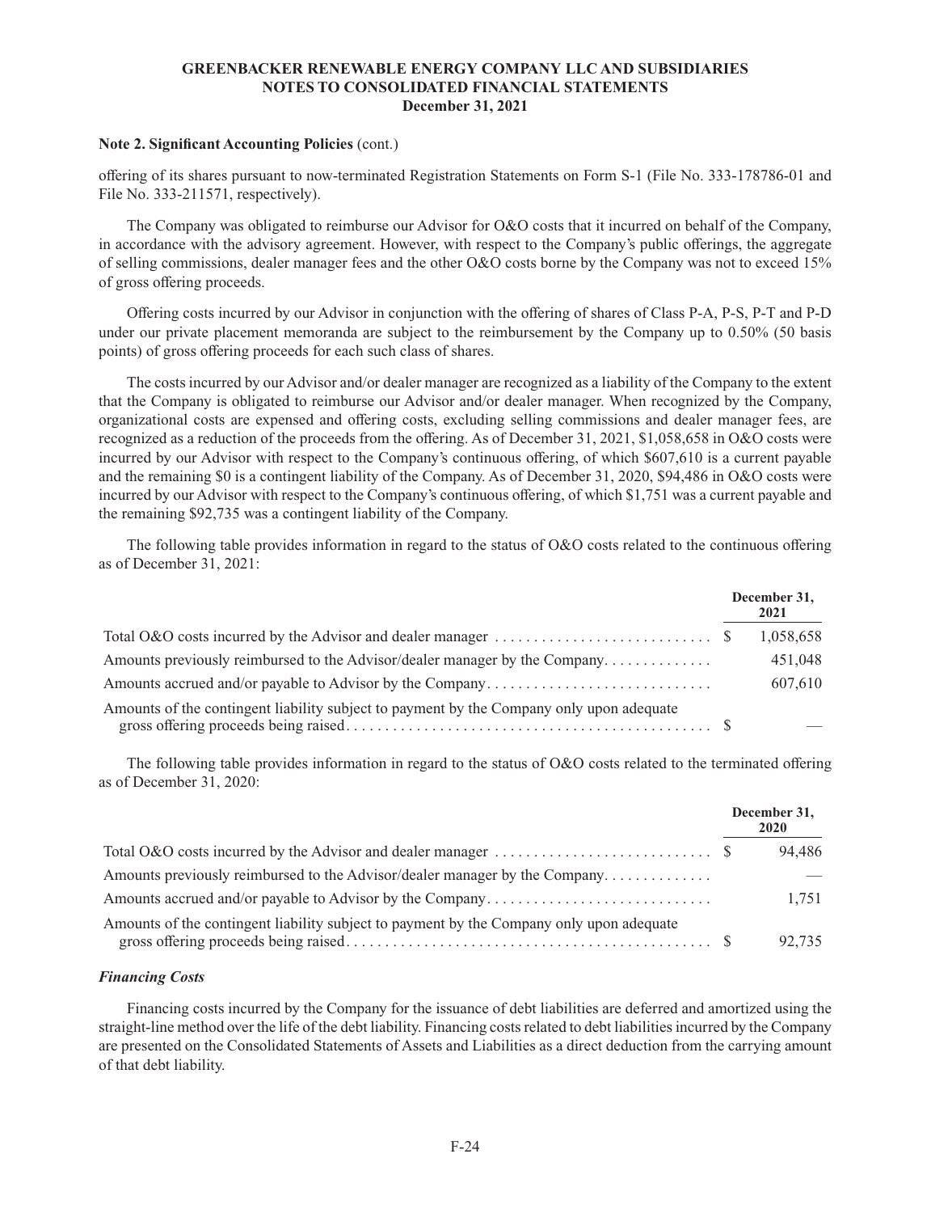**Note 2. Significant Accounting Policies** (cont.)

offering of its shares pursuant to now-terminated Registration Statements on Form S-1 (File No. 333-178786-01 and File No. 333-211571, respectively).

The Company was obligated to reimburse our Advisor for O&O costs that it incurred on behalf of the Company, in accordance with the advisory agreement. However, with respect to the Company's public offerings, the aggregate of selling commissions, dealer manager fees and the other O&O costs borne by the Company was not to exceed 15% of gross offering proceeds.

Offering costs incurred by our Advisor in conjunction with the offering of shares of Class P-A, P-S, P-T and P-D under our private placement memoranda are subject to the reimbursement by the Company up to 0.50% (50 basis points) of gross offering proceeds for each such class of shares.

The costs incurred by our Advisor and/or dealer manager are recognized as a liability of the Company to the extent that the Company is obligated to reimburse our Advisor and/or dealer manager. When recognized by the Company, organizational costs are expensed and offering costs, excluding selling commissions and dealer manager fees, are recognized as a reduction of the proceeds from the offering. As of December 31, 2021, $1,058,658 in O&O costs were incurred by our Advisor with respect to the Company's continuous offering, of which $607,610 is a current payable and the remaining $0 is a contingent liability of the Company. As of December 31, 2020, $94,486 in O&O costs were incurred by our Advisor with respect to the Company's continuous offering, of which $1,751 was a current payable and the remaining $92,735 was a contingent liability of the Company.

The following table provides information in regard to the status of O&O costs related to the continuous offering as of December 31, 2021:

| | December 31, 2021 |
|---|---|
| Total O&O costs incurred by the Advisor and dealer manager | $ 1,058,658 |
| Amounts previously reimbursed to the Advisor/dealer manager by the Company | 451,048 |
| Amounts accrued and/or payable to Advisor by the Company | 607,610 |
| Amounts of the contingent liability subject to payment by the Company only upon adequate gross offering proceeds being raised | $ — |

The following table provides information in regard to the status of O&O costs related to the terminated offering as of December 31, 2020:

| | December 31, 2020 |
|---|---|
| Total O&O costs incurred by the Advisor and dealer manager | $ 94,486 |
| Amounts previously reimbursed to the Advisor/dealer manager by the Company | — |
| Amounts accrued and/or payable to Advisor by the Company | 1,751 |
| Amounts of the contingent liability subject to payment by the Company only upon adequate gross offering proceeds being raised | $ 92,735 |

### *Financing Costs*

Financing costs incurred by the Company for the issuance of debt liabilities are deferred and amortized using the straight-line method over the life of the debt liability. Financing costs related to debt liabilities incurred by the Company are presented on the Consolidated Statements of Assets and Liabilities as a direct deduction from the carrying amount of that debt liability.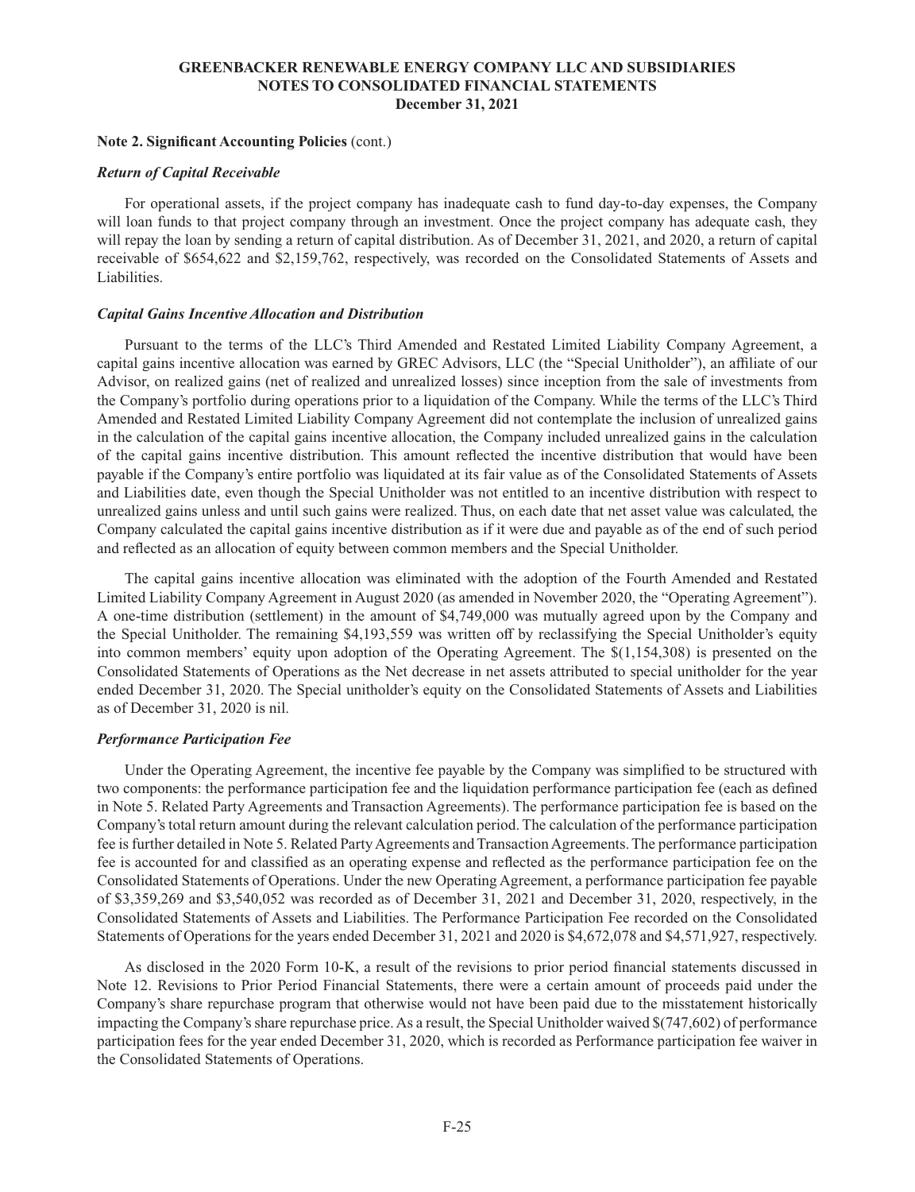**Note 2. Significant Accounting Policies** (cont.)

***Return of Capital Receivable***

For operational assets, if the project company has inadequate cash to fund day-to-day expenses, the Company will loan funds to that project company through an investment. Once the project company has adequate cash, they will repay the loan by sending a return of capital distribution. As of December 31, 2021, and 2020, a return of capital receivable of $654,622 and $2,159,762, respectively, was recorded on the Consolidated Statements of Assets and Liabilities.

***Capital Gains Incentive Allocation and Distribution***

Pursuant to the terms of the LLC's Third Amended and Restated Limited Liability Company Agreement, a capital gains incentive allocation was earned by GREC Advisors, LLC (the "Special Unitholder"), an affiliate of our Advisor, on realized gains (net of realized and unrealized losses) since inception from the sale of investments from the Company's portfolio during operations prior to a liquidation of the Company. While the terms of the LLC's Third Amended and Restated Limited Liability Company Agreement did not contemplate the inclusion of unrealized gains in the calculation of the capital gains incentive allocation, the Company included unrealized gains in the calculation of the capital gains incentive distribution. This amount reflected the incentive distribution that would have been payable if the Company's entire portfolio was liquidated at its fair value as of the Consolidated Statements of Assets and Liabilities date, even though the Special Unitholder was not entitled to an incentive distribution with respect to unrealized gains unless and until such gains were realized. Thus, on each date that net asset value was calculated, the Company calculated the capital gains incentive distribution as if it were due and payable as of the end of such period and reflected as an allocation of equity between common members and the Special Unitholder.

The capital gains incentive allocation was eliminated with the adoption of the Fourth Amended and Restated Limited Liability Company Agreement in August 2020 (as amended in November 2020, the "Operating Agreement"). A one-time distribution (settlement) in the amount of $4,749,000 was mutually agreed upon by the Company and the Special Unitholder. The remaining $4,193,559 was written off by reclassifying the Special Unitholder's equity into common members' equity upon adoption of the Operating Agreement. The $(1,154,308) is presented on the Consolidated Statements of Operations as the Net decrease in net assets attributed to special unitholder for the year ended December 31, 2020. The Special unitholder's equity on the Consolidated Statements of Assets and Liabilities as of December 31, 2020 is nil.

***Performance Participation Fee***

Under the Operating Agreement, the incentive fee payable by the Company was simplified to be structured with two components: the performance participation fee and the liquidation performance participation fee (each as defined in Note 5. Related Party Agreements and Transaction Agreements). The performance participation fee is based on the Company's total return amount during the relevant calculation period. The calculation of the performance participation fee is further detailed in Note 5. Related Party Agreements and Transaction Agreements. The performance participation fee is accounted for and classified as an operating expense and reflected as the performance participation fee on the Consolidated Statements of Operations. Under the new Operating Agreement, a performance participation fee payable of $3,359,269 and $3,540,052 was recorded as of December 31, 2021 and December 31, 2020, respectively, in the Consolidated Statements of Assets and Liabilities. The Performance Participation Fee recorded on the Consolidated Statements of Operations for the years ended December 31, 2021 and 2020 is $4,672,078 and $4,571,927, respectively.

As disclosed in the 2020 Form 10-K, a result of the revisions to prior period financial statements discussed in Note 12. Revisions to Prior Period Financial Statements, there were a certain amount of proceeds paid under the Company's share repurchase program that otherwise would not have been paid due to the misstatement historically impacting the Company's share repurchase price. As a result, the Special Unitholder waived $(747,602) of performance participation fees for the year ended December 31, 2020, which is recorded as Performance participation fee waiver in the Consolidated Statements of Operations.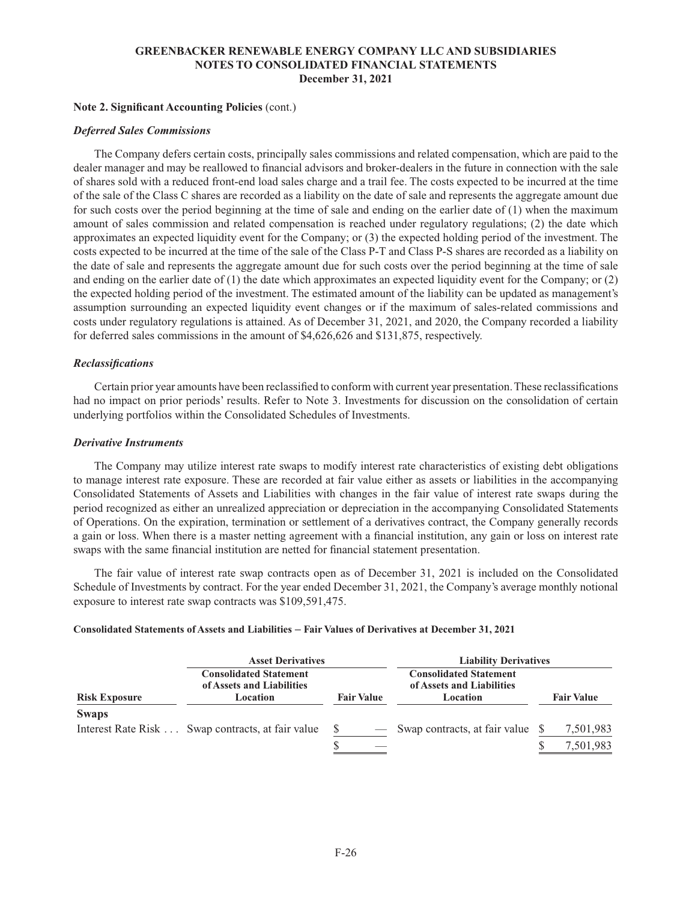**Note 2. Significant Accounting Policies** (cont.)

***Deferred Sales Commissions***

The Company defers certain costs, principally sales commissions and related compensation, which are paid to the dealer manager and may be reallowed to financial advisors and broker-dealers in the future in connection with the sale of shares sold with a reduced front-end load sales charge and a trail fee. The costs expected to be incurred at the time of the sale of the Class C shares are recorded as a liability on the date of sale and represents the aggregate amount due for such costs over the period beginning at the time of sale and ending on the earlier date of (1) when the maximum amount of sales commission and related compensation is reached under regulatory regulations; (2) the date which approximates an expected liquidity event for the Company; or (3) the expected holding period of the investment. The costs expected to be incurred at the time of the sale of the Class P-T and Class P-S shares are recorded as a liability on the date of sale and represents the aggregate amount due for such costs over the period beginning at the time of sale and ending on the earlier date of (1) the date which approximates an expected liquidity event for the Company; or (2) the expected holding period of the investment. The estimated amount of the liability can be updated as management's assumption surrounding an expected liquidity event changes or if the maximum of sales-related commissions and costs under regulatory regulations is attained. As of December 31, 2021, and 2020, the Company recorded a liability for deferred sales commissions in the amount of $4,626,626 and $131,875, respectively.

***Reclassifications***

Certain prior year amounts have been reclassified to conform with current year presentation. These reclassifications had no impact on prior periods' results. Refer to Note 3. Investments for discussion on the consolidation of certain underlying portfolios within the Consolidated Schedules of Investments.

***Derivative Instruments***

The Company may utilize interest rate swaps to modify interest rate characteristics of existing debt obligations to manage interest rate exposure. These are recorded at fair value either as assets or liabilities in the accompanying Consolidated Statements of Assets and Liabilities with changes in the fair value of interest rate swaps during the period recognized as either an unrealized appreciation or depreciation in the accompanying Consolidated Statements of Operations. On the expiration, termination or settlement of a derivatives contract, the Company generally records a gain or loss. When there is a master netting agreement with a financial institution, any gain or loss on interest rate swaps with the same financial institution are netted for financial statement presentation.

The fair value of interest rate swap contracts open as of December 31, 2021 is included on the Consolidated Schedule of Investments by contract. For the year ended December 31, 2021, the Company's average monthly notional exposure to interest rate swap contracts was $109,591,475.

**Consolidated Statements of Assets and Liabilities – Fair Values of Derivatives at December 31, 2021**

| | Asset Derivatives | | Liability Derivatives | |
|---|---|---|---|---|
| **Risk Exposure** | **Consolidated Statement of Assets and Liabilities Location** | **Fair Value** | **Consolidated Statement of Assets and Liabilities Location** | **Fair Value** |
| **Swaps** | | | | |
| Interest Rate Risk | Swap contracts, at fair value | $ — | Swap contracts, at fair value | $ 7,501,983 |
| | | $ — | | $ 7,501,983 |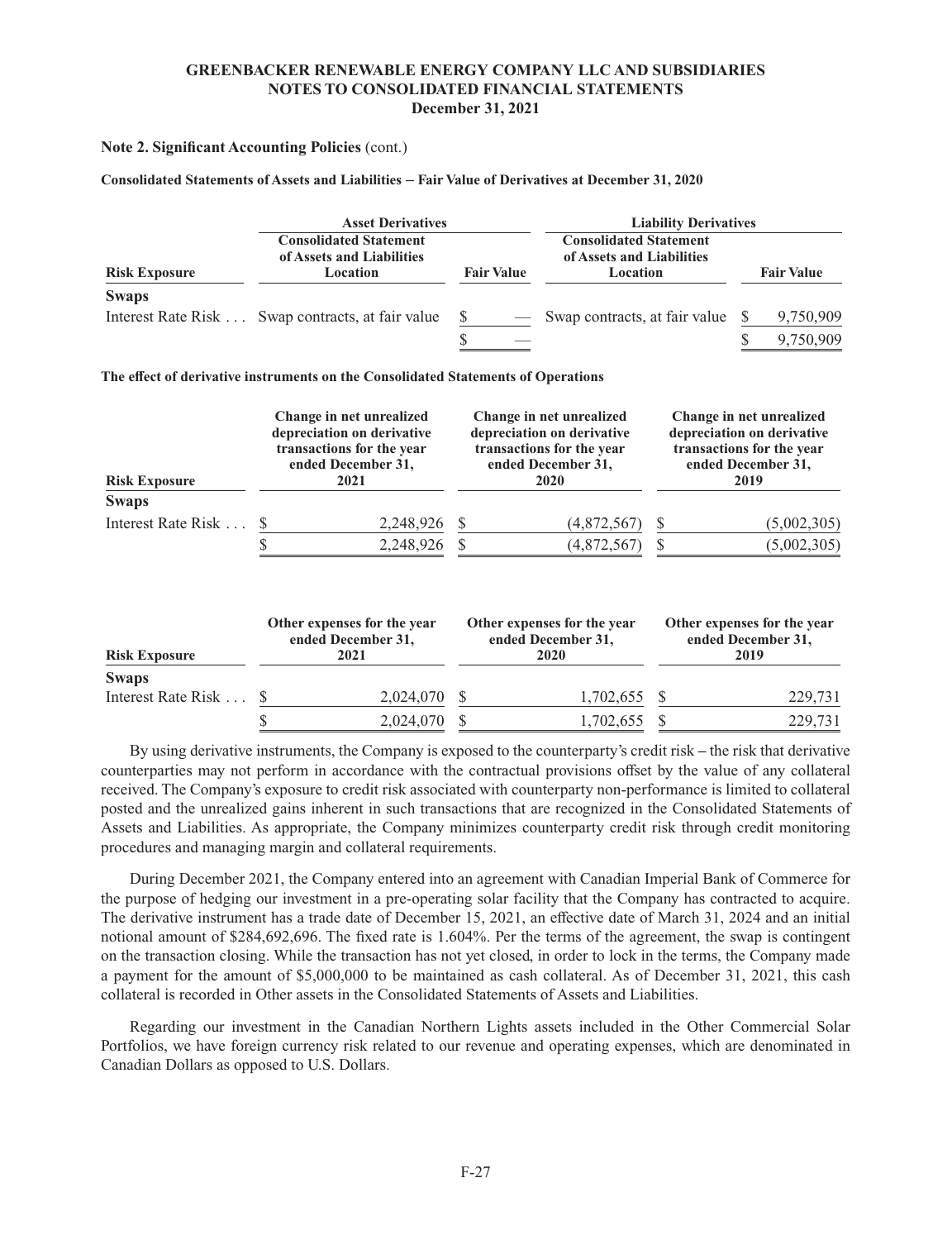**Note 2. Significant Accounting Policies** (cont.)

**Consolidated Statements of Assets and Liabilities – Fair Value of Derivatives at December 31, 2020**

| | Asset Derivatives | | Liability Derivatives | |
|---|---|---|---|---|
| **Risk Exposure** | **Consolidated Statement of Assets and Liabilities Location** | **Fair Value** | **Consolidated Statement of Assets and Liabilities Location** | **Fair Value** |
| **Swaps** | | | | |
| Interest Rate Risk | Swap contracts, at fair value | $ — | Swap contracts, at fair value | $ 9,750,909 |
| | | $ — | | $ 9,750,909 |

**The effect of derivative instruments on the Consolidated Statements of Operations**

| Risk Exposure | Change in net unrealized depreciation on derivative transactions for the year ended December 31, 2021 | Change in net unrealized depreciation on derivative transactions for the year ended December 31, 2020 | Change in net unrealized depreciation on derivative transactions for the year ended December 31, 2019 |
|---|---|---|---|
| **Swaps** | | | |
| Interest Rate Risk | $ 2,248,926 | $ (4,872,567) | $ (5,002,305) |
| | $ 2,248,926 | $ (4,872,567) | $ (5,002,305) |

| Risk Exposure | Other expenses for the year ended December 31, 2021 | Other expenses for the year ended December 31, 2020 | Other expenses for the year ended December 31, 2019 |
|---|---|---|---|
| **Swaps** | | | |
| Interest Rate Risk | $ 2,024,070 | $ 1,702,655 | $ 229,731 |
| | $ 2,024,070 | $ 1,702,655 | $ 229,731 |

By using derivative instruments, the Company is exposed to the counterparty's credit risk – the risk that derivative counterparties may not perform in accordance with the contractual provisions offset by the value of any collateral received. The Company's exposure to credit risk associated with counterparty non-performance is limited to collateral posted and the unrealized gains inherent in such transactions that are recognized in the Consolidated Statements of Assets and Liabilities. As appropriate, the Company minimizes counterparty credit risk through credit monitoring procedures and managing margin and collateral requirements.

During December 2021, the Company entered into an agreement with Canadian Imperial Bank of Commerce for the purpose of hedging our investment in a pre-operating solar facility that the Company has contracted to acquire. The derivative instrument has a trade date of December 15, 2021, an effective date of March 31, 2024 and an initial notional amount of $284,692,696. The fixed rate is 1.604%. Per the terms of the agreement, the swap is contingent on the transaction closing. While the transaction has not yet closed, in order to lock in the terms, the Company made a payment for the amount of $5,000,000 to be maintained as cash collateral. As of December 31, 2021, this cash collateral is recorded in Other assets in the Consolidated Statements of Assets and Liabilities.

Regarding our investment in the Canadian Northern Lights assets included in the Other Commercial Solar Portfolios, we have foreign currency risk related to our revenue and operating expenses, which are denominated in Canadian Dollars as opposed to U.S. Dollars.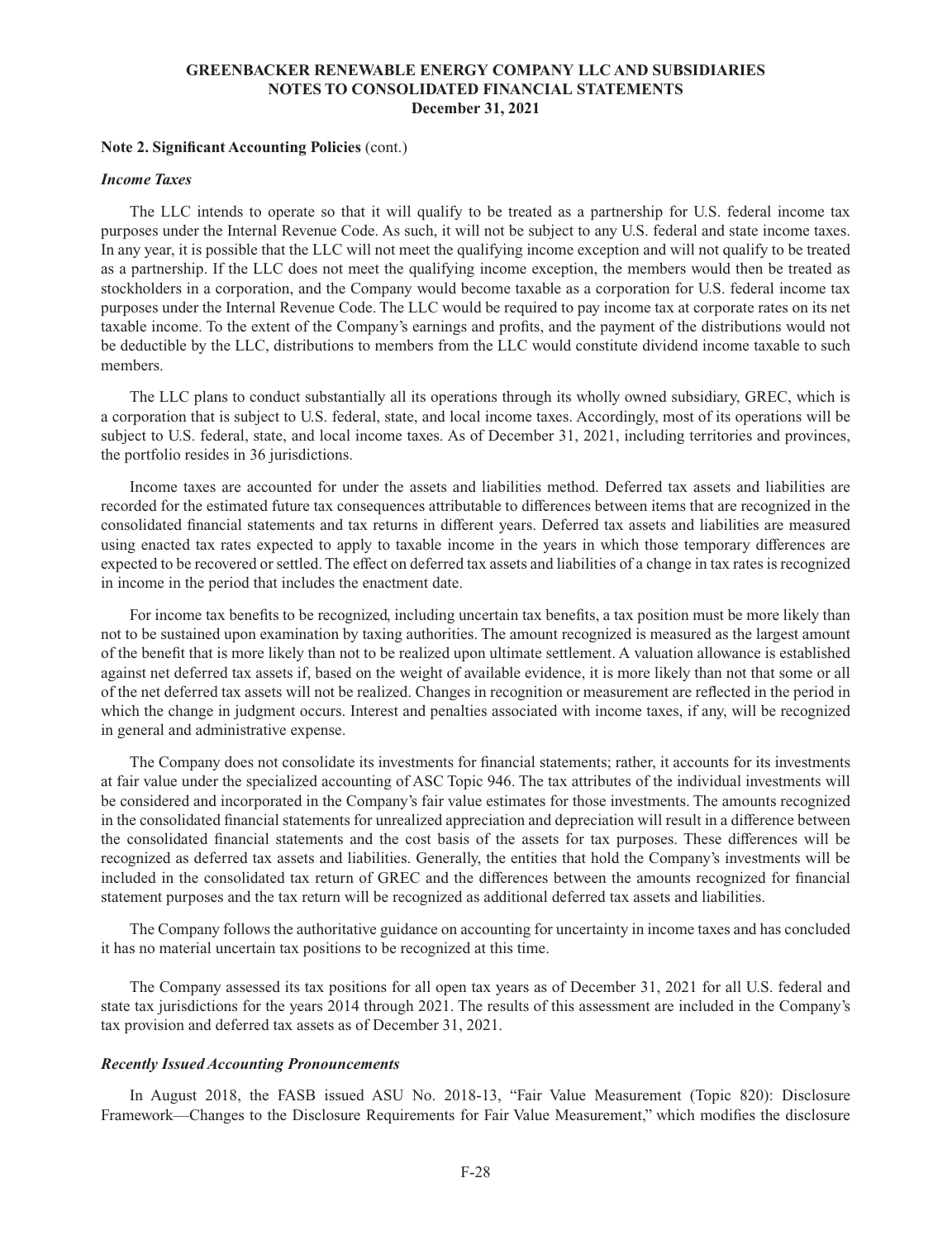**Note 2. Significant Accounting Policies** (cont.)

***Income Taxes***

The LLC intends to operate so that it will qualify to be treated as a partnership for U.S. federal income tax purposes under the Internal Revenue Code. As such, it will not be subject to any U.S. federal and state income taxes. In any year, it is possible that the LLC will not meet the qualifying income exception and will not qualify to be treated as a partnership. If the LLC does not meet the qualifying income exception, the members would then be treated as stockholders in a corporation, and the Company would become taxable as a corporation for U.S. federal income tax purposes under the Internal Revenue Code. The LLC would be required to pay income tax at corporate rates on its net taxable income. To the extent of the Company's earnings and profits, and the payment of the distributions would not be deductible by the LLC, distributions to members from the LLC would constitute dividend income taxable to such members.

The LLC plans to conduct substantially all its operations through its wholly owned subsidiary, GREC, which is a corporation that is subject to U.S. federal, state, and local income taxes. Accordingly, most of its operations will be subject to U.S. federal, state, and local income taxes. As of December 31, 2021, including territories and provinces, the portfolio resides in 36 jurisdictions.

Income taxes are accounted for under the assets and liabilities method. Deferred tax assets and liabilities are recorded for the estimated future tax consequences attributable to differences between items that are recognized in the consolidated financial statements and tax returns in different years. Deferred tax assets and liabilities are measured using enacted tax rates expected to apply to taxable income in the years in which those temporary differences are expected to be recovered or settled. The effect on deferred tax assets and liabilities of a change in tax rates is recognized in income in the period that includes the enactment date.

For income tax benefits to be recognized, including uncertain tax benefits, a tax position must be more likely than not to be sustained upon examination by taxing authorities. The amount recognized is measured as the largest amount of the benefit that is more likely than not to be realized upon ultimate settlement. A valuation allowance is established against net deferred tax assets if, based on the weight of available evidence, it is more likely than not that some or all of the net deferred tax assets will not be realized. Changes in recognition or measurement are reflected in the period in which the change in judgment occurs. Interest and penalties associated with income taxes, if any, will be recognized in general and administrative expense.

The Company does not consolidate its investments for financial statements; rather, it accounts for its investments at fair value under the specialized accounting of ASC Topic 946. The tax attributes of the individual investments will be considered and incorporated in the Company's fair value estimates for those investments. The amounts recognized in the consolidated financial statements for unrealized appreciation and depreciation will result in a difference between the consolidated financial statements and the cost basis of the assets for tax purposes. These differences will be recognized as deferred tax assets and liabilities. Generally, the entities that hold the Company's investments will be included in the consolidated tax return of GREC and the differences between the amounts recognized for financial statement purposes and the tax return will be recognized as additional deferred tax assets and liabilities.

The Company follows the authoritative guidance on accounting for uncertainty in income taxes and has concluded it has no material uncertain tax positions to be recognized at this time.

The Company assessed its tax positions for all open tax years as of December 31, 2021 for all U.S. federal and state tax jurisdictions for the years 2014 through 2021. The results of this assessment are included in the Company's tax provision and deferred tax assets as of December 31, 2021.

***Recently Issued Accounting Pronouncements***

In August 2018, the FASB issued ASU No. 2018-13, "Fair Value Measurement (Topic 820): Disclosure Framework—Changes to the Disclosure Requirements for Fair Value Measurement," which modifies the disclosure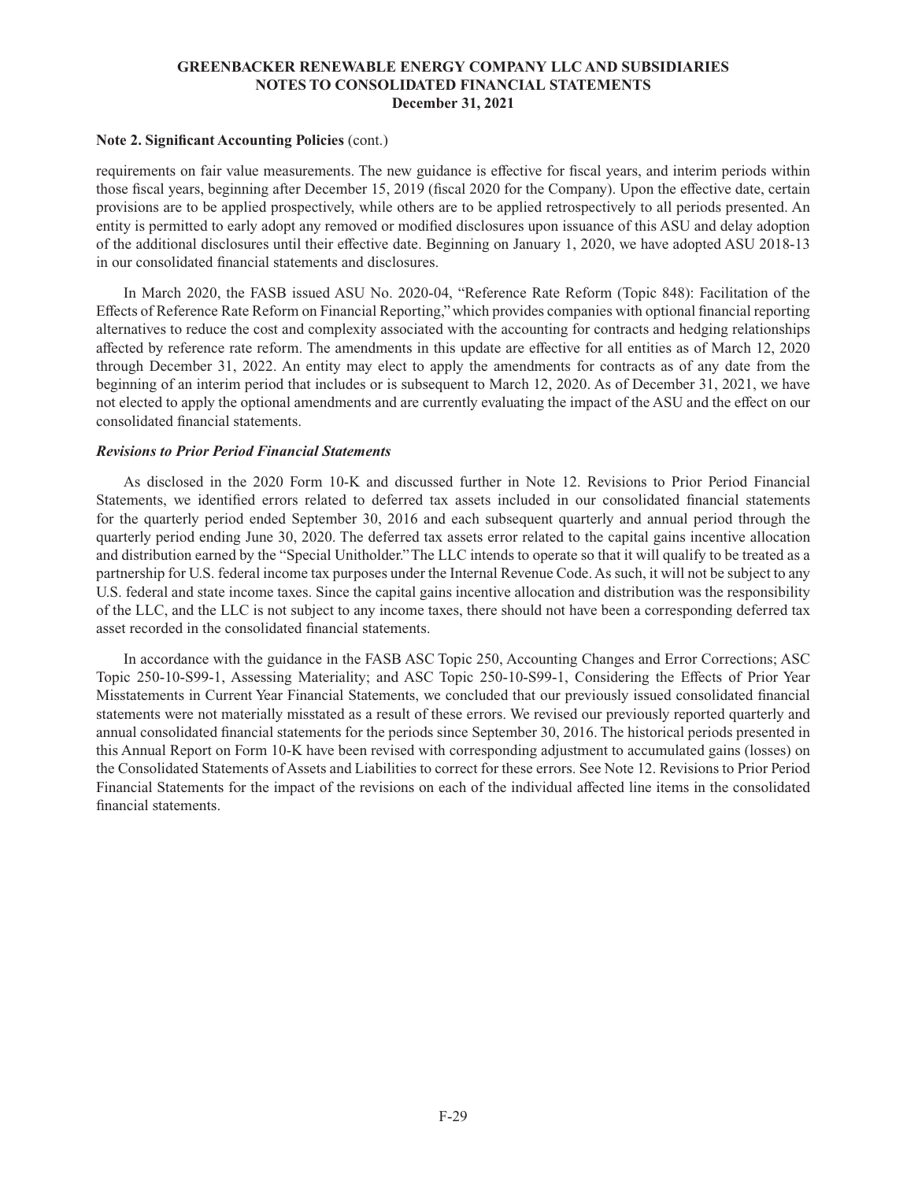**Note 2. Significant Accounting Policies** (cont.)

requirements on fair value measurements. The new guidance is effective for fiscal years, and interim periods within those fiscal years, beginning after December 15, 2019 (fiscal 2020 for the Company). Upon the effective date, certain provisions are to be applied prospectively, while others are to be applied retrospectively to all periods presented. An entity is permitted to early adopt any removed or modified disclosures upon issuance of this ASU and delay adoption of the additional disclosures until their effective date. Beginning on January 1, 2020, we have adopted ASU 2018-13 in our consolidated financial statements and disclosures.

In March 2020, the FASB issued ASU No. 2020-04, "Reference Rate Reform (Topic 848): Facilitation of the Effects of Reference Rate Reform on Financial Reporting," which provides companies with optional financial reporting alternatives to reduce the cost and complexity associated with the accounting for contracts and hedging relationships affected by reference rate reform. The amendments in this update are effective for all entities as of March 12, 2020 through December 31, 2022. An entity may elect to apply the amendments for contracts as of any date from the beginning of an interim period that includes or is subsequent to March 12, 2020. As of December 31, 2021, we have not elected to apply the optional amendments and are currently evaluating the impact of the ASU and the effect on our consolidated financial statements.

***Revisions to Prior Period Financial Statements***

As disclosed in the 2020 Form 10-K and discussed further in Note 12. Revisions to Prior Period Financial Statements, we identified errors related to deferred tax assets included in our consolidated financial statements for the quarterly period ended September 30, 2016 and each subsequent quarterly and annual period through the quarterly period ending June 30, 2020. The deferred tax assets error related to the capital gains incentive allocation and distribution earned by the "Special Unitholder." The LLC intends to operate so that it will qualify to be treated as a partnership for U.S. federal income tax purposes under the Internal Revenue Code. As such, it will not be subject to any U.S. federal and state income taxes. Since the capital gains incentive allocation and distribution was the responsibility of the LLC, and the LLC is not subject to any income taxes, there should not have been a corresponding deferred tax asset recorded in the consolidated financial statements.

In accordance with the guidance in the FASB ASC Topic 250, Accounting Changes and Error Corrections; ASC Topic 250-10-S99-1, Assessing Materiality; and ASC Topic 250-10-S99-1, Considering the Effects of Prior Year Misstatements in Current Year Financial Statements, we concluded that our previously issued consolidated financial statements were not materially misstated as a result of these errors. We revised our previously reported quarterly and annual consolidated financial statements for the periods since September 30, 2016. The historical periods presented in this Annual Report on Form 10-K have been revised with corresponding adjustment to accumulated gains (losses) on the Consolidated Statements of Assets and Liabilities to correct for these errors. See Note 12. Revisions to Prior Period Financial Statements for the impact of the revisions on each of the individual affected line items in the consolidated financial statements.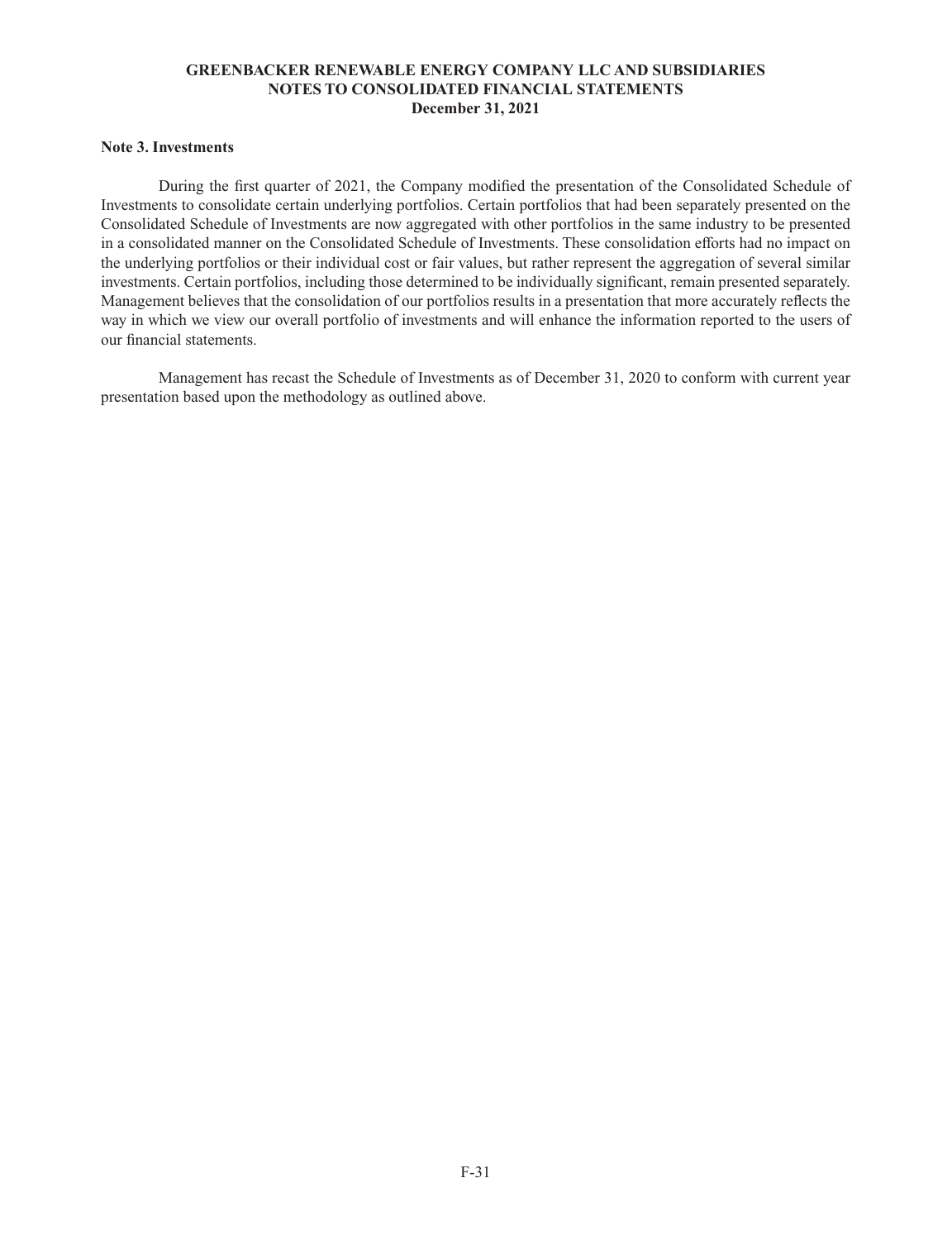## Note 3. Investments

During the first quarter of 2021, the Company modified the presentation of the Consolidated Schedule of Investments to consolidate certain underlying portfolios. Certain portfolios that had been separately presented on the Consolidated Schedule of Investments are now aggregated with other portfolios in the same industry to be presented in a consolidated manner on the Consolidated Schedule of Investments. These consolidation efforts had no impact on the underlying portfolios or their individual cost or fair values, but rather represent the aggregation of several similar investments. Certain portfolios, including those determined to be individually significant, remain presented separately. Management believes that the consolidation of our portfolios results in a presentation that more accurately reflects the way in which we view our overall portfolio of investments and will enhance the information reported to the users of our financial statements.

Management has recast the Schedule of Investments as of December 31, 2020 to conform with current year presentation based upon the methodology as outlined above.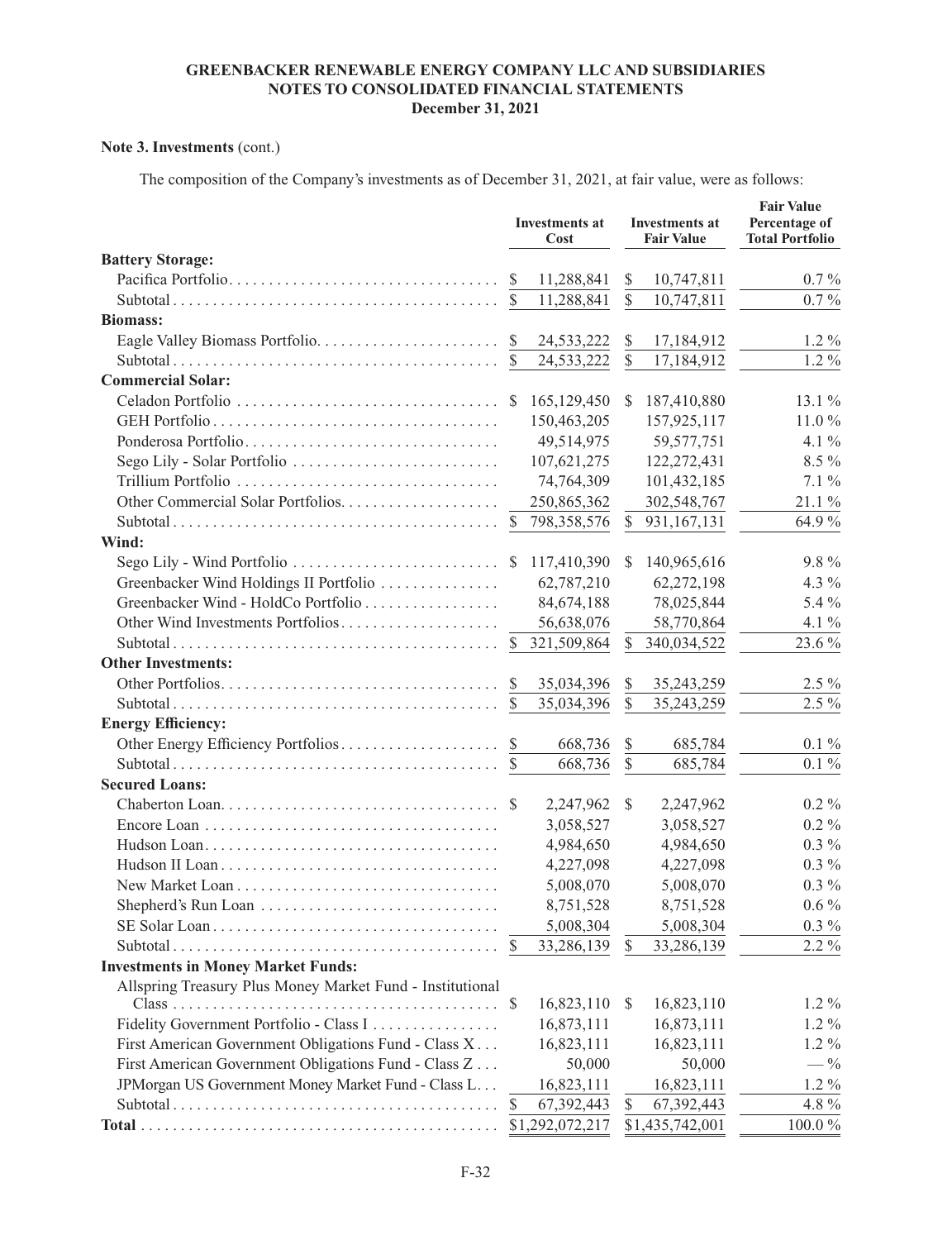**GREENBACKER RENEWABLE ENERGY COMPANY LLC AND SUBSIDIARIES**
**NOTES TO CONSOLIDATED FINANCIAL STATEMENTS**
**December 31, 2021**

**Note 3. Investments** (cont.)

The composition of the Company's investments as of December 31, 2021, at fair value, were as follows:

| | Investments at Cost | Investments at Fair Value | Fair Value Percentage of Total Portfolio |
|---|---|---|---|
| **Battery Storage:** | | | |
| Pacifica Portfolio | $ 11,288,841 | $ 10,747,811 | 0.7 % |
| Subtotal | $ 11,288,841 | $ 10,747,811 | 0.7 % |
| **Biomass:** | | | |
| Eagle Valley Biomass Portfolio | $ 24,533,222 | $ 17,184,912 | 1.2 % |
| Subtotal | $ 24,533,222 | $ 17,184,912 | 1.2 % |
| **Commercial Solar:** | | | |
| Celadon Portfolio | $ 165,129,450 | $ 187,410,880 | 13.1 % |
| GEH Portfolio | 150,463,205 | 157,925,117 | 11.0 % |
| Ponderosa Portfolio | 49,514,975 | 59,577,751 | 4.1 % |
| Sego Lily - Solar Portfolio | 107,621,275 | 122,272,431 | 8.5 % |
| Trillium Portfolio | 74,764,309 | 101,432,185 | 7.1 % |
| Other Commercial Solar Portfolios | 250,865,362 | 302,548,767 | 21.1 % |
| Subtotal | $ 798,358,576 | $ 931,167,131 | 64.9 % |
| **Wind:** | | | |
| Sego Lily - Wind Portfolio | $ 117,410,390 | $ 140,965,616 | 9.8 % |
| Greenbacker Wind Holdings II Portfolio | 62,787,210 | 62,272,198 | 4.3 % |
| Greenbacker Wind - HoldCo Portfolio | 84,674,188 | 78,025,844 | 5.4 % |
| Other Wind Investments Portfolios | 56,638,076 | 58,770,864 | 4.1 % |
| Subtotal | $ 321,509,864 | $ 340,034,522 | 23.6 % |
| **Other Investments:** | | | |
| Other Portfolios | $ 35,034,396 | $ 35,243,259 | 2.5 % |
| Subtotal | $ 35,034,396 | $ 35,243,259 | 2.5 % |
| **Energy Efficiency:** | | | |
| Other Energy Efficiency Portfolios | $ 668,736 | $ 685,784 | 0.1 % |
| Subtotal | $ 668,736 | $ 685,784 | 0.1 % |
| **Secured Loans:** | | | |
| Chaberton Loan | $ 2,247,962 | $ 2,247,962 | 0.2 % |
| Encore Loan | 3,058,527 | 3,058,527 | 0.2 % |
| Hudson Loan | 4,984,650 | 4,984,650 | 0.3 % |
| Hudson II Loan | 4,227,098 | 4,227,098 | 0.3 % |
| New Market Loan | 5,008,070 | 5,008,070 | 0.3 % |
| Shepherd's Run Loan | 8,751,528 | 8,751,528 | 0.6 % |
| SE Solar Loan | 5,008,304 | 5,008,304 | 0.3 % |
| Subtotal | $ 33,286,139 | $ 33,286,139 | 2.2 % |
| **Investments in Money Market Funds:** | | | |
| Allspring Treasury Plus Money Market Fund - Institutional Class | $ 16,823,110 | $ 16,823,110 | 1.2 % |
| Fidelity Government Portfolio - Class I | 16,873,111 | 16,873,111 | 1.2 % |
| First American Government Obligations Fund - Class X | 16,823,111 | 16,823,111 | 1.2 % |
| First American Government Obligations Fund - Class Z | 50,000 | 50,000 | — % |
| JPMorgan US Government Money Market Fund - Class L | 16,823,111 | 16,823,111 | 1.2 % |
| Subtotal | $ 67,392,443 | $ 67,392,443 | 4.8 % |
| **Total** | $1,292,072,217 | $1,435,742,001 | 100.0 % |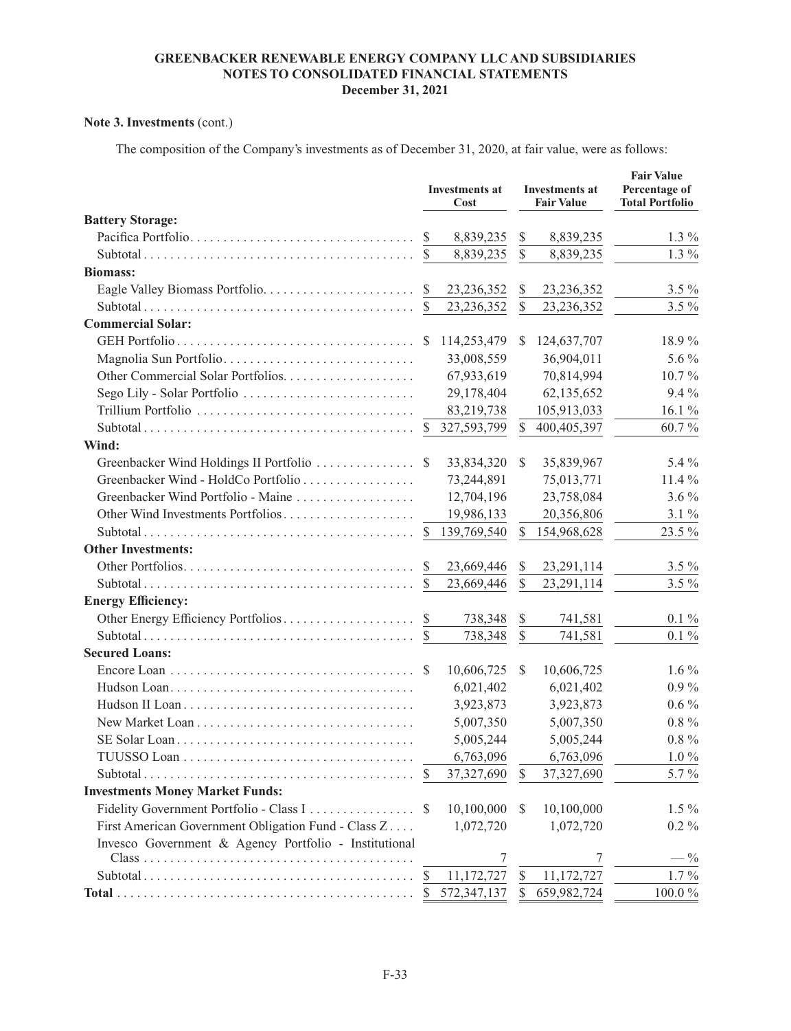**Note 3. Investments** (cont.)

The composition of the Company's investments as of December 31, 2020, at fair value, were as follows:

| | Investments at Cost | Investments at Fair Value | Fair Value Percentage of Total Portfolio |
|---|---|---|---|
| **Battery Storage:** | | | |
| Pacifica Portfolio | $ 8,839,235 | $ 8,839,235 | 1.3 % |
| Subtotal | $ 8,839,235 | $ 8,839,235 | 1.3 % |
| **Biomass:** | | | |
| Eagle Valley Biomass Portfolio | $ 23,236,352 | $ 23,236,352 | 3.5 % |
| Subtotal | $ 23,236,352 | $ 23,236,352 | 3.5 % |
| **Commercial Solar:** | | | |
| GEH Portfolio | $ 114,253,479 | $ 124,637,707 | 18.9 % |
| Magnolia Sun Portfolio | 33,008,559 | 36,904,011 | 5.6 % |
| Other Commercial Solar Portfolios | 67,933,619 | 70,814,994 | 10.7 % |
| Sego Lily - Solar Portfolio | 29,178,404 | 62,135,652 | 9.4 % |
| Trillium Portfolio | 83,219,738 | 105,913,033 | 16.1 % |
| Subtotal | $ 327,593,799 | $ 400,405,397 | 60.7 % |
| **Wind:** | | | |
| Greenbacker Wind Holdings II Portfolio | $ 33,834,320 | $ 35,839,967 | 5.4 % |
| Greenbacker Wind - HoldCo Portfolio | 73,244,891 | 75,013,771 | 11.4 % |
| Greenbacker Wind Portfolio - Maine | 12,704,196 | 23,758,084 | 3.6 % |
| Other Wind Investments Portfolios | 19,986,133 | 20,356,806 | 3.1 % |
| Subtotal | $ 139,769,540 | $ 154,968,628 | 23.5 % |
| **Other Investments:** | | | |
| Other Portfolios | $ 23,669,446 | $ 23,291,114 | 3.5 % |
| Subtotal | $ 23,669,446 | $ 23,291,114 | 3.5 % |
| **Energy Efficiency:** | | | |
| Other Energy Efficiency Portfolios | $ 738,348 | $ 741,581 | 0.1 % |
| Subtotal | $ 738,348 | $ 741,581 | 0.1 % |
| **Secured Loans:** | | | |
| Encore Loan | $ 10,606,725 | $ 10,606,725 | 1.6 % |
| Hudson Loan | 6,021,402 | 6,021,402 | 0.9 % |
| Hudson II Loan | 3,923,873 | 3,923,873 | 0.6 % |
| New Market Loan | 5,007,350 | 5,007,350 | 0.8 % |
| SE Solar Loan | 5,005,244 | 5,005,244 | 0.8 % |
| TUUSSO Loan | 6,763,096 | 6,763,096 | 1.0 % |
| Subtotal | $ 37,327,690 | $ 37,327,690 | 5.7 % |
| **Investments Money Market Funds:** | | | |
| Fidelity Government Portfolio - Class I | $ 10,100,000 | $ 10,100,000 | 1.5 % |
| First American Government Obligation Fund - Class Z | 1,072,720 | 1,072,720 | 0.2 % |
| Invesco Government & Agency Portfolio - Institutional Class | 7 | 7 | — % |
| Subtotal | $ 11,172,727 | $ 11,172,727 | 1.7 % |
| **Total** | $ 572,347,137 | $ 659,982,724 | 100.0 % |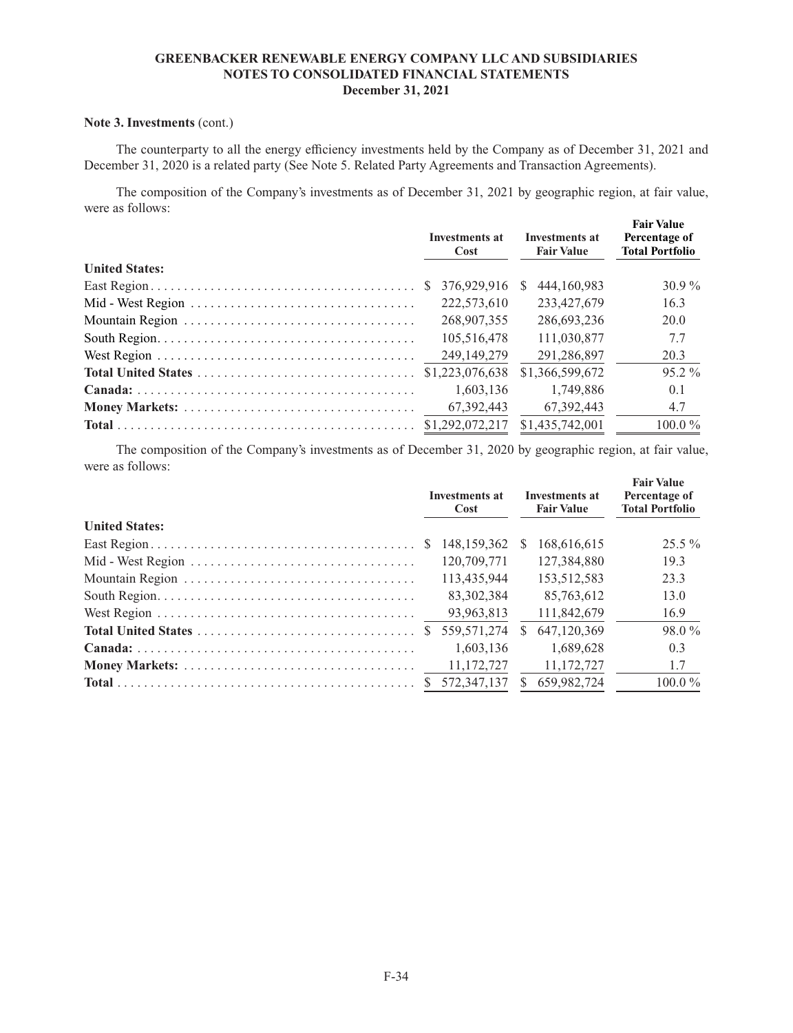**Note 3. Investments** (cont.)

The counterparty to all the energy efficiency investments held by the Company as of December 31, 2021 and December 31, 2020 is a related party (See Note 5. Related Party Agreements and Transaction Agreements).

The composition of the Company's investments as of December 31, 2021 by geographic region, at fair value, were as follows:

| | Investments at Cost | Investments at Fair Value | Fair Value Percentage of Total Portfolio |
|---|---|---|---|
| **United States:** | | | |
| East Region | $ 376,929,916 | $ 444,160,983 | 30.9 % |
| Mid - West Region | 222,573,610 | 233,427,679 | 16.3 |
| Mountain Region | 268,907,355 | 286,693,236 | 20.0 |
| South Region | 105,516,478 | 111,030,877 | 7.7 |
| West Region | 249,149,279 | 291,286,897 | 20.3 |
| **Total United States** | $1,223,076,638 | $1,366,599,672 | 95.2 % |
| **Canada:** | 1,603,136 | 1,749,886 | 0.1 |
| **Money Markets:** | 67,392,443 | 67,392,443 | 4.7 |
| **Total** | $1,292,072,217 | $1,435,742,001 | 100.0 % |

The composition of the Company's investments as of December 31, 2020 by geographic region, at fair value, were as follows:

| | Investments at Cost | Investments at Fair Value | Fair Value Percentage of Total Portfolio |
|---|---|---|---|
| **United States:** | | | |
| East Region | $ 148,159,362 | $ 168,616,615 | 25.5 % |
| Mid - West Region | 120,709,771 | 127,384,880 | 19.3 |
| Mountain Region | 113,435,944 | 153,512,583 | 23.3 |
| South Region | 83,302,384 | 85,763,612 | 13.0 |
| West Region | 93,963,813 | 111,842,679 | 16.9 |
| **Total United States** | $ 559,571,274 | $ 647,120,369 | 98.0 % |
| **Canada:** | 1,603,136 | 1,689,628 | 0.3 |
| **Money Markets:** | 11,172,727 | 11,172,727 | 1.7 |
| **Total** | $ 572,347,137 | $ 659,982,724 | 100.0 % |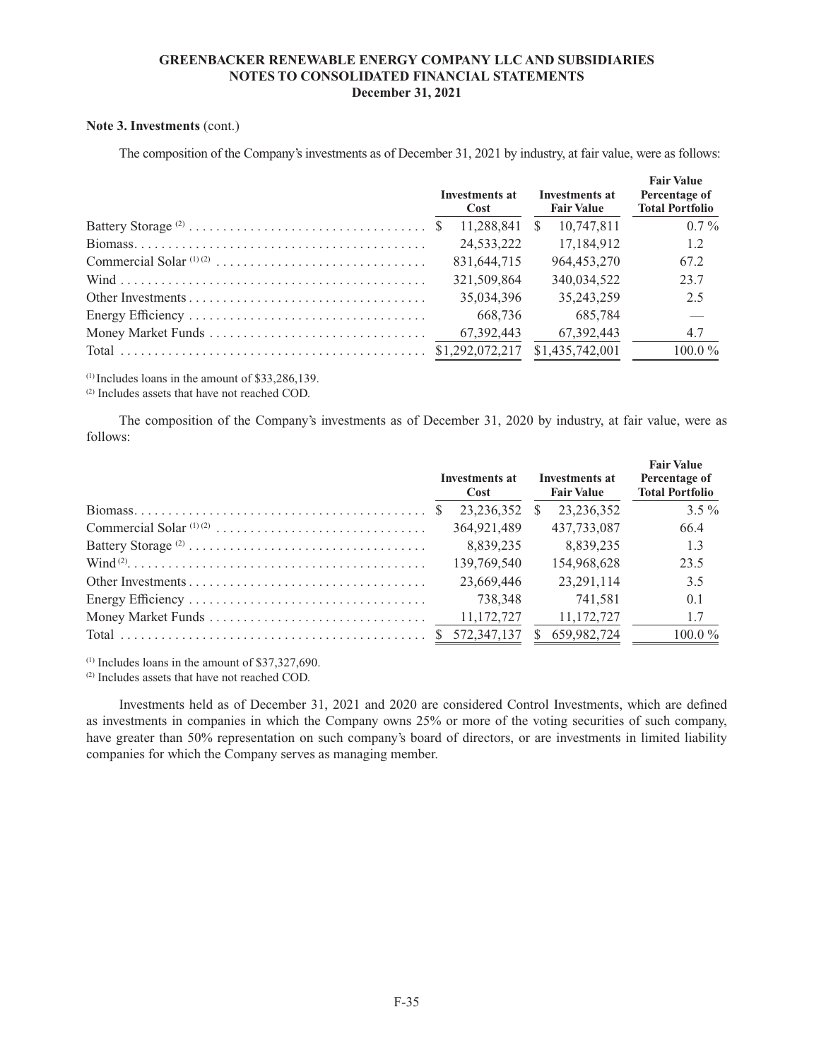**Note 3. Investments** (cont.)

The composition of the Company's investments as of December 31, 2021 by industry, at fair value, were as follows:

| | Investments at Cost | Investments at Fair Value | Fair Value Percentage of Total Portfolio |
|---|---|---|---|
| Battery Storage [2] | $ 11,288,841 | $ 10,747,811 | 0.7 % |
| Biomass | 24,533,222 | 17,184,912 | 1.2 |
| Commercial Solar [1] [2] | 831,644,715 | 964,453,270 | 67.2 |
| Wind | 321,509,864 | 340,034,522 | 23.7 |
| Other Investments | 35,034,396 | 35,243,259 | 2.5 |
| Energy Efficiency | 668,736 | 685,784 | — |
| Money Market Funds | 67,392,443 | 67,392,443 | 4.7 |
| Total | $1,292,072,217 | $1,435,742,001 | 100.0 % |

[1] Includes loans in the amount of $33,286,139.
[2] Includes assets that have not reached COD.

The composition of the Company's investments as of December 31, 2020 by industry, at fair value, were as follows:

| | Investments at Cost | Investments at Fair Value | Fair Value Percentage of Total Portfolio |
|---|---|---|---|
| Biomass | $ 23,236,352 | $ 23,236,352 | 3.5 % |
| Commercial Solar [1] [2] | 364,921,489 | 437,733,087 | 66.4 |
| Battery Storage [2] | 8,839,235 | 8,839,235 | 1.3 |
| Wind [2] | 139,769,540 | 154,968,628 | 23.5 |
| Other Investments | 23,669,446 | 23,291,114 | 3.5 |
| Energy Efficiency | 738,348 | 741,581 | 0.1 |
| Money Market Funds | 11,172,727 | 11,172,727 | 1.7 |
| Total | $ 572,347,137 | $ 659,982,724 | 100.0 % |

[1] Includes loans in the amount of $37,327,690.
[2] Includes assets that have not reached COD.

Investments held as of December 31, 2021 and 2020 are considered Control Investments, which are defined as investments in companies in which the Company owns 25% or more of the voting securities of such company, have greater than 50% representation on such company's board of directors, or are investments in limited liability companies for which the Company serves as managing member.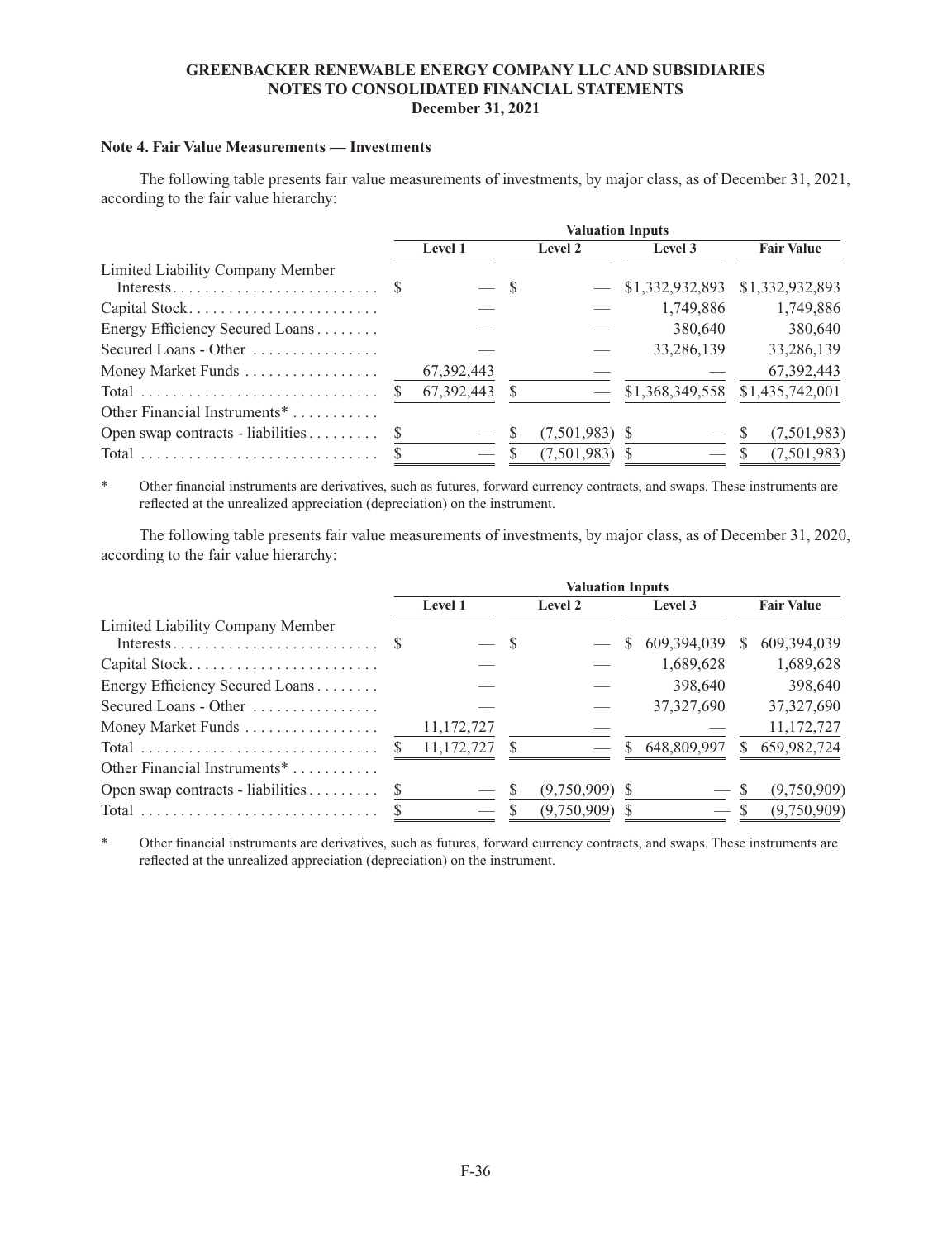**GREENBACKER RENEWABLE ENERGY COMPANY LLC AND SUBSIDIARIES**
**NOTES TO CONSOLIDATED FINANCIAL STATEMENTS**
**December 31, 2021**

### Note 4. Fair Value Measurements — Investments

The following table presents fair value measurements of investments, by major class, as of December 31, 2021, according to the fair value hierarchy:

| | Valuation Inputs | | | |
|---|---|---|---|---|
| | Level 1 | Level 2 | Level 3 | Fair Value |
| Limited Liability Company Member Interests | $ — | $ — | $1,332,932,893 | $1,332,932,893 |
| Capital Stock | — | — | 1,749,886 | 1,749,886 |
| Energy Efficiency Secured Loans | — | — | 380,640 | 380,640 |
| Secured Loans - Other | — | — | 33,286,139 | 33,286,139 |
| Money Market Funds | 67,392,443 | — | — | 67,392,443 |
| Total | $ 67,392,443 | $ — | $1,368,349,558 | $1,435,742,001 |
| Other Financial Instruments* | | | | |
| Open swap contracts - liabilities | $ — | $ (7,501,983) | $ — | $ (7,501,983) |
| Total | $ — | $ (7,501,983) | $ — | $ (7,501,983) |

\* Other financial instruments are derivatives, such as futures, forward currency contracts, and swaps. These instruments are reflected at the unrealized appreciation (depreciation) on the instrument.

The following table presents fair value measurements of investments, by major class, as of December 31, 2020, according to the fair value hierarchy:

| | Valuation Inputs | | | |
|---|---|---|---|---|
| | Level 1 | Level 2 | Level 3 | Fair Value |
| Limited Liability Company Member Interests | $ — | $ — | $ 609,394,039 | $ 609,394,039 |
| Capital Stock | — | — | 1,689,628 | 1,689,628 |
| Energy Efficiency Secured Loans | — | — | 398,640 | 398,640 |
| Secured Loans - Other | — | — | 37,327,690 | 37,327,690 |
| Money Market Funds | 11,172,727 | — | — | 11,172,727 |
| Total | $ 11,172,727 | $ — | $ 648,809,997 | $ 659,982,724 |
| Other Financial Instruments* | | | | |
| Open swap contracts - liabilities | $ — | $ (9,750,909) | $ — | $ (9,750,909) |
| Total | $ — | $ (9,750,909) | $ — | $ (9,750,909) |

\* Other financial instruments are derivatives, such as futures, forward currency contracts, and swaps. These instruments are reflected at the unrealized appreciation (depreciation) on the instrument.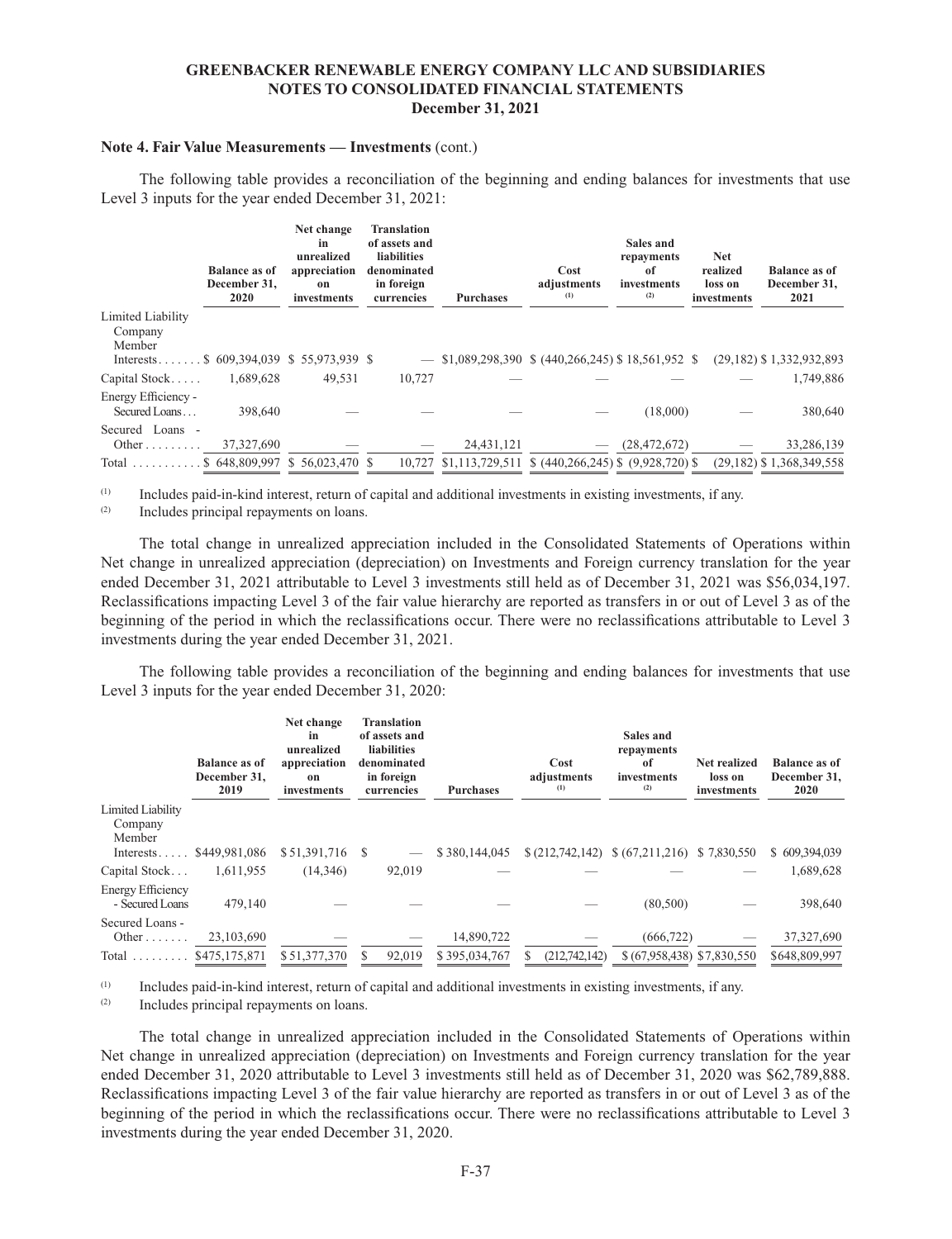**Note 4. Fair Value Measurements — Investments** (cont.)

The following table provides a reconciliation of the beginning and ending balances for investments that use Level 3 inputs for the year ended December 31, 2021:

| | Balance as of December 31, 2020 | Net change in unrealized appreciation on investments | Translation of assets and liabilities denominated in foreign currencies | Purchases | Cost adjustments [(1)] | Sales and repayments of investments [(2)] | Net realized loss on investments | Balance as of December 31, 2021 |
|---|---|---|---|---|---|---|---|---|
| Limited Liability Company Member Interests | $ 609,394,039 | $ 55,973,939 | $ — | $1,089,298,390 | $ (440,266,245) | $ 18,561,952 | $ (29,182) | $ 1,332,932,893 |
| Capital Stock | 1,689,628 | 49,531 | 10,727 | — | — | — | — | 1,749,886 |
| Energy Efficiency - Secured Loans | 398,640 | — | — | — | — | (18,000) | — | 380,640 |
| Secured Loans - Other | 37,327,690 | — | — | 24,431,121 | — | (28,472,672) | — | 33,286,139 |
| Total | $ 648,809,997 | $ 56,023,470 | $ 10,727 | $1,113,729,511 | $ (440,266,245) | $ (9,928,720) | $ (29,182) | $ 1,368,349,558 |

(1) Includes paid-in-kind interest, return of capital and additional investments in existing investments, if any.

(2) Includes principal repayments on loans.

The total change in unrealized appreciation included in the Consolidated Statements of Operations within Net change in unrealized appreciation (depreciation) on Investments and Foreign currency translation for the year ended December 31, 2021 attributable to Level 3 investments still held as of December 31, 2021 was $56,034,197. Reclassifications impacting Level 3 of the fair value hierarchy are reported as transfers in or out of Level 3 as of the beginning of the period in which the reclassifications occur. There were no reclassifications attributable to Level 3 investments during the year ended December 31, 2021.

The following table provides a reconciliation of the beginning and ending balances for investments that use Level 3 inputs for the year ended December 31, 2020:

| | Balance as of December 31, 2019 | Net change in unrealized appreciation on investments | Translation of assets and liabilities denominated in foreign currencies | Purchases | Cost adjustments [(1)] | Sales and repayments of investments [(2)] | Net realized loss on investments | Balance as of December 31, 2020 |
|---|---|---|---|---|---|---|---|---|
| Limited Liability Company Member Interests | $449,981,086 | $ 51,391,716 | $ — | $ 380,144,045 | $ (212,742,142) | $ (67,211,216) | $ 7,830,550 | $ 609,394,039 |
| Capital Stock | 1,611,955 | (14,346) | 92,019 | — | — | — | — | 1,689,628 |
| Energy Efficiency - Secured Loans | 479,140 | — | — | — | — | (80,500) | — | 398,640 |
| Secured Loans - Other | 23,103,690 | — | — | 14,890,722 | — | (666,722) | — | 37,327,690 |
| Total | $475,175,871 | $ 51,377,370 | $ 92,019 | $ 395,034,767 | $ (212,742,142) | $ (67,958,438) | $ 7,830,550 | $648,809,997 |

(1) Includes paid-in-kind interest, return of capital and additional investments in existing investments, if any.

(2) Includes principal repayments on loans.

The total change in unrealized appreciation included in the Consolidated Statements of Operations within Net change in unrealized appreciation (depreciation) on Investments and Foreign currency translation for the year ended December 31, 2020 attributable to Level 3 investments still held as of December 31, 2020 was $62,789,888. Reclassifications impacting Level 3 of the fair value hierarchy are reported as transfers in or out of Level 3 as of the beginning of the period in which the reclassifications occur. There were no reclassifications attributable to Level 3 investments during the year ended December 31, 2020.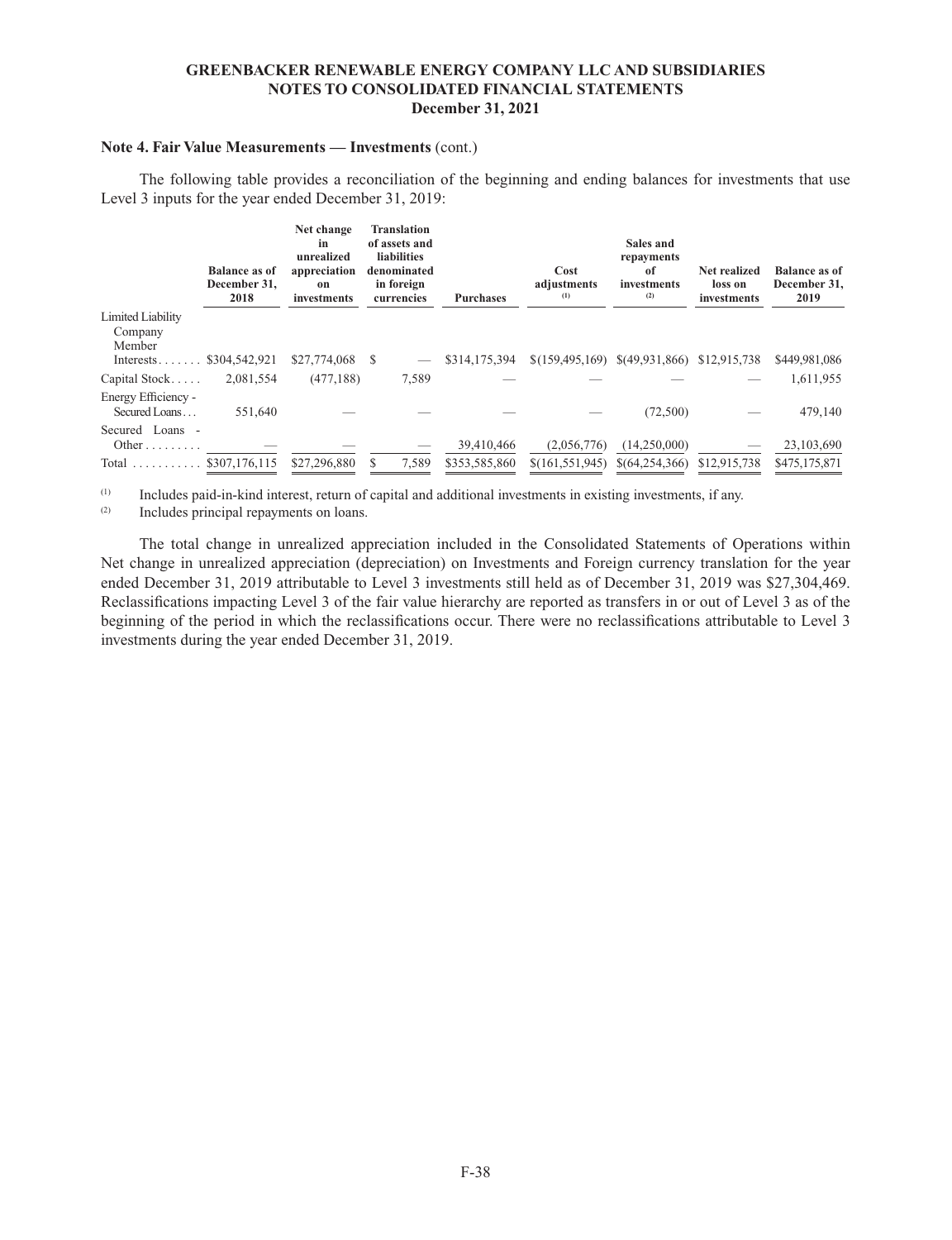**Note 4. Fair Value Measurements — Investments** (cont.)

The following table provides a reconciliation of the beginning and ending balances for investments that use Level 3 inputs for the year ended December 31, 2019:

| | Balance as of December 31, 2018 | Net change in unrealized appreciation on investments | Translation of assets and liabilities denominated in foreign currencies | Purchases | Cost adjustments [(1)] | Sales and repayments of investments [(2)] | Net realized loss on investments | Balance as of December 31, 2019 |
|---|---|---|---|---|---|---|---|---|
| Limited Liability Company Member Interests | $304,542,921 | $27,774,068 | $ — | $314,175,394 | $(159,495,169) | $(49,931,866) | $12,915,738 | $449,981,086 |
| Capital Stock | 2,081,554 | (477,188) | 7,589 | — | — | — | — | 1,611,955 |
| Energy Efficiency - Secured Loans | 551,640 | — | — | — | — | (72,500) | — | 479,140 |
| Secured Loans - Other | — | — | — | 39,410,466 | (2,056,776) | (14,250,000) | — | 23,103,690 |
| Total | $307,176,115 | $27,296,880 | $ 7,589 | $353,585,860 | $(161,551,945) | $(64,254,366) | $12,915,738 | $475,175,871 |

(1) Includes paid-in-kind interest, return of capital and additional investments in existing investments, if any.

(2) Includes principal repayments on loans.

The total change in unrealized appreciation included in the Consolidated Statements of Operations within Net change in unrealized appreciation (depreciation) on Investments and Foreign currency translation for the year ended December 31, 2019 attributable to Level 3 investments still held as of December 31, 2019 was $27,304,469. Reclassifications impacting Level 3 of the fair value hierarchy are reported as transfers in or out of Level 3 as of the beginning of the period in which the reclassifications occur. There were no reclassifications attributable to Level 3 investments during the year ended December 31, 2019.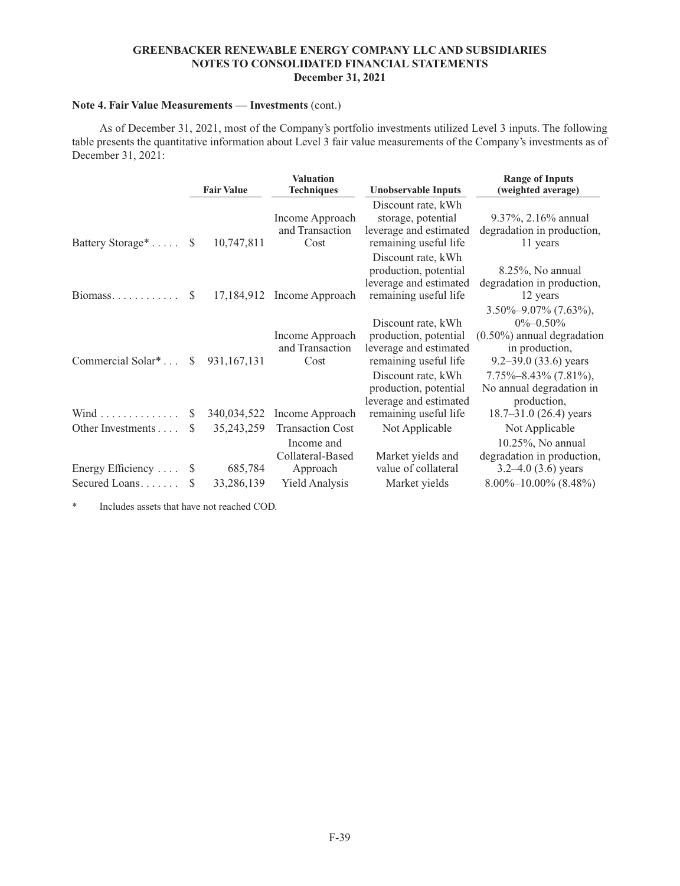**Note 4. Fair Value Measurements — Investments** (cont.)

As of December 31, 2021, most of the Company's portfolio investments utilized Level 3 inputs. The following table presents the quantitative information about Level 3 fair value measurements of the Company's investments as of December 31, 2021:

| | Fair Value | Valuation Techniques | Unobservable Inputs | Range of Inputs (weighted average) |
|---|---|---|---|---|
| Battery Storage* | $ 10,747,811 | Income Approach and Transaction Cost | Discount rate, kWh storage, potential leverage and estimated remaining useful life | 9.37%, 2.16% annual degradation in production, 11 years |
| Biomass | $ 17,184,912 | Income Approach | Discount rate, kWh production, potential leverage and estimated remaining useful life | 8.25%, No annual degradation in production, 12 years |
| Commercial Solar* | $ 931,167,131 | Income Approach and Transaction Cost | Discount rate, kWh production, potential leverage and estimated remaining useful life | 3.50%–9.07% (7.63%), 0%–0.50% (0.50%) annual degradation in production, 9.2–39.0 (33.6) years |
| Wind | $ 340,034,522 | Income Approach | Discount rate, kWh production, potential leverage and estimated remaining useful life | 7.75%–8.43% (7.81%), No annual degradation in production, 18.7–31.0 (26.4) years |
| Other Investments | $ 35,243,259 | Transaction Cost | Not Applicable | Not Applicable |
| Energy Efficiency | $ 685,784 | Income and Collateral-Based Approach | Market yields and value of collateral | 10.25%, No annual degradation in production, 3.2–4.0 (3.6) years |
| Secured Loans | $ 33,286,139 | Yield Analysis | Market yields | 8.00%–10.00% (8.48%) |

* Includes assets that have not reached COD.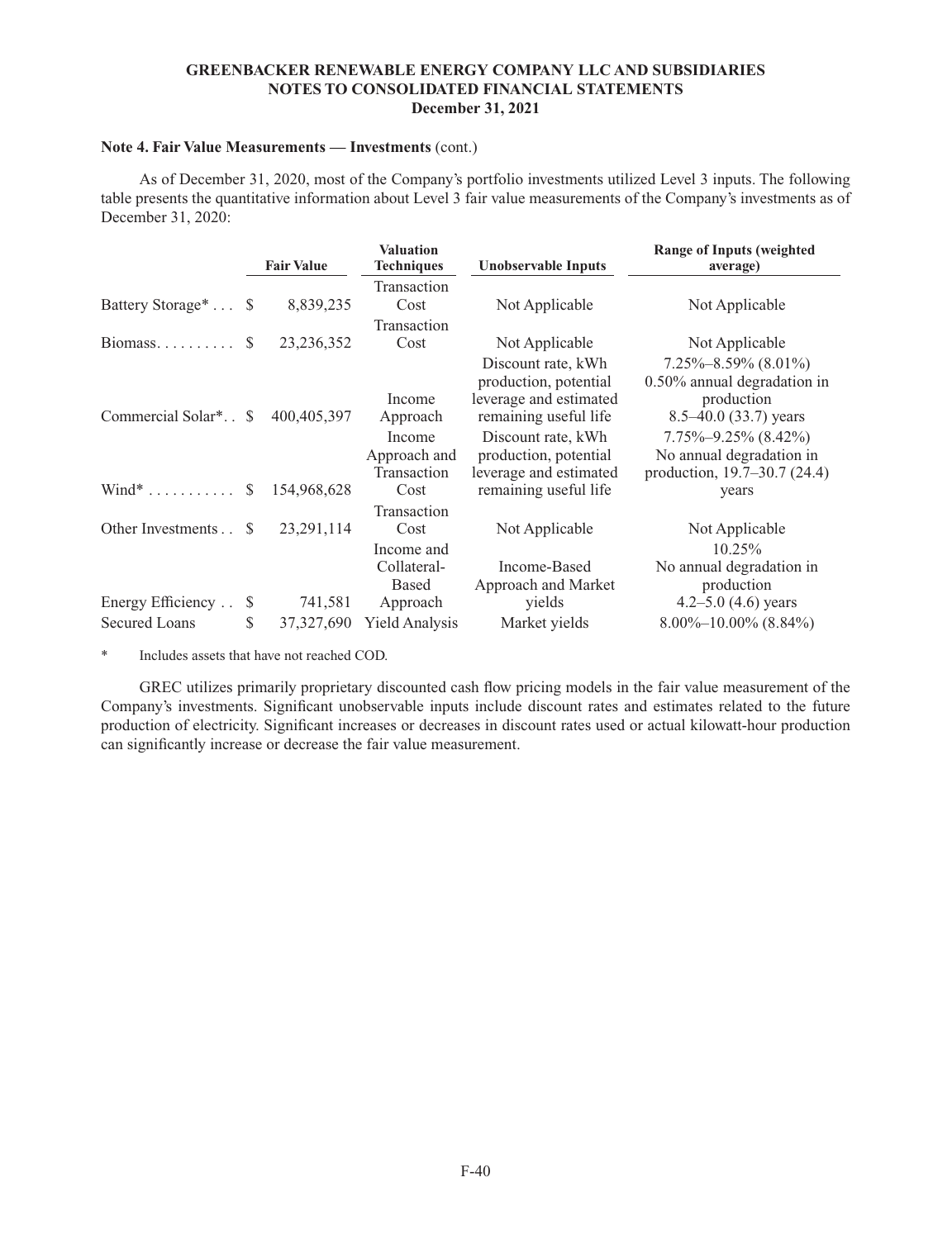### Note 4. Fair Value Measurements — Investments (cont.)

As of December 31, 2020, most of the Company's portfolio investments utilized Level 3 inputs. The following table presents the quantitative information about Level 3 fair value measurements of the Company's investments as of December 31, 2020:

| | Fair Value | Valuation Techniques | Unobservable Inputs | Range of Inputs (weighted average) |
|---|---|---|---|---|
| Battery Storage* | $ 8,839,235 | Transaction Cost | Not Applicable | Not Applicable |
| Biomass | $ 23,236,352 | Transaction Cost | Not Applicable | Not Applicable |
| Commercial Solar* | $ 400,405,397 | Income Approach | Discount rate, kWh production, potential leverage and estimated remaining useful life | 7.25%–8.59% (8.01%) 0.50% annual degradation in production 8.5–40.0 (33.7) years |
| Wind* | $ 154,968,628 | Income Approach and Transaction Cost | Discount rate, kWh production, potential leverage and estimated remaining useful life | 7.75%–9.25% (8.42%) No annual degradation in production, 19.7–30.7 (24.4) years |
| Other Investments | $ 23,291,114 | Transaction Cost | Not Applicable | Not Applicable |
| Energy Efficiency | $ 741,581 | Income and Collateral-Based Approach | Income-Based Approach and Market yields | 10.25% No annual degradation in production 4.2–5.0 (4.6) years |
| Secured Loans | $ 37,327,690 | Yield Analysis | Market yields | 8.00%–10.00% (8.84%) |

\* Includes assets that have not reached COD.

GREC utilizes primarily proprietary discounted cash flow pricing models in the fair value measurement of the Company's investments. Significant unobservable inputs include discount rates and estimates related to the future production of electricity. Significant increases or decreases in discount rates used or actual kilowatt-hour production can significantly increase or decrease the fair value measurement.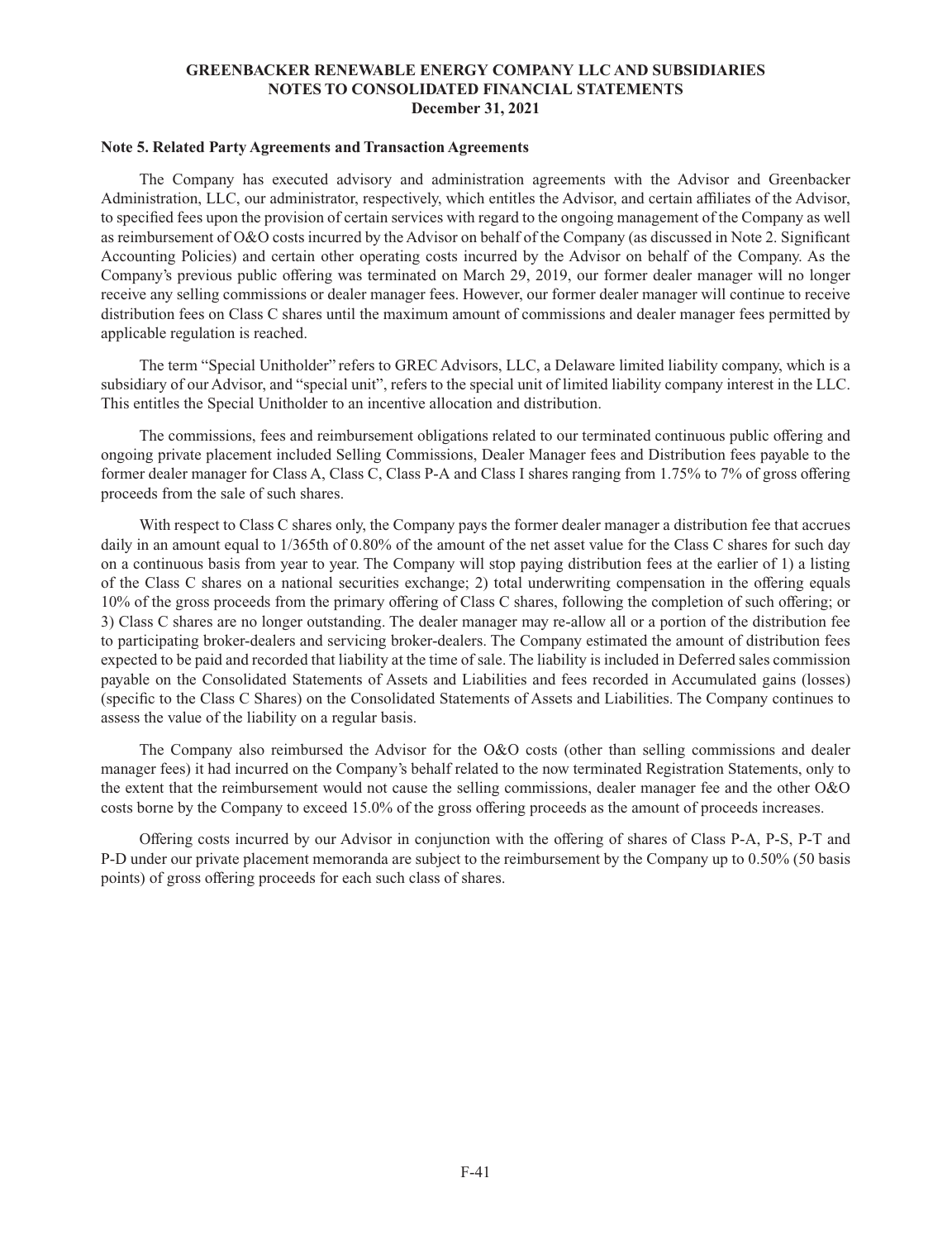### Note 5. Related Party Agreements and Transaction Agreements

The Company has executed advisory and administration agreements with the Advisor and Greenbacker Administration, LLC, our administrator, respectively, which entitles the Advisor, and certain affiliates of the Advisor, to specified fees upon the provision of certain services with regard to the ongoing management of the Company as well as reimbursement of O&O costs incurred by the Advisor on behalf of the Company (as discussed in Note 2. Significant Accounting Policies) and certain other operating costs incurred by the Advisor on behalf of the Company. As the Company's previous public offering was terminated on March 29, 2019, our former dealer manager will no longer receive any selling commissions or dealer manager fees. However, our former dealer manager will continue to receive distribution fees on Class C shares until the maximum amount of commissions and dealer manager fees permitted by applicable regulation is reached.

The term "Special Unitholder" refers to GREC Advisors, LLC, a Delaware limited liability company, which is a subsidiary of our Advisor, and "special unit", refers to the special unit of limited liability company interest in the LLC. This entitles the Special Unitholder to an incentive allocation and distribution.

The commissions, fees and reimbursement obligations related to our terminated continuous public offering and ongoing private placement included Selling Commissions, Dealer Manager fees and Distribution fees payable to the former dealer manager for Class A, Class C, Class P-A and Class I shares ranging from 1.75% to 7% of gross offering proceeds from the sale of such shares.

With respect to Class C shares only, the Company pays the former dealer manager a distribution fee that accrues daily in an amount equal to 1/365th of 0.80% of the amount of the net asset value for the Class C shares for such day on a continuous basis from year to year. The Company will stop paying distribution fees at the earlier of 1) a listing of the Class C shares on a national securities exchange; 2) total underwriting compensation in the offering equals 10% of the gross proceeds from the primary offering of Class C shares, following the completion of such offering; or 3) Class C shares are no longer outstanding. The dealer manager may re-allow all or a portion of the distribution fee to participating broker-dealers and servicing broker-dealers. The Company estimated the amount of distribution fees expected to be paid and recorded that liability at the time of sale. The liability is included in Deferred sales commission payable on the Consolidated Statements of Assets and Liabilities and fees recorded in Accumulated gains (losses) (specific to the Class C Shares) on the Consolidated Statements of Assets and Liabilities. The Company continues to assess the value of the liability on a regular basis.

The Company also reimbursed the Advisor for the O&O costs (other than selling commissions and dealer manager fees) it had incurred on the Company's behalf related to the now terminated Registration Statements, only to the extent that the reimbursement would not cause the selling commissions, dealer manager fee and the other O&O costs borne by the Company to exceed 15.0% of the gross offering proceeds as the amount of proceeds increases.

Offering costs incurred by our Advisor in conjunction with the offering of shares of Class P-A, P-S, P-T and P-D under our private placement memoranda are subject to the reimbursement by the Company up to 0.50% (50 basis points) of gross offering proceeds for each such class of shares.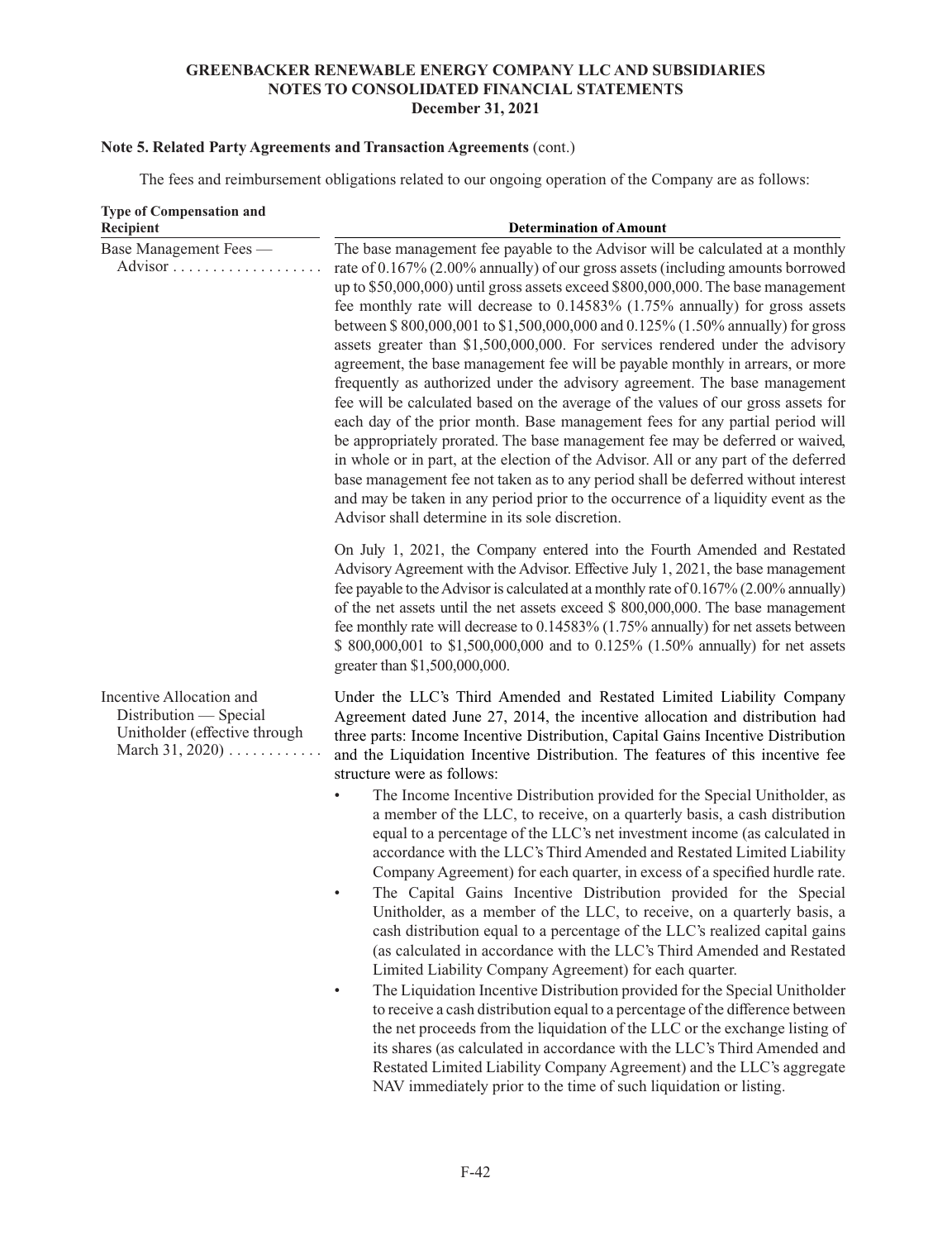**Note 5. Related Party Agreements and Transaction Agreements** (cont.)

The fees and reimbursement obligations related to our ongoing operation of the Company are as follows:

| Type of Compensation and Recipient | Determination of Amount |
|---|---|
| Base Management Fees — Advisor | The base management fee payable to the Advisor will be calculated at a monthly rate of 0.167% (2.00% annually) of our gross assets (including amounts borrowed up to $50,000,000) until gross assets exceed $800,000,000. The base management fee monthly rate will decrease to 0.14583% (1.75% annually) for gross assets between $ 800,000,001 to $1,500,000,000 and 0.125% (1.50% annually) for gross assets greater than $1,500,000,000. For services rendered under the advisory agreement, the base management fee will be payable monthly in arrears, or more frequently as authorized under the advisory agreement. The base management fee will be calculated based on the average of the values of our gross assets for each day of the prior month. Base management fees for any partial period will be appropriately prorated. The base management fee may be deferred or waived, in whole or in part, at the election of the Advisor. All or any part of the deferred base management fee not taken as to any period shall be deferred without interest and may be taken in any period prior to the occurrence of a liquidity event as the Advisor shall determine in its sole discretion.<br><br>On July 1, 2021, the Company entered into the Fourth Amended and Restated Advisory Agreement with the Advisor. Effective July 1, 2021, the base management fee payable to the Advisor is calculated at a monthly rate of 0.167% (2.00% annually) of the net assets until the net assets exceed $ 800,000,000. The base management fee monthly rate will decrease to 0.14583% (1.75% annually) for net assets between $ 800,000,001 to $1,500,000,000 and to 0.125% (1.50% annually) for net assets greater than $1,500,000,000. |
| Incentive Allocation and Distribution — Special Unitholder (effective through March 31, 2020) | Under the LLC's Third Amended and Restated Limited Liability Company Agreement dated June 27, 2014, the incentive allocation and distribution had three parts: Income Incentive Distribution, Capital Gains Incentive Distribution and the Liquidation Incentive Distribution. The features of this incentive fee structure were as follows:<br>• The Income Incentive Distribution provided for the Special Unitholder, as a member of the LLC, to receive, on a quarterly basis, a cash distribution equal to a percentage of the LLC's net investment income (as calculated in accordance with the LLC's Third Amended and Restated Limited Liability Company Agreement) for each quarter, in excess of a specified hurdle rate.<br>• The Capital Gains Incentive Distribution provided for the Special Unitholder, as a member of the LLC, to receive, on a quarterly basis, a cash distribution equal to a percentage of the LLC's realized capital gains (as calculated in accordance with the LLC's Third Amended and Restated Limited Liability Company Agreement) for each quarter.<br>• The Liquidation Incentive Distribution provided for the Special Unitholder to receive a cash distribution equal to a percentage of the difference between the net proceeds from the liquidation of the LLC or the exchange listing of its shares (as calculated in accordance with the LLC's Third Amended and Restated Limited Liability Company Agreement) and the LLC's aggregate NAV immediately prior to the time of such liquidation or listing. |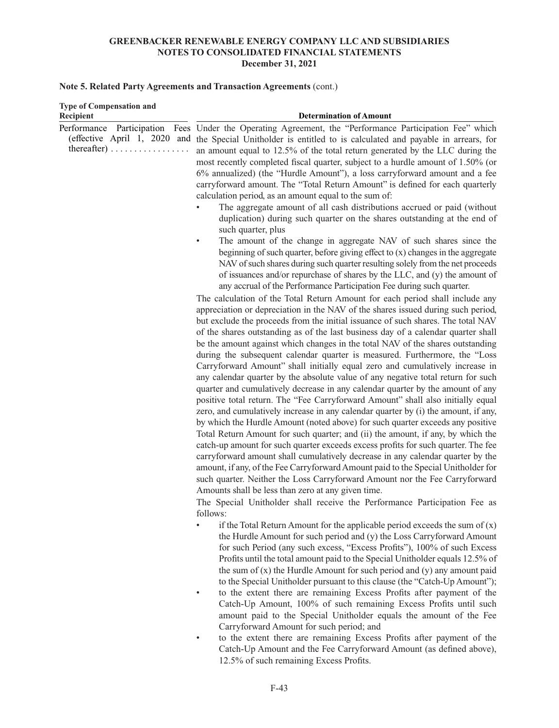**Note 5. Related Party Agreements and Transaction Agreements** (cont.)

| Type of Compensation and Recipient | Determination of Amount |
|---|---|
| Performance Participation Fees (effective April 1, 2020 and thereafter) | Under the Operating Agreement, the "Performance Participation Fee" which the Special Unitholder is entitled to is calculated and payable in arrears, for an amount equal to 12.5% of the total return generated by the LLC during the most recently completed fiscal quarter, subject to a hurdle amount of 1.50% (or 6% annualized) (the "Hurdle Amount"), a loss carryforward amount and a fee carryforward amount. The "Total Return Amount" is defined for each quarterly calculation period, as an amount equal to the sum of:<br>• The aggregate amount of all cash distributions accrued or paid (without duplication) during such quarter on the shares outstanding at the end of such quarter, plus<br>• The amount of the change in aggregate NAV of such shares since the beginning of such quarter, before giving effect to (x) changes in the aggregate NAV of such shares during such quarter resulting solely from the net proceeds of issuances and/or repurchase of shares by the LLC, and (y) the amount of any accrual of the Performance Participation Fee during such quarter.<br><br>The calculation of the Total Return Amount for each period shall include any appreciation or depreciation in the NAV of the shares issued during such period, but exclude the proceeds from the initial issuance of such shares. The total NAV of the shares outstanding as of the last business day of a calendar quarter shall be the amount against which changes in the total NAV of the shares outstanding during the subsequent calendar quarter is measured. Furthermore, the "Loss Carryforward Amount" shall initially equal zero and cumulatively increase in any calendar quarter by the absolute value of any negative total return for such quarter and cumulatively decrease in any calendar quarter by the amount of any positive total return. The "Fee Carryforward Amount" shall also initially equal zero, and cumulatively increase in any calendar quarter by (i) the amount, if any, by which the Hurdle Amount (noted above) for such quarter exceeds any positive Total Return Amount for such quarter; and (ii) the amount, if any, by which the catch-up amount for such quarter exceeds excess profits for such quarter. The fee carryforward amount shall cumulatively decrease in any calendar quarter by the amount, if any, of the Fee Carryforward Amount paid to the Special Unitholder for such quarter. Neither the Loss Carryforward Amount nor the Fee Carryforward Amounts shall be less than zero at any given time.<br><br>The Special Unitholder shall receive the Performance Participation Fee as follows:<br>• if the Total Return Amount for the applicable period exceeds the sum of (x) the Hurdle Amount for such period and (y) the Loss Carryforward Amount for such Period (any such excess, "Excess Profits"), 100% of such Excess Profits until the total amount paid to the Special Unitholder equals 12.5% of the sum of (x) the Hurdle Amount for such period and (y) any amount paid to the Special Unitholder pursuant to this clause (the "Catch-Up Amount");<br>• to the extent there are remaining Excess Profits after payment of the Catch-Up Amount, 100% of such remaining Excess Profits until such amount paid to the Special Unitholder equals the amount of the Fee Carryforward Amount for such period; and<br>• to the extent there are remaining Excess Profits after payment of the Catch-Up Amount and the Fee Carryforward Amount (as defined above), 12.5% of such remaining Excess Profits. |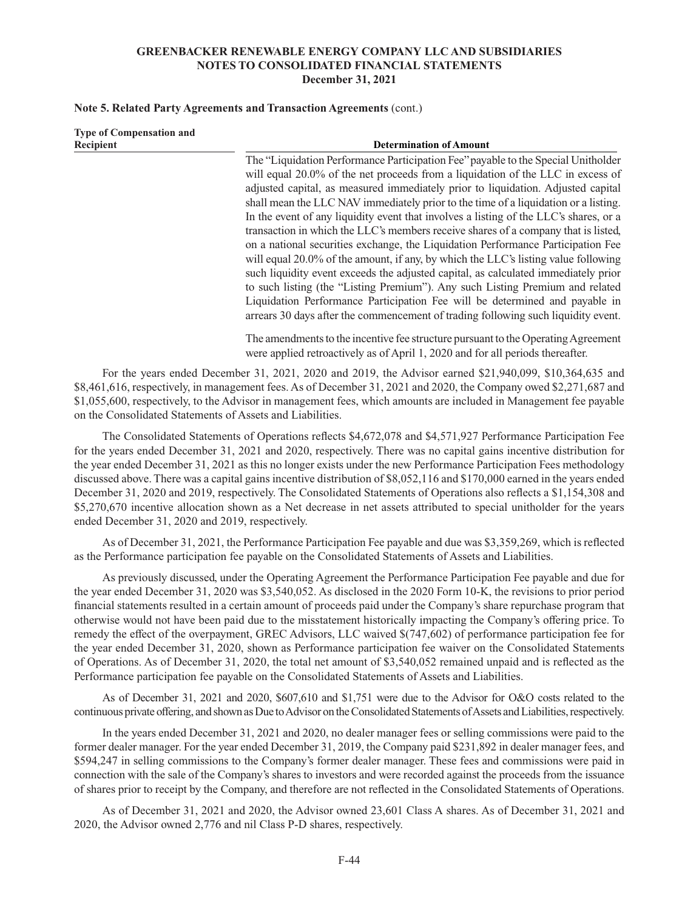**Note 5. Related Party Agreements and Transaction Agreements** (cont.)

| Type of Compensation and Recipient | Determination of Amount |
|---|---|
| | The "Liquidation Performance Participation Fee" payable to the Special Unitholder will equal 20.0% of the net proceeds from a liquidation of the LLC in excess of adjusted capital, as measured immediately prior to liquidation. Adjusted capital shall mean the LLC NAV immediately prior to the time of a liquidation or a listing. In the event of any liquidity event that involves a listing of the LLC's shares, or a transaction in which the LLC's members receive shares of a company that is listed, on a national securities exchange, the Liquidation Performance Participation Fee will equal 20.0% of the amount, if any, by which the LLC's listing value following such liquidity event exceeds the adjusted capital, as calculated immediately prior to such listing (the "Listing Premium"). Any such Listing Premium and related Liquidation Performance Participation Fee will be determined and payable in arrears 30 days after the commencement of trading following such liquidity event. |
| | The amendments to the incentive fee structure pursuant to the Operating Agreement were applied retroactively as of April 1, 2020 and for all periods thereafter. |

For the years ended December 31, 2021, 2020 and 2019, the Advisor earned $21,940,099, $10,364,635 and $8,461,616, respectively, in management fees. As of December 31, 2021 and 2020, the Company owed $2,271,687 and $1,055,600, respectively, to the Advisor in management fees, which amounts are included in Management fee payable on the Consolidated Statements of Assets and Liabilities.

The Consolidated Statements of Operations reflects $4,672,078 and $4,571,927 Performance Participation Fee for the years ended December 31, 2021 and 2020, respectively. There was no capital gains incentive distribution for the year ended December 31, 2021 as this no longer exists under the new Performance Participation Fees methodology discussed above. There was a capital gains incentive distribution of $8,052,116 and $170,000 earned in the years ended December 31, 2020 and 2019, respectively. The Consolidated Statements of Operations also reflects a $1,154,308 and $5,270,670 incentive allocation shown as a Net decrease in net assets attributed to special unitholder for the years ended December 31, 2020 and 2019, respectively.

As of December 31, 2021, the Performance Participation Fee payable and due was $3,359,269, which is reflected as the Performance participation fee payable on the Consolidated Statements of Assets and Liabilities.

As previously discussed, under the Operating Agreement the Performance Participation Fee payable and due for the year ended December 31, 2020 was $3,540,052. As disclosed in the 2020 Form 10-K, the revisions to prior period financial statements resulted in a certain amount of proceeds paid under the Company's share repurchase program that otherwise would not have been paid due to the misstatement historically impacting the Company's offering price. To remedy the effect of the overpayment, GREC Advisors, LLC waived $(747,602) of performance participation fee for the year ended December 31, 2020, shown as Performance participation fee waiver on the Consolidated Statements of Operations. As of December 31, 2020, the total net amount of $3,540,052 remained unpaid and is reflected as the Performance participation fee payable on the Consolidated Statements of Assets and Liabilities.

As of December 31, 2021 and 2020, $607,610 and $1,751 were due to the Advisor for O&O costs related to the continuous private offering, and shown as Due to Advisor on the Consolidated Statements of Assets and Liabilities, respectively.

In the years ended December 31, 2021 and 2020, no dealer manager fees or selling commissions were paid to the former dealer manager. For the year ended December 31, 2019, the Company paid $231,892 in dealer manager fees, and $594,247 in selling commissions to the Company's former dealer manager. These fees and commissions were paid in connection with the sale of the Company's shares to investors and were recorded against the proceeds from the issuance of shares prior to receipt by the Company, and therefore are not reflected in the Consolidated Statements of Operations.

As of December 31, 2021 and 2020, the Advisor owned 23,601 Class A shares. As of December 31, 2021 and 2020, the Advisor owned 2,776 and nil Class P-D shares, respectively.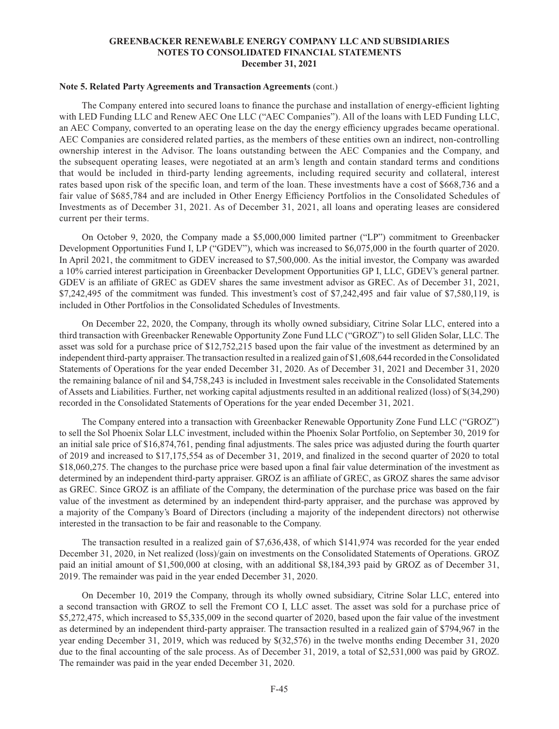**Note 5. Related Party Agreements and Transaction Agreements** (cont.)

The Company entered into secured loans to finance the purchase and installation of energy-efficient lighting with LED Funding LLC and Renew AEC One LLC ("AEC Companies"). All of the loans with LED Funding LLC, an AEC Company, converted to an operating lease on the day the energy efficiency upgrades became operational. AEC Companies are considered related parties, as the members of these entities own an indirect, non-controlling ownership interest in the Advisor. The loans outstanding between the AEC Companies and the Company, and the subsequent operating leases, were negotiated at an arm's length and contain standard terms and conditions that would be included in third-party lending agreements, including required security and collateral, interest rates based upon risk of the specific loan, and term of the loan. These investments have a cost of $668,736 and a fair value of $685,784 and are included in Other Energy Efficiency Portfolios in the Consolidated Schedules of Investments as of December 31, 2021. As of December 31, 2021, all loans and operating leases are considered current per their terms.

On October 9, 2020, the Company made a $5,000,000 limited partner ("LP") commitment to Greenbacker Development Opportunities Fund I, LP ("GDEV"), which was increased to $6,075,000 in the fourth quarter of 2020. In April 2021, the commitment to GDEV increased to $7,500,000. As the initial investor, the Company was awarded a 10% carried interest participation in Greenbacker Development Opportunities GP I, LLC, GDEV's general partner. GDEV is an affiliate of GREC as GDEV shares the same investment advisor as GREC. As of December 31, 2021, $7,242,495 of the commitment was funded. This investment's cost of $7,242,495 and fair value of $7,580,119, is included in Other Portfolios in the Consolidated Schedules of Investments.

On December 22, 2020, the Company, through its wholly owned subsidiary, Citrine Solar LLC, entered into a third transaction with Greenbacker Renewable Opportunity Zone Fund LLC ("GROZ") to sell Gliden Solar, LLC. The asset was sold for a purchase price of $12,752,215 based upon the fair value of the investment as determined by an independent third-party appraiser. The transaction resulted in a realized gain of $1,608,644 recorded in the Consolidated Statements of Operations for the year ended December 31, 2020. As of December 31, 2021 and December 31, 2020 the remaining balance of nil and $4,758,243 is included in Investment sales receivable in the Consolidated Statements of Assets and Liabilities. Further, net working capital adjustments resulted in an additional realized (loss) of $(34,290) recorded in the Consolidated Statements of Operations for the year ended December 31, 2021.

The Company entered into a transaction with Greenbacker Renewable Opportunity Zone Fund LLC ("GROZ") to sell the Sol Phoenix Solar LLC investment, included within the Phoenix Solar Portfolio, on September 30, 2019 for an initial sale price of $16,874,761, pending final adjustments. The sales price was adjusted during the fourth quarter of 2019 and increased to $17,175,554 as of December 31, 2019, and finalized in the second quarter of 2020 to total $18,060,275. The changes to the purchase price were based upon a final fair value determination of the investment as determined by an independent third-party appraiser. GROZ is an affiliate of GREC, as GROZ shares the same advisor as GREC. Since GROZ is an affiliate of the Company, the determination of the purchase price was based on the fair value of the investment as determined by an independent third-party appraiser, and the purchase was approved by a majority of the Company's Board of Directors (including a majority of the independent directors) not otherwise interested in the transaction to be fair and reasonable to the Company.

The transaction resulted in a realized gain of $7,636,438, of which $141,974 was recorded for the year ended December 31, 2020, in Net realized (loss)/gain on investments on the Consolidated Statements of Operations. GROZ paid an initial amount of $1,500,000 at closing, with an additional $8,184,393 paid by GROZ as of December 31, 2019. The remainder was paid in the year ended December 31, 2020.

On December 10, 2019 the Company, through its wholly owned subsidiary, Citrine Solar LLC, entered into a second transaction with GROZ to sell the Fremont CO I, LLC asset. The asset was sold for a purchase price of $5,272,475, which increased to $5,335,009 in the second quarter of 2020, based upon the fair value of the investment as determined by an independent third-party appraiser. The transaction resulted in a realized gain of $794,967 in the year ending December 31, 2019, which was reduced by $(32,576) in the twelve months ending December 31, 2020 due to the final accounting of the sale process. As of December 31, 2019, a total of $2,531,000 was paid by GROZ. The remainder was paid in the year ended December 31, 2020.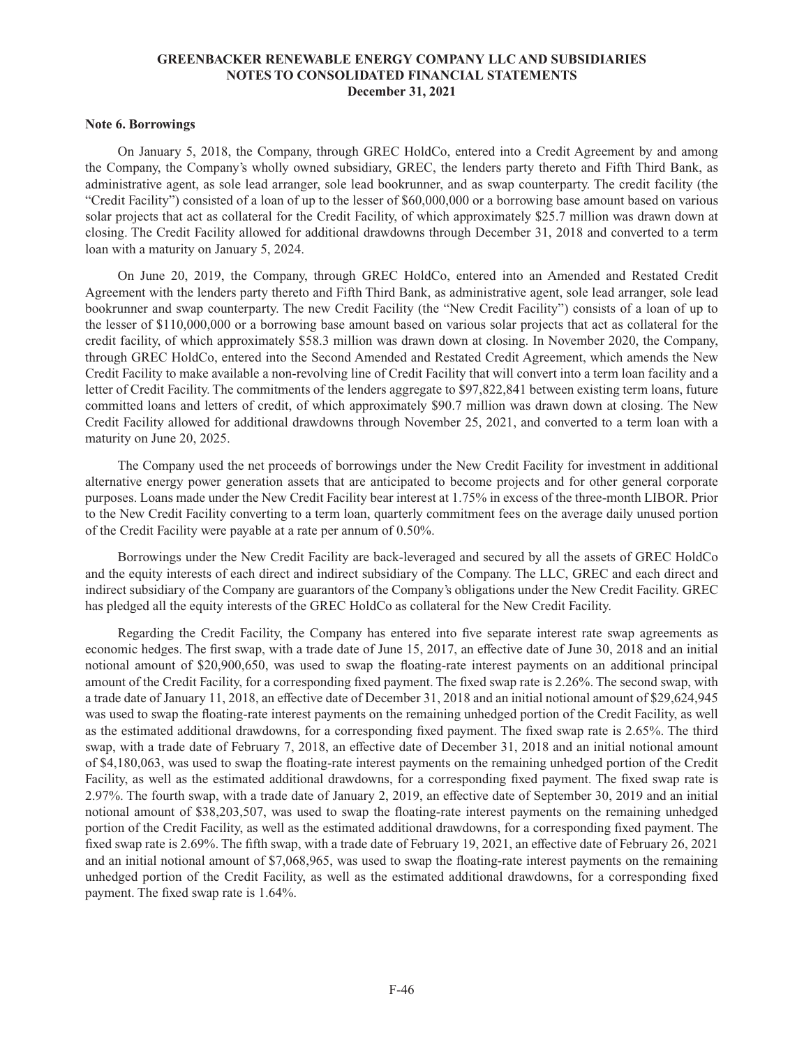**GREENBACKER RENEWABLE ENERGY COMPANY LLC AND SUBSIDIARIES**
**NOTES TO CONSOLIDATED FINANCIAL STATEMENTS**
**December 31, 2021**

**Note 6. Borrowings**

On January 5, 2018, the Company, through GREC HoldCo, entered into a Credit Agreement by and among the Company, the Company's wholly owned subsidiary, GREC, the lenders party thereto and Fifth Third Bank, as administrative agent, as sole lead arranger, sole lead bookrunner, and as swap counterparty. The credit facility (the "Credit Facility") consisted of a loan of up to the lesser of $60,000,000 or a borrowing base amount based on various solar projects that act as collateral for the Credit Facility, of which approximately $25.7 million was drawn down at closing. The Credit Facility allowed for additional drawdowns through December 31, 2018 and converted to a term loan with a maturity on January 5, 2024.

On June 20, 2019, the Company, through GREC HoldCo, entered into an Amended and Restated Credit Agreement with the lenders party thereto and Fifth Third Bank, as administrative agent, sole lead arranger, sole lead bookrunner and swap counterparty. The new Credit Facility (the "New Credit Facility") consists of a loan of up to the lesser of $110,000,000 or a borrowing base amount based on various solar projects that act as collateral for the credit facility, of which approximately $58.3 million was drawn down at closing. In November 2020, the Company, through GREC HoldCo, entered into the Second Amended and Restated Credit Agreement, which amends the New Credit Facility to make available a non-revolving line of Credit Facility that will convert into a term loan facility and a letter of Credit Facility. The commitments of the lenders aggregate to $97,822,841 between existing term loans, future committed loans and letters of credit, of which approximately $90.7 million was drawn down at closing. The New Credit Facility allowed for additional drawdowns through November 25, 2021, and converted to a term loan with a maturity on June 20, 2025.

The Company used the net proceeds of borrowings under the New Credit Facility for investment in additional alternative energy power generation assets that are anticipated to become projects and for other general corporate purposes. Loans made under the New Credit Facility bear interest at 1.75% in excess of the three-month LIBOR. Prior to the New Credit Facility converting to a term loan, quarterly commitment fees on the average daily unused portion of the Credit Facility were payable at a rate per annum of 0.50%.

Borrowings under the New Credit Facility are back-leveraged and secured by all the assets of GREC HoldCo and the equity interests of each direct and indirect subsidiary of the Company. The LLC, GREC and each direct and indirect subsidiary of the Company are guarantors of the Company's obligations under the New Credit Facility. GREC has pledged all the equity interests of the GREC HoldCo as collateral for the New Credit Facility.

Regarding the Credit Facility, the Company has entered into five separate interest rate swap agreements as economic hedges. The first swap, with a trade date of June 15, 2017, an effective date of June 30, 2018 and an initial notional amount of $20,900,650, was used to swap the floating-rate interest payments on an additional principal amount of the Credit Facility, for a corresponding fixed payment. The fixed swap rate is 2.26%. The second swap, with a trade date of January 11, 2018, an effective date of December 31, 2018 and an initial notional amount of $29,624,945 was used to swap the floating-rate interest payments on the remaining unhedged portion of the Credit Facility, as well as the estimated additional drawdowns, for a corresponding fixed payment. The fixed swap rate is 2.65%. The third swap, with a trade date of February 7, 2018, an effective date of December 31, 2018 and an initial notional amount of $4,180,063, was used to swap the floating-rate interest payments on the remaining unhedged portion of the Credit Facility, as well as the estimated additional drawdowns, for a corresponding fixed payment. The fixed swap rate is 2.97%. The fourth swap, with a trade date of January 2, 2019, an effective date of September 30, 2019 and an initial notional amount of $38,203,507, was used to swap the floating-rate interest payments on the remaining unhedged portion of the Credit Facility, as well as the estimated additional drawdowns, for a corresponding fixed payment. The fixed swap rate is 2.69%. The fifth swap, with a trade date of February 19, 2021, an effective date of February 26, 2021 and an initial notional amount of $7,068,965, was used to swap the floating-rate interest payments on the remaining unhedged portion of the Credit Facility, as well as the estimated additional drawdowns, for a corresponding fixed payment. The fixed swap rate is 1.64%.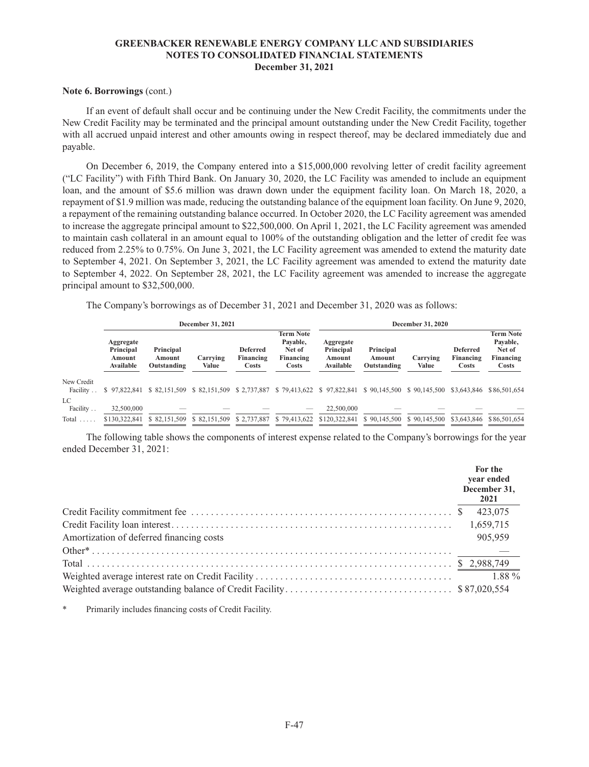**Note 6. Borrowings** (cont.)

If an event of default shall occur and be continuing under the New Credit Facility, the commitments under the New Credit Facility may be terminated and the principal amount outstanding under the New Credit Facility, together with all accrued unpaid interest and other amounts owing in respect thereof, may be declared immediately due and payable.

On December 6, 2019, the Company entered into a $15,000,000 revolving letter of credit facility agreement ("LC Facility") with Fifth Third Bank. On January 30, 2020, the LC Facility was amended to include an equipment loan, and the amount of $5.6 million was drawn down under the equipment facility loan. On March 18, 2020, a repayment of $1.9 million was made, reducing the outstanding balance of the equipment loan facility. On June 9, 2020, a repayment of the remaining outstanding balance occurred. In October 2020, the LC Facility agreement was amended to increase the aggregate principal amount to $22,500,000. On April 1, 2021, the LC Facility agreement was amended to maintain cash collateral in an amount equal to 100% of the outstanding obligation and the letter of credit fee was reduced from 2.25% to 0.75%. On June 3, 2021, the LC Facility agreement was amended to extend the maturity date to September 4, 2021. On September 3, 2021, the LC Facility agreement was amended to extend the maturity date to September 4, 2022. On September 28, 2021, the LC Facility agreement was amended to increase the aggregate principal amount to $32,500,000.

The Company's borrowings as of December 31, 2021 and December 31, 2020 was as follows:

| | December 31, 2021 | | | | | December 31, 2020 | | | | |
|---|---|---|---|---|---|---|---|---|---|---|
| | Aggregate Principal Amount Available | Principal Amount Outstanding | Carrying Value | Deferred Financing Costs | Term Note Payable, Net of Financing Costs | Aggregate Principal Amount Available | Principal Amount Outstanding | Carrying Value | Deferred Financing Costs | Term Note Payable, Net of Financing Costs |
| New Credit Facility | $ 97,822,841 | $ 82,151,509 | $ 82,151,509 | $ 2,737,887 | $ 79,413,622 | $ 97,822,841 | $ 90,145,500 | $ 90,145,500 | $3,643,846 | $86,501,654 |
| LC Facility | 32,500,000 | — | — | — | — | 22,500,000 | — | — | — | — |
| Total | $130,322,841 | $ 82,151,509 | $ 82,151,509 | $ 2,737,887 | $ 79,413,622 | $120,322,841 | $ 90,145,500 | $ 90,145,500 | $3,643,846 | $86,501,654 |

The following table shows the components of interest expense related to the Company's borrowings for the year ended December 31, 2021:

| | For the year ended December 31, 2021 |
|---|---|
| Credit Facility commitment fee | $ 423,075 |
| Credit Facility loan interest | 1,659,715 |
| Amortization of deferred financing costs | 905,959 |
| Other* | — |
| Total | $ 2,988,749 |
| Weighted average interest rate on Credit Facility | 1.88 % |
| Weighted average outstanding balance of Credit Facility | $ 87,020,554 |

\* Primarily includes financing costs of Credit Facility.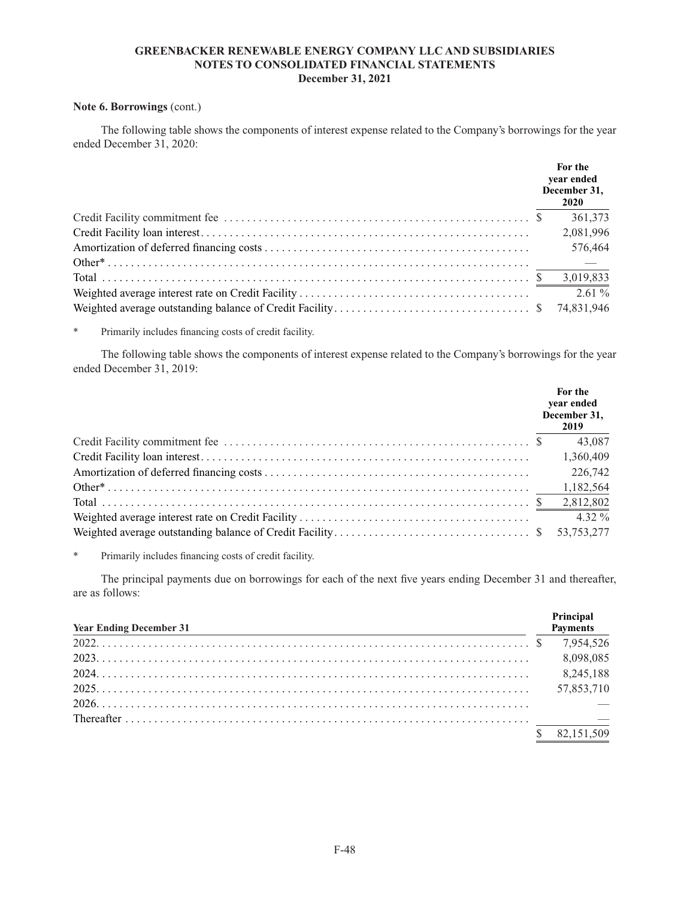**Note 6. Borrowings** (cont.)

The following table shows the components of interest expense related to the Company's borrowings for the year ended December 31, 2020:

| | For the year ended December 31, 2020 |
|---|---|
| Credit Facility commitment fee | $ 361,373 |
| Credit Facility loan interest | 2,081,996 |
| Amortization of deferred financing costs | 576,464 |
| Other* | — |
| Total | $ 3,019,833 |
| Weighted average interest rate on Credit Facility | 2.61 % |
| Weighted average outstanding balance of Credit Facility | $ 74,831,946 |

\* Primarily includes financing costs of credit facility.

The following table shows the components of interest expense related to the Company's borrowings for the year ended December 31, 2019:

| | For the year ended December 31, 2019 |
|---|---|
| Credit Facility commitment fee | $ 43,087 |
| Credit Facility loan interest | 1,360,409 |
| Amortization of deferred financing costs | 226,742 |
| Other* | 1,182,564 |
| Total | $ 2,812,802 |
| Weighted average interest rate on Credit Facility | 4.32 % |
| Weighted average outstanding balance of Credit Facility | $ 53,753,277 |

\* Primarily includes financing costs of credit facility.

The principal payments due on borrowings for each of the next five years ending December 31 and thereafter, are as follows:

| Year Ending December 31 | Principal Payments |
|---|---|
| 2022 | $ 7,954,526 |
| 2023 | 8,098,085 |
| 2024 | 8,245,188 |
| 2025 | 57,853,710 |
| 2026 | — |
| Thereafter | — |
| | $ 82,151,509 |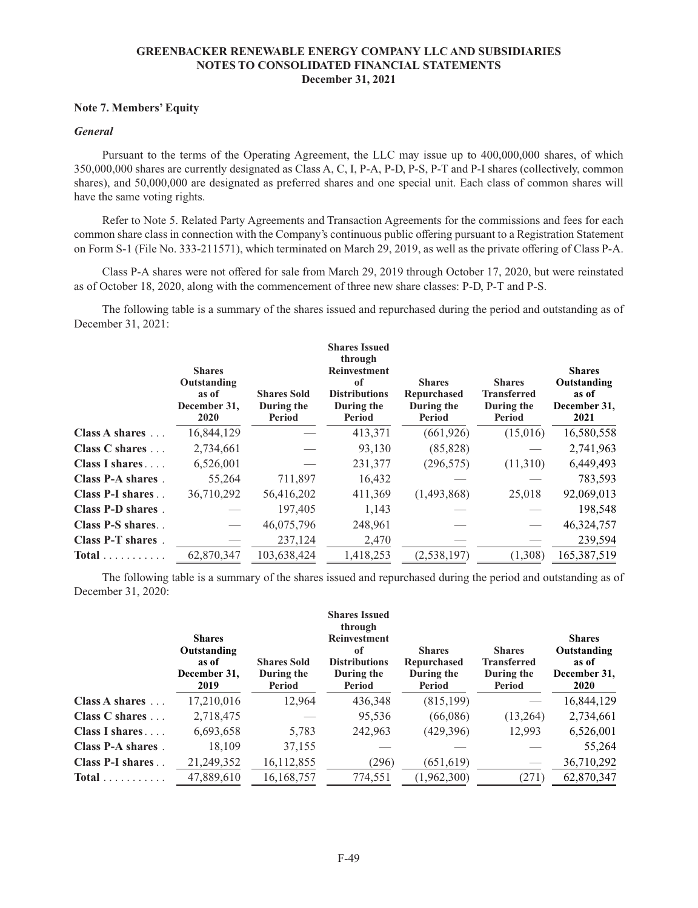**GREENBACKER RENEWABLE ENERGY COMPANY LLC AND SUBSIDIARIES**
**NOTES TO CONSOLIDATED FINANCIAL STATEMENTS**
**December 31, 2021**

### Note 7. Members' Equity

***General***

Pursuant to the terms of the Operating Agreement, the LLC may issue up to 400,000,000 shares, of which 350,000,000 shares are currently designated as Class A, C, I, P-A, P-D, P-S, P-T and P-I shares (collectively, common shares), and 50,000,000 are designated as preferred shares and one special unit. Each class of common shares will have the same voting rights.

Refer to Note 5. Related Party Agreements and Transaction Agreements for the commissions and fees for each common share class in connection with the Company's continuous public offering pursuant to a Registration Statement on Form S-1 (File No. 333-211571), which terminated on March 29, 2019, as well as the private offering of Class P-A.

Class P-A shares were not offered for sale from March 29, 2019 through October 17, 2020, but were reinstated as of October 18, 2020, along with the commencement of three new share classes: P-D, P-T and P-S.

The following table is a summary of the shares issued and repurchased during the period and outstanding as of December 31, 2021:

| | Shares Outstanding as of December 31, 2020 | Shares Sold During the Period | Shares Issued through Reinvestment of Distributions During the Period | Shares Repurchased During the Period | Shares Transferred During the Period | Shares Outstanding as of December 31, 2021 |
|---|---|---|---|---|---|---|
| **Class A shares** | 16,844,129 | — | 413,371 | (661,926) | (15,016) | 16,580,558 |
| **Class C shares** | 2,734,661 | — | 93,130 | (85,828) | — | 2,741,963 |
| **Class I shares** | 6,526,001 | — | 231,377 | (296,575) | (11,310) | 6,449,493 |
| **Class P-A shares** | 55,264 | 711,897 | 16,432 | — | — | 783,593 |
| **Class P-I shares** | 36,710,292 | 56,416,202 | 411,369 | (1,493,868) | 25,018 | 92,069,013 |
| **Class P-D shares** | — | 197,405 | 1,143 | — | — | 198,548 |
| **Class P-S shares** | — | 46,075,796 | 248,961 | — | — | 46,324,757 |
| **Class P-T shares** | — | 237,124 | 2,470 | — | — | 239,594 |
| **Total** | 62,870,347 | 103,638,424 | 1,418,253 | (2,538,197) | (1,308) | 165,387,519 |

The following table is a summary of the shares issued and repurchased during the period and outstanding as of December 31, 2020:

| | Shares Outstanding as of December 31, 2019 | Shares Sold During the Period | Shares Issued through Reinvestment of Distributions During the Period | Shares Repurchased During the Period | Shares Transferred During the Period | Shares Outstanding as of December 31, 2020 |
|---|---|---|---|---|---|---|
| **Class A shares** | 17,210,016 | 12,964 | 436,348 | (815,199) | — | 16,844,129 |
| **Class C shares** | 2,718,475 | — | 95,536 | (66,086) | (13,264) | 2,734,661 |
| **Class I shares** | 6,693,658 | 5,783 | 242,963 | (429,396) | 12,993 | 6,526,001 |
| **Class P-A shares** | 18,109 | 37,155 | — | — | — | 55,264 |
| **Class P-I shares** | 21,249,352 | 16,112,855 | (296) | (651,619) | — | 36,710,292 |
| **Total** | 47,889,610 | 16,168,757 | 774,551 | (1,962,300) | (271) | 62,870,347 |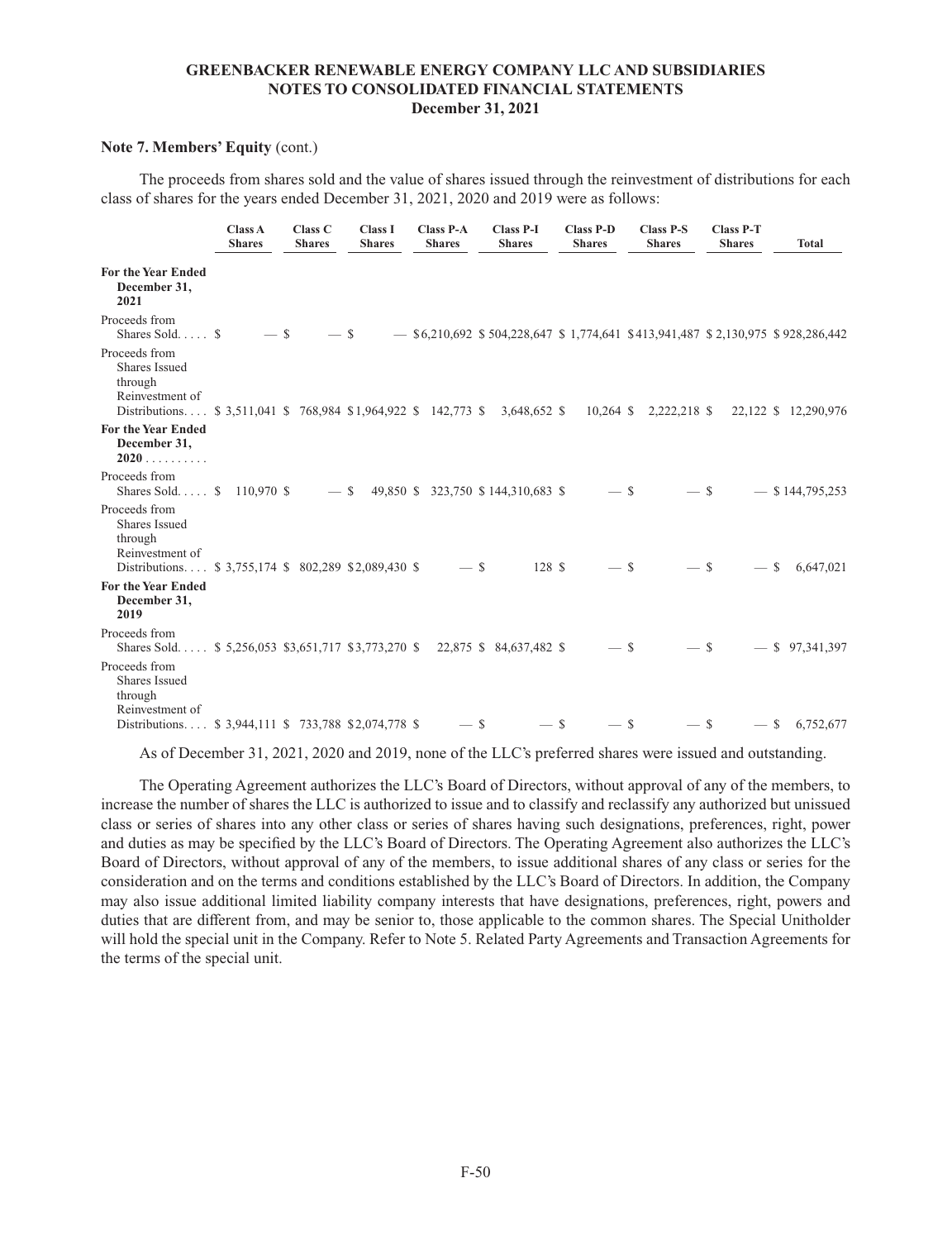**Note 7. Members' Equity** (cont.)

The proceeds from shares sold and the value of shares issued through the reinvestment of distributions for each class of shares for the years ended December 31, 2021, 2020 and 2019 were as follows:

| | Class A Shares | Class C Shares | Class I Shares | Class P-A Shares | Class P-I Shares | Class P-D Shares | Class P-S Shares | Class P-T Shares | Total |
|---|---|---|---|---|---|---|---|---|---|
| **For the Year Ended December 31, 2021** | | | | | | | | | |
| Proceeds from Shares Sold | $ — | $ — | $ — | $6,210,692 | $ 504,228,647 | $ 1,774,641 | $413,941,487 | $ 2,130,975 | $ 928,286,442 |
| Proceeds from Shares Issued through Reinvestment of Distributions | $ 3,511,041 | $ 768,984 | $1,964,922 | $ 142,773 | $ 3,648,652 | $ 10,264 | $ 2,222,218 | $ 22,122 | $ 12,290,976 |
| **For the Year Ended December 31, 2020** | | | | | | | | | |
| Proceeds from Shares Sold | $ 110,970 | $ — | $ 49,850 | $ 323,750 | $ 144,310,683 | $ — | $ — | $ — | $ 144,795,253 |
| Proceeds from Shares Issued through Reinvestment of Distributions | $ 3,755,174 | $ 802,289 | $2,089,430 | $ — | $ 128 | $ — | $ — | $ — | $ 6,647,021 |
| **For the Year Ended December 31, 2019** | | | | | | | | | |
| Proceeds from Shares Sold | $ 5,256,053 | $3,651,717 | $3,773,270 | $ 22,875 | $ 84,637,482 | $ — | $ — | $ — | $ 97,341,397 |
| Proceeds from Shares Issued through Reinvestment of Distributions | $ 3,944,111 | $ 733,788 | $2,074,778 | $ — | $ — | $ — | $ — | $ — | $ 6,752,677 |

As of December 31, 2021, 2020 and 2019, none of the LLC's preferred shares were issued and outstanding.

The Operating Agreement authorizes the LLC's Board of Directors, without approval of any of the members, to increase the number of shares the LLC is authorized to issue and to classify and reclassify any authorized but unissued class or series of shares into any other class or series of shares having such designations, preferences, right, power and duties as may be specified by the LLC's Board of Directors. The Operating Agreement also authorizes the LLC's Board of Directors, without approval of any of the members, to issue additional shares of any class or series for the consideration and on the terms and conditions established by the LLC's Board of Directors. In addition, the Company may also issue additional limited liability company interests that have designations, preferences, right, powers and duties that are different from, and may be senior to, those applicable to the common shares. The Special Unitholder will hold the special unit in the Company. Refer to Note 5. Related Party Agreements and Transaction Agreements for the terms of the special unit.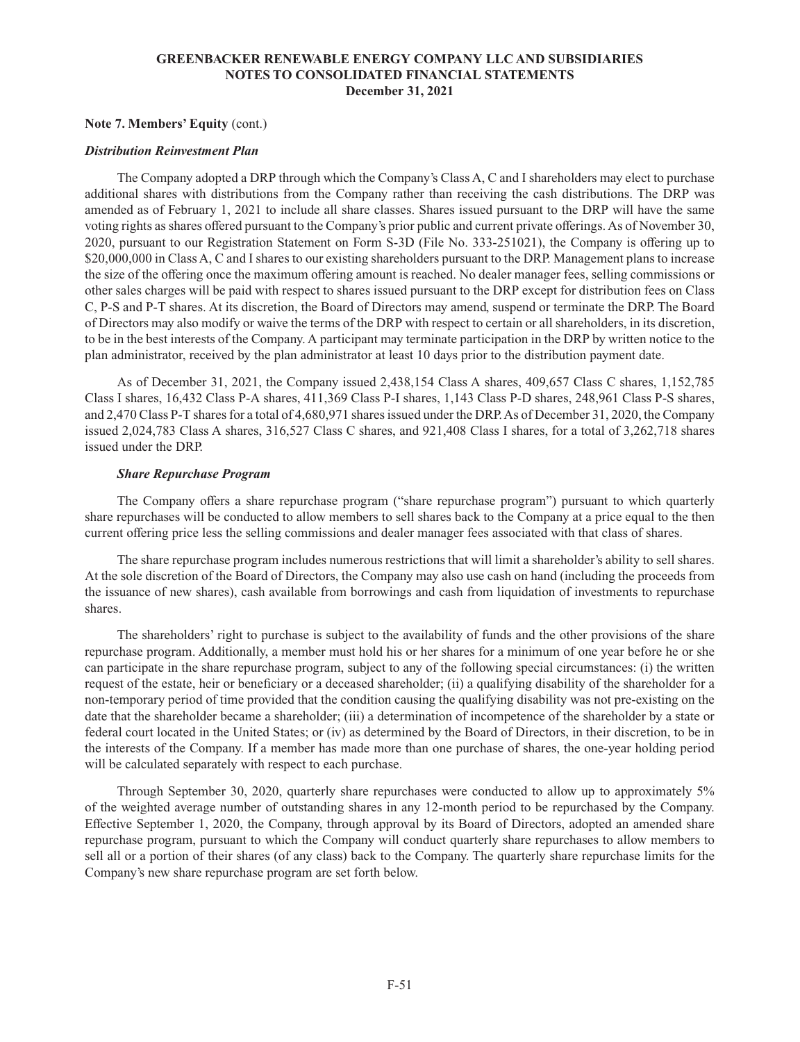**Note 7. Members' Equity** (cont.)

***Distribution Reinvestment Plan***

The Company adopted a DRP through which the Company's Class A, C and I shareholders may elect to purchase additional shares with distributions from the Company rather than receiving the cash distributions. The DRP was amended as of February 1, 2021 to include all share classes. Shares issued pursuant to the DRP will have the same voting rights as shares offered pursuant to the Company's prior public and current private offerings. As of November 30, 2020, pursuant to our Registration Statement on Form S-3D (File No. 333-251021), the Company is offering up to $20,000,000 in Class A, C and I shares to our existing shareholders pursuant to the DRP. Management plans to increase the size of the offering once the maximum offering amount is reached. No dealer manager fees, selling commissions or other sales charges will be paid with respect to shares issued pursuant to the DRP except for distribution fees on Class C, P-S and P-T shares. At its discretion, the Board of Directors may amend, suspend or terminate the DRP. The Board of Directors may also modify or waive the terms of the DRP with respect to certain or all shareholders, in its discretion, to be in the best interests of the Company. A participant may terminate participation in the DRP by written notice to the plan administrator, received by the plan administrator at least 10 days prior to the distribution payment date.

As of December 31, 2021, the Company issued 2,438,154 Class A shares, 409,657 Class C shares, 1,152,785 Class I shares, 16,432 Class P-A shares, 411,369 Class P-I shares, 1,143 Class P-D shares, 248,961 Class P-S shares, and 2,470 Class P-T shares for a total of 4,680,971 shares issued under the DRP. As of December 31, 2020, the Company issued 2,024,783 Class A shares, 316,527 Class C shares, and 921,408 Class I shares, for a total of 3,262,718 shares issued under the DRP.

***Share Repurchase Program***

The Company offers a share repurchase program ("share repurchase program") pursuant to which quarterly share repurchases will be conducted to allow members to sell shares back to the Company at a price equal to the then current offering price less the selling commissions and dealer manager fees associated with that class of shares.

The share repurchase program includes numerous restrictions that will limit a shareholder's ability to sell shares. At the sole discretion of the Board of Directors, the Company may also use cash on hand (including the proceeds from the issuance of new shares), cash available from borrowings and cash from liquidation of investments to repurchase shares.

The shareholders' right to purchase is subject to the availability of funds and the other provisions of the share repurchase program. Additionally, a member must hold his or her shares for a minimum of one year before he or she can participate in the share repurchase program, subject to any of the following special circumstances: (i) the written request of the estate, heir or beneficiary or a deceased shareholder; (ii) a qualifying disability of the shareholder for a non-temporary period of time provided that the condition causing the qualifying disability was not pre-existing on the date that the shareholder became a shareholder; (iii) a determination of incompetence of the shareholder by a state or federal court located in the United States; or (iv) as determined by the Board of Directors, in their discretion, to be in the interests of the Company. If a member has made more than one purchase of shares, the one-year holding period will be calculated separately with respect to each purchase.

Through September 30, 2020, quarterly share repurchases were conducted to allow up to approximately 5% of the weighted average number of outstanding shares in any 12-month period to be repurchased by the Company. Effective September 1, 2020, the Company, through approval by its Board of Directors, adopted an amended share repurchase program, pursuant to which the Company will conduct quarterly share repurchases to allow members to sell all or a portion of their shares (of any class) back to the Company. The quarterly share repurchase limits for the Company's new share repurchase program are set forth below.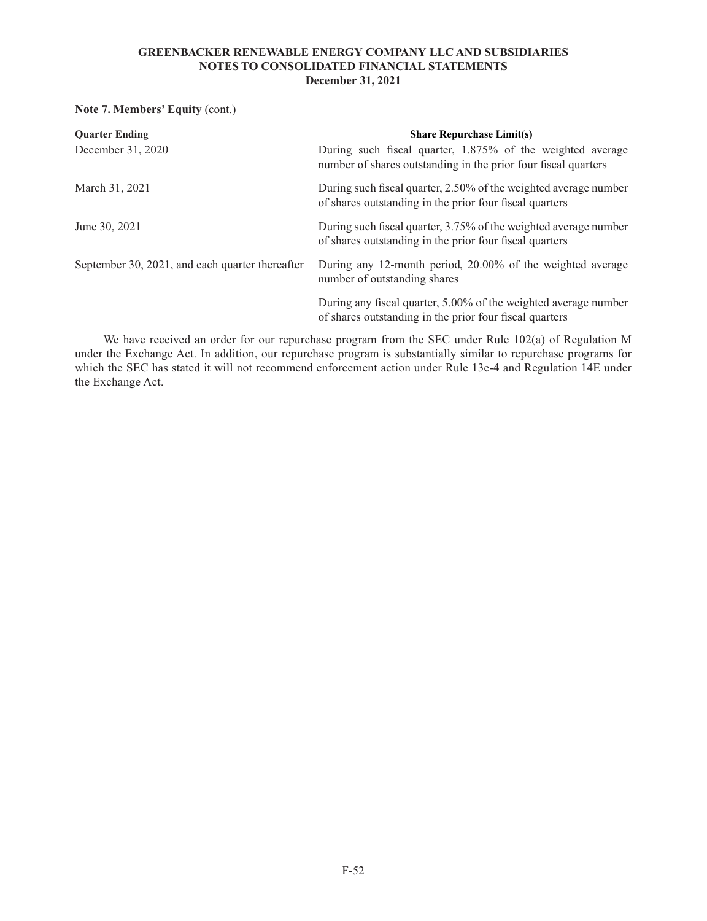**Note 7. Members' Equity** (cont.)

| Quarter Ending | Share Repurchase Limit(s) |
| --- | --- |
| December 31, 2020 | During such fiscal quarter, 1.875% of the weighted average number of shares outstanding in the prior four fiscal quarters |
| March 31, 2021 | During such fiscal quarter, 2.50% of the weighted average number of shares outstanding in the prior four fiscal quarters |
| June 30, 2021 | During such fiscal quarter, 3.75% of the weighted average number of shares outstanding in the prior four fiscal quarters |
| September 30, 2021, and each quarter thereafter | During any 12-month period, 20.00% of the weighted average number of outstanding shares |
| | During any fiscal quarter, 5.00% of the weighted average number of shares outstanding in the prior four fiscal quarters |

We have received an order for our repurchase program from the SEC under Rule 102(a) of Regulation M under the Exchange Act. In addition, our repurchase program is substantially similar to repurchase programs for which the SEC has stated it will not recommend enforcement action under Rule 13e-4 and Regulation 14E under the Exchange Act.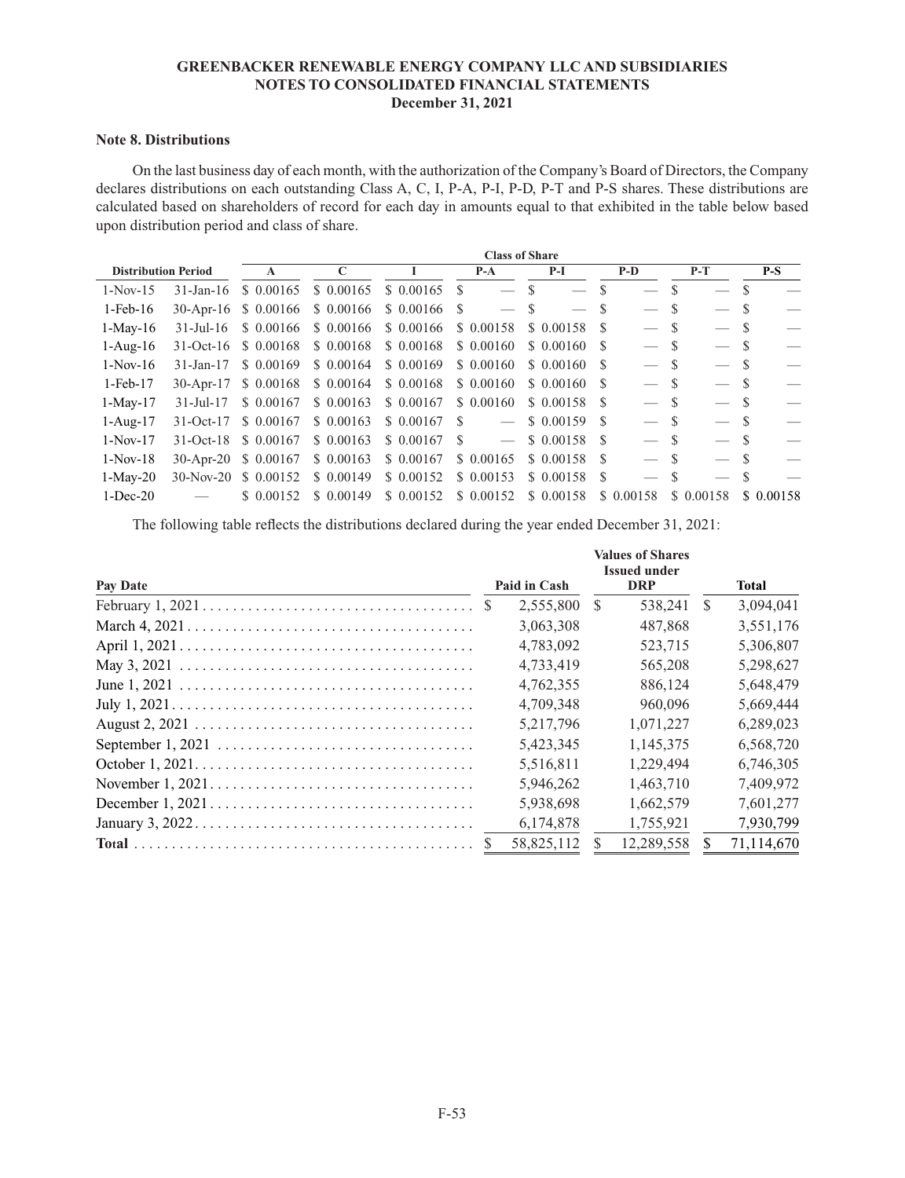GREENBACKER RENEWABLE ENERGY COMPANY LLC AND SUBSIDIARIES
NOTES TO CONSOLIDATED FINANCIAL STATEMENTS
December 31, 2021

**Note 8. Distributions**

On the last business day of each month, with the authorization of the Company's Board of Directors, the Company declares distributions on each outstanding Class A, C, I, P-A, P-I, P-D, P-T and P-S shares. These distributions are calculated based on shareholders of record for each day in amounts equal to that exhibited in the table below based upon distribution period and class of share.

| Distribution Period | | Class of Share | | | | | | | |
|---|---|---|---|---|---|---|---|---|---|
| | | A | C | I | P-A | P-I | P-D | P-T | P-S |
| 1-Nov-15 | 31-Jan-16 | $ 0.00165 | $ 0.00165 | $ 0.00165 | $ — | $ — | $ — | $ — | $ — |
| 1-Feb-16 | 30-Apr-16 | $ 0.00166 | $ 0.00166 | $ 0.00166 | $ — | $ — | $ — | $ — | $ — |
| 1-May-16 | 31-Jul-16 | $ 0.00166 | $ 0.00166 | $ 0.00166 | $ 0.00158 | $ 0.00158 | $ — | $ — | $ — |
| 1-Aug-16 | 31-Oct-16 | $ 0.00168 | $ 0.00168 | $ 0.00168 | $ 0.00160 | $ 0.00160 | $ — | $ — | $ — |
| 1-Nov-16 | 31-Jan-17 | $ 0.00169 | $ 0.00164 | $ 0.00169 | $ 0.00160 | $ 0.00160 | $ — | $ — | $ — |
| 1-Feb-17 | 30-Apr-17 | $ 0.00168 | $ 0.00164 | $ 0.00168 | $ 0.00160 | $ 0.00160 | $ — | $ — | $ — |
| 1-May-17 | 31-Jul-17 | $ 0.00167 | $ 0.00163 | $ 0.00167 | $ 0.00160 | $ 0.00158 | $ — | $ — | $ — |
| 1-Aug-17 | 31-Oct-17 | $ 0.00167 | $ 0.00163 | $ 0.00167 | $ — | $ 0.00159 | $ — | $ — | $ — |
| 1-Nov-17 | 31-Oct-18 | $ 0.00167 | $ 0.00163 | $ 0.00167 | $ — | $ 0.00158 | $ — | $ — | $ — |
| 1-Nov-18 | 30-Apr-20 | $ 0.00167 | $ 0.00163 | $ 0.00167 | $ 0.00165 | $ 0.00158 | $ — | $ — | $ — |
| 1-May-20 | 30-Nov-20 | $ 0.00152 | $ 0.00149 | $ 0.00152 | $ 0.00153 | $ 0.00158 | $ — | $ — | $ — |
| 1-Dec-20 | — | $ 0.00152 | $ 0.00149 | $ 0.00152 | $ 0.00152 | $ 0.00158 | $ 0.00158 | $ 0.00158 | $ 0.00158 |

The following table reflects the distributions declared during the year ended December 31, 2021:

| Pay Date | Paid in Cash | Values of Shares Issued under DRP | Total |
|---|---|---|---|
| February 1, 2021 | $ 2,555,800 | $ 538,241 | $ 3,094,041 |
| March 4, 2021 | 3,063,308 | 487,868 | 3,551,176 |
| April 1, 2021 | 4,783,092 | 523,715 | 5,306,807 |
| May 3, 2021 | 4,733,419 | 565,208 | 5,298,627 |
| June 1, 2021 | 4,762,355 | 886,124 | 5,648,479 |
| July 1, 2021 | 4,709,348 | 960,096 | 5,669,444 |
| August 2, 2021 | 5,217,796 | 1,071,227 | 6,289,023 |
| September 1, 2021 | 5,423,345 | 1,145,375 | 6,568,720 |
| October 1, 2021 | 5,516,811 | 1,229,494 | 6,746,305 |
| November 1, 2021 | 5,946,262 | 1,463,710 | 7,409,972 |
| December 1, 2021 | 5,938,698 | 1,662,579 | 7,601,277 |
| January 3, 2022 | 6,174,878 | 1,755,921 | 7,930,799 |
| **Total** | $ 58,825,112 | $ 12,289,558 | $ 71,114,670 |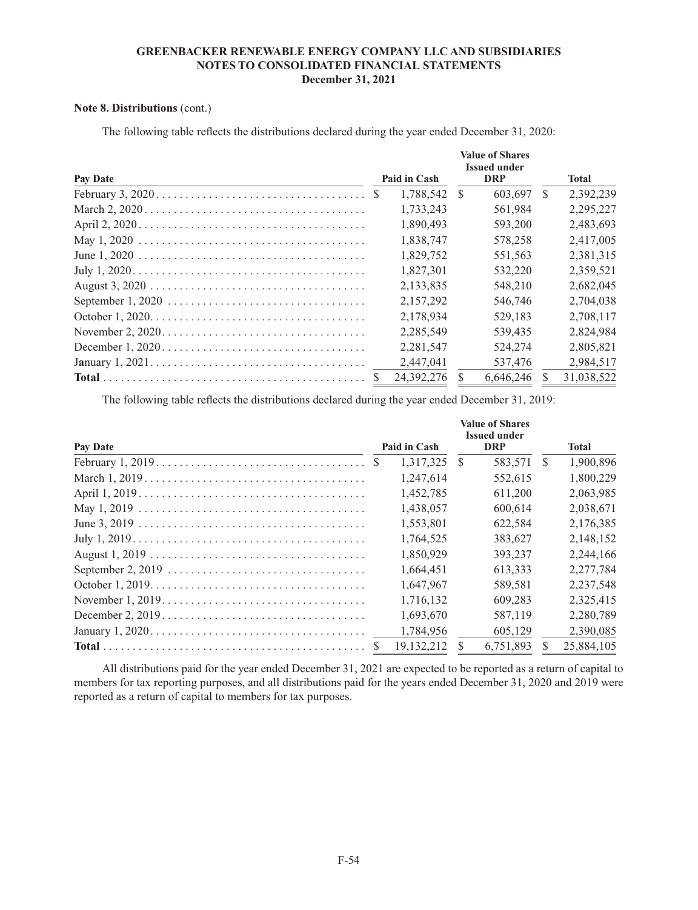**Note 8. Distributions** (cont.)

The following table reflects the distributions declared during the year ended December 31, 2020:

| Pay Date | Paid in Cash | Value of Shares Issued under DRP | Total |
|---|---|---|---|
| February 3, 2020 | $ 1,788,542 | $ 603,697 | $ 2,392,239 |
| March 2, 2020 | 1,733,243 | 561,984 | 2,295,227 |
| April 2, 2020 | 1,890,493 | 593,200 | 2,483,693 |
| May 1, 2020 | 1,838,747 | 578,258 | 2,417,005 |
| June 1, 2020 | 1,829,752 | 551,563 | 2,381,315 |
| July 1, 2020 | 1,827,301 | 532,220 | 2,359,521 |
| August 3, 2020 | 2,133,835 | 548,210 | 2,682,045 |
| September 1, 2020 | 2,157,292 | 546,746 | 2,704,038 |
| October 1, 2020 | 2,178,934 | 529,183 | 2,708,117 |
| November 2, 2020 | 2,285,549 | 539,435 | 2,824,984 |
| December 1, 2020 | 2,281,547 | 524,274 | 2,805,821 |
| January 1, 2021 | 2,447,041 | 537,476 | 2,984,517 |
| **Total** | $ 24,392,276 | $ 6,646,246 | $ 31,038,522 |

The following table reflects the distributions declared during the year ended December 31, 2019:

| Pay Date | Paid in Cash | Value of Shares Issued under DRP | Total |
|---|---|---|---|
| February 1, 2019 | $ 1,317,325 | $ 583,571 | $ 1,900,896 |
| March 1, 2019 | 1,247,614 | 552,615 | 1,800,229 |
| April 1, 2019 | 1,452,785 | 611,200 | 2,063,985 |
| May 1, 2019 | 1,438,057 | 600,614 | 2,038,671 |
| June 3, 2019 | 1,553,801 | 622,584 | 2,176,385 |
| July 1, 2019 | 1,764,525 | 383,627 | 2,148,152 |
| August 1, 2019 | 1,850,929 | 393,237 | 2,244,166 |
| September 2, 2019 | 1,664,451 | 613,333 | 2,277,784 |
| October 1, 2019 | 1,647,967 | 589,581 | 2,237,548 |
| November 1, 2019 | 1,716,132 | 609,283 | 2,325,415 |
| December 2, 2019 | 1,693,670 | 587,119 | 2,280,789 |
| January 1, 2020 | 1,784,956 | 605,129 | 2,390,085 |
| **Total** | $ 19,132,212 | $ 6,751,893 | $ 25,884,105 |

All distributions paid for the year ended December 31, 2021 are expected to be reported as a return of capital to members for tax reporting purposes, and all distributions paid for the years ended December 31, 2020 and 2019 were reported as a return of capital to members for tax purposes.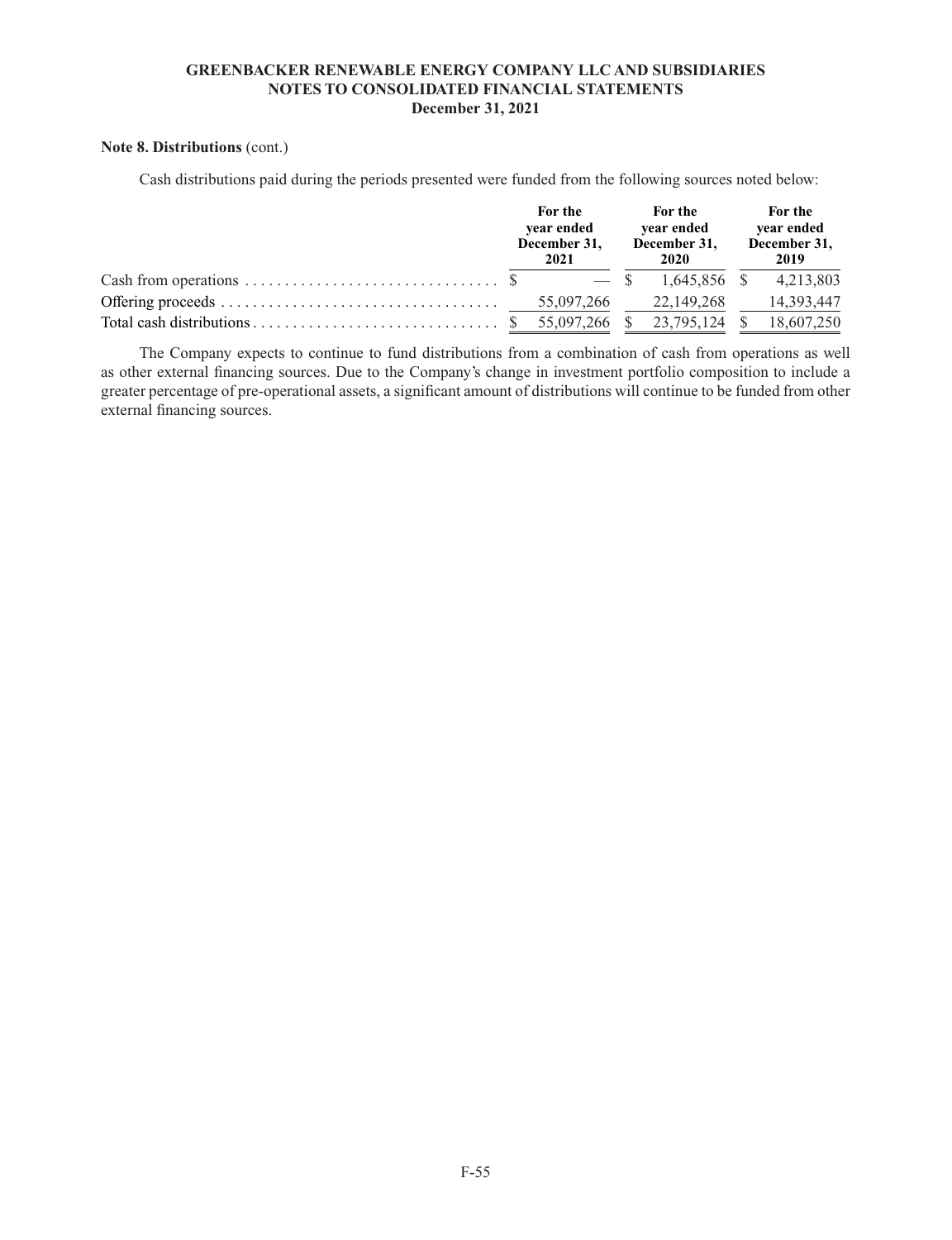**Note 8. Distributions** (cont.)

Cash distributions paid during the periods presented were funded from the following sources noted below:

| | For the year ended December 31, 2021 | For the year ended December 31, 2020 | For the year ended December 31, 2019 |
|---|---|---|---|
| Cash from operations | $ — | $ 1,645,856 | $ 4,213,803 |
| Offering proceeds | 55,097,266 | 22,149,268 | 14,393,447 |
| Total cash distributions | $ 55,097,266 | $ 23,795,124 | $ 18,607,250 |

The Company expects to continue to fund distributions from a combination of cash from operations as well as other external financing sources. Due to the Company's change in investment portfolio composition to include a greater percentage of pre-operational assets, a significant amount of distributions will continue to be funded from other external financing sources.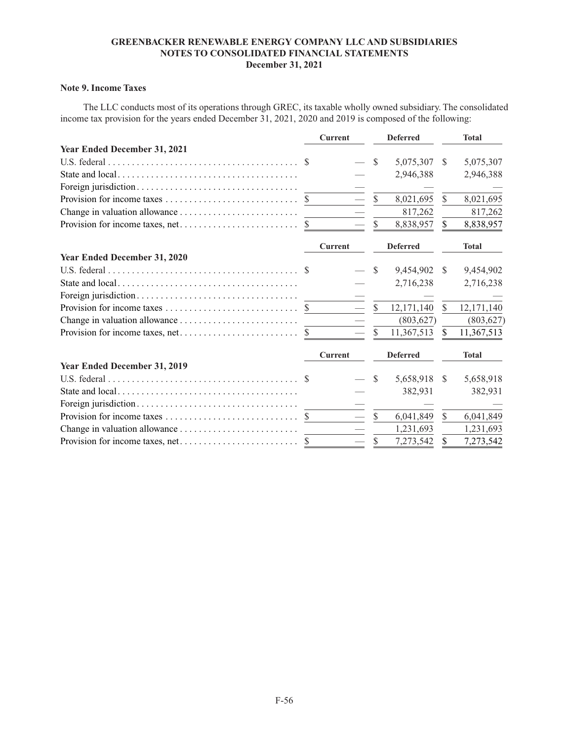**GREENBACKER RENEWABLE ENERGY COMPANY LLC AND SUBSIDIARIES**
**NOTES TO CONSOLIDATED FINANCIAL STATEMENTS**
**December 31, 2021**

### Note 9. Income Taxes

The LLC conducts most of its operations through GREC, its taxable wholly owned subsidiary. The consolidated income tax provision for the years ended December 31, 2021, 2020 and 2019 is composed of the following:

| | Current | Deferred | Total |
|---|---|---|---|
| **Year Ended December 31, 2021** | | | |
| U.S. federal | $ — | $ 5,075,307 | $ 5,075,307 |
| State and local | — | 2,946,388 | 2,946,388 |
| Foreign jurisdiction | — | — | — |
| Provision for income taxes | $ — | $ 8,021,695 | $ 8,021,695 |
| Change in valuation allowance | — | 817,262 | 817,262 |
| Provision for income taxes, net | $ — | $ 8,838,957 | $ 8,838,957 |

| | Current | Deferred | Total |
|---|---|---|---|
| **Year Ended December 31, 2020** | | | |
| U.S. federal | $ — | $ 9,454,902 | $ 9,454,902 |
| State and local | — | 2,716,238 | 2,716,238 |
| Foreign jurisdiction | — | — | — |
| Provision for income taxes | $ — | $ 12,171,140 | $ 12,171,140 |
| Change in valuation allowance | — | (803,627) | (803,627) |
| Provision for income taxes, net | $ — | $ 11,367,513 | $ 11,367,513 |

| | Current | Deferred | Total |
|---|---|---|---|
| **Year Ended December 31, 2019** | | | |
| U.S. federal | $ — | $ 5,658,918 | $ 5,658,918 |
| State and local | — | 382,931 | 382,931 |
| Foreign jurisdiction | — | — | — |
| Provision for income taxes | $ — | $ 6,041,849 | $ 6,041,849 |
| Change in valuation allowance | — | 1,231,693 | 1,231,693 |
| Provision for income taxes, net | $ — | $ 7,273,542 | $ 7,273,542 |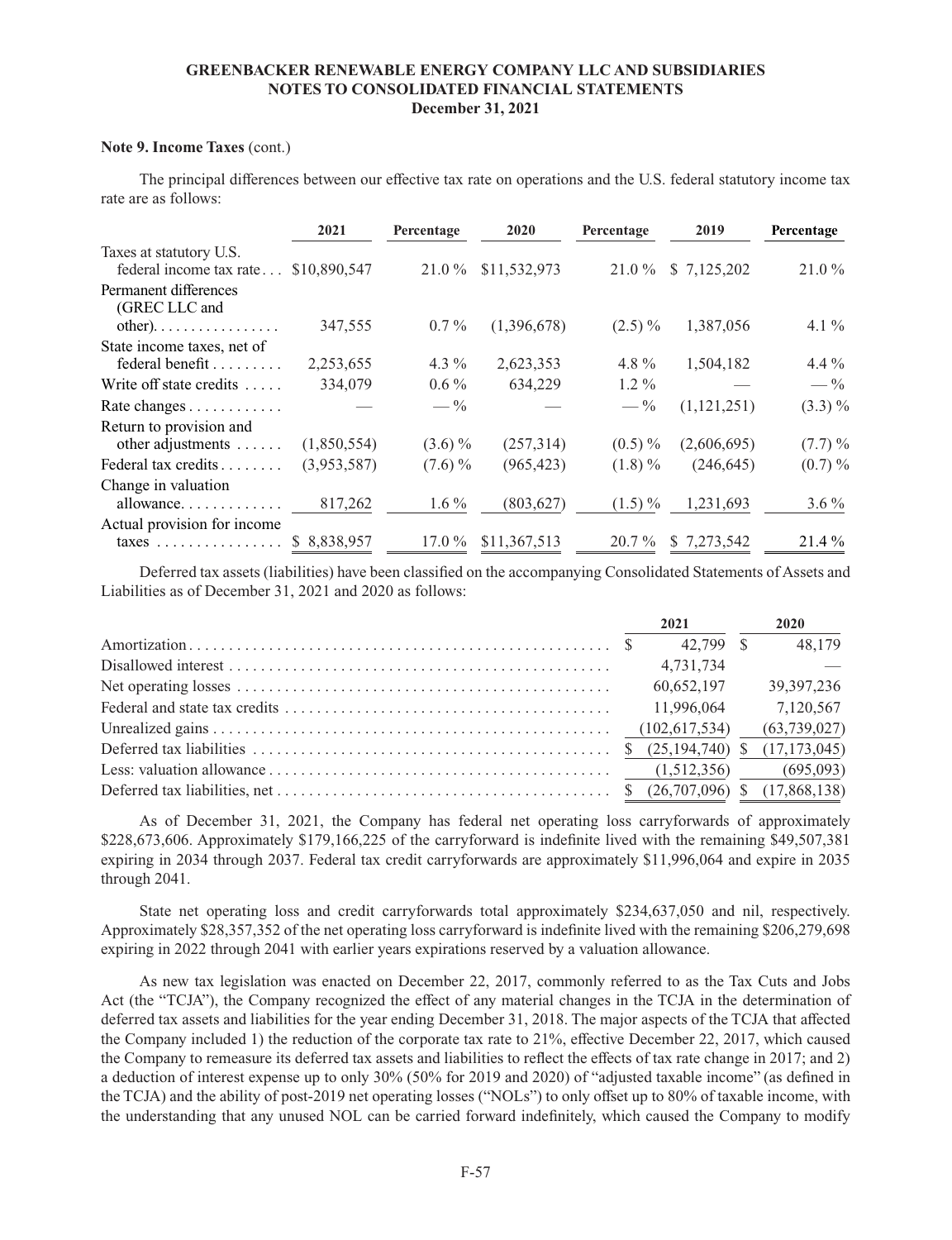**Note 9. Income Taxes** (cont.)

The principal differences between our effective tax rate on operations and the U.S. federal statutory income tax rate are as follows:

| | 2021 | Percentage | 2020 | Percentage | 2019 | Percentage |
|---|---|---|---|---|---|---|
| Taxes at statutory U.S. federal income tax rate | $10,890,547 | 21.0 % | $11,532,973 | 21.0 % | $ 7,125,202 | 21.0 % |
| Permanent differences (GREC LLC and other) | 347,555 | 0.7 % | (1,396,678) | (2.5) % | 1,387,056 | 4.1 % |
| State income taxes, net of federal benefit | 2,253,655 | 4.3 % | 2,623,353 | 4.8 % | 1,504,182 | 4.4 % |
| Write off state credits | 334,079 | 0.6 % | 634,229 | 1.2 % | — | — % |
| Rate changes | — | — % | — | — % | (1,121,251) | (3.3) % |
| Return to provision and other adjustments | (1,850,554) | (3.6) % | (257,314) | (0.5) % | (2,606,695) | (7.7) % |
| Federal tax credits | (3,953,587) | (7.6) % | (965,423) | (1.8) % | (246,645) | (0.7) % |
| Change in valuation allowance | 817,262 | 1.6 % | (803,627) | (1.5) % | 1,231,693 | 3.6 % |
| Actual provision for income taxes | $ 8,838,957 | 17.0 % | $11,367,513 | 20.7 % | $ 7,273,542 | 21.4 % |

Deferred tax assets (liabilities) have been classified on the accompanying Consolidated Statements of Assets and Liabilities as of December 31, 2021 and 2020 as follows:

| | 2021 | 2020 |
|---|---|---|
| Amortization | $ 42,799 | $ 48,179 |
| Disallowed interest | 4,731,734 | — |
| Net operating losses | 60,652,197 | 39,397,236 |
| Federal and state tax credits | 11,996,064 | 7,120,567 |
| Unrealized gains | (102,617,534) | (63,739,027) |
| Deferred tax liabilities | $ (25,194,740) | $ (17,173,045) |
| Less: valuation allowance | (1,512,356) | (695,093) |
| Deferred tax liabilities, net | $ (26,707,096) | $ (17,868,138) |

As of December 31, 2021, the Company has federal net operating loss carryforwards of approximately $228,673,606. Approximately $179,166,225 of the carryforward is indefinite lived with the remaining $49,507,381 expiring in 2034 through 2037. Federal tax credit carryforwards are approximately $11,996,064 and expire in 2035 through 2041.

State net operating loss and credit carryforwards total approximately $234,637,050 and nil, respectively. Approximately $28,357,352 of the net operating loss carryforward is indefinite lived with the remaining $206,279,698 expiring in 2022 through 2041 with earlier years expirations reserved by a valuation allowance.

As new tax legislation was enacted on December 22, 2017, commonly referred to as the Tax Cuts and Jobs Act (the "TCJA"), the Company recognized the effect of any material changes in the TCJA in the determination of deferred tax assets and liabilities for the year ending December 31, 2018. The major aspects of the TCJA that affected the Company included 1) the reduction of the corporate tax rate to 21%, effective December 22, 2017, which caused the Company to remeasure its deferred tax assets and liabilities to reflect the effects of tax rate change in 2017; and 2) a deduction of interest expense up to only 30% (50% for 2019 and 2020) of "adjusted taxable income" (as defined in the TCJA) and the ability of post-2019 net operating losses ("NOLs") to only offset up to 80% of taxable income, with the understanding that any unused NOL can be carried forward indefinitely, which caused the Company to modify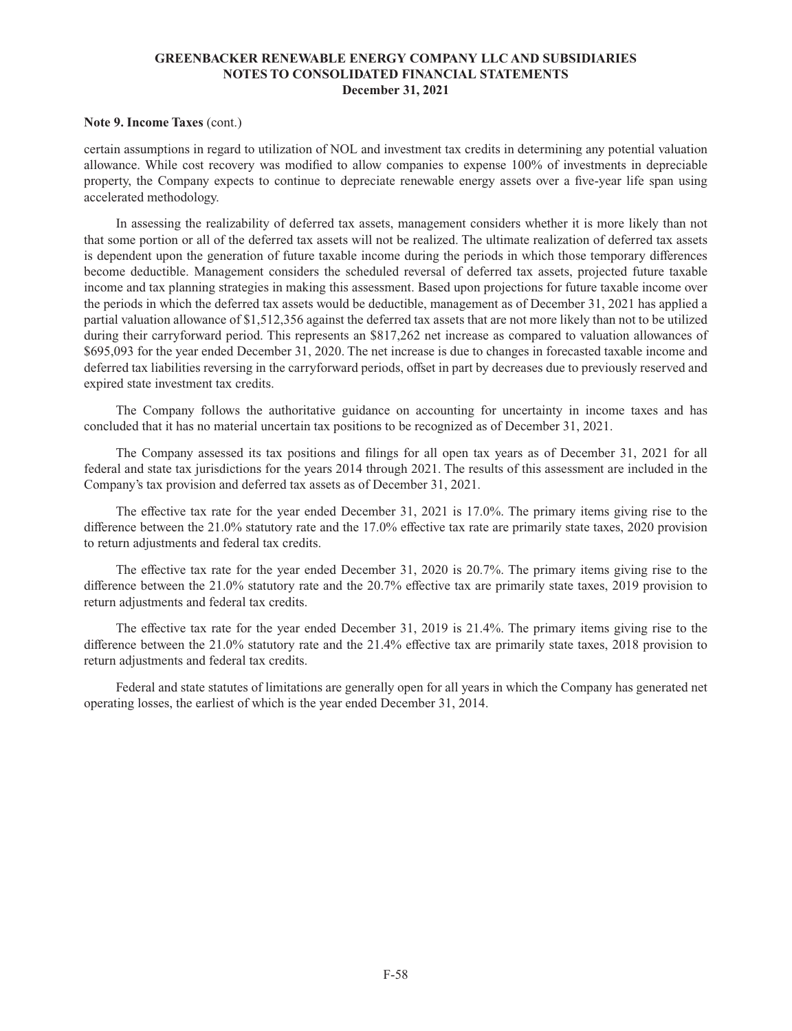**Note 9. Income Taxes** (cont.)

certain assumptions in regard to utilization of NOL and investment tax credits in determining any potential valuation allowance. While cost recovery was modified to allow companies to expense 100% of investments in depreciable property, the Company expects to continue to depreciate renewable energy assets over a five-year life span using accelerated methodology.

In assessing the realizability of deferred tax assets, management considers whether it is more likely than not that some portion or all of the deferred tax assets will not be realized. The ultimate realization of deferred tax assets is dependent upon the generation of future taxable income during the periods in which those temporary differences become deductible. Management considers the scheduled reversal of deferred tax assets, projected future taxable income and tax planning strategies in making this assessment. Based upon projections for future taxable income over the periods in which the deferred tax assets would be deductible, management as of December 31, 2021 has applied a partial valuation allowance of $1,512,356 against the deferred tax assets that are not more likely than not to be utilized during their carryforward period. This represents an $817,262 net increase as compared to valuation allowances of $695,093 for the year ended December 31, 2020. The net increase is due to changes in forecasted taxable income and deferred tax liabilities reversing in the carryforward periods, offset in part by decreases due to previously reserved and expired state investment tax credits.

The Company follows the authoritative guidance on accounting for uncertainty in income taxes and has concluded that it has no material uncertain tax positions to be recognized as of December 31, 2021.

The Company assessed its tax positions and filings for all open tax years as of December 31, 2021 for all federal and state tax jurisdictions for the years 2014 through 2021. The results of this assessment are included in the Company's tax provision and deferred tax assets as of December 31, 2021.

The effective tax rate for the year ended December 31, 2021 is 17.0%. The primary items giving rise to the difference between the 21.0% statutory rate and the 17.0% effective tax rate are primarily state taxes, 2020 provision to return adjustments and federal tax credits.

The effective tax rate for the year ended December 31, 2020 is 20.7%. The primary items giving rise to the difference between the 21.0% statutory rate and the 20.7% effective tax are primarily state taxes, 2019 provision to return adjustments and federal tax credits.

The effective tax rate for the year ended December 31, 2019 is 21.4%. The primary items giving rise to the difference between the 21.0% statutory rate and the 21.4% effective tax are primarily state taxes, 2018 provision to return adjustments and federal tax credits.

Federal and state statutes of limitations are generally open for all years in which the Company has generated net operating losses, the earliest of which is the year ended December 31, 2014.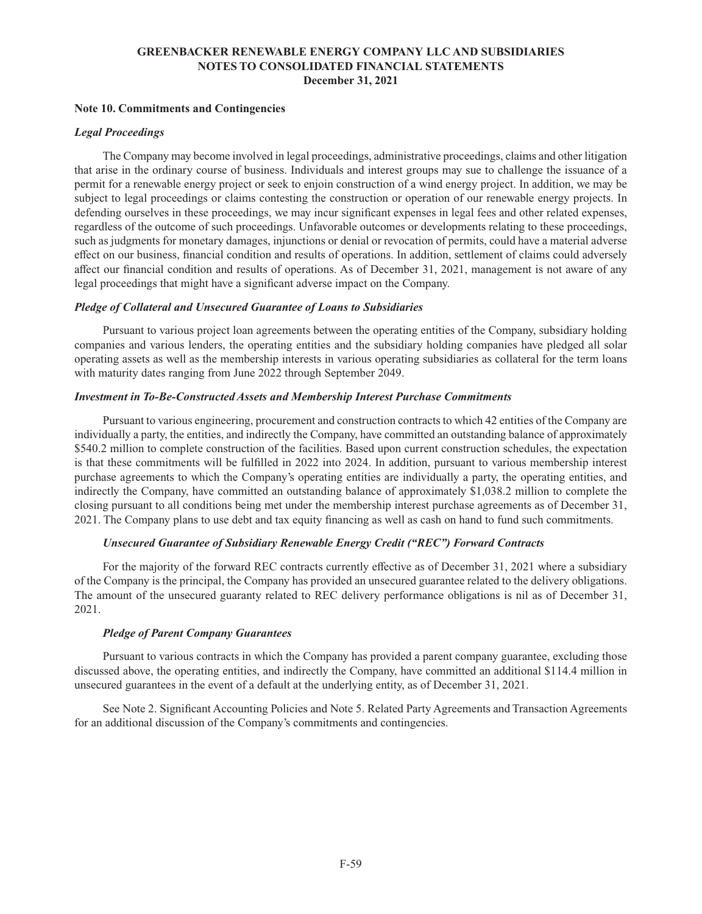**GREENBACKER RENEWABLE ENERGY COMPANY LLC AND SUBSIDIARIES**
**NOTES TO CONSOLIDATED FINANCIAL STATEMENTS**
**December 31, 2021**

## Note 10. Commitments and Contingencies

### *Legal Proceedings*

The Company may become involved in legal proceedings, administrative proceedings, claims and other litigation that arise in the ordinary course of business. Individuals and interest groups may sue to challenge the issuance of a permit for a renewable energy project or seek to enjoin construction of a wind energy project. In addition, we may be subject to legal proceedings or claims contesting the construction or operation of our renewable energy projects. In defending ourselves in these proceedings, we may incur significant expenses in legal fees and other related expenses, regardless of the outcome of such proceedings. Unfavorable outcomes or developments relating to these proceedings, such as judgments for monetary damages, injunctions or denial or revocation of permits, could have a material adverse effect on our business, financial condition and results of operations. In addition, settlement of claims could adversely affect our financial condition and results of operations. As of December 31, 2021, management is not aware of any legal proceedings that might have a significant adverse impact on the Company.

### *Pledge of Collateral and Unsecured Guarantee of Loans to Subsidiaries*

Pursuant to various project loan agreements between the operating entities of the Company, subsidiary holding companies and various lenders, the operating entities and the subsidiary holding companies have pledged all solar operating assets as well as the membership interests in various operating subsidiaries as collateral for the term loans with maturity dates ranging from June 2022 through September 2049.

### *Investment in To-Be-Constructed Assets and Membership Interest Purchase Commitments*

Pursuant to various engineering, procurement and construction contracts to which 42 entities of the Company are individually a party, the entities, and indirectly the Company, have committed an outstanding balance of approximately \$540.2 million to complete construction of the facilities. Based upon current construction schedules, the expectation is that these commitments will be fulfilled in 2022 into 2024. In addition, pursuant to various membership interest purchase agreements to which the Company's operating entities are individually a party, the operating entities, and indirectly the Company, have committed an outstanding balance of approximately \$1,038.2 million to complete the closing pursuant to all conditions being met under the membership interest purchase agreements as of December 31, 2021. The Company plans to use debt and tax equity financing as well as cash on hand to fund such commitments.

### *Unsecured Guarantee of Subsidiary Renewable Energy Credit ("REC") Forward Contracts*

For the majority of the forward REC contracts currently effective as of December 31, 2021 where a subsidiary of the Company is the principal, the Company has provided an unsecured guarantee related to the delivery obligations. The amount of the unsecured guaranty related to REC delivery performance obligations is nil as of December 31, 2021.

### *Pledge of Parent Company Guarantees*

Pursuant to various contracts in which the Company has provided a parent company guarantee, excluding those discussed above, the operating entities, and indirectly the Company, have committed an additional \$114.4 million in unsecured guarantees in the event of a default at the underlying entity, as of December 31, 2021.

See Note 2. Significant Accounting Policies and Note 5. Related Party Agreements and Transaction Agreements for an additional discussion of the Company's commitments and contingencies.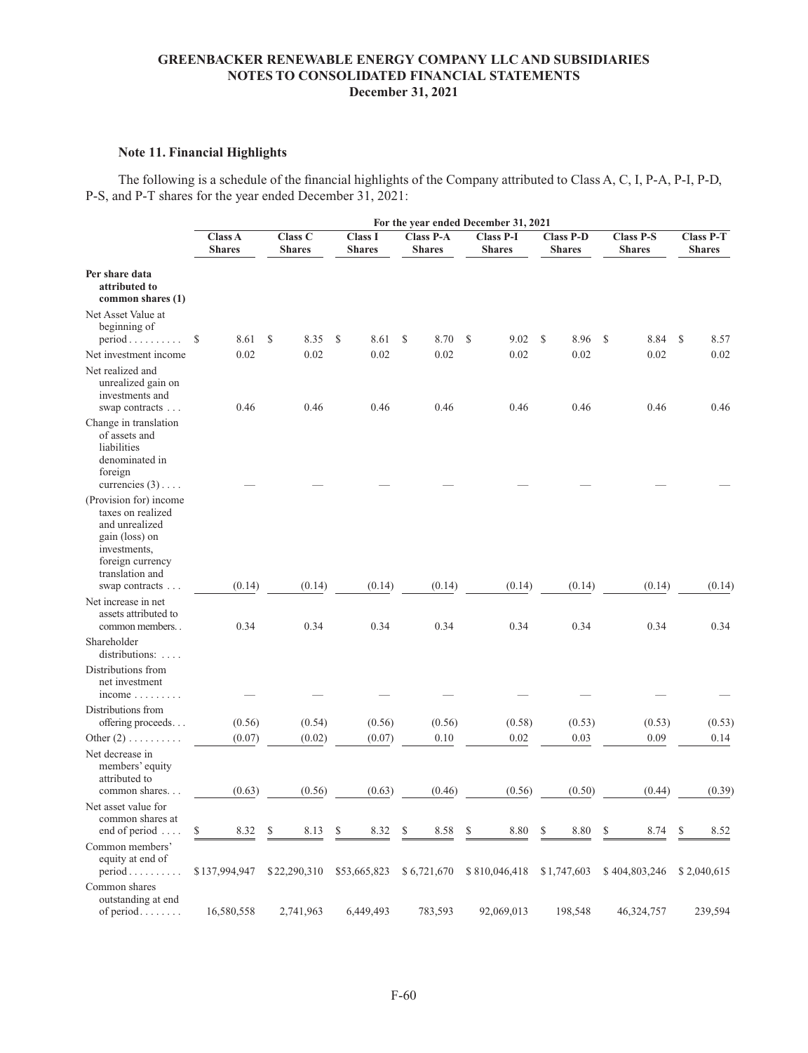### Note 11. Financial Highlights

The following is a schedule of the financial highlights of the Company attributed to Class A, C, I, P-A, P-I, P-D, P-S, and P-T shares for the year ended December 31, 2021:

| | For the year ended December 31, 2021 | | | | | | | |
|---|---|---|---|---|---|---|---|---|
| | Class A Shares | Class C Shares | Class I Shares | Class P-A Shares | Class P-I Shares | Class P-D Shares | Class P-S Shares | Class P-T Shares |
| **Per share data attributed to common shares (1)** | | | | | | | | |
| Net Asset Value at beginning of period | $ 8.61 | $ 8.35 | $ 8.61 | $ 8.70 | $ 9.02 | $ 8.96 | $ 8.84 | $ 8.57 |
| Net investment income | 0.02 | 0.02 | 0.02 | 0.02 | 0.02 | 0.02 | 0.02 | 0.02 |
| Net realized and unrealized gain on investments and swap contracts | 0.46 | 0.46 | 0.46 | 0.46 | 0.46 | 0.46 | 0.46 | 0.46 |
| Change in translation of assets and liabilities denominated in foreign currencies (3) | — | — | — | — | — | — | — | — |
| (Provision for) income taxes on realized and unrealized gain (loss) on investments, foreign currency translation and swap contracts | (0.14) | (0.14) | (0.14) | (0.14) | (0.14) | (0.14) | (0.14) | (0.14) |
| Net increase in net assets attributed to common members | 0.34 | 0.34 | 0.34 | 0.34 | 0.34 | 0.34 | 0.34 | 0.34 |
| Shareholder distributions: | | | | | | | | |
| Distributions from net investment income | — | — | — | — | — | — | — | — |
| Distributions from offering proceeds | (0.56) | (0.54) | (0.56) | (0.56) | (0.58) | (0.53) | (0.53) | (0.53) |
| Other (2) | (0.07) | (0.02) | (0.07) | 0.10 | 0.02 | 0.03 | 0.09 | 0.14 |
| Net decrease in members' equity attributed to common shares | (0.63) | (0.56) | (0.63) | (0.46) | (0.56) | (0.50) | (0.44) | (0.39) |
| Net asset value for common shares at end of period | $ 8.32 | $ 8.13 | $ 8.32 | $ 8.58 | $ 8.80 | $ 8.80 | $ 8.74 | $ 8.52 |
| Common members' equity at end of period | $137,994,947 | $22,290,310 | $53,665,823 | $6,721,670 | $810,046,418 | $1,747,603 | $404,803,246 | $2,040,615 |
| Common shares outstanding at end of period | 16,580,558 | 2,741,963 | 6,449,493 | 783,593 | 92,069,013 | 198,548 | 46,324,757 | 239,594 |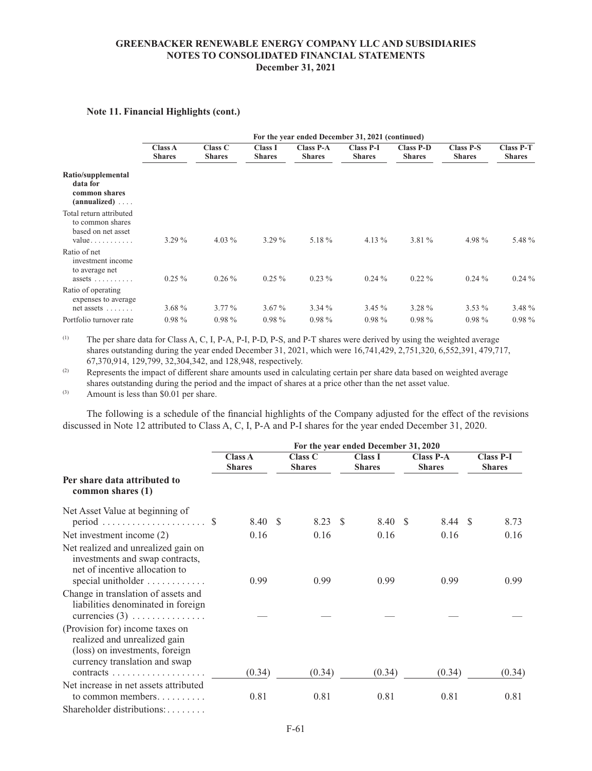### Note 11. Financial Highlights (cont.)

| | For the year ended December 31, 2021 (continued) | | | | | | | |
|---|---|---|---|---|---|---|---|---|
| | Class A Shares | Class C Shares | Class I Shares | Class P-A Shares | Class P-I Shares | Class P-D Shares | Class P-S Shares | Class P-T Shares |
| **Ratio/supplemental data for common shares (annualized)** | | | | | | | | |
| Total return attributed to common shares based on net asset value | 3.29 % | 4.03 % | 3.29 % | 5.18 % | 4.13 % | 3.81 % | 4.98 % | 5.48 % |
| Ratio of net investment income to average net assets | 0.25 % | 0.26 % | 0.25 % | 0.23 % | 0.24 % | 0.22 % | 0.24 % | 0.24 % |
| Ratio of operating expenses to average net assets | 3.68 % | 3.77 % | 3.67 % | 3.34 % | 3.45 % | 3.28 % | 3.53 % | 3.48 % |
| Portfolio turnover rate | 0.98 % | 0.98 % | 0.98 % | 0.98 % | 0.98 % | 0.98 % | 0.98 % | 0.98 % |

(1) The per share data for Class A, C, I, P-A, P-I, P-D, P-S, and P-T shares were derived by using the weighted average shares outstanding during the year ended December 31, 2021, which were 16,741,429, 2,751,320, 6,552,391, 479,717, 67,370,914, 129,799, 32,304,342, and 128,948, respectively.

(2) Represents the impact of different share amounts used in calculating certain per share data based on weighted average shares outstanding during the period and the impact of shares at a price other than the net asset value.

(3) Amount is less than $0.01 per share.

The following is a schedule of the financial highlights of the Company adjusted for the effect of the revisions discussed in Note 12 attributed to Class A, C, I, P-A and P-I shares for the year ended December 31, 2020.

| | For the year ended December 31, 2020 | | | | |
|---|---|---|---|---|---|
| | Class A Shares | Class C Shares | Class I Shares | Class P-A Shares | Class P-I Shares |
| **Per share data attributed to common shares (1)** | | | | | |
| Net Asset Value at beginning of period | $ 8.40 | $ 8.23 | $ 8.40 | $ 8.44 | $ 8.73 |
| Net investment income (2) | 0.16 | 0.16 | 0.16 | 0.16 | 0.16 |
| Net realized and unrealized gain on investments and swap contracts, net of incentive allocation to special unitholder | 0.99 | 0.99 | 0.99 | 0.99 | 0.99 |
| Change in translation of assets and liabilities denominated in foreign currencies (3) | — | — | — | — | — |
| (Provision for) income taxes on realized and unrealized gain (loss) on investments, foreign currency translation and swap contracts | (0.34) | (0.34) | (0.34) | (0.34) | (0.34) |
| Net increase in net assets attributed to common members | 0.81 | 0.81 | 0.81 | 0.81 | 0.81 |
| Shareholder distributions: | | | | | |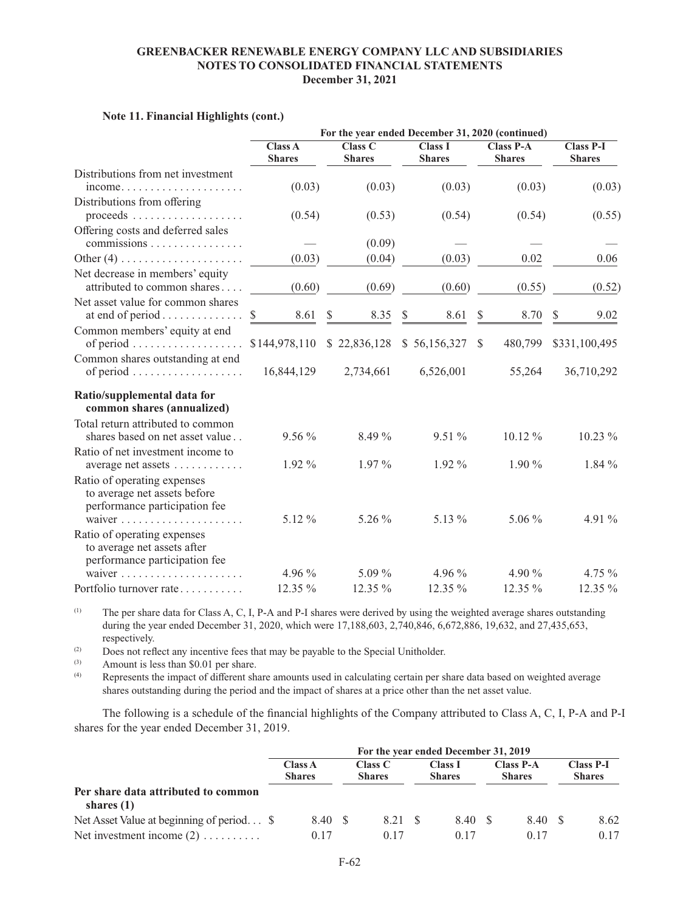#### Note 11. Financial Highlights (cont.)

| | For the year ended December 31, 2020 (continued) | | | | |
|---|---|---|---|---|---|
| | Class A Shares | Class C Shares | Class I Shares | Class P-A Shares | Class P-I Shares |
| Distributions from net investment income | (0.03) | (0.03) | (0.03) | (0.03) | (0.03) |
| Distributions from offering proceeds | (0.54) | (0.53) | (0.54) | (0.54) | (0.55) |
| Offering costs and deferred sales commissions | — | (0.09) | — | — | — |
| Other (4) | (0.03) | (0.04) | (0.03) | 0.02 | 0.06 |
| Net decrease in members' equity attributed to common shares | (0.60) | (0.69) | (0.60) | (0.55) | (0.52) |
| Net asset value for common shares at end of period | $ 8.61 | $ 8.35 | $ 8.61 | $ 8.70 | $ 9.02 |
| Common members' equity at end of period | $144,978,110 | $ 22,836,128 | $ 56,156,327 | $ 480,799 | $331,100,495 |
| Common shares outstanding at end of period | 16,844,129 | 2,734,661 | 6,526,001 | 55,264 | 36,710,292 |
| **Ratio/supplemental data for common shares (annualized)** | | | | | |
| Total return attributed to common shares based on net asset value | 9.56 % | 8.49 % | 9.51 % | 10.12 % | 10.23 % |
| Ratio of net investment income to average net assets | 1.92 % | 1.97 % | 1.92 % | 1.90 % | 1.84 % |
| Ratio of operating expenses to average net assets before performance participation fee waiver | 5.12 % | 5.26 % | 5.13 % | 5.06 % | 4.91 % |
| Ratio of operating expenses to average net assets after performance participation fee waiver | 4.96 % | 5.09 % | 4.96 % | 4.90 % | 4.75 % |
| Portfolio turnover rate | 12.35 % | 12.35 % | 12.35 % | 12.35 % | 12.35 % |

(1) The per share data for Class A, C, I, P-A and P-I shares were derived by using the weighted average shares outstanding during the year ended December 31, 2020, which were 17,188,603, 2,740,846, 6,672,886, 19,632, and 27,435,653, respectively.

(2) Does not reflect any incentive fees that may be payable to the Special Unitholder.

(3) Amount is less than $0.01 per share.

(4) Represents the impact of different share amounts used in calculating certain per share data based on weighted average shares outstanding during the period and the impact of shares at a price other than the net asset value.

The following is a schedule of the financial highlights of the Company attributed to Class A, C, I, P-A and P-I shares for the year ended December 31, 2019.

| | For the year ended December 31, 2019 | | | | |
|---|---|---|---|---|---|
| | Class A Shares | Class C Shares | Class I Shares | Class P-A Shares | Class P-I Shares |
| **Per share data attributed to common shares (1)** | | | | | |
| Net Asset Value at beginning of period | $ 8.40 | $ 8.21 | $ 8.40 | $ 8.40 | $ 8.62 |
| Net investment income (2) | 0.17 | 0.17 | 0.17 | 0.17 | 0.17 |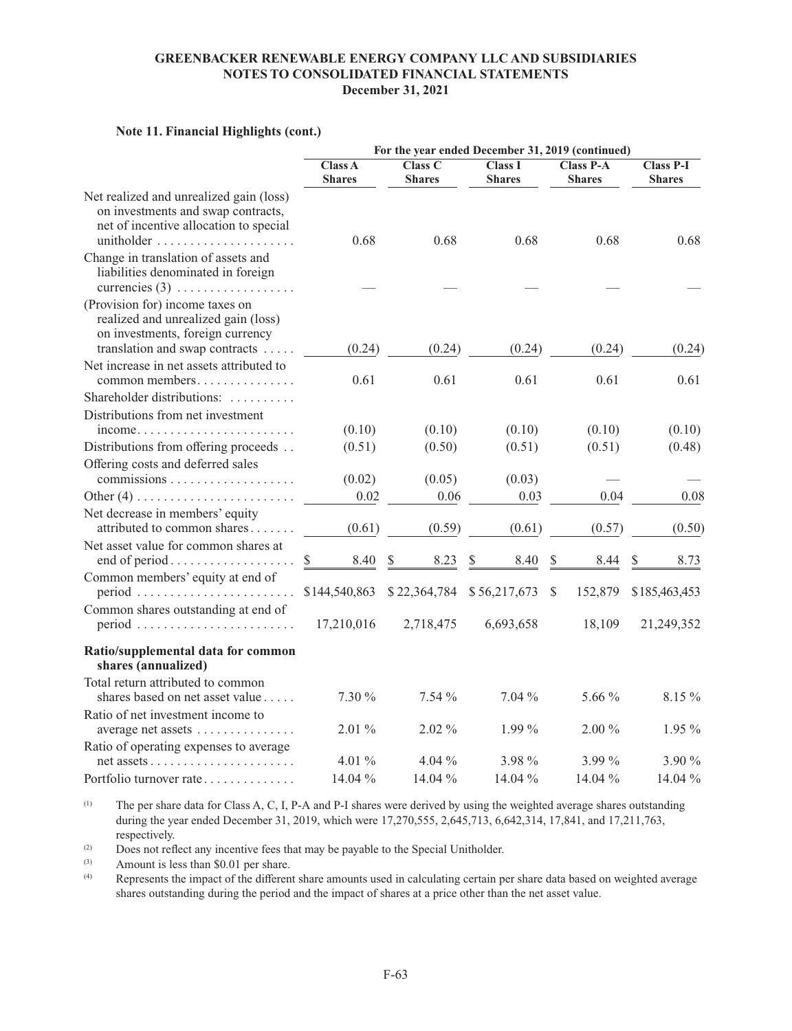**GREENBACKER RENEWABLE ENERGY COMPANY LLC AND SUBSIDIARIES**
**NOTES TO CONSOLIDATED FINANCIAL STATEMENTS**
**December 31, 2021**

### Note 11. Financial Highlights (cont.)

| | For the year ended December 31, 2019 (continued) | | | | |
|---|---|---|---|---|---|
| | Class A Shares | Class C Shares | Class I Shares | Class P-A Shares | Class P-I Shares |
| Net realized and unrealized gain (loss) on investments and swap contracts, net of incentive allocation to special unitholder | 0.68 | 0.68 | 0.68 | 0.68 | 0.68 |
| Change in translation of assets and liabilities denominated in foreign currencies (3) | — | — | — | — | — |
| (Provision for) income taxes on realized and unrealized gain (loss) on investments, foreign currency translation and swap contracts | (0.24) | (0.24) | (0.24) | (0.24) | (0.24) |
| Net increase in net assets attributed to common members | 0.61 | 0.61 | 0.61 | 0.61 | 0.61 |
| Shareholder distributions: | | | | | |
| Distributions from net investment income | (0.10) | (0.10) | (0.10) | (0.10) | (0.10) |
| Distributions from offering proceeds | (0.51) | (0.50) | (0.51) | (0.51) | (0.48) |
| Offering costs and deferred sales commissions | (0.02) | (0.05) | (0.03) | — | — |
| Other (4) | 0.02 | 0.06 | 0.03 | 0.04 | 0.08 |
| Net decrease in members' equity attributed to common shares | (0.61) | (0.59) | (0.61) | (0.57) | (0.50) |
| Net asset value for common shares at end of period | $ 8.40 | $ 8.23 | $ 8.40 | $ 8.44 | $ 8.73 |
| Common members' equity at end of period | $144,540,863 | $ 22,364,784 | $ 56,217,673 | $ 152,879 | $185,463,453 |
| Common shares outstanding at end of period | 17,210,016 | 2,718,475 | 6,693,658 | 18,109 | 21,249,352 |
| **Ratio/supplemental data for common shares (annualized)** | | | | | |
| Total return attributed to common shares based on net asset value | 7.30 % | 7.54 % | 7.04 % | 5.66 % | 8.15 % |
| Ratio of net investment income to average net assets | 2.01 % | 2.02 % | 1.99 % | 2.00 % | 1.95 % |
| Ratio of operating expenses to average net assets | 4.01 % | 4.04 % | 3.98 % | 3.99 % | 3.90 % |
| Portfolio turnover rate | 14.04 % | 14.04 % | 14.04 % | 14.04 % | 14.04 % |

(1) The per share data for Class A, C, I, P-A and P-I shares were derived by using the weighted average shares outstanding during the year ended December 31, 2019, which were 17,270,555, 2,645,713, 6,642,314, 17,841, and 17,211,763, respectively.

(2) Does not reflect any incentive fees that may be payable to the Special Unitholder.

(3) Amount is less than $0.01 per share.

(4) Represents the impact of the different share amounts used in calculating certain per share data based on weighted average shares outstanding during the period and the impact of shares at a price other than the net asset value.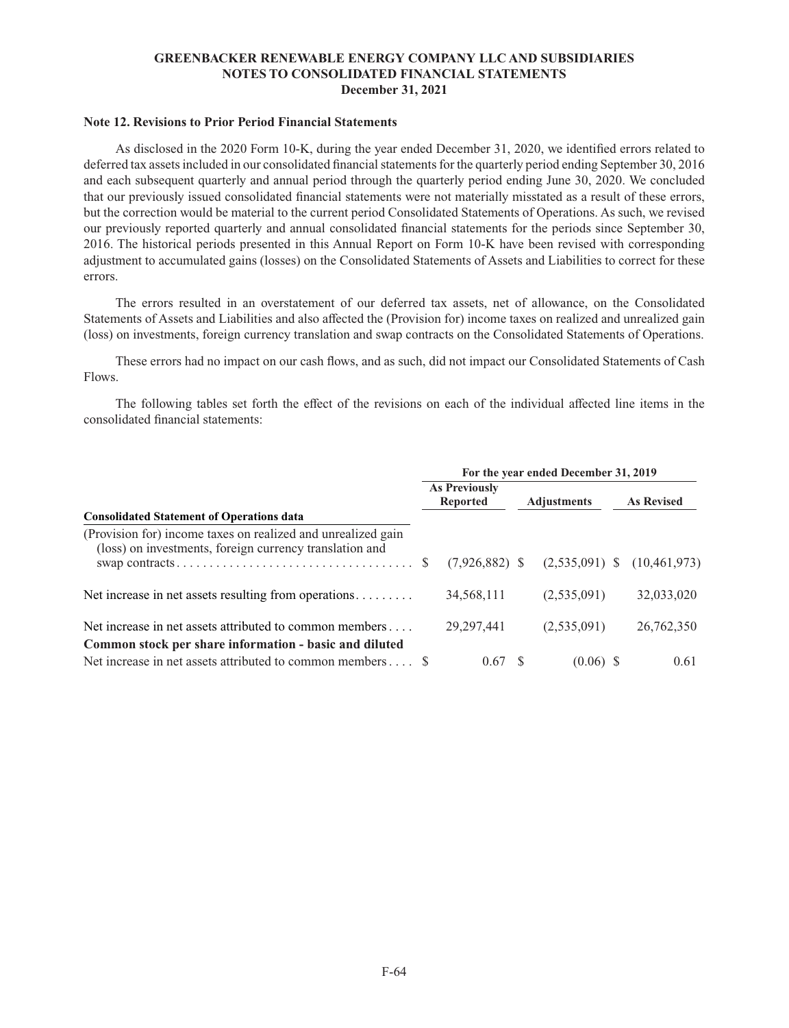### Note 12. Revisions to Prior Period Financial Statements

As disclosed in the 2020 Form 10-K, during the year ended December 31, 2020, we identified errors related to deferred tax assets included in our consolidated financial statements for the quarterly period ending September 30, 2016 and each subsequent quarterly and annual period through the quarterly period ending June 30, 2020. We concluded that our previously issued consolidated financial statements were not materially misstated as a result of these errors, but the correction would be material to the current period Consolidated Statements of Operations. As such, we revised our previously reported quarterly and annual consolidated financial statements for the periods since September 30, 2016. The historical periods presented in this Annual Report on Form 10-K have been revised with corresponding adjustment to accumulated gains (losses) on the Consolidated Statements of Assets and Liabilities to correct for these errors.

The errors resulted in an overstatement of our deferred tax assets, net of allowance, on the Consolidated Statements of Assets and Liabilities and also affected the (Provision for) income taxes on realized and unrealized gain (loss) on investments, foreign currency translation and swap contracts on the Consolidated Statements of Operations.

These errors had no impact on our cash flows, and as such, did not impact our Consolidated Statements of Cash Flows.

The following tables set forth the effect of the revisions on each of the individual affected line items in the consolidated financial statements:

| | For the year ended December 31, 2019 | | |
|---|---|---|---|
| | As Previously Reported | Adjustments | As Revised |
| **Consolidated Statement of Operations data** | | | |
| (Provision for) income taxes on realized and unrealized gain (loss) on investments, foreign currency translation and swap contracts | $ (7,926,882) | $ (2,535,091) | $ (10,461,973) |
| Net increase in net assets resulting from operations | 34,568,111 | (2,535,091) | 32,033,020 |
| Net increase in net assets attributed to common members | 29,297,441 | (2,535,091) | 26,762,350 |
| **Common stock per share information - basic and diluted** | | | |
| Net increase in net assets attributed to common members | $ 0.67 | $ (0.06) | $ 0.61 |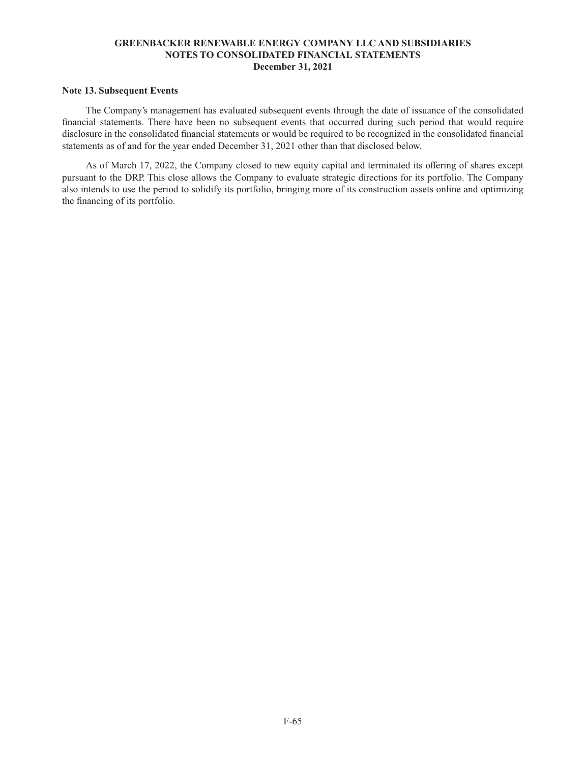**Note 13. Subsequent Events**

The Company's management has evaluated subsequent events through the date of issuance of the consolidated financial statements. There have been no subsequent events that occurred during such period that would require disclosure in the consolidated financial statements or would be required to be recognized in the consolidated financial statements as of and for the year ended December 31, 2021 other than that disclosed below.

As of March 17, 2022, the Company closed to new equity capital and terminated its offering of shares except pursuant to the DRP. This close allows the Company to evaluate strategic directions for its portfolio. The Company also intends to use the period to solidify its portfolio, bringing more of its construction assets online and optimizing the financing of its portfolio.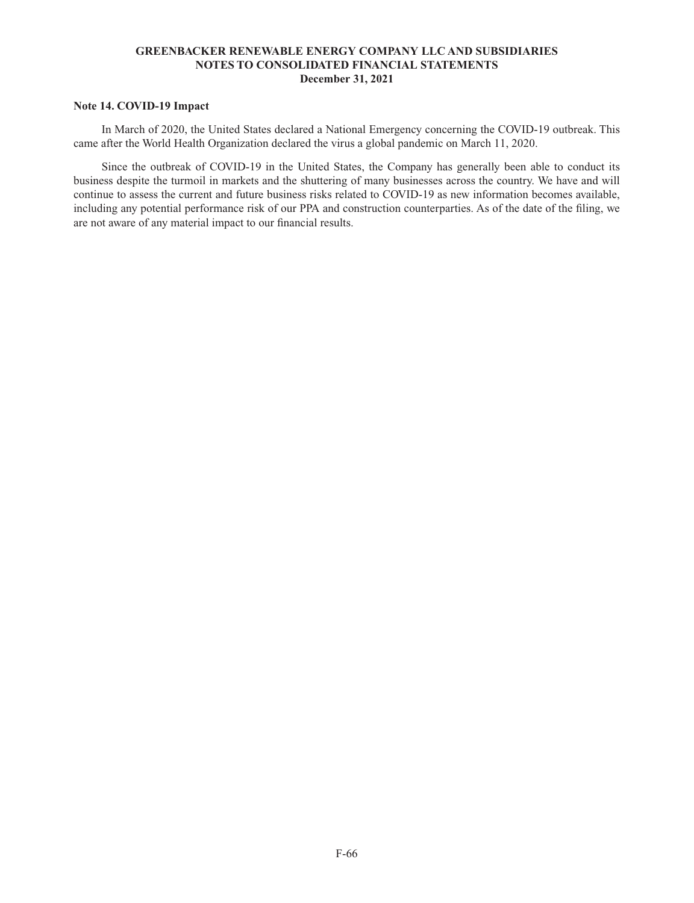### Note 14. COVID-19 Impact

In March of 2020, the United States declared a National Emergency concerning the COVID-19 outbreak. This came after the World Health Organization declared the virus a global pandemic on March 11, 2020.

Since the outbreak of COVID-19 in the United States, the Company has generally been able to conduct its business despite the turmoil in markets and the shuttering of many businesses across the country. We have and will continue to assess the current and future business risks related to COVID-19 as new information becomes available, including any potential performance risk of our PPA and construction counterparties. As of the date of the filing, we are not aware of any material impact to our financial results.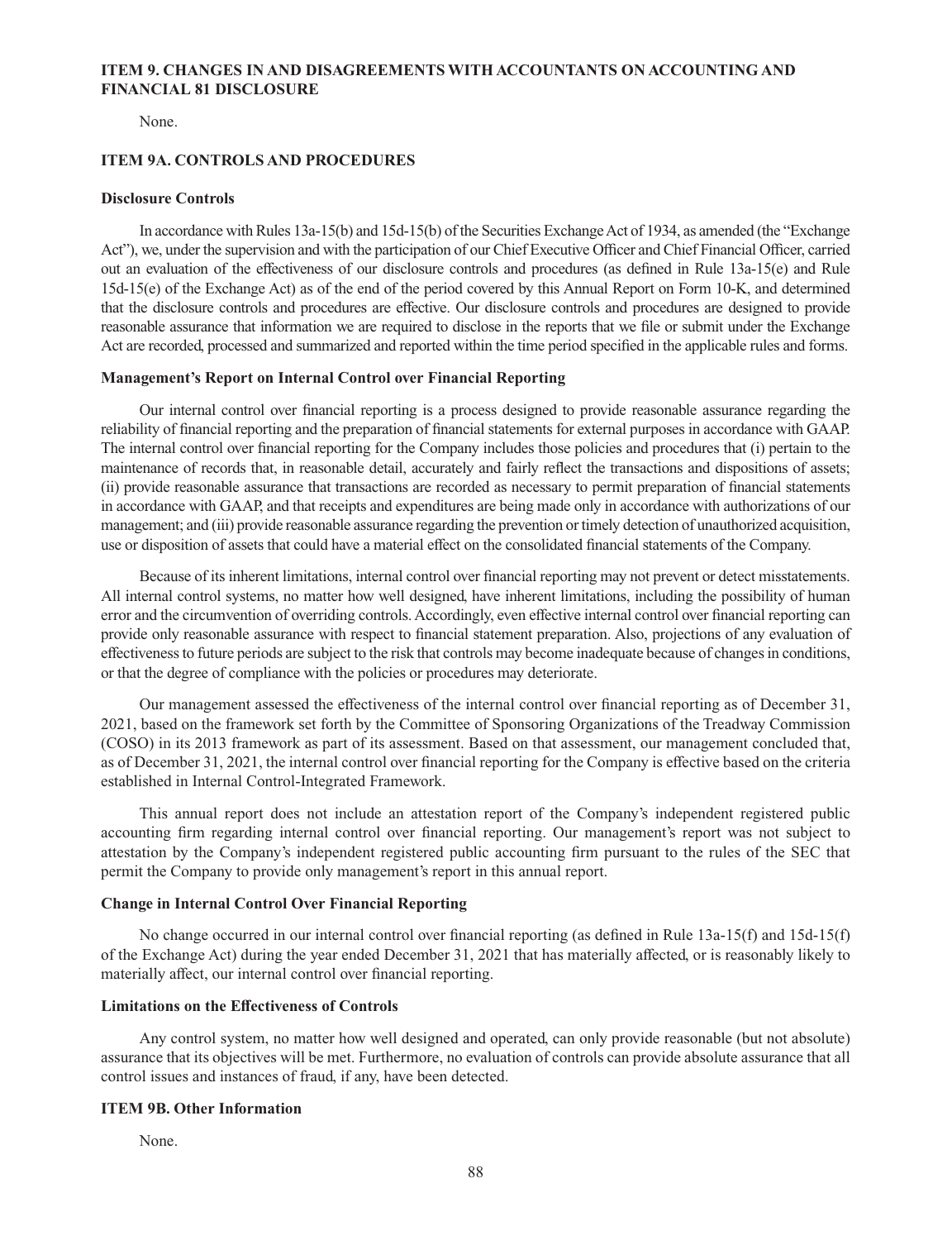## ITEM 9. CHANGES IN AND DISAGREEMENTS WITH ACCOUNTANTS ON ACCOUNTING AND FINANCIAL 81 DISCLOSURE

None.

## ITEM 9A. CONTROLS AND PROCEDURES

### Disclosure Controls

In accordance with Rules 13a-15(b) and 15d-15(b) of the Securities Exchange Act of 1934, as amended (the "Exchange Act"), we, under the supervision and with the participation of our Chief Executive Officer and Chief Financial Officer, carried out an evaluation of the effectiveness of our disclosure controls and procedures (as defined in Rule 13a-15(e) and Rule 15d-15(e) of the Exchange Act) as of the end of the period covered by this Annual Report on Form 10-K, and determined that the disclosure controls and procedures are effective. Our disclosure controls and procedures are designed to provide reasonable assurance that information we are required to disclose in the reports that we file or submit under the Exchange Act are recorded, processed and summarized and reported within the time period specified in the applicable rules and forms.

### Management's Report on Internal Control over Financial Reporting

Our internal control over financial reporting is a process designed to provide reasonable assurance regarding the reliability of financial reporting and the preparation of financial statements for external purposes in accordance with GAAP. The internal control over financial reporting for the Company includes those policies and procedures that (i) pertain to the maintenance of records that, in reasonable detail, accurately and fairly reflect the transactions and dispositions of assets; (ii) provide reasonable assurance that transactions are recorded as necessary to permit preparation of financial statements in accordance with GAAP, and that receipts and expenditures are being made only in accordance with authorizations of our management; and (iii) provide reasonable assurance regarding the prevention or timely detection of unauthorized acquisition, use or disposition of assets that could have a material effect on the consolidated financial statements of the Company.

Because of its inherent limitations, internal control over financial reporting may not prevent or detect misstatements. All internal control systems, no matter how well designed, have inherent limitations, including the possibility of human error and the circumvention of overriding controls. Accordingly, even effective internal control over financial reporting can provide only reasonable assurance with respect to financial statement preparation. Also, projections of any evaluation of effectiveness to future periods are subject to the risk that controls may become inadequate because of changes in conditions, or that the degree of compliance with the policies or procedures may deteriorate.

Our management assessed the effectiveness of the internal control over financial reporting as of December 31, 2021, based on the framework set forth by the Committee of Sponsoring Organizations of the Treadway Commission (COSO) in its 2013 framework as part of its assessment. Based on that assessment, our management concluded that, as of December 31, 2021, the internal control over financial reporting for the Company is effective based on the criteria established in Internal Control-Integrated Framework.

This annual report does not include an attestation report of the Company's independent registered public accounting firm regarding internal control over financial reporting. Our management's report was not subject to attestation by the Company's independent registered public accounting firm pursuant to the rules of the SEC that permit the Company to provide only management's report in this annual report.

### Change in Internal Control Over Financial Reporting

No change occurred in our internal control over financial reporting (as defined in Rule 13a-15(f) and 15d-15(f) of the Exchange Act) during the year ended December 31, 2021 that has materially affected, or is reasonably likely to materially affect, our internal control over financial reporting.

### Limitations on the Effectiveness of Controls

Any control system, no matter how well designed and operated, can only provide reasonable (but not absolute) assurance that its objectives will be met. Furthermore, no evaluation of controls can provide absolute assurance that all control issues and instances of fraud, if any, have been detected.

## ITEM 9B. Other Information

None.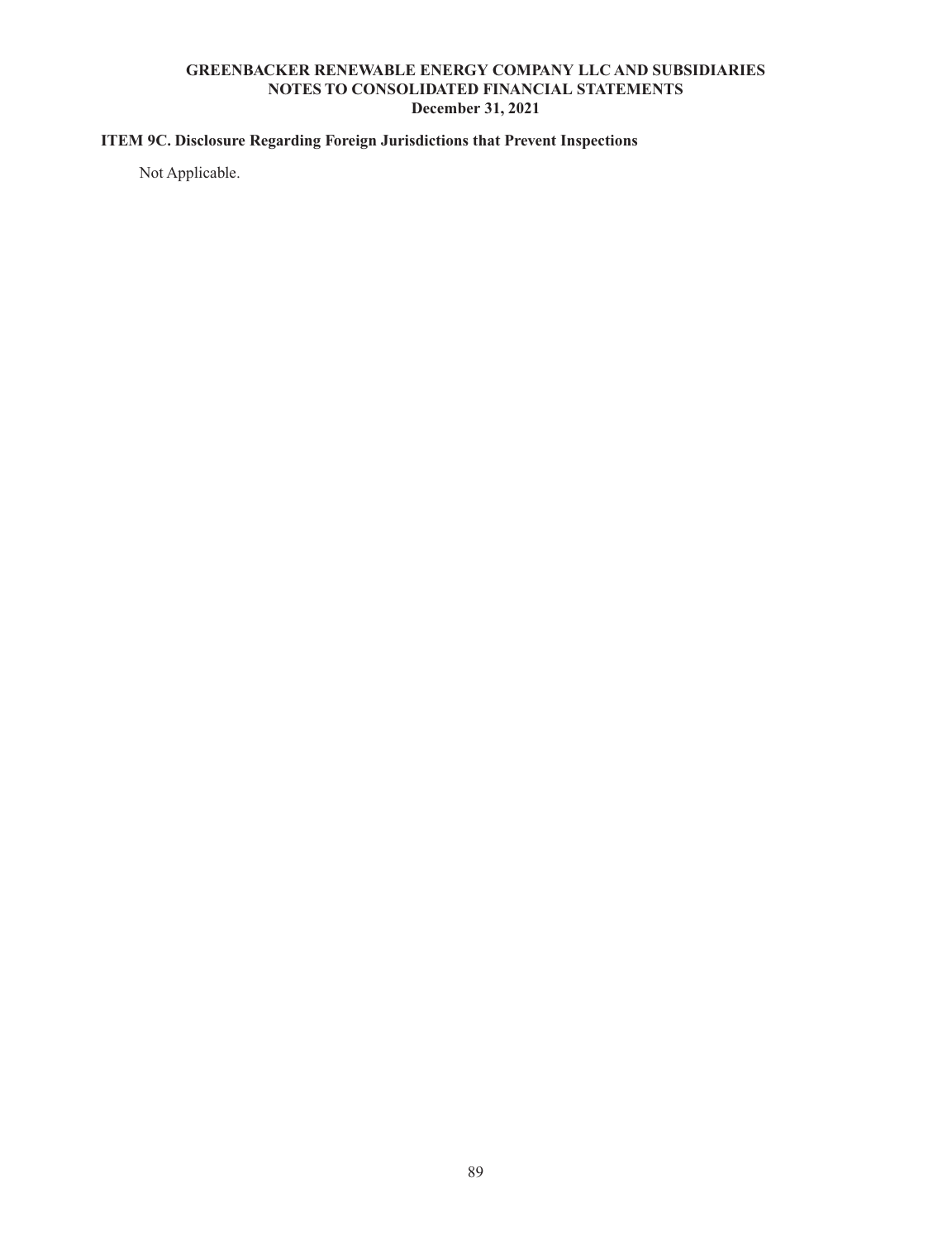## ITEM 9C. Disclosure Regarding Foreign Jurisdictions that Prevent Inspections

Not Applicable.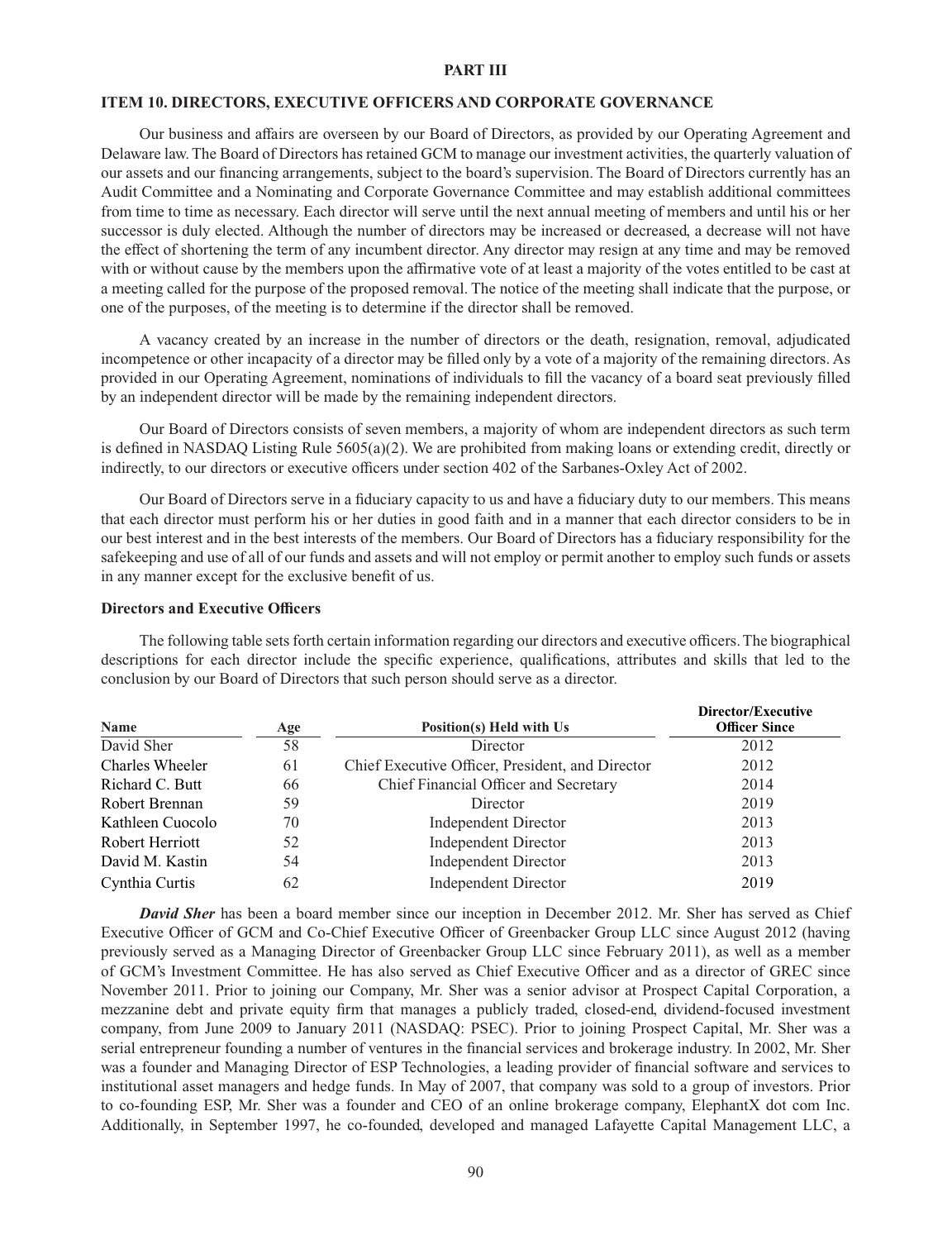# PART III

## ITEM 10. DIRECTORS, EXECUTIVE OFFICERS AND CORPORATE GOVERNANCE

Our business and affairs are overseen by our Board of Directors, as provided by our Operating Agreement and Delaware law. The Board of Directors has retained GCM to manage our investment activities, the quarterly valuation of our assets and our financing arrangements, subject to the board's supervision. The Board of Directors currently has an Audit Committee and a Nominating and Corporate Governance Committee and may establish additional committees from time to time as necessary. Each director will serve until the next annual meeting of members and until his or her successor is duly elected. Although the number of directors may be increased or decreased, a decrease will not have the effect of shortening the term of any incumbent director. Any director may resign at any time and may be removed with or without cause by the members upon the affirmative vote of at least a majority of the votes entitled to be cast at a meeting called for the purpose of the proposed removal. The notice of the meeting shall indicate that the purpose, or one of the purposes, of the meeting is to determine if the director shall be removed.

A vacancy created by an increase in the number of directors or the death, resignation, removal, adjudicated incompetence or other incapacity of a director may be filled only by a vote of a majority of the remaining directors. As provided in our Operating Agreement, nominations of individuals to fill the vacancy of a board seat previously filled by an independent director will be made by the remaining independent directors.

Our Board of Directors consists of seven members, a majority of whom are independent directors as such term is defined in NASDAQ Listing Rule 5605(a)(2). We are prohibited from making loans or extending credit, directly or indirectly, to our directors or executive officers under section 402 of the Sarbanes-Oxley Act of 2002.

Our Board of Directors serve in a fiduciary capacity to us and have a fiduciary duty to our members. This means that each director must perform his or her duties in good faith and in a manner that each director considers to be in our best interest and in the best interests of the members. Our Board of Directors has a fiduciary responsibility for the safekeeping and use of all of our funds and assets and will not employ or permit another to employ such funds or assets in any manner except for the exclusive benefit of us.

### Directors and Executive Officers

The following table sets forth certain information regarding our directors and executive officers. The biographical descriptions for each director include the specific experience, qualifications, attributes and skills that led to the conclusion by our Board of Directors that such person should serve as a director.

| Name | Age | Position(s) Held with Us | Director/Executive Officer Since |
|---|---|---|---|
| David Sher | 58 | Director | 2012 |
| Charles Wheeler | 61 | Chief Executive Officer, President, and Director | 2012 |
| Richard C. Butt | 66 | Chief Financial Officer and Secretary | 2014 |
| Robert Brennan | 59 | Director | 2019 |
| Kathleen Cuocolo | 70 | Independent Director | 2013 |
| Robert Herriott | 52 | Independent Director | 2013 |
| David M. Kastin | 54 | Independent Director | 2013 |
| Cynthia Curtis | 62 | Independent Director | 2019 |

***David Sher*** has been a board member since our inception in December 2012. Mr. Sher has served as Chief Executive Officer of GCM and Co-Chief Executive Officer of Greenbacker Group LLC since August 2012 (having previously served as a Managing Director of Greenbacker Group LLC since February 2011), as well as a member of GCM's Investment Committee. He has also served as Chief Executive Officer and as a director of GREC since November 2011. Prior to joining our Company, Mr. Sher was a senior advisor at Prospect Capital Corporation, a mezzanine debt and private equity firm that manages a publicly traded, closed-end, dividend-focused investment company, from June 2009 to January 2011 (NASDAQ: PSEC). Prior to joining Prospect Capital, Mr. Sher was a serial entrepreneur founding a number of ventures in the financial services and brokerage industry. In 2002, Mr. Sher was a founder and Managing Director of ESP Technologies, a leading provider of financial software and services to institutional asset managers and hedge funds. In May of 2007, that company was sold to a group of investors. Prior to co-founding ESP, Mr. Sher was a founder and CEO of an online brokerage company, ElephantX dot com Inc. Additionally, in September 1997, he co-founded, developed and managed Lafayette Capital Management LLC, a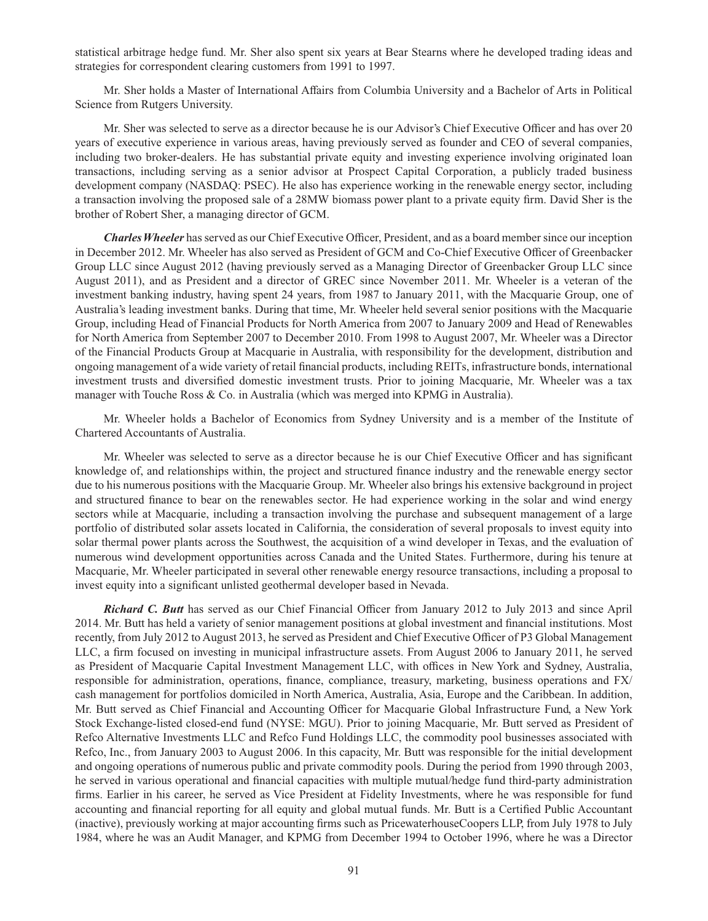statistical arbitrage hedge fund. Mr. Sher also spent six years at Bear Stearns where he developed trading ideas and strategies for correspondent clearing customers from 1991 to 1997.

Mr. Sher holds a Master of International Affairs from Columbia University and a Bachelor of Arts in Political Science from Rutgers University.

Mr. Sher was selected to serve as a director because he is our Advisor's Chief Executive Officer and has over 20 years of executive experience in various areas, having previously served as founder and CEO of several companies, including two broker-dealers. He has substantial private equity and investing experience involving originated loan transactions, including serving as a senior advisor at Prospect Capital Corporation, a publicly traded business development company (NASDAQ: PSEC). He also has experience working in the renewable energy sector, including a transaction involving the proposed sale of a 28MW biomass power plant to a private equity firm. David Sher is the brother of Robert Sher, a managing director of GCM.

***Charles Wheeler*** has served as our Chief Executive Officer, President, and as a board member since our inception in December 2012. Mr. Wheeler has also served as President of GCM and Co-Chief Executive Officer of Greenbacker Group LLC since August 2012 (having previously served as a Managing Director of Greenbacker Group LLC since August 2011), and as President and a director of GREC since November 2011. Mr. Wheeler is a veteran of the investment banking industry, having spent 24 years, from 1987 to January 2011, with the Macquarie Group, one of Australia's leading investment banks. During that time, Mr. Wheeler held several senior positions with the Macquarie Group, including Head of Financial Products for North America from 2007 to January 2009 and Head of Renewables for North America from September 2007 to December 2010. From 1998 to August 2007, Mr. Wheeler was a Director of the Financial Products Group at Macquarie in Australia, with responsibility for the development, distribution and ongoing management of a wide variety of retail financial products, including REITs, infrastructure bonds, international investment trusts and diversified domestic investment trusts. Prior to joining Macquarie, Mr. Wheeler was a tax manager with Touche Ross & Co. in Australia (which was merged into KPMG in Australia).

Mr. Wheeler holds a Bachelor of Economics from Sydney University and is a member of the Institute of Chartered Accountants of Australia.

Mr. Wheeler was selected to serve as a director because he is our Chief Executive Officer and has significant knowledge of, and relationships within, the project and structured finance industry and the renewable energy sector due to his numerous positions with the Macquarie Group. Mr. Wheeler also brings his extensive background in project and structured finance to bear on the renewables sector. He had experience working in the solar and wind energy sectors while at Macquarie, including a transaction involving the purchase and subsequent management of a large portfolio of distributed solar assets located in California, the consideration of several proposals to invest equity into solar thermal power plants across the Southwest, the acquisition of a wind developer in Texas, and the evaluation of numerous wind development opportunities across Canada and the United States. Furthermore, during his tenure at Macquarie, Mr. Wheeler participated in several other renewable energy resource transactions, including a proposal to invest equity into a significant unlisted geothermal developer based in Nevada.

***Richard C. Butt*** has served as our Chief Financial Officer from January 2012 to July 2013 and since April 2014. Mr. Butt has held a variety of senior management positions at global investment and financial institutions. Most recently, from July 2012 to August 2013, he served as President and Chief Executive Officer of P3 Global Management LLC, a firm focused on investing in municipal infrastructure assets. From August 2006 to January 2011, he served as President of Macquarie Capital Investment Management LLC, with offices in New York and Sydney, Australia, responsible for administration, operations, finance, compliance, treasury, marketing, business operations and FX/cash management for portfolios domiciled in North America, Australia, Asia, Europe and the Caribbean. In addition, Mr. Butt served as Chief Financial and Accounting Officer for Macquarie Global Infrastructure Fund, a New York Stock Exchange-listed closed-end fund (NYSE: MGU). Prior to joining Macquarie, Mr. Butt served as President of Refco Alternative Investments LLC and Refco Fund Holdings LLC, the commodity pool businesses associated with Refco, Inc., from January 2003 to August 2006. In this capacity, Mr. Butt was responsible for the initial development and ongoing operations of numerous public and private commodity pools. During the period from 1990 through 2003, he served in various operational and financial capacities with multiple mutual/hedge fund third-party administration firms. Earlier in his career, he served as Vice President at Fidelity Investments, where he was responsible for fund accounting and financial reporting for all equity and global mutual funds. Mr. Butt is a Certified Public Accountant (inactive), previously working at major accounting firms such as PricewaterhouseCoopers LLP, from July 1978 to July 1984, where he was an Audit Manager, and KPMG from December 1994 to October 1996, where he was a Director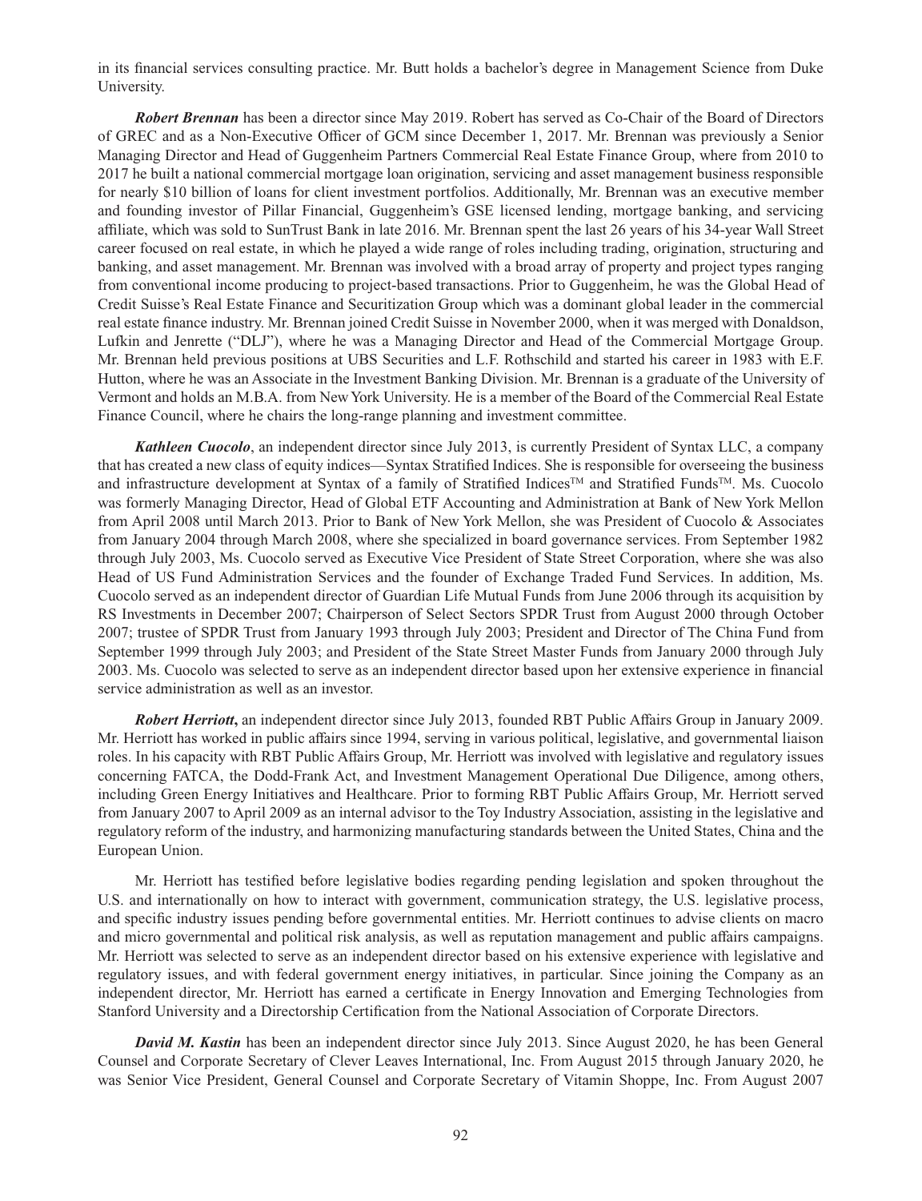in its financial services consulting practice. Mr. Butt holds a bachelor's degree in Management Science from Duke University.

***Robert Brennan*** has been a director since May 2019. Robert has served as Co-Chair of the Board of Directors of GREC and as a Non-Executive Officer of GCM since December 1, 2017. Mr. Brennan was previously a Senior Managing Director and Head of Guggenheim Partners Commercial Real Estate Finance Group, where from 2010 to 2017 he built a national commercial mortgage loan origination, servicing and asset management business responsible for nearly \$10 billion of loans for client investment portfolios. Additionally, Mr. Brennan was an executive member and founding investor of Pillar Financial, Guggenheim's GSE licensed lending, mortgage banking, and servicing affiliate, which was sold to SunTrust Bank in late 2016. Mr. Brennan spent the last 26 years of his 34-year Wall Street career focused on real estate, in which he played a wide range of roles including trading, origination, structuring and banking, and asset management. Mr. Brennan was involved with a broad array of property and project types ranging from conventional income producing to project-based transactions. Prior to Guggenheim, he was the Global Head of Credit Suisse's Real Estate Finance and Securitization Group which was a dominant global leader in the commercial real estate finance industry. Mr. Brennan joined Credit Suisse in November 2000, when it was merged with Donaldson, Lufkin and Jenrette ("DLJ"), where he was a Managing Director and Head of the Commercial Mortgage Group. Mr. Brennan held previous positions at UBS Securities and L.F. Rothschild and started his career in 1983 with E.F. Hutton, where he was an Associate in the Investment Banking Division. Mr. Brennan is a graduate of the University of Vermont and holds an M.B.A. from New York University. He is a member of the Board of the Commercial Real Estate Finance Council, where he chairs the long-range planning and investment committee.

***Kathleen Cuocolo***, an independent director since July 2013, is currently President of Syntax LLC, a company that has created a new class of equity indices—Syntax Stratified Indices. She is responsible for overseeing the business and infrastructure development at Syntax of a family of Stratified Indices™ and Stratified Funds™. Ms. Cuocolo was formerly Managing Director, Head of Global ETF Accounting and Administration at Bank of New York Mellon from April 2008 until March 2013. Prior to Bank of New York Mellon, she was President of Cuocolo & Associates from January 2004 through March 2008, where she specialized in board governance services. From September 1982 through July 2003, Ms. Cuocolo served as Executive Vice President of State Street Corporation, where she was also Head of US Fund Administration Services and the founder of Exchange Traded Fund Services. In addition, Ms. Cuocolo served as an independent director of Guardian Life Mutual Funds from June 2006 through its acquisition by RS Investments in December 2007; Chairperson of Select Sectors SPDR Trust from August 2000 through October 2007; trustee of SPDR Trust from January 1993 through July 2003; President and Director of The China Fund from September 1999 through July 2003; and President of the State Street Master Funds from January 2000 through July 2003. Ms. Cuocolo was selected to serve as an independent director based upon her extensive experience in financial service administration as well as an investor.

***Robert Herriott***, an independent director since July 2013, founded RBT Public Affairs Group in January 2009. Mr. Herriott has worked in public affairs since 1994, serving in various political, legislative, and governmental liaison roles. In his capacity with RBT Public Affairs Group, Mr. Herriott was involved with legislative and regulatory issues concerning FATCA, the Dodd-Frank Act, and Investment Management Operational Due Diligence, among others, including Green Energy Initiatives and Healthcare. Prior to forming RBT Public Affairs Group, Mr. Herriott served from January 2007 to April 2009 as an internal advisor to the Toy Industry Association, assisting in the legislative and regulatory reform of the industry, and harmonizing manufacturing standards between the United States, China and the European Union.

Mr. Herriott has testified before legislative bodies regarding pending legislation and spoken throughout the U.S. and internationally on how to interact with government, communication strategy, the U.S. legislative process, and specific industry issues pending before governmental entities. Mr. Herriott continues to advise clients on macro and micro governmental and political risk analysis, as well as reputation management and public affairs campaigns. Mr. Herriott was selected to serve as an independent director based on his extensive experience with legislative and regulatory issues, and with federal government energy initiatives, in particular. Since joining the Company as an independent director, Mr. Herriott has earned a certificate in Energy Innovation and Emerging Technologies from Stanford University and a Directorship Certification from the National Association of Corporate Directors.

***David M. Kastin*** has been an independent director since July 2013. Since August 2020, he has been General Counsel and Corporate Secretary of Clever Leaves International, Inc. From August 2015 through January 2020, he was Senior Vice President, General Counsel and Corporate Secretary of Vitamin Shoppe, Inc. From August 2007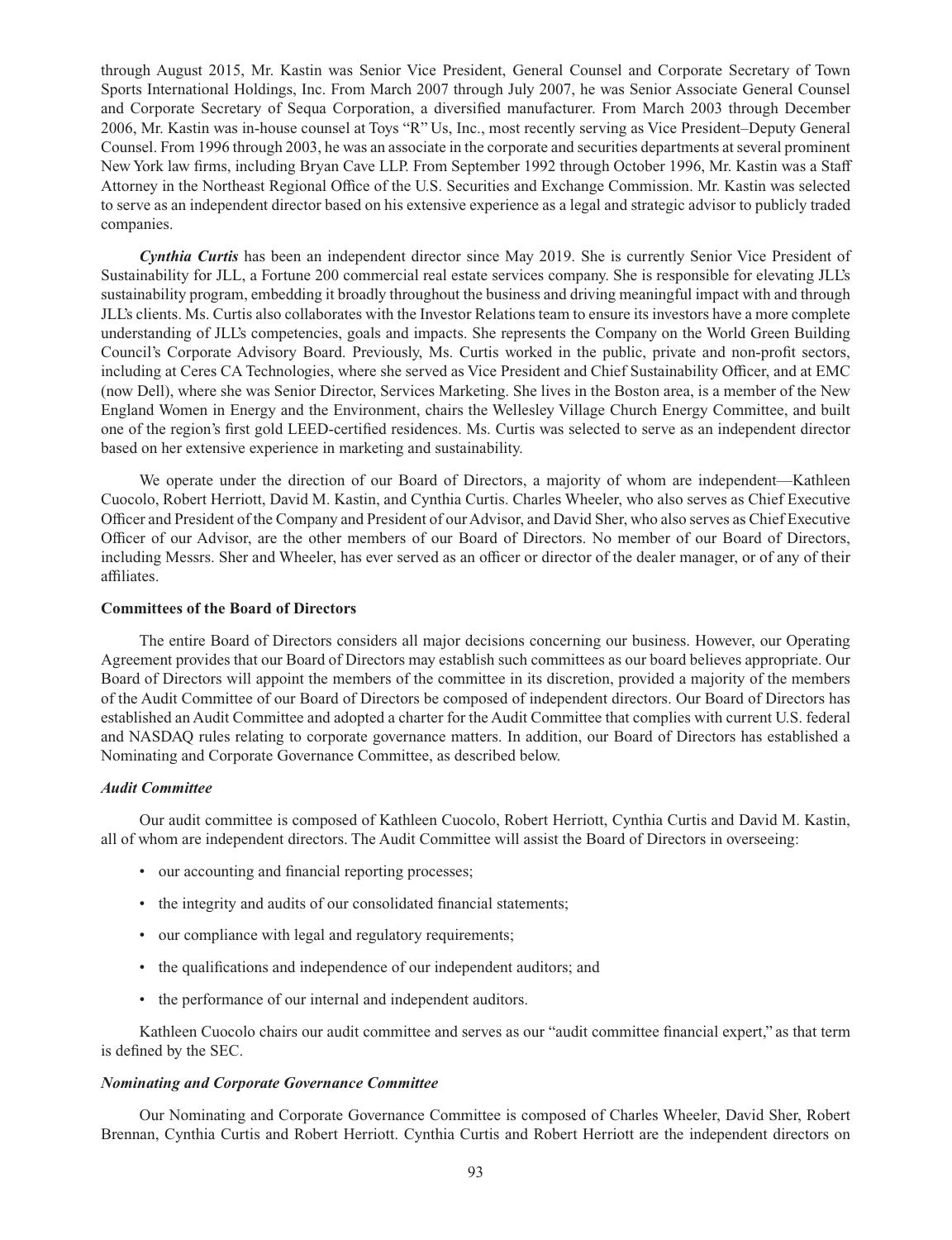through August 2015, Mr. Kastin was Senior Vice President, General Counsel and Corporate Secretary of Town Sports International Holdings, Inc. From March 2007 through July 2007, he was Senior Associate General Counsel and Corporate Secretary of Sequa Corporation, a diversified manufacturer. From March 2003 through December 2006, Mr. Kastin was in-house counsel at Toys "R" Us, Inc., most recently serving as Vice President–Deputy General Counsel. From 1996 through 2003, he was an associate in the corporate and securities departments at several prominent New York law firms, including Bryan Cave LLP. From September 1992 through October 1996, Mr. Kastin was a Staff Attorney in the Northeast Regional Office of the U.S. Securities and Exchange Commission. Mr. Kastin was selected to serve as an independent director based on his extensive experience as a legal and strategic advisor to publicly traded companies.

***Cynthia Curtis*** has been an independent director since May 2019. She is currently Senior Vice President of Sustainability for JLL, a Fortune 200 commercial real estate services company. She is responsible for elevating JLL's sustainability program, embedding it broadly throughout the business and driving meaningful impact with and through JLL's clients. Ms. Curtis also collaborates with the Investor Relations team to ensure its investors have a more complete understanding of JLL's competencies, goals and impacts. She represents the Company on the World Green Building Council's Corporate Advisory Board. Previously, Ms. Curtis worked in the public, private and non-profit sectors, including at Ceres CA Technologies, where she served as Vice President and Chief Sustainability Officer, and at EMC (now Dell), where she was Senior Director, Services Marketing. She lives in the Boston area, is a member of the New England Women in Energy and the Environment, chairs the Wellesley Village Church Energy Committee, and built one of the region's first gold LEED-certified residences. Ms. Curtis was selected to serve as an independent director based on her extensive experience in marketing and sustainability.

We operate under the direction of our Board of Directors, a majority of whom are independent—Kathleen Cuocolo, Robert Herriott, David M. Kastin, and Cynthia Curtis. Charles Wheeler, who also serves as Chief Executive Officer and President of the Company and President of our Advisor, and David Sher, who also serves as Chief Executive Officer of our Advisor, are the other members of our Board of Directors. No member of our Board of Directors, including Messrs. Sher and Wheeler, has ever served as an officer or director of the dealer manager, or of any of their affiliates.

**Committees of the Board of Directors**

The entire Board of Directors considers all major decisions concerning our business. However, our Operating Agreement provides that our Board of Directors may establish such committees as our board believes appropriate. Our Board of Directors will appoint the members of the committee in its discretion, provided a majority of the members of the Audit Committee of our Board of Directors be composed of independent directors. Our Board of Directors has established an Audit Committee and adopted a charter for the Audit Committee that complies with current U.S. federal and NASDAQ rules relating to corporate governance matters. In addition, our Board of Directors has established a Nominating and Corporate Governance Committee, as described below.

***Audit Committee***

Our audit committee is composed of Kathleen Cuocolo, Robert Herriott, Cynthia Curtis and David M. Kastin, all of whom are independent directors. The Audit Committee will assist the Board of Directors in overseeing:

- our accounting and financial reporting processes;
- the integrity and audits of our consolidated financial statements;
- our compliance with legal and regulatory requirements;
- the qualifications and independence of our independent auditors; and
- the performance of our internal and independent auditors.

Kathleen Cuocolo chairs our audit committee and serves as our "audit committee financial expert," as that term is defined by the SEC.

***Nominating and Corporate Governance Committee***

Our Nominating and Corporate Governance Committee is composed of Charles Wheeler, David Sher, Robert Brennan, Cynthia Curtis and Robert Herriott. Cynthia Curtis and Robert Herriott are the independent directors on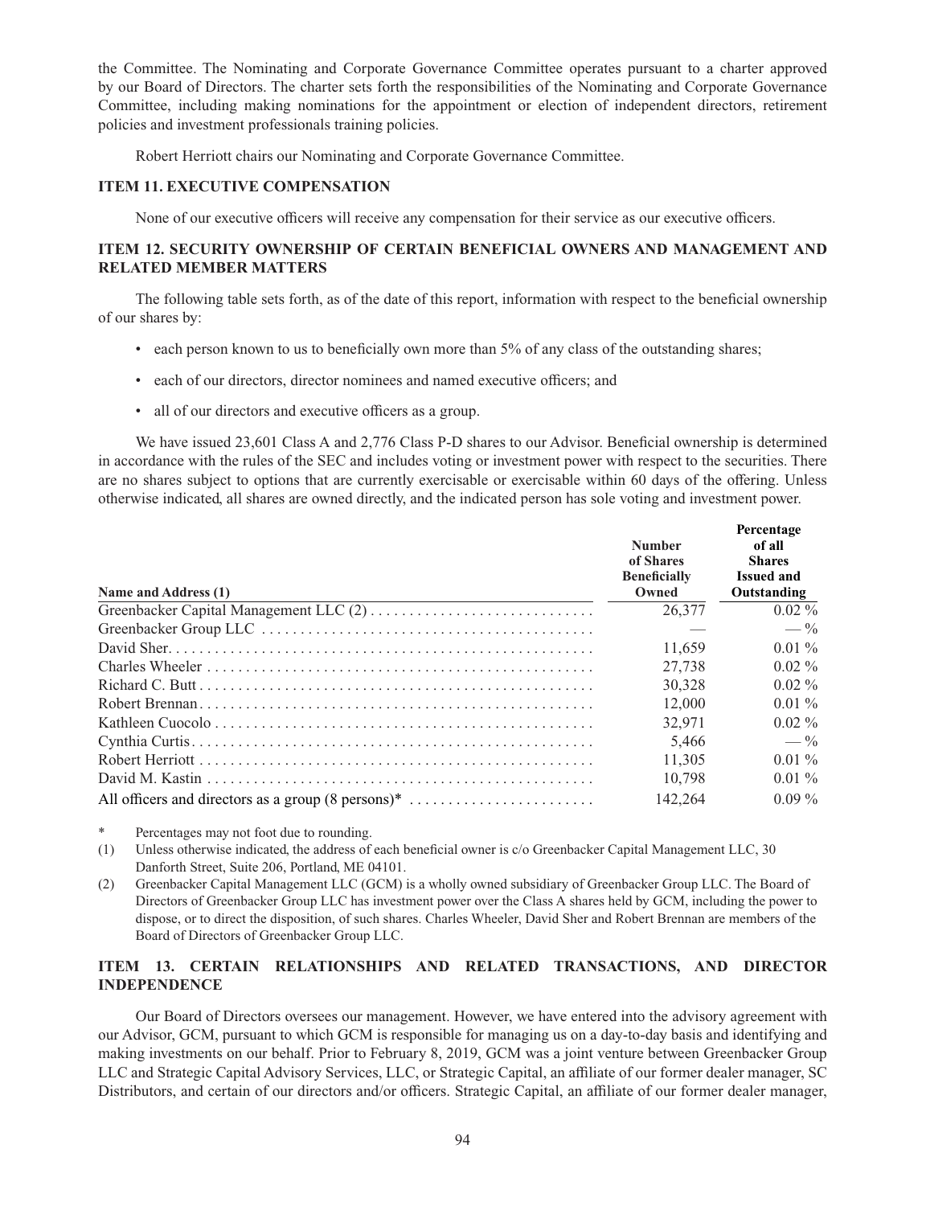the Committee. The Nominating and Corporate Governance Committee operates pursuant to a charter approved by our Board of Directors. The charter sets forth the responsibilities of the Nominating and Corporate Governance Committee, including making nominations for the appointment or election of independent directors, retirement policies and investment professionals training policies.

Robert Herriott chairs our Nominating and Corporate Governance Committee.

### ITEM 11. EXECUTIVE COMPENSATION

None of our executive officers will receive any compensation for their service as our executive officers.

### ITEM 12. SECURITY OWNERSHIP OF CERTAIN BENEFICIAL OWNERS AND MANAGEMENT AND RELATED MEMBER MATTERS

The following table sets forth, as of the date of this report, information with respect to the beneficial ownership of our shares by:

- each person known to us to beneficially own more than 5% of any class of the outstanding shares;
- each of our directors, director nominees and named executive officers; and
- all of our directors and executive officers as a group.

We have issued 23,601 Class A and 2,776 Class P-D shares to our Advisor. Beneficial ownership is determined in accordance with the rules of the SEC and includes voting or investment power with respect to the securities. There are no shares subject to options that are currently exercisable or exercisable within 60 days of the offering. Unless otherwise indicated, all shares are owned directly, and the indicated person has sole voting and investment power.

| Name and Address (1) | Number of Shares Beneficially Owned | Percentage of all Shares Issued and Outstanding |
|---|---|---|
| Greenbacker Capital Management LLC (2) | 26,377 | 0.02 % |
| Greenbacker Group LLC | — | — % |
| David Sher | 11,659 | 0.01 % |
| Charles Wheeler | 27,738 | 0.02 % |
| Richard C. Butt | 30,328 | 0.02 % |
| Robert Brennan | 12,000 | 0.01 % |
| Kathleen Cuocolo | 32,971 | 0.02 % |
| Cynthia Curtis | 5,466 | — % |
| Robert Herriott | 11,305 | 0.01 % |
| David M. Kastin | 10,798 | 0.01 % |
| All officers and directors as a group (8 persons)* | 142,264 | 0.09 % |

\* Percentages may not foot due to rounding.

(1) Unless otherwise indicated, the address of each beneficial owner is c/o Greenbacker Capital Management LLC, 30 Danforth Street, Suite 206, Portland, ME 04101.

(2) Greenbacker Capital Management LLC (GCM) is a wholly owned subsidiary of Greenbacker Group LLC. The Board of Directors of Greenbacker Group LLC has investment power over the Class A shares held by GCM, including the power to dispose, or to direct the disposition, of such shares. Charles Wheeler, David Sher and Robert Brennan are members of the Board of Directors of Greenbacker Group LLC.

### ITEM 13. CERTAIN RELATIONSHIPS AND RELATED TRANSACTIONS, AND DIRECTOR INDEPENDENCE

Our Board of Directors oversees our management. However, we have entered into the advisory agreement with our Advisor, GCM, pursuant to which GCM is responsible for managing us on a day-to-day basis and identifying and making investments on our behalf. Prior to February 8, 2019, GCM was a joint venture between Greenbacker Group LLC and Strategic Capital Advisory Services, LLC, or Strategic Capital, an affiliate of our former dealer manager, SC Distributors, and certain of our directors and/or officers. Strategic Capital, an affiliate of our former dealer manager,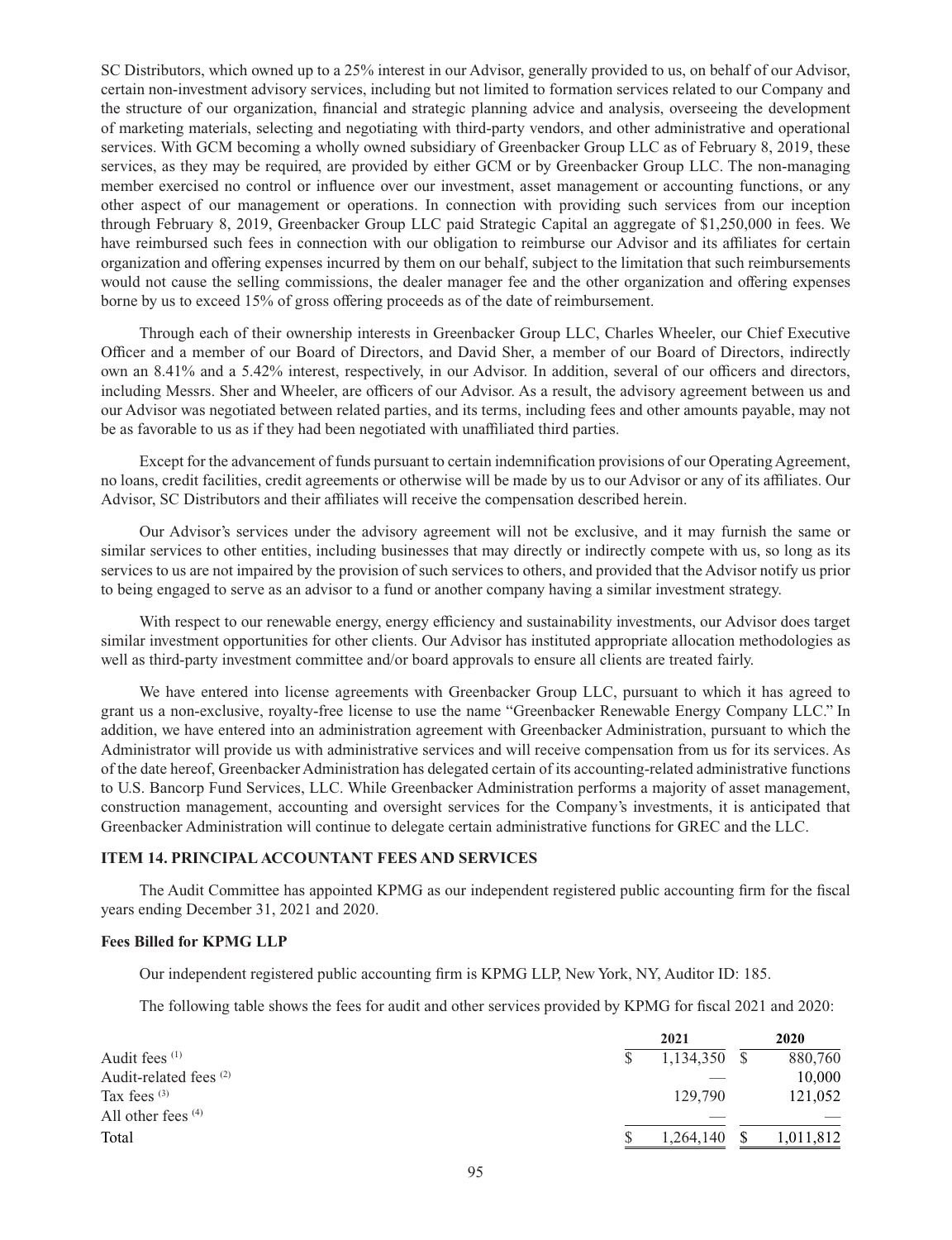SC Distributors, which owned up to a 25% interest in our Advisor, generally provided to us, on behalf of our Advisor, certain non-investment advisory services, including but not limited to formation services related to our Company and the structure of our organization, financial and strategic planning advice and analysis, overseeing the development of marketing materials, selecting and negotiating with third-party vendors, and other administrative and operational services. With GCM becoming a wholly owned subsidiary of Greenbacker Group LLC as of February 8, 2019, these services, as they may be required, are provided by either GCM or by Greenbacker Group LLC. The non-managing member exercised no control or influence over our investment, asset management or accounting functions, or any other aspect of our management or operations. In connection with providing such services from our inception through February 8, 2019, Greenbacker Group LLC paid Strategic Capital an aggregate of $1,250,000 in fees. We have reimbursed such fees in connection with our obligation to reimburse our Advisor and its affiliates for certain organization and offering expenses incurred by them on our behalf, subject to the limitation that such reimbursements would not cause the selling commissions, the dealer manager fee and the other organization and offering expenses borne by us to exceed 15% of gross offering proceeds as of the date of reimbursement.

Through each of their ownership interests in Greenbacker Group LLC, Charles Wheeler, our Chief Executive Officer and a member of our Board of Directors, and David Sher, a member of our Board of Directors, indirectly own an 8.41% and a 5.42% interest, respectively, in our Advisor. In addition, several of our officers and directors, including Messrs. Sher and Wheeler, are officers of our Advisor. As a result, the advisory agreement between us and our Advisor was negotiated between related parties, and its terms, including fees and other amounts payable, may not be as favorable to us as if they had been negotiated with unaffiliated third parties.

Except for the advancement of funds pursuant to certain indemnification provisions of our Operating Agreement, no loans, credit facilities, credit agreements or otherwise will be made by us to our Advisor or any of its affiliates. Our Advisor, SC Distributors and their affiliates will receive the compensation described herein.

Our Advisor's services under the advisory agreement will not be exclusive, and it may furnish the same or similar services to other entities, including businesses that may directly or indirectly compete with us, so long as its services to us are not impaired by the provision of such services to others, and provided that the Advisor notify us prior to being engaged to serve as an advisor to a fund or another company having a similar investment strategy.

With respect to our renewable energy, energy efficiency and sustainability investments, our Advisor does target similar investment opportunities for other clients. Our Advisor has instituted appropriate allocation methodologies as well as third-party investment committee and/or board approvals to ensure all clients are treated fairly.

We have entered into license agreements with Greenbacker Group LLC, pursuant to which it has agreed to grant us a non-exclusive, royalty-free license to use the name "Greenbacker Renewable Energy Company LLC." In addition, we have entered into an administration agreement with Greenbacker Administration, pursuant to which the Administrator will provide us with administrative services and will receive compensation from us for its services. As of the date hereof, Greenbacker Administration has delegated certain of its accounting-related administrative functions to U.S. Bancorp Fund Services, LLC. While Greenbacker Administration performs a majority of asset management, construction management, accounting and oversight services for the Company's investments, it is anticipated that Greenbacker Administration will continue to delegate certain administrative functions for GREC and the LLC.

## ITEM 14. PRINCIPAL ACCOUNTANT FEES AND SERVICES

The Audit Committee has appointed KPMG as our independent registered public accounting firm for the fiscal years ending December 31, 2021 and 2020.

### Fees Billed for KPMG LLP

Our independent registered public accounting firm is KPMG LLP, New York, NY, Auditor ID: 185.

The following table shows the fees for audit and other services provided by KPMG for fiscal 2021 and 2020:

| | 2021 | 2020 |
|---|---|---|
| Audit fees (1) | $ 1,134,350 | $ 880,760 |
| Audit-related fees (2) | — | 10,000 |
| Tax fees (3) | 129,790 | 121,052 |
| All other fees (4) | — | — |
| Total | $ 1,264,140 | $ 1,011,812 |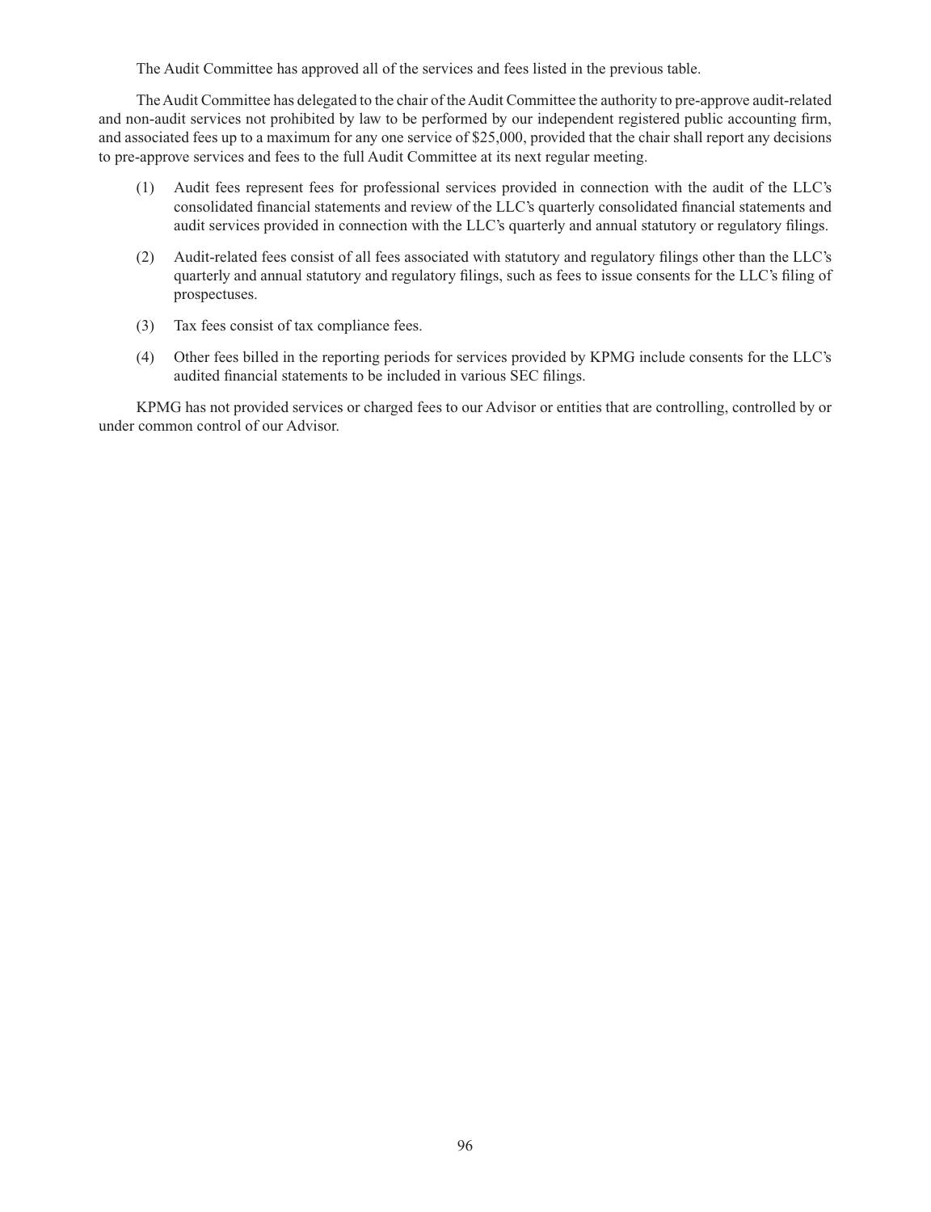The Audit Committee has approved all of the services and fees listed in the previous table.

The Audit Committee has delegated to the chair of the Audit Committee the authority to pre-approve audit-related and non-audit services not prohibited by law to be performed by our independent registered public accounting firm, and associated fees up to a maximum for any one service of $25,000, provided that the chair shall report any decisions to pre-approve services and fees to the full Audit Committee at its next regular meeting.

(1) Audit fees represent fees for professional services provided in connection with the audit of the LLC's consolidated financial statements and review of the LLC's quarterly consolidated financial statements and audit services provided in connection with the LLC's quarterly and annual statutory or regulatory filings.

(2) Audit-related fees consist of all fees associated with statutory and regulatory filings other than the LLC's quarterly and annual statutory and regulatory filings, such as fees to issue consents for the LLC's filing of prospectuses.

(3) Tax fees consist of tax compliance fees.

(4) Other fees billed in the reporting periods for services provided by KPMG include consents for the LLC's audited financial statements to be included in various SEC filings.

KPMG has not provided services or charged fees to our Advisor or entities that are controlling, controlled by or under common control of our Advisor.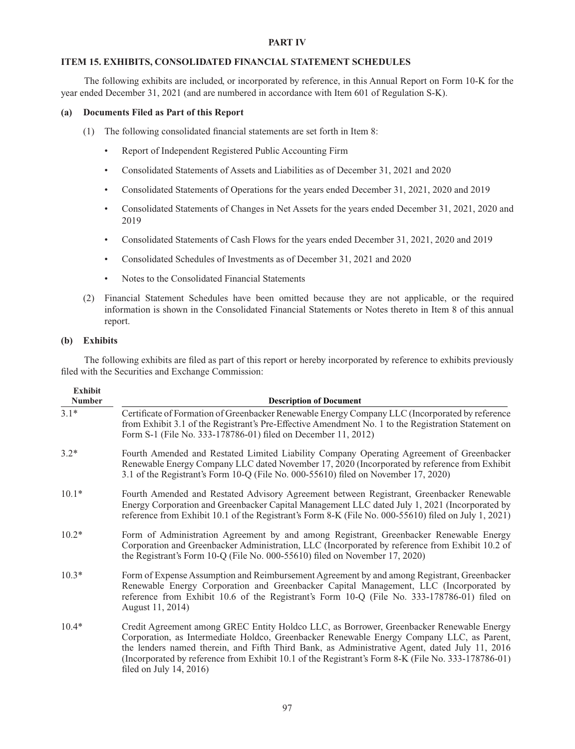## PART IV

## ITEM 15. EXHIBITS, CONSOLIDATED FINANCIAL STATEMENT SCHEDULES

The following exhibits are included, or incorporated by reference, in this Annual Report on Form 10-K for the year ended December 31, 2021 (and are numbered in accordance with Item 601 of Regulation S-K).

### (a) Documents Filed as Part of this Report

(1) The following consolidated financial statements are set forth in Item 8:

- Report of Independent Registered Public Accounting Firm
- Consolidated Statements of Assets and Liabilities as of December 31, 2021 and 2020
- Consolidated Statements of Operations for the years ended December 31, 2021, 2020 and 2019
- Consolidated Statements of Changes in Net Assets for the years ended December 31, 2021, 2020 and 2019
- Consolidated Statements of Cash Flows for the years ended December 31, 2021, 2020 and 2019
- Consolidated Schedules of Investments as of December 31, 2021 and 2020
- Notes to the Consolidated Financial Statements

(2) Financial Statement Schedules have been omitted because they are not applicable, or the required information is shown in the Consolidated Financial Statements or Notes thereto in Item 8 of this annual report.

### (b) Exhibits

The following exhibits are filed as part of this report or hereby incorporated by reference to exhibits previously filed with the Securities and Exchange Commission:

| Exhibit Number | Description of Document |
|---|---|
| 3.1* | Certificate of Formation of Greenbacker Renewable Energy Company LLC (Incorporated by reference from Exhibit 3.1 of the Registrant's Pre-Effective Amendment No. 1 to the Registration Statement on Form S-1 (File No. 333-178786-01) filed on December 11, 2012) |
| 3.2* | Fourth Amended and Restated Limited Liability Company Operating Agreement of Greenbacker Renewable Energy Company LLC dated November 17, 2020 (Incorporated by reference from Exhibit 3.1 of the Registrant's Form 10-Q (File No. 000-55610) filed on November 17, 2020) |
| 10.1* | Fourth Amended and Restated Advisory Agreement between Registrant, Greenbacker Renewable Energy Corporation and Greenbacker Capital Management LLC dated July 1, 2021 (Incorporated by reference from Exhibit 10.1 of the Registrant's Form 8-K (File No. 000-55610) filed on July 1, 2021) |
| 10.2* | Form of Administration Agreement by and among Registrant, Greenbacker Renewable Energy Corporation and Greenbacker Administration, LLC (Incorporated by reference from Exhibit 10.2 of the Registrant's Form 10-Q (File No. 000-55610) filed on November 17, 2020) |
| 10.3* | Form of Expense Assumption and Reimbursement Agreement by and among Registrant, Greenbacker Renewable Energy Corporation and Greenbacker Capital Management, LLC (Incorporated by reference from Exhibit 10.6 of the Registrant's Form 10-Q (File No. 333-178786-01) filed on August 11, 2014) |
| 10.4* | Credit Agreement among GREC Entity Holdco LLC, as Borrower, Greenbacker Renewable Energy Corporation, as Intermediate Holdco, Greenbacker Renewable Energy Company LLC, as Parent, the lenders named therein, and Fifth Third Bank, as Administrative Agent, dated July 11, 2016 (Incorporated by reference from Exhibit 10.1 of the Registrant's Form 8-K (File No. 333-178786-01) filed on July 14, 2016) |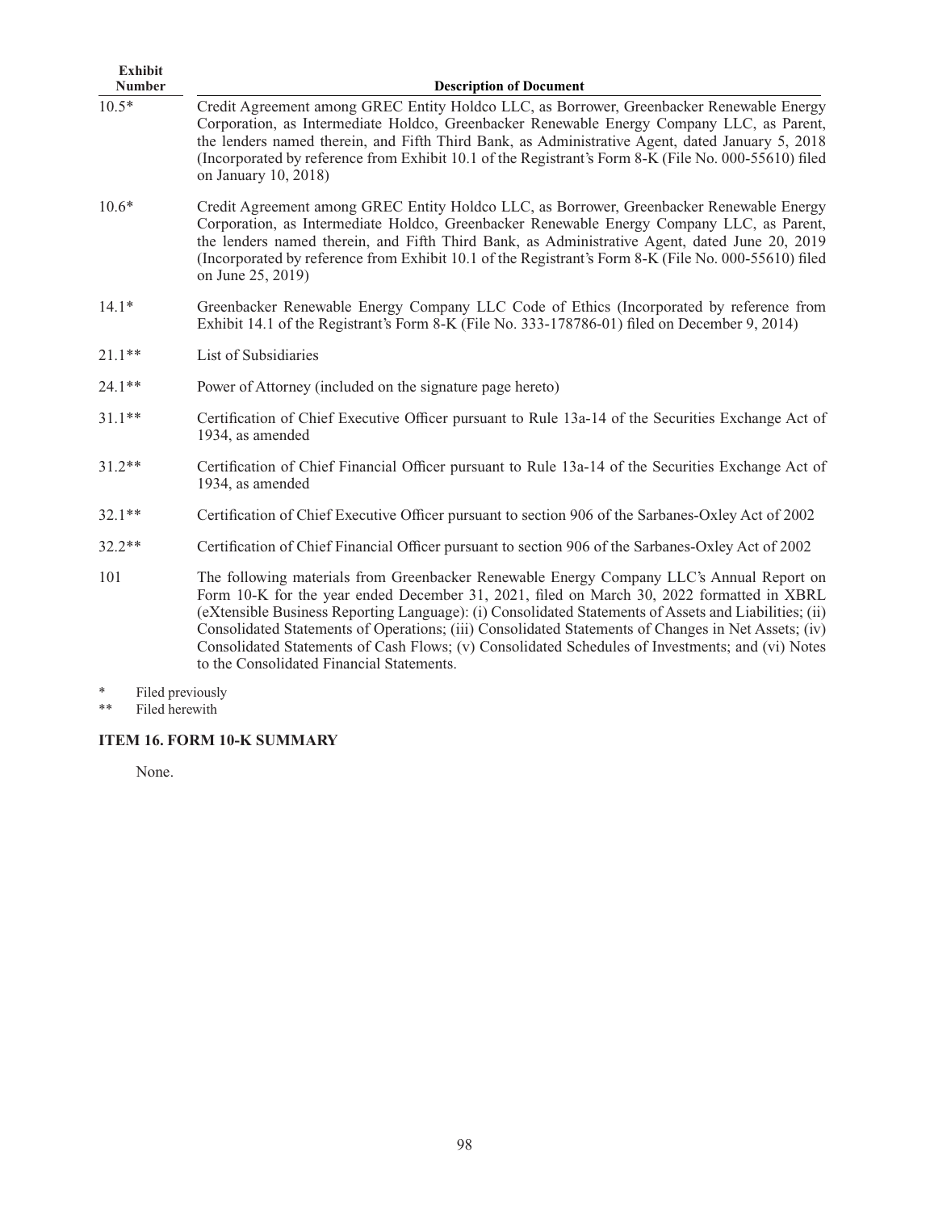| Exhibit Number | Description of Document |
|---|---|
| 10.5* | Credit Agreement among GREC Entity Holdco LLC, as Borrower, Greenbacker Renewable Energy Corporation, as Intermediate Holdco, Greenbacker Renewable Energy Company LLC, as Parent, the lenders named therein, and Fifth Third Bank, as Administrative Agent, dated January 5, 2018 (Incorporated by reference from Exhibit 10.1 of the Registrant's Form 8-K (File No. 000-55610) filed on January 10, 2018) |
| 10.6* | Credit Agreement among GREC Entity Holdco LLC, as Borrower, Greenbacker Renewable Energy Corporation, as Intermediate Holdco, Greenbacker Renewable Energy Company LLC, as Parent, the lenders named therein, and Fifth Third Bank, as Administrative Agent, dated June 20, 2019 (Incorporated by reference from Exhibit 10.1 of the Registrant's Form 8-K (File No. 000-55610) filed on June 25, 2019) |
| 14.1* | Greenbacker Renewable Energy Company LLC Code of Ethics (Incorporated by reference from Exhibit 14.1 of the Registrant's Form 8-K (File No. 333-178786-01) filed on December 9, 2014) |
| 21.1** | List of Subsidiaries |
| 24.1** | Power of Attorney (included on the signature page hereto) |
| 31.1** | Certification of Chief Executive Officer pursuant to Rule 13a-14 of the Securities Exchange Act of 1934, as amended |
| 31.2** | Certification of Chief Financial Officer pursuant to Rule 13a-14 of the Securities Exchange Act of 1934, as amended |
| 32.1** | Certification of Chief Executive Officer pursuant to section 906 of the Sarbanes-Oxley Act of 2002 |
| 32.2** | Certification of Chief Financial Officer pursuant to section 906 of the Sarbanes-Oxley Act of 2002 |
| 101 | The following materials from Greenbacker Renewable Energy Company LLC's Annual Report on Form 10-K for the year ended December 31, 2021, filed on March 30, 2022 formatted in XBRL (eXtensible Business Reporting Language): (i) Consolidated Statements of Assets and Liabilities; (ii) Consolidated Statements of Operations; (iii) Consolidated Statements of Changes in Net Assets; (iv) Consolidated Statements of Cash Flows; (v) Consolidated Schedules of Investments; and (vi) Notes to the Consolidated Financial Statements. |

\* Filed previously

\*\* Filed herewith

### ITEM 16. FORM 10-K SUMMARY

None.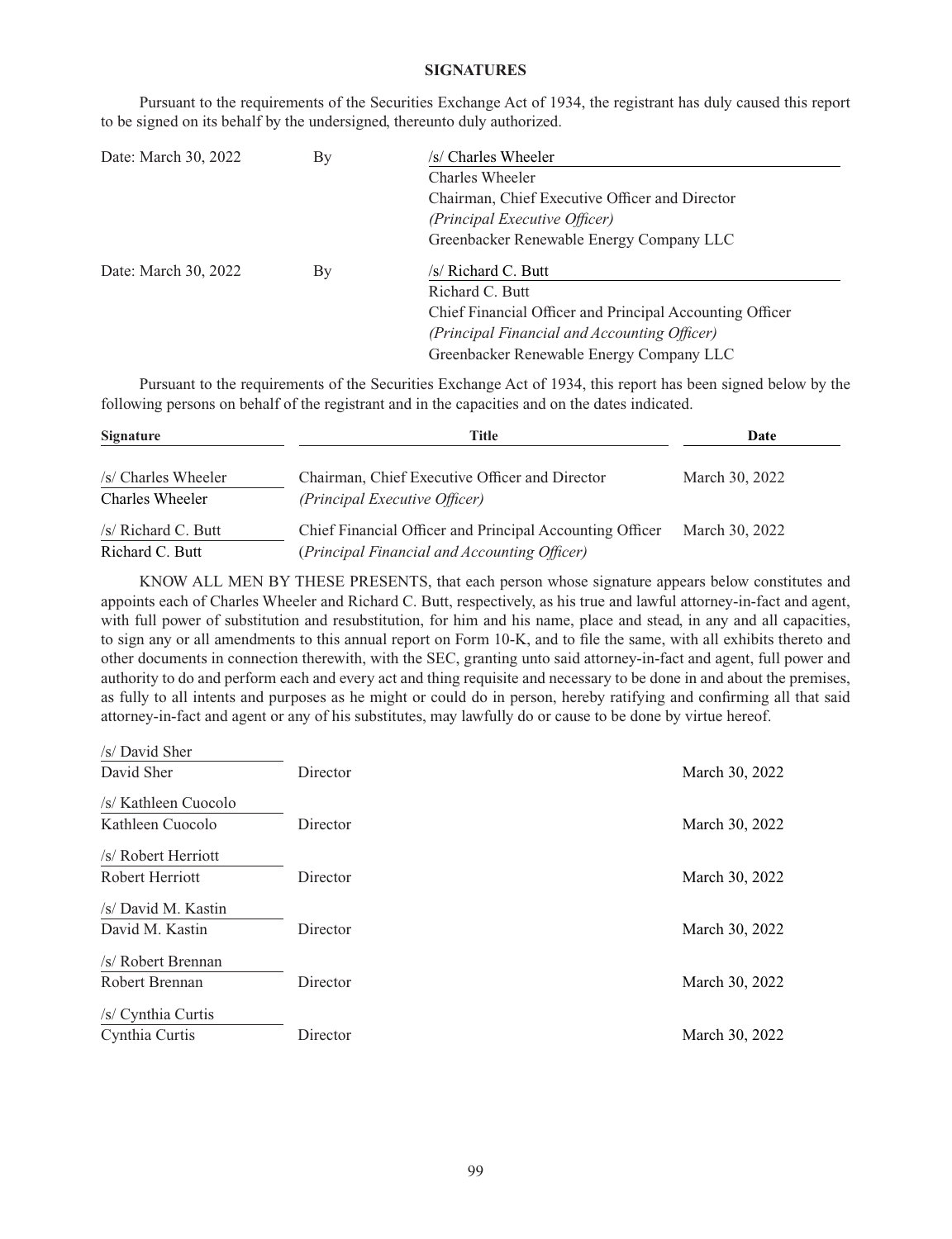**SIGNATURES**

Pursuant to the requirements of the Securities Exchange Act of 1934, the registrant has duly caused this report to be signed on its behalf by the undersigned, thereunto duly authorized.

| | | |
|---|---|---|
| Date: March 30, 2022 | By | /s/ Charles Wheeler<br>Charles Wheeler<br>Chairman, Chief Executive Officer and Director<br>*(Principal Executive Officer)*<br>Greenbacker Renewable Energy Company LLC |
| Date: March 30, 2022 | By | /s/ Richard C. Butt<br>Richard C. Butt<br>Chief Financial Officer and Principal Accounting Officer<br>*(Principal Financial and Accounting Officer)*<br>Greenbacker Renewable Energy Company LLC |

Pursuant to the requirements of the Securities Exchange Act of 1934, this report has been signed below by the following persons on behalf of the registrant and in the capacities and on the dates indicated.

| Signature | Title | Date |
|---|---|---|
| /s/ Charles Wheeler<br>Charles Wheeler | Chairman, Chief Executive Officer and Director<br>*(Principal Executive Officer)* | March 30, 2022 |
| /s/ Richard C. Butt<br>Richard C. Butt | Chief Financial Officer and Principal Accounting Officer<br>(*Principal Financial and Accounting Officer)* | March 30, 2022 |

KNOW ALL MEN BY THESE PRESENTS, that each person whose signature appears below constitutes and appoints each of Charles Wheeler and Richard C. Butt, respectively, as his true and lawful attorney-in-fact and agent, with full power of substitution and resubstitution, for him and his name, place and stead, in any and all capacities, to sign any or all amendments to this annual report on Form 10-K, and to file the same, with all exhibits thereto and other documents in connection therewith, with the SEC, granting unto said attorney-in-fact and agent, full power and authority to do and perform each and every act and thing requisite and necessary to be done in and about the premises, as fully to all intents and purposes as he might or could do in person, hereby ratifying and confirming all that said attorney-in-fact and agent or any of his substitutes, may lawfully do or cause to be done by virtue hereof.

| | | |
|---|---|---|
| /s/ David Sher<br>David Sher | Director | March 30, 2022 |
| /s/ Kathleen Cuocolo<br>Kathleen Cuocolo | Director | March 30, 2022 |
| /s/ Robert Herriott<br>Robert Herriott | Director | March 30, 2022 |
| /s/ David M. Kastin<br>David M. Kastin | Director | March 30, 2022 |
| /s/ Robert Brennan<br>Robert Brennan | Director | March 30, 2022 |
| /s/ Cynthia Curtis<br>Cynthia Curtis | Director | March 30, 2022 |